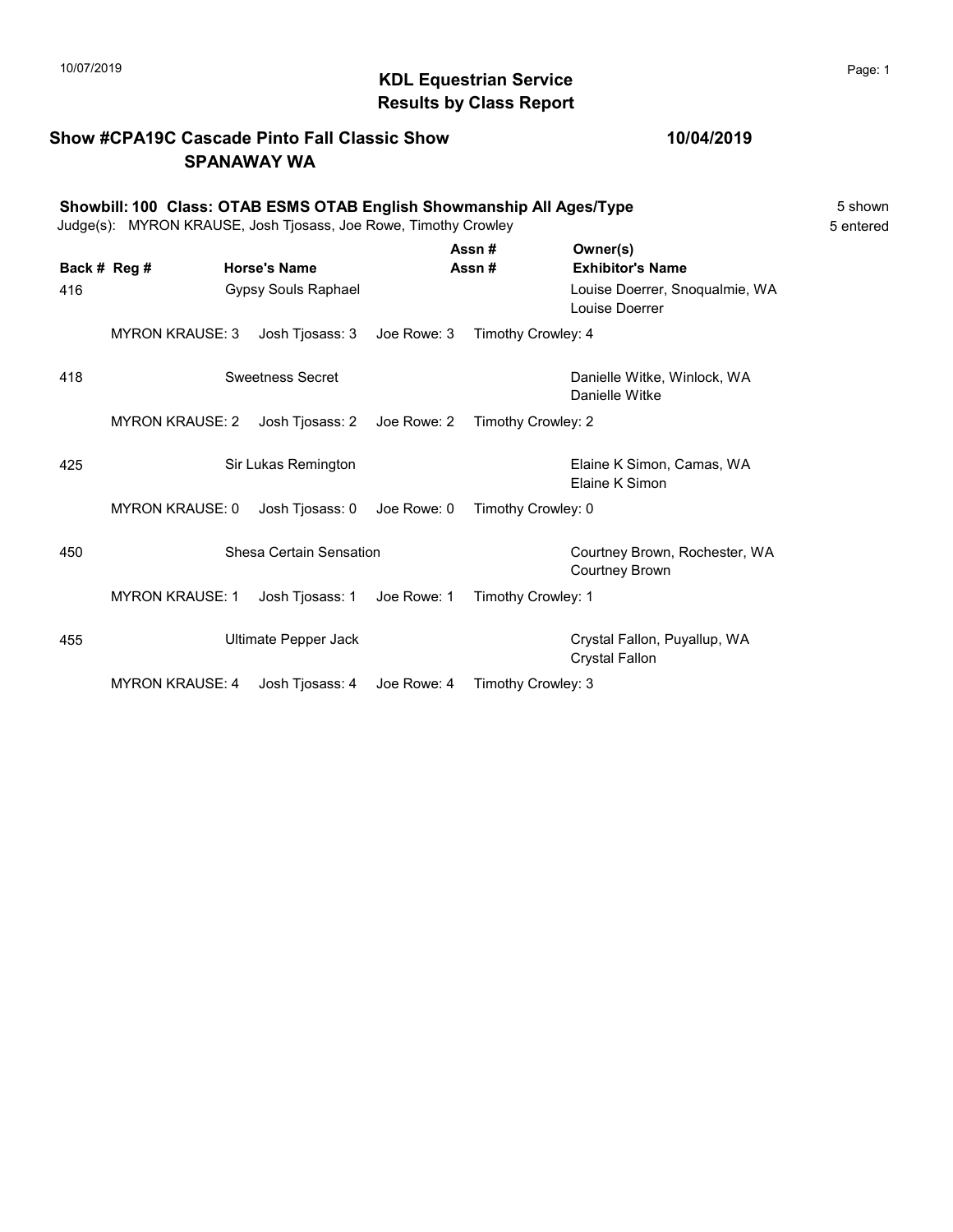# KDL Equestrian Service
## Results by Class Report

**Show #CPA19C Cascade Pinto Fall Classic Show** — **10/04/2019**
**SPANAWAY WA**

**Showbill: 100 Class: OTAB ESMS OTAB English Showmanship All Ages/Type** — 5 shown
Judge(s): MYRON KRAUSE, Josh Tjosass, Joe Rowe, Timothy Crowley — 5 entered

| Back # | Reg # | Horse's Name | Assn # / Assn # | Owner(s) / Exhibitor's Name |
|---|---|---|---|---|
| 416 | | Gypsy Souls Raphael | | Louise Doerrer, Snoqualmie, WA<br>Louise Doerrer |
| | MYRON KRAUSE: 3 | Josh Tjosass: 3 | Joe Rowe: 3 | Timothy Crowley: 4 |
| 418 | | Sweetness Secret | | Danielle Witke, Winlock, WA<br>Danielle Witke |
| | MYRON KRAUSE: 2 | Josh Tjosass: 2 | Joe Rowe: 2 | Timothy Crowley: 2 |
| 425 | | Sir Lukas Remington | | Elaine K Simon, Camas, WA<br>Elaine K Simon |
| | MYRON KRAUSE: 0 | Josh Tjosass: 0 | Joe Rowe: 0 | Timothy Crowley: 0 |
| 450 | | Shesa Certain Sensation | | Courtney Brown, Rochester, WA<br>Courtney Brown |
| | MYRON KRAUSE: 1 | Josh Tjosass: 1 | Joe Rowe: 1 | Timothy Crowley: 1 |
| 455 | | Ultimate Pepper Jack | | Crystal Fallon, Puyallup, WA<br>Crystal Fallon |
| | MYRON KRAUSE: 4 | Josh Tjosass: 4 | Joe Rowe: 4 | Timothy Crowley: 3 |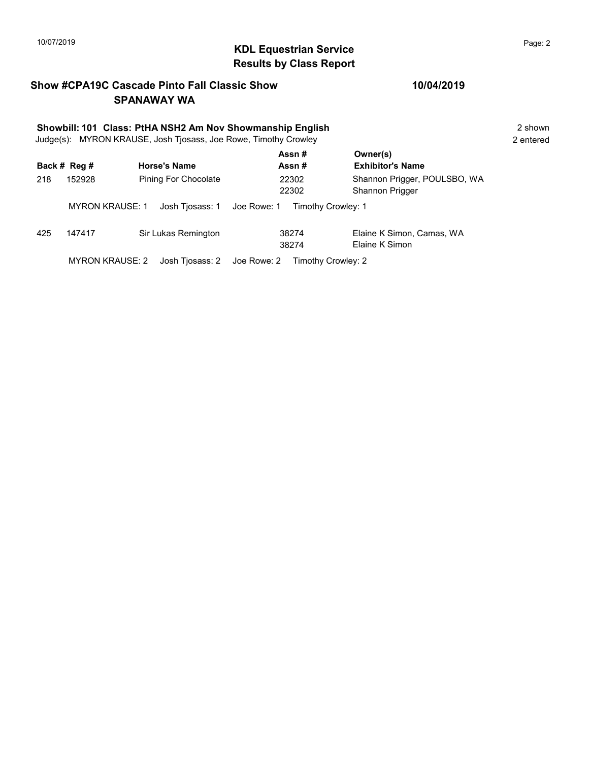## KDL Equestrian Service
## Results by Class Report

**Show #CPA19C Cascade Pinto Fall Classic Show** — **10/04/2019**
**SPANAWAY WA**

**Showbill: 101 Class: PtHA NSH2 Am Nov Showmanship English** — 2 shown
Judge(s): MYRON KRAUSE, Josh Tjosass, Joe Rowe, Timothy Crowley — 2 entered

| Back # | Reg # | Horse's Name | Assn # / Assn # | Owner(s) / Exhibitor's Name |
|---|---|---|---|---|
| 218 | 152928 | Pining For Chocolate | 22302 / 22302 | Shannon Prigger, POULSBO, WA / Shannon Prigger |
| | MYRON KRAUSE: 1 | Josh Tjosass: 1 | Joe Rowe: 1 | Timothy Crowley: 1 |
| 425 | 147417 | Sir Lukas Remington | 38274 / 38274 | Elaine K Simon, Camas, WA / Elaine K Simon |
| | MYRON KRAUSE: 2 | Josh Tjosass: 2 | Joe Rowe: 2 | Timothy Crowley: 2 |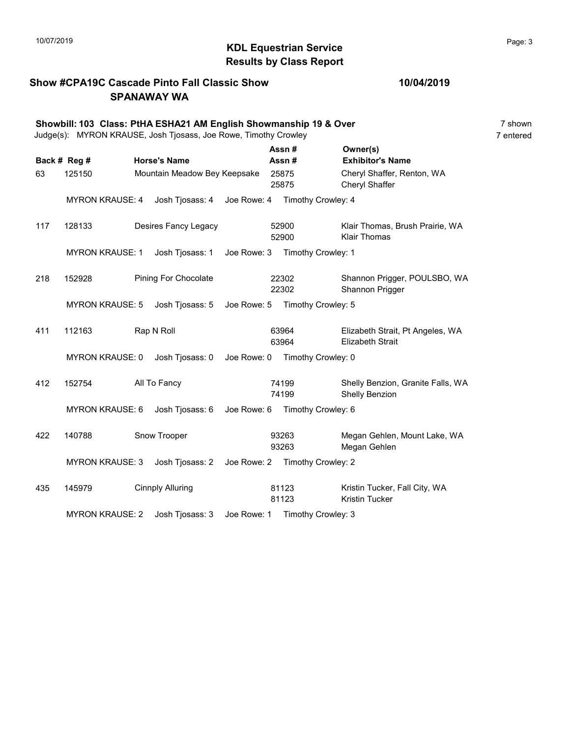# KDL Equestrian Service
## Results by Class Report

**Show #CPA19C Cascade Pinto Fall Classic Show** **10/04/2019**
**SPANAWAY WA**

**Showbill: 103 Class: PtHA ESHA21 AM English Showmanship 19 & Over** 7 shown
Judge(s): MYRON KRAUSE, Josh Tjosass, Joe Rowe, Timothy Crowley 7 entered

| Back # | Reg # | Horse's Name | Assn # / Assn # | Owner(s) / Exhibitor's Name |
|---|---|---|---|---|
| 63 | 125150 | Mountain Meadow Bey Keepsake | 25875<br>25875 | Cheryl Shaffer, Renton, WA<br>Cheryl Shaffer |
| | MYRON KRAUSE: 4 | Josh Tjosass: 4 | Joe Rowe: 4 | Timothy Crowley: 4 |
| 117 | 128133 | Desires Fancy Legacy | 52900<br>52900 | Klair Thomas, Brush Prairie, WA<br>Klair Thomas |
| | MYRON KRAUSE: 1 | Josh Tjosass: 1 | Joe Rowe: 3 | Timothy Crowley: 1 |
| 218 | 152928 | Pining For Chocolate | 22302<br>22302 | Shannon Prigger, POULSBO, WA<br>Shannon Prigger |
| | MYRON KRAUSE: 5 | Josh Tjosass: 5 | Joe Rowe: 5 | Timothy Crowley: 5 |
| 411 | 112163 | Rap N Roll | 63964<br>63964 | Elizabeth Strait, Pt Angeles, WA<br>Elizabeth Strait |
| | MYRON KRAUSE: 0 | Josh Tjosass: 0 | Joe Rowe: 0 | Timothy Crowley: 0 |
| 412 | 152754 | All To Fancy | 74199<br>74199 | Shelly Benzion, Granite Falls, WA<br>Shelly Benzion |
| | MYRON KRAUSE: 6 | Josh Tjosass: 6 | Joe Rowe: 6 | Timothy Crowley: 6 |
| 422 | 140788 | Snow Trooper | 93263<br>93263 | Megan Gehlen, Mount Lake, WA<br>Megan Gehlen |
| | MYRON KRAUSE: 3 | Josh Tjosass: 2 | Joe Rowe: 2 | Timothy Crowley: 2 |
| 435 | 145979 | Cinnply Alluring | 81123<br>81123 | Kristin Tucker, Fall City, WA<br>Kristin Tucker |
| | MYRON KRAUSE: 2 | Josh Tjosass: 3 | Joe Rowe: 1 | Timothy Crowley: 3 |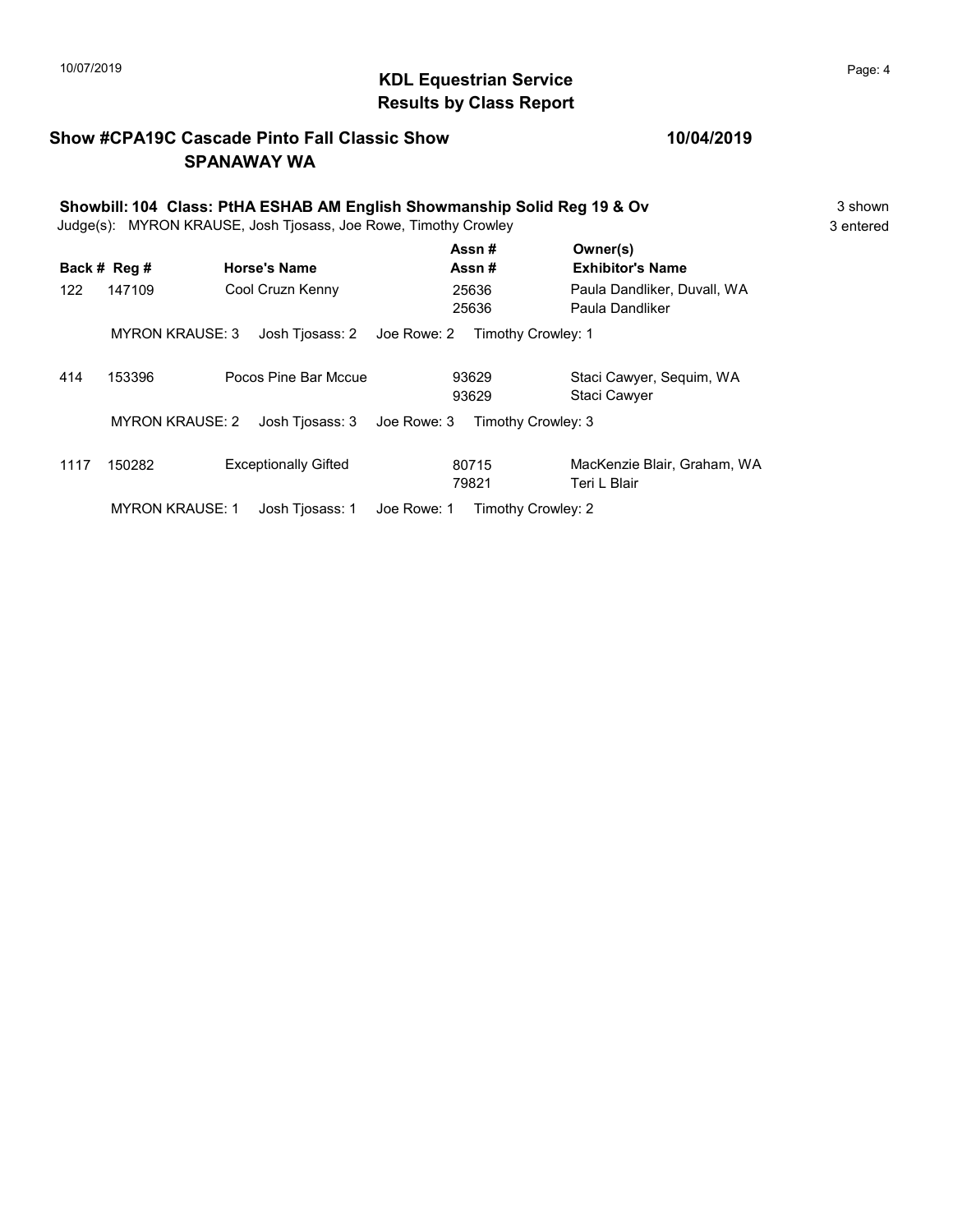# KDL Equestrian Service
## Results by Class Report

**Show #CPA19C Cascade Pinto Fall Classic Show** **10/04/2019**
**SPANAWAY WA**

**Showbill: 104 Class: PtHA ESHAB AM English Showmanship Solid Reg 19 & Ov** 3 shown
Judge(s): MYRON KRAUSE, Josh Tjosass, Joe Rowe, Timothy Crowley 3 entered

| Back # | Reg # | Horse's Name | Assn # / Assn # | Owner(s) / Exhibitor's Name |
|---|---|---|---|---|
| 122 | 147109 | Cool Cruzn Kenny | 25636<br>25636 | Paula Dandliker, Duvall, WA<br>Paula Dandliker |
| | MYRON KRAUSE: 3 | Josh Tjosass: 2 | Joe Rowe: 2 | Timothy Crowley: 1 |
| 414 | 153396 | Pocos Pine Bar Mccue | 93629<br>93629 | Staci Cawyer, Sequim, WA<br>Staci Cawyer |
| | MYRON KRAUSE: 2 | Josh Tjosass: 3 | Joe Rowe: 3 | Timothy Crowley: 3 |
| 1117 | 150282 | Exceptionally Gifted | 80715<br>79821 | MacKenzie Blair, Graham, WA<br>Teri L Blair |
| | MYRON KRAUSE: 1 | Josh Tjosass: 1 | Joe Rowe: 1 | Timothy Crowley: 2 |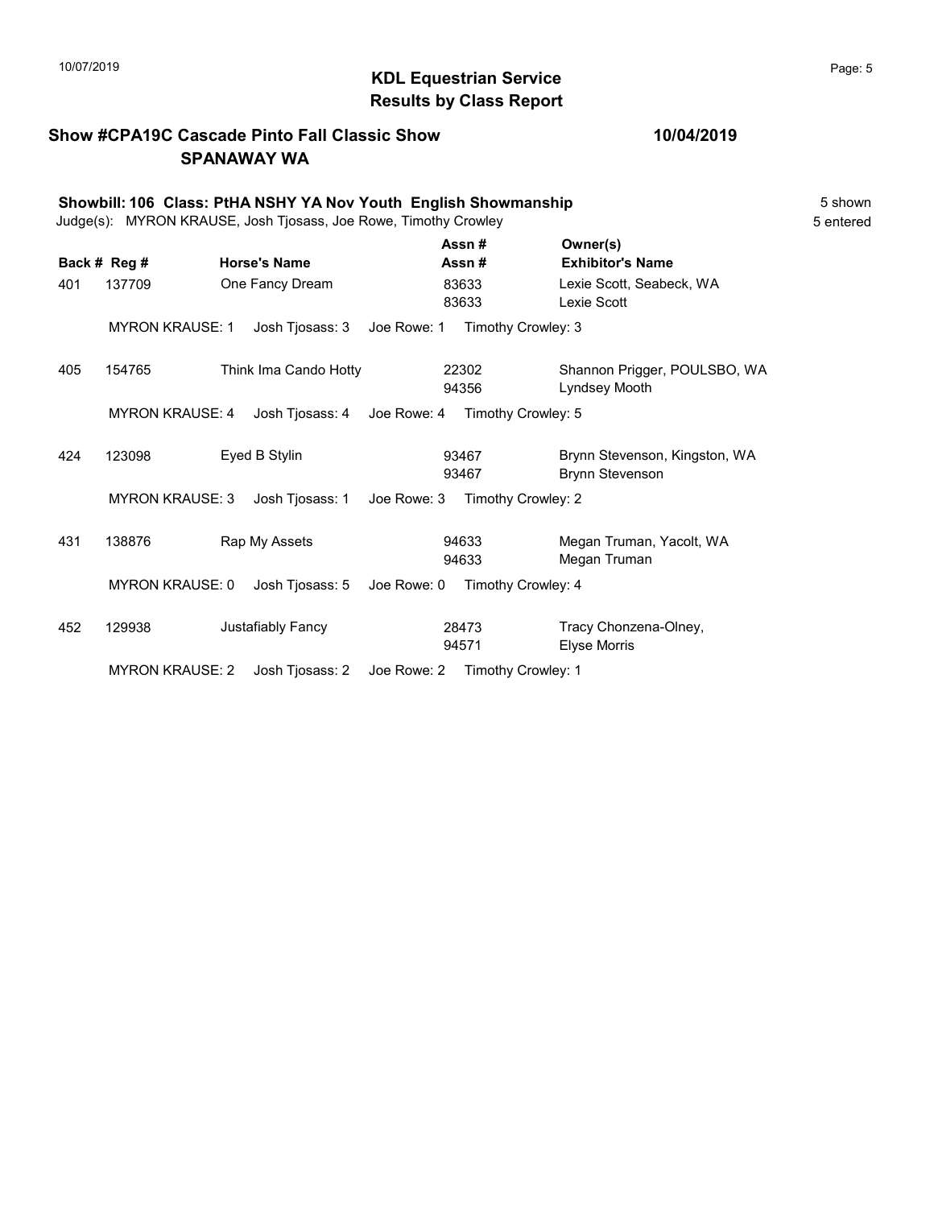# KDL Equestrian Service
## Results by Class Report

**Show #CPA19C Cascade Pinto Fall Classic Show** — **10/04/2019**
**SPANAWAY WA**

**Showbill: 106 Class: PtHA NSHY YA Nov Youth English Showmanship** — 5 shown
Judge(s): MYRON KRAUSE, Josh Tjosass, Joe Rowe, Timothy Crowley — 5 entered

| Back # | Reg # | Horse's Name | Assn # / Assn # | Owner(s) / Exhibitor's Name |
|---|---|---|---|---|
| 401 | 137709 | One Fancy Dream | 83633 / 83633 | Lexie Scott, Seabeck, WA / Lexie Scott |
| | MYRON KRAUSE: 1 | Josh Tjosass: 3 | Joe Rowe: 1 | Timothy Crowley: 3 |
| 405 | 154765 | Think Ima Cando Hotty | 22302 / 94356 | Shannon Prigger, POULSBO, WA / Lyndsey Mooth |
| | MYRON KRAUSE: 4 | Josh Tjosass: 4 | Joe Rowe: 4 | Timothy Crowley: 5 |
| 424 | 123098 | Eyed B Stylin | 93467 / 93467 | Brynn Stevenson, Kingston, WA / Brynn Stevenson |
| | MYRON KRAUSE: 3 | Josh Tjosass: 1 | Joe Rowe: 3 | Timothy Crowley: 2 |
| 431 | 138876 | Rap My Assets | 94633 / 94633 | Megan Truman, Yacolt, WA / Megan Truman |
| | MYRON KRAUSE: 0 | Josh Tjosass: 5 | Joe Rowe: 0 | Timothy Crowley: 4 |
| 452 | 129938 | Justafiably Fancy | 28473 / 94571 | Tracy Chonzena-Olney, / Elyse Morris |
| | MYRON KRAUSE: 2 | Josh Tjosass: 2 | Joe Rowe: 2 | Timothy Crowley: 1 |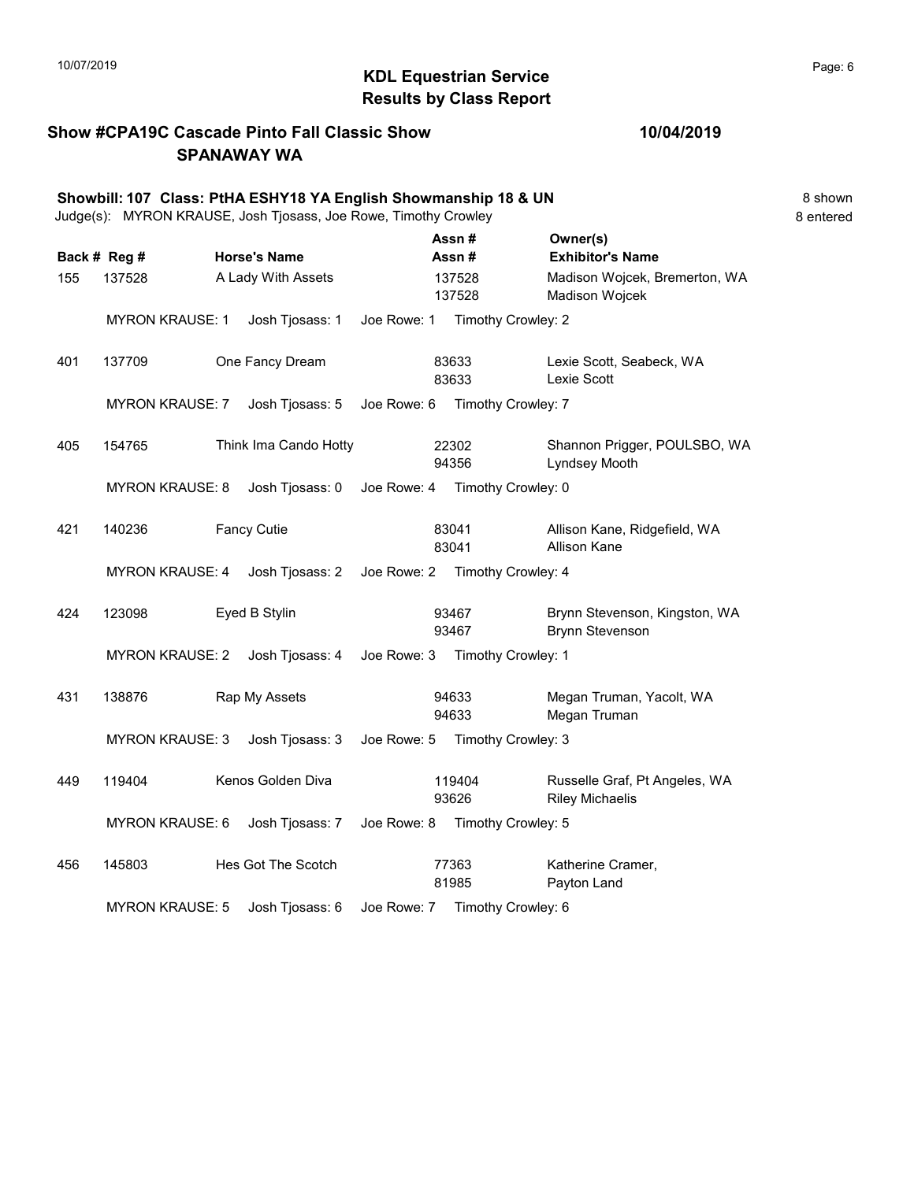# KDL Equestrian Service
## Results by Class Report

10/07/2019

**Show #CPA19C Cascade Pinto Fall Classic Show** **10/04/2019**
**SPANAWAY WA**

**Showbill: 107 Class: PtHA ESHY18 YA English Showmanship 18 & UN** 8 shown
Judge(s): MYRON KRAUSE, Josh Tjosass, Joe Rowe, Timothy Crowley 8 entered

| Back # | Reg # | Horse's Name | Assn # / Assn # | Owner(s) / Exhibitor's Name |
|---|---|---|---|---|
| 155 | 137528 | A Lady With Assets | 137528 / 137528 | Madison Wojcek, Bremerton, WA / Madison Wojcek |
| | MYRON KRAUSE: 1 | Josh Tjosass: 1 | Joe Rowe: 1 | Timothy Crowley: 2 |
| 401 | 137709 | One Fancy Dream | 83633 / 83633 | Lexie Scott, Seabeck, WA / Lexie Scott |
| | MYRON KRAUSE: 7 | Josh Tjosass: 5 | Joe Rowe: 6 | Timothy Crowley: 7 |
| 405 | 154765 | Think Ima Cando Hotty | 22302 / 94356 | Shannon Prigger, POULSBO, WA / Lyndsey Mooth |
| | MYRON KRAUSE: 8 | Josh Tjosass: 0 | Joe Rowe: 4 | Timothy Crowley: 0 |
| 421 | 140236 | Fancy Cutie | 83041 / 83041 | Allison Kane, Ridgefield, WA / Allison Kane |
| | MYRON KRAUSE: 4 | Josh Tjosass: 2 | Joe Rowe: 2 | Timothy Crowley: 4 |
| 424 | 123098 | Eyed B Stylin | 93467 / 93467 | Brynn Stevenson, Kingston, WA / Brynn Stevenson |
| | MYRON KRAUSE: 2 | Josh Tjosass: 4 | Joe Rowe: 3 | Timothy Crowley: 1 |
| 431 | 138876 | Rap My Assets | 94633 / 94633 | Megan Truman, Yacolt, WA / Megan Truman |
| | MYRON KRAUSE: 3 | Josh Tjosass: 3 | Joe Rowe: 5 | Timothy Crowley: 3 |
| 449 | 119404 | Kenos Golden Diva | 119404 / 93626 | Russelle Graf, Pt Angeles, WA / Riley Michaelis |
| | MYRON KRAUSE: 6 | Josh Tjosass: 7 | Joe Rowe: 8 | Timothy Crowley: 5 |
| 456 | 145803 | Hes Got The Scotch | 77363 / 81985 | Katherine Cramer, / Payton Land |
| | MYRON KRAUSE: 5 | Josh Tjosass: 6 | Joe Rowe: 7 | Timothy Crowley: 6 |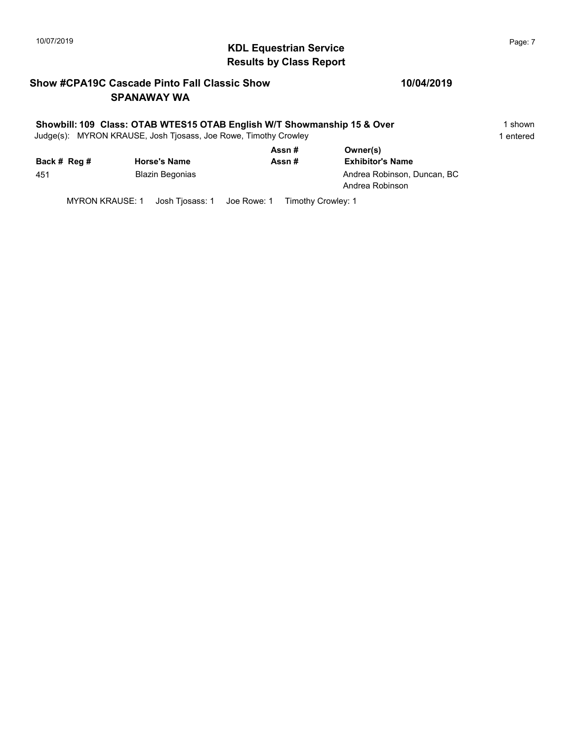## KDL Equestrian Service
## Results by Class Report

**Show #CPA19C Cascade Pinto Fall Classic Show** **10/04/2019**
**SPANAWAY WA**

**Showbill: 109 Class: OTAB WTES15 OTAB English W/T Showmanship 15 & Over** 1 shown
Judge(s): MYRON KRAUSE, Josh Tjosass, Joe Rowe, Timothy Crowley 1 entered

| Back # | Reg # | Horse's Name | Assn # / Assn # | Owner(s) / Exhibitor's Name |
|---|---|---|---|---|
| 451 | | Blazin Begonias | | Andrea Robinson, Duncan, BC<br>Andrea Robinson |

MYRON KRAUSE: 1 Josh Tjosass: 1 Joe Rowe: 1 Timothy Crowley: 1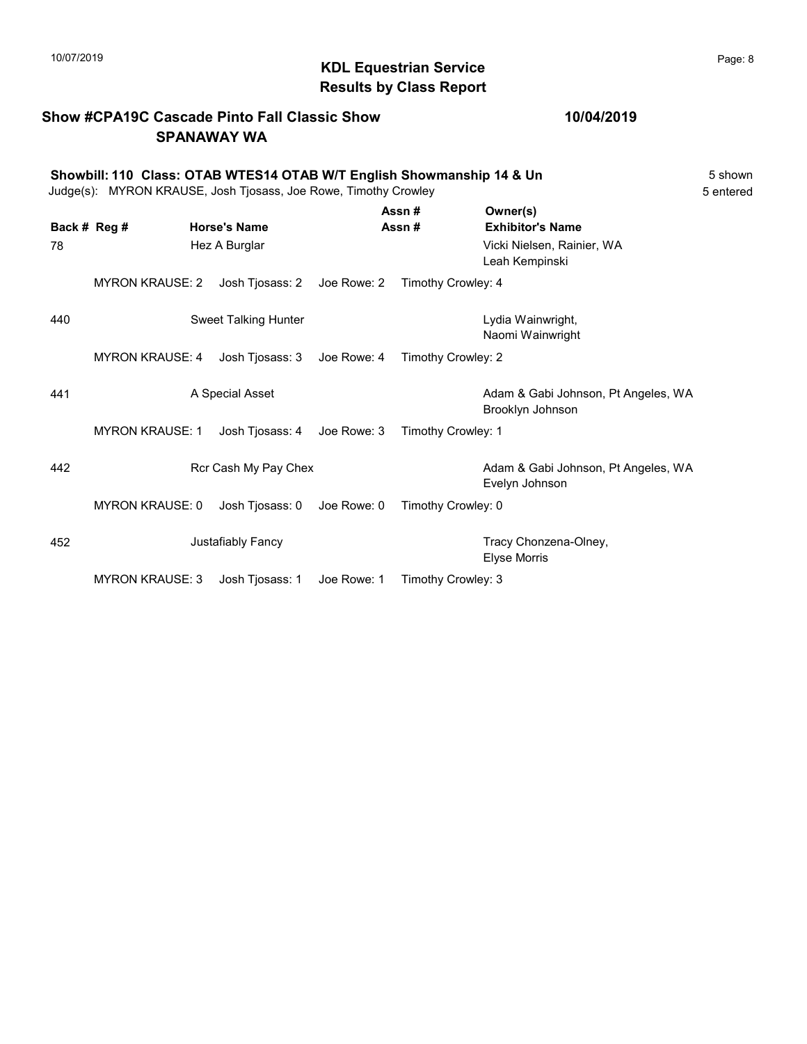**KDL Equestrian Service**
**Results by Class Report**

**Show #CPA19C Cascade Pinto Fall Classic Show** — **10/04/2019**
**SPANAWAY WA**

**Showbill: 110 Class: OTAB WTES14 OTAB W/T English Showmanship 14 & Un** — 5 shown
Judge(s): MYRON KRAUSE, Josh Tjosass, Joe Rowe, Timothy Crowley — 5 entered

| Back # | Reg # | Horse's Name | Assn # / Assn # | Owner(s) / Exhibitor's Name |
|---|---|---|---|---|
| 78 | | Hez A Burglar | | Vicki Nielsen, Rainier, WA<br>Leah Kempinski |
| | MYRON KRAUSE: 2 | Josh Tjosass: 2 | Joe Rowe: 2 | Timothy Crowley: 4 |
| 440 | | Sweet Talking Hunter | | Lydia Wainwright,<br>Naomi Wainwright |
| | MYRON KRAUSE: 4 | Josh Tjosass: 3 | Joe Rowe: 4 | Timothy Crowley: 2 |
| 441 | | A Special Asset | | Adam & Gabi Johnson, Pt Angeles, WA<br>Brooklyn Johnson |
| | MYRON KRAUSE: 1 | Josh Tjosass: 4 | Joe Rowe: 3 | Timothy Crowley: 1 |
| 442 | | Rcr Cash My Pay Chex | | Adam & Gabi Johnson, Pt Angeles, WA<br>Evelyn Johnson |
| | MYRON KRAUSE: 0 | Josh Tjosass: 0 | Joe Rowe: 0 | Timothy Crowley: 0 |
| 452 | | Justafiably Fancy | | Tracy Chonzena-Olney,<br>Elyse Morris |
| | MYRON KRAUSE: 3 | Josh Tjosass: 1 | Joe Rowe: 1 | Timothy Crowley: 3 |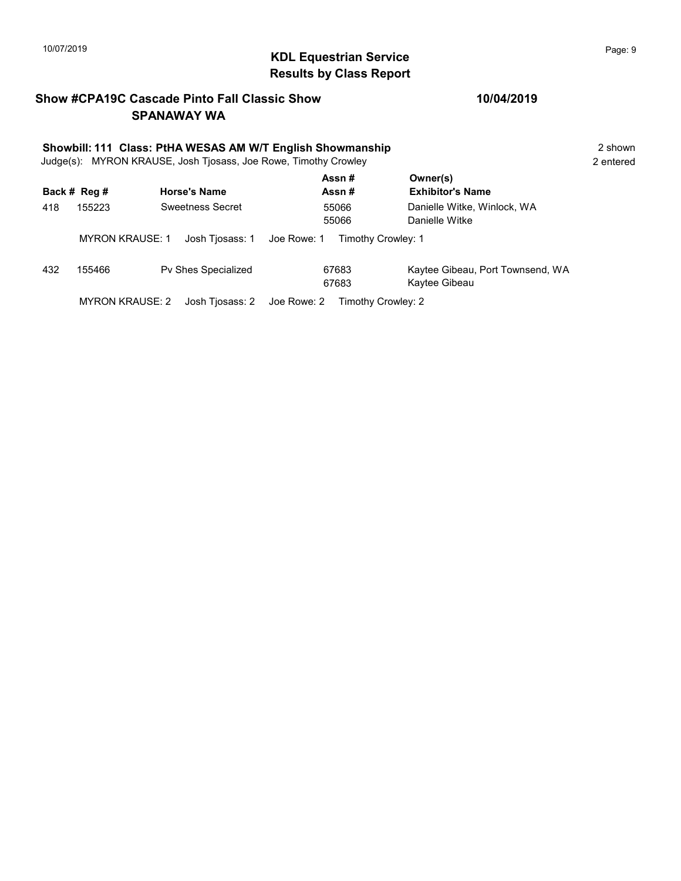**KDL Equestrian Service**
**Results by Class Report**

**Show #CPA19C Cascade Pinto Fall Classic Show** **10/04/2019**
**SPANAWAY WA**

**Showbill: 111 Class: PtHA WESAS AM W/T English Showmanship** 2 shown
Judge(s): MYRON KRAUSE, Josh Tjosass, Joe Rowe, Timothy Crowley 2 entered

| Back # | Reg # | Horse's Name | Assn # / Assn # | Owner(s) / Exhibitor's Name |
|---|---|---|---|---|
| 418 | 155223 | Sweetness Secret | 55066<br>55066 | Danielle Witke, Winlock, WA<br>Danielle Witke |
| | MYRON KRAUSE: 1 | Josh Tjosass: 1 | Joe Rowe: 1 | Timothy Crowley: 1 |
| 432 | 155466 | Pv Shes Specialized | 67683<br>67683 | Kaytee Gibeau, Port Townsend, WA<br>Kaytee Gibeau |
| | MYRON KRAUSE: 2 | Josh Tjosass: 2 | Joe Rowe: 2 | Timothy Crowley: 2 |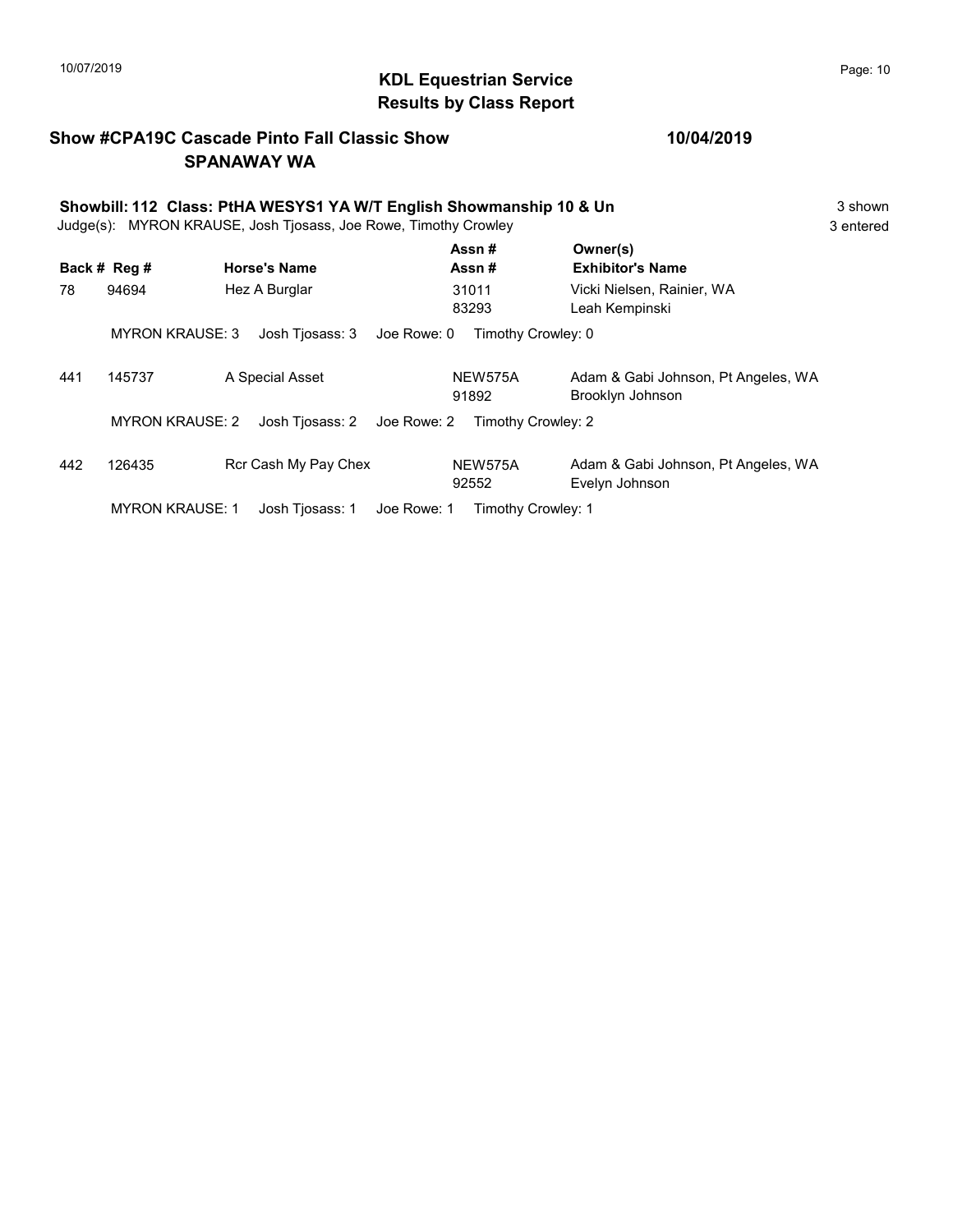# KDL Equestrian Service
## Results by Class Report

**Show #CPA19C Cascade Pinto Fall Classic Show** **10/04/2019**
**SPANAWAY WA**

**Showbill: 112 Class: PtHA WESYS1 YA W/T English Showmanship 10 & Un** 3 shown
Judge(s): MYRON KRAUSE, Josh Tjosass, Joe Rowe, Timothy Crowley 3 entered

| Back # | Reg # | Horse's Name | Assn # / Assn # | Owner(s) / Exhibitor's Name |
|---|---|---|---|---|
| 78 | 94694 | Hez A Burglar | 31011<br>83293 | Vicki Nielsen, Rainier, WA<br>Leah Kempinski |
| | MYRON KRAUSE: 3 | Josh Tjosass: 3 | Joe Rowe: 0 | Timothy Crowley: 0 |
| 441 | 145737 | A Special Asset | NEW575A<br>91892 | Adam & Gabi Johnson, Pt Angeles, WA<br>Brooklyn Johnson |
| | MYRON KRAUSE: 2 | Josh Tjosass: 2 | Joe Rowe: 2 | Timothy Crowley: 2 |
| 442 | 126435 | Rcr Cash My Pay Chex | NEW575A<br>92552 | Adam & Gabi Johnson, Pt Angeles, WA<br>Evelyn Johnson |
| | MYRON KRAUSE: 1 | Josh Tjosass: 1 | Joe Rowe: 1 | Timothy Crowley: 1 |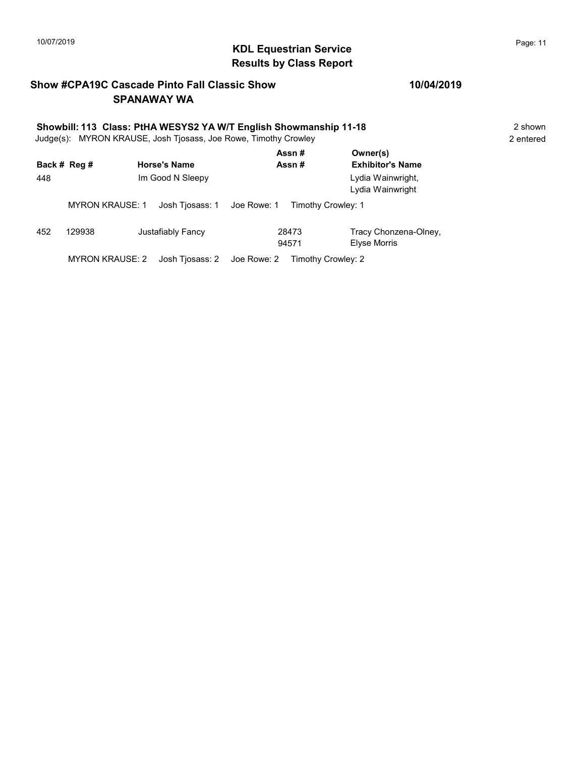## KDL Equestrian Service
## Results by Class Report

**Show #CPA19C Cascade Pinto Fall Classic Show** — **10/04/2019**
**SPANAWAY WA**

**Showbill: 113 Class: PtHA WESYS2 YA W/T English Showmanship 11-18** — 2 shown
Judge(s): MYRON KRAUSE, Josh Tjosass, Joe Rowe, Timothy Crowley — 2 entered

| Back # | Reg # | Horse's Name | Assn # / Assn # | Owner(s) / Exhibitor's Name |
|---|---|---|---|---|
| 448 | | Im Good N Sleepy | | Lydia Wainwright, Lydia Wainwright |
| | MYRON KRAUSE: 1 | Josh Tjosass: 1 | Joe Rowe: 1 | Timothy Crowley: 1 |
| 452 | 129938 | Justafiably Fancy | 28473 94571 | Tracy Chonzena-Olney, Elyse Morris |
| | MYRON KRAUSE: 2 | Josh Tjosass: 2 | Joe Rowe: 2 | Timothy Crowley: 2 |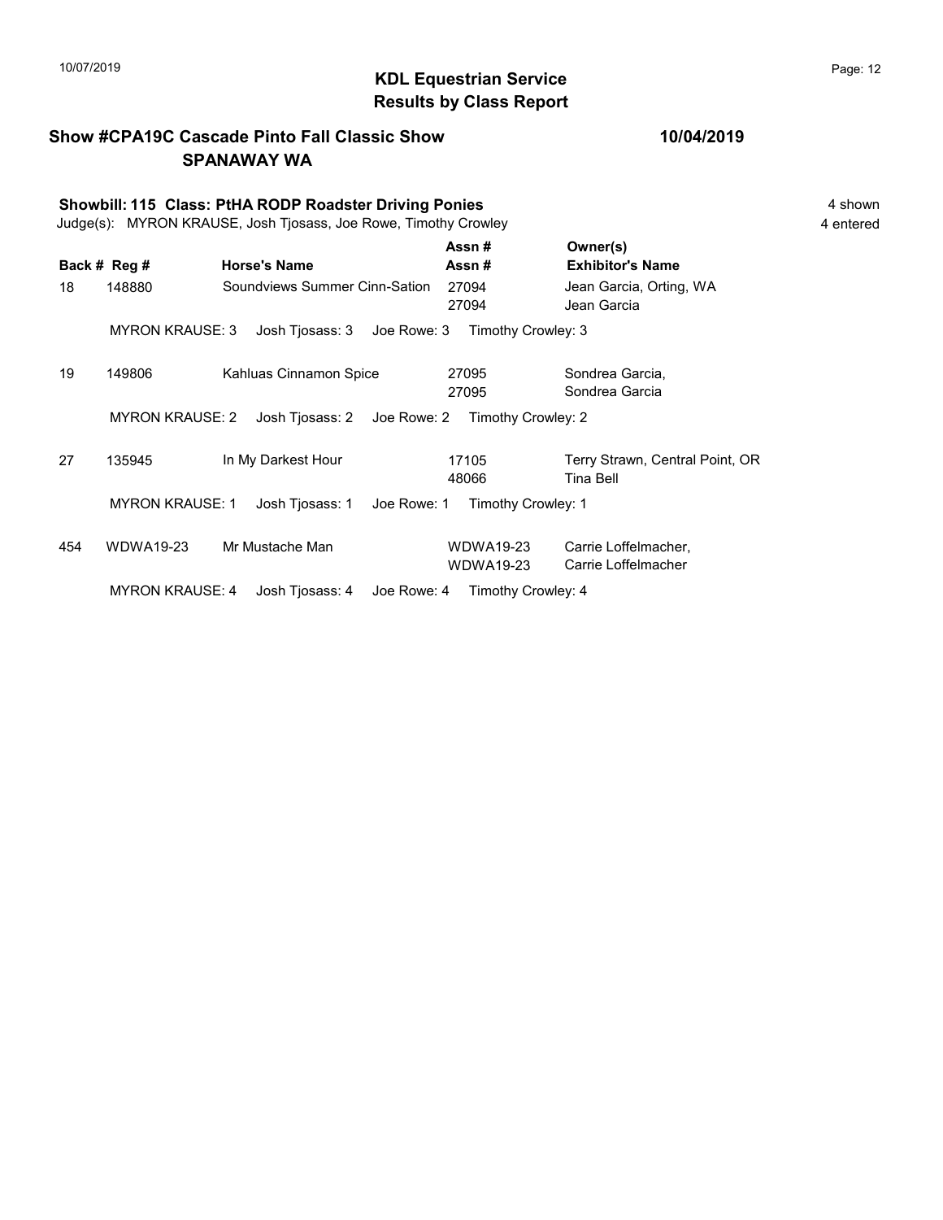# KDL Equestrian Service
## Results by Class Report

**Show #CPA19C Cascade Pinto Fall Classic Show** — **10/04/2019**
**SPANAWAY WA**

**Showbill: 115 Class: PtHA RODP Roadster Driving Ponies** — 4 shown
Judge(s): MYRON KRAUSE, Josh Tjosass, Joe Rowe, Timothy Crowley — 4 entered

| Back # | Reg # | Horse's Name | Assn # / Assn # | Owner(s) / Exhibitor's Name |
|---|---|---|---|---|
| 18 | 148880 | Soundviews Summer Cinn-Sation | 27094 / 27094 | Jean Garcia, Orting, WA / Jean Garcia |
| | MYRON KRAUSE: 3 | Josh Tjosass: 3 | Joe Rowe: 3 | Timothy Crowley: 3 |
| 19 | 149806 | Kahluas Cinnamon Spice | 27095 / 27095 | Sondrea Garcia, / Sondrea Garcia |
| | MYRON KRAUSE: 2 | Josh Tjosass: 2 | Joe Rowe: 2 | Timothy Crowley: 2 |
| 27 | 135945 | In My Darkest Hour | 17105 / 48066 | Terry Strawn, Central Point, OR / Tina Bell |
| | MYRON KRAUSE: 1 | Josh Tjosass: 1 | Joe Rowe: 1 | Timothy Crowley: 1 |
| 454 | WDWA19-23 | Mr Mustache Man | WDWA19-23 / WDWA19-23 | Carrie Loffelmacher, / Carrie Loffelmacher |
| | MYRON KRAUSE: 4 | Josh Tjosass: 4 | Joe Rowe: 4 | Timothy Crowley: 4 |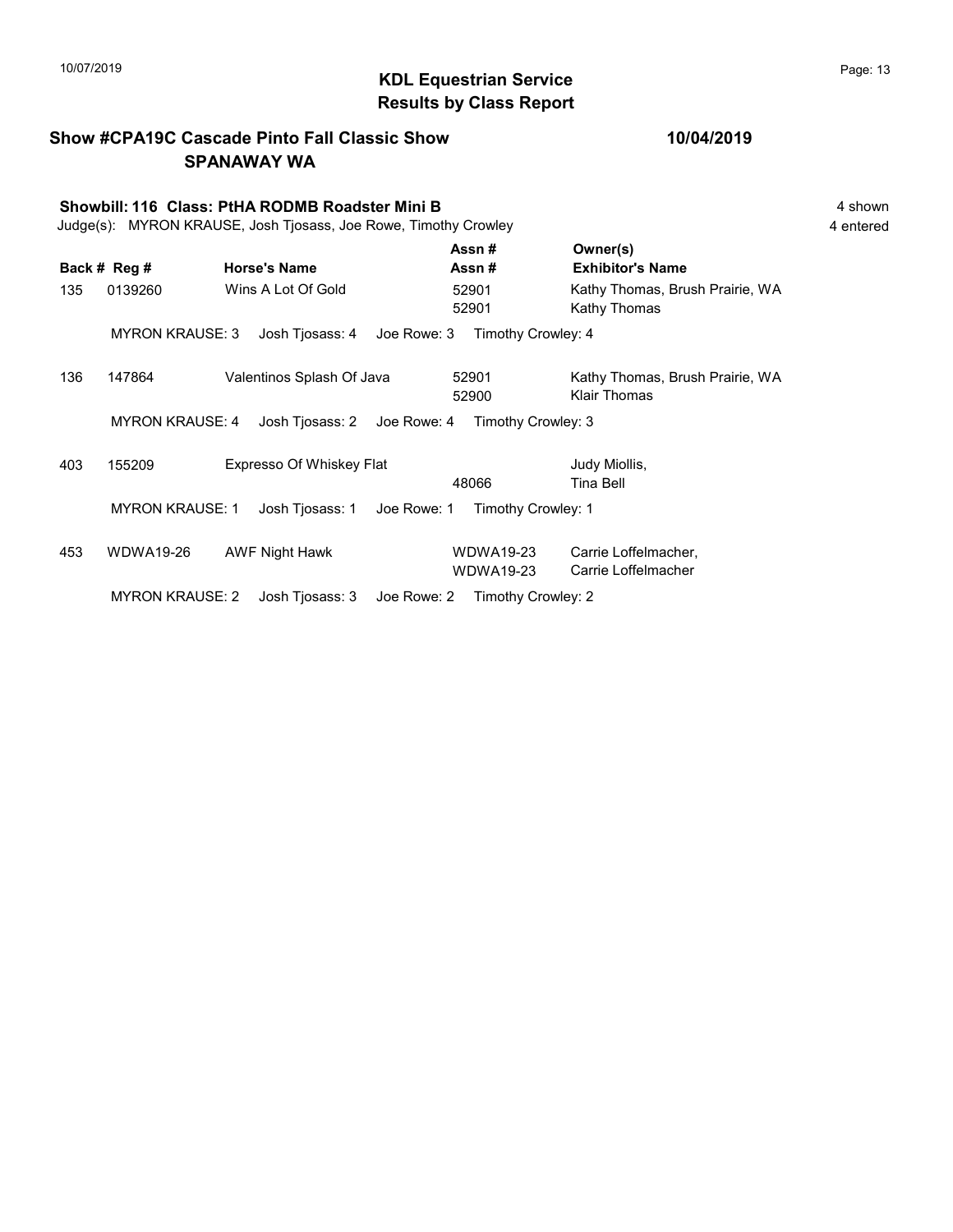## KDL Equestrian Service
## Results by Class Report

**Show #CPA19C Cascade Pinto Fall Classic Show** **10/04/2019**
**SPANAWAY WA**

**Showbill: 116 Class: PtHA RODMB Roadster Mini B** — 4 shown, 4 entered

Judge(s): MYRON KRAUSE, Josh Tjosass, Joe Rowe, Timothy Crowley

| Back # | Reg # | Horse's Name | Assn # / Assn # | Owner(s) / Exhibitor's Name |
|---|---|---|---|---|
| 135 | 0139260 | Wins A Lot Of Gold | 52901 / 52901 | Kathy Thomas, Brush Prairie, WA / Kathy Thomas |
| | MYRON KRAUSE: 3 | Josh Tjosass: 4 | Joe Rowe: 3 | Timothy Crowley: 4 |
| 136 | 147864 | Valentinos Splash Of Java | 52901 / 52900 | Kathy Thomas, Brush Prairie, WA / Klair Thomas |
| | MYRON KRAUSE: 4 | Josh Tjosass: 2 | Joe Rowe: 4 | Timothy Crowley: 3 |
| 403 | 155209 | Expresso Of Whiskey Flat | / 48066 | Judy Miollis, / Tina Bell |
| | MYRON KRAUSE: 1 | Josh Tjosass: 1 | Joe Rowe: 1 | Timothy Crowley: 1 |
| 453 | WDWA19-26 | AWF Night Hawk | WDWA19-23 / WDWA19-23 | Carrie Loffelmacher, / Carrie Loffelmacher |
| | MYRON KRAUSE: 2 | Josh Tjosass: 3 | Joe Rowe: 2 | Timothy Crowley: 2 |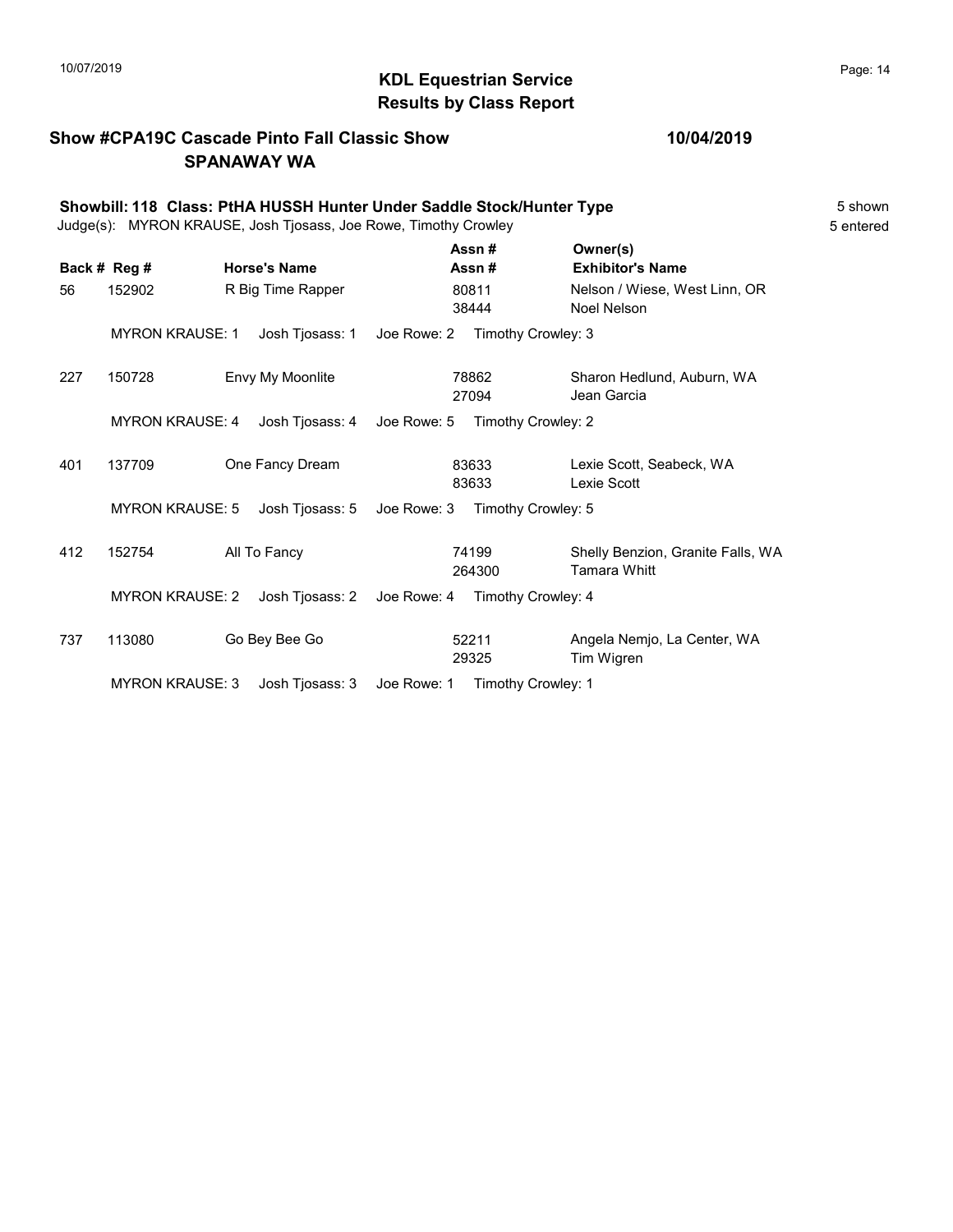# KDL Equestrian Service
## Results by Class Report

**Show #CPA19C Cascade Pinto Fall Classic Show** **10/04/2019**
**SPANAWAY WA**

**Showbill: 118 Class: PtHA HUSSH Hunter Under Saddle Stock/Hunter Type** 5 shown
Judge(s): MYRON KRAUSE, Josh Tjosass, Joe Rowe, Timothy Crowley 5 entered

| Back # | Reg # | Horse's Name | Assn # / Assn # | Owner(s) / Exhibitor's Name |
|---|---|---|---|---|
| 56 | 152902 | R Big Time Rapper | 80811 / 38444 | Nelson / Wiese, West Linn, OR / Noel Nelson |
| | MYRON KRAUSE: 1 | Josh Tjosass: 1 | Joe Rowe: 2 | Timothy Crowley: 3 |
| 227 | 150728 | Envy My Moonlite | 78862 / 27094 | Sharon Hedlund, Auburn, WA / Jean Garcia |
| | MYRON KRAUSE: 4 | Josh Tjosass: 4 | Joe Rowe: 5 | Timothy Crowley: 2 |
| 401 | 137709 | One Fancy Dream | 83633 / 83633 | Lexie Scott, Seabeck, WA / Lexie Scott |
| | MYRON KRAUSE: 5 | Josh Tjosass: 5 | Joe Rowe: 3 | Timothy Crowley: 5 |
| 412 | 152754 | All To Fancy | 74199 / 264300 | Shelly Benzion, Granite Falls, WA / Tamara Whitt |
| | MYRON KRAUSE: 2 | Josh Tjosass: 2 | Joe Rowe: 4 | Timothy Crowley: 4 |
| 737 | 113080 | Go Bey Bee Go | 52211 / 29325 | Angela Nemjo, La Center, WA / Tim Wigren |
| | MYRON KRAUSE: 3 | Josh Tjosass: 3 | Joe Rowe: 1 | Timothy Crowley: 1 |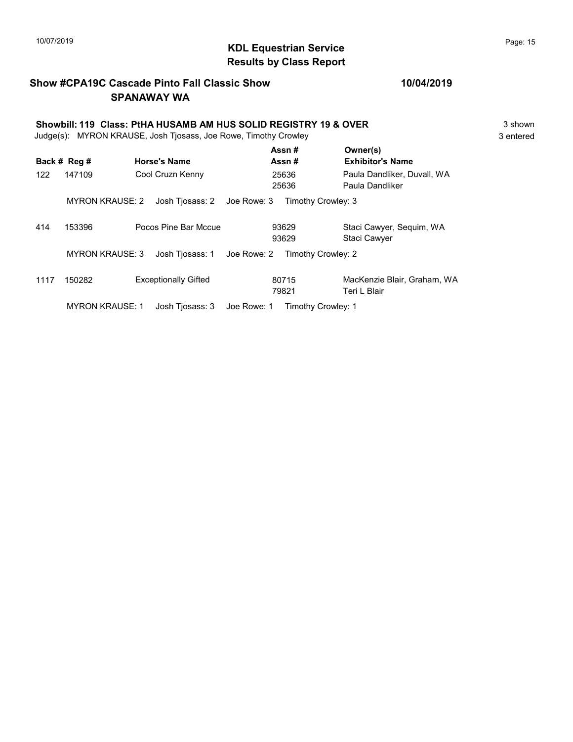## KDL Equestrian Service
## Results by Class Report

**Show #CPA19C Cascade Pinto Fall Classic Show** **10/04/2019**
**SPANAWAY WA**

**Showbill: 119 Class: PtHA HUSAMB AM HUS SOLID REGISTRY 19 & OVER** 3 shown
Judge(s): MYRON KRAUSE, Josh Tjosass, Joe Rowe, Timothy Crowley 3 entered

| Back # | Reg # | Horse's Name | Assn # / Assn # | Owner(s) / Exhibitor's Name |
|---|---|---|---|---|
| 122 | 147109 | Cool Cruzn Kenny | 25636<br>25636 | Paula Dandliker, Duvall, WA<br>Paula Dandliker |
| | MYRON KRAUSE: 2 | Josh Tjosass: 2 | Joe Rowe: 3 | Timothy Crowley: 3 |
| 414 | 153396 | Pocos Pine Bar Mccue | 93629<br>93629 | Staci Cawyer, Sequim, WA<br>Staci Cawyer |
| | MYRON KRAUSE: 3 | Josh Tjosass: 1 | Joe Rowe: 2 | Timothy Crowley: 2 |
| 1117 | 150282 | Exceptionally Gifted | 80715<br>79821 | MacKenzie Blair, Graham, WA<br>Teri L Blair |
| | MYRON KRAUSE: 1 | Josh Tjosass: 3 | Joe Rowe: 1 | Timothy Crowley: 1 |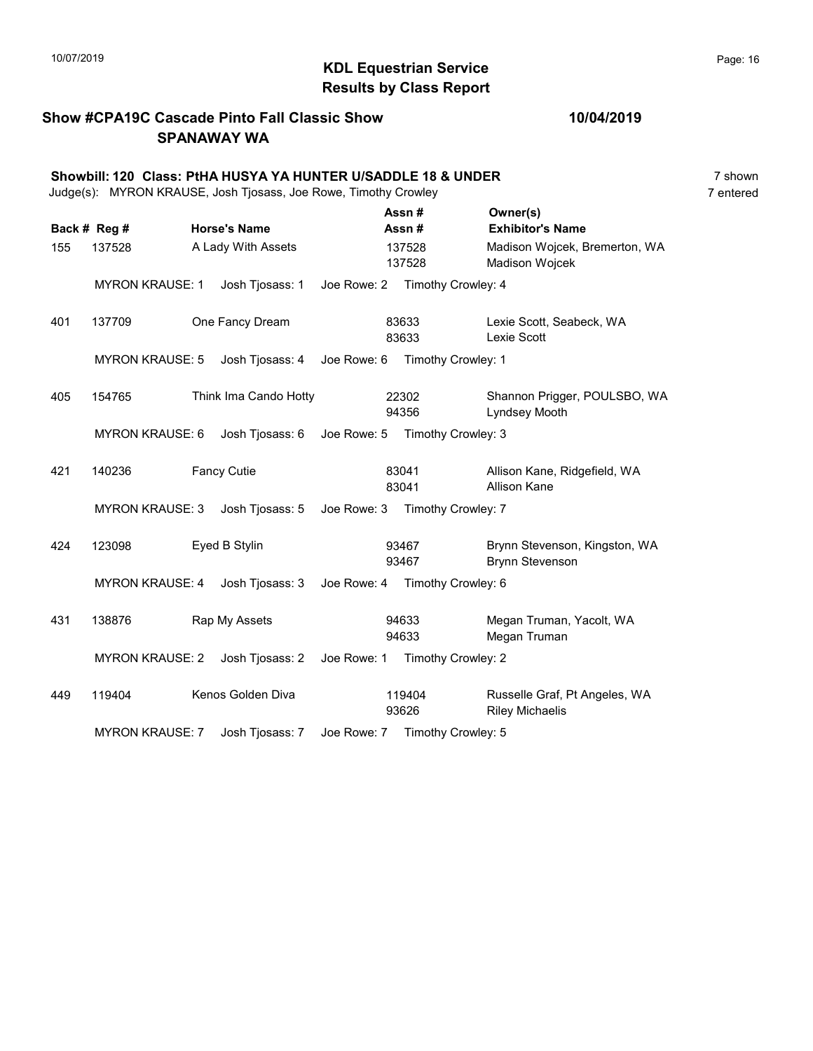## KDL Equestrian Service
## Results by Class Report

**Show #CPA19C Cascade Pinto Fall Classic Show** **10/04/2019**
**SPANAWAY WA**

**Showbill: 120 Class: PtHA HUSYA YA HUNTER U/SADDLE 18 & UNDER** 7 shown
Judge(s): MYRON KRAUSE, Josh Tjosass, Joe Rowe, Timothy Crowley 7 entered

| Back # | Reg # | Horse's Name | Assn # / Assn # | Owner(s) / Exhibitor's Name |
|---|---|---|---|---|
| 155 | 137528 | A Lady With Assets | 137528 / 137528 | Madison Wojcek, Bremerton, WA / Madison Wojcek |
| | MYRON KRAUSE: 1 | Josh Tjosass: 1 | Joe Rowe: 2 | Timothy Crowley: 4 |
| 401 | 137709 | One Fancy Dream | 83633 / 83633 | Lexie Scott, Seabeck, WA / Lexie Scott |
| | MYRON KRAUSE: 5 | Josh Tjosass: 4 | Joe Rowe: 6 | Timothy Crowley: 1 |
| 405 | 154765 | Think Ima Cando Hotty | 22302 / 94356 | Shannon Prigger, POULSBO, WA / Lyndsey Mooth |
| | MYRON KRAUSE: 6 | Josh Tjosass: 6 | Joe Rowe: 5 | Timothy Crowley: 3 |
| 421 | 140236 | Fancy Cutie | 83041 / 83041 | Allison Kane, Ridgefield, WA / Allison Kane |
| | MYRON KRAUSE: 3 | Josh Tjosass: 5 | Joe Rowe: 3 | Timothy Crowley: 7 |
| 424 | 123098 | Eyed B Stylin | 93467 / 93467 | Brynn Stevenson, Kingston, WA / Brynn Stevenson |
| | MYRON KRAUSE: 4 | Josh Tjosass: 3 | Joe Rowe: 4 | Timothy Crowley: 6 |
| 431 | 138876 | Rap My Assets | 94633 / 94633 | Megan Truman, Yacolt, WA / Megan Truman |
| | MYRON KRAUSE: 2 | Josh Tjosass: 2 | Joe Rowe: 1 | Timothy Crowley: 2 |
| 449 | 119404 | Kenos Golden Diva | 119404 / 93626 | Russelle Graf, Pt Angeles, WA / Riley Michaelis |
| | MYRON KRAUSE: 7 | Josh Tjosass: 7 | Joe Rowe: 7 | Timothy Crowley: 5 |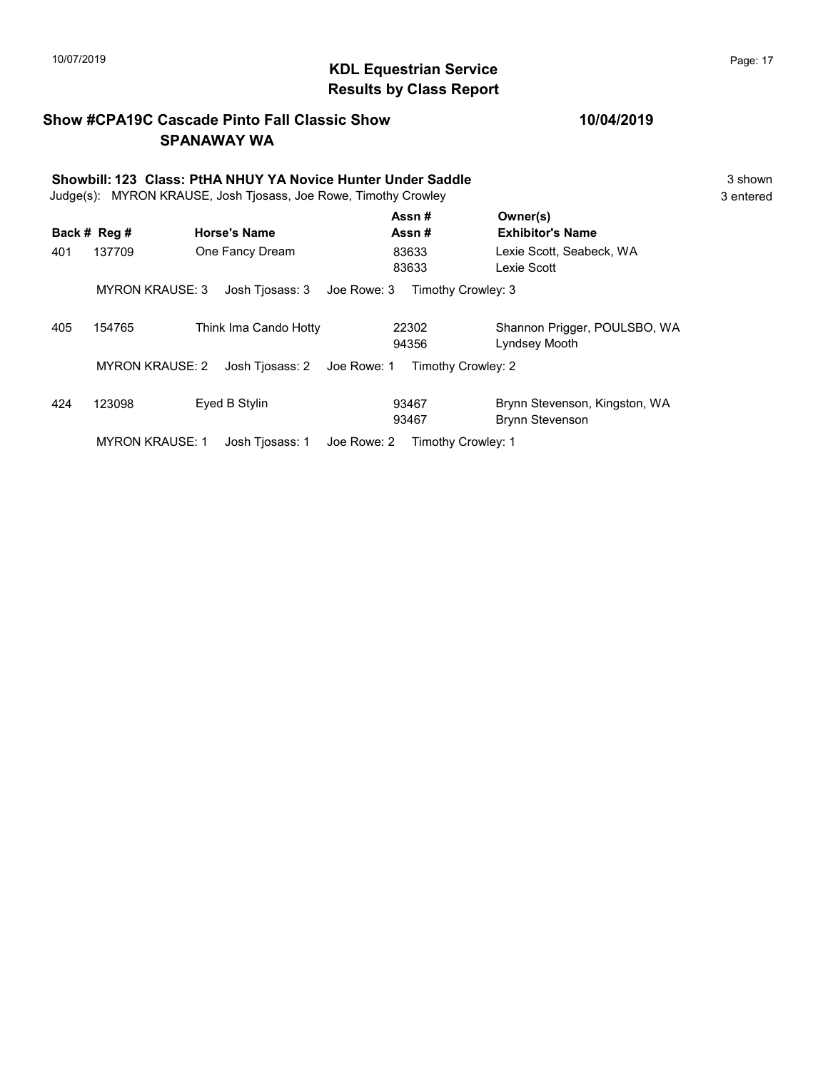# KDL Equestrian Service
## Results by Class Report

**Show #CPA19C Cascade Pinto Fall Classic Show** — **10/04/2019**
**SPANAWAY WA**

**Showbill: 123 Class: PtHA NHUY YA Novice Hunter Under Saddle** — 3 shown
Judge(s): MYRON KRAUSE, Josh Tjosass, Joe Rowe, Timothy Crowley — 3 entered

| Back # | Reg # | Horse's Name | Assn # / Assn # | Owner(s) / Exhibitor's Name |
|---|---|---|---|---|
| 401 | 137709 | One Fancy Dream | 83633<br>83633 | Lexie Scott, Seabeck, WA<br>Lexie Scott |
| | MYRON KRAUSE: 3 | Josh Tjosass: 3 | Joe Rowe: 3 | Timothy Crowley: 3 |
| 405 | 154765 | Think Ima Cando Hotty | 22302<br>94356 | Shannon Prigger, POULSBO, WA<br>Lyndsey Mooth |
| | MYRON KRAUSE: 2 | Josh Tjosass: 2 | Joe Rowe: 1 | Timothy Crowley: 2 |
| 424 | 123098 | Eyed B Stylin | 93467<br>93467 | Brynn Stevenson, Kingston, WA<br>Brynn Stevenson |
| | MYRON KRAUSE: 1 | Josh Tjosass: 1 | Joe Rowe: 2 | Timothy Crowley: 1 |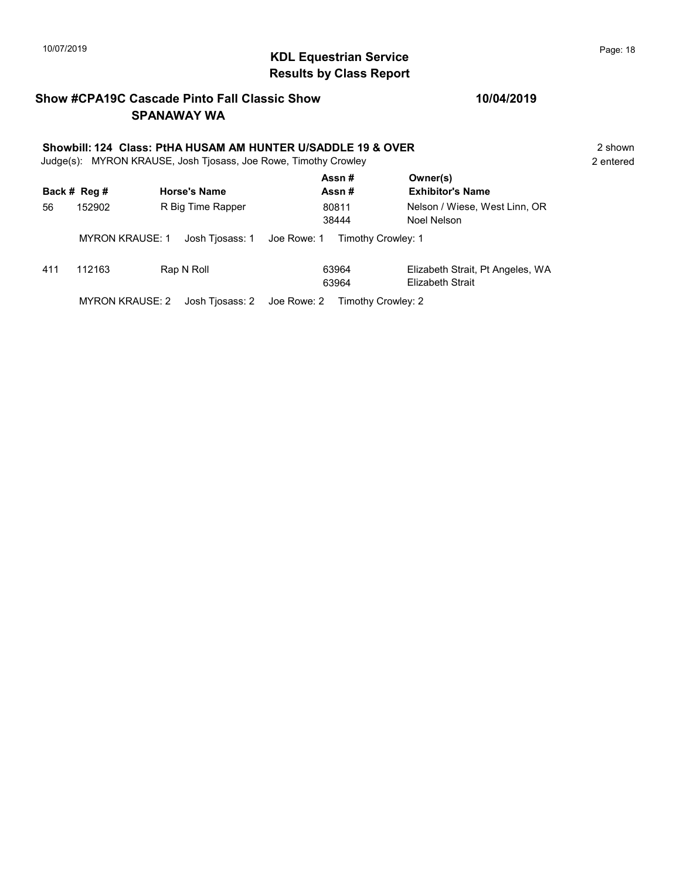# KDL Equestrian Service
## Results by Class Report

**Show #CPA19C Cascade Pinto Fall Classic Show** **10/04/2019**
**SPANAWAY WA**

**Showbill: 124 Class: PtHA HUSAM AM HUNTER U/SADDLE 19 & OVER** 2 shown
Judge(s): MYRON KRAUSE, Josh Tjosass, Joe Rowe, Timothy Crowley 2 entered

| Back # | Reg # | Horse's Name | Assn # / Assn # | Owner(s) / Exhibitor's Name |
|---|---|---|---|---|
| 56 | 152902 | R Big Time Rapper | 80811<br>38444 | Nelson / Wiese, West Linn, OR<br>Noel Nelson |
| | MYRON KRAUSE: 1 | Josh Tjosass: 1 | Joe Rowe: 1 | Timothy Crowley: 1 |
| 411 | 112163 | Rap N Roll | 63964<br>63964 | Elizabeth Strait, Pt Angeles, WA<br>Elizabeth Strait |
| | MYRON KRAUSE: 2 | Josh Tjosass: 2 | Joe Rowe: 2 | Timothy Crowley: 2 |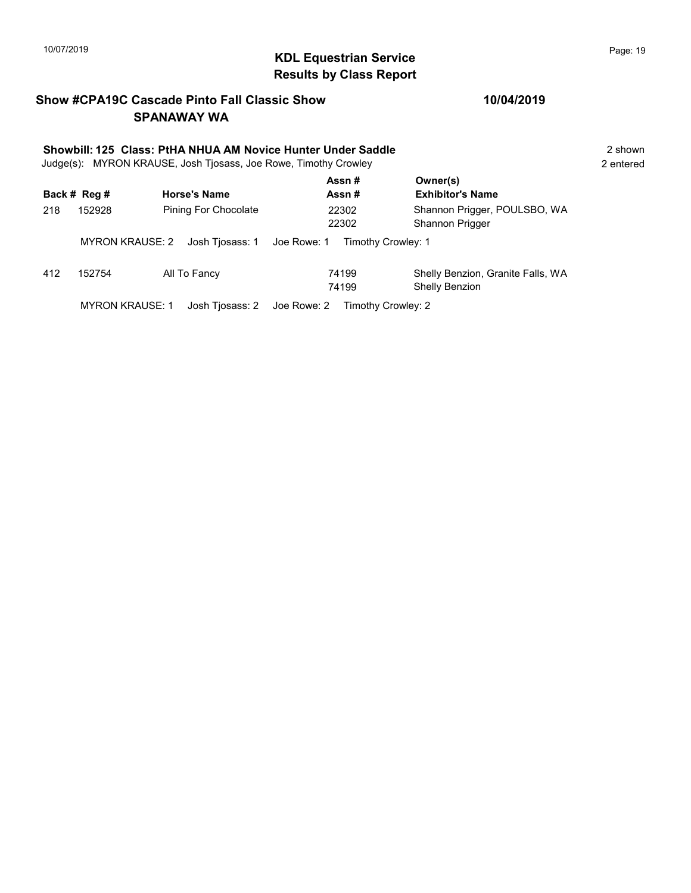## KDL Equestrian Service
## Results by Class Report

**Show #CPA19C Cascade Pinto Fall Classic Show** **10/04/2019**
**SPANAWAY WA**

**Showbill: 125 Class: PtHA NHUA AM Novice Hunter Under Saddle** 2 shown
Judge(s): MYRON KRAUSE, Josh Tjosass, Joe Rowe, Timothy Crowley 2 entered

| Back # | Reg # | Horse's Name | Assn # / Assn # | Owner(s) / Exhibitor's Name |
|---|---|---|---|---|
| 218 | 152928 | Pining For Chocolate | 22302<br>22302 | Shannon Prigger, POULSBO, WA<br>Shannon Prigger |
| | MYRON KRAUSE: 2 | Josh Tjosass: 1 | Joe Rowe: 1 | Timothy Crowley: 1 |
| 412 | 152754 | All To Fancy | 74199<br>74199 | Shelly Benzion, Granite Falls, WA<br>Shelly Benzion |
| | MYRON KRAUSE: 1 | Josh Tjosass: 2 | Joe Rowe: 2 | Timothy Crowley: 2 |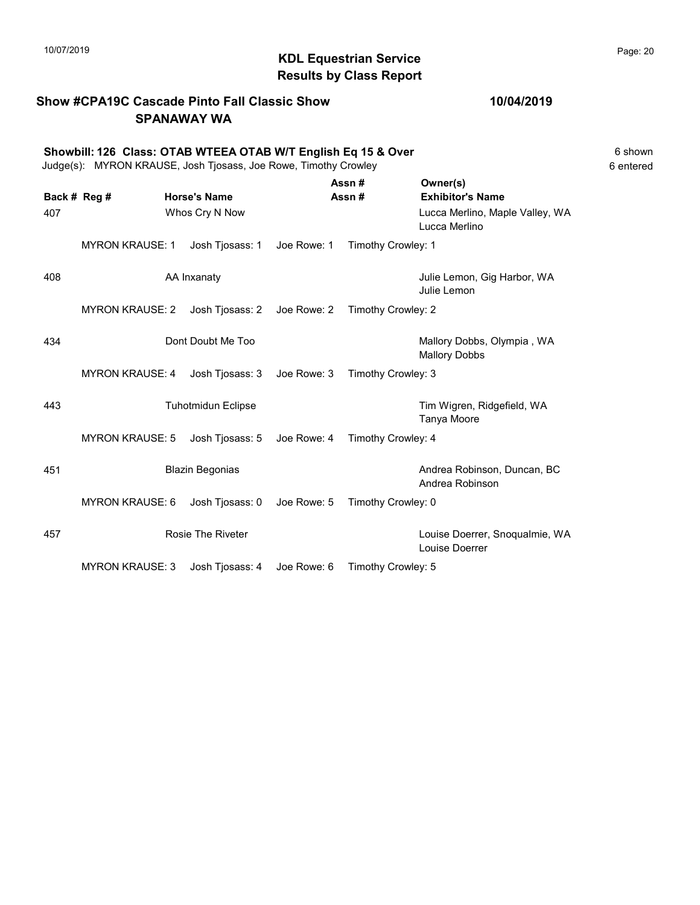# KDL Equestrian Service
## Results by Class Report

**Show #CPA19C Cascade Pinto Fall Classic Show** **10/04/2019**
**SPANAWAY WA**

**Showbill: 126 Class: OTAB WTEEA OTAB W/T English Eq 15 & Over** 6 shown
Judge(s): MYRON KRAUSE, Josh Tjosass, Joe Rowe, Timothy Crowley 6 entered

| Back # | Reg # | Horse's Name | Assn # / Assn # | Owner(s) / Exhibitor's Name |
|---|---|---|---|---|
| 407 | | Whos Cry N Now | | Lucca Merlino, Maple Valley, WA<br>Lucca Merlino |
| | MYRON KRAUSE: 1 | Josh Tjosass: 1 | Joe Rowe: 1 | Timothy Crowley: 1 |
| 408 | | AA Inxanaty | | Julie Lemon, Gig Harbor, WA<br>Julie Lemon |
| | MYRON KRAUSE: 2 | Josh Tjosass: 2 | Joe Rowe: 2 | Timothy Crowley: 2 |
| 434 | | Dont Doubt Me Too | | Mallory Dobbs, Olympia , WA<br>Mallory Dobbs |
| | MYRON KRAUSE: 4 | Josh Tjosass: 3 | Joe Rowe: 3 | Timothy Crowley: 3 |
| 443 | | Tuhotmidun Eclipse | | Tim Wigren, Ridgefield, WA<br>Tanya Moore |
| | MYRON KRAUSE: 5 | Josh Tjosass: 5 | Joe Rowe: 4 | Timothy Crowley: 4 |
| 451 | | Blazin Begonias | | Andrea Robinson, Duncan, BC<br>Andrea Robinson |
| | MYRON KRAUSE: 6 | Josh Tjosass: 0 | Joe Rowe: 5 | Timothy Crowley: 0 |
| 457 | | Rosie The Riveter | | Louise Doerrer, Snoqualmie, WA<br>Louise Doerrer |
| | MYRON KRAUSE: 3 | Josh Tjosass: 4 | Joe Rowe: 6 | Timothy Crowley: 5 |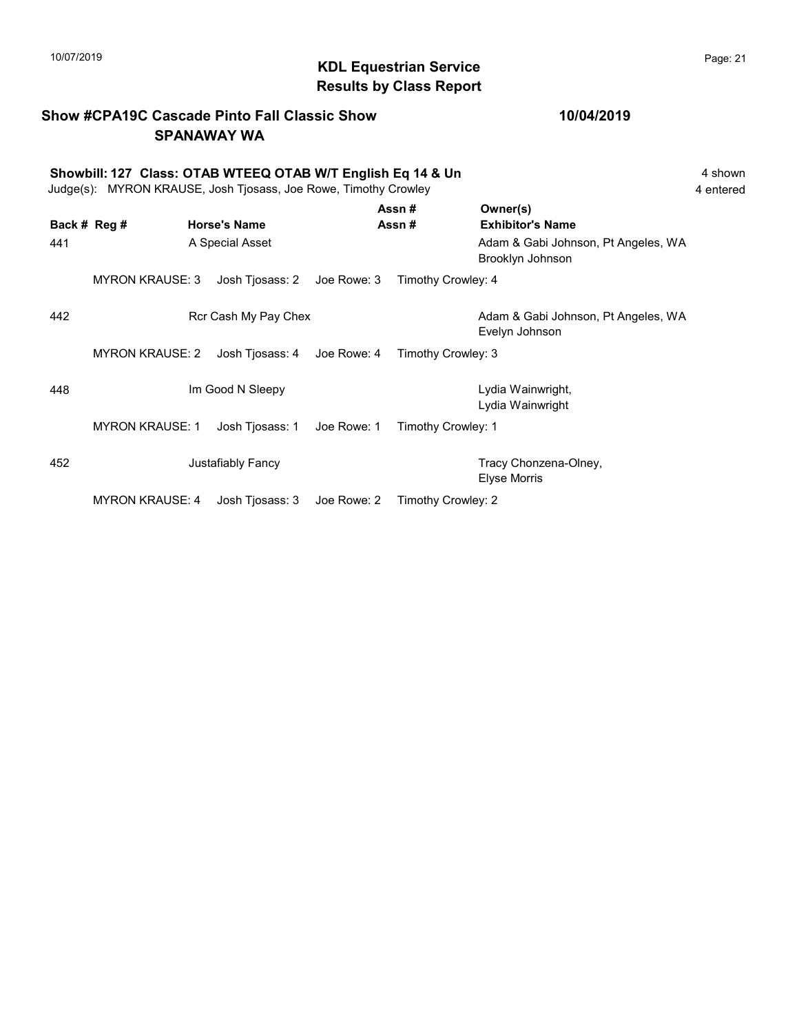## KDL Equestrian Service
## Results by Class Report

**Show #CPA19C Cascade Pinto Fall Classic Show** **10/04/2019**
**SPANAWAY WA**

**Showbill: 127 Class: OTAB WTEEQ OTAB W/T English Eq 14 & Un** 4 shown
Judge(s): MYRON KRAUSE, Josh Tjosass, Joe Rowe, Timothy Crowley 4 entered

| Back # | Reg # | Horse's Name | Assn # / Assn # | Owner(s) / Exhibitor's Name |
|---|---|---|---|---|
| 441 | | A Special Asset | | Adam & Gabi Johnson, Pt Angeles, WA<br>Brooklyn Johnson |
| | MYRON KRAUSE: 3 | Josh Tjosass: 2 | Joe Rowe: 3 | Timothy Crowley: 4 |
| 442 | | Rcr Cash My Pay Chex | | Adam & Gabi Johnson, Pt Angeles, WA<br>Evelyn Johnson |
| | MYRON KRAUSE: 2 | Josh Tjosass: 4 | Joe Rowe: 4 | Timothy Crowley: 3 |
| 448 | | Im Good N Sleepy | | Lydia Wainwright,<br>Lydia Wainwright |
| | MYRON KRAUSE: 1 | Josh Tjosass: 1 | Joe Rowe: 1 | Timothy Crowley: 1 |
| 452 | | Justafiably Fancy | | Tracy Chonzena-Olney,<br>Elyse Morris |
| | MYRON KRAUSE: 4 | Josh Tjosass: 3 | Joe Rowe: 2 | Timothy Crowley: 2 |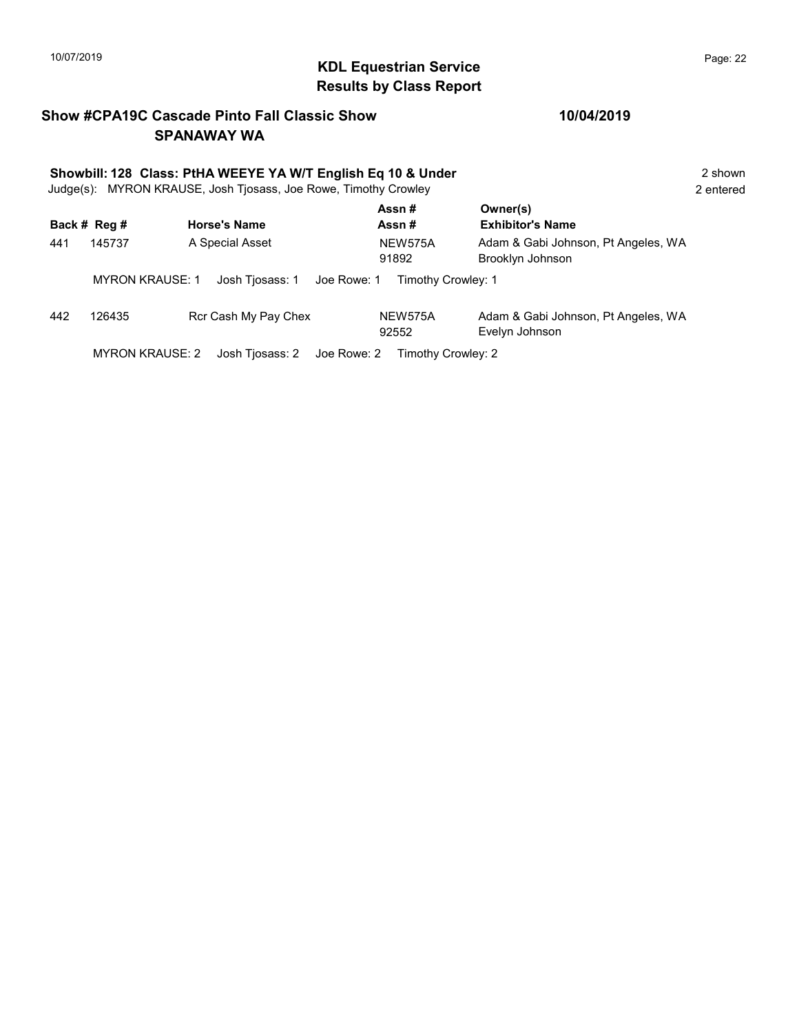# KDL Equestrian Service
## Results by Class Report

**Show #CPA19C Cascade Pinto Fall Classic Show** **10/04/2019**
**SPANAWAY WA**

**Showbill: 128 Class: PtHA WEEYE YA W/T English Eq 10 & Under** 2 shown
Judge(s): MYRON KRAUSE, Josh Tjosass, Joe Rowe, Timothy Crowley 2 entered

| Back # | Reg # | Horse's Name | Assn # / Assn # | Owner(s) / Exhibitor's Name |
|---|---|---|---|---|
| 441 | 145737 | A Special Asset | NEW575A / 91892 | Adam & Gabi Johnson, Pt Angeles, WA / Brooklyn Johnson |
| | | MYRON KRAUSE: 1 Josh Tjosass: 1 Joe Rowe: 1 Timothy Crowley: 1 | | |
| 442 | 126435 | Rcr Cash My Pay Chex | NEW575A / 92552 | Adam & Gabi Johnson, Pt Angeles, WA / Evelyn Johnson |
| | | MYRON KRAUSE: 2 Josh Tjosass: 2 Joe Rowe: 2 Timothy Crowley: 2 | | |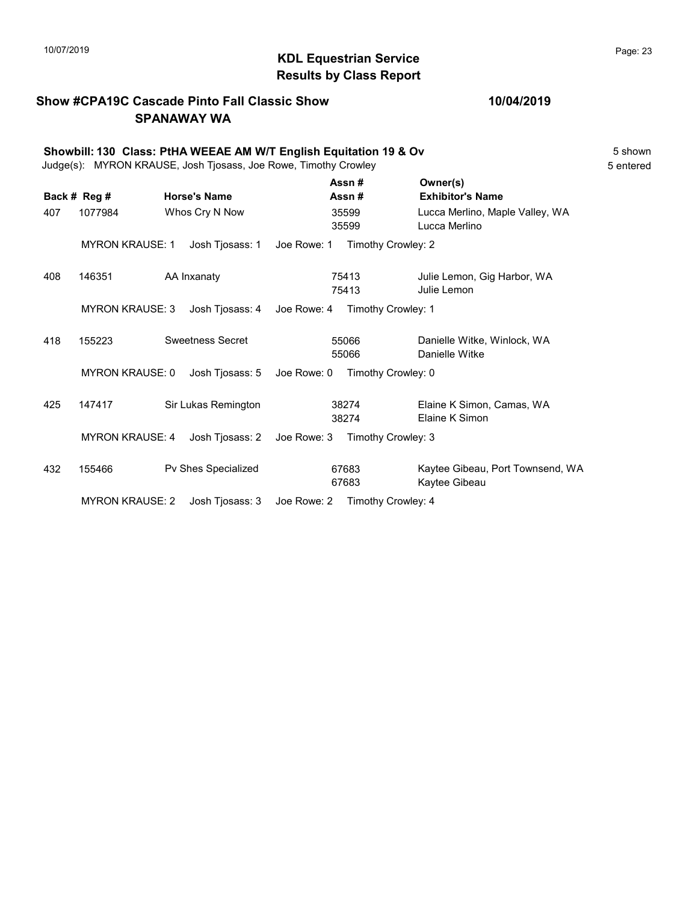# KDL Equestrian Service
## Results by Class Report

**Show #CPA19C Cascade Pinto Fall Classic Show** **10/04/2019**
**SPANAWAY WA**

**Showbill: 130 Class: PtHA WEEAE AM W/T English Equitation 19 & Ov** 5 shown
Judge(s): MYRON KRAUSE, Josh Tjosass, Joe Rowe, Timothy Crowley 5 entered

| Back # | Reg # | Horse's Name | Assn # / Assn # | Owner(s) / Exhibitor's Name |
|---|---|---|---|---|
| 407 | 1077984 | Whos Cry N Now | 35599 / 35599 | Lucca Merlino, Maple Valley, WA / Lucca Merlino |
| | MYRON KRAUSE: 1 | Josh Tjosass: 1 | Joe Rowe: 1 | Timothy Crowley: 2 |
| 408 | 146351 | AA Inxanaty | 75413 / 75413 | Julie Lemon, Gig Harbor, WA / Julie Lemon |
| | MYRON KRAUSE: 3 | Josh Tjosass: 4 | Joe Rowe: 4 | Timothy Crowley: 1 |
| 418 | 155223 | Sweetness Secret | 55066 / 55066 | Danielle Witke, Winlock, WA / Danielle Witke |
| | MYRON KRAUSE: 0 | Josh Tjosass: 5 | Joe Rowe: 0 | Timothy Crowley: 0 |
| 425 | 147417 | Sir Lukas Remington | 38274 / 38274 | Elaine K Simon, Camas, WA / Elaine K Simon |
| | MYRON KRAUSE: 4 | Josh Tjosass: 2 | Joe Rowe: 3 | Timothy Crowley: 3 |
| 432 | 155466 | Pv Shes Specialized | 67683 / 67683 | Kaytee Gibeau, Port Townsend, WA / Kaytee Gibeau |
| | MYRON KRAUSE: 2 | Josh Tjosass: 3 | Joe Rowe: 2 | Timothy Crowley: 4 |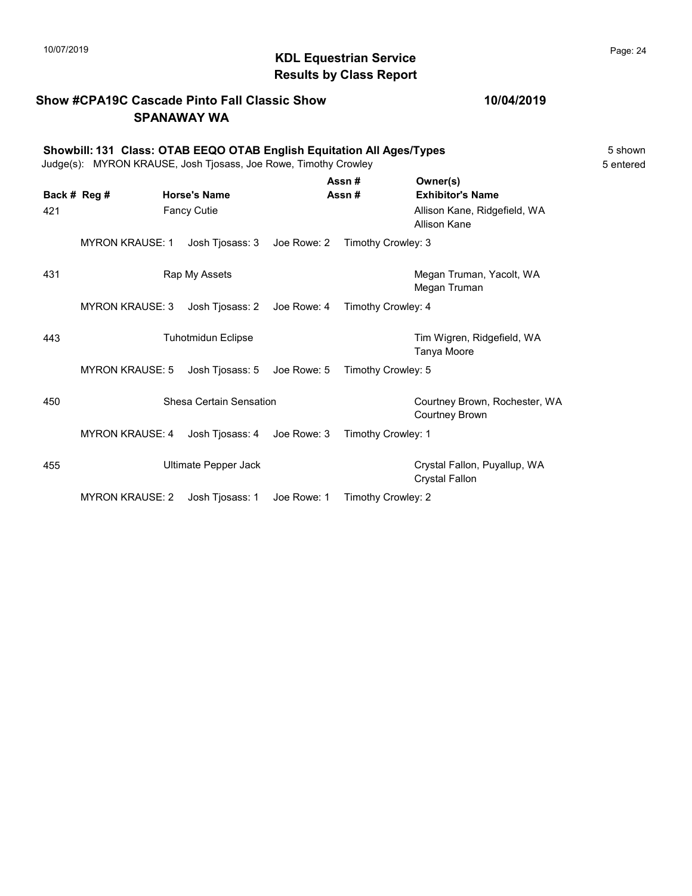# KDL Equestrian Service
## Results by Class Report

**Show #CPA19C Cascade Pinto Fall Classic Show** **10/04/2019**
**SPANAWAY WA**

**Showbill: 131 Class: OTAB EEQO OTAB English Equitation All Ages/Types** 5 shown
Judge(s): MYRON KRAUSE, Josh Tjosass, Joe Rowe, Timothy Crowley 5 entered

| Back # | Reg # | Horse's Name | Assn # / Assn # | Owner(s) / Exhibitor's Name |
|---|---|---|---|---|
| 421 | | Fancy Cutie | | Allison Kane, Ridgefield, WA / Allison Kane |
| | MYRON KRAUSE: 1 | Josh Tjosass: 3 | Joe Rowe: 2 | Timothy Crowley: 3 |
| 431 | | Rap My Assets | | Megan Truman, Yacolt, WA / Megan Truman |
| | MYRON KRAUSE: 3 | Josh Tjosass: 2 | Joe Rowe: 4 | Timothy Crowley: 4 |
| 443 | | Tuhotmidun Eclipse | | Tim Wigren, Ridgefield, WA / Tanya Moore |
| | MYRON KRAUSE: 5 | Josh Tjosass: 5 | Joe Rowe: 5 | Timothy Crowley: 5 |
| 450 | | Shesa Certain Sensation | | Courtney Brown, Rochester, WA / Courtney Brown |
| | MYRON KRAUSE: 4 | Josh Tjosass: 4 | Joe Rowe: 3 | Timothy Crowley: 1 |
| 455 | | Ultimate Pepper Jack | | Crystal Fallon, Puyallup, WA / Crystal Fallon |
| | MYRON KRAUSE: 2 | Josh Tjosass: 1 | Joe Rowe: 1 | Timothy Crowley: 2 |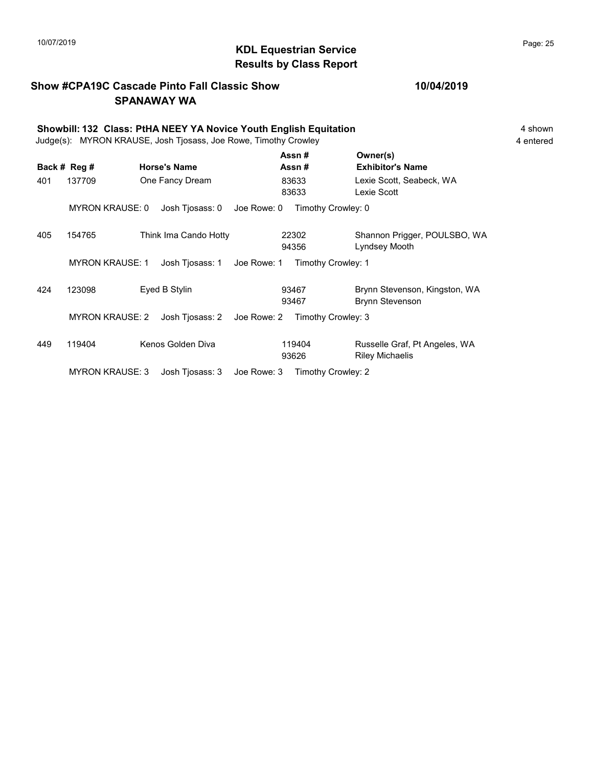## KDL Equestrian Service
## Results by Class Report

**Show #CPA19C Cascade Pinto Fall Classic Show** — **10/04/2019**
**SPANAWAY WA**

**Showbill: 132 Class: PtHA NEEY YA Novice Youth English Equitation** — 4 shown
Judge(s): MYRON KRAUSE, Josh Tjosass, Joe Rowe, Timothy Crowley — 4 entered

| Back # | Reg # | Horse's Name | Assn # / Assn # | Owner(s) / Exhibitor's Name |
|---|---|---|---|---|
| 401 | 137709 | One Fancy Dream | 83633 / 83633 | Lexie Scott, Seabeck, WA / Lexie Scott |
| | MYRON KRAUSE: 0 | Josh Tjosass: 0 | Joe Rowe: 0 | Timothy Crowley: 0 |
| 405 | 154765 | Think Ima Cando Hotty | 22302 / 94356 | Shannon Prigger, POULSBO, WA / Lyndsey Mooth |
| | MYRON KRAUSE: 1 | Josh Tjosass: 1 | Joe Rowe: 1 | Timothy Crowley: 1 |
| 424 | 123098 | Eyed B Stylin | 93467 / 93467 | Brynn Stevenson, Kingston, WA / Brynn Stevenson |
| | MYRON KRAUSE: 2 | Josh Tjosass: 2 | Joe Rowe: 2 | Timothy Crowley: 3 |
| 449 | 119404 | Kenos Golden Diva | 119404 / 93626 | Russelle Graf, Pt Angeles, WA / Riley Michaelis |
| | MYRON KRAUSE: 3 | Josh Tjosass: 3 | Joe Rowe: 3 | Timothy Crowley: 2 |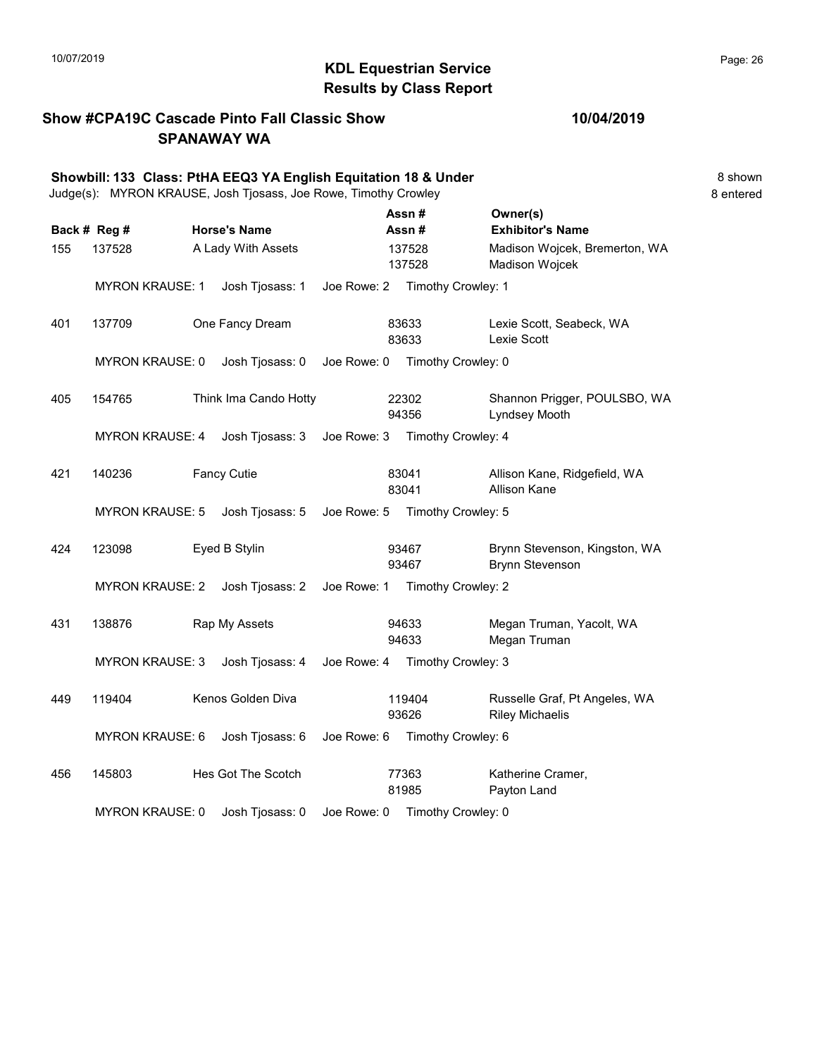## KDL Equestrian Service
## Results by Class Report

**Show #CPA19C Cascade Pinto Fall Classic Show** **10/04/2019**
**SPANAWAY WA**

**Showbill: 133 Class: PtHA EEQ3 YA English Equitation 18 & Under** 8 shown
Judge(s): MYRON KRAUSE, Josh Tjosass, Joe Rowe, Timothy Crowley 8 entered

| Back # | Reg # | Horse's Name | Assn # / Assn # | Owner(s) / Exhibitor's Name |
|---|---|---|---|---|
| 155 | 137528 | A Lady With Assets | 137528 / 137528 | Madison Wojcek, Bremerton, WA / Madison Wojcek |
| | MYRON KRAUSE: 1 | Josh Tjosass: 1 | Joe Rowe: 2 | Timothy Crowley: 1 |
| 401 | 137709 | One Fancy Dream | 83633 / 83633 | Lexie Scott, Seabeck, WA / Lexie Scott |
| | MYRON KRAUSE: 0 | Josh Tjosass: 0 | Joe Rowe: 0 | Timothy Crowley: 0 |
| 405 | 154765 | Think Ima Cando Hotty | 22302 / 94356 | Shannon Prigger, POULSBO, WA / Lyndsey Mooth |
| | MYRON KRAUSE: 4 | Josh Tjosass: 3 | Joe Rowe: 3 | Timothy Crowley: 4 |
| 421 | 140236 | Fancy Cutie | 83041 / 83041 | Allison Kane, Ridgefield, WA / Allison Kane |
| | MYRON KRAUSE: 5 | Josh Tjosass: 5 | Joe Rowe: 5 | Timothy Crowley: 5 |
| 424 | 123098 | Eyed B Stylin | 93467 / 93467 | Brynn Stevenson, Kingston, WA / Brynn Stevenson |
| | MYRON KRAUSE: 2 | Josh Tjosass: 2 | Joe Rowe: 1 | Timothy Crowley: 2 |
| 431 | 138876 | Rap My Assets | 94633 / 94633 | Megan Truman, Yacolt, WA / Megan Truman |
| | MYRON KRAUSE: 3 | Josh Tjosass: 4 | Joe Rowe: 4 | Timothy Crowley: 3 |
| 449 | 119404 | Kenos Golden Diva | 119404 / 93626 | Russelle Graf, Pt Angeles, WA / Riley Michaelis |
| | MYRON KRAUSE: 6 | Josh Tjosass: 6 | Joe Rowe: 6 | Timothy Crowley: 6 |
| 456 | 145803 | Hes Got The Scotch | 77363 / 81985 | Katherine Cramer, / Payton Land |
| | MYRON KRAUSE: 0 | Josh Tjosass: 0 | Joe Rowe: 0 | Timothy Crowley: 0 |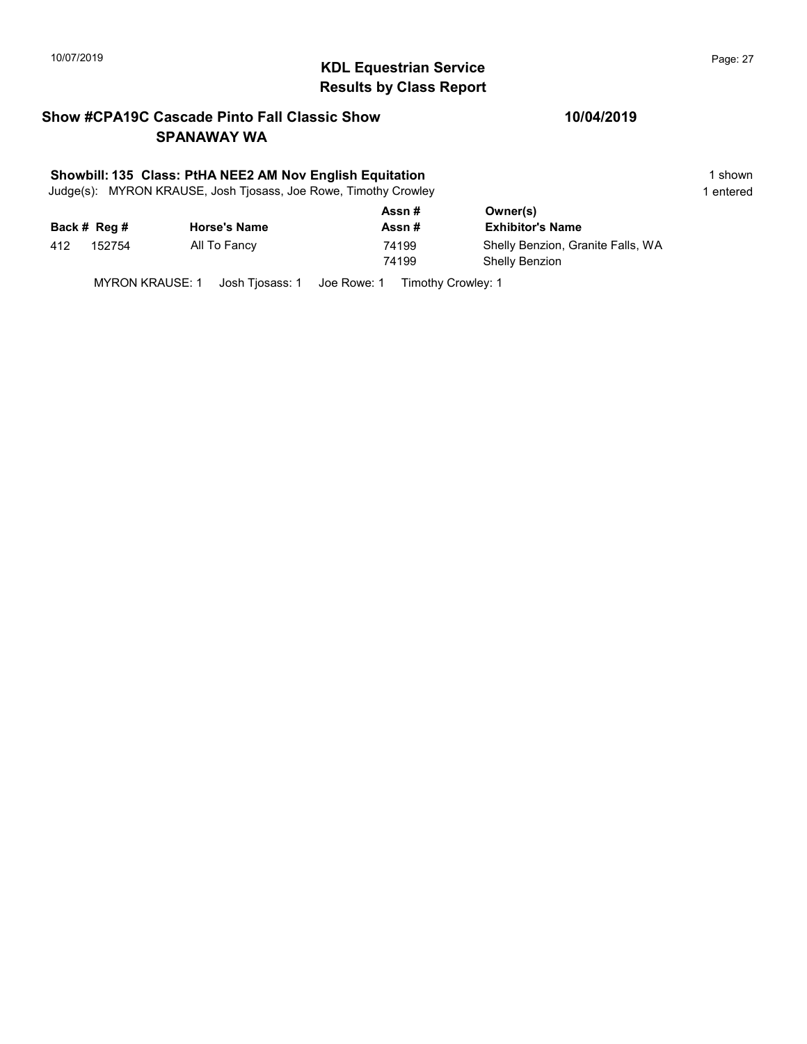## KDL Equestrian Service
## Results by Class Report

**Show #CPA19C Cascade Pinto Fall Classic Show** **10/04/2019**
**SPANAWAY WA**

**Showbill: 135 Class: PtHA NEE2 AM Nov English Equitation** 1 shown
Judge(s): MYRON KRAUSE, Josh Tjosass, Joe Rowe, Timothy Crowley 1 entered

| Back # | Reg # | Horse's Name | Assn # / Assn # | Owner(s) / Exhibitor's Name |
|---|---|---|---|---|
| 412 | 152754 | All To Fancy | 74199 | Shelly Benzion, Granite Falls, WA |
| | | | 74199 | Shelly Benzion |

MYRON KRAUSE: 1 Josh Tjosass: 1 Joe Rowe: 1 Timothy Crowley: 1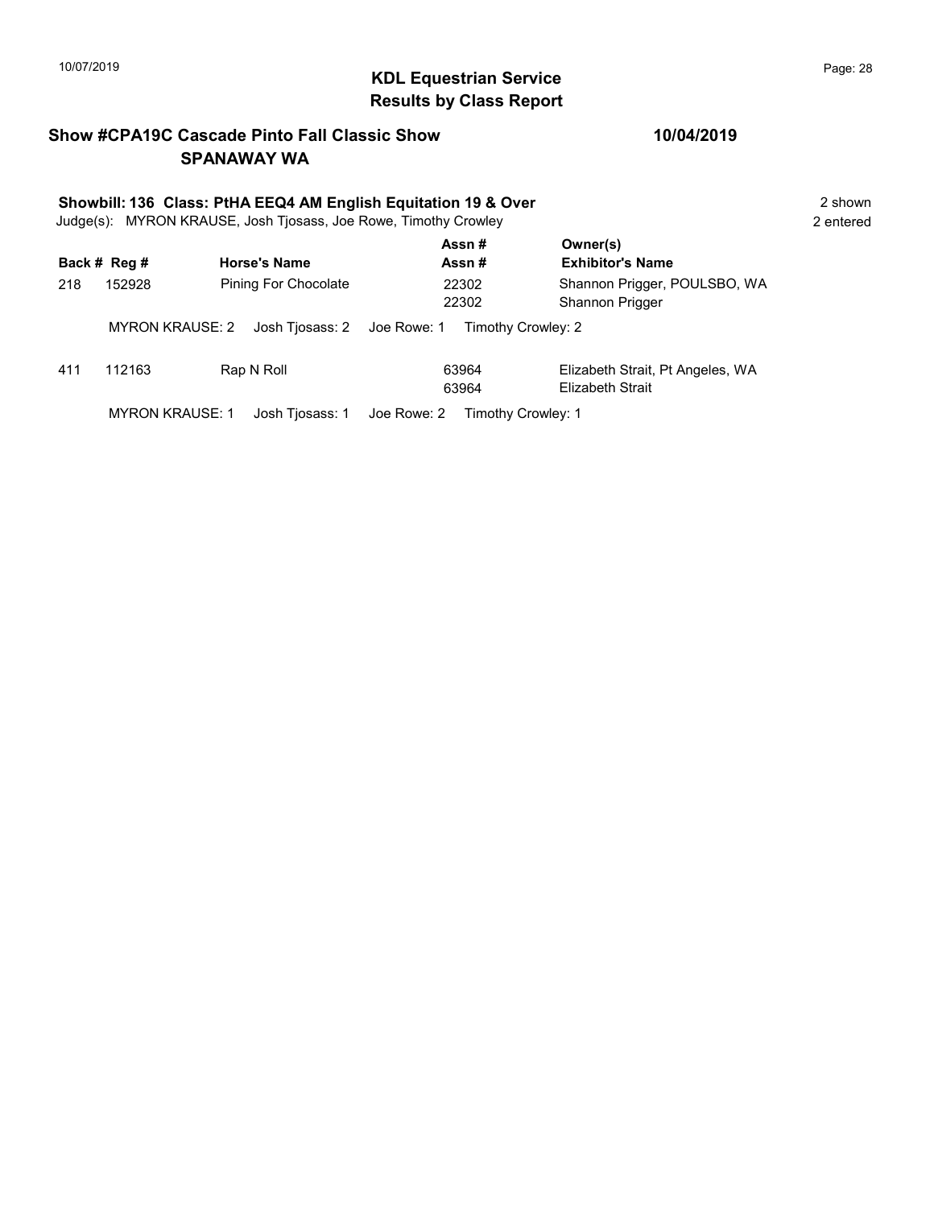# KDL Equestrian Service
## Results by Class Report

**Show #CPA19C Cascade Pinto Fall Classic Show** **10/04/2019**
**SPANAWAY WA**

**Showbill: 136 Class: PtHA EEQ4 AM English Equitation 19 & Over** 2 shown
Judge(s): MYRON KRAUSE, Josh Tjosass, Joe Rowe, Timothy Crowley 2 entered

| Back # | Reg # | Horse's Name | Assn # / Assn # | Owner(s) / Exhibitor's Name |
|---|---|---|---|---|
| 218 | 152928 | Pining For Chocolate | 22302 / 22302 | Shannon Prigger, POULSBO, WA / Shannon Prigger |
| | MYRON KRAUSE: 2 | Josh Tjosass: 2 | Joe Rowe: 1 | Timothy Crowley: 2 |
| 411 | 112163 | Rap N Roll | 63964 / 63964 | Elizabeth Strait, Pt Angeles, WA / Elizabeth Strait |
| | MYRON KRAUSE: 1 | Josh Tjosass: 1 | Joe Rowe: 2 | Timothy Crowley: 1 |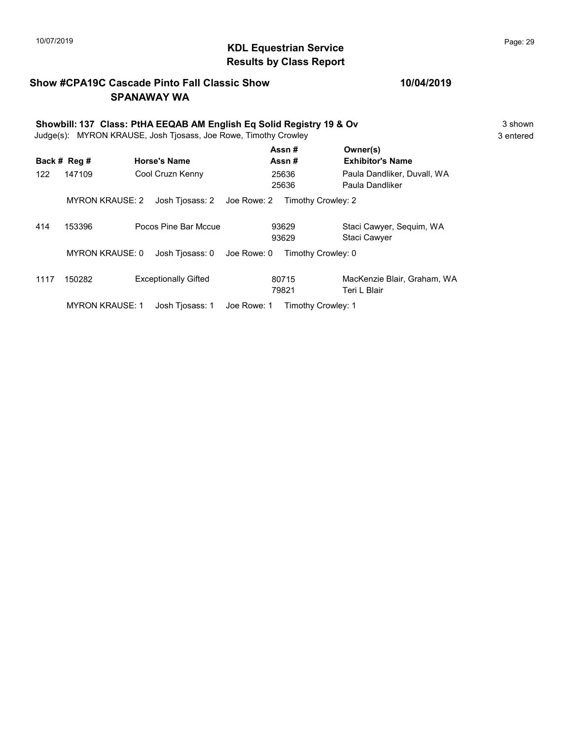# KDL Equestrian Service
## Results by Class Report

**Show #CPA19C Cascade Pinto Fall Classic Show** — **10/04/2019**
**SPANAWAY WA**

**Showbill: 137 Class: PtHA EEQAB AM English Eq Solid Registry 19 & Ov** — 3 shown
Judge(s): MYRON KRAUSE, Josh Tjosass, Joe Rowe, Timothy Crowley — 3 entered

| Back # | Reg # | Horse's Name | Assn # / Assn # | Owner(s) / Exhibitor's Name |
|---|---|---|---|---|
| 122 | 147109 | Cool Cruzn Kenny | 25636 / 25636 | Paula Dandliker, Duvall, WA / Paula Dandliker |
| | MYRON KRAUSE: 2 | Josh Tjosass: 2 | Joe Rowe: 2 | Timothy Crowley: 2 |
| 414 | 153396 | Pocos Pine Bar Mccue | 93629 / 93629 | Staci Cawyer, Sequim, WA / Staci Cawyer |
| | MYRON KRAUSE: 0 | Josh Tjosass: 0 | Joe Rowe: 0 | Timothy Crowley: 0 |
| 1117 | 150282 | Exceptionally Gifted | 80715 / 79821 | MacKenzie Blair, Graham, WA / Teri L Blair |
| | MYRON KRAUSE: 1 | Josh Tjosass: 1 | Joe Rowe: 1 | Timothy Crowley: 1 |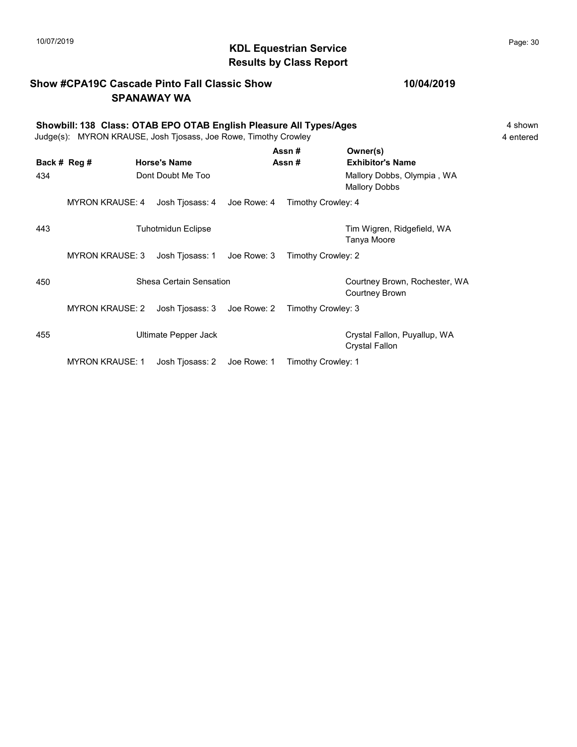## KDL Equestrian Service
## Results by Class Report

### Show #CPA19C Cascade Pinto Fall Classic Show — SPANAWAY WA — 10/04/2019

**Showbill: 138 Class: OTAB EPO OTAB English Pleasure All Types/Ages** — 4 shown, 4 entered

Judge(s): MYRON KRAUSE, Josh Tjosass, Joe Rowe, Timothy Crowley

| Back # | Reg # | Horse's Name | Assn # | Owner(s) / Exhibitor's Name |
|---|---|---|---|---|
| 434 | | Dont Doubt Me Too | | Mallory Dobbs, Olympia , WA / Mallory Dobbs |
| | MYRON KRAUSE: 4 | Josh Tjosass: 4 | Joe Rowe: 4 | Timothy Crowley: 4 |
| 443 | | Tuhotmidun Eclipse | | Tim Wigren, Ridgefield, WA / Tanya Moore |
| | MYRON KRAUSE: 3 | Josh Tjosass: 1 | Joe Rowe: 3 | Timothy Crowley: 2 |
| 450 | | Shesa Certain Sensation | | Courtney Brown, Rochester, WA / Courtney Brown |
| | MYRON KRAUSE: 2 | Josh Tjosass: 3 | Joe Rowe: 2 | Timothy Crowley: 3 |
| 455 | | Ultimate Pepper Jack | | Crystal Fallon, Puyallup, WA / Crystal Fallon |
| | MYRON KRAUSE: 1 | Josh Tjosass: 2 | Joe Rowe: 1 | Timothy Crowley: 1 |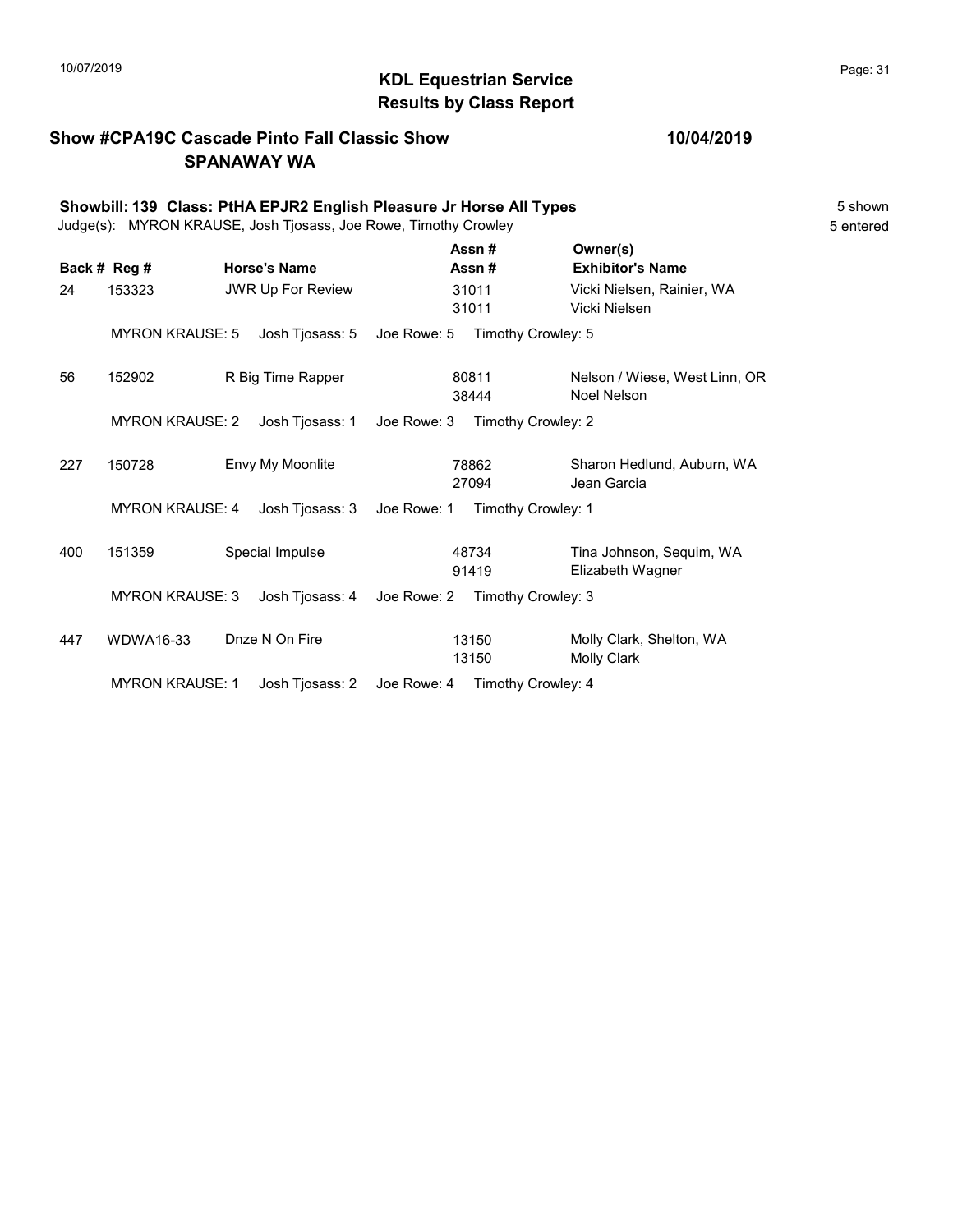# KDL Equestrian Service
## Results by Class Report

**Show #CPA19C Cascade Pinto Fall Classic Show** **10/04/2019**
**SPANAWAY WA**

**Showbill: 139 Class: PtHA EPJR2 English Pleasure Jr Horse All Types** 5 shown
Judge(s): MYRON KRAUSE, Josh Tjosass, Joe Rowe, Timothy Crowley 5 entered

| Back # | Reg # | Horse's Name | Assn # / Assn # | Owner(s) / Exhibitor's Name |
|---|---|---|---|---|
| 24 | 153323 | JWR Up For Review | 31011 / 31011 | Vicki Nielsen, Rainier, WA / Vicki Nielsen |
| | MYRON KRAUSE: 5 | Josh Tjosass: 5 | Joe Rowe: 5 | Timothy Crowley: 5 |
| 56 | 152902 | R Big Time Rapper | 80811 / 38444 | Nelson / Wiese, West Linn, OR / Noel Nelson |
| | MYRON KRAUSE: 2 | Josh Tjosass: 1 | Joe Rowe: 3 | Timothy Crowley: 2 |
| 227 | 150728 | Envy My Moonlite | 78862 / 27094 | Sharon Hedlund, Auburn, WA / Jean Garcia |
| | MYRON KRAUSE: 4 | Josh Tjosass: 3 | Joe Rowe: 1 | Timothy Crowley: 1 |
| 400 | 151359 | Special Impulse | 48734 / 91419 | Tina Johnson, Sequim, WA / Elizabeth Wagner |
| | MYRON KRAUSE: 3 | Josh Tjosass: 4 | Joe Rowe: 2 | Timothy Crowley: 3 |
| 447 | WDWA16-33 | Dnze N On Fire | 13150 / 13150 | Molly Clark, Shelton, WA / Molly Clark |
| | MYRON KRAUSE: 1 | Josh Tjosass: 2 | Joe Rowe: 4 | Timothy Crowley: 4 |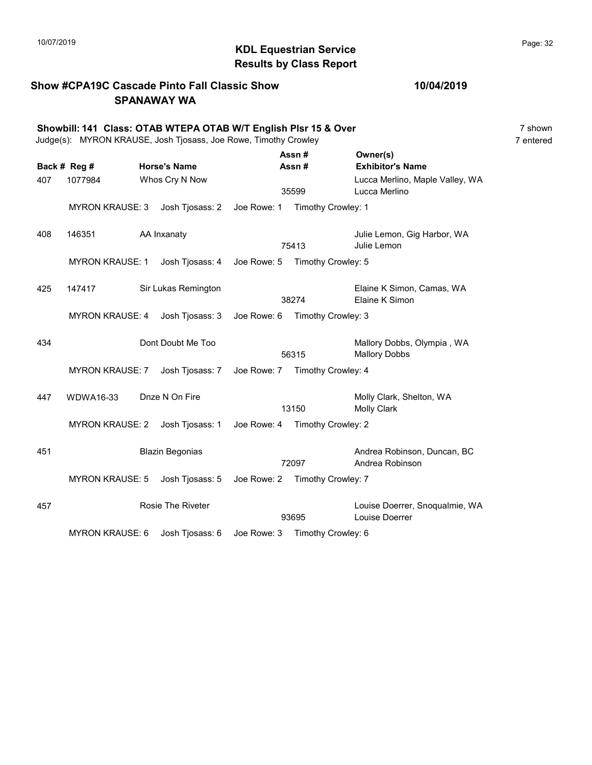10/07/2019

## KDL Equestrian Service
## Results by Class Report

**Show #CPA19C Cascade Pinto Fall Classic Show** **10/04/2019**
**SPANAWAY WA**

**Showbill: 141 Class: OTAB WTEPA OTAB W/T English Plsr 15 & Over** 7 shown
Judge(s): MYRON KRAUSE, Josh Tjosass, Joe Rowe, Timothy Crowley 7 entered

| Back # | Reg # | Horse's Name | Assn # | Owner(s) / Exhibitor's Name |
|---|---|---|---|---|
| 407 | 1077984 | Whos Cry N Now | 35599 | Lucca Merlino, Maple Valley, WA / Lucca Merlino |
| | MYRON KRAUSE: 3 | Josh Tjosass: 2 | Joe Rowe: 1 | Timothy Crowley: 1 |
| 408 | 146351 | AA Inxanaty | 75413 | Julie Lemon, Gig Harbor, WA / Julie Lemon |
| | MYRON KRAUSE: 1 | Josh Tjosass: 4 | Joe Rowe: 5 | Timothy Crowley: 5 |
| 425 | 147417 | Sir Lukas Remington | 38274 | Elaine K Simon, Camas, WA / Elaine K Simon |
| | MYRON KRAUSE: 4 | Josh Tjosass: 3 | Joe Rowe: 6 | Timothy Crowley: 3 |
| 434 | | Dont Doubt Me Too | 56315 | Mallory Dobbs, Olympia , WA / Mallory Dobbs |
| | MYRON KRAUSE: 7 | Josh Tjosass: 7 | Joe Rowe: 7 | Timothy Crowley: 4 |
| 447 | WDWA16-33 | Dnze N On Fire | 13150 | Molly Clark, Shelton, WA / Molly Clark |
| | MYRON KRAUSE: 2 | Josh Tjosass: 1 | Joe Rowe: 4 | Timothy Crowley: 2 |
| 451 | | Blazin Begonias | 72097 | Andrea Robinson, Duncan, BC / Andrea Robinson |
| | MYRON KRAUSE: 5 | Josh Tjosass: 5 | Joe Rowe: 2 | Timothy Crowley: 7 |
| 457 | | Rosie The Riveter | 93695 | Louise Doerrer, Snoqualmie, WA / Louise Doerrer |
| | MYRON KRAUSE: 6 | Josh Tjosass: 6 | Joe Rowe: 3 | Timothy Crowley: 6 |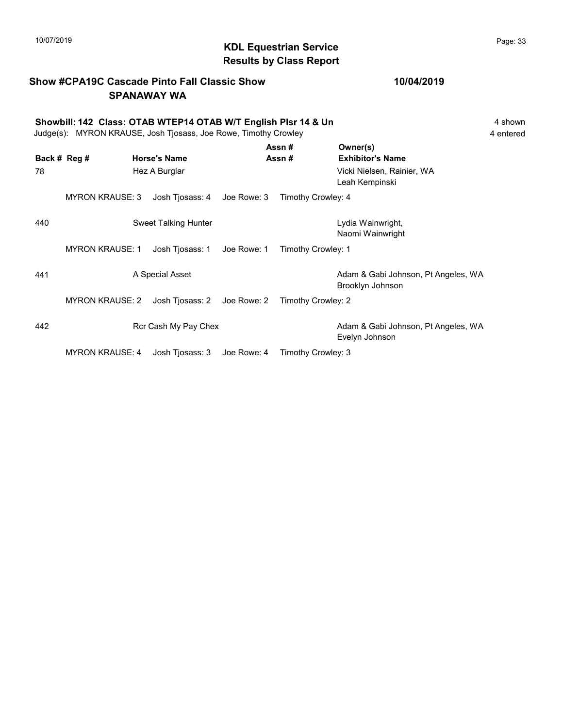# KDL Equestrian Service
## Results by Class Report

**Show #CPA19C Cascade Pinto Fall Classic Show** **10/04/2019**
**SPANAWAY WA**

**Showbill: 142 Class: OTAB WTEP14 OTAB W/T English Plsr 14 & Un** 4 shown
Judge(s): MYRON KRAUSE, Josh Tjosass, Joe Rowe, Timothy Crowley 4 entered

| Back # | Reg # | Horse's Name | Assn # / Assn # | Owner(s) / Exhibitor's Name |
|---|---|---|---|---|
| 78 | | Hez A Burglar | | Vicki Nielsen, Rainier, WA<br>Leah Kempinski |
| | MYRON KRAUSE: 3 | Josh Tjosass: 4 | Joe Rowe: 3 | Timothy Crowley: 4 |
| 440 | | Sweet Talking Hunter | | Lydia Wainwright,<br>Naomi Wainwright |
| | MYRON KRAUSE: 1 | Josh Tjosass: 1 | Joe Rowe: 1 | Timothy Crowley: 1 |
| 441 | | A Special Asset | | Adam & Gabi Johnson, Pt Angeles, WA<br>Brooklyn Johnson |
| | MYRON KRAUSE: 2 | Josh Tjosass: 2 | Joe Rowe: 2 | Timothy Crowley: 2 |
| 442 | | Rcr Cash My Pay Chex | | Adam & Gabi Johnson, Pt Angeles, WA<br>Evelyn Johnson |
| | MYRON KRAUSE: 4 | Josh Tjosass: 3 | Joe Rowe: 4 | Timothy Crowley: 3 |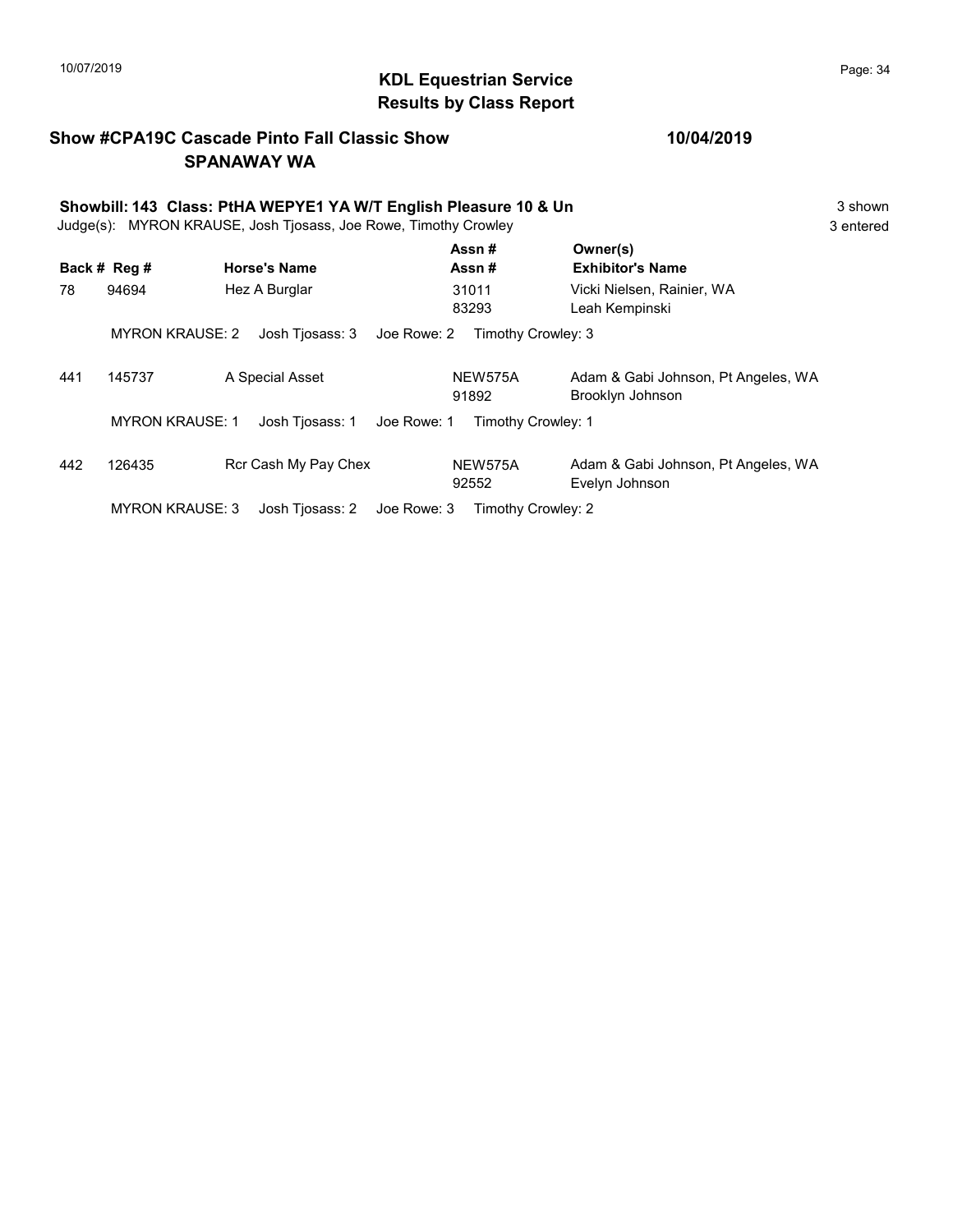## KDL Equestrian Service
## Results by Class Report

**Show #CPA19C Cascade Pinto Fall Classic Show** **10/04/2019**
**SPANAWAY WA**

**Showbill: 143 Class: PtHA WEPYE1 YA W/T English Pleasure 10 & Un** 3 shown
Judge(s): MYRON KRAUSE, Josh Tjosass, Joe Rowe, Timothy Crowley 3 entered

| Back # | Reg # | Horse's Name | Assn # / Assn # | Owner(s) / Exhibitor's Name |
|---|---|---|---|---|
| 78 | 94694 | Hez A Burglar | 31011<br>83293 | Vicki Nielsen, Rainier, WA<br>Leah Kempinski |
| | MYRON KRAUSE: 2 | Josh Tjosass: 3 | Joe Rowe: 2 | Timothy Crowley: 3 |
| 441 | 145737 | A Special Asset | NEW575A<br>91892 | Adam & Gabi Johnson, Pt Angeles, WA<br>Brooklyn Johnson |
| | MYRON KRAUSE: 1 | Josh Tjosass: 1 | Joe Rowe: 1 | Timothy Crowley: 1 |
| 442 | 126435 | Rcr Cash My Pay Chex | NEW575A<br>92552 | Adam & Gabi Johnson, Pt Angeles, WA<br>Evelyn Johnson |
| | MYRON KRAUSE: 3 | Josh Tjosass: 2 | Joe Rowe: 3 | Timothy Crowley: 2 |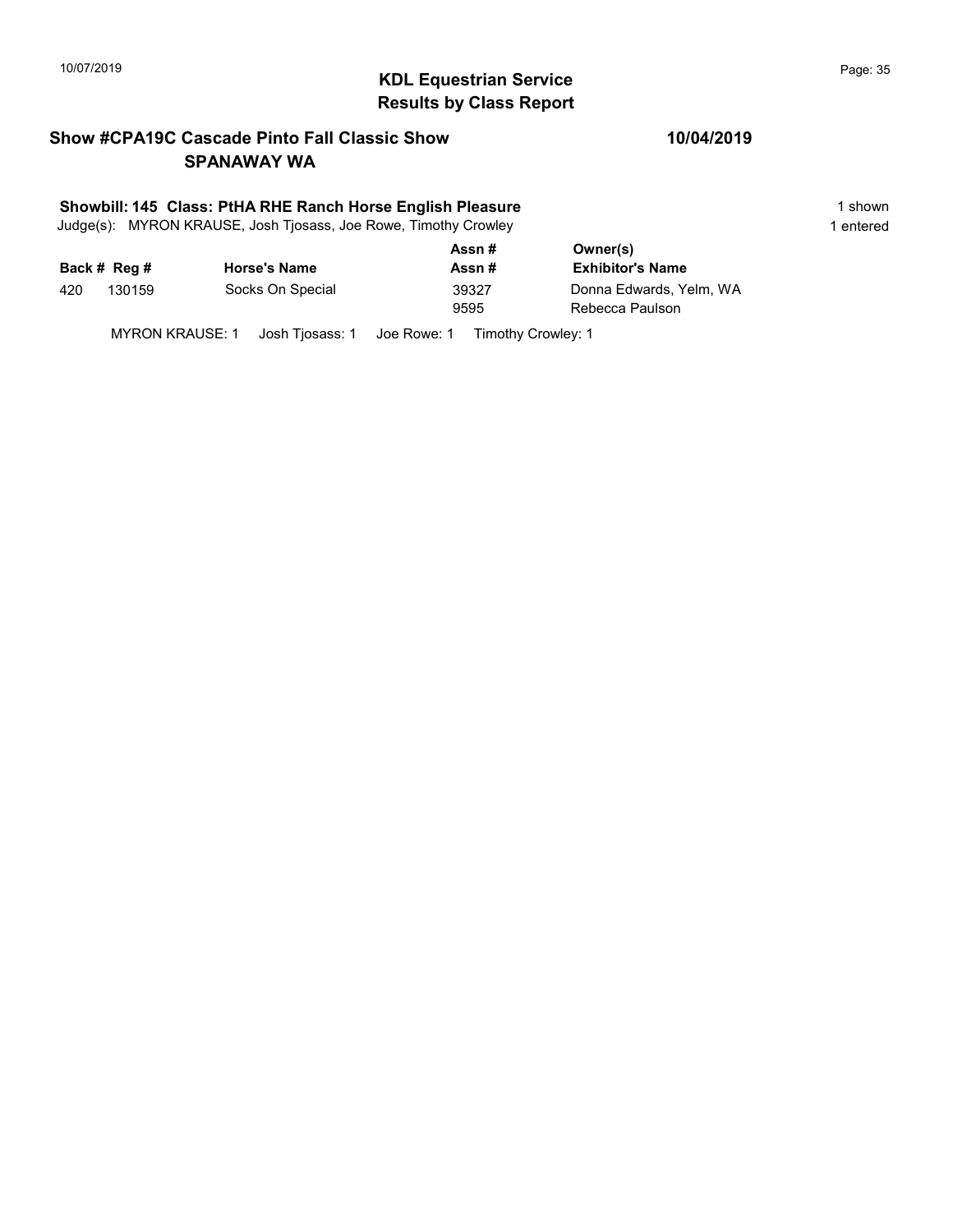## KDL Equestrian Service
## Results by Class Report

### Show #CPA19C Cascade Pinto Fall Classic Show — SPANAWAY WA — 10/04/2019

**Showbill: 145 Class: PtHA RHE Ranch Horse English Pleasure** — 1 shown, 1 entered

Judge(s): MYRON KRAUSE, Josh Tjosass, Joe Rowe, Timothy Crowley

| Back # | Reg # | Horse's Name | Assn # / Assn # | Owner(s) / Exhibitor's Name |
|---|---|---|---|---|
| 420 | 130159 | Socks On Special | 39327<br>9595 | Donna Edwards, Yelm, WA<br>Rebecca Paulson |

MYRON KRAUSE: 1 Josh Tjosass: 1 Joe Rowe: 1 Timothy Crowley: 1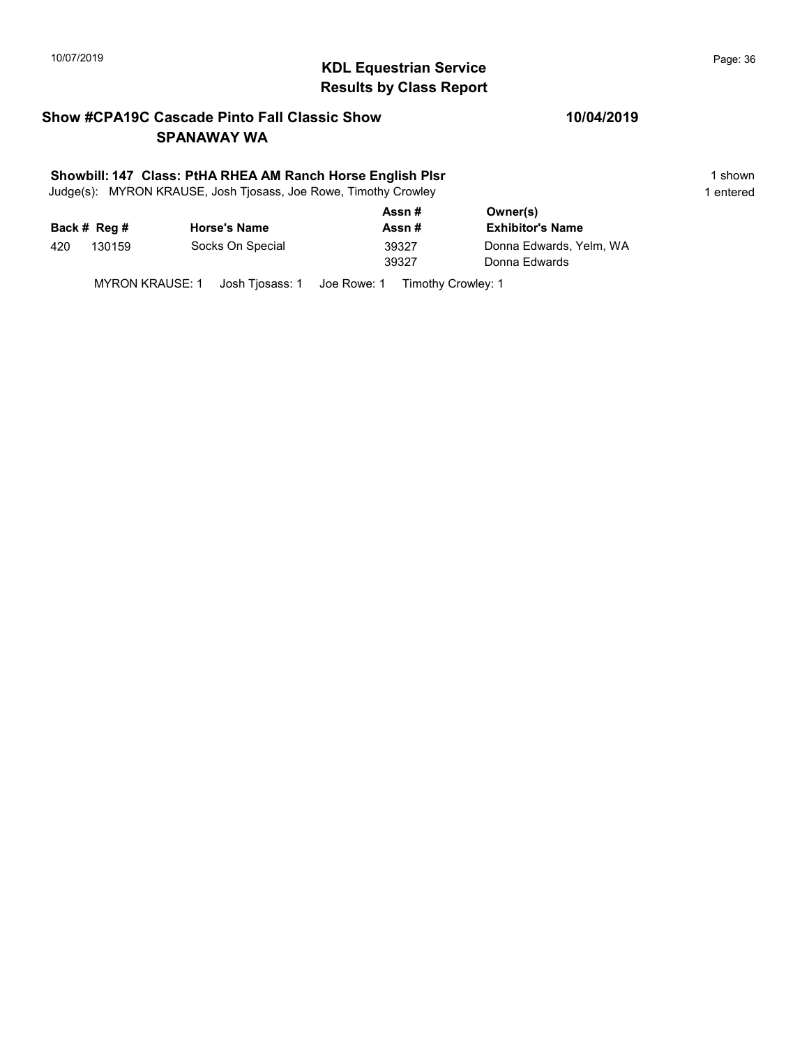## KDL Equestrian Service
## Results by Class Report

### Show #CPA19C Cascade Pinto Fall Classic Show — 10/04/2019
### SPANAWAY WA

**Showbill: 147 Class: PtHA RHEA AM Ranch Horse English Plsr** — 1 shown, 1 entered

Judge(s): MYRON KRAUSE, Josh Tjosass, Joe Rowe, Timothy Crowley

| Back # | Reg # | Horse's Name | Assn # / Assn # | Owner(s) / Exhibitor's Name |
|---|---|---|---|---|
| 420 | 130159 | Socks On Special | 39327 / 39327 | Donna Edwards, Yelm, WA / Donna Edwards |

MYRON KRAUSE: 1 Josh Tjosass: 1 Joe Rowe: 1 Timothy Crowley: 1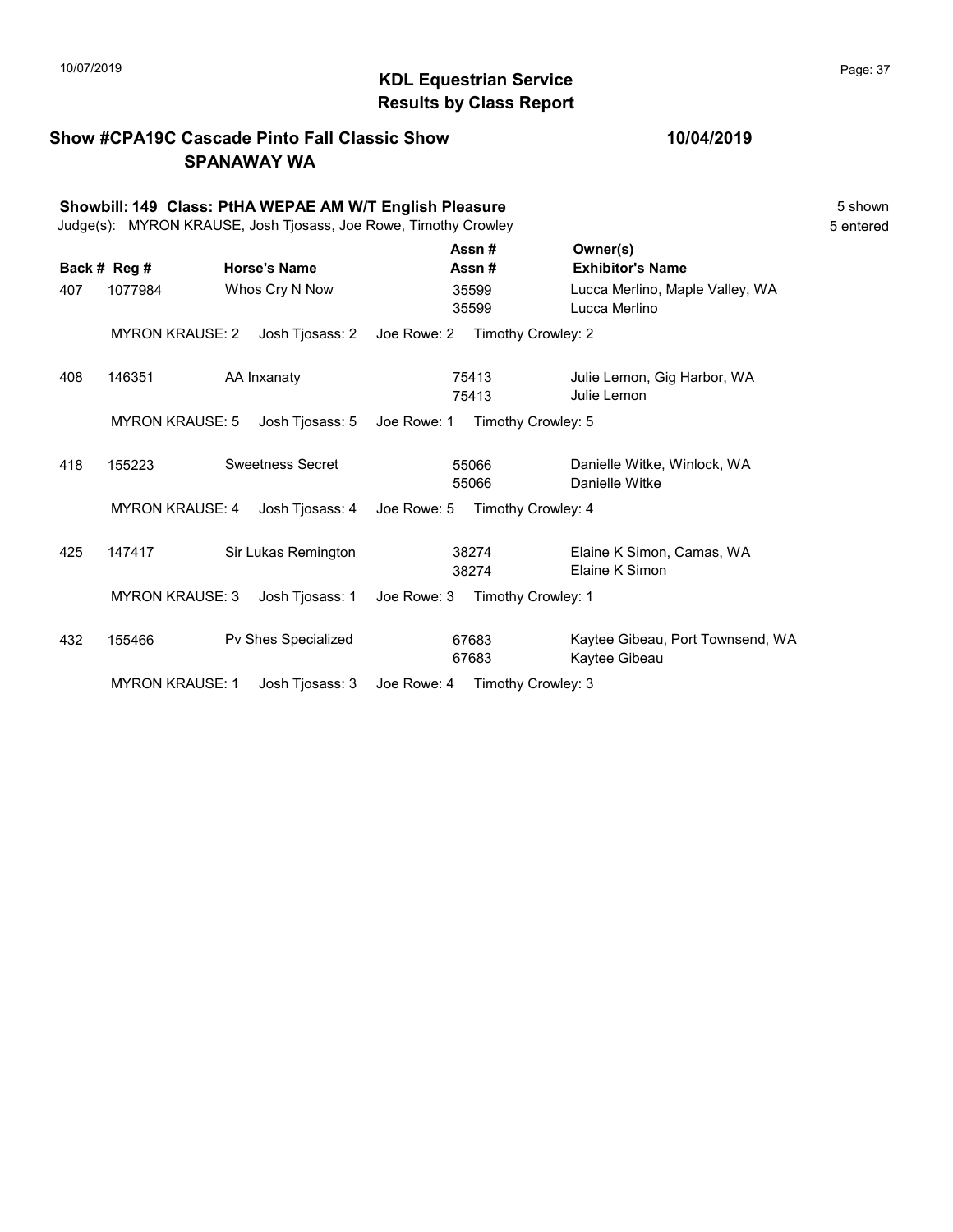# KDL Equestrian Service
## Results by Class Report

**Show #CPA19C Cascade Pinto Fall Classic Show** **10/04/2019**
**SPANAWAY WA**

**Showbill: 149 Class: PtHA WEPAE AM W/T English Pleasure** 5 shown
Judge(s): MYRON KRAUSE, Josh Tjosass, Joe Rowe, Timothy Crowley 5 entered

| Back # | Reg # | Horse's Name | Assn # / Assn # | Owner(s) / Exhibitor's Name |
|---|---|---|---|---|
| 407 | 1077984 | Whos Cry N Now | 35599 / 35599 | Lucca Merlino, Maple Valley, WA / Lucca Merlino |
| | MYRON KRAUSE: 2 | Josh Tjosass: 2 | Joe Rowe: 2 | Timothy Crowley: 2 |
| 408 | 146351 | AA Inxanaty | 75413 / 75413 | Julie Lemon, Gig Harbor, WA / Julie Lemon |
| | MYRON KRAUSE: 5 | Josh Tjosass: 5 | Joe Rowe: 1 | Timothy Crowley: 5 |
| 418 | 155223 | Sweetness Secret | 55066 / 55066 | Danielle Witke, Winlock, WA / Danielle Witke |
| | MYRON KRAUSE: 4 | Josh Tjosass: 4 | Joe Rowe: 5 | Timothy Crowley: 4 |
| 425 | 147417 | Sir Lukas Remington | 38274 / 38274 | Elaine K Simon, Camas, WA / Elaine K Simon |
| | MYRON KRAUSE: 3 | Josh Tjosass: 1 | Joe Rowe: 3 | Timothy Crowley: 1 |
| 432 | 155466 | Pv Shes Specialized | 67683 / 67683 | Kaytee Gibeau, Port Townsend, WA / Kaytee Gibeau |
| | MYRON KRAUSE: 1 | Josh Tjosass: 3 | Joe Rowe: 4 | Timothy Crowley: 3 |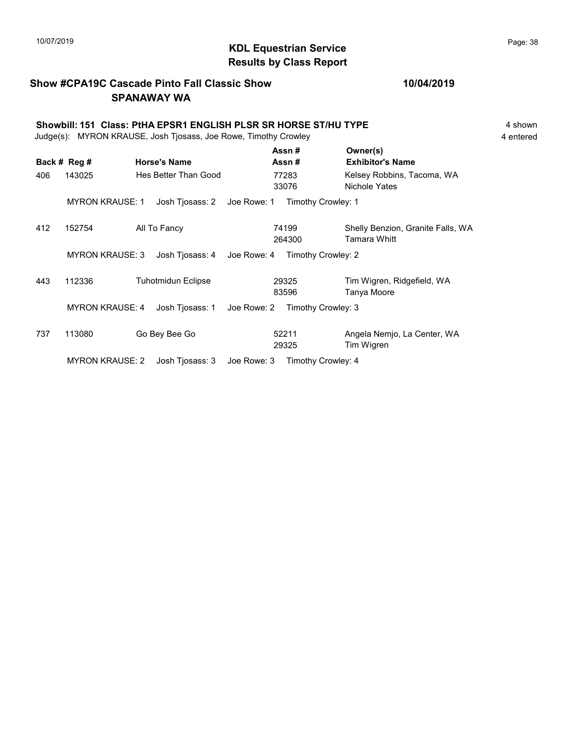# KDL Equestrian Service
## Results by Class Report

**Show #CPA19C Cascade Pinto Fall Classic Show** — **10/04/2019**
**SPANAWAY WA**

**Showbill: 151 Class: PtHA EPSR1 ENGLISH PLSR SR HORSE ST/HU TYPE** — 4 shown, 4 entered

Judge(s): MYRON KRAUSE, Josh Tjosass, Joe Rowe, Timothy Crowley

| Back # | Reg # | Horse's Name | Assn # / Assn # | Owner(s) / Exhibitor's Name |
|---|---|---|---|---|
| 406 | 143025 | Hes Better Than Good | 77283 / 33076 | Kelsey Robbins, Tacoma, WA / Nichole Yates |
| | | MYRON KRAUSE: 1 Josh Tjosass: 2 Joe Rowe: 1 Timothy Crowley: 1 | | |
| 412 | 152754 | All To Fancy | 74199 / 264300 | Shelly Benzion, Granite Falls, WA / Tamara Whitt |
| | | MYRON KRAUSE: 3 Josh Tjosass: 4 Joe Rowe: 4 Timothy Crowley: 2 | | |
| 443 | 112336 | Tuhotmidun Eclipse | 29325 / 83596 | Tim Wigren, Ridgefield, WA / Tanya Moore |
| | | MYRON KRAUSE: 4 Josh Tjosass: 1 Joe Rowe: 2 Timothy Crowley: 3 | | |
| 737 | 113080 | Go Bey Bee Go | 52211 / 29325 | Angela Nemjo, La Center, WA / Tim Wigren |
| | | MYRON KRAUSE: 2 Josh Tjosass: 3 Joe Rowe: 3 Timothy Crowley: 4 | | |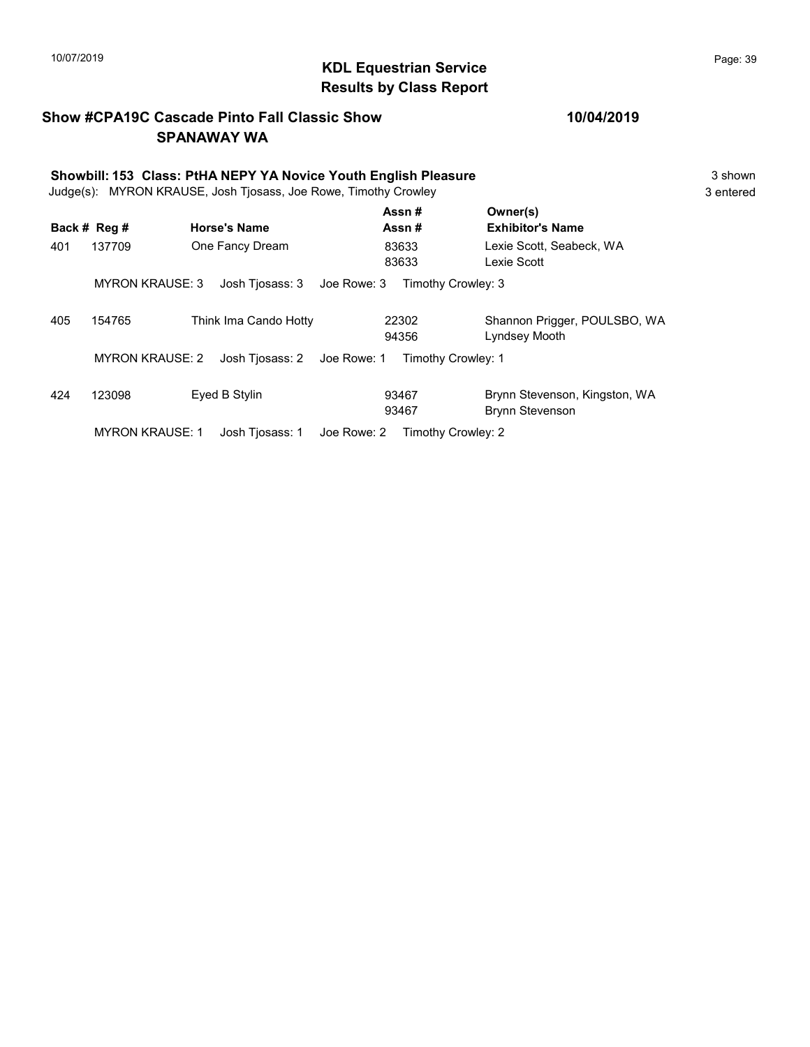# KDL Equestrian Service
## Results by Class Report

**Show #CPA19C Cascade Pinto Fall Classic Show** **10/04/2019**
**SPANAWAY WA**

**Showbill: 153 Class: PtHA NEPY YA Novice Youth English Pleasure** 3 shown
Judge(s): MYRON KRAUSE, Josh Tjosass, Joe Rowe, Timothy Crowley 3 entered

| Back # | Reg # | Horse's Name | Assn # / Assn # | Owner(s) / Exhibitor's Name |
|---|---|---|---|---|
| 401 | 137709 | One Fancy Dream | 83633<br>83633 | Lexie Scott, Seabeck, WA<br>Lexie Scott |
| | MYRON KRAUSE: 3 | Josh Tjosass: 3 | Joe Rowe: 3 | Timothy Crowley: 3 |
| 405 | 154765 | Think Ima Cando Hotty | 22302<br>94356 | Shannon Prigger, POULSBO, WA<br>Lyndsey Mooth |
| | MYRON KRAUSE: 2 | Josh Tjosass: 2 | Joe Rowe: 1 | Timothy Crowley: 1 |
| 424 | 123098 | Eyed B Stylin | 93467<br>93467 | Brynn Stevenson, Kingston, WA<br>Brynn Stevenson |
| | MYRON KRAUSE: 1 | Josh Tjosass: 1 | Joe Rowe: 2 | Timothy Crowley: 2 |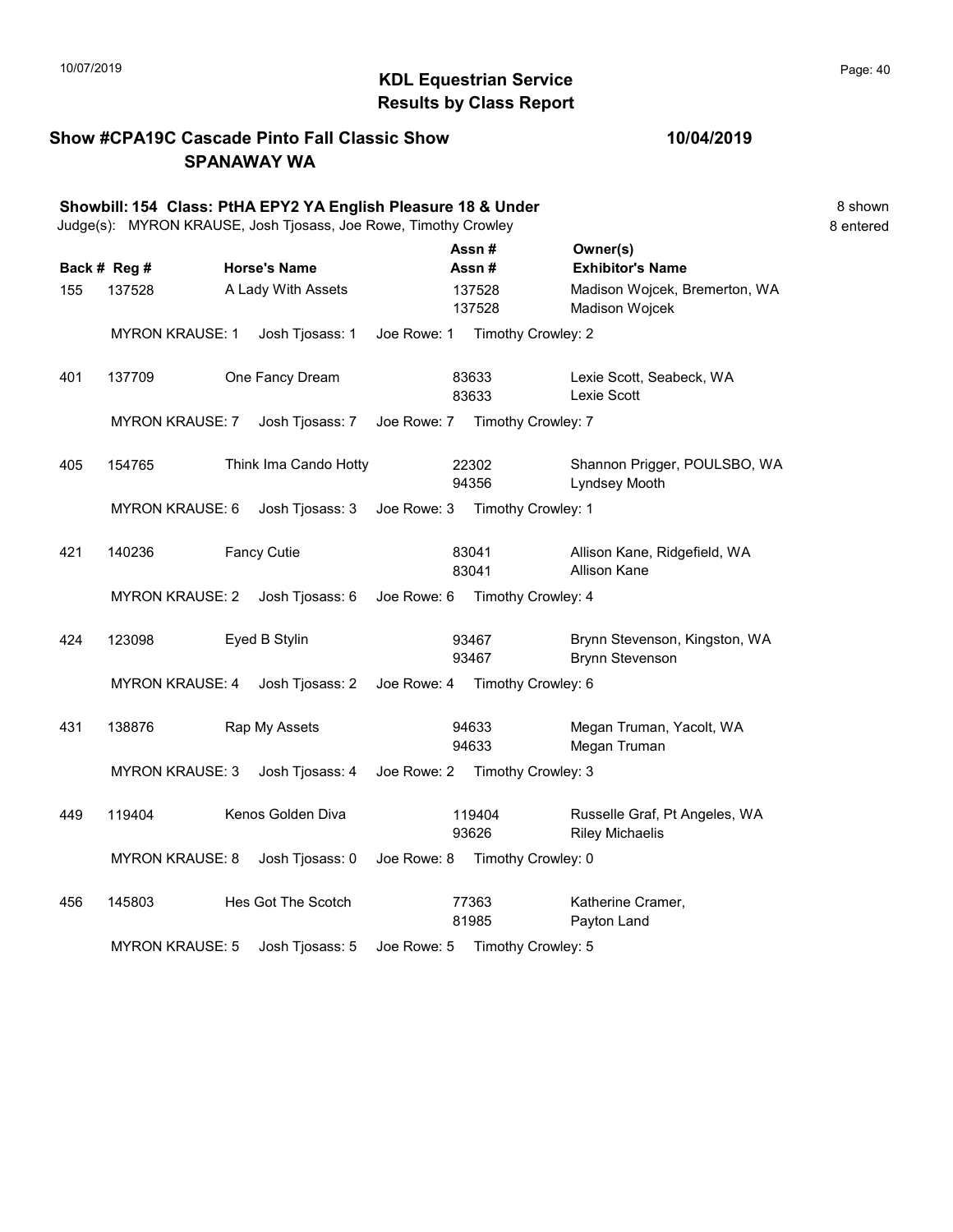# KDL Equestrian Service
## Results by Class Report

**Show #CPA19C Cascade Pinto Fall Classic Show** **10/04/2019**
**SPANAWAY WA**

**Showbill: 154 Class: PtHA EPY2 YA English Pleasure 18 & Under** — 8 shown, 8 entered

Judge(s): MYRON KRAUSE, Josh Tjosass, Joe Rowe, Timothy Crowley

| Back # | Reg # | Horse's Name | Assn # / Assn # | Owner(s) / Exhibitor's Name |
|---|---|---|---|---|
| 155 | 137528 | A Lady With Assets | 137528 / 137528 | Madison Wojcek, Bremerton, WA / Madison Wojcek |
| | MYRON KRAUSE: 1 | Josh Tjosass: 1 | Joe Rowe: 1 | Timothy Crowley: 2 |
| 401 | 137709 | One Fancy Dream | 83633 / 83633 | Lexie Scott, Seabeck, WA / Lexie Scott |
| | MYRON KRAUSE: 7 | Josh Tjosass: 7 | Joe Rowe: 7 | Timothy Crowley: 7 |
| 405 | 154765 | Think Ima Cando Hotty | 22302 / 94356 | Shannon Prigger, POULSBO, WA / Lyndsey Mooth |
| | MYRON KRAUSE: 6 | Josh Tjosass: 3 | Joe Rowe: 3 | Timothy Crowley: 1 |
| 421 | 140236 | Fancy Cutie | 83041 / 83041 | Allison Kane, Ridgefield, WA / Allison Kane |
| | MYRON KRAUSE: 2 | Josh Tjosass: 6 | Joe Rowe: 6 | Timothy Crowley: 4 |
| 424 | 123098 | Eyed B Stylin | 93467 / 93467 | Brynn Stevenson, Kingston, WA / Brynn Stevenson |
| | MYRON KRAUSE: 4 | Josh Tjosass: 2 | Joe Rowe: 4 | Timothy Crowley: 6 |
| 431 | 138876 | Rap My Assets | 94633 / 94633 | Megan Truman, Yacolt, WA / Megan Truman |
| | MYRON KRAUSE: 3 | Josh Tjosass: 4 | Joe Rowe: 2 | Timothy Crowley: 3 |
| 449 | 119404 | Kenos Golden Diva | 119404 / 93626 | Russelle Graf, Pt Angeles, WA / Riley Michaelis |
| | MYRON KRAUSE: 8 | Josh Tjosass: 0 | Joe Rowe: 8 | Timothy Crowley: 0 |
| 456 | 145803 | Hes Got The Scotch | 77363 / 81985 | Katherine Cramer, / Payton Land |
| | MYRON KRAUSE: 5 | Josh Tjosass: 5 | Joe Rowe: 5 | Timothy Crowley: 5 |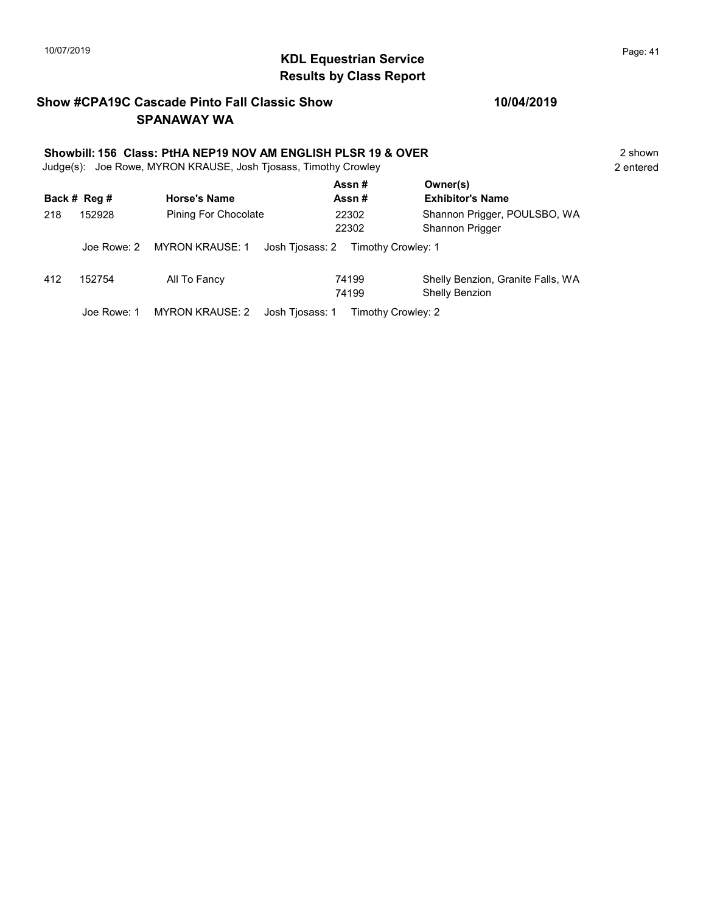# KDL Equestrian Service
## Results by Class Report

**Show #CPA19C Cascade Pinto Fall Classic Show** **10/04/2019**
**SPANAWAY WA**

**Showbill: 156 Class: PtHA NEP19 NOV AM ENGLISH PLSR 19 & OVER** 2 shown
Judge(s): Joe Rowe, MYRON KRAUSE, Josh Tjosass, Timothy Crowley 2 entered

| Back # | Reg # | Horse's Name | Assn # / Assn # | Owner(s) / Exhibitor's Name |
|---|---|---|---|---|
| 218 | 152928 | Pining For Chocolate | 22302 / 22302 | Shannon Prigger, POULSBO, WA / Shannon Prigger |
| | Joe Rowe: 2 | MYRON KRAUSE: 1 | Josh Tjosass: 2 | Timothy Crowley: 1 |
| 412 | 152754 | All To Fancy | 74199 / 74199 | Shelly Benzion, Granite Falls, WA / Shelly Benzion |
| | Joe Rowe: 1 | MYRON KRAUSE: 2 | Josh Tjosass: 1 | Timothy Crowley: 2 |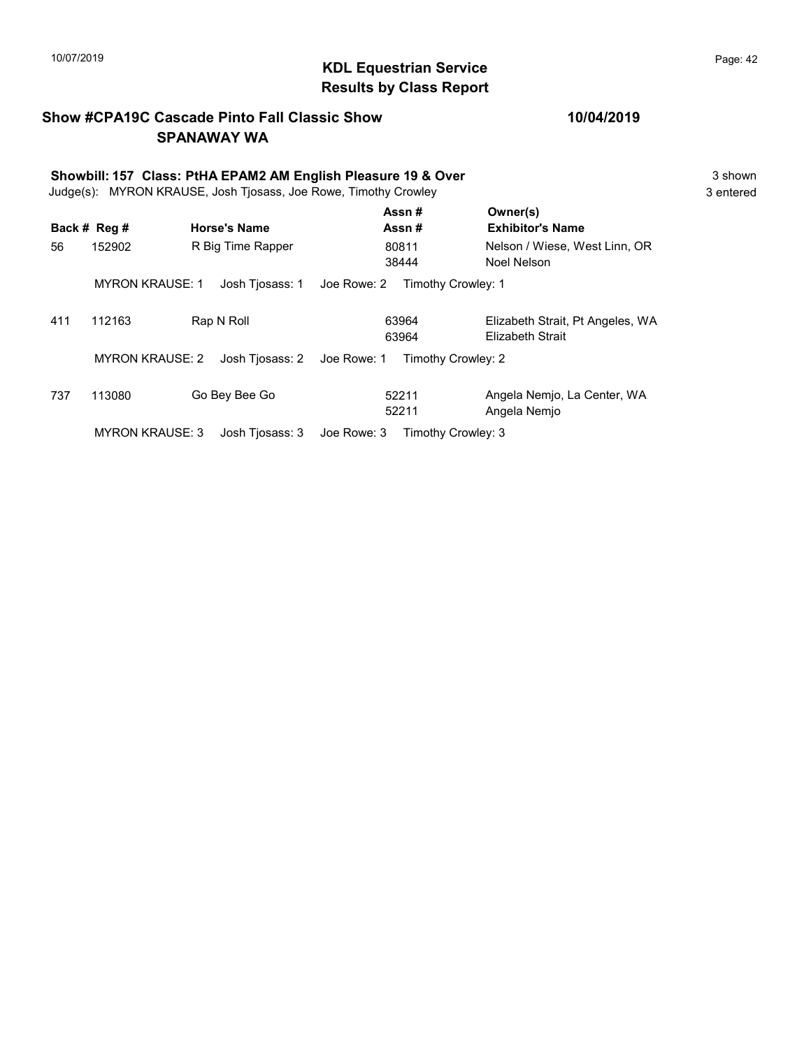# KDL Equestrian Service
## Results by Class Report

**Show #CPA19C Cascade Pinto Fall Classic Show** **10/04/2019**
**SPANAWAY WA**

**Showbill: 157 Class: PtHA EPAM2 AM English Pleasure 19 & Over** 3 shown
Judge(s): MYRON KRAUSE, Josh Tjosass, Joe Rowe, Timothy Crowley 3 entered

| Back # | Reg # | Horse's Name | Assn # / Assn # | Owner(s) / Exhibitor's Name |
|---|---|---|---|---|
| 56 | 152902 | R Big Time Rapper | 80811<br>38444 | Nelson / Wiese, West Linn, OR<br>Noel Nelson |
| | MYRON KRAUSE: 1 | Josh Tjosass: 1 | Joe Rowe: 2 | Timothy Crowley: 1 |
| 411 | 112163 | Rap N Roll | 63964<br>63964 | Elizabeth Strait, Pt Angeles, WA<br>Elizabeth Strait |
| | MYRON KRAUSE: 2 | Josh Tjosass: 2 | Joe Rowe: 1 | Timothy Crowley: 2 |
| 737 | 113080 | Go Bey Bee Go | 52211<br>52211 | Angela Nemjo, La Center, WA<br>Angela Nemjo |
| | MYRON KRAUSE: 3 | Josh Tjosass: 3 | Joe Rowe: 3 | Timothy Crowley: 3 |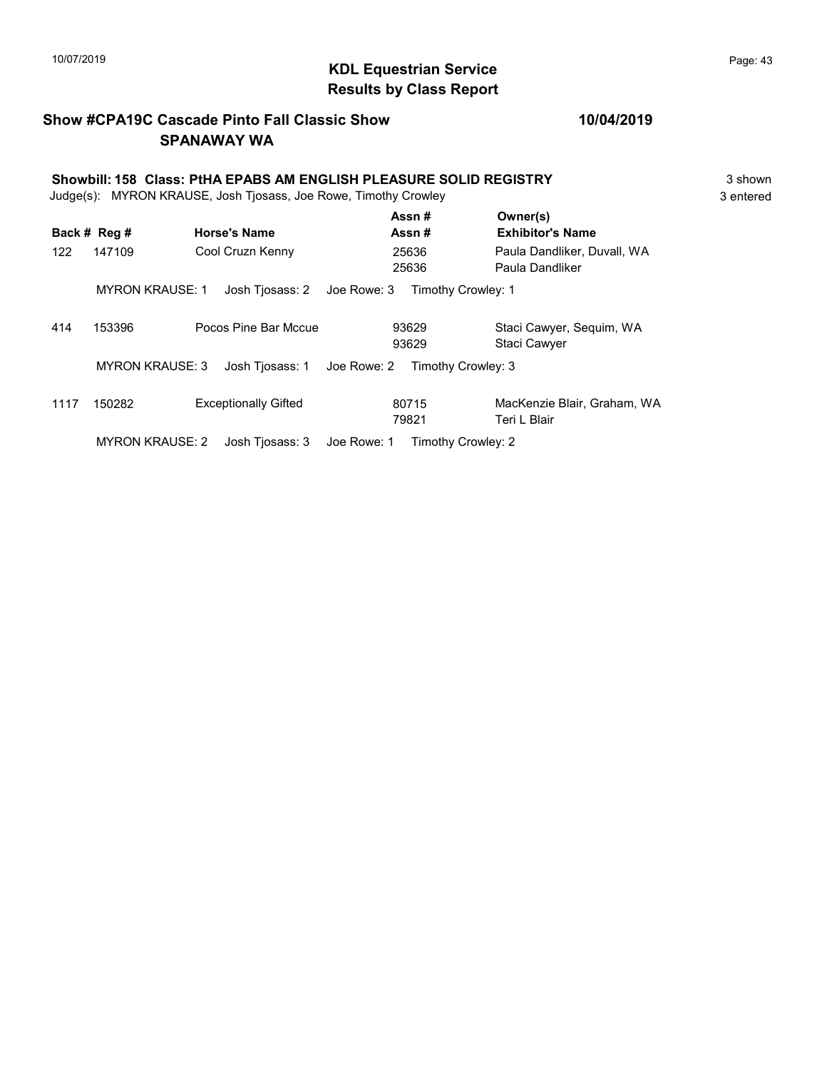# KDL Equestrian Service
## Results by Class Report

**Show #CPA19C Cascade Pinto Fall Classic Show** **10/04/2019**
**SPANAWAY WA**

**Showbill: 158 Class: PtHA EPABS AM ENGLISH PLEASURE SOLID REGISTRY** 3 shown
Judge(s): MYRON KRAUSE, Josh Tjosass, Joe Rowe, Timothy Crowley 3 entered

| Back # | Reg # | Horse's Name | Assn # / Assn # | Owner(s) / Exhibitor's Name |
|---|---|---|---|---|
| 122 | 147109 | Cool Cruzn Kenny | 25636<br>25636 | Paula Dandliker, Duvall, WA<br>Paula Dandliker |
| | MYRON KRAUSE: 1 | Josh Tjosass: 2 | Joe Rowe: 3 | Timothy Crowley: 1 |
| 414 | 153396 | Pocos Pine Bar Mccue | 93629<br>93629 | Staci Cawyer, Sequim, WA<br>Staci Cawyer |
| | MYRON KRAUSE: 3 | Josh Tjosass: 1 | Joe Rowe: 2 | Timothy Crowley: 3 |
| 1117 | 150282 | Exceptionally Gifted | 80715<br>79821 | MacKenzie Blair, Graham, WA<br>Teri L Blair |
| | MYRON KRAUSE: 2 | Josh Tjosass: 3 | Joe Rowe: 1 | Timothy Crowley: 2 |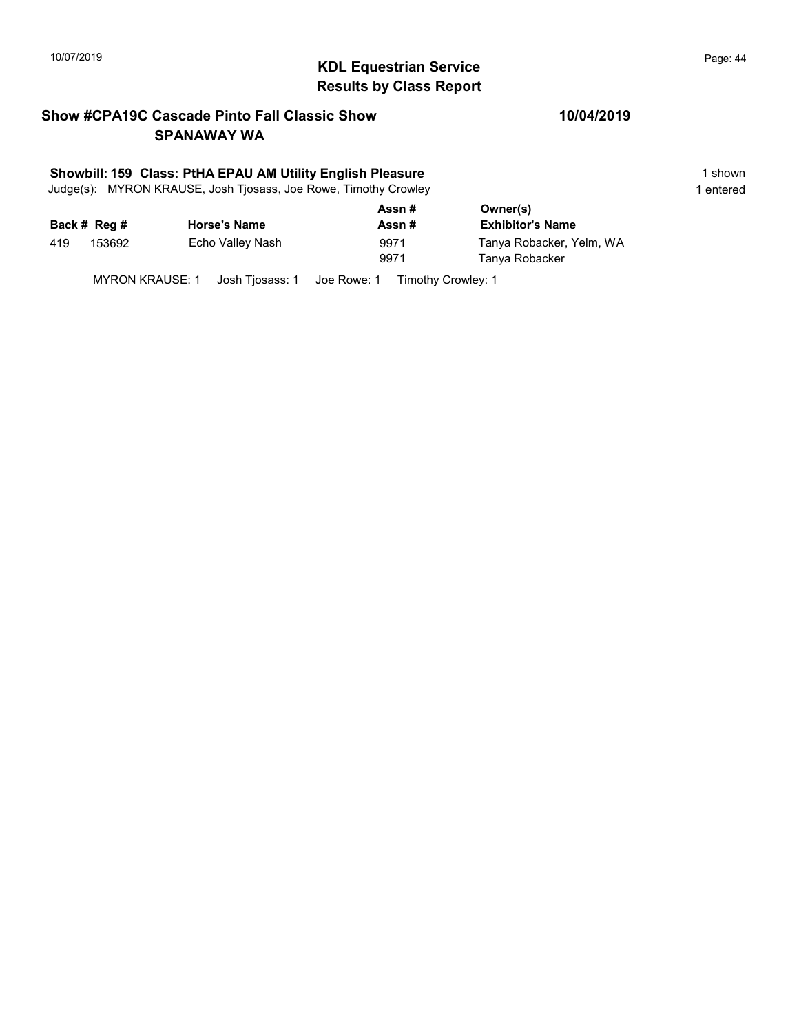## KDL Equestrian Service
## Results by Class Report

**Show #CPA19C Cascade Pinto Fall Classic Show** **10/04/2019**
**SPANAWAY WA**

**Showbill: 159 Class: PtHA EPAU AM Utility English Pleasure** 1 shown
Judge(s): MYRON KRAUSE, Josh Tjosass, Joe Rowe, Timothy Crowley 1 entered

| Back # | Reg # | Horse's Name | Assn # / Assn # | Owner(s) / Exhibitor's Name |
|---|---|---|---|---|
| 419 | 153692 | Echo Valley Nash | 9971 | Tanya Robacker, Yelm, WA |
| | | | 9971 | Tanya Robacker |

MYRON KRAUSE: 1 Josh Tjosass: 1 Joe Rowe: 1 Timothy Crowley: 1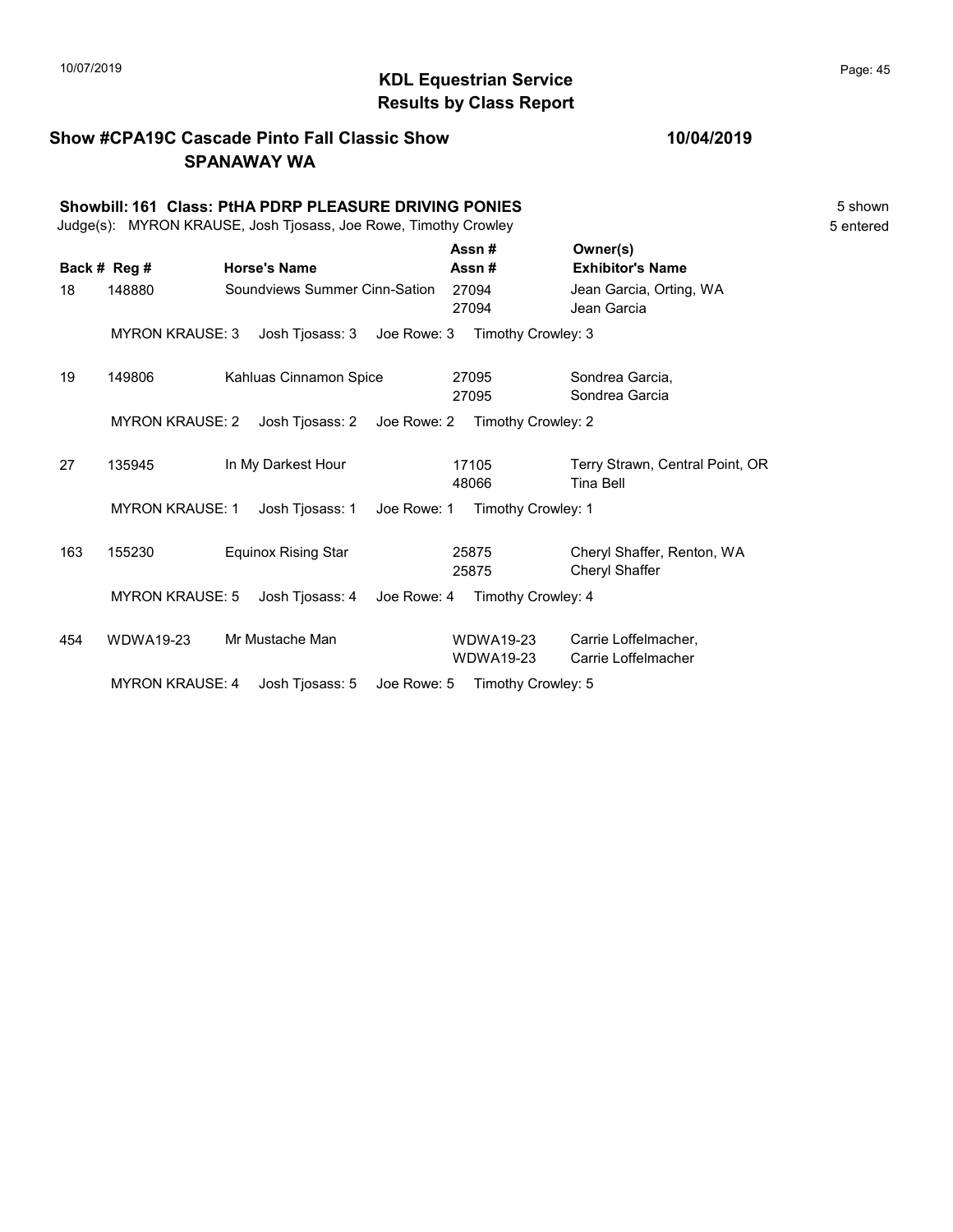## KDL Equestrian Service
## Results by Class Report

**Show #CPA19C Cascade Pinto Fall Classic Show** **10/04/2019**
**SPANAWAY WA**

**Showbill: 161 Class: PtHA PDRP PLEASURE DRIVING PONIES** 5 shown
Judge(s): MYRON KRAUSE, Josh Tjosass, Joe Rowe, Timothy Crowley 5 entered

| Back # | Reg # | Horse's Name | Assn # / Assn # | Owner(s) / Exhibitor's Name |
|---|---|---|---|---|
| 18 | 148880 | Soundviews Summer Cinn-Sation | 27094 / 27094 | Jean Garcia, Orting, WA / Jean Garcia |
| | MYRON KRAUSE: 3 | Josh Tjosass: 3 | Joe Rowe: 3 | Timothy Crowley: 3 |
| 19 | 149806 | Kahluas Cinnamon Spice | 27095 / 27095 | Sondrea Garcia, / Sondrea Garcia |
| | MYRON KRAUSE: 2 | Josh Tjosass: 2 | Joe Rowe: 2 | Timothy Crowley: 2 |
| 27 | 135945 | In My Darkest Hour | 17105 / 48066 | Terry Strawn, Central Point, OR / Tina Bell |
| | MYRON KRAUSE: 1 | Josh Tjosass: 1 | Joe Rowe: 1 | Timothy Crowley: 1 |
| 163 | 155230 | Equinox Rising Star | 25875 / 25875 | Cheryl Shaffer, Renton, WA / Cheryl Shaffer |
| | MYRON KRAUSE: 5 | Josh Tjosass: 4 | Joe Rowe: 4 | Timothy Crowley: 4 |
| 454 | WDWA19-23 | Mr Mustache Man | WDWA19-23 / WDWA19-23 | Carrie Loffelmacher, / Carrie Loffelmacher |
| | MYRON KRAUSE: 4 | Josh Tjosass: 5 | Joe Rowe: 5 | Timothy Crowley: 5 |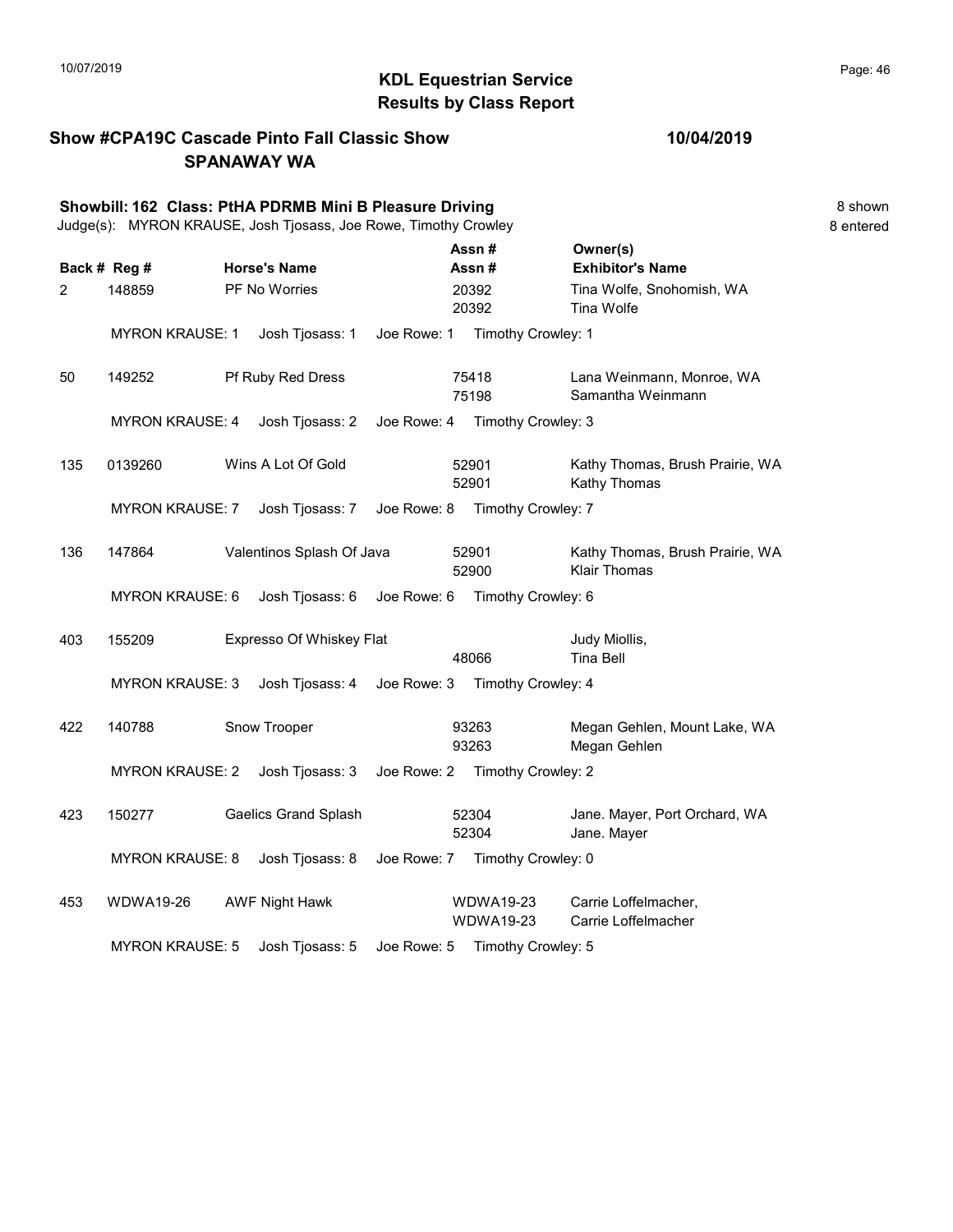# KDL Equestrian Service
## Results by Class Report

**Show #CPA19C Cascade Pinto Fall Classic Show** **10/04/2019**
**SPANAWAY WA**

**Showbill: 162 Class: PtHA PDRMB Mini B Pleasure Driving** 8 shown
Judge(s): MYRON KRAUSE, Josh Tjosass, Joe Rowe, Timothy Crowley 8 entered

| Back # | Reg # | Horse's Name | Assn # / Assn # | Owner(s) / Exhibitor's Name |
|---|---|---|---|---|
| 2 | 148859 | PF No Worries | 20392 / 20392 | Tina Wolfe, Snohomish, WA / Tina Wolfe |
| | MYRON KRAUSE: 1 | Josh Tjosass: 1 | Joe Rowe: 1 | Timothy Crowley: 1 |
| 50 | 149252 | Pf Ruby Red Dress | 75418 / 75198 | Lana Weinmann, Monroe, WA / Samantha Weinmann |
| | MYRON KRAUSE: 4 | Josh Tjosass: 2 | Joe Rowe: 4 | Timothy Crowley: 3 |
| 135 | 0139260 | Wins A Lot Of Gold | 52901 / 52901 | Kathy Thomas, Brush Prairie, WA / Kathy Thomas |
| | MYRON KRAUSE: 7 | Josh Tjosass: 7 | Joe Rowe: 8 | Timothy Crowley: 7 |
| 136 | 147864 | Valentinos Splash Of Java | 52901 / 52900 | Kathy Thomas, Brush Prairie, WA / Klair Thomas |
| | MYRON KRAUSE: 6 | Josh Tjosass: 6 | Joe Rowe: 6 | Timothy Crowley: 6 |
| 403 | 155209 | Expresso Of Whiskey Flat | / 48066 | Judy Miollis, / Tina Bell |
| | MYRON KRAUSE: 3 | Josh Tjosass: 4 | Joe Rowe: 3 | Timothy Crowley: 4 |
| 422 | 140788 | Snow Trooper | 93263 / 93263 | Megan Gehlen, Mount Lake, WA / Megan Gehlen |
| | MYRON KRAUSE: 2 | Josh Tjosass: 3 | Joe Rowe: 2 | Timothy Crowley: 2 |
| 423 | 150277 | Gaelics Grand Splash | 52304 / 52304 | Jane. Mayer, Port Orchard, WA / Jane. Mayer |
| | MYRON KRAUSE: 8 | Josh Tjosass: 8 | Joe Rowe: 7 | Timothy Crowley: 0 |
| 453 | WDWA19-26 | AWF Night Hawk | WDWA19-23 / WDWA19-23 | Carrie Loffelmacher, / Carrie Loffelmacher |
| | MYRON KRAUSE: 5 | Josh Tjosass: 5 | Joe Rowe: 5 | Timothy Crowley: 5 |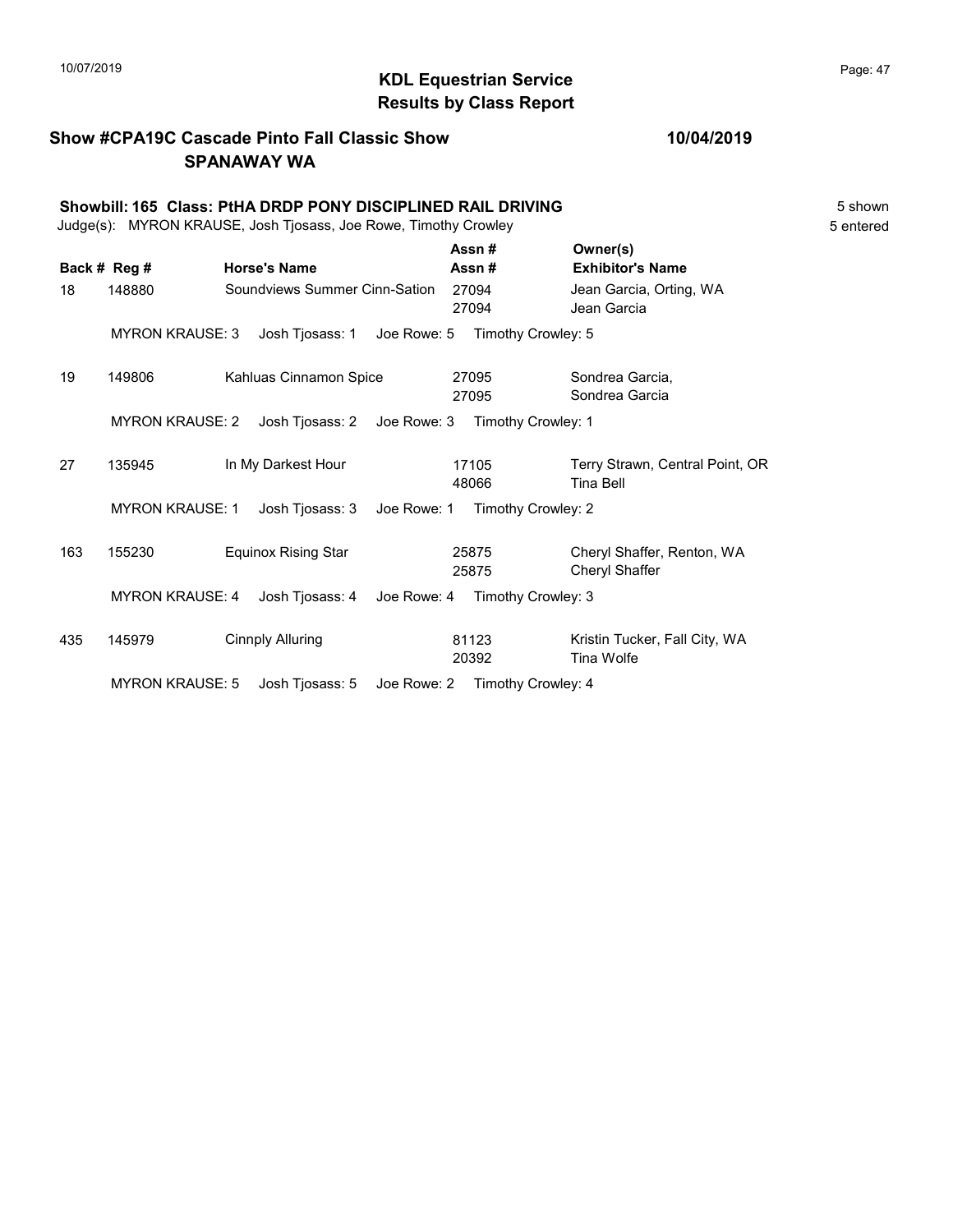## KDL Equestrian Service
## Results by Class Report

**Show #CPA19C Cascade Pinto Fall Classic Show** 10/04/2019
**SPANAWAY WA**

**Showbill: 165 Class: PtHA DRDP PONY DISCIPLINED RAIL DRIVING** 5 shown
Judge(s): MYRON KRAUSE, Josh Tjosass, Joe Rowe, Timothy Crowley 5 entered

| Back # | Reg # | Horse's Name | Assn # / Assn # | Owner(s) / Exhibitor's Name |
|---|---|---|---|---|
| 18 | 148880 | Soundviews Summer Cinn-Sation | 27094 / 27094 | Jean Garcia, Orting, WA / Jean Garcia |
| | MYRON KRAUSE: 3 | Josh Tjosass: 1 | Joe Rowe: 5 | Timothy Crowley: 5 |
| 19 | 149806 | Kahluas Cinnamon Spice | 27095 / 27095 | Sondrea Garcia, / Sondrea Garcia |
| | MYRON KRAUSE: 2 | Josh Tjosass: 2 | Joe Rowe: 3 | Timothy Crowley: 1 |
| 27 | 135945 | In My Darkest Hour | 17105 / 48066 | Terry Strawn, Central Point, OR / Tina Bell |
| | MYRON KRAUSE: 1 | Josh Tjosass: 3 | Joe Rowe: 1 | Timothy Crowley: 2 |
| 163 | 155230 | Equinox Rising Star | 25875 / 25875 | Cheryl Shaffer, Renton, WA / Cheryl Shaffer |
| | MYRON KRAUSE: 4 | Josh Tjosass: 4 | Joe Rowe: 4 | Timothy Crowley: 3 |
| 435 | 145979 | Cinnply Alluring | 81123 / 20392 | Kristin Tucker, Fall City, WA / Tina Wolfe |
| | MYRON KRAUSE: 5 | Josh Tjosass: 5 | Joe Rowe: 2 | Timothy Crowley: 4 |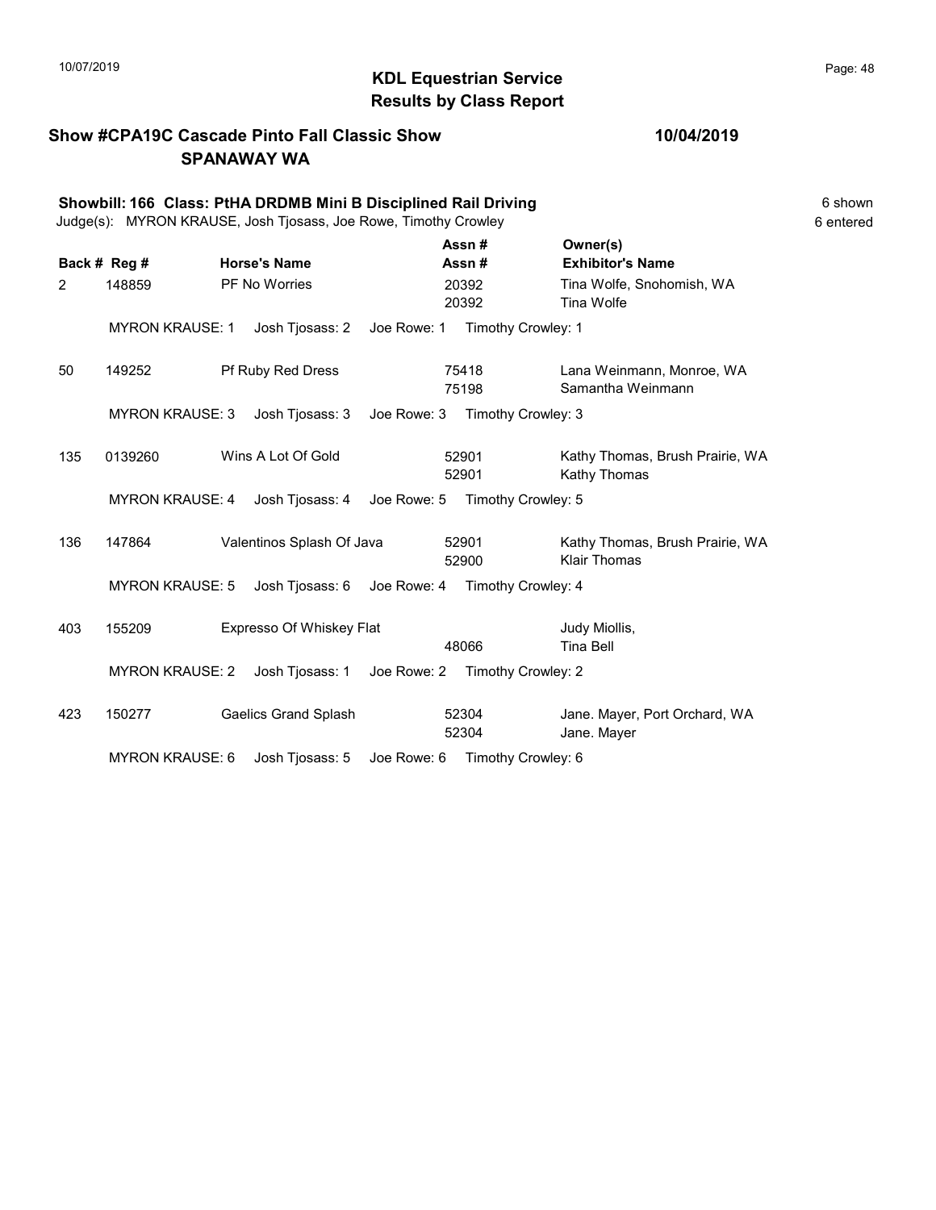# KDL Equestrian Service
## Results by Class Report

10/07/2019

**Show #CPA19C Cascade Pinto Fall Classic Show** **10/04/2019**
**SPANAWAY WA**

**Showbill: 166 Class: PtHA DRDMB Mini B Disciplined Rail Driving** 6 shown
Judge(s): MYRON KRAUSE, Josh Tjosass, Joe Rowe, Timothy Crowley 6 entered

| Back # | Reg # | Horse's Name | Assn # / Assn # | Owner(s) / Exhibitor's Name |
|---|---|---|---|---|
| 2 | 148859 | PF No Worries | 20392 / 20392 | Tina Wolfe, Snohomish, WA / Tina Wolfe |
| | MYRON KRAUSE: 1 | Josh Tjosass: 2 | Joe Rowe: 1 | Timothy Crowley: 1 |
| 50 | 149252 | Pf Ruby Red Dress | 75418 / 75198 | Lana Weinmann, Monroe, WA / Samantha Weinmann |
| | MYRON KRAUSE: 3 | Josh Tjosass: 3 | Joe Rowe: 3 | Timothy Crowley: 3 |
| 135 | 0139260 | Wins A Lot Of Gold | 52901 / 52901 | Kathy Thomas, Brush Prairie, WA / Kathy Thomas |
| | MYRON KRAUSE: 4 | Josh Tjosass: 4 | Joe Rowe: 5 | Timothy Crowley: 5 |
| 136 | 147864 | Valentinos Splash Of Java | 52901 / 52900 | Kathy Thomas, Brush Prairie, WA / Klair Thomas |
| | MYRON KRAUSE: 5 | Josh Tjosass: 6 | Joe Rowe: 4 | Timothy Crowley: 4 |
| 403 | 155209 | Expresso Of Whiskey Flat | / 48066 | Judy Miollis, / Tina Bell |
| | MYRON KRAUSE: 2 | Josh Tjosass: 1 | Joe Rowe: 2 | Timothy Crowley: 2 |
| 423 | 150277 | Gaelics Grand Splash | 52304 / 52304 | Jane. Mayer, Port Orchard, WA / Jane. Mayer |
| | MYRON KRAUSE: 6 | Josh Tjosass: 5 | Joe Rowe: 6 | Timothy Crowley: 6 |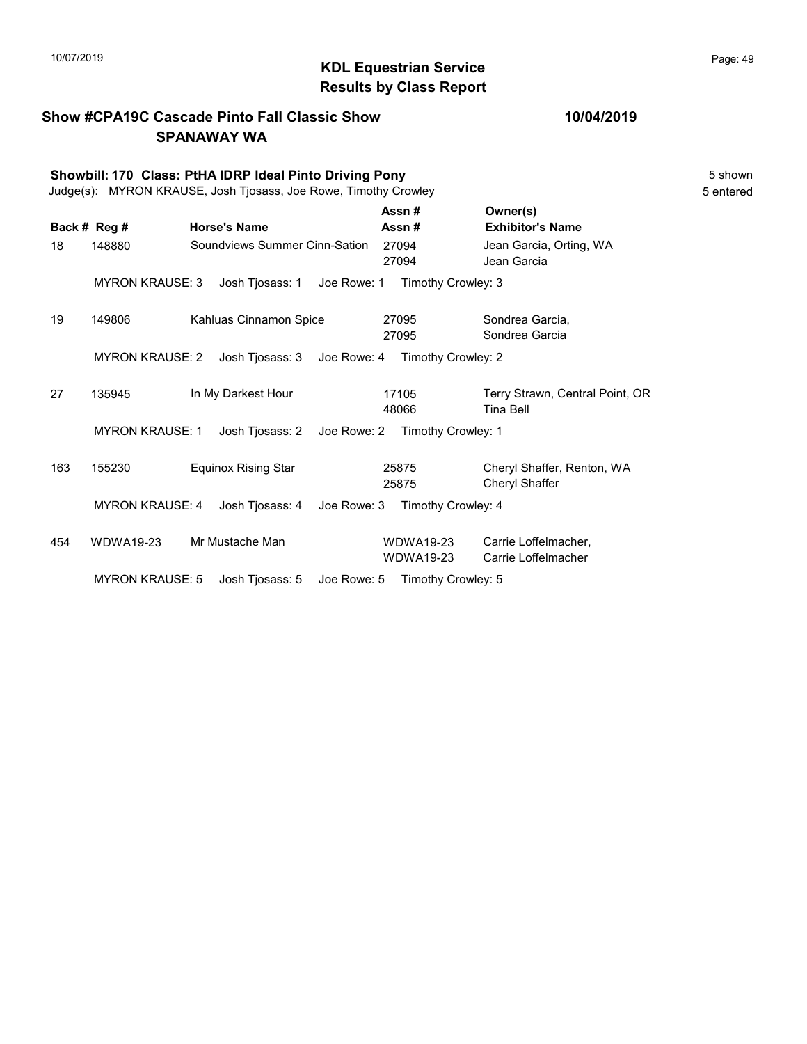# KDL Equestrian Service
## Results by Class Report

**Show #CPA19C Cascade Pinto Fall Classic Show** **10/04/2019**
**SPANAWAY WA**

**Showbill: 170 Class: PtHA IDRP Ideal Pinto Driving Pony** 5 shown
Judge(s): MYRON KRAUSE, Josh Tjosass, Joe Rowe, Timothy Crowley 5 entered

| Back # | Reg # | Horse's Name | Assn # / Assn # | Owner(s) / Exhibitor's Name |
|---|---|---|---|---|
| 18 | 148880 | Soundviews Summer Cinn-Sation | 27094 / 27094 | Jean Garcia, Orting, WA / Jean Garcia |
| | MYRON KRAUSE: 3 | Josh Tjosass: 1 | Joe Rowe: 1 | Timothy Crowley: 3 |
| 19 | 149806 | Kahluas Cinnamon Spice | 27095 / 27095 | Sondrea Garcia, / Sondrea Garcia |
| | MYRON KRAUSE: 2 | Josh Tjosass: 3 | Joe Rowe: 4 | Timothy Crowley: 2 |
| 27 | 135945 | In My Darkest Hour | 17105 / 48066 | Terry Strawn, Central Point, OR / Tina Bell |
| | MYRON KRAUSE: 1 | Josh Tjosass: 2 | Joe Rowe: 2 | Timothy Crowley: 1 |
| 163 | 155230 | Equinox Rising Star | 25875 / 25875 | Cheryl Shaffer, Renton, WA / Cheryl Shaffer |
| | MYRON KRAUSE: 4 | Josh Tjosass: 4 | Joe Rowe: 3 | Timothy Crowley: 4 |
| 454 | WDWA19-23 | Mr Mustache Man | WDWA19-23 / WDWA19-23 | Carrie Loffelmacher, / Carrie Loffelmacher |
| | MYRON KRAUSE: 5 | Josh Tjosass: 5 | Joe Rowe: 5 | Timothy Crowley: 5 |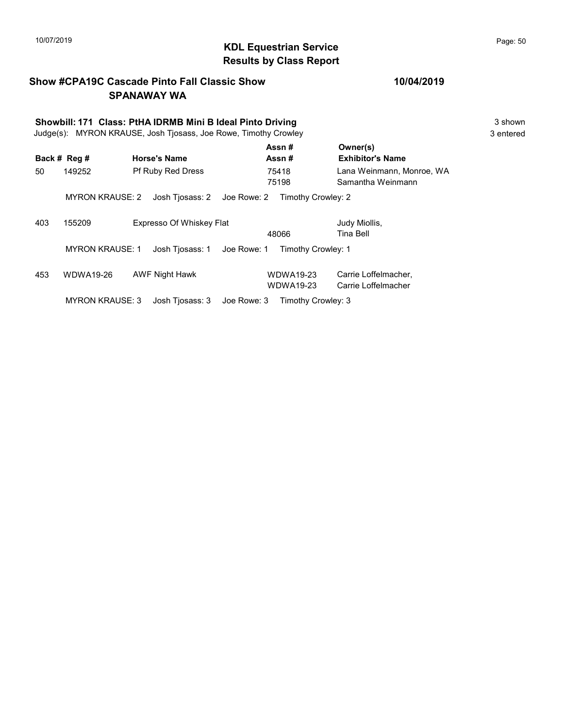# KDL Equestrian Service
## Results by Class Report

**Show #CPA19C Cascade Pinto Fall Classic Show** — **10/04/2019**
**SPANAWAY WA**

**Showbill: 171 Class: PtHA IDRMB Mini B Ideal Pinto Driving** — 3 shown
Judge(s): MYRON KRAUSE, Josh Tjosass, Joe Rowe, Timothy Crowley — 3 entered

| Back # | Reg # | Horse's Name | Assn # / Assn # | Owner(s) / Exhibitor's Name |
|---|---|---|---|---|
| 50 | 149252 | Pf Ruby Red Dress | 75418<br>75198 | Lana Weinmann, Monroe, WA<br>Samantha Weinmann |
| | MYRON KRAUSE: 2 | Josh Tjosass: 2 | Joe Rowe: 2 | Timothy Crowley: 2 |
| 403 | 155209 | Expresso Of Whiskey Flat | <br>48066 | Judy Miollis,<br>Tina Bell |
| | MYRON KRAUSE: 1 | Josh Tjosass: 1 | Joe Rowe: 1 | Timothy Crowley: 1 |
| 453 | WDWA19-26 | AWF Night Hawk | WDWA19-23<br>WDWA19-23 | Carrie Loffelmacher,<br>Carrie Loffelmacher |
| | MYRON KRAUSE: 3 | Josh Tjosass: 3 | Joe Rowe: 3 | Timothy Crowley: 3 |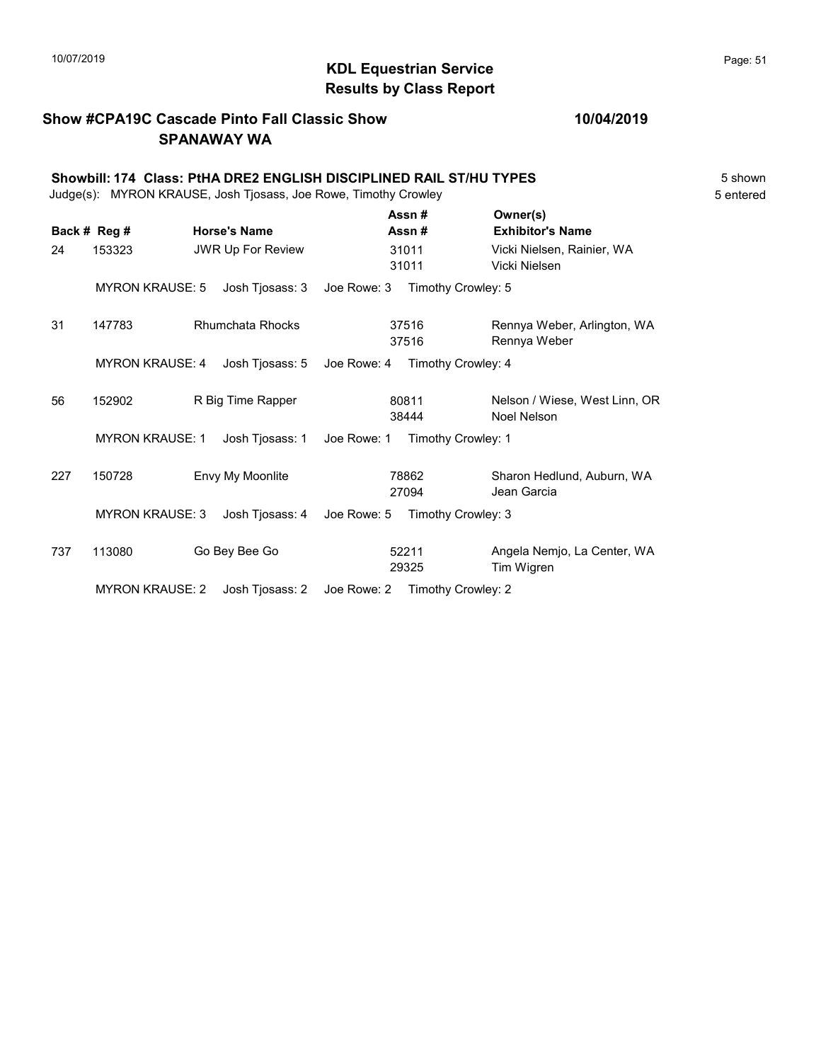## KDL Equestrian Service
## Results by Class Report

**Show #CPA19C Cascade Pinto Fall Classic Show** **10/04/2019**
**SPANAWAY WA**

**Showbill: 174 Class: PtHA DRE2 ENGLISH DISCIPLINED RAIL ST/HU TYPES** 5 shown
Judge(s): MYRON KRAUSE, Josh Tjosass, Joe Rowe, Timothy Crowley 5 entered

| Back # | Reg # | Horse's Name | Assn # / Assn # | Owner(s) / Exhibitor's Name |
|---|---|---|---|---|
| 24 | 153323 | JWR Up For Review | 31011 / 31011 | Vicki Nielsen, Rainier, WA / Vicki Nielsen |
| | MYRON KRAUSE: 5 | Josh Tjosass: 3 | Joe Rowe: 3 | Timothy Crowley: 5 |
| 31 | 147783 | Rhumchata Rhocks | 37516 / 37516 | Rennya Weber, Arlington, WA / Rennya Weber |
| | MYRON KRAUSE: 4 | Josh Tjosass: 5 | Joe Rowe: 4 | Timothy Crowley: 4 |
| 56 | 152902 | R Big Time Rapper | 80811 / 38444 | Nelson / Wiese, West Linn, OR / Noel Nelson |
| | MYRON KRAUSE: 1 | Josh Tjosass: 1 | Joe Rowe: 1 | Timothy Crowley: 1 |
| 227 | 150728 | Envy My Moonlite | 78862 / 27094 | Sharon Hedlund, Auburn, WA / Jean Garcia |
| | MYRON KRAUSE: 3 | Josh Tjosass: 4 | Joe Rowe: 5 | Timothy Crowley: 3 |
| 737 | 113080 | Go Bey Bee Go | 52211 / 29325 | Angela Nemjo, La Center, WA / Tim Wigren |
| | MYRON KRAUSE: 2 | Josh Tjosass: 2 | Joe Rowe: 2 | Timothy Crowley: 2 |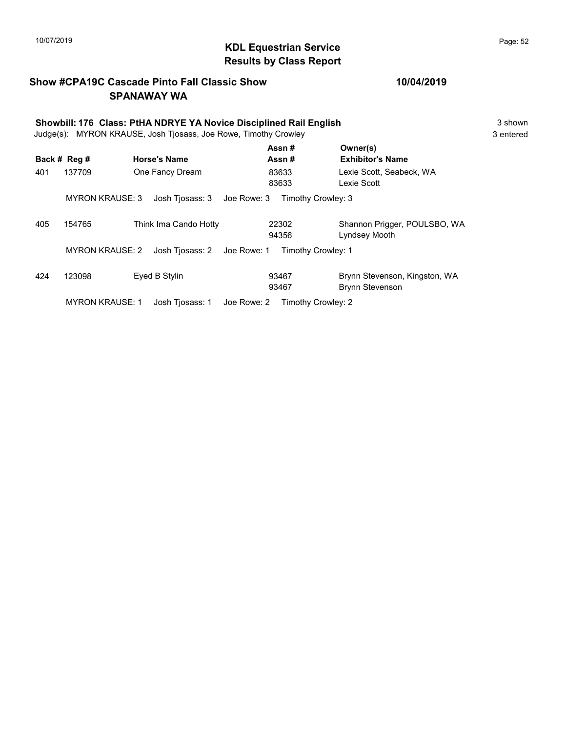# KDL Equestrian Service
## Results by Class Report

**Show #CPA19C Cascade Pinto Fall Classic Show** — **10/04/2019**
**SPANAWAY WA**

**Showbill: 176 Class: PtHA NDRYE YA Novice Disciplined Rail English** — 3 shown
Judge(s): MYRON KRAUSE, Josh Tjosass, Joe Rowe, Timothy Crowley — 3 entered

| Back # | Reg # | Horse's Name | Assn # / Assn # | Owner(s) / Exhibitor's Name |
|---|---|---|---|---|
| 401 | 137709 | One Fancy Dream | 83633 / 83633 | Lexie Scott, Seabeck, WA / Lexie Scott |
| | MYRON KRAUSE: 3 | Josh Tjosass: 3 | Joe Rowe: 3 | Timothy Crowley: 3 |
| 405 | 154765 | Think Ima Cando Hotty | 22302 / 94356 | Shannon Prigger, POULSBO, WA / Lyndsey Mooth |
| | MYRON KRAUSE: 2 | Josh Tjosass: 2 | Joe Rowe: 1 | Timothy Crowley: 1 |
| 424 | 123098 | Eyed B Stylin | 93467 / 93467 | Brynn Stevenson, Kingston, WA / Brynn Stevenson |
| | MYRON KRAUSE: 1 | Josh Tjosass: 1 | Joe Rowe: 2 | Timothy Crowley: 2 |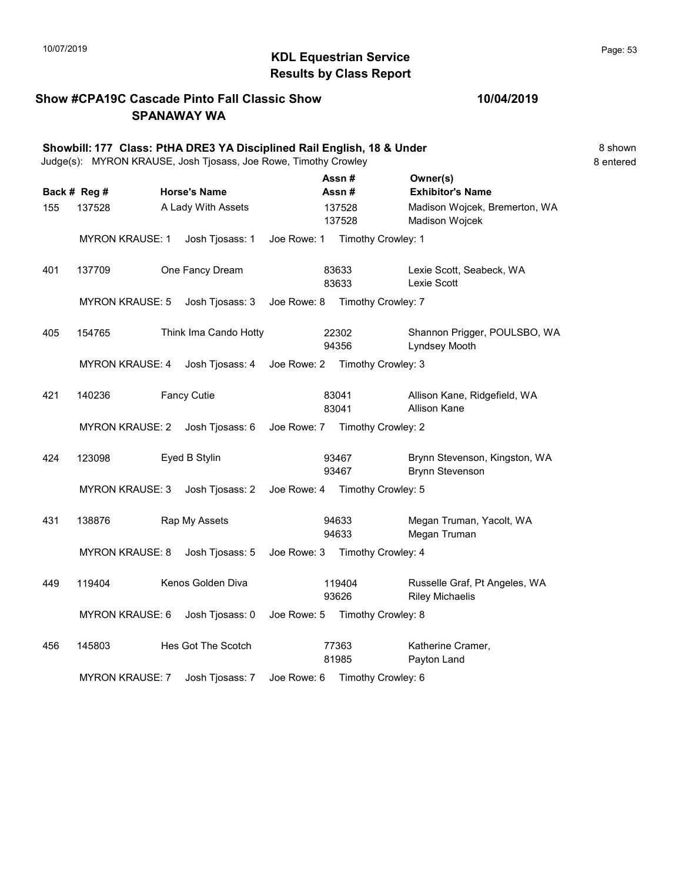# KDL Equestrian Service
## Results by Class Report

**Show #CPA19C Cascade Pinto Fall Classic Show** **10/04/2019**
**SPANAWAY WA**

**Showbill: 177 Class: PtHA DRE3 YA Disciplined Rail English, 18 & Under** 8 shown
Judge(s): MYRON KRAUSE, Josh Tjosass, Joe Rowe, Timothy Crowley 8 entered

| Back # | Reg # | Horse's Name | Assn # / Assn # | Owner(s) / Exhibitor's Name |
|---|---|---|---|---|
| 155 | 137528 | A Lady With Assets | 137528<br>137528 | Madison Wojcek, Bremerton, WA<br>Madison Wojcek |
| | MYRON KRAUSE: 1 | Josh Tjosass: 1 | Joe Rowe: 1 | Timothy Crowley: 1 |
| 401 | 137709 | One Fancy Dream | 83633<br>83633 | Lexie Scott, Seabeck, WA<br>Lexie Scott |
| | MYRON KRAUSE: 5 | Josh Tjosass: 3 | Joe Rowe: 8 | Timothy Crowley: 7 |
| 405 | 154765 | Think Ima Cando Hotty | 22302<br>94356 | Shannon Prigger, POULSBO, WA<br>Lyndsey Mooth |
| | MYRON KRAUSE: 4 | Josh Tjosass: 4 | Joe Rowe: 2 | Timothy Crowley: 3 |
| 421 | 140236 | Fancy Cutie | 83041<br>83041 | Allison Kane, Ridgefield, WA<br>Allison Kane |
| | MYRON KRAUSE: 2 | Josh Tjosass: 6 | Joe Rowe: 7 | Timothy Crowley: 2 |
| 424 | 123098 | Eyed B Stylin | 93467<br>93467 | Brynn Stevenson, Kingston, WA<br>Brynn Stevenson |
| | MYRON KRAUSE: 3 | Josh Tjosass: 2 | Joe Rowe: 4 | Timothy Crowley: 5 |
| 431 | 138876 | Rap My Assets | 94633<br>94633 | Megan Truman, Yacolt, WA<br>Megan Truman |
| | MYRON KRAUSE: 8 | Josh Tjosass: 5 | Joe Rowe: 3 | Timothy Crowley: 4 |
| 449 | 119404 | Kenos Golden Diva | 119404<br>93626 | Russelle Graf, Pt Angeles, WA<br>Riley Michaelis |
| | MYRON KRAUSE: 6 | Josh Tjosass: 0 | Joe Rowe: 5 | Timothy Crowley: 8 |
| 456 | 145803 | Hes Got The Scotch | 77363<br>81985 | Katherine Cramer,<br>Payton Land |
| | MYRON KRAUSE: 7 | Josh Tjosass: 7 | Joe Rowe: 6 | Timothy Crowley: 6 |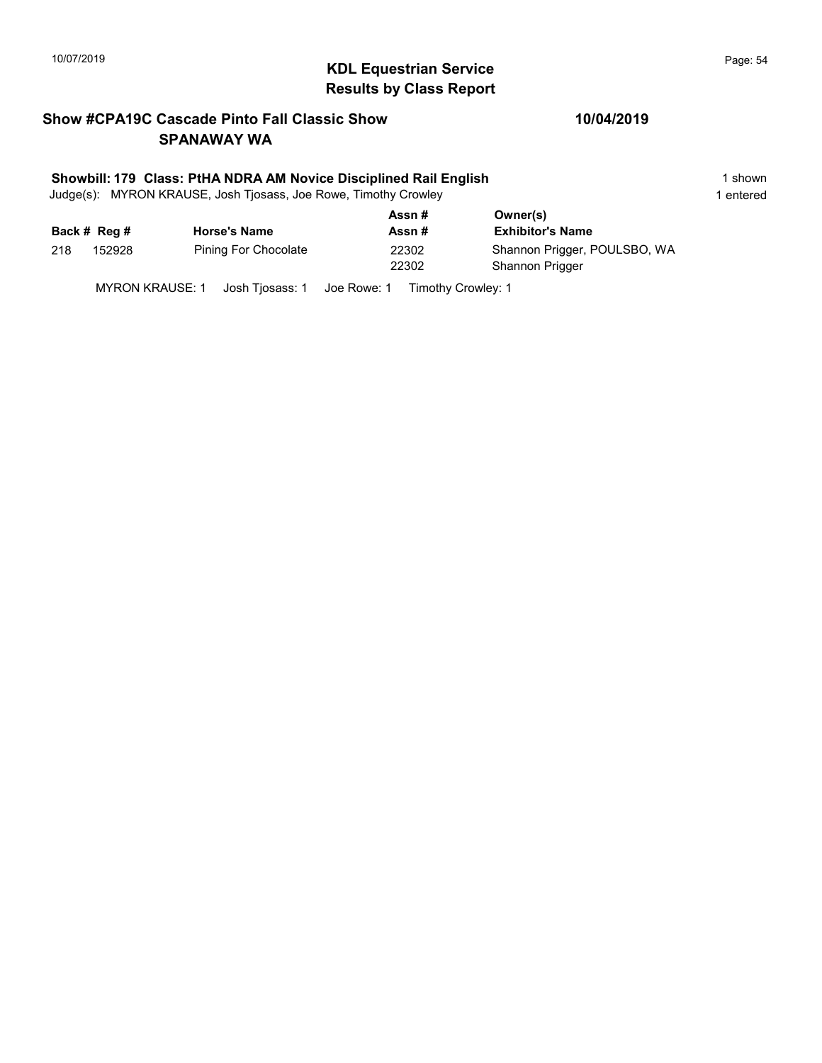# KDL Equestrian Service
## Results by Class Report

### Show #CPA19C Cascade Pinto Fall Classic Show — 10/04/2019
### SPANAWAY WA

**Showbill: 179 Class: PtHA NDRA AM Novice Disciplined Rail English** — 1 shown

Judge(s): MYRON KRAUSE, Josh Tjosass, Joe Rowe, Timothy Crowley — 1 entered

| Back # | Reg # | Horse's Name | Assn # / Assn # | Owner(s) / Exhibitor's Name |
|---|---|---|---|---|
| 218 | 152928 | Pining For Chocolate | 22302 / 22302 | Shannon Prigger, POULSBO, WA / Shannon Prigger |

MYRON KRAUSE: 1 Josh Tjosass: 1 Joe Rowe: 1 Timothy Crowley: 1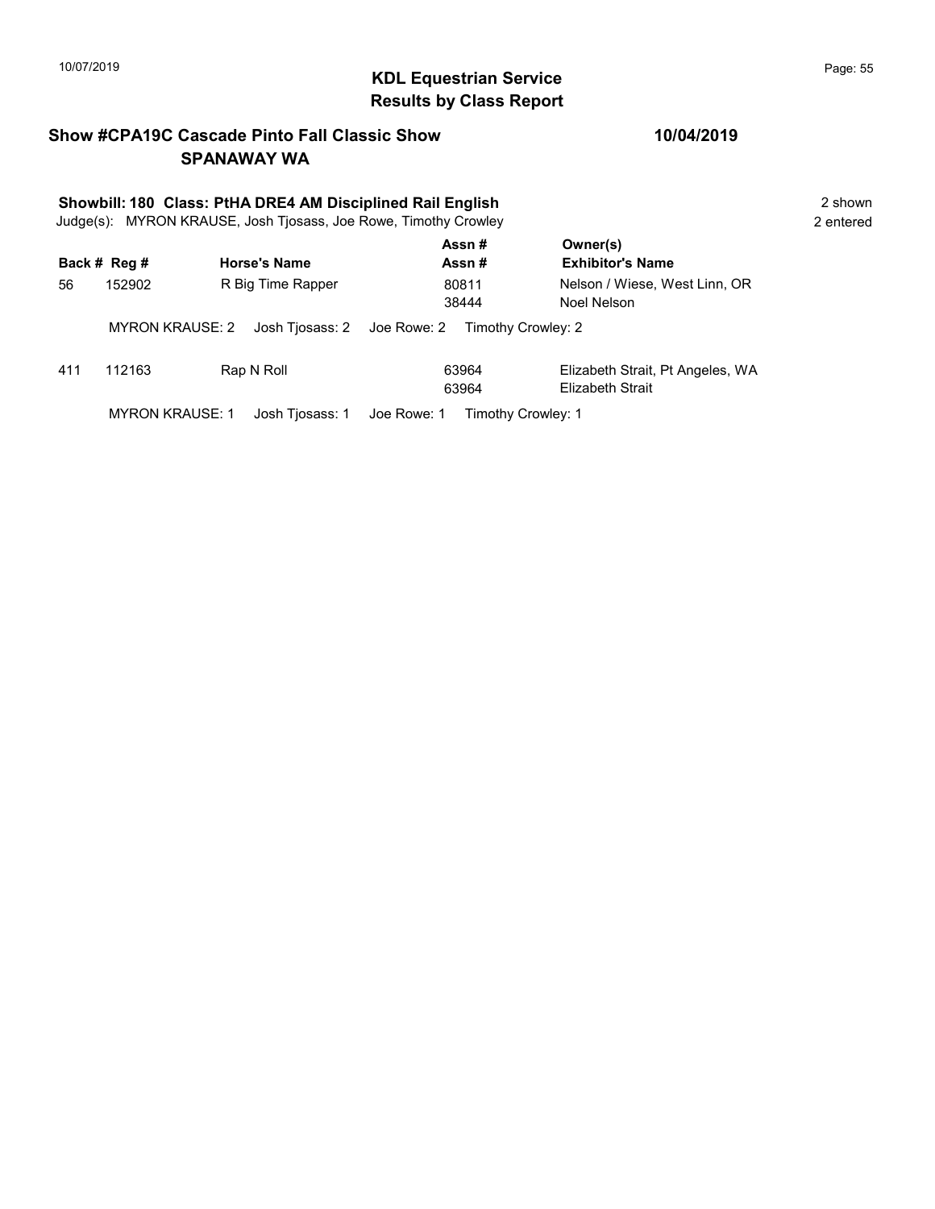# KDL Equestrian Service
## Results by Class Report

**Show #CPA19C Cascade Pinto Fall Classic Show** — **10/04/2019**
**SPANAWAY WA**

**Showbill: 180 Class: PtHA DRE4 AM Disciplined Rail English** — 2 shown
Judge(s): MYRON KRAUSE, Josh Tjosass, Joe Rowe, Timothy Crowley — 2 entered

| Back # | Reg # | Horse's Name | Assn # / Assn # | Owner(s) / Exhibitor's Name |
|---|---|---|---|---|
| 56 | 152902 | R Big Time Rapper | 80811<br>38444 | Nelson / Wiese, West Linn, OR<br>Noel Nelson |
| | MYRON KRAUSE: 2 | Josh Tjosass: 2 | Joe Rowe: 2 | Timothy Crowley: 2 |
| 411 | 112163 | Rap N Roll | 63964<br>63964 | Elizabeth Strait, Pt Angeles, WA<br>Elizabeth Strait |
| | MYRON KRAUSE: 1 | Josh Tjosass: 1 | Joe Rowe: 1 | Timothy Crowley: 1 |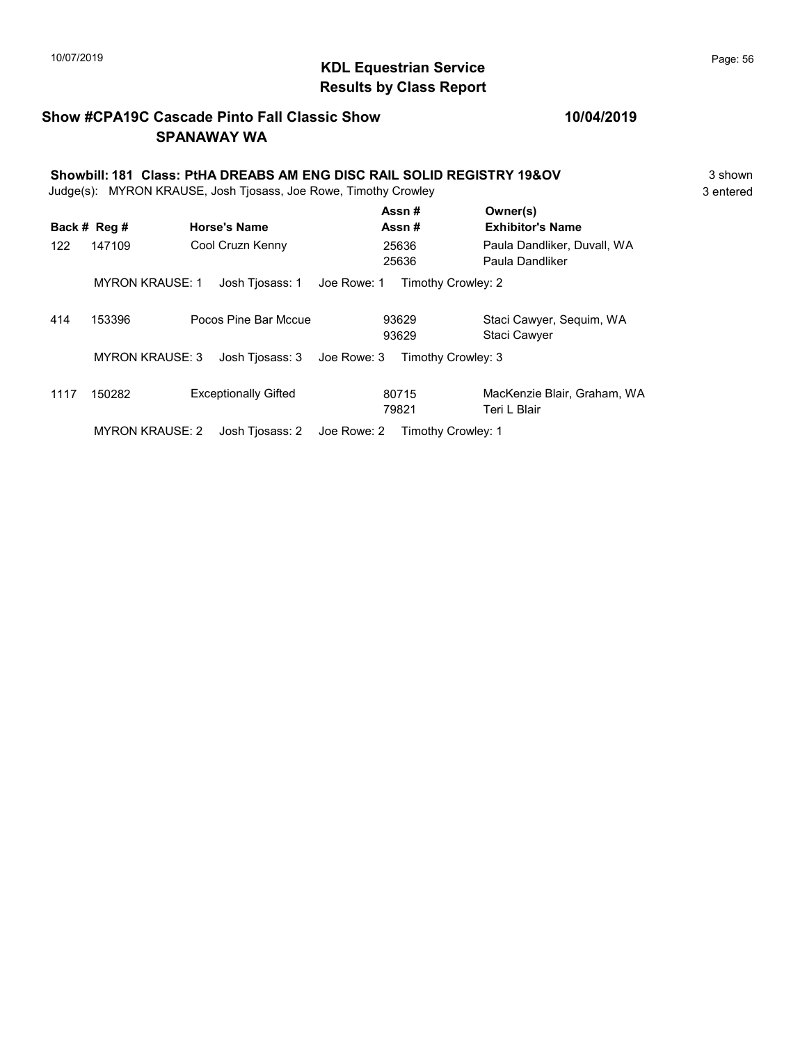# KDL Equestrian Service
## Results by Class Report

**Show #CPA19C Cascade Pinto Fall Classic Show** — **10/04/2019**
**SPANAWAY WA**

**Showbill: 181 Class: PtHA DREABS AM ENG DISC RAIL SOLID REGISTRY 19&OV** — 3 shown
Judge(s): MYRON KRAUSE, Josh Tjosass, Joe Rowe, Timothy Crowley — 3 entered

| Back # | Reg # | Horse's Name | Assn # / Assn # | Owner(s) / Exhibitor's Name |
|---|---|---|---|---|
| 122 | 147109 | Cool Cruzn Kenny | 25636 / 25636 | Paula Dandliker, Duvall, WA / Paula Dandliker |
| | MYRON KRAUSE: 1 | Josh Tjosass: 1 | Joe Rowe: 1 | Timothy Crowley: 2 |
| 414 | 153396 | Pocos Pine Bar Mccue | 93629 / 93629 | Staci Cawyer, Sequim, WA / Staci Cawyer |
| | MYRON KRAUSE: 3 | Josh Tjosass: 3 | Joe Rowe: 3 | Timothy Crowley: 3 |
| 1117 | 150282 | Exceptionally Gifted | 80715 / 79821 | MacKenzie Blair, Graham, WA / Teri L Blair |
| | MYRON KRAUSE: 2 | Josh Tjosass: 2 | Joe Rowe: 2 | Timothy Crowley: 1 |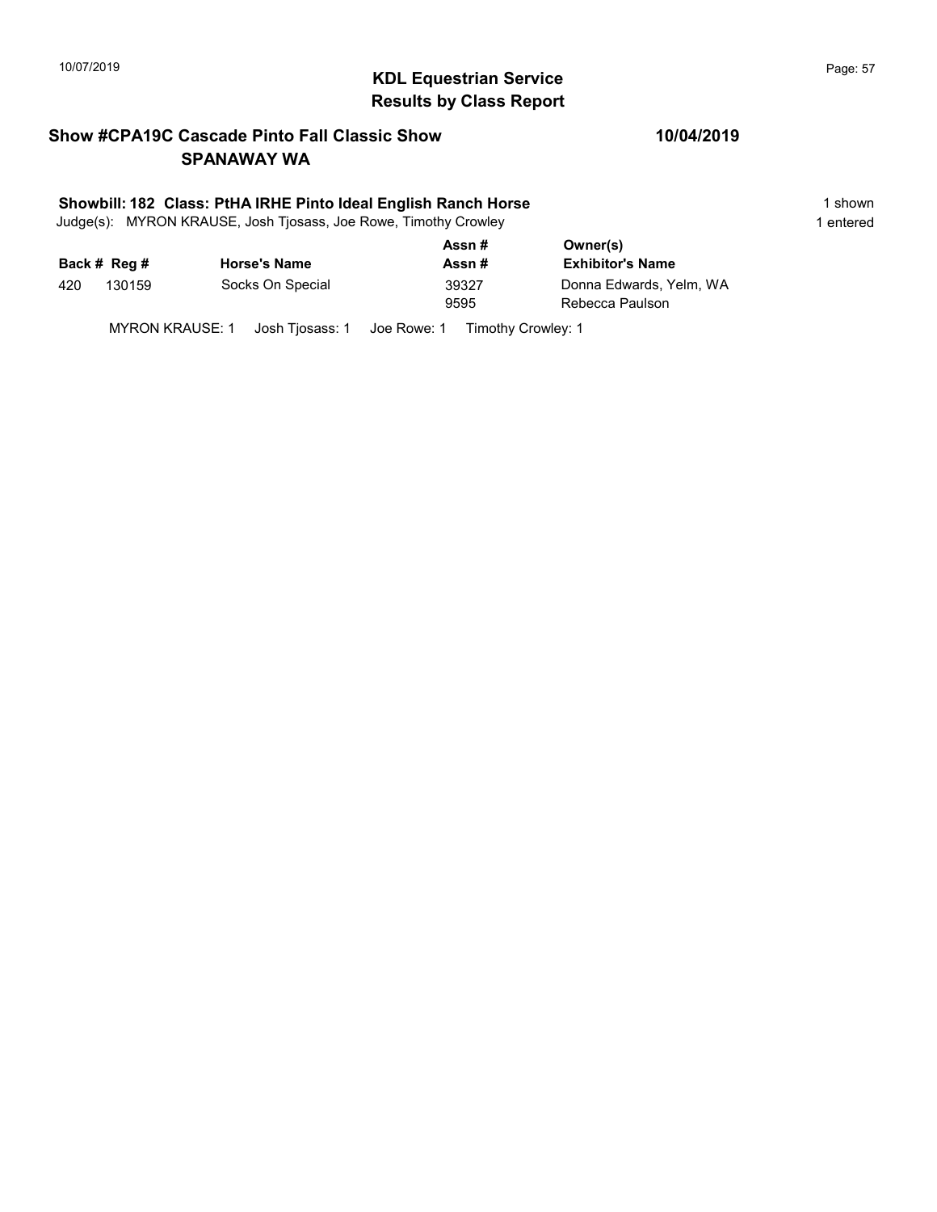## KDL Equestrian Service
## Results by Class Report

**Show #CPA19C Cascade Pinto Fall Classic Show** **10/04/2019**
**SPANAWAY WA**

**Showbill: 182 Class: PtHA IRHE Pinto Ideal English Ranch Horse** 1 shown
Judge(s): MYRON KRAUSE, Josh Tjosass, Joe Rowe, Timothy Crowley 1 entered

| Back # | Reg # | Horse's Name | Assn # / Assn # | Owner(s) / Exhibitor's Name |
|---|---|---|---|---|
| 420 | 130159 | Socks On Special | 39327 | Donna Edwards, Yelm, WA |
| | | | 9595 | Rebecca Paulson |

MYRON KRAUSE: 1 Josh Tjosass: 1 Joe Rowe: 1 Timothy Crowley: 1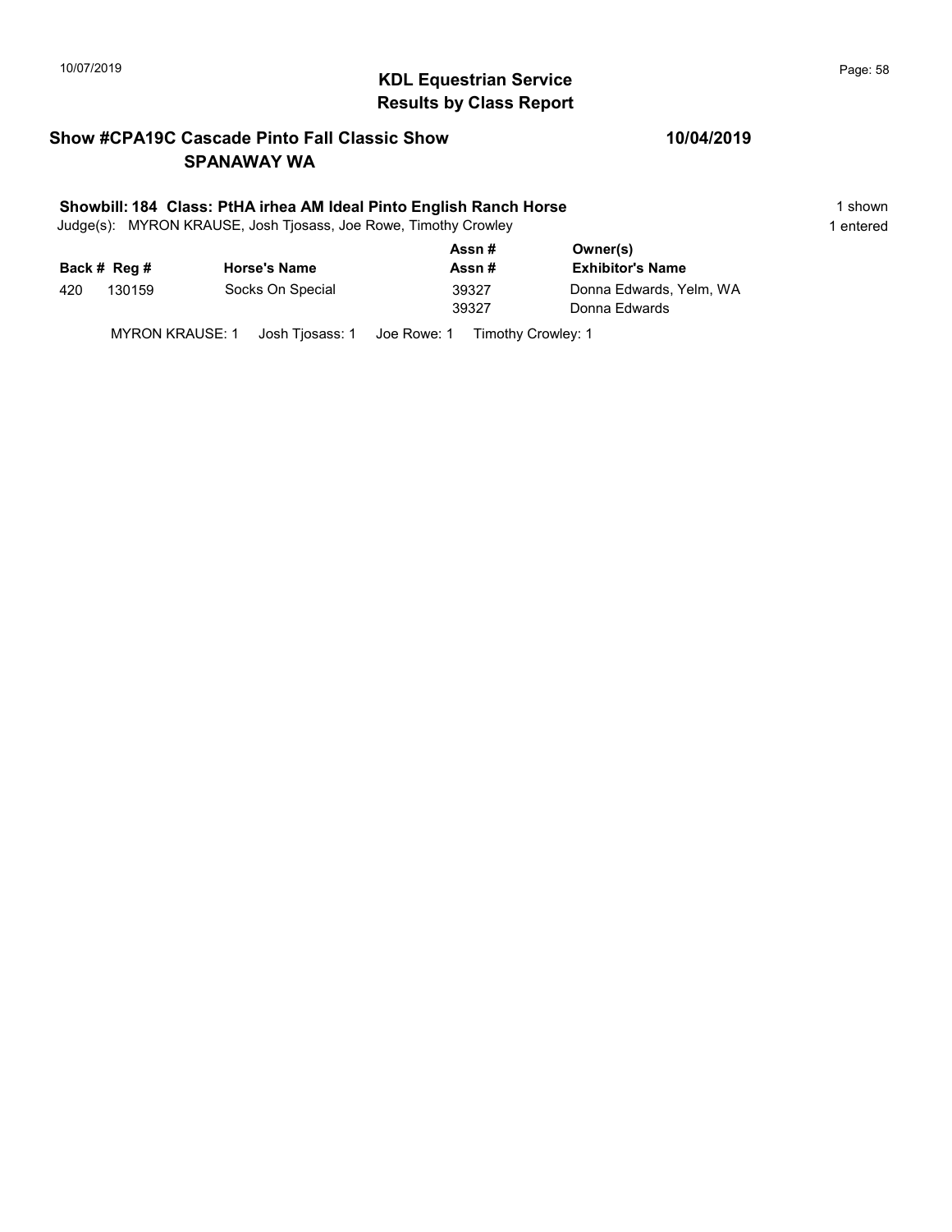## KDL Equestrian Service
## Results by Class Report

### Show #CPA19C Cascade Pinto Fall Classic Show — 10/04/2019
### SPANAWAY WA

**Showbill: 184 Class: PtHA irhea AM Ideal Pinto English Ranch Horse** — 1 shown

Judge(s): MYRON KRAUSE, Josh Tjosass, Joe Rowe, Timothy Crowley — 1 entered

| Back # | Reg # | Horse's Name | Assn # / Assn # | Owner(s) / Exhibitor's Name |
|---|---|---|---|---|
| 420 | 130159 | Socks On Special | 39327 | Donna Edwards, Yelm, WA |
| | | | 39327 | Donna Edwards |

MYRON KRAUSE: 1 Josh Tjosass: 1 Joe Rowe: 1 Timothy Crowley: 1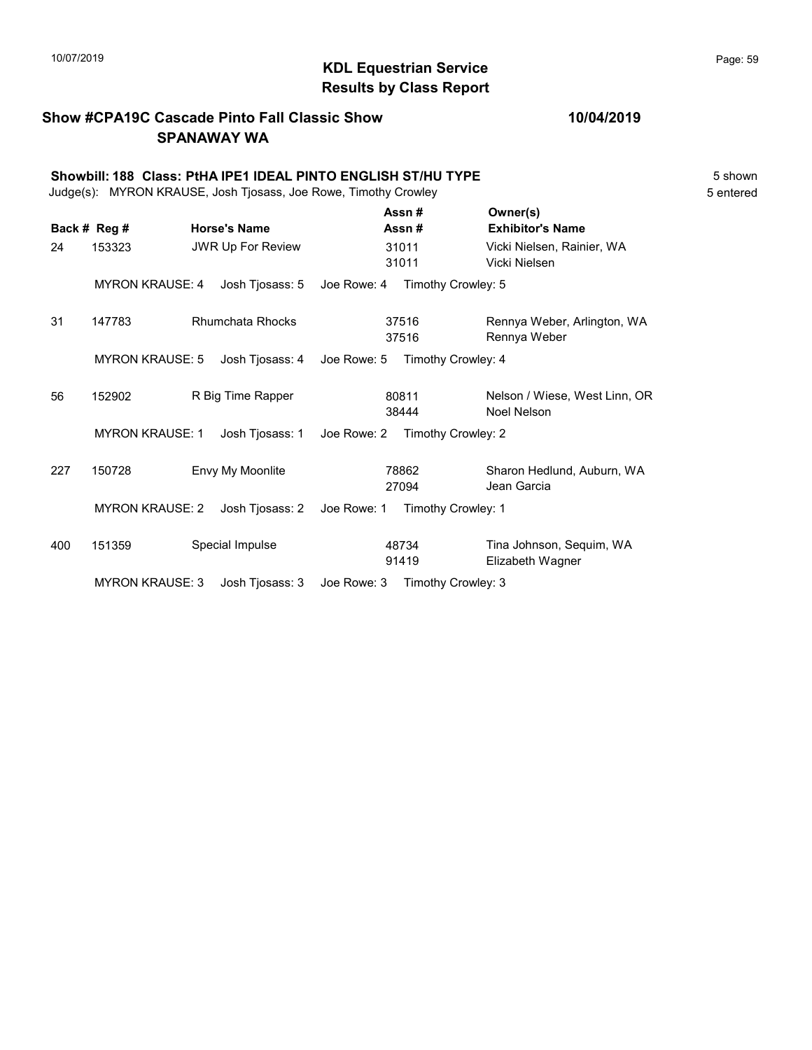**KDL Equestrian Service**
**Results by Class Report**

**Show #CPA19C Cascade Pinto Fall Classic Show** **10/04/2019**
**SPANAWAY WA**

**Showbill: 188 Class: PtHA IPE1 IDEAL PINTO ENGLISH ST/HU TYPE** 5 shown
Judge(s): MYRON KRAUSE, Josh Tjosass, Joe Rowe, Timothy Crowley 5 entered

| Back # | Reg # | Horse's Name | Assn # / Assn # | Owner(s) / Exhibitor's Name |
|---|---|---|---|---|
| 24 | 153323 | JWR Up For Review | 31011 / 31011 | Vicki Nielsen, Rainier, WA / Vicki Nielsen |
| | MYRON KRAUSE: 4 | Josh Tjosass: 5 | Joe Rowe: 4 | Timothy Crowley: 5 |
| 31 | 147783 | Rhumchata Rhocks | 37516 / 37516 | Rennya Weber, Arlington, WA / Rennya Weber |
| | MYRON KRAUSE: 5 | Josh Tjosass: 4 | Joe Rowe: 5 | Timothy Crowley: 4 |
| 56 | 152902 | R Big Time Rapper | 80811 / 38444 | Nelson / Wiese, West Linn, OR / Noel Nelson |
| | MYRON KRAUSE: 1 | Josh Tjosass: 1 | Joe Rowe: 2 | Timothy Crowley: 2 |
| 227 | 150728 | Envy My Moonlite | 78862 / 27094 | Sharon Hedlund, Auburn, WA / Jean Garcia |
| | MYRON KRAUSE: 2 | Josh Tjosass: 2 | Joe Rowe: 1 | Timothy Crowley: 1 |
| 400 | 151359 | Special Impulse | 48734 / 91419 | Tina Johnson, Sequim, WA / Elizabeth Wagner |
| | MYRON KRAUSE: 3 | Josh Tjosass: 3 | Joe Rowe: 3 | Timothy Crowley: 3 |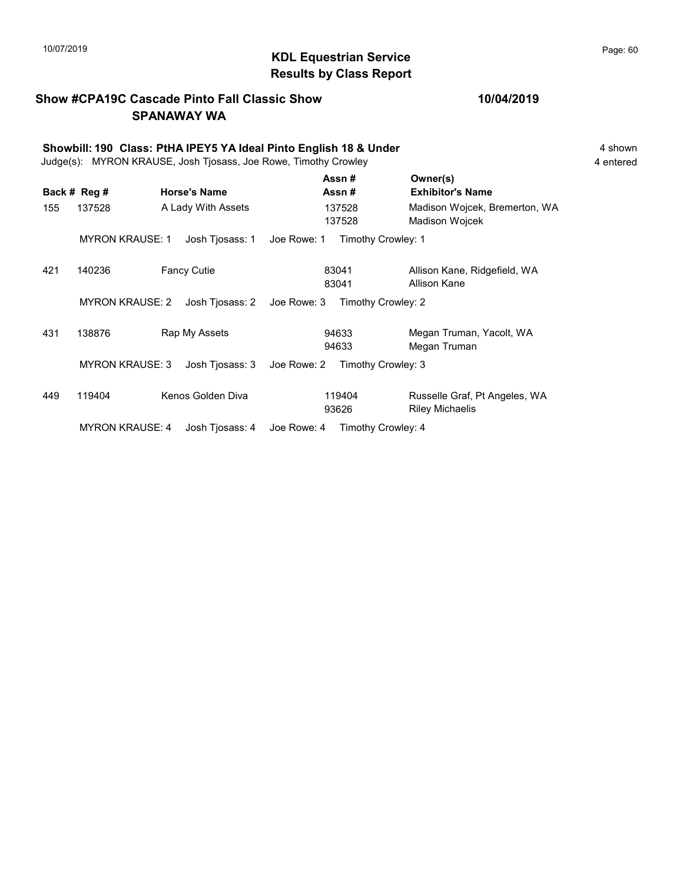## KDL Equestrian Service
## Results by Class Report

**Show #CPA19C Cascade Pinto Fall Classic Show** — **10/04/2019**
**SPANAWAY WA**

**Showbill: 190 Class: PtHA IPEY5 YA Ideal Pinto English 18 & Under** — 4 shown
Judge(s): MYRON KRAUSE, Josh Tjosass, Joe Rowe, Timothy Crowley — 4 entered

| Back # | Reg # | Horse's Name | Assn # / Assn # | Owner(s) / Exhibitor's Name |
|---|---|---|---|---|
| 155 | 137528 | A Lady With Assets | 137528 / 137528 | Madison Wojcek, Bremerton, WA / Madison Wojcek |
| | MYRON KRAUSE: 1 | Josh Tjosass: 1 | Joe Rowe: 1 | Timothy Crowley: 1 |
| 421 | 140236 | Fancy Cutie | 83041 / 83041 | Allison Kane, Ridgefield, WA / Allison Kane |
| | MYRON KRAUSE: 2 | Josh Tjosass: 2 | Joe Rowe: 3 | Timothy Crowley: 2 |
| 431 | 138876 | Rap My Assets | 94633 / 94633 | Megan Truman, Yacolt, WA / Megan Truman |
| | MYRON KRAUSE: 3 | Josh Tjosass: 3 | Joe Rowe: 2 | Timothy Crowley: 3 |
| 449 | 119404 | Kenos Golden Diva | 119404 / 93626 | Russelle Graf, Pt Angeles, WA / Riley Michaelis |
| | MYRON KRAUSE: 4 | Josh Tjosass: 4 | Joe Rowe: 4 | Timothy Crowley: 4 |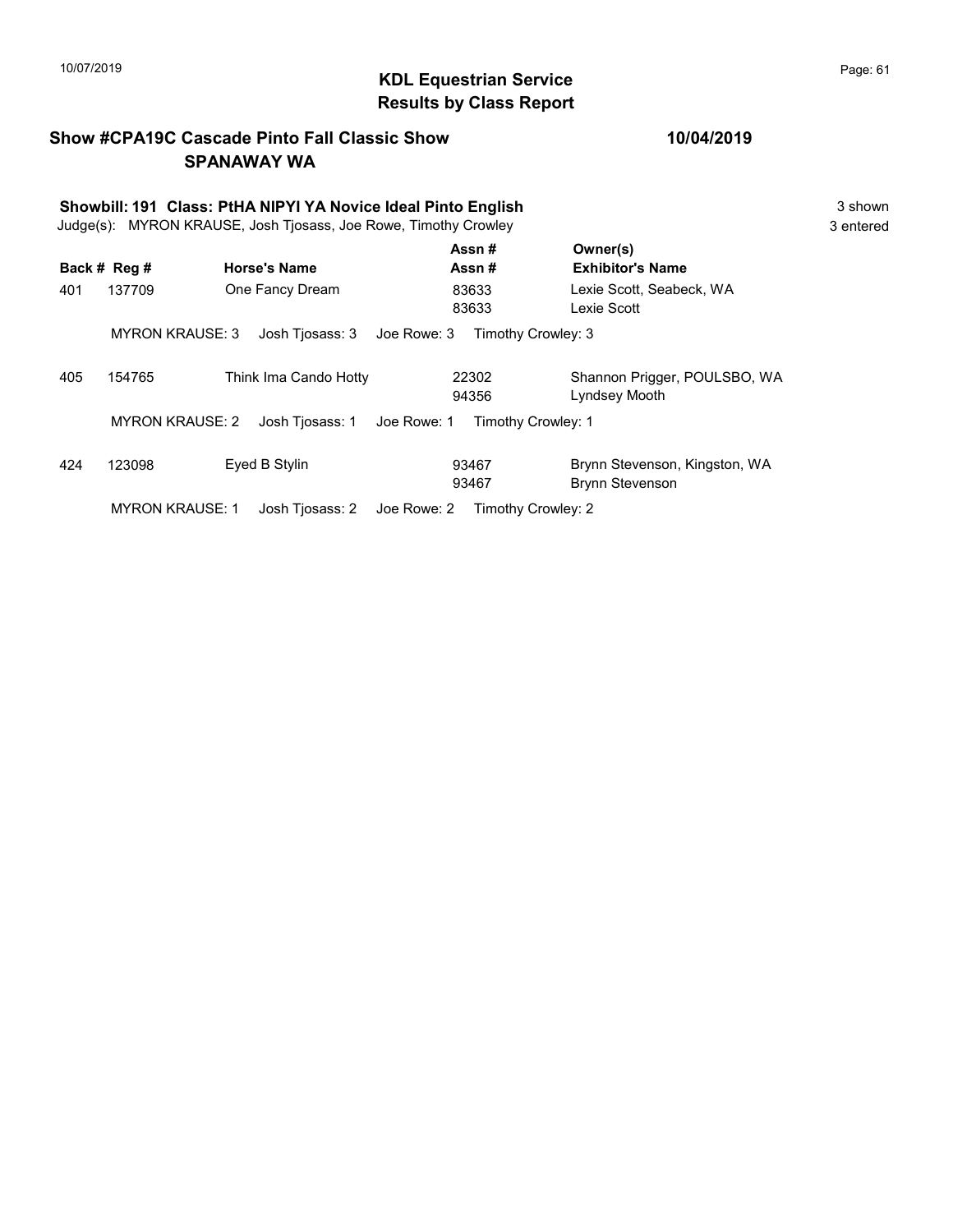## KDL Equestrian Service
## Results by Class Report

**Show #CPA19C Cascade Pinto Fall Classic Show** **10/04/2019**
**SPANAWAY WA**

**Showbill: 191 Class: PtHA NIPYI YA Novice Ideal Pinto English** 3 shown
Judge(s): MYRON KRAUSE, Josh Tjosass, Joe Rowe, Timothy Crowley 3 entered

| Back # | Reg # | Horse's Name | Assn # / Assn # | Owner(s) / Exhibitor's Name |
|---|---|---|---|---|
| 401 | 137709 | One Fancy Dream | 83633<br>83633 | Lexie Scott, Seabeck, WA<br>Lexie Scott |
| | MYRON KRAUSE: 3 | Josh Tjosass: 3 | Joe Rowe: 3 | Timothy Crowley: 3 |
| 405 | 154765 | Think Ima Cando Hotty | 22302<br>94356 | Shannon Prigger, POULSBO, WA<br>Lyndsey Mooth |
| | MYRON KRAUSE: 2 | Josh Tjosass: 1 | Joe Rowe: 1 | Timothy Crowley: 1 |
| 424 | 123098 | Eyed B Stylin | 93467<br>93467 | Brynn Stevenson, Kingston, WA<br>Brynn Stevenson |
| | MYRON KRAUSE: 1 | Josh Tjosass: 2 | Joe Rowe: 2 | Timothy Crowley: 2 |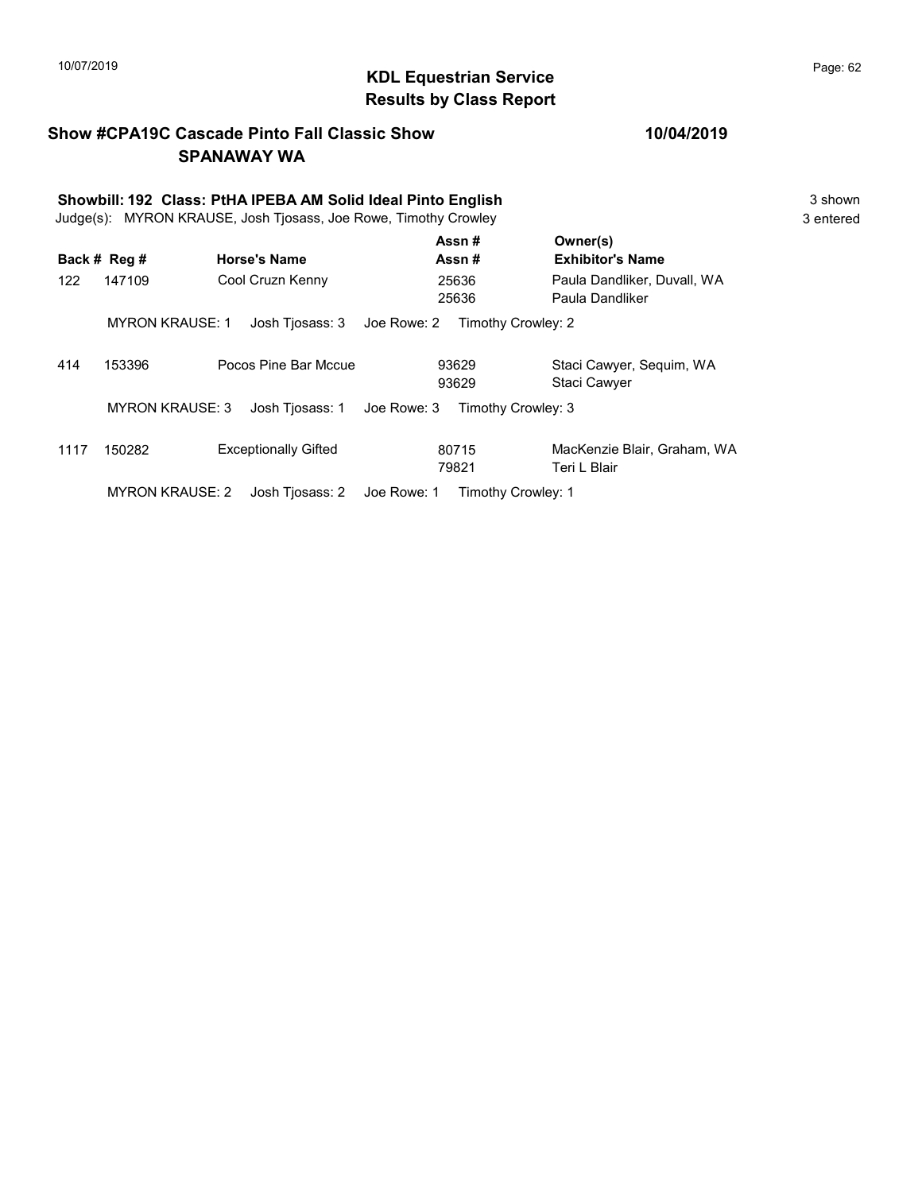# KDL Equestrian Service
## Results by Class Report

**Show #CPA19C Cascade Pinto Fall Classic Show** — **10/04/2019**
**SPANAWAY WA**

**Showbill: 192 Class: PtHA IPEBA AM Solid Ideal Pinto English** — 3 shown
Judge(s): MYRON KRAUSE, Josh Tjosass, Joe Rowe, Timothy Crowley — 3 entered

| Back # | Reg # | Horse's Name | Assn # / Assn # | Owner(s) / Exhibitor's Name |
|---|---|---|---|---|
| 122 | 147109 | Cool Cruzn Kenny | 25636 / 25636 | Paula Dandliker, Duvall, WA / Paula Dandliker |
| | MYRON KRAUSE: 1 | Josh Tjosass: 3 | Joe Rowe: 2 | Timothy Crowley: 2 |
| 414 | 153396 | Pocos Pine Bar Mccue | 93629 / 93629 | Staci Cawyer, Sequim, WA / Staci Cawyer |
| | MYRON KRAUSE: 3 | Josh Tjosass: 1 | Joe Rowe: 3 | Timothy Crowley: 3 |
| 1117 | 150282 | Exceptionally Gifted | 80715 / 79821 | MacKenzie Blair, Graham, WA / Teri L Blair |
| | MYRON KRAUSE: 2 | Josh Tjosass: 2 | Joe Rowe: 1 | Timothy Crowley: 1 |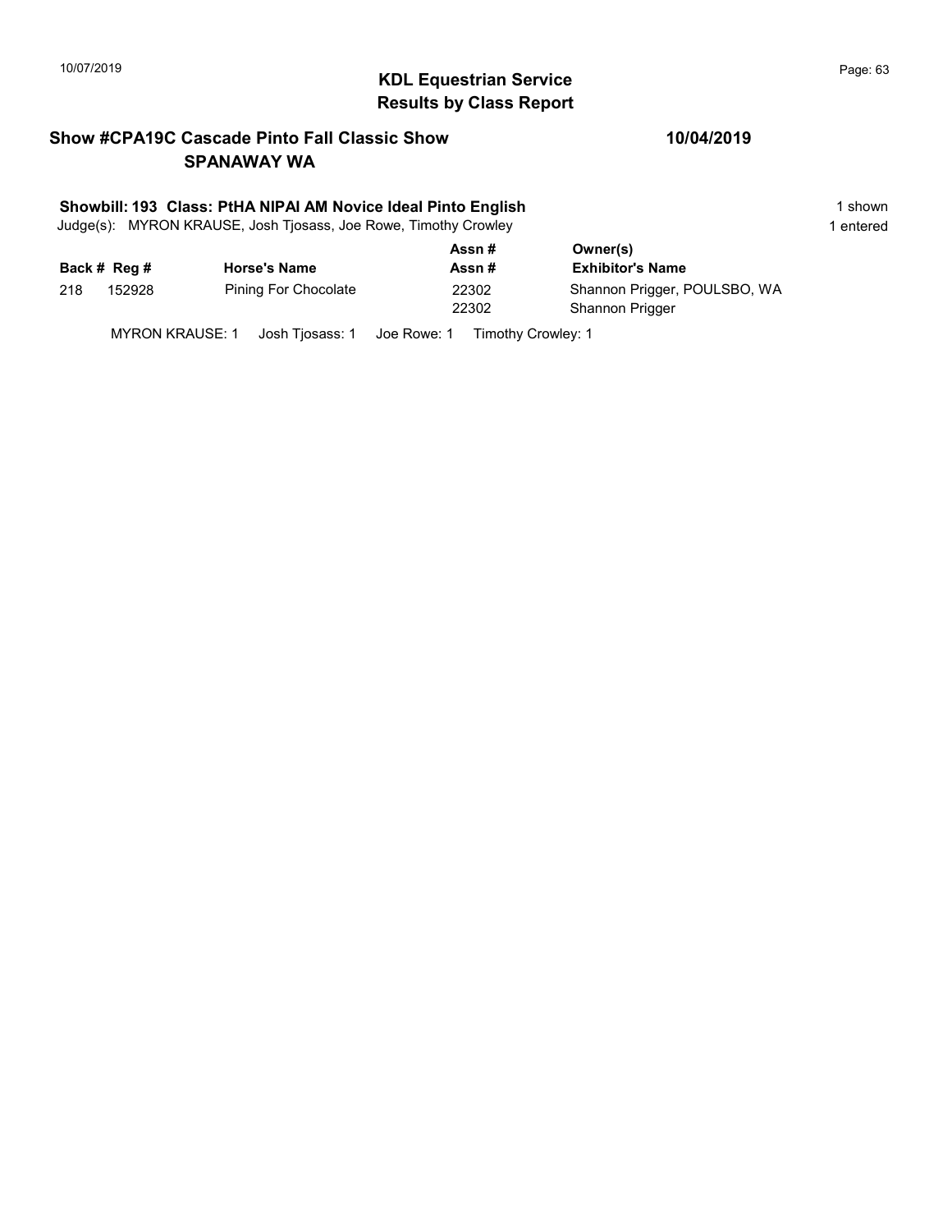## KDL Equestrian Service
## Results by Class Report

**Show #CPA19C Cascade Pinto Fall Classic Show** **10/04/2019**
**SPANAWAY WA**

**Showbill: 193 Class: PtHA NIPAI AM Novice Ideal Pinto English** 1 shown
Judge(s): MYRON KRAUSE, Josh Tjosass, Joe Rowe, Timothy Crowley 1 entered

| Back # | Reg # | Horse's Name | Assn # / Assn # | Owner(s) / Exhibitor's Name |
|---|---|---|---|---|
| 218 | 152928 | Pining For Chocolate | 22302 | Shannon Prigger, POULSBO, WA |
| | | | 22302 | Shannon Prigger |

MYRON KRAUSE: 1 Josh Tjosass: 1 Joe Rowe: 1 Timothy Crowley: 1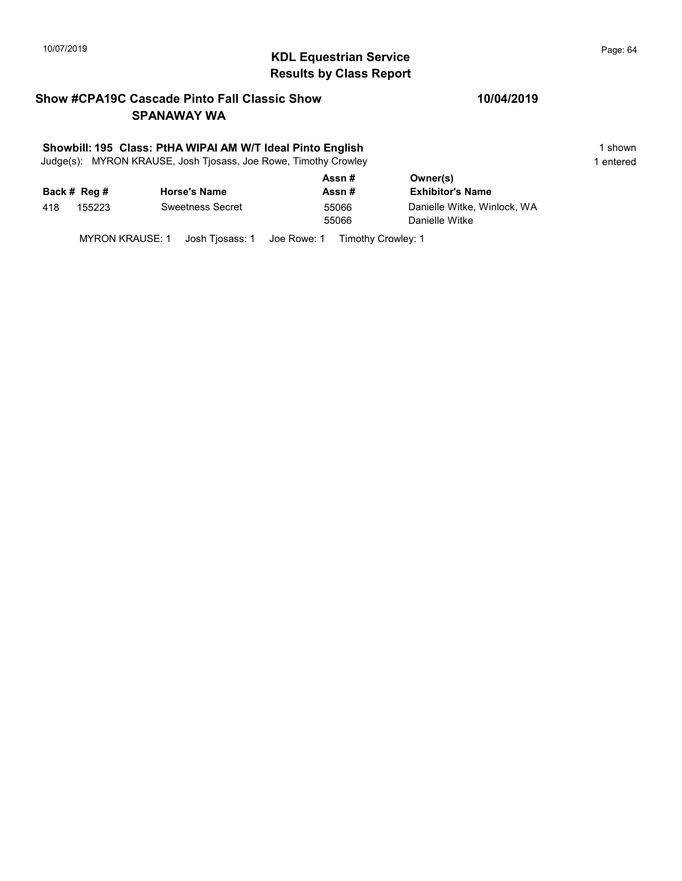## KDL Equestrian Service
## Results by Class Report

### Show #CPA19C Cascade Pinto Fall Classic Show — 10/04/2019
### SPANAWAY WA

**Showbill: 195 Class: PtHA WIPAI AM W/T Ideal Pinto English** — 1 shown

Judge(s): MYRON KRAUSE, Josh Tjosass, Joe Rowe, Timothy Crowley — 1 entered

| Back # | Reg # | Horse's Name | Assn # / Assn # | Owner(s) / Exhibitor's Name |
|---|---|---|---|---|
| 418 | 155223 | Sweetness Secret | 55066<br>55066 | Danielle Witke, Winlock, WA<br>Danielle Witke |

MYRON KRAUSE: 1 Josh Tjosass: 1 Joe Rowe: 1 Timothy Crowley: 1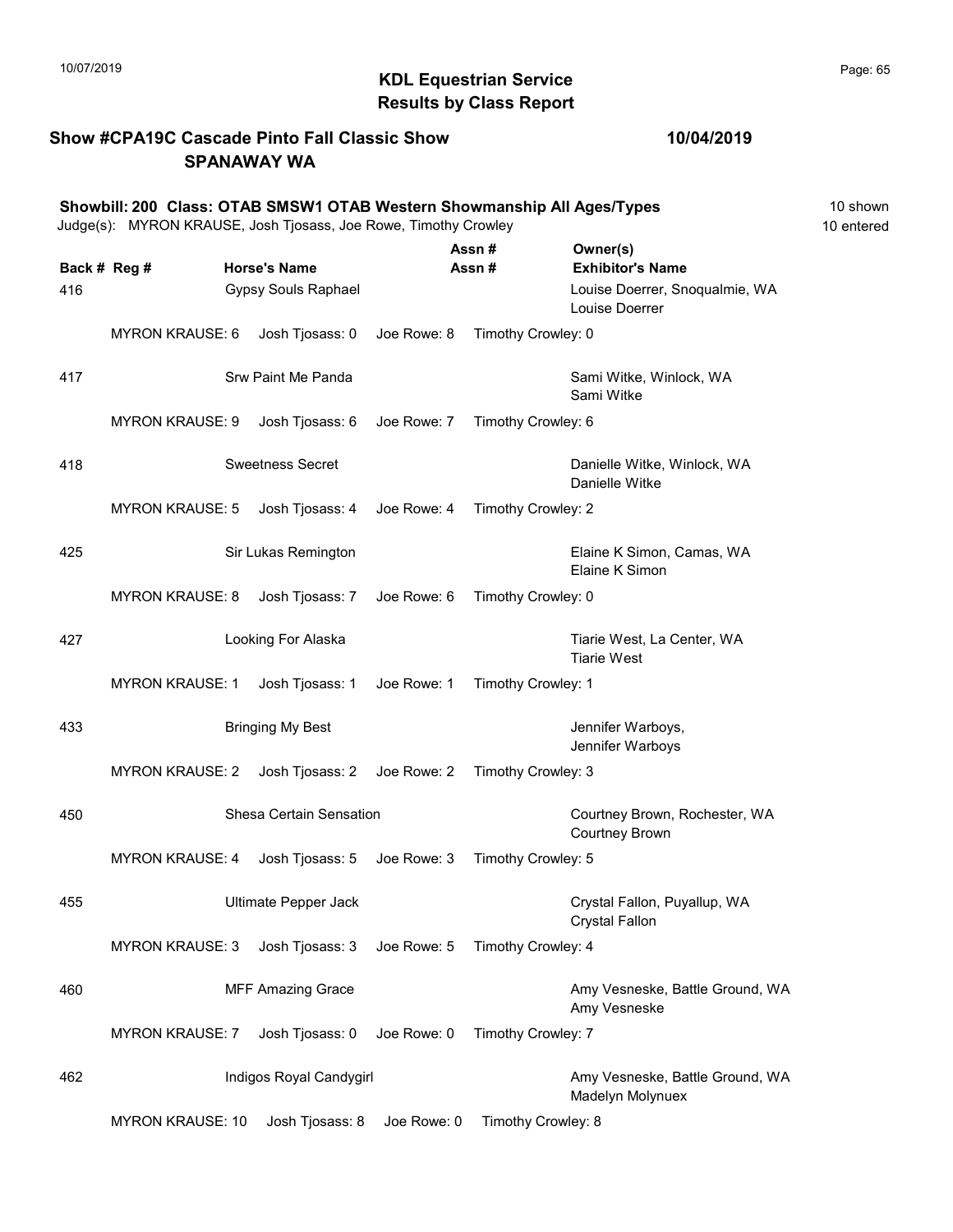## KDL Equestrian Service
## Results by Class Report

**Show #CPA19C Cascade Pinto Fall Classic Show**
**SPANAWAY WA**

**10/04/2019**

**Showbill: 200 Class: OTAB SMSW1 OTAB Western Showmanship All Ages/Types**
Judge(s): MYRON KRAUSE, Josh Tjosass, Joe Rowe, Timothy Crowley

10 shown
10 entered

| Back # | Reg # | Horse's Name | Assn # / Assn # | Owner(s) / Exhibitor's Name |
|---|---|---|---|---|
| 416 | | Gypsy Souls Raphael | | Louise Doerrer, Snoqualmie, WA<br>Louise Doerrer |
| | MYRON KRAUSE: 6 | Josh Tjosass: 0 | Joe Rowe: 8 | Timothy Crowley: 0 |
| 417 | | Srw Paint Me Panda | | Sami Witke, Winlock, WA<br>Sami Witke |
| | MYRON KRAUSE: 9 | Josh Tjosass: 6 | Joe Rowe: 7 | Timothy Crowley: 6 |
| 418 | | Sweetness Secret | | Danielle Witke, Winlock, WA<br>Danielle Witke |
| | MYRON KRAUSE: 5 | Josh Tjosass: 4 | Joe Rowe: 4 | Timothy Crowley: 2 |
| 425 | | Sir Lukas Remington | | Elaine K Simon, Camas, WA<br>Elaine K Simon |
| | MYRON KRAUSE: 8 | Josh Tjosass: 7 | Joe Rowe: 6 | Timothy Crowley: 0 |
| 427 | | Looking For Alaska | | Tiarie West, La Center, WA<br>Tiarie West |
| | MYRON KRAUSE: 1 | Josh Tjosass: 1 | Joe Rowe: 1 | Timothy Crowley: 1 |
| 433 | | Bringing My Best | | Jennifer Warboys,<br>Jennifer Warboys |
| | MYRON KRAUSE: 2 | Josh Tjosass: 2 | Joe Rowe: 2 | Timothy Crowley: 3 |
| 450 | | Shesa Certain Sensation | | Courtney Brown, Rochester, WA<br>Courtney Brown |
| | MYRON KRAUSE: 4 | Josh Tjosass: 5 | Joe Rowe: 3 | Timothy Crowley: 5 |
| 455 | | Ultimate Pepper Jack | | Crystal Fallon, Puyallup, WA<br>Crystal Fallon |
| | MYRON KRAUSE: 3 | Josh Tjosass: 3 | Joe Rowe: 5 | Timothy Crowley: 4 |
| 460 | | MFF Amazing Grace | | Amy Vesneske, Battle Ground, WA<br>Amy Vesneske |
| | MYRON KRAUSE: 7 | Josh Tjosass: 0 | Joe Rowe: 0 | Timothy Crowley: 7 |
| 462 | | Indigos Royal Candygirl | | Amy Vesneske, Battle Ground, WA<br>Madelyn Molynuex |
| | MYRON KRAUSE: 10 | Josh Tjosass: 8 | Joe Rowe: 0 | Timothy Crowley: 8 |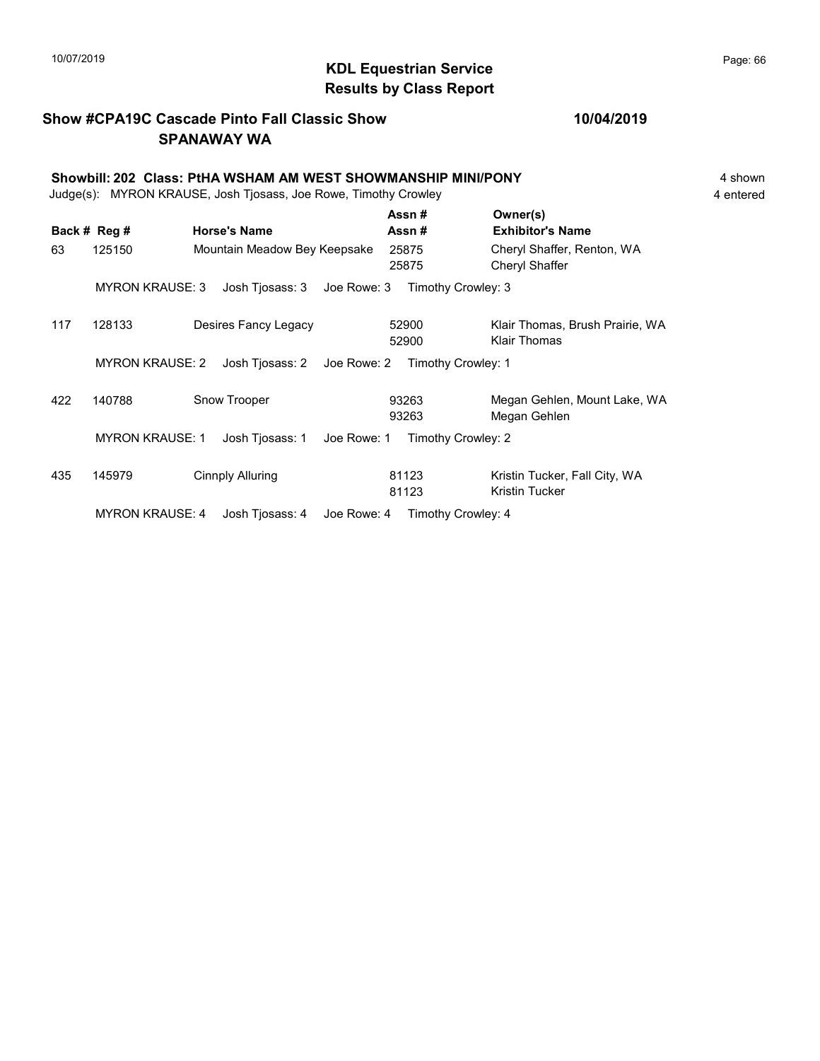# KDL Equestrian Service
## Results by Class Report

**Show #CPA19C Cascade Pinto Fall Classic Show** — **10/04/2019**
**SPANAWAY WA**

**Showbill: 202 Class: PtHA WSHAM AM WEST SHOWMANSHIP MINI/PONY** — 4 shown
Judge(s): MYRON KRAUSE, Josh Tjosass, Joe Rowe, Timothy Crowley — 4 entered

| Back # | Reg # | Horse's Name | Assn # / Assn # | Owner(s) / Exhibitor's Name |
|---|---|---|---|---|
| 63 | 125150 | Mountain Meadow Bey Keepsake | 25875 / 25875 | Cheryl Shaffer, Renton, WA / Cheryl Shaffer |
| | MYRON KRAUSE: 3 | Josh Tjosass: 3 | Joe Rowe: 3 | Timothy Crowley: 3 |
| 117 | 128133 | Desires Fancy Legacy | 52900 / 52900 | Klair Thomas, Brush Prairie, WA / Klair Thomas |
| | MYRON KRAUSE: 2 | Josh Tjosass: 2 | Joe Rowe: 2 | Timothy Crowley: 1 |
| 422 | 140788 | Snow Trooper | 93263 / 93263 | Megan Gehlen, Mount Lake, WA / Megan Gehlen |
| | MYRON KRAUSE: 1 | Josh Tjosass: 1 | Joe Rowe: 1 | Timothy Crowley: 2 |
| 435 | 145979 | Cinnply Alluring | 81123 / 81123 | Kristin Tucker, Fall City, WA / Kristin Tucker |
| | MYRON KRAUSE: 4 | Josh Tjosass: 4 | Joe Rowe: 4 | Timothy Crowley: 4 |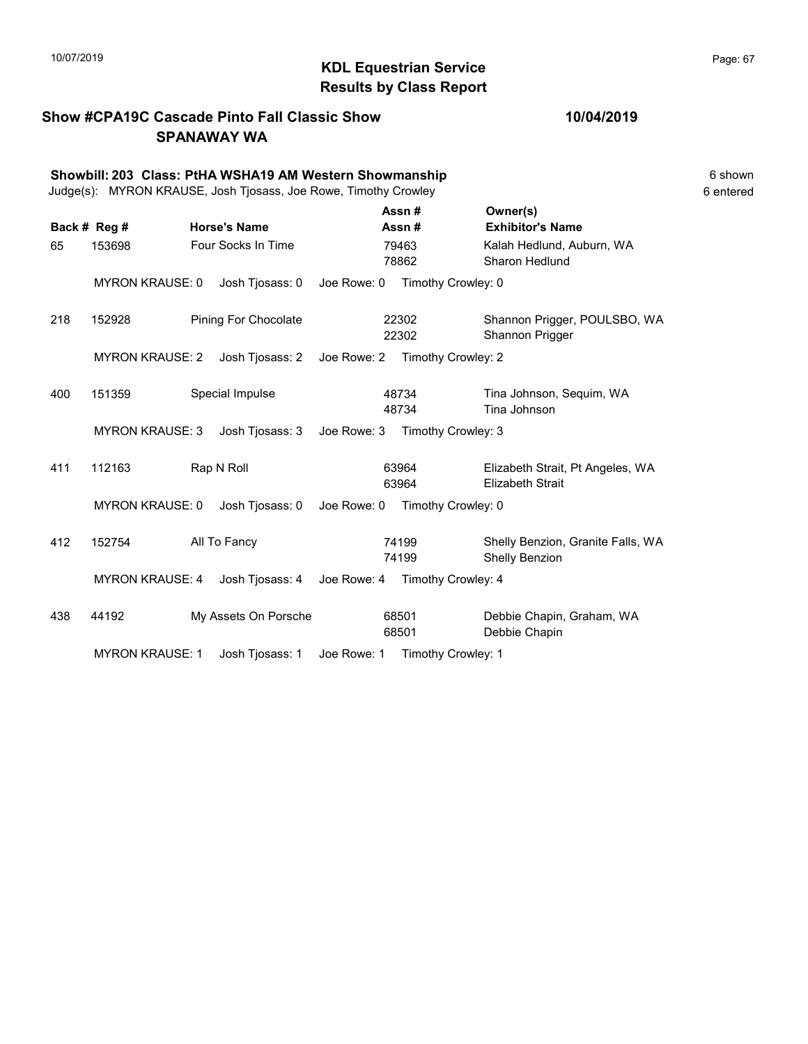# KDL Equestrian Service
## Results by Class Report

**Show #CPA19C Cascade Pinto Fall Classic Show** **10/04/2019**
**SPANAWAY WA**

**Showbill: 203 Class: PtHA WSHA19 AM Western Showmanship** 6 shown
Judge(s): MYRON KRAUSE, Josh Tjosass, Joe Rowe, Timothy Crowley 6 entered

| Back # | Reg # | Horse's Name | Assn # / Assn # | Owner(s) / Exhibitor's Name |
|---|---|---|---|---|
| 65 | 153698 | Four Socks In Time | 79463 / 78862 | Kalah Hedlund, Auburn, WA / Sharon Hedlund |
| | MYRON KRAUSE: 0 | Josh Tjosass: 0 | Joe Rowe: 0 | Timothy Crowley: 0 |
| 218 | 152928 | Pining For Chocolate | 22302 / 22302 | Shannon Prigger, POULSBO, WA / Shannon Prigger |
| | MYRON KRAUSE: 2 | Josh Tjosass: 2 | Joe Rowe: 2 | Timothy Crowley: 2 |
| 400 | 151359 | Special Impulse | 48734 / 48734 | Tina Johnson, Sequim, WA / Tina Johnson |
| | MYRON KRAUSE: 3 | Josh Tjosass: 3 | Joe Rowe: 3 | Timothy Crowley: 3 |
| 411 | 112163 | Rap N Roll | 63964 / 63964 | Elizabeth Strait, Pt Angeles, WA / Elizabeth Strait |
| | MYRON KRAUSE: 0 | Josh Tjosass: 0 | Joe Rowe: 0 | Timothy Crowley: 0 |
| 412 | 152754 | All To Fancy | 74199 / 74199 | Shelly Benzion, Granite Falls, WA / Shelly Benzion |
| | MYRON KRAUSE: 4 | Josh Tjosass: 4 | Joe Rowe: 4 | Timothy Crowley: 4 |
| 438 | 44192 | My Assets On Porsche | 68501 / 68501 | Debbie Chapin, Graham, WA / Debbie Chapin |
| | MYRON KRAUSE: 1 | Josh Tjosass: 1 | Joe Rowe: 1 | Timothy Crowley: 1 |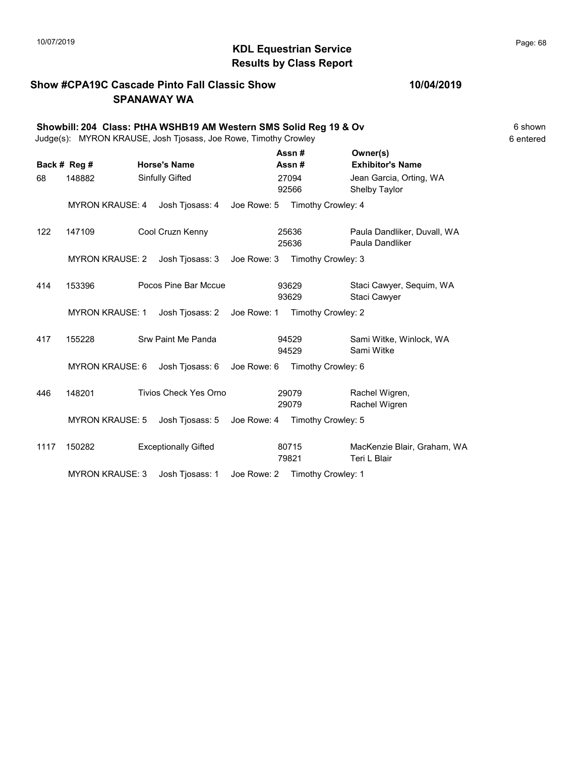# KDL Equestrian Service
## Results by Class Report

**Show #CPA19C Cascade Pinto Fall Classic Show** **10/04/2019**
**SPANAWAY WA**

**Showbill: 204 Class: PtHA WSHB19 AM Western SMS Solid Reg 19 & Ov** 6 shown
Judge(s): MYRON KRAUSE, Josh Tjosass, Joe Rowe, Timothy Crowley 6 entered

| Back # | Reg # | Horse's Name | Assn # / Assn # | Owner(s) / Exhibitor's Name |
|---|---|---|---|---|
| 68 | 148882 | Sinfully Gifted | 27094 / 92566 | Jean Garcia, Orting, WA / Shelby Taylor |
| | MYRON KRAUSE: 4 | Josh Tjosass: 4 | Joe Rowe: 5 | Timothy Crowley: 4 |
| 122 | 147109 | Cool Cruzn Kenny | 25636 / 25636 | Paula Dandliker, Duvall, WA / Paula Dandliker |
| | MYRON KRAUSE: 2 | Josh Tjosass: 3 | Joe Rowe: 3 | Timothy Crowley: 3 |
| 414 | 153396 | Pocos Pine Bar Mccue | 93629 / 93629 | Staci Cawyer, Sequim, WA / Staci Cawyer |
| | MYRON KRAUSE: 1 | Josh Tjosass: 2 | Joe Rowe: 1 | Timothy Crowley: 2 |
| 417 | 155228 | Srw Paint Me Panda | 94529 / 94529 | Sami Witke, Winlock, WA / Sami Witke |
| | MYRON KRAUSE: 6 | Josh Tjosass: 6 | Joe Rowe: 6 | Timothy Crowley: 6 |
| 446 | 148201 | Tivios Check Yes Orno | 29079 / 29079 | Rachel Wigren, / Rachel Wigren |
| | MYRON KRAUSE: 5 | Josh Tjosass: 5 | Joe Rowe: 4 | Timothy Crowley: 5 |
| 1117 | 150282 | Exceptionally Gifted | 80715 / 79821 | MacKenzie Blair, Graham, WA / Teri L Blair |
| | MYRON KRAUSE: 3 | Josh Tjosass: 1 | Joe Rowe: 2 | Timothy Crowley: 1 |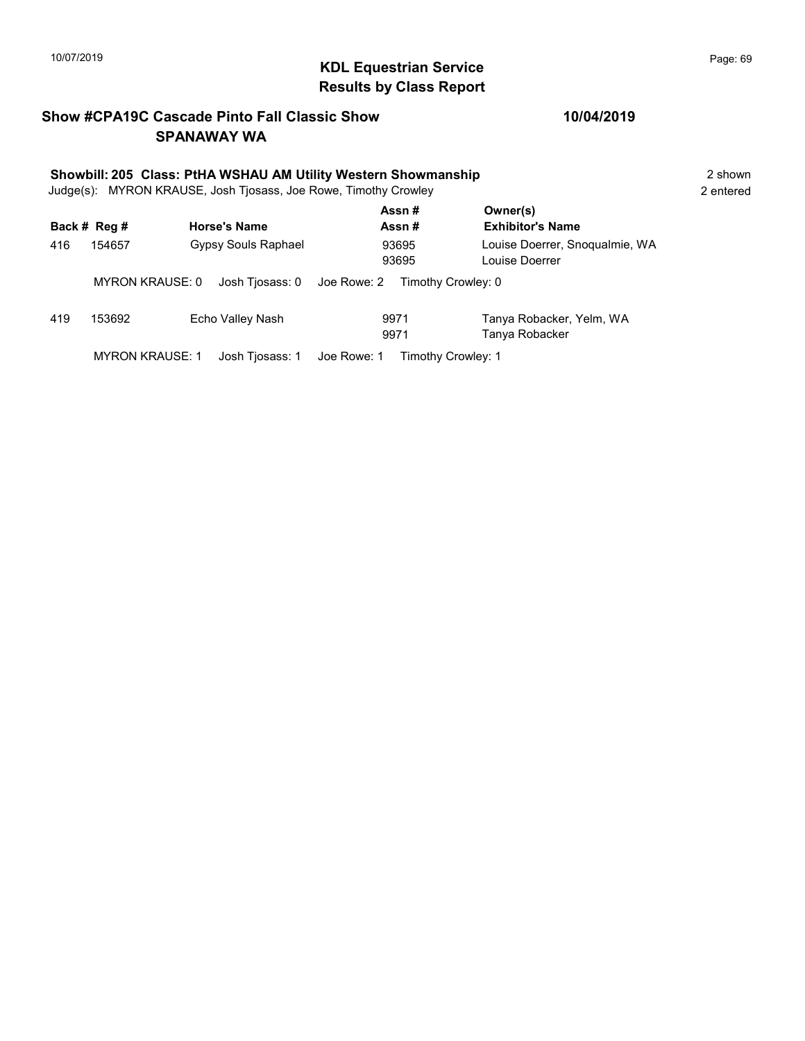10/07/2019

# KDL Equestrian Service
## Results by Class Report

**Show #CPA19C Cascade Pinto Fall Classic Show** **10/04/2019**
**SPANAWAY WA**

**Showbill: 205 Class: PtHA WSHAU AM Utility Western Showmanship** 2 shown
Judge(s): MYRON KRAUSE, Josh Tjosass, Joe Rowe, Timothy Crowley 2 entered

| Back # | Reg # | Horse's Name | Assn # / Assn # | Owner(s) / Exhibitor's Name |
|---|---|---|---|---|
| 416 | 154657 | Gypsy Souls Raphael | 93695 / 93695 | Louise Doerrer, Snoqualmie, WA / Louise Doerrer |
| | MYRON KRAUSE: 0 | Josh Tjosass: 0 | Joe Rowe: 2 | Timothy Crowley: 0 |
| 419 | 153692 | Echo Valley Nash | 9971 / 9971 | Tanya Robacker, Yelm, WA / Tanya Robacker |
| | MYRON KRAUSE: 1 | Josh Tjosass: 1 | Joe Rowe: 1 | Timothy Crowley: 1 |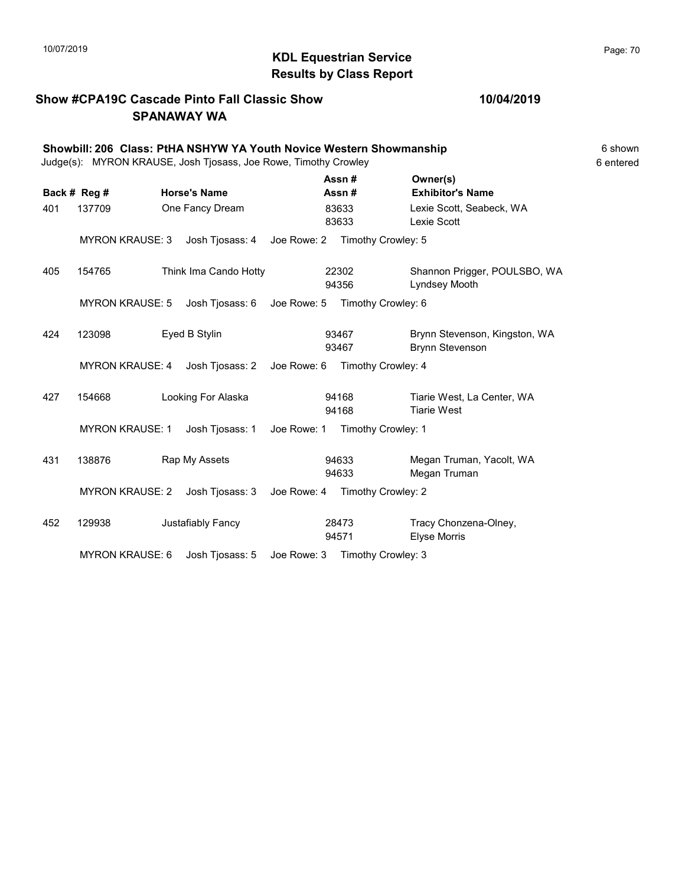# KDL Equestrian Service
## Results by Class Report

**Show #CPA19C Cascade Pinto Fall Classic Show** **10/04/2019**
**SPANAWAY WA**

**Showbill: 206 Class: PtHA NSHYW YA Youth Novice Western Showmanship** 6 shown
Judge(s): MYRON KRAUSE, Josh Tjosass, Joe Rowe, Timothy Crowley 6 entered

| Back # | Reg # | Horse's Name | Assn # / Assn # | Owner(s) / Exhibitor's Name |
|---|---|---|---|---|
| 401 | 137709 | One Fancy Dream | 83633 / 83633 | Lexie Scott, Seabeck, WA / Lexie Scott |
| | MYRON KRAUSE: 3 | Josh Tjosass: 4 | Joe Rowe: 2 | Timothy Crowley: 5 |
| 405 | 154765 | Think Ima Cando Hotty | 22302 / 94356 | Shannon Prigger, POULSBO, WA / Lyndsey Mooth |
| | MYRON KRAUSE: 5 | Josh Tjosass: 6 | Joe Rowe: 5 | Timothy Crowley: 6 |
| 424 | 123098 | Eyed B Stylin | 93467 / 93467 | Brynn Stevenson, Kingston, WA / Brynn Stevenson |
| | MYRON KRAUSE: 4 | Josh Tjosass: 2 | Joe Rowe: 6 | Timothy Crowley: 4 |
| 427 | 154668 | Looking For Alaska | 94168 / 94168 | Tiarie West, La Center, WA / Tiarie West |
| | MYRON KRAUSE: 1 | Josh Tjosass: 1 | Joe Rowe: 1 | Timothy Crowley: 1 |
| 431 | 138876 | Rap My Assets | 94633 / 94633 | Megan Truman, Yacolt, WA / Megan Truman |
| | MYRON KRAUSE: 2 | Josh Tjosass: 3 | Joe Rowe: 4 | Timothy Crowley: 2 |
| 452 | 129938 | Justafiably Fancy | 28473 / 94571 | Tracy Chonzena-Olney, / Elyse Morris |
| | MYRON KRAUSE: 6 | Josh Tjosass: 5 | Joe Rowe: 3 | Timothy Crowley: 3 |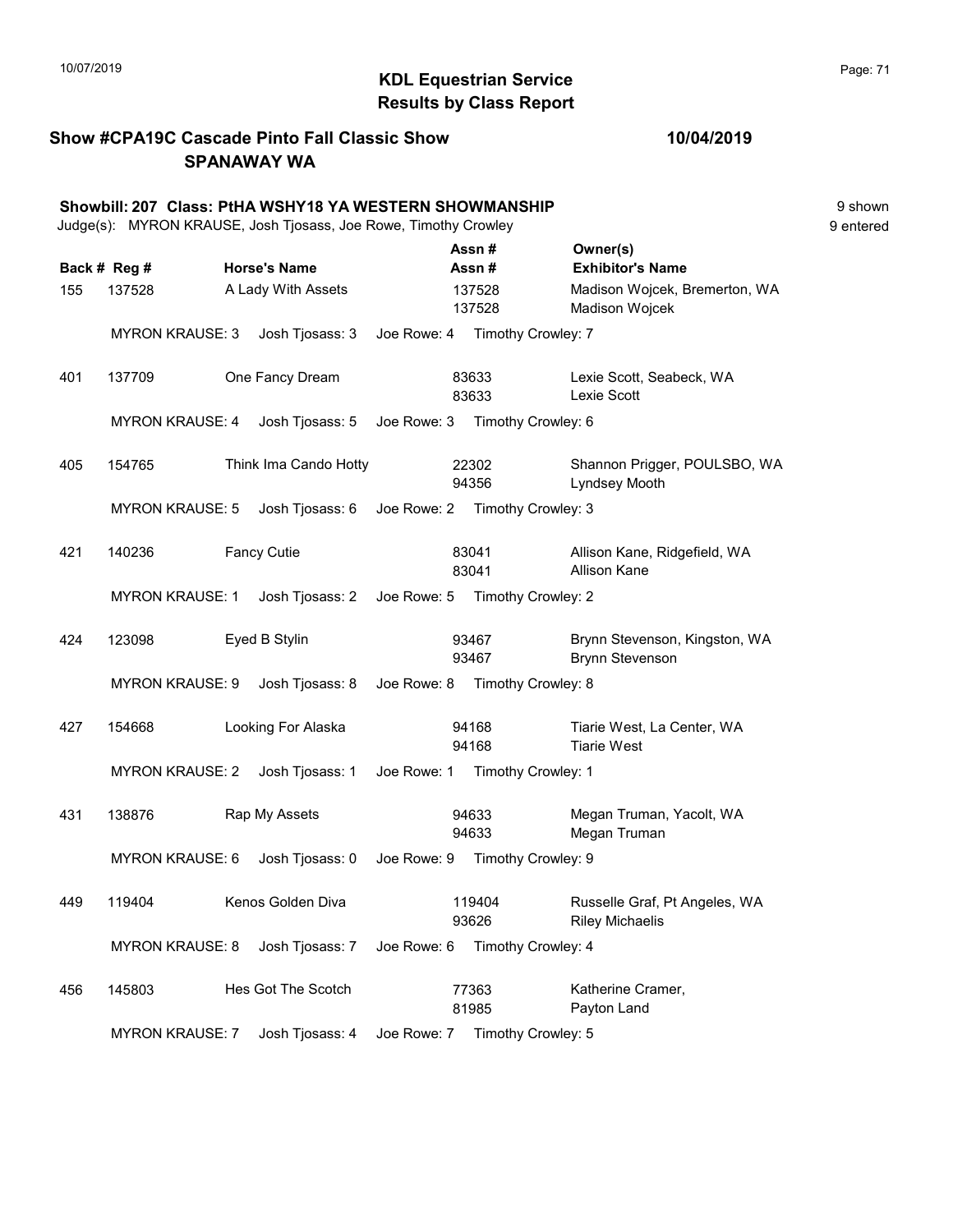# KDL Equestrian Service
## Results by Class Report

10/07/2019

**Show #CPA19C Cascade Pinto Fall Classic Show** — **10/04/2019**
**SPANAWAY WA**

**Showbill: 207 Class: PtHA WSHY18 YA WESTERN SHOWMANSHIP** — 9 shown, 9 entered

Judge(s): MYRON KRAUSE, Josh Tjosass, Joe Rowe, Timothy Crowley

| Back # | Reg # | Horse's Name | Assn # / Assn # | Owner(s) / Exhibitor's Name |
|---|---|---|---|---|
| 155 | 137528 | A Lady With Assets | 137528 / 137528 | Madison Wojcek, Bremerton, WA / Madison Wojcek |
| | MYRON KRAUSE: 3 | Josh Tjosass: 3 | Joe Rowe: 4 | Timothy Crowley: 7 |
| 401 | 137709 | One Fancy Dream | 83633 / 83633 | Lexie Scott, Seabeck, WA / Lexie Scott |
| | MYRON KRAUSE: 4 | Josh Tjosass: 5 | Joe Rowe: 3 | Timothy Crowley: 6 |
| 405 | 154765 | Think Ima Cando Hotty | 22302 / 94356 | Shannon Prigger, POULSBO, WA / Lyndsey Mooth |
| | MYRON KRAUSE: 5 | Josh Tjosass: 6 | Joe Rowe: 2 | Timothy Crowley: 3 |
| 421 | 140236 | Fancy Cutie | 83041 / 83041 | Allison Kane, Ridgefield, WA / Allison Kane |
| | MYRON KRAUSE: 1 | Josh Tjosass: 2 | Joe Rowe: 5 | Timothy Crowley: 2 |
| 424 | 123098 | Eyed B Stylin | 93467 / 93467 | Brynn Stevenson, Kingston, WA / Brynn Stevenson |
| | MYRON KRAUSE: 9 | Josh Tjosass: 8 | Joe Rowe: 8 | Timothy Crowley: 8 |
| 427 | 154668 | Looking For Alaska | 94168 / 94168 | Tiarie West, La Center, WA / Tiarie West |
| | MYRON KRAUSE: 2 | Josh Tjosass: 1 | Joe Rowe: 1 | Timothy Crowley: 1 |
| 431 | 138876 | Rap My Assets | 94633 / 94633 | Megan Truman, Yacolt, WA / Megan Truman |
| | MYRON KRAUSE: 6 | Josh Tjosass: 0 | Joe Rowe: 9 | Timothy Crowley: 9 |
| 449 | 119404 | Kenos Golden Diva | 119404 / 93626 | Russelle Graf, Pt Angeles, WA / Riley Michaelis |
| | MYRON KRAUSE: 8 | Josh Tjosass: 7 | Joe Rowe: 6 | Timothy Crowley: 4 |
| 456 | 145803 | Hes Got The Scotch | 77363 / 81985 | Katherine Cramer, / Payton Land |
| | MYRON KRAUSE: 7 | Josh Tjosass: 4 | Joe Rowe: 7 | Timothy Crowley: 5 |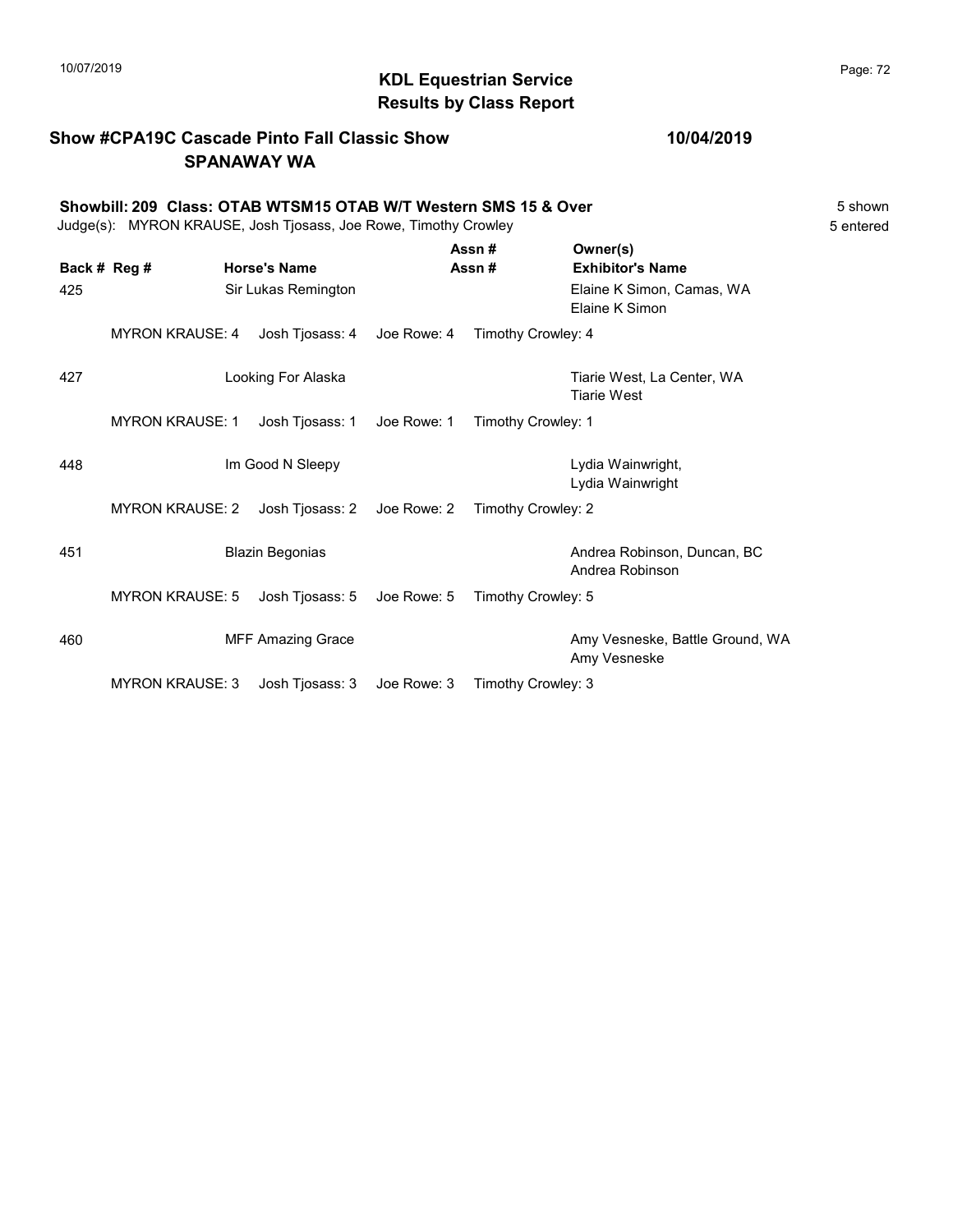# KDL Equestrian Service
## Results by Class Report

**Show #CPA19C Cascade Pinto Fall Classic Show** — **10/04/2019**
**SPANAWAY WA**

**Showbill: 209 Class: OTAB WTSM15 OTAB W/T Western SMS 15 & Over** — 5 shown, 5 entered

Judge(s): MYRON KRAUSE, Josh Tjosass, Joe Rowe, Timothy Crowley

| Back # | Reg # | Horse's Name | Assn # / Assn # | Owner(s) / Exhibitor's Name |
|---|---|---|---|---|
| 425 | | Sir Lukas Remington | | Elaine K Simon, Camas, WA / Elaine K Simon |
| | MYRON KRAUSE: 4 | Josh Tjosass: 4 | Joe Rowe: 4 | Timothy Crowley: 4 |
| 427 | | Looking For Alaska | | Tiarie West, La Center, WA / Tiarie West |
| | MYRON KRAUSE: 1 | Josh Tjosass: 1 | Joe Rowe: 1 | Timothy Crowley: 1 |
| 448 | | Im Good N Sleepy | | Lydia Wainwright, / Lydia Wainwright |
| | MYRON KRAUSE: 2 | Josh Tjosass: 2 | Joe Rowe: 2 | Timothy Crowley: 2 |
| 451 | | Blazin Begonias | | Andrea Robinson, Duncan, BC / Andrea Robinson |
| | MYRON KRAUSE: 5 | Josh Tjosass: 5 | Joe Rowe: 5 | Timothy Crowley: 5 |
| 460 | | MFF Amazing Grace | | Amy Vesneske, Battle Ground, WA / Amy Vesneske |
| | MYRON KRAUSE: 3 | Josh Tjosass: 3 | Joe Rowe: 3 | Timothy Crowley: 3 |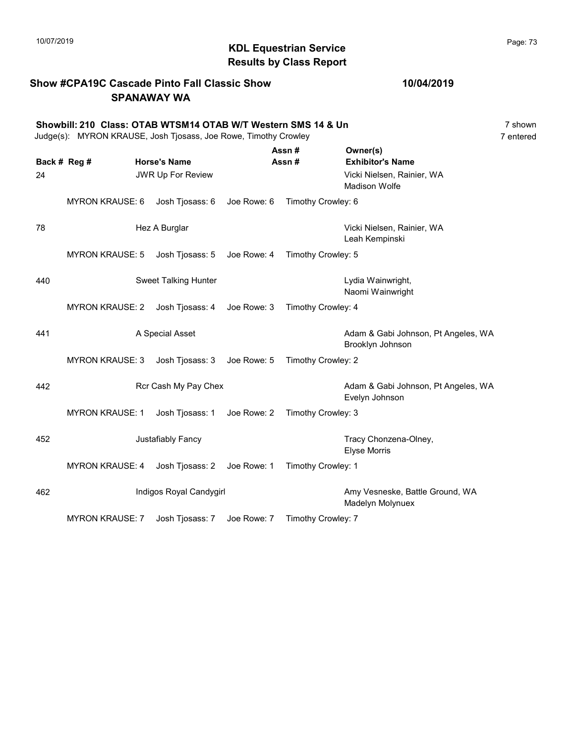## KDL Equestrian Service
## Results by Class Report

10/07/2019

**Show #CPA19C Cascade Pinto Fall Classic Show** **10/04/2019**
**SPANAWAY WA**

**Showbill: 210 Class: OTAB WTSM14 OTAB W/T Western SMS 14 & Un** 7 shown
Judge(s): MYRON KRAUSE, Josh Tjosass, Joe Rowe, Timothy Crowley 7 entered

| Back # | Reg # | Horse's Name | Assn # / Assn # | Owner(s) / Exhibitor's Name |
|---|---|---|---|---|
| 24 | | JWR Up For Review | | Vicki Nielsen, Rainier, WA<br>Madison Wolfe |
| | MYRON KRAUSE: 6 | Josh Tjosass: 6 | Joe Rowe: 6 | Timothy Crowley: 6 |
| 78 | | Hez A Burglar | | Vicki Nielsen, Rainier, WA<br>Leah Kempinski |
| | MYRON KRAUSE: 5 | Josh Tjosass: 5 | Joe Rowe: 4 | Timothy Crowley: 5 |
| 440 | | Sweet Talking Hunter | | Lydia Wainwright,<br>Naomi Wainwright |
| | MYRON KRAUSE: 2 | Josh Tjosass: 4 | Joe Rowe: 3 | Timothy Crowley: 4 |
| 441 | | A Special Asset | | Adam & Gabi Johnson, Pt Angeles, WA<br>Brooklyn Johnson |
| | MYRON KRAUSE: 3 | Josh Tjosass: 3 | Joe Rowe: 5 | Timothy Crowley: 2 |
| 442 | | Rcr Cash My Pay Chex | | Adam & Gabi Johnson, Pt Angeles, WA<br>Evelyn Johnson |
| | MYRON KRAUSE: 1 | Josh Tjosass: 1 | Joe Rowe: 2 | Timothy Crowley: 3 |
| 452 | | Justafiably Fancy | | Tracy Chonzena-Olney,<br>Elyse Morris |
| | MYRON KRAUSE: 4 | Josh Tjosass: 2 | Joe Rowe: 1 | Timothy Crowley: 1 |
| 462 | | Indigos Royal Candygirl | | Amy Vesneske, Battle Ground, WA<br>Madelyn Molynuex |
| | MYRON KRAUSE: 7 | Josh Tjosass: 7 | Joe Rowe: 7 | Timothy Crowley: 7 |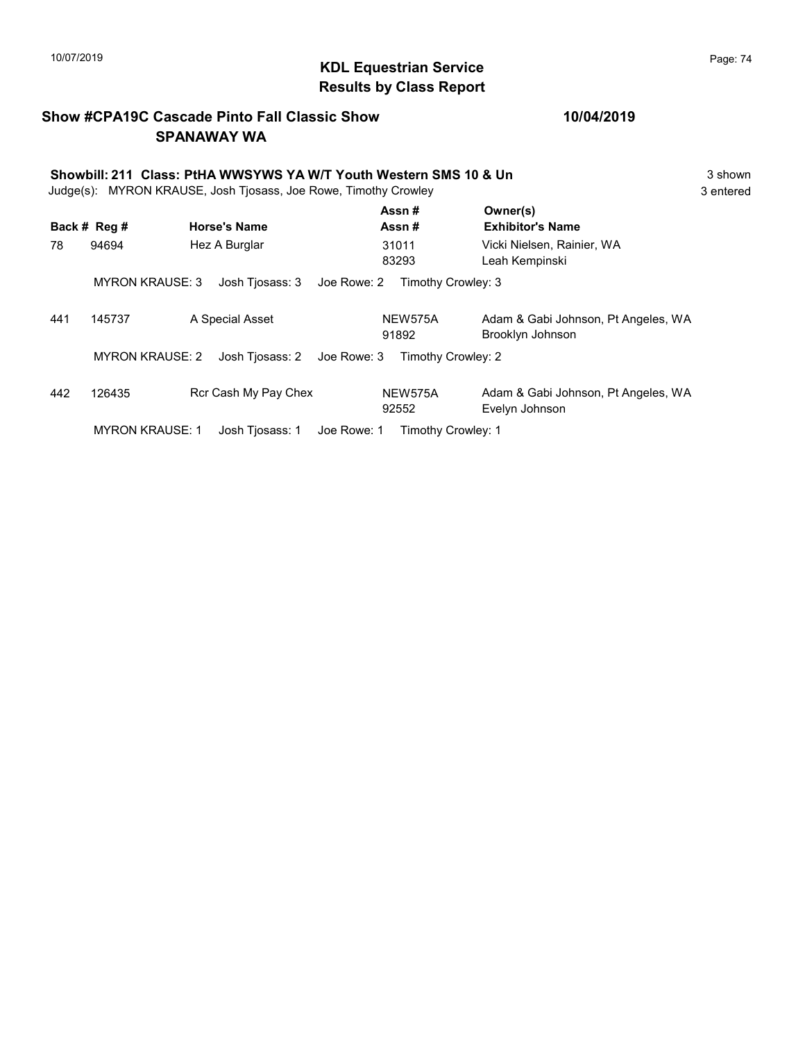# KDL Equestrian Service
## Results by Class Report

**Show #CPA19C Cascade Pinto Fall Classic Show** **10/04/2019**
**SPANAWAY WA**

**Showbill: 211 Class: PtHA WWSYWS YA W/T Youth Western SMS 10 & Un** 3 shown
Judge(s): MYRON KRAUSE, Josh Tjosass, Joe Rowe, Timothy Crowley 3 entered

| Back # | Reg # | Horse's Name | Assn # / Assn # | Owner(s) / Exhibitor's Name |
|---|---|---|---|---|
| 78 | 94694 | Hez A Burglar | 31011 / 83293 | Vicki Nielsen, Rainier, WA / Leah Kempinski |
| | MYRON KRAUSE: 3 | Josh Tjosass: 3 | Joe Rowe: 2 | Timothy Crowley: 3 |
| 441 | 145737 | A Special Asset | NEW575A / 91892 | Adam & Gabi Johnson, Pt Angeles, WA / Brooklyn Johnson |
| | MYRON KRAUSE: 2 | Josh Tjosass: 2 | Joe Rowe: 3 | Timothy Crowley: 2 |
| 442 | 126435 | Rcr Cash My Pay Chex | NEW575A / 92552 | Adam & Gabi Johnson, Pt Angeles, WA / Evelyn Johnson |
| | MYRON KRAUSE: 1 | Josh Tjosass: 1 | Joe Rowe: 1 | Timothy Crowley: 1 |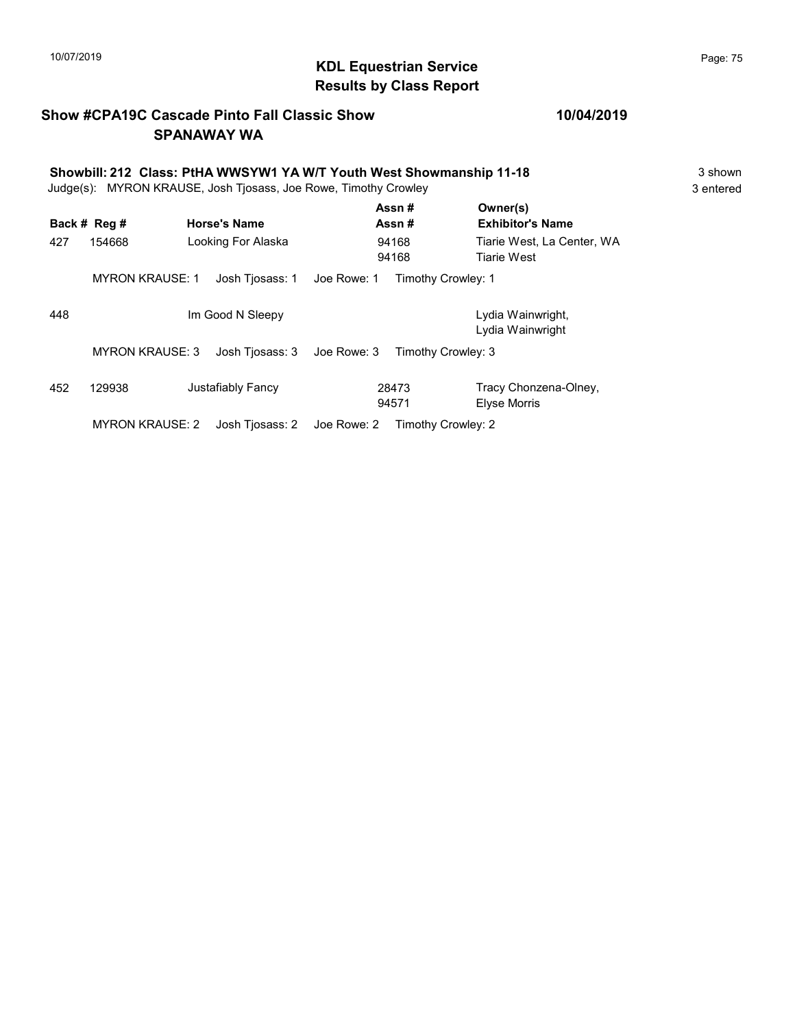## KDL Equestrian Service
## Results by Class Report

**Show #CPA19C Cascade Pinto Fall Classic Show** — **10/04/2019**
**SPANAWAY WA**

**Showbill: 212 Class: PtHA WWSYW1 YA W/T Youth West Showmanship 11-18** — 3 shown
Judge(s): MYRON KRAUSE, Josh Tjosass, Joe Rowe, Timothy Crowley — 3 entered

| Back # | Reg # | Horse's Name | Assn # / Assn # | Owner(s) / Exhibitor's Name |
|---|---|---|---|---|
| 427 | 154668 | Looking For Alaska | 94168 / 94168 | Tiarie West, La Center, WA / Tiarie West |
| | MYRON KRAUSE: 1 | Josh Tjosass: 1 | Joe Rowe: 1 | Timothy Crowley: 1 |
| 448 | | Im Good N Sleepy | | Lydia Wainwright, / Lydia Wainwright |
| | MYRON KRAUSE: 3 | Josh Tjosass: 3 | Joe Rowe: 3 | Timothy Crowley: 3 |
| 452 | 129938 | Justafiably Fancy | 28473 / 94571 | Tracy Chonzena-Olney, / Elyse Morris |
| | MYRON KRAUSE: 2 | Josh Tjosass: 2 | Joe Rowe: 2 | Timothy Crowley: 2 |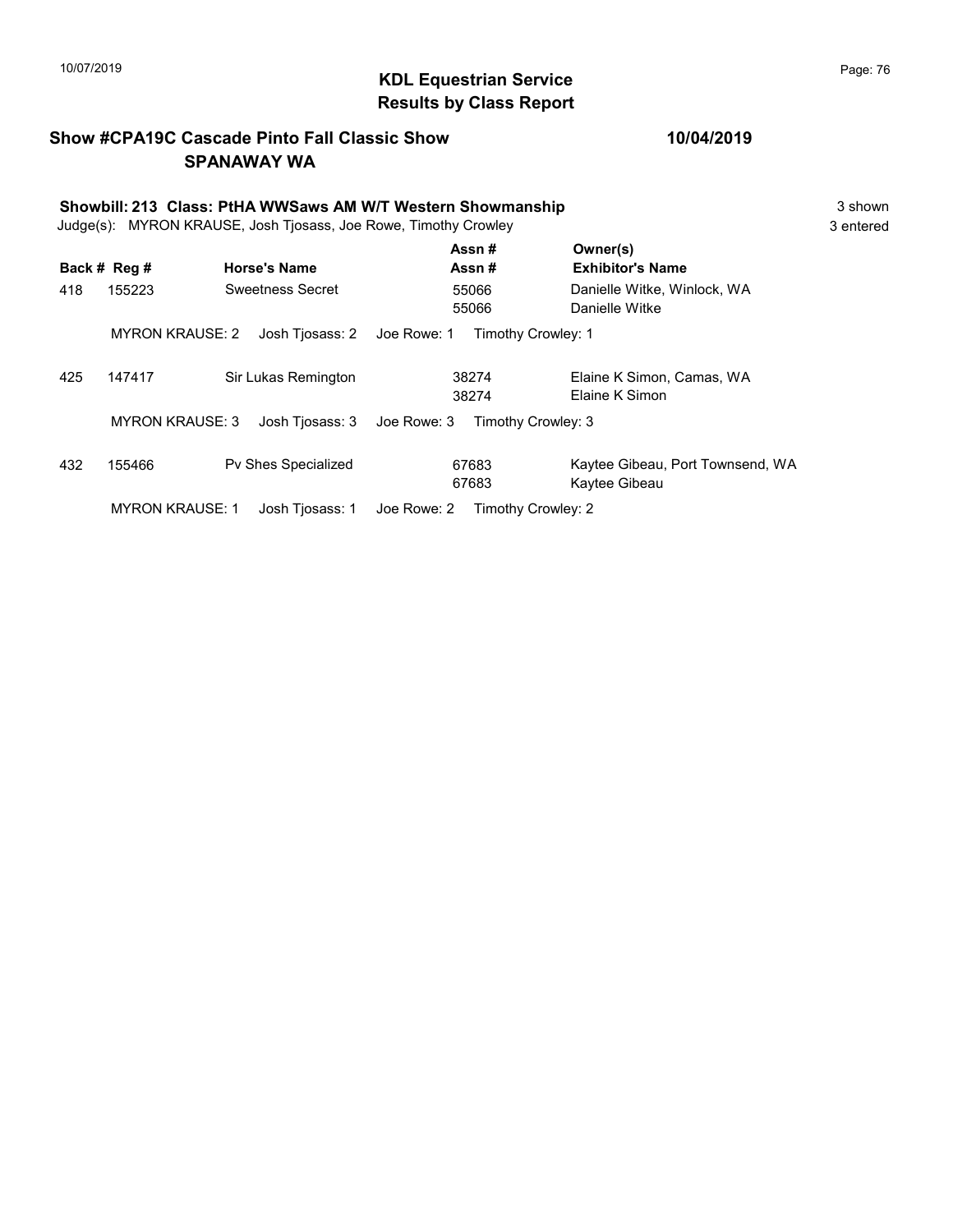# KDL Equestrian Service
## Results by Class Report

**Show #CPA19C Cascade Pinto Fall Classic Show** **10/04/2019**
**SPANAWAY WA**

**Showbill: 213 Class: PtHA WWSaws AM W/T Western Showmanship** 3 shown
Judge(s): MYRON KRAUSE, Josh Tjosass, Joe Rowe, Timothy Crowley 3 entered

| Back # | Reg # | Horse's Name | Assn # / Assn # | Owner(s) / Exhibitor's Name |
|---|---|---|---|---|
| 418 | 155223 | Sweetness Secret | 55066<br>55066 | Danielle Witke, Winlock, WA<br>Danielle Witke |
| | MYRON KRAUSE: 2 | Josh Tjosass: 2 | Joe Rowe: 1 | Timothy Crowley: 1 |
| 425 | 147417 | Sir Lukas Remington | 38274<br>38274 | Elaine K Simon, Camas, WA<br>Elaine K Simon |
| | MYRON KRAUSE: 3 | Josh Tjosass: 3 | Joe Rowe: 3 | Timothy Crowley: 3 |
| 432 | 155466 | Pv Shes Specialized | 67683<br>67683 | Kaytee Gibeau, Port Townsend, WA<br>Kaytee Gibeau |
| | MYRON KRAUSE: 1 | Josh Tjosass: 1 | Joe Rowe: 2 | Timothy Crowley: 2 |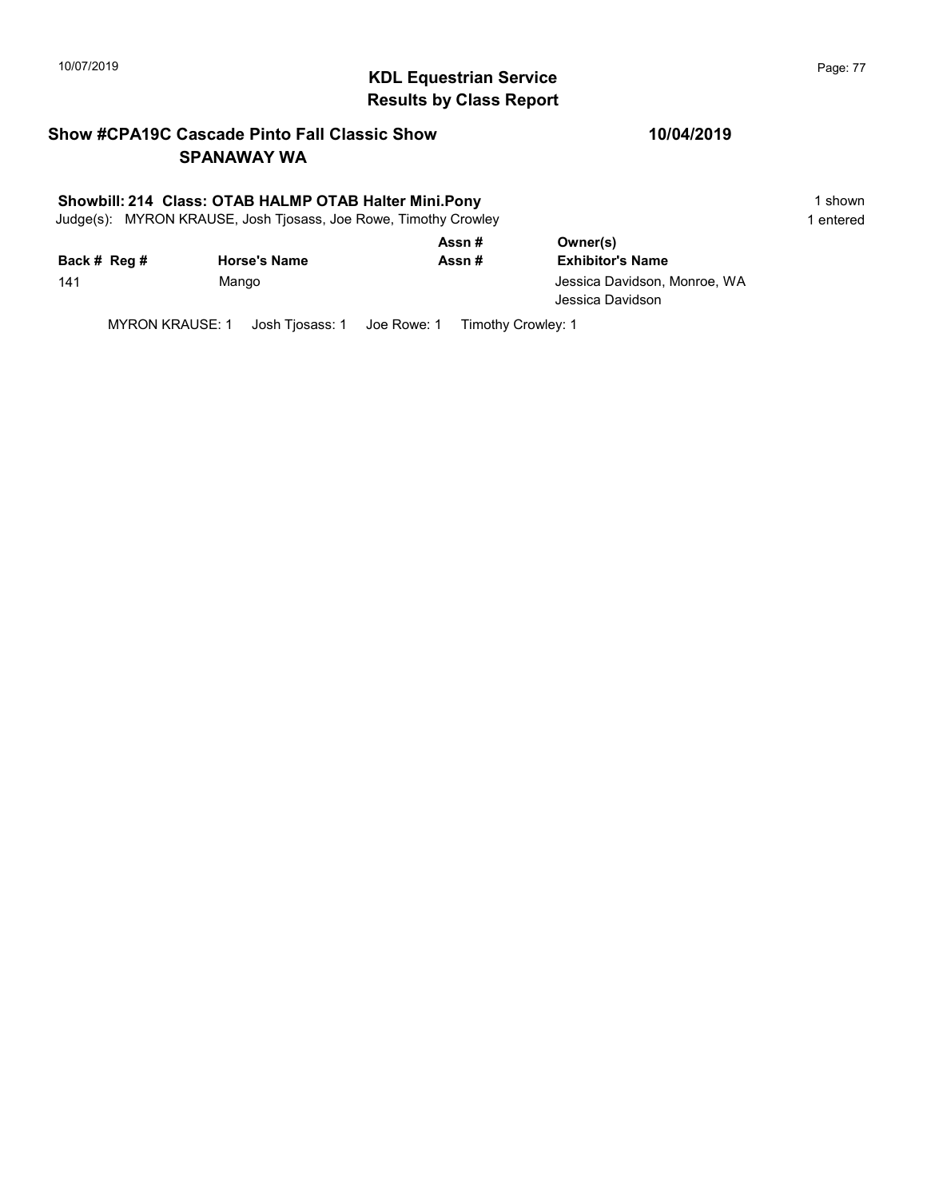# KDL Equestrian Service
## Results by Class Report

**Show #CPA19C Cascade Pinto Fall Classic Show** **10/04/2019**
**SPANAWAY WA**

**Showbill: 214 Class: OTAB HALMP OTAB Halter Mini.Pony** 1 shown
Judge(s): MYRON KRAUSE, Josh Tjosass, Joe Rowe, Timothy Crowley 1 entered

| Back # | Reg # | Horse's Name | Assn # / Assn # | Owner(s) / Exhibitor's Name |
|---|---|---|---|---|
| 141 | | Mango | | Jessica Davidson, Monroe, WA<br>Jessica Davidson |

MYRON KRAUSE: 1 Josh Tjosass: 1 Joe Rowe: 1 Timothy Crowley: 1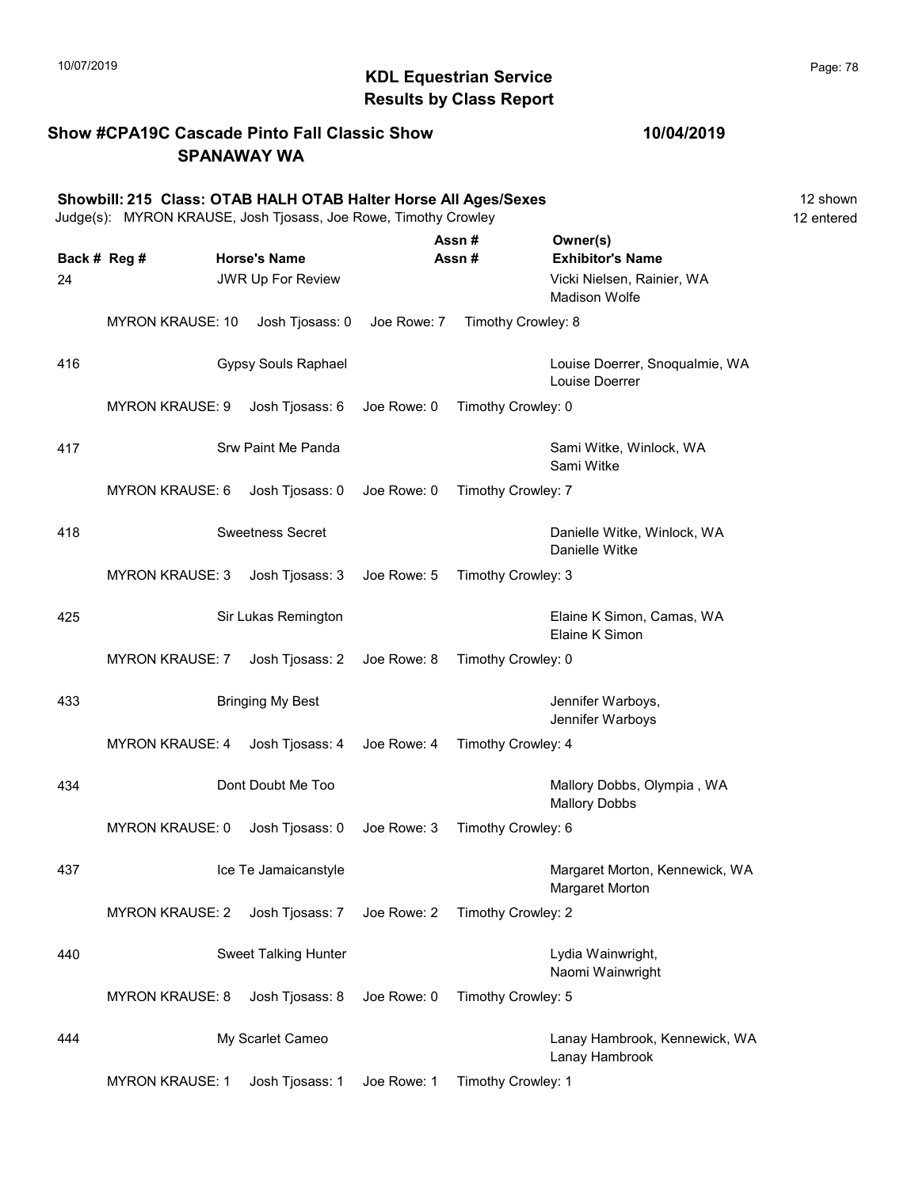# KDL Equestrian Service
## Results by Class Report

**Show #CPA19C Cascade Pinto Fall Classic Show** — **10/04/2019**
**SPANAWAY WA**

**Showbill: 215 Class: OTAB HALH OTAB Halter Horse All Ages/Sexes** — 12 shown, 12 entered

Judge(s): MYRON KRAUSE, Josh Tjosass, Joe Rowe, Timothy Crowley

| Back # | Reg # | Horse's Name | Assn # / Assn # | Owner(s) / Exhibitor's Name |
|---|---|---|---|---|
| 24 | | JWR Up For Review | | Vicki Nielsen, Rainier, WA / Madison Wolfe |
| | MYRON KRAUSE: 10 | Josh Tjosass: 0 | Joe Rowe: 7 | Timothy Crowley: 8 |
| 416 | | Gypsy Souls Raphael | | Louise Doerrer, Snoqualmie, WA / Louise Doerrer |
| | MYRON KRAUSE: 9 | Josh Tjosass: 6 | Joe Rowe: 0 | Timothy Crowley: 0 |
| 417 | | Srw Paint Me Panda | | Sami Witke, Winlock, WA / Sami Witke |
| | MYRON KRAUSE: 6 | Josh Tjosass: 0 | Joe Rowe: 0 | Timothy Crowley: 7 |
| 418 | | Sweetness Secret | | Danielle Witke, Winlock, WA / Danielle Witke |
| | MYRON KRAUSE: 3 | Josh Tjosass: 3 | Joe Rowe: 5 | Timothy Crowley: 3 |
| 425 | | Sir Lukas Remington | | Elaine K Simon, Camas, WA / Elaine K Simon |
| | MYRON KRAUSE: 7 | Josh Tjosass: 2 | Joe Rowe: 8 | Timothy Crowley: 0 |
| 433 | | Bringing My Best | | Jennifer Warboys, / Jennifer Warboys |
| | MYRON KRAUSE: 4 | Josh Tjosass: 4 | Joe Rowe: 4 | Timothy Crowley: 4 |
| 434 | | Dont Doubt Me Too | | Mallory Dobbs, Olympia , WA / Mallory Dobbs |
| | MYRON KRAUSE: 0 | Josh Tjosass: 0 | Joe Rowe: 3 | Timothy Crowley: 6 |
| 437 | | Ice Te Jamaicanstyle | | Margaret Morton, Kennewick, WA / Margaret Morton |
| | MYRON KRAUSE: 2 | Josh Tjosass: 7 | Joe Rowe: 2 | Timothy Crowley: 2 |
| 440 | | Sweet Talking Hunter | | Lydia Wainwright, / Naomi Wainwright |
| | MYRON KRAUSE: 8 | Josh Tjosass: 8 | Joe Rowe: 0 | Timothy Crowley: 5 |
| 444 | | My Scarlet Cameo | | Lanay Hambrook, Kennewick, WA / Lanay Hambrook |
| | MYRON KRAUSE: 1 | Josh Tjosass: 1 | Joe Rowe: 1 | Timothy Crowley: 1 |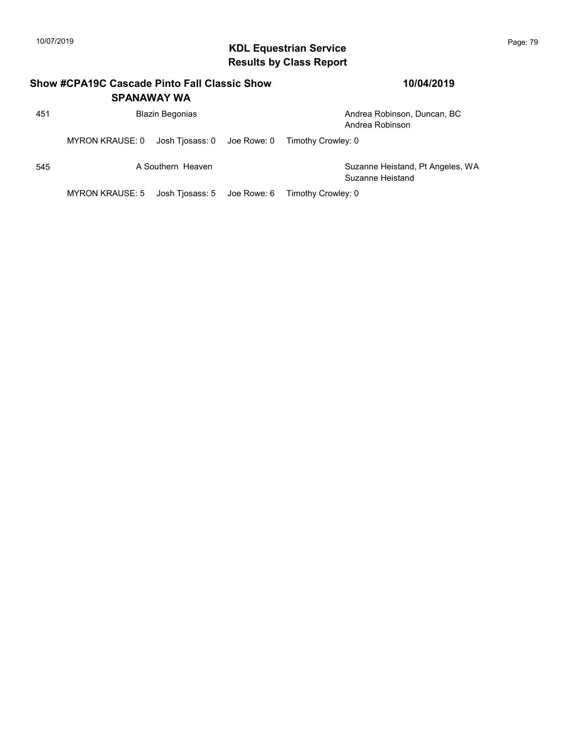## KDL Equestrian Service
## Results by Class Report

**Show #CPA19C Cascade Pinto Fall Classic Show** **10/04/2019**
**SPANAWAY WA**

451 Blazin Begonias — Andrea Robinson, Duncan, BC
Andrea Robinson

MYRON KRAUSE: 0 Josh Tjosass: 0 Joe Rowe: 0 Timothy Crowley: 0

545 A Southern Heaven — Suzanne Heistand, Pt Angeles, WA
Suzanne Heistand

MYRON KRAUSE: 5 Josh Tjosass: 5 Joe Rowe: 6 Timothy Crowley: 0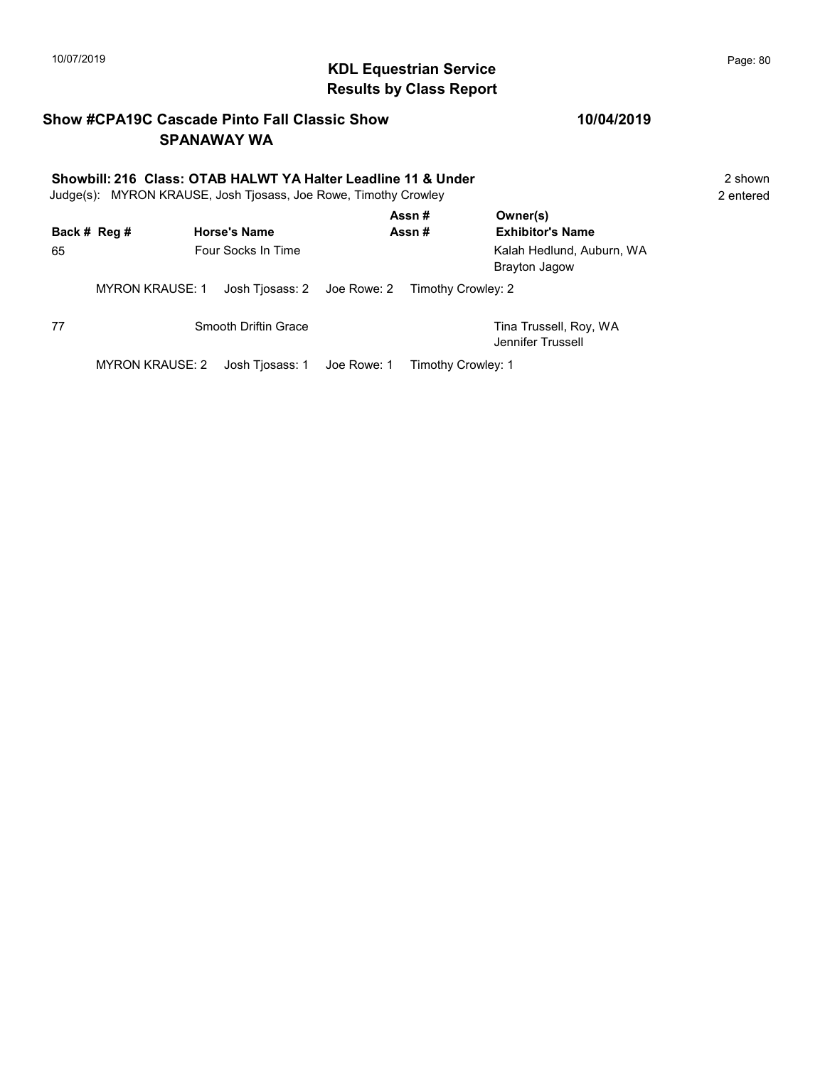# KDL Equestrian Service
## Results by Class Report

**Show #CPA19C Cascade Pinto Fall Classic Show** **10/04/2019**
**SPANAWAY WA**

**Showbill: 216 Class: OTAB HALWT YA Halter Leadline 11 & Under** 2 shown
Judge(s): MYRON KRAUSE, Josh Tjosass, Joe Rowe, Timothy Crowley 2 entered

| Back # | Reg # | Horse's Name | Assn # / Assn # | Owner(s) / Exhibitor's Name |
|---|---|---|---|---|
| 65 | | Four Socks In Time | | Kalah Hedlund, Auburn, WA<br>Brayton Jagow |
| | MYRON KRAUSE: 1 | Josh Tjosass: 2 | Joe Rowe: 2 | Timothy Crowley: 2 |
| 77 | | Smooth Driftin Grace | | Tina Trussell, Roy, WA<br>Jennifer Trussell |
| | MYRON KRAUSE: 2 | Josh Tjosass: 1 | Joe Rowe: 1 | Timothy Crowley: 1 |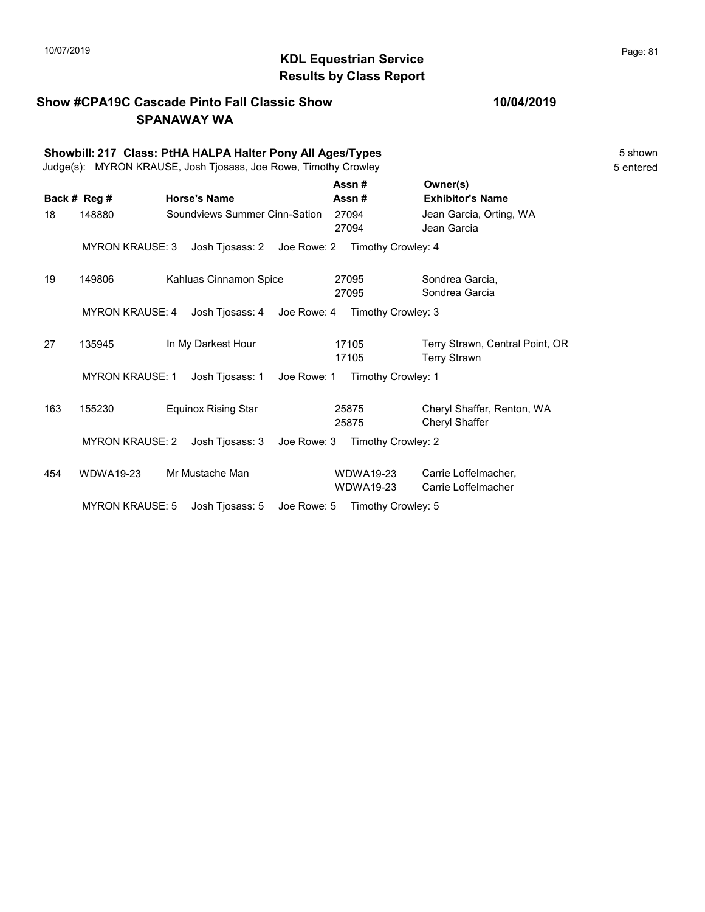## KDL Equestrian Service
## Results by Class Report

**Show #CPA19C Cascade Pinto Fall Classic Show** 10/04/2019
**SPANAWAY WA**

**Showbill: 217 Class: PtHA HALPA Halter Pony All Ages/Types** 5 shown
Judge(s): MYRON KRAUSE, Josh Tjosass, Joe Rowe, Timothy Crowley 5 entered

| Back # | Reg # | Horse's Name | Assn # / Assn # | Owner(s) / Exhibitor's Name |
|---|---|---|---|---|
| 18 | 148880 | Soundviews Summer Cinn-Sation | 27094 / 27094 | Jean Garcia, Orting, WA / Jean Garcia |
| | MYRON KRAUSE: 3 | Josh Tjosass: 2 | Joe Rowe: 2 | Timothy Crowley: 4 |
| 19 | 149806 | Kahluas Cinnamon Spice | 27095 / 27095 | Sondrea Garcia, / Sondrea Garcia |
| | MYRON KRAUSE: 4 | Josh Tjosass: 4 | Joe Rowe: 4 | Timothy Crowley: 3 |
| 27 | 135945 | In My Darkest Hour | 17105 / 17105 | Terry Strawn, Central Point, OR / Terry Strawn |
| | MYRON KRAUSE: 1 | Josh Tjosass: 1 | Joe Rowe: 1 | Timothy Crowley: 1 |
| 163 | 155230 | Equinox Rising Star | 25875 / 25875 | Cheryl Shaffer, Renton, WA / Cheryl Shaffer |
| | MYRON KRAUSE: 2 | Josh Tjosass: 3 | Joe Rowe: 3 | Timothy Crowley: 2 |
| 454 | WDWA19-23 | Mr Mustache Man | WDWA19-23 / WDWA19-23 | Carrie Loffelmacher, / Carrie Loffelmacher |
| | MYRON KRAUSE: 5 | Josh Tjosass: 5 | Joe Rowe: 5 | Timothy Crowley: 5 |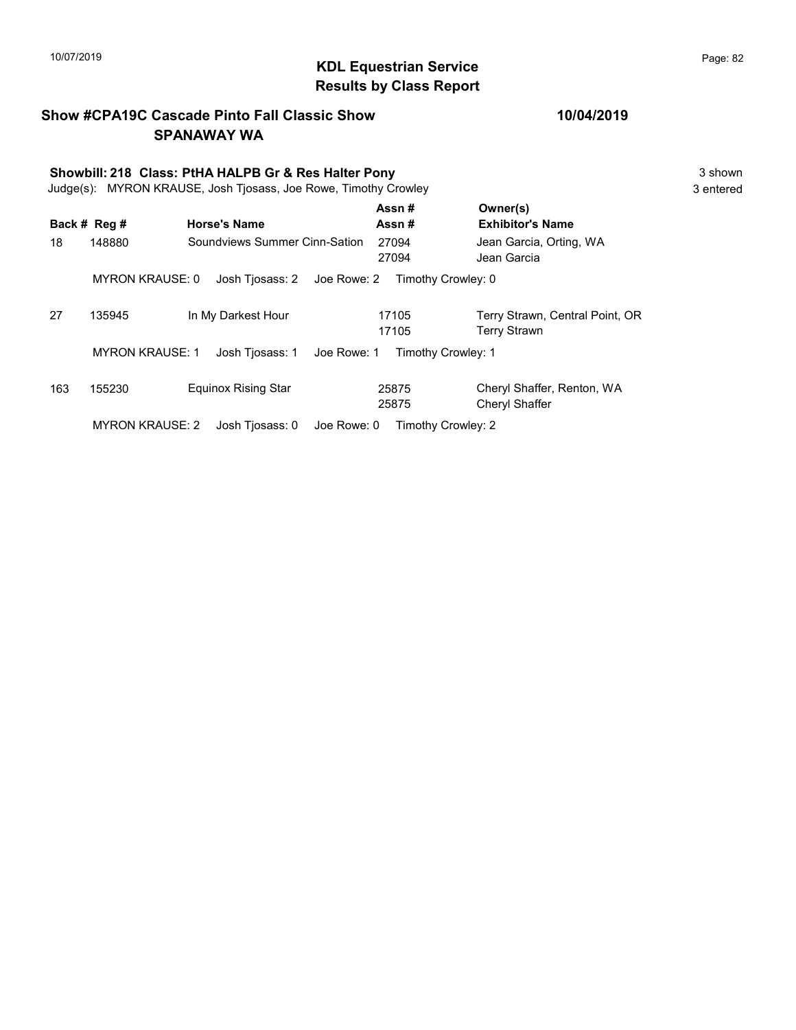## KDL Equestrian Service
## Results by Class Report

**Show #CPA19C Cascade Pinto Fall Classic Show** **10/04/2019**
**SPANAWAY WA**

**Showbill: 218 Class: PtHA HALPB Gr & Res Halter Pony** 3 shown
Judge(s): MYRON KRAUSE, Josh Tjosass, Joe Rowe, Timothy Crowley 3 entered

| Back # | Reg # | Horse's Name | Assn # / Assn # | Owner(s) / Exhibitor's Name |
|---|---|---|---|---|
| 18 | 148880 | Soundviews Summer Cinn-Sation | 27094 / 27094 | Jean Garcia, Orting, WA / Jean Garcia |
| | MYRON KRAUSE: 0 | Josh Tjosass: 2 | Joe Rowe: 2 | Timothy Crowley: 0 |
| 27 | 135945 | In My Darkest Hour | 17105 / 17105 | Terry Strawn, Central Point, OR / Terry Strawn |
| | MYRON KRAUSE: 1 | Josh Tjosass: 1 | Joe Rowe: 1 | Timothy Crowley: 1 |
| 163 | 155230 | Equinox Rising Star | 25875 / 25875 | Cheryl Shaffer, Renton, WA / Cheryl Shaffer |
| | MYRON KRAUSE: 2 | Josh Tjosass: 0 | Joe Rowe: 0 | Timothy Crowley: 2 |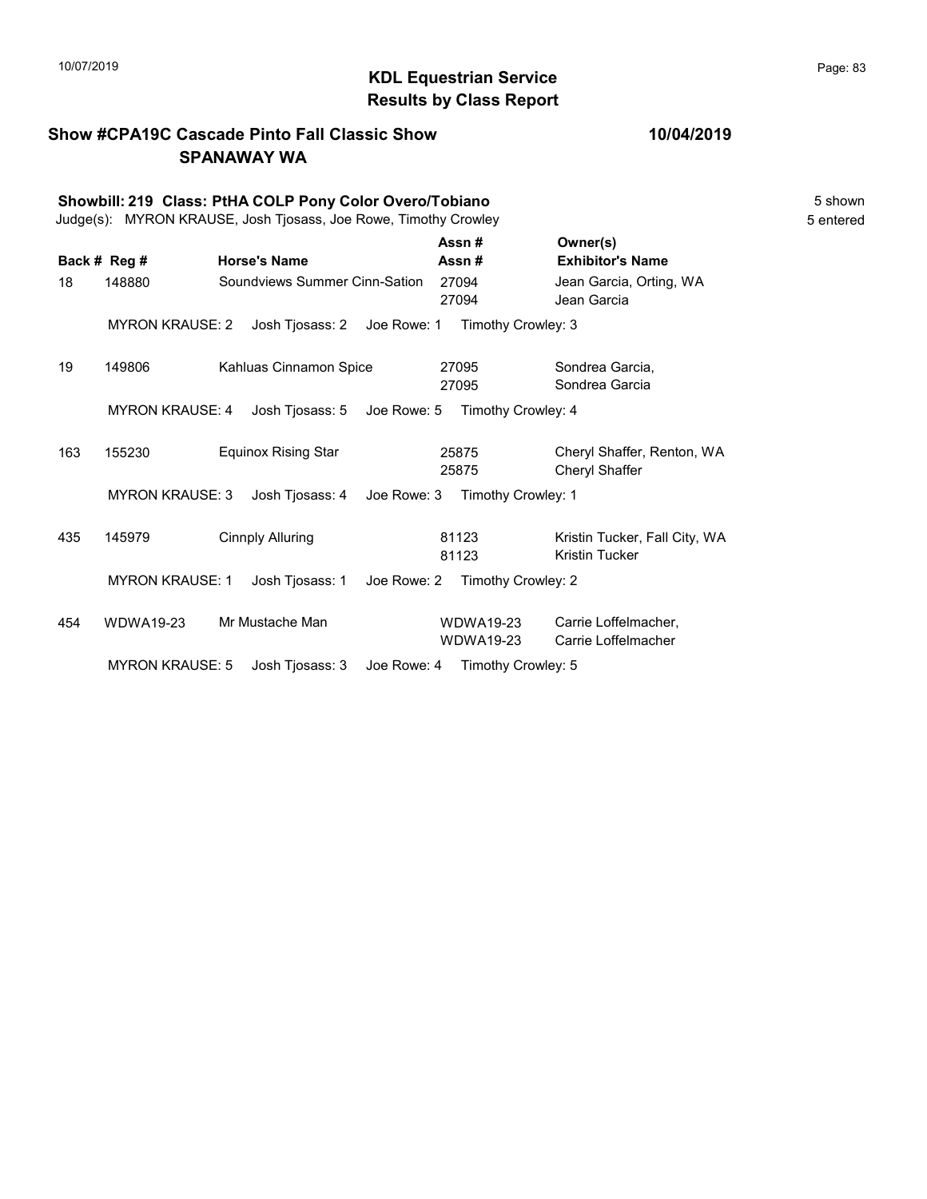# KDL Equestrian Service
## Results by Class Report

**Show #CPA19C Cascade Pinto Fall Classic Show** **10/04/2019**
**SPANAWAY WA**

**Showbill: 219 Class: PtHA COLP Pony Color Overo/Tobiano** 5 shown
Judge(s): MYRON KRAUSE, Josh Tjosass, Joe Rowe, Timothy Crowley 5 entered

| Back # | Reg # | Horse's Name | Assn # / Assn # | Owner(s) / Exhibitor's Name |
|---|---|---|---|---|
| 18 | 148880 | Soundviews Summer Cinn-Sation | 27094<br>27094 | Jean Garcia, Orting, WA<br>Jean Garcia |
| | MYRON KRAUSE: 2 | Josh Tjosass: 2 | Joe Rowe: 1 | Timothy Crowley: 3 |
| 19 | 149806 | Kahluas Cinnamon Spice | 27095<br>27095 | Sondrea Garcia,<br>Sondrea Garcia |
| | MYRON KRAUSE: 4 | Josh Tjosass: 5 | Joe Rowe: 5 | Timothy Crowley: 4 |
| 163 | 155230 | Equinox Rising Star | 25875<br>25875 | Cheryl Shaffer, Renton, WA<br>Cheryl Shaffer |
| | MYRON KRAUSE: 3 | Josh Tjosass: 4 | Joe Rowe: 3 | Timothy Crowley: 1 |
| 435 | 145979 | Cinnply Alluring | 81123<br>81123 | Kristin Tucker, Fall City, WA<br>Kristin Tucker |
| | MYRON KRAUSE: 1 | Josh Tjosass: 1 | Joe Rowe: 2 | Timothy Crowley: 2 |
| 454 | WDWA19-23 | Mr Mustache Man | WDWA19-23<br>WDWA19-23 | Carrie Loffelmacher,<br>Carrie Loffelmacher |
| | MYRON KRAUSE: 5 | Josh Tjosass: 3 | Joe Rowe: 4 | Timothy Crowley: 5 |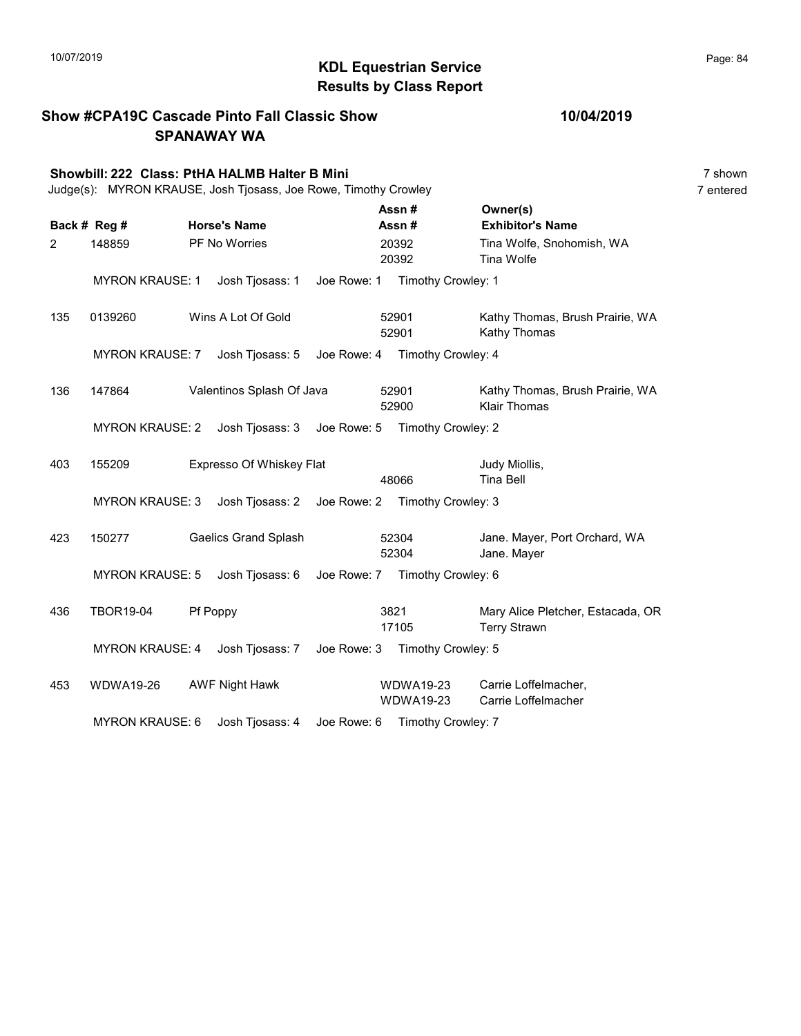# KDL Equestrian Service
## Results by Class Report

**Show #CPA19C Cascade Pinto Fall Classic Show** **10/04/2019**
**SPANAWAY WA**

**Showbill: 222 Class: PtHA HALMB Halter B Mini** 7 shown
Judge(s): MYRON KRAUSE, Josh Tjosass, Joe Rowe, Timothy Crowley 7 entered

| Back # | Reg # | Horse's Name | Assn # / Assn # | Owner(s) / Exhibitor's Name |
|---|---|---|---|---|
| 2 | 148859 | PF No Worries | 20392 / 20392 | Tina Wolfe, Snohomish, WA / Tina Wolfe |
| | MYRON KRAUSE: 1 | Josh Tjosass: 1 | Joe Rowe: 1 | Timothy Crowley: 1 |
| 135 | 0139260 | Wins A Lot Of Gold | 52901 / 52901 | Kathy Thomas, Brush Prairie, WA / Kathy Thomas |
| | MYRON KRAUSE: 7 | Josh Tjosass: 5 | Joe Rowe: 4 | Timothy Crowley: 4 |
| 136 | 147864 | Valentinos Splash Of Java | 52901 / 52900 | Kathy Thomas, Brush Prairie, WA / Klair Thomas |
| | MYRON KRAUSE: 2 | Josh Tjosass: 3 | Joe Rowe: 5 | Timothy Crowley: 2 |
| 403 | 155209 | Expresso Of Whiskey Flat | 48066 | Judy Miollis, / Tina Bell |
| | MYRON KRAUSE: 3 | Josh Tjosass: 2 | Joe Rowe: 2 | Timothy Crowley: 3 |
| 423 | 150277 | Gaelics Grand Splash | 52304 / 52304 | Jane. Mayer, Port Orchard, WA / Jane. Mayer |
| | MYRON KRAUSE: 5 | Josh Tjosass: 6 | Joe Rowe: 7 | Timothy Crowley: 6 |
| 436 | TBOR19-04 | Pf Poppy | 3821 / 17105 | Mary Alice Pletcher, Estacada, OR / Terry Strawn |
| | MYRON KRAUSE: 4 | Josh Tjosass: 7 | Joe Rowe: 3 | Timothy Crowley: 5 |
| 453 | WDWA19-26 | AWF Night Hawk | WDWA19-23 / WDWA19-23 | Carrie Loffelmacher, / Carrie Loffelmacher |
| | MYRON KRAUSE: 6 | Josh Tjosass: 4 | Joe Rowe: 6 | Timothy Crowley: 7 |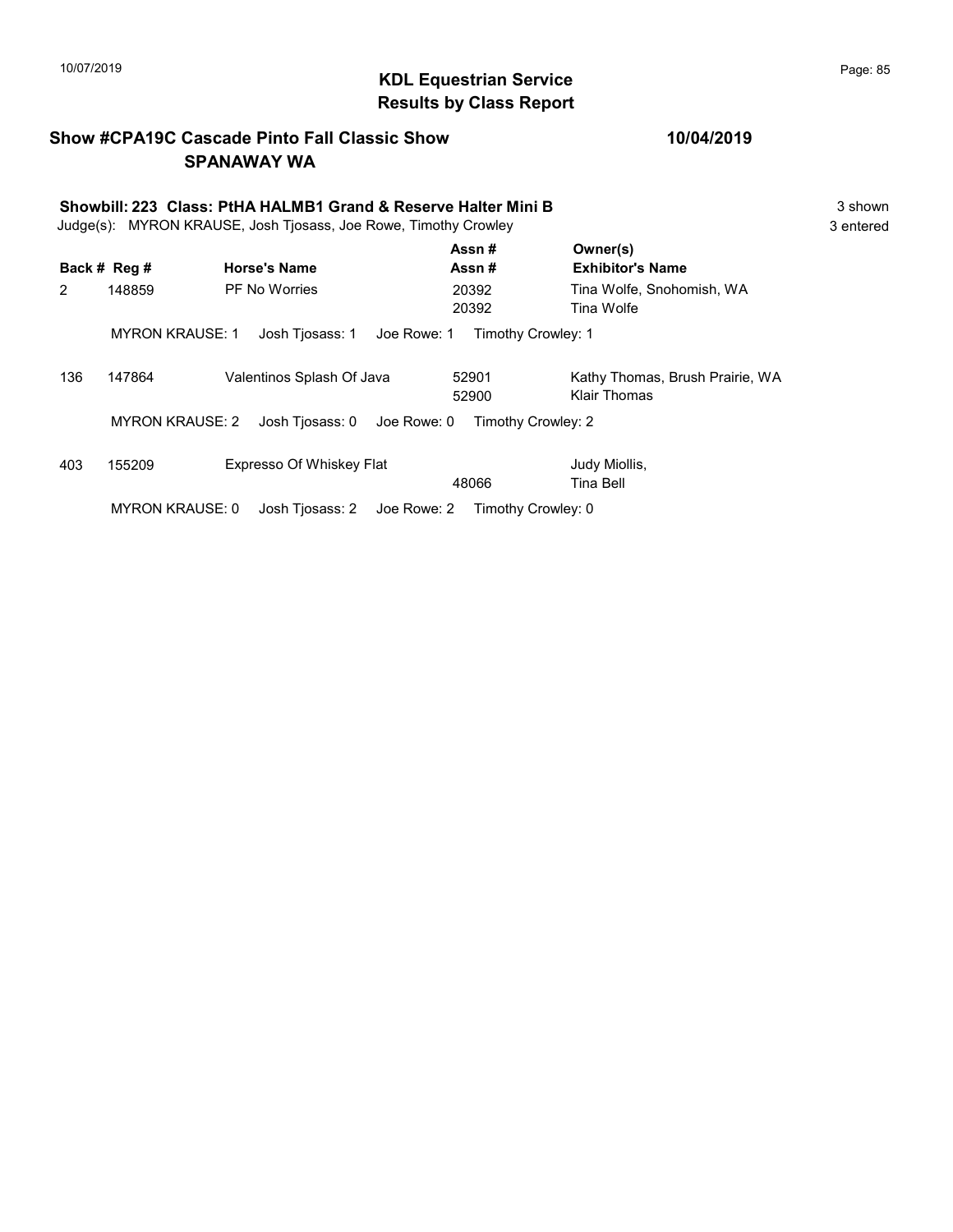## KDL Equestrian Service
## Results by Class Report

**Show #CPA19C Cascade Pinto Fall Classic Show** **10/04/2019**
**SPANAWAY WA**

**Showbill: 223 Class: PtHA HALMB1 Grand & Reserve Halter Mini B** 3 shown
Judge(s): MYRON KRAUSE, Josh Tjosass, Joe Rowe, Timothy Crowley 3 entered

| Back # | Reg # | Horse's Name | Assn # / Assn # | Owner(s) / Exhibitor's Name |
|---|---|---|---|---|
| 2 | 148859 | PF No Worries | 20392 / 20392 | Tina Wolfe, Snohomish, WA / Tina Wolfe |
| | MYRON KRAUSE: 1 | Josh Tjosass: 1 | Joe Rowe: 1 | Timothy Crowley: 1 |
| 136 | 147864 | Valentinos Splash Of Java | 52901 / 52900 | Kathy Thomas, Brush Prairie, WA / Klair Thomas |
| | MYRON KRAUSE: 2 | Josh Tjosass: 0 | Joe Rowe: 0 | Timothy Crowley: 2 |
| 403 | 155209 | Expresso Of Whiskey Flat | / 48066 | Judy Miollis, / Tina Bell |
| | MYRON KRAUSE: 0 | Josh Tjosass: 2 | Joe Rowe: 2 | Timothy Crowley: 0 |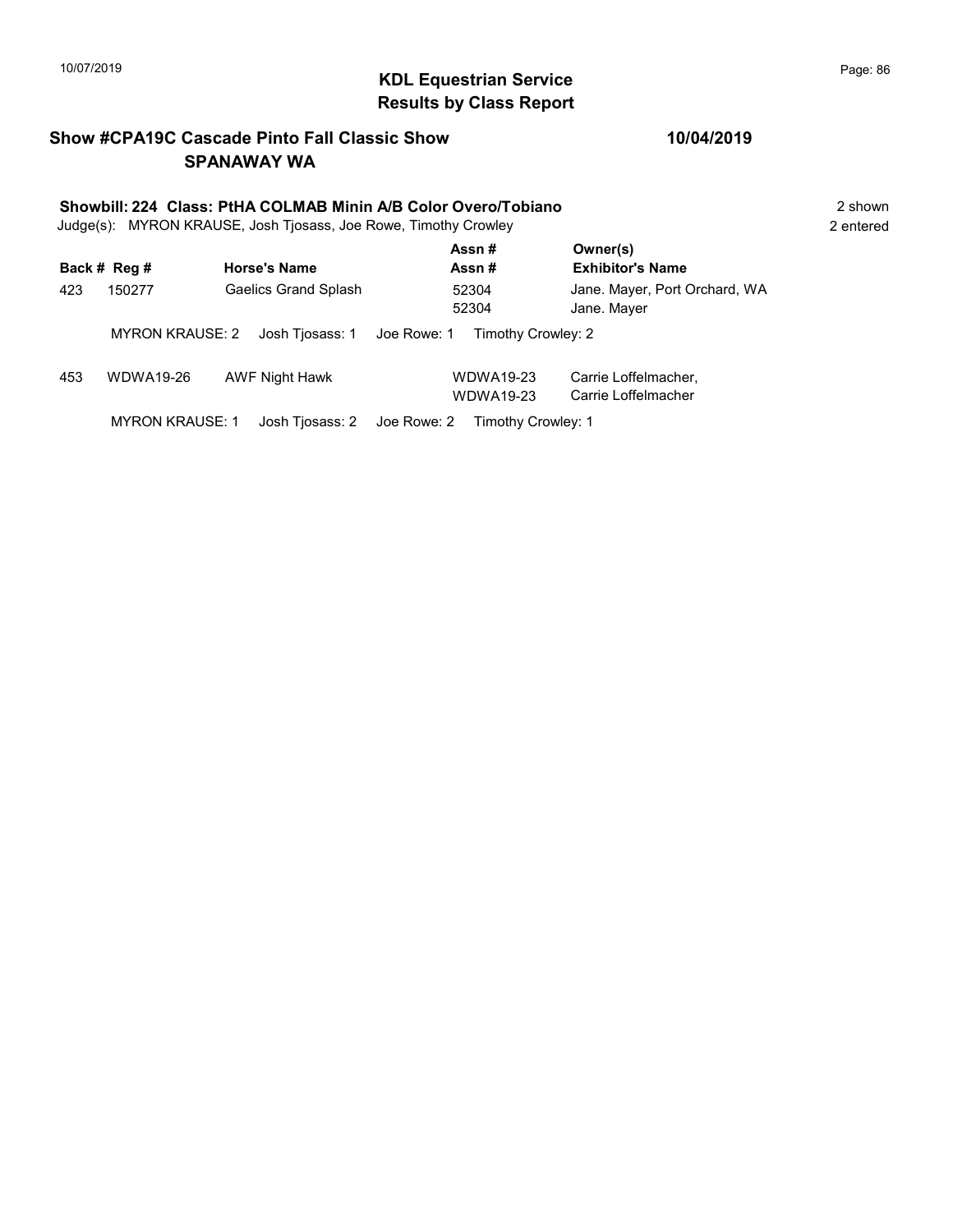## KDL Equestrian Service
## Results by Class Report

**Show #CPA19C Cascade Pinto Fall Classic Show** **10/04/2019**
**SPANAWAY WA**

**Showbill: 224 Class: PtHA COLMAB Minin A/B Color Overo/Tobiano** 2 shown
Judge(s): MYRON KRAUSE, Josh Tjosass, Joe Rowe, Timothy Crowley 2 entered

| Back # | Reg # | Horse's Name | Assn # / Assn # | Owner(s) / Exhibitor's Name |
|---|---|---|---|---|
| 423 | 150277 | Gaelics Grand Splash | 52304 / 52304 | Jane. Mayer, Port Orchard, WA / Jane. Mayer |

MYRON KRAUSE: 2 Josh Tjosass: 1 Joe Rowe: 1 Timothy Crowley: 2

| Back # | Reg # | Horse's Name | Assn # / Assn # | Owner(s) / Exhibitor's Name |
|---|---|---|---|---|
| 453 | WDWA19-26 | AWF Night Hawk | WDWA19-23 / WDWA19-23 | Carrie Loffelmacher, / Carrie Loffelmacher |

MYRON KRAUSE: 1 Josh Tjosass: 2 Joe Rowe: 2 Timothy Crowley: 1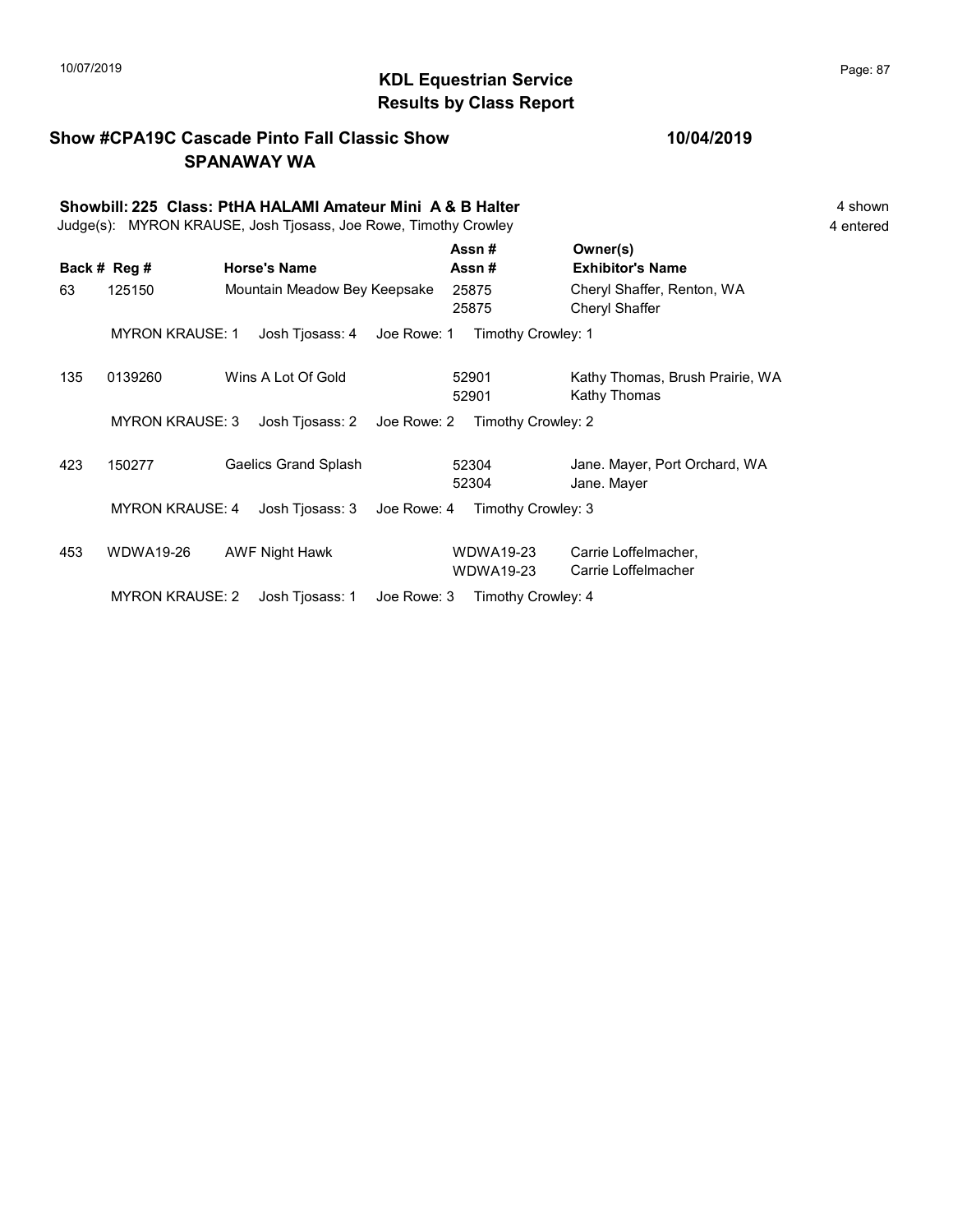# KDL Equestrian Service
## Results by Class Report

10/07/2019

**Show #CPA19C Cascade Pinto Fall Classic Show** **10/04/2019**
**SPANAWAY WA**

**Showbill: 225 Class: PtHA HALAMI Amateur Mini A & B Halter** 4 shown
Judge(s): MYRON KRAUSE, Josh Tjosass, Joe Rowe, Timothy Crowley 4 entered

| Back # | Reg # | Horse's Name | Assn # / Assn # | Owner(s) / Exhibitor's Name |
|---|---|---|---|---|
| 63 | 125150 | Mountain Meadow Bey Keepsake | 25875<br>25875 | Cheryl Shaffer, Renton, WA<br>Cheryl Shaffer |
| | MYRON KRAUSE: 1 | Josh Tjosass: 4 | Joe Rowe: 1 | Timothy Crowley: 1 |
| 135 | 0139260 | Wins A Lot Of Gold | 52901<br>52901 | Kathy Thomas, Brush Prairie, WA<br>Kathy Thomas |
| | MYRON KRAUSE: 3 | Josh Tjosass: 2 | Joe Rowe: 2 | Timothy Crowley: 2 |
| 423 | 150277 | Gaelics Grand Splash | 52304<br>52304 | Jane. Mayer, Port Orchard, WA<br>Jane. Mayer |
| | MYRON KRAUSE: 4 | Josh Tjosass: 3 | Joe Rowe: 4 | Timothy Crowley: 3 |
| 453 | WDWA19-26 | AWF Night Hawk | WDWA19-23<br>WDWA19-23 | Carrie Loffelmacher,<br>Carrie Loffelmacher |
| | MYRON KRAUSE: 2 | Josh Tjosass: 1 | Joe Rowe: 3 | Timothy Crowley: 4 |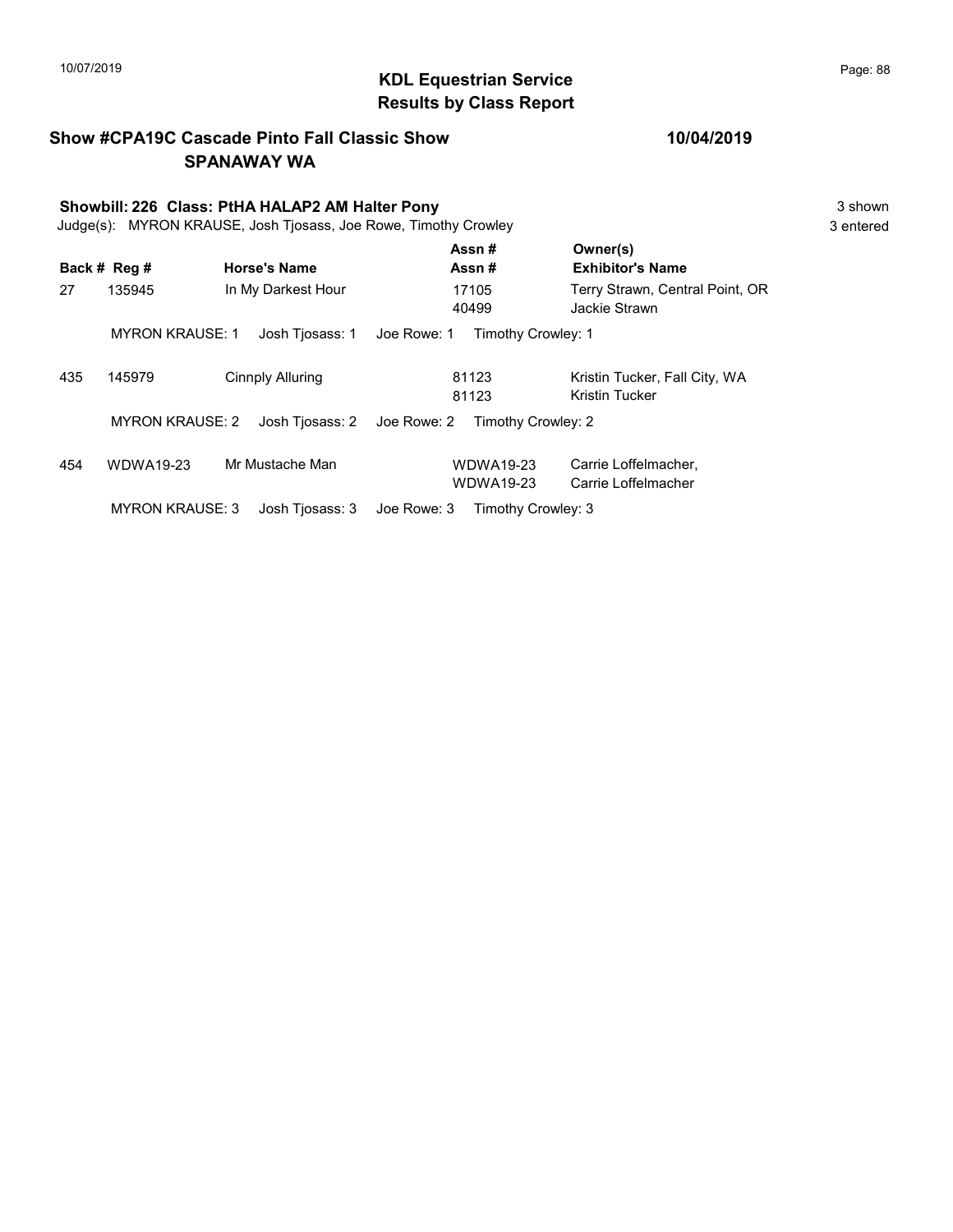# KDL Equestrian Service
## Results by Class Report

**Show #CPA19C Cascade Pinto Fall Classic Show** **10/04/2019**
**SPANAWAY WA**

**Showbill: 226 Class: PtHA HALAP2 AM Halter Pony** 3 shown
Judge(s): MYRON KRAUSE, Josh Tjosass, Joe Rowe, Timothy Crowley 3 entered

| Back # | Reg # | Horse's Name | Assn # / Assn # | Owner(s) / Exhibitor's Name |
|---|---|---|---|---|
| 27 | 135945 | In My Darkest Hour | 17105 / 40499 | Terry Strawn, Central Point, OR / Jackie Strawn |
| | MYRON KRAUSE: 1 | Josh Tjosass: 1 | Joe Rowe: 1 | Timothy Crowley: 1 |
| 435 | 145979 | Cinnply Alluring | 81123 / 81123 | Kristin Tucker, Fall City, WA / Kristin Tucker |
| | MYRON KRAUSE: 2 | Josh Tjosass: 2 | Joe Rowe: 2 | Timothy Crowley: 2 |
| 454 | WDWA19-23 | Mr Mustache Man | WDWA19-23 / WDWA19-23 | Carrie Loffelmacher, / Carrie Loffelmacher |
| | MYRON KRAUSE: 3 | Josh Tjosass: 3 | Joe Rowe: 3 | Timothy Crowley: 3 |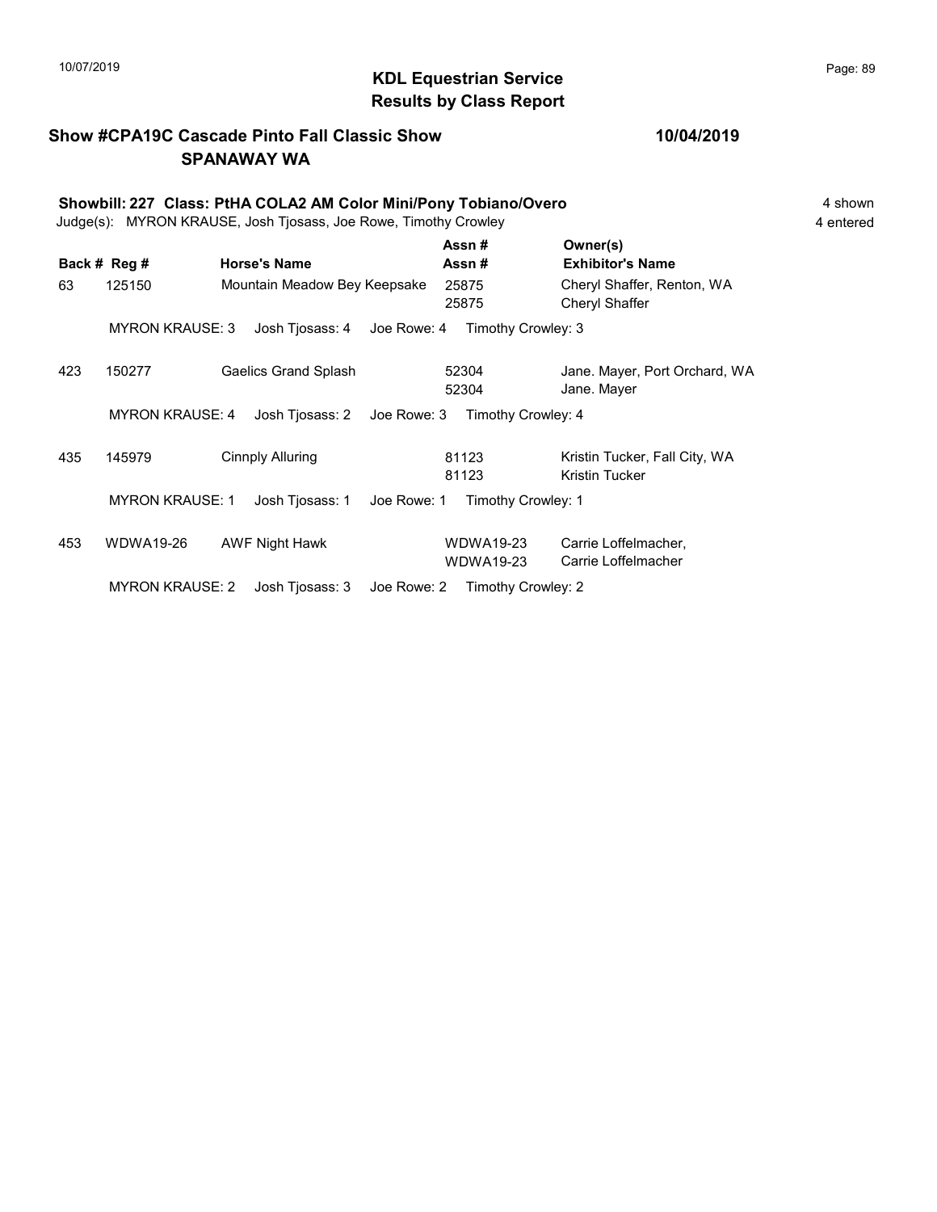# KDL Equestrian Service
## Results by Class Report

**Show #CPA19C Cascade Pinto Fall Classic Show** **10/04/2019**
**SPANAWAY WA**

**Showbill: 227 Class: PtHA COLA2 AM Color Mini/Pony Tobiano/Overo** 4 shown
Judge(s): MYRON KRAUSE, Josh Tjosass, Joe Rowe, Timothy Crowley 4 entered

| Back # | Reg # | Horse's Name | Assn # / Assn # | Owner(s) / Exhibitor's Name |
|---|---|---|---|---|
| 63 | 125150 | Mountain Meadow Bey Keepsake | 25875 / 25875 | Cheryl Shaffer, Renton, WA / Cheryl Shaffer |
| | MYRON KRAUSE: 3 | Josh Tjosass: 4 | Joe Rowe: 4 | Timothy Crowley: 3 |
| 423 | 150277 | Gaelics Grand Splash | 52304 / 52304 | Jane. Mayer, Port Orchard, WA / Jane. Mayer |
| | MYRON KRAUSE: 4 | Josh Tjosass: 2 | Joe Rowe: 3 | Timothy Crowley: 4 |
| 435 | 145979 | Cinnply Alluring | 81123 / 81123 | Kristin Tucker, Fall City, WA / Kristin Tucker |
| | MYRON KRAUSE: 1 | Josh Tjosass: 1 | Joe Rowe: 1 | Timothy Crowley: 1 |
| 453 | WDWA19-26 | AWF Night Hawk | WDWA19-23 / WDWA19-23 | Carrie Loffelmacher, / Carrie Loffelmacher |
| | MYRON KRAUSE: 2 | Josh Tjosass: 3 | Joe Rowe: 2 | Timothy Crowley: 2 |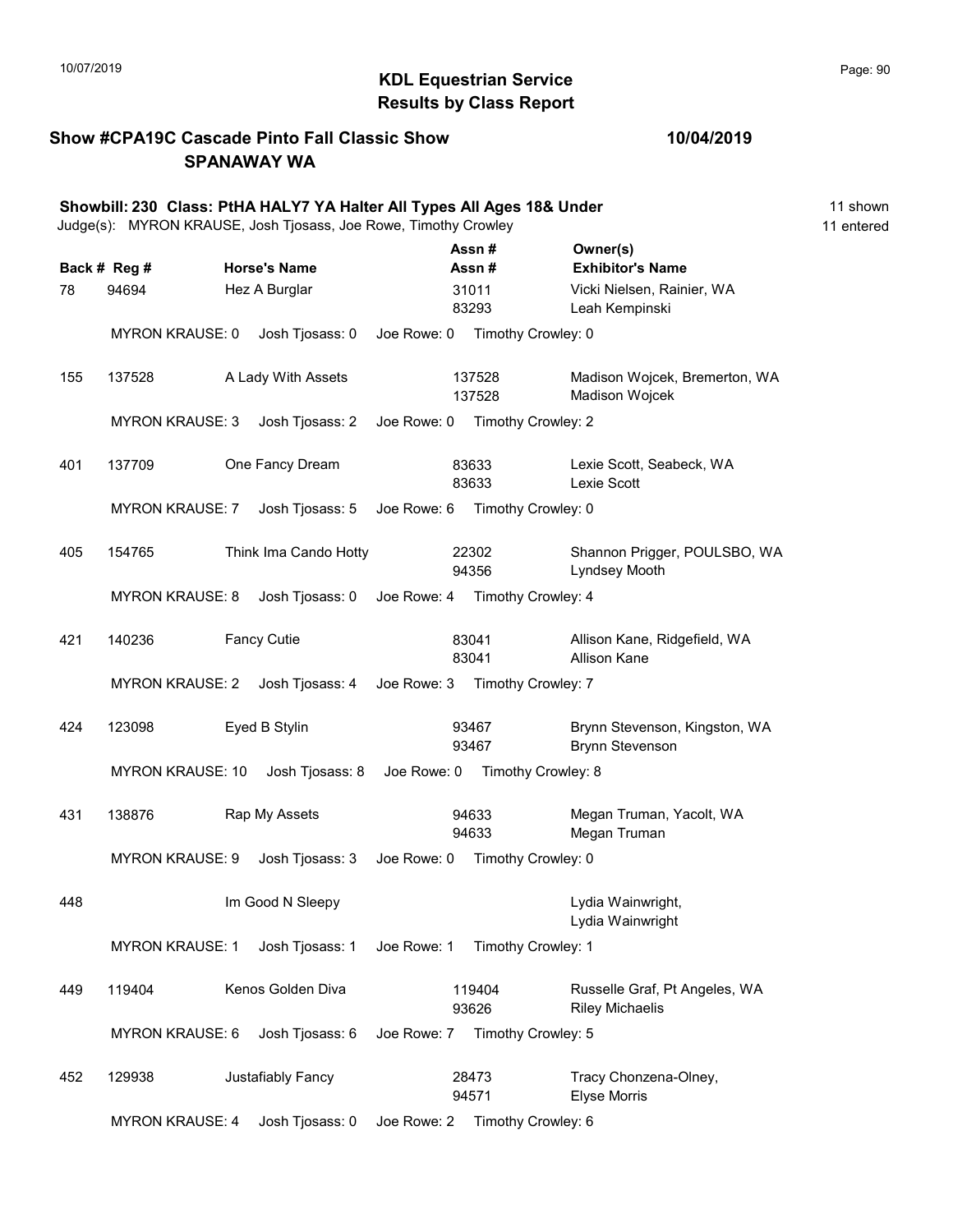# KDL Equestrian Service
## Results by Class Report

**Show #CPA19C Cascade Pinto Fall Classic Show** — **10/04/2019**
**SPANAWAY WA**

### Showbill: 230 Class: PtHA HALY7 YA Halter All Types All Ages 18& Under

Judge(s): MYRON KRAUSE, Josh Tjosass, Joe Rowe, Timothy Crowley

11 shown
11 entered

| Back # | Reg # | Horse's Name | Assn # / Assn # | Owner(s) / Exhibitor's Name |
|---|---|---|---|---|
| 78 | 94694 | Hez A Burglar | 31011 / 83293 | Vicki Nielsen, Rainier, WA / Leah Kempinski |
| | | MYRON KRAUSE: 0 Josh Tjosass: 0 Joe Rowe: 0 Timothy Crowley: 0 | | |
| 155 | 137528 | A Lady With Assets | 137528 / 137528 | Madison Wojcek, Bremerton, WA / Madison Wojcek |
| | | MYRON KRAUSE: 3 Josh Tjosass: 2 Joe Rowe: 0 Timothy Crowley: 2 | | |
| 401 | 137709 | One Fancy Dream | 83633 / 83633 | Lexie Scott, Seabeck, WA / Lexie Scott |
| | | MYRON KRAUSE: 7 Josh Tjosass: 5 Joe Rowe: 6 Timothy Crowley: 0 | | |
| 405 | 154765 | Think Ima Cando Hotty | 22302 / 94356 | Shannon Prigger, POULSBO, WA / Lyndsey Mooth |
| | | MYRON KRAUSE: 8 Josh Tjosass: 0 Joe Rowe: 4 Timothy Crowley: 4 | | |
| 421 | 140236 | Fancy Cutie | 83041 / 83041 | Allison Kane, Ridgefield, WA / Allison Kane |
| | | MYRON KRAUSE: 2 Josh Tjosass: 4 Joe Rowe: 3 Timothy Crowley: 7 | | |
| 424 | 123098 | Eyed B Stylin | 93467 / 93467 | Brynn Stevenson, Kingston, WA / Brynn Stevenson |
| | | MYRON KRAUSE: 10 Josh Tjosass: 8 Joe Rowe: 0 Timothy Crowley: 8 | | |
| 431 | 138876 | Rap My Assets | 94633 / 94633 | Megan Truman, Yacolt, WA / Megan Truman |
| | | MYRON KRAUSE: 9 Josh Tjosass: 3 Joe Rowe: 0 Timothy Crowley: 0 | | |
| 448 | | Im Good N Sleepy | | Lydia Wainwright, / Lydia Wainwright |
| | | MYRON KRAUSE: 1 Josh Tjosass: 1 Joe Rowe: 1 Timothy Crowley: 1 | | |
| 449 | 119404 | Kenos Golden Diva | 119404 / 93626 | Russelle Graf, Pt Angeles, WA / Riley Michaelis |
| | | MYRON KRAUSE: 6 Josh Tjosass: 6 Joe Rowe: 7 Timothy Crowley: 5 | | |
| 452 | 129938 | Justafiably Fancy | 28473 / 94571 | Tracy Chonzena-Olney, / Elyse Morris |
| | | MYRON KRAUSE: 4 Josh Tjosass: 0 Joe Rowe: 2 Timothy Crowley: 6 | | |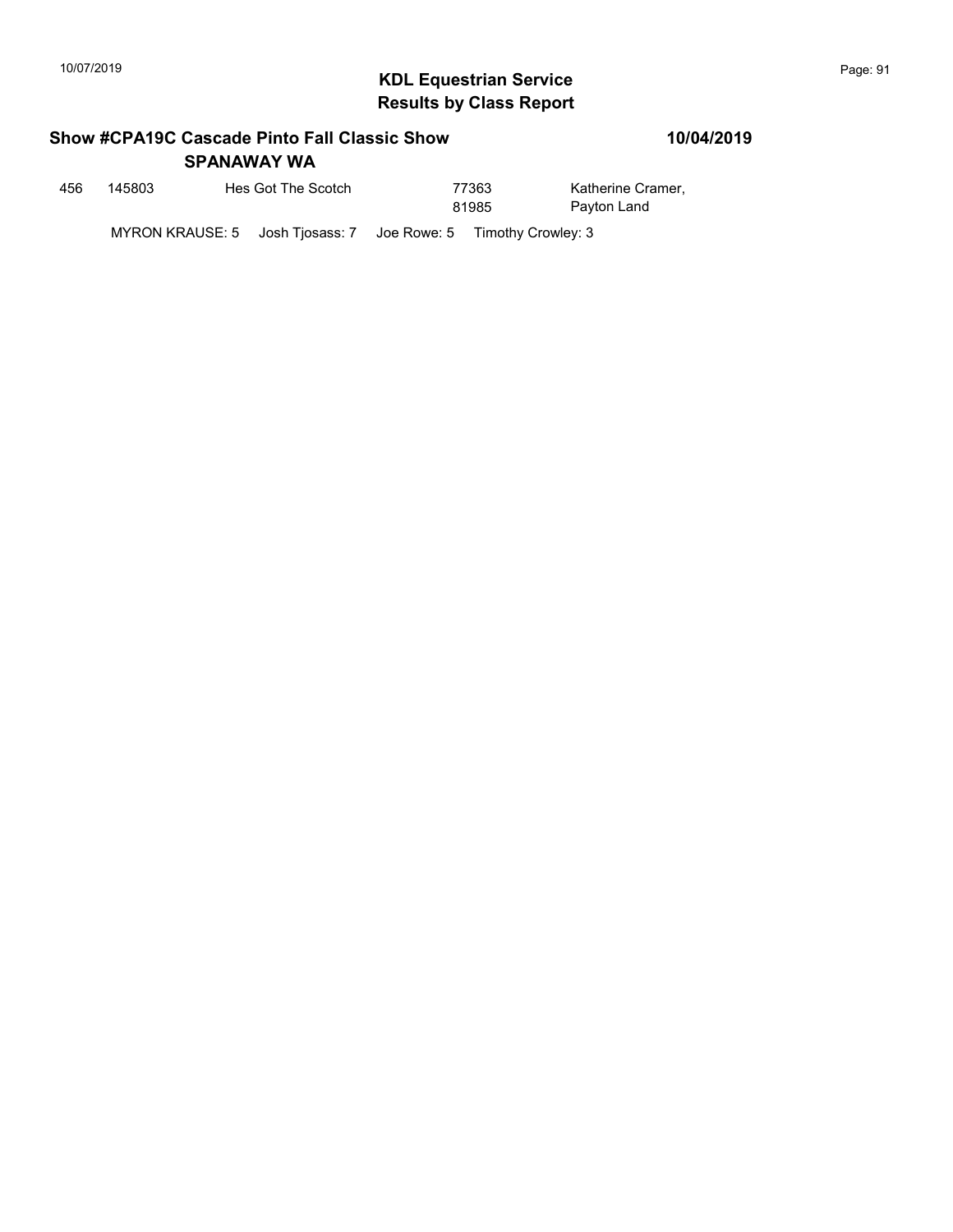## KDL Equestrian Service
## Results by Class Report

**Show #CPA19C Cascade Pinto Fall Classic Show** **10/04/2019**
**SPANAWAY WA**

| | | | | |
|---|---|---|---|---|
| 456 | 145803 | Hes Got The Scotch | 77363<br>81985 | Katherine Cramer,<br>Payton Land |

MYRON KRAUSE: 5 Josh Tjosass: 7 Joe Rowe: 5 Timothy Crowley: 3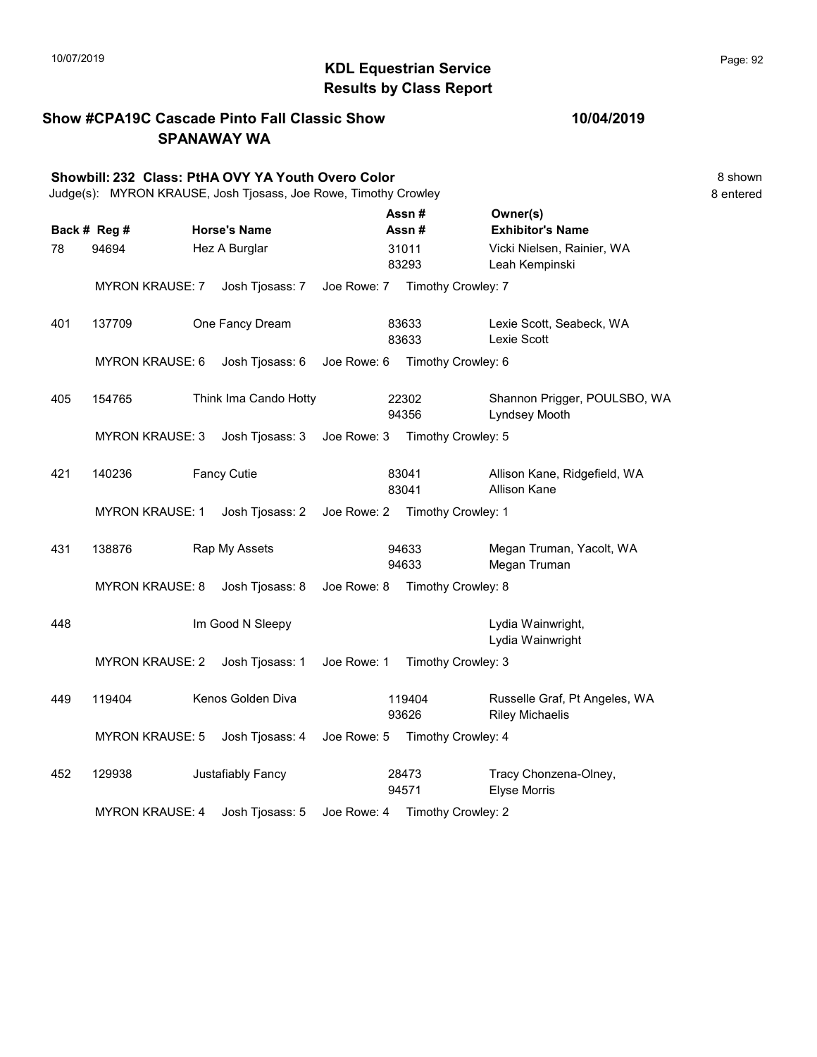# KDL Equestrian Service
## Results by Class Report

**Show #CPA19C Cascade Pinto Fall Classic Show** — **10/04/2019**
**SPANAWAY WA**

**Showbill: 232 Class: PtHA OVY YA Youth Overo Color** — 8 shown, 8 entered

Judge(s): MYRON KRAUSE, Josh Tjosass, Joe Rowe, Timothy Crowley

| Back # | Reg # | Horse's Name | Assn # / Assn # | Owner(s) / Exhibitor's Name |
|---|---|---|---|---|
| 78 | 94694 | Hez A Burglar | 31011 / 83293 | Vicki Nielsen, Rainier, WA / Leah Kempinski |
| | MYRON KRAUSE: 7 | Josh Tjosass: 7 | Joe Rowe: 7 | Timothy Crowley: 7 |
| 401 | 137709 | One Fancy Dream | 83633 / 83633 | Lexie Scott, Seabeck, WA / Lexie Scott |
| | MYRON KRAUSE: 6 | Josh Tjosass: 6 | Joe Rowe: 6 | Timothy Crowley: 6 |
| 405 | 154765 | Think Ima Cando Hotty | 22302 / 94356 | Shannon Prigger, POULSBO, WA / Lyndsey Mooth |
| | MYRON KRAUSE: 3 | Josh Tjosass: 3 | Joe Rowe: 3 | Timothy Crowley: 5 |
| 421 | 140236 | Fancy Cutie | 83041 / 83041 | Allison Kane, Ridgefield, WA / Allison Kane |
| | MYRON KRAUSE: 1 | Josh Tjosass: 2 | Joe Rowe: 2 | Timothy Crowley: 1 |
| 431 | 138876 | Rap My Assets | 94633 / 94633 | Megan Truman, Yacolt, WA / Megan Truman |
| | MYRON KRAUSE: 8 | Josh Tjosass: 8 | Joe Rowe: 8 | Timothy Crowley: 8 |
| 448 | | Im Good N Sleepy | | Lydia Wainwright, / Lydia Wainwright |
| | MYRON KRAUSE: 2 | Josh Tjosass: 1 | Joe Rowe: 1 | Timothy Crowley: 3 |
| 449 | 119404 | Kenos Golden Diva | 119404 / 93626 | Russelle Graf, Pt Angeles, WA / Riley Michaelis |
| | MYRON KRAUSE: 5 | Josh Tjosass: 4 | Joe Rowe: 5 | Timothy Crowley: 4 |
| 452 | 129938 | Justafiably Fancy | 28473 / 94571 | Tracy Chonzena-Olney, / Elyse Morris |
| | MYRON KRAUSE: 4 | Josh Tjosass: 5 | Joe Rowe: 4 | Timothy Crowley: 2 |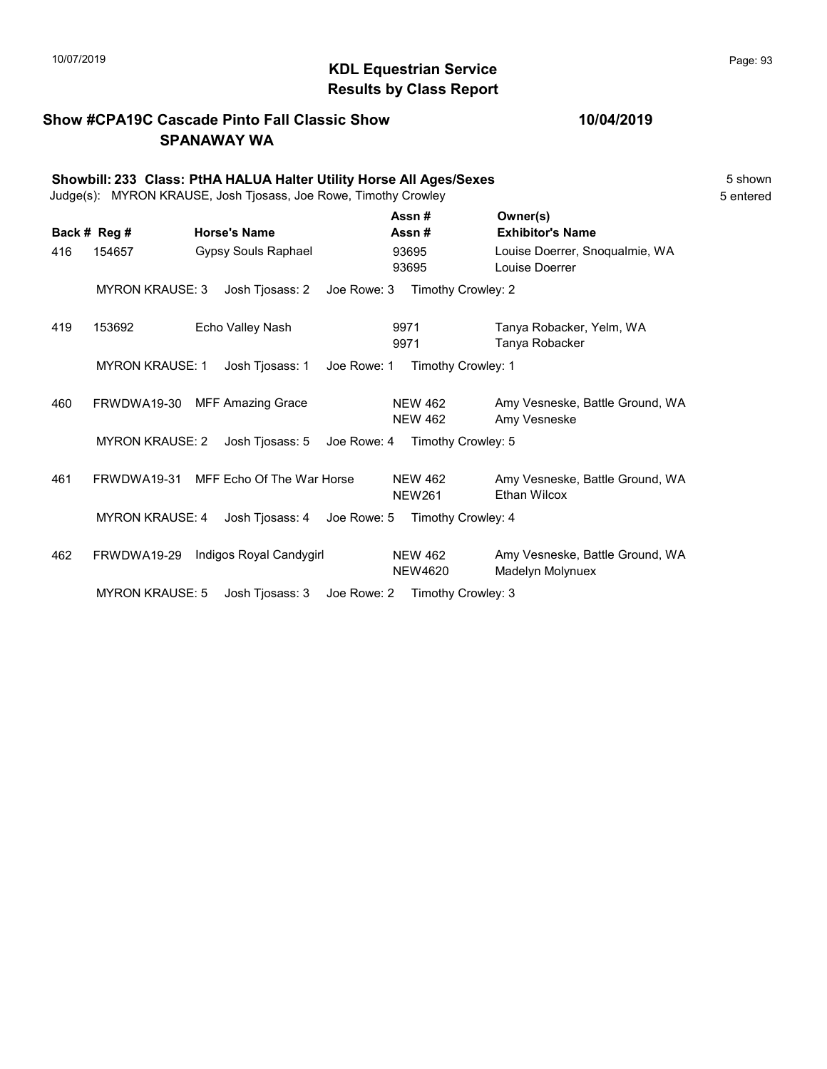# KDL Equestrian Service
## Results by Class Report

**Show #CPA19C Cascade Pinto Fall Classic Show** **10/04/2019**
**SPANAWAY WA**

**Showbill: 233 Class: PtHA HALUA Halter Utility Horse All Ages/Sexes** 5 shown
Judge(s): MYRON KRAUSE, Josh Tjosass, Joe Rowe, Timothy Crowley 5 entered

| Back # | Reg # | Horse's Name | Assn # / Assn # | Owner(s) / Exhibitor's Name |
|---|---|---|---|---|
| 416 | 154657 | Gypsy Souls Raphael | 93695 / 93695 | Louise Doerrer, Snoqualmie, WA / Louise Doerrer |
| | MYRON KRAUSE: 3 | Josh Tjosass: 2 | Joe Rowe: 3 | Timothy Crowley: 2 |
| 419 | 153692 | Echo Valley Nash | 9971 / 9971 | Tanya Robacker, Yelm, WA / Tanya Robacker |
| | MYRON KRAUSE: 1 | Josh Tjosass: 1 | Joe Rowe: 1 | Timothy Crowley: 1 |
| 460 | FRWDWA19-30 | MFF Amazing Grace | NEW 462 / NEW 462 | Amy Vesneske, Battle Ground, WA / Amy Vesneske |
| | MYRON KRAUSE: 2 | Josh Tjosass: 5 | Joe Rowe: 4 | Timothy Crowley: 5 |
| 461 | FRWDWA19-31 | MFF Echo Of The War Horse | NEW 462 / NEW261 | Amy Vesneske, Battle Ground, WA / Ethan Wilcox |
| | MYRON KRAUSE: 4 | Josh Tjosass: 4 | Joe Rowe: 5 | Timothy Crowley: 4 |
| 462 | FRWDWA19-29 | Indigos Royal Candygirl | NEW 462 / NEW4620 | Amy Vesneske, Battle Ground, WA / Madelyn Molynuex |
| | MYRON KRAUSE: 5 | Josh Tjosass: 3 | Joe Rowe: 2 | Timothy Crowley: 3 |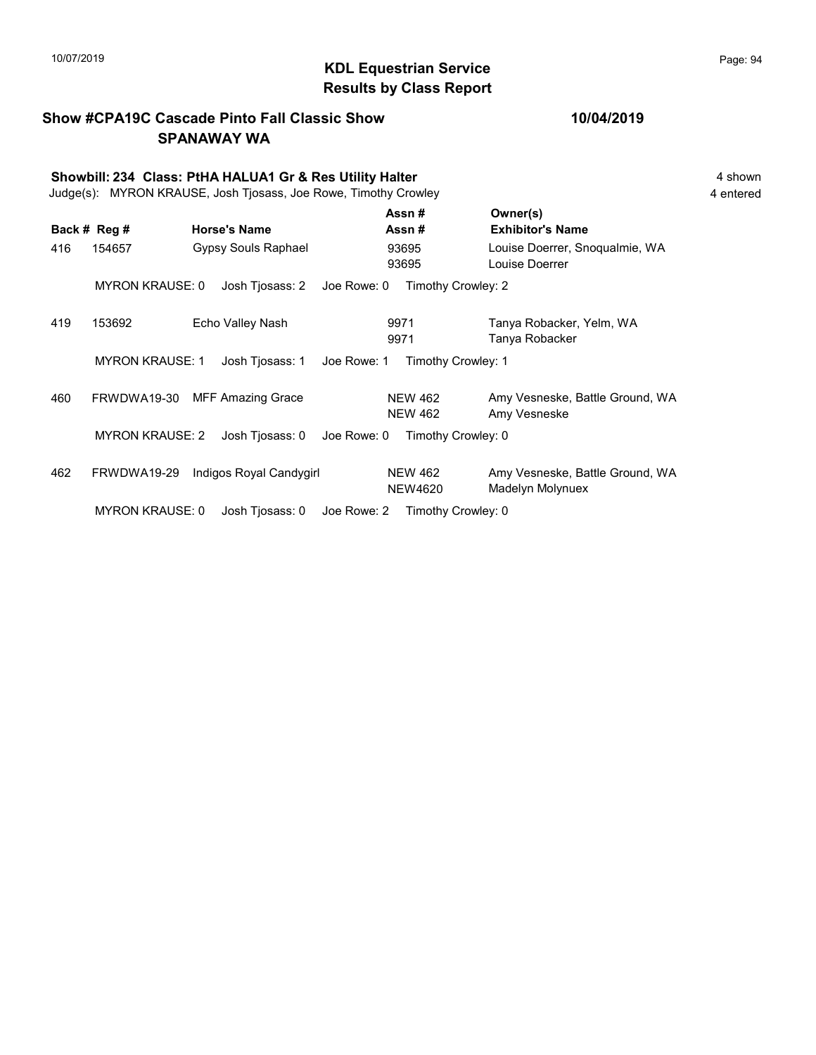# KDL Equestrian Service
## Results by Class Report

**Show #CPA19C Cascade Pinto Fall Classic Show** **10/04/2019**
**SPANAWAY WA**

**Showbill: 234 Class: PtHA HALUA1 Gr & Res Utility Halter** 4 shown
Judge(s): MYRON KRAUSE, Josh Tjosass, Joe Rowe, Timothy Crowley 4 entered

| Back # | Reg # | Horse's Name | Assn # / Assn # | Owner(s) / Exhibitor's Name |
|---|---|---|---|---|
| 416 | 154657 | Gypsy Souls Raphael | 93695 / 93695 | Louise Doerrer, Snoqualmie, WA / Louise Doerrer |
| | MYRON KRAUSE: 0 | Josh Tjosass: 2 | Joe Rowe: 0 | Timothy Crowley: 2 |
| 419 | 153692 | Echo Valley Nash | 9971 / 9971 | Tanya Robacker, Yelm, WA / Tanya Robacker |
| | MYRON KRAUSE: 1 | Josh Tjosass: 1 | Joe Rowe: 1 | Timothy Crowley: 1 |
| 460 | FRWDWA19-30 | MFF Amazing Grace | NEW 462 / NEW 462 | Amy Vesneske, Battle Ground, WA / Amy Vesneske |
| | MYRON KRAUSE: 2 | Josh Tjosass: 0 | Joe Rowe: 0 | Timothy Crowley: 0 |
| 462 | FRWDWA19-29 | Indigos Royal Candygirl | NEW 462 / NEW4620 | Amy Vesneske, Battle Ground, WA / Madelyn Molynuex |
| | MYRON KRAUSE: 0 | Josh Tjosass: 0 | Joe Rowe: 2 | Timothy Crowley: 0 |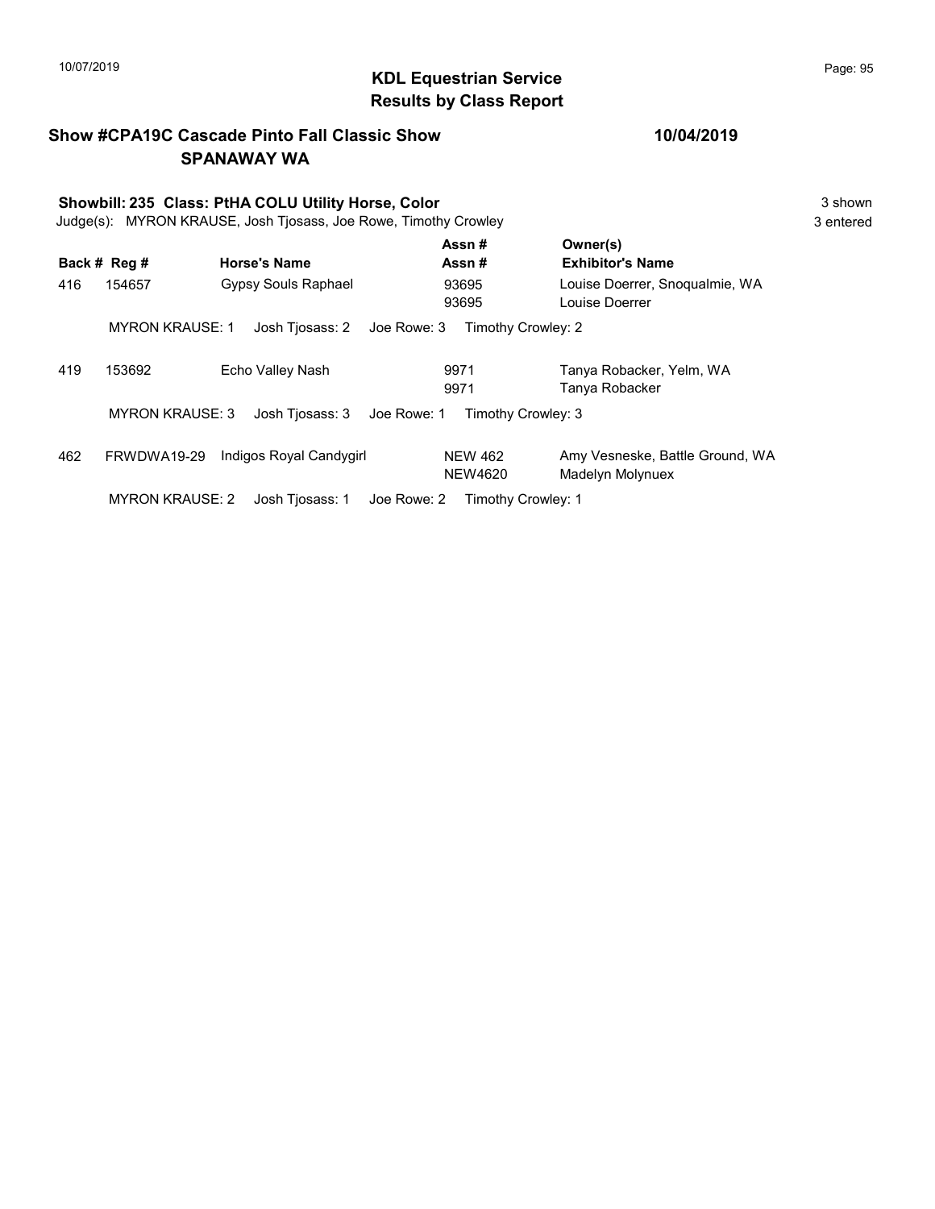# KDL Equestrian Service
## Results by Class Report

**Show #CPA19C Cascade Pinto Fall Classic Show** **10/04/2019**
**SPANAWAY WA**

**Showbill: 235 Class: PtHA COLU Utility Horse, Color** 3 shown
Judge(s): MYRON KRAUSE, Josh Tjosass, Joe Rowe, Timothy Crowley 3 entered

| Back # | Reg # | Horse's Name | Assn # / Assn # | Owner(s) / Exhibitor's Name |
|---|---|---|---|---|
| 416 | 154657 | Gypsy Souls Raphael | 93695 / 93695 | Louise Doerrer, Snoqualmie, WA / Louise Doerrer |
| | MYRON KRAUSE: 1 | Josh Tjosass: 2 | Joe Rowe: 3 | Timothy Crowley: 2 |
| 419 | 153692 | Echo Valley Nash | 9971 / 9971 | Tanya Robacker, Yelm, WA / Tanya Robacker |
| | MYRON KRAUSE: 3 | Josh Tjosass: 3 | Joe Rowe: 1 | Timothy Crowley: 3 |
| 462 | FRWDWA19-29 | Indigos Royal Candygirl | NEW 462 / NEW4620 | Amy Vesneske, Battle Ground, WA / Madelyn Molynuex |
| | MYRON KRAUSE: 2 | Josh Tjosass: 1 | Joe Rowe: 2 | Timothy Crowley: 1 |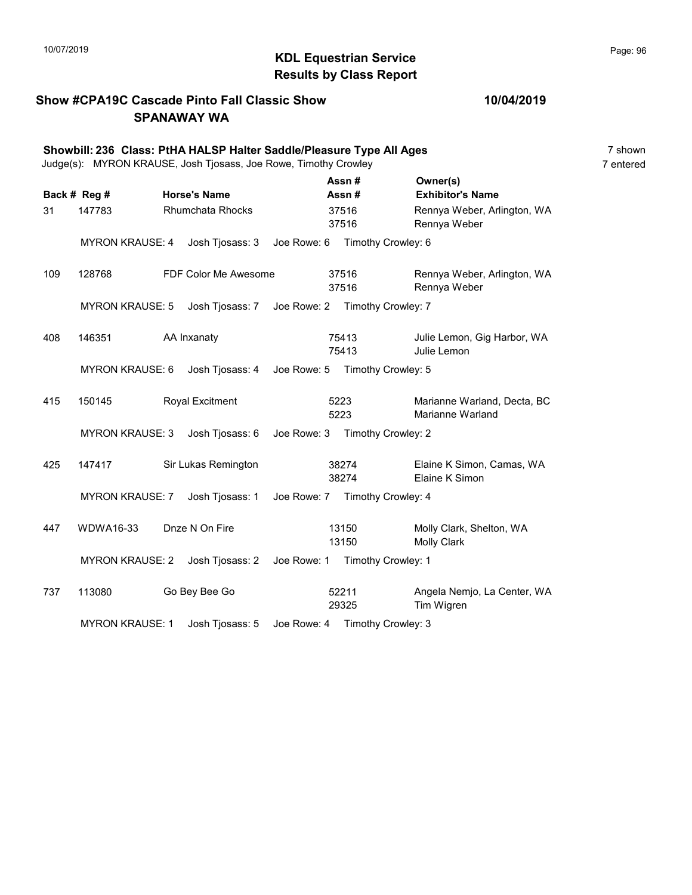# KDL Equestrian Service
## Results by Class Report

**Show #CPA19C Cascade Pinto Fall Classic Show** **10/04/2019**
**SPANAWAY WA**

**Showbill: 236 Class: PtHA HALSP Halter Saddle/Pleasure Type All Ages** 7 shown
Judge(s): MYRON KRAUSE, Josh Tjosass, Joe Rowe, Timothy Crowley 7 entered

| Back # | Reg # | Horse's Name | Assn # / Assn # | Owner(s) / Exhibitor's Name |
|---|---|---|---|---|
| 31 | 147783 | Rhumchata Rhocks | 37516 / 37516 | Rennya Weber, Arlington, WA / Rennya Weber |
| | MYRON KRAUSE: 4 | Josh Tjosass: 3 | Joe Rowe: 6 | Timothy Crowley: 6 |
| 109 | 128768 | FDF Color Me Awesome | 37516 / 37516 | Rennya Weber, Arlington, WA / Rennya Weber |
| | MYRON KRAUSE: 5 | Josh Tjosass: 7 | Joe Rowe: 2 | Timothy Crowley: 7 |
| 408 | 146351 | AA Inxanaty | 75413 / 75413 | Julie Lemon, Gig Harbor, WA / Julie Lemon |
| | MYRON KRAUSE: 6 | Josh Tjosass: 4 | Joe Rowe: 5 | Timothy Crowley: 5 |
| 415 | 150145 | Royal Excitment | 5223 / 5223 | Marianne Warland, Decta, BC / Marianne Warland |
| | MYRON KRAUSE: 3 | Josh Tjosass: 6 | Joe Rowe: 3 | Timothy Crowley: 2 |
| 425 | 147417 | Sir Lukas Remington | 38274 / 38274 | Elaine K Simon, Camas, WA / Elaine K Simon |
| | MYRON KRAUSE: 7 | Josh Tjosass: 1 | Joe Rowe: 7 | Timothy Crowley: 4 |
| 447 | WDWA16-33 | Dnze N On Fire | 13150 / 13150 | Molly Clark, Shelton, WA / Molly Clark |
| | MYRON KRAUSE: 2 | Josh Tjosass: 2 | Joe Rowe: 1 | Timothy Crowley: 1 |
| 737 | 113080 | Go Bey Bee Go | 52211 / 29325 | Angela Nemjo, La Center, WA / Tim Wigren |
| | MYRON KRAUSE: 1 | Josh Tjosass: 5 | Joe Rowe: 4 | Timothy Crowley: 3 |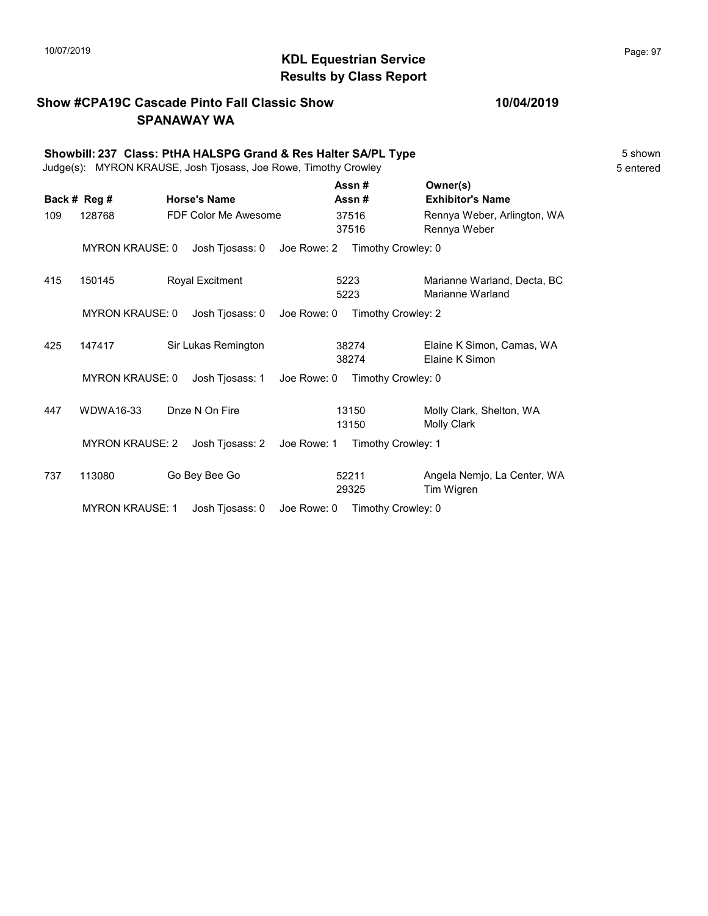**KDL Equestrian Service**
**Results by Class Report**

10/07/2019

## Show #CPA19C Cascade Pinto Fall Classic Show SPANAWAY WA

**10/04/2019**

### Showbill: 237 Class: PtHA HALSPG Grand & Res Halter SA/PL Type

5 shown
5 entered

Judge(s): MYRON KRAUSE, Josh Tjosass, Joe Rowe, Timothy Crowley

| Back # | Reg # | Horse's Name | Assn # / Assn # | Owner(s) / Exhibitor's Name |
|---|---|---|---|---|
| 109 | 128768 | FDF Color Me Awesome | 37516 / 37516 | Rennya Weber, Arlington, WA / Rennya Weber |
| | MYRON KRAUSE: 0 | Josh Tjosass: 0 | Joe Rowe: 2 | Timothy Crowley: 0 |
| 415 | 150145 | Royal Excitment | 5223 / 5223 | Marianne Warland, Decta, BC / Marianne Warland |
| | MYRON KRAUSE: 0 | Josh Tjosass: 0 | Joe Rowe: 0 | Timothy Crowley: 2 |
| 425 | 147417 | Sir Lukas Remington | 38274 / 38274 | Elaine K Simon, Camas, WA / Elaine K Simon |
| | MYRON KRAUSE: 0 | Josh Tjosass: 1 | Joe Rowe: 0 | Timothy Crowley: 0 |
| 447 | WDWA16-33 | Dnze N On Fire | 13150 / 13150 | Molly Clark, Shelton, WA / Molly Clark |
| | MYRON KRAUSE: 2 | Josh Tjosass: 2 | Joe Rowe: 1 | Timothy Crowley: 1 |
| 737 | 113080 | Go Bey Bee Go | 52211 / 29325 | Angela Nemjo, La Center, WA / Tim Wigren |
| | MYRON KRAUSE: 1 | Josh Tjosass: 0 | Joe Rowe: 0 | Timothy Crowley: 0 |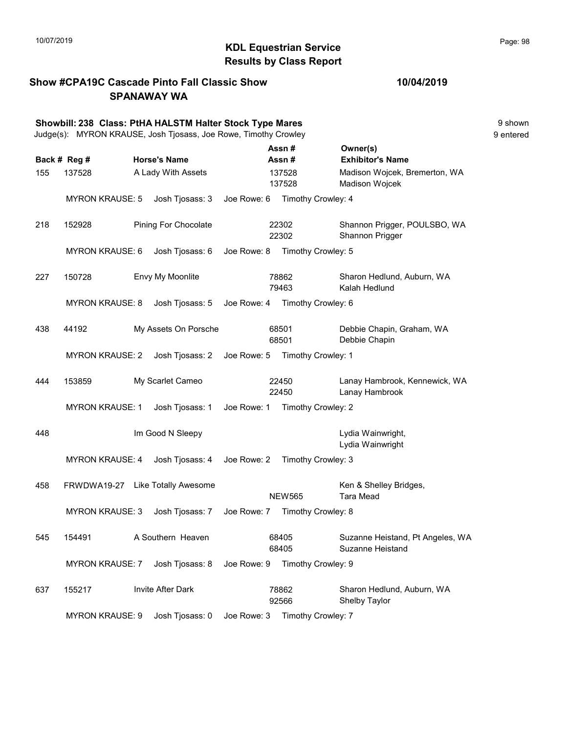# KDL Equestrian Service
## Results by Class Report

**Show #CPA19C Cascade Pinto Fall Classic Show** 10/04/2019
**SPANAWAY WA**

**Showbill: 238 Class: PtHA HALSTM Halter Stock Type Mares** 9 shown
Judge(s): MYRON KRAUSE, Josh Tjosass, Joe Rowe, Timothy Crowley 9 entered

| Back # | Reg # | Horse's Name | Assn # / Assn # | Owner(s) / Exhibitor's Name |
|---|---|---|---|---|
| 155 | 137528 | A Lady With Assets | 137528 / 137528 | Madison Wojcek, Bremerton, WA / Madison Wojcek |
| | MYRON KRAUSE: 5 | Josh Tjosass: 3 | Joe Rowe: 6 | Timothy Crowley: 4 |
| 218 | 152928 | Pining For Chocolate | 22302 / 22302 | Shannon Prigger, POULSBO, WA / Shannon Prigger |
| | MYRON KRAUSE: 6 | Josh Tjosass: 6 | Joe Rowe: 8 | Timothy Crowley: 5 |
| 227 | 150728 | Envy My Moonlite | 78862 / 79463 | Sharon Hedlund, Auburn, WA / Kalah Hedlund |
| | MYRON KRAUSE: 8 | Josh Tjosass: 5 | Joe Rowe: 4 | Timothy Crowley: 6 |
| 438 | 44192 | My Assets On Porsche | 68501 / 68501 | Debbie Chapin, Graham, WA / Debbie Chapin |
| | MYRON KRAUSE: 2 | Josh Tjosass: 2 | Joe Rowe: 5 | Timothy Crowley: 1 |
| 444 | 153859 | My Scarlet Cameo | 22450 / 22450 | Lanay Hambrook, Kennewick, WA / Lanay Hambrook |
| | MYRON KRAUSE: 1 | Josh Tjosass: 1 | Joe Rowe: 1 | Timothy Crowley: 2 |
| 448 | | Im Good N Sleepy | | Lydia Wainwright, / Lydia Wainwright |
| | MYRON KRAUSE: 4 | Josh Tjosass: 4 | Joe Rowe: 2 | Timothy Crowley: 3 |
| 458 | FRWDWA19-27 | Like Totally Awesome | / NEW565 | Ken & Shelley Bridges, / Tara Mead |
| | MYRON KRAUSE: 3 | Josh Tjosass: 7 | Joe Rowe: 7 | Timothy Crowley: 8 |
| 545 | 154491 | A Southern Heaven | 68405 / 68405 | Suzanne Heistand, Pt Angeles, WA / Suzanne Heistand |
| | MYRON KRAUSE: 7 | Josh Tjosass: 8 | Joe Rowe: 9 | Timothy Crowley: 9 |
| 637 | 155217 | Invite After Dark | 78862 / 92566 | Sharon Hedlund, Auburn, WA / Shelby Taylor |
| | MYRON KRAUSE: 9 | Josh Tjosass: 0 | Joe Rowe: 3 | Timothy Crowley: 7 |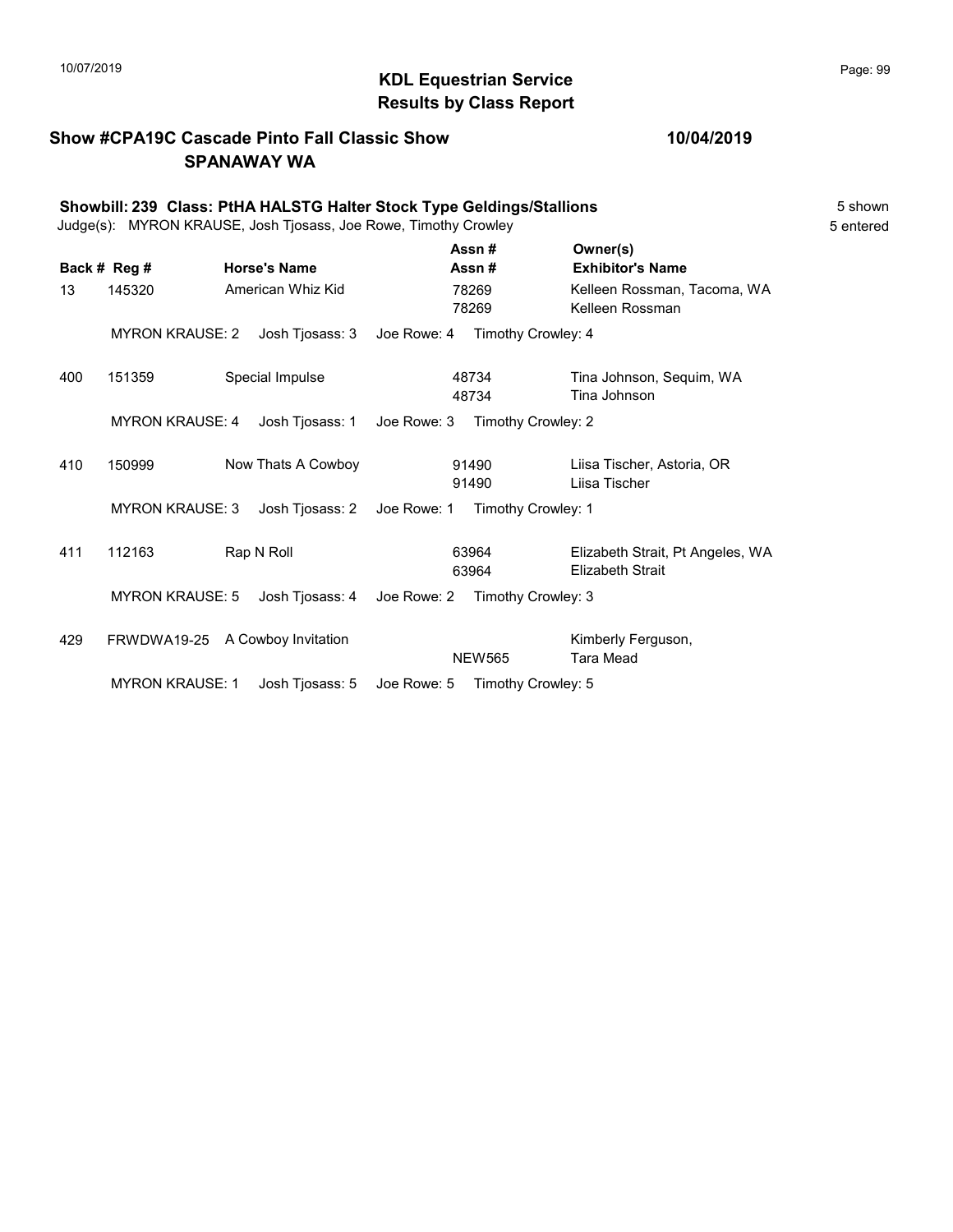## KDL Equestrian Service
## Results by Class Report

**Show #CPA19C Cascade Pinto Fall Classic Show** **10/04/2019**
**SPANAWAY WA**

**Showbill: 239 Class: PtHA HALSTG Halter Stock Type Geldings/Stallions** 5 shown
Judge(s): MYRON KRAUSE, Josh Tjosass, Joe Rowe, Timothy Crowley 5 entered

| Back # | Reg # | Horse's Name | Assn # / Assn # | Owner(s) / Exhibitor's Name |
|---|---|---|---|---|
| 13 | 145320 | American Whiz Kid | 78269 / 78269 | Kelleen Rossman, Tacoma, WA / Kelleen Rossman |
| | MYRON KRAUSE: 2 | Josh Tjosass: 3 | Joe Rowe: 4 | Timothy Crowley: 4 |
| 400 | 151359 | Special Impulse | 48734 / 48734 | Tina Johnson, Sequim, WA / Tina Johnson |
| | MYRON KRAUSE: 4 | Josh Tjosass: 1 | Joe Rowe: 3 | Timothy Crowley: 2 |
| 410 | 150999 | Now Thats A Cowboy | 91490 / 91490 | Liisa Tischer, Astoria, OR / Liisa Tischer |
| | MYRON KRAUSE: 3 | Josh Tjosass: 2 | Joe Rowe: 1 | Timothy Crowley: 1 |
| 411 | 112163 | Rap N Roll | 63964 / 63964 | Elizabeth Strait, Pt Angeles, WA / Elizabeth Strait |
| | MYRON KRAUSE: 5 | Josh Tjosass: 4 | Joe Rowe: 2 | Timothy Crowley: 3 |
| 429 | FRWDWA19-25 | A Cowboy Invitation | / NEW565 | Kimberly Ferguson, / Tara Mead |
| | MYRON KRAUSE: 1 | Josh Tjosass: 5 | Joe Rowe: 5 | Timothy Crowley: 5 |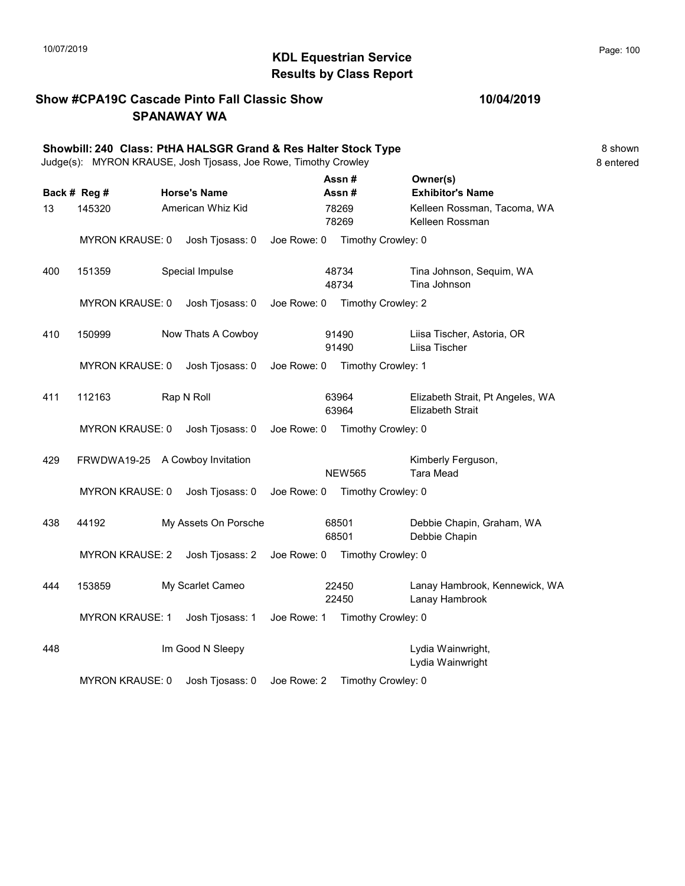**KDL Equestrian Service**
**Results by Class Report**

10/07/2019

**Show #CPA19C Cascade Pinto Fall Classic Show** **10/04/2019**
**SPANAWAY WA**

**Showbill: 240 Class: PtHA HALSGR Grand & Res Halter Stock Type** 8 shown
Judge(s): MYRON KRAUSE, Josh Tjosass, Joe Rowe, Timothy Crowley 8 entered

| Back # | Reg # | Horse's Name | Assn # / Assn # | Owner(s) / Exhibitor's Name |
|---|---|---|---|---|
| 13 | 145320 | American Whiz Kid | 78269 / 78269 | Kelleen Rossman, Tacoma, WA / Kelleen Rossman |
| | MYRON KRAUSE: 0 | Josh Tjosass: 0 | Joe Rowe: 0 | Timothy Crowley: 0 |
| 400 | 151359 | Special Impulse | 48734 / 48734 | Tina Johnson, Sequim, WA / Tina Johnson |
| | MYRON KRAUSE: 0 | Josh Tjosass: 0 | Joe Rowe: 0 | Timothy Crowley: 2 |
| 410 | 150999 | Now Thats A Cowboy | 91490 / 91490 | Liisa Tischer, Astoria, OR / Liisa Tischer |
| | MYRON KRAUSE: 0 | Josh Tjosass: 0 | Joe Rowe: 0 | Timothy Crowley: 1 |
| 411 | 112163 | Rap N Roll | 63964 / 63964 | Elizabeth Strait, Pt Angeles, WA / Elizabeth Strait |
| | MYRON KRAUSE: 0 | Josh Tjosass: 0 | Joe Rowe: 0 | Timothy Crowley: 0 |
| 429 | FRWDWA19-25 | A Cowboy Invitation | NEW565 | Kimberly Ferguson, / Tara Mead |
| | MYRON KRAUSE: 0 | Josh Tjosass: 0 | Joe Rowe: 0 | Timothy Crowley: 0 |
| 438 | 44192 | My Assets On Porsche | 68501 / 68501 | Debbie Chapin, Graham, WA / Debbie Chapin |
| | MYRON KRAUSE: 2 | Josh Tjosass: 2 | Joe Rowe: 0 | Timothy Crowley: 0 |
| 444 | 153859 | My Scarlet Cameo | 22450 / 22450 | Lanay Hambrook, Kennewick, WA / Lanay Hambrook |
| | MYRON KRAUSE: 1 | Josh Tjosass: 1 | Joe Rowe: 1 | Timothy Crowley: 0 |
| 448 | | Im Good N Sleepy | | Lydia Wainwright, / Lydia Wainwright |
| | MYRON KRAUSE: 0 | Josh Tjosass: 0 | Joe Rowe: 2 | Timothy Crowley: 0 |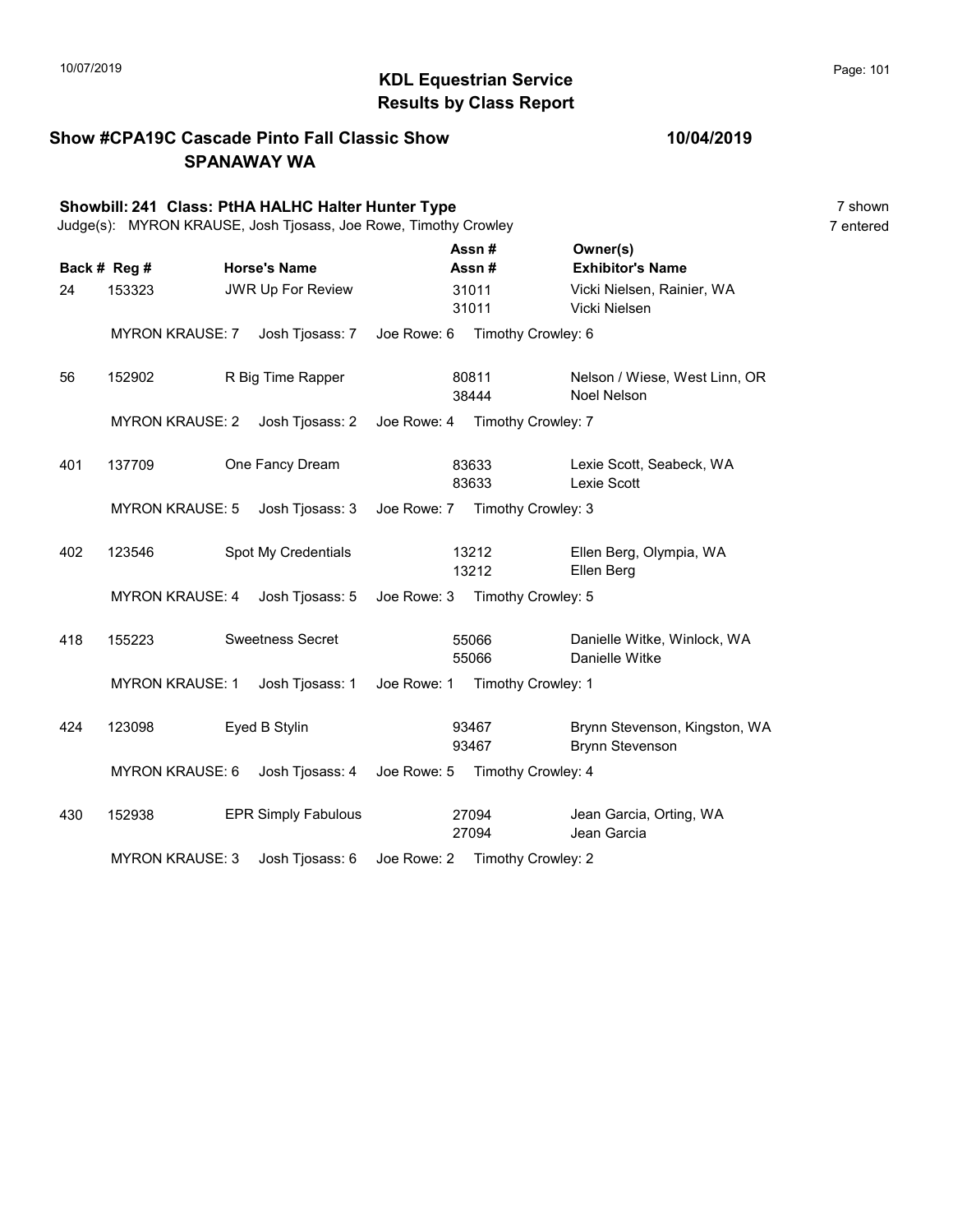# KDL Equestrian Service
## Results by Class Report

**Show #CPA19C Cascade Pinto Fall Classic Show** **10/04/2019**
**SPANAWAY WA**

**Showbill: 241 Class: PtHA HALHC Halter Hunter Type** 7 shown
Judge(s): MYRON KRAUSE, Josh Tjosass, Joe Rowe, Timothy Crowley 7 entered

| Back # | Reg # | Horse's Name | Assn # / Assn # | Owner(s) / Exhibitor's Name |
|---|---|---|---|---|
| 24 | 153323 | JWR Up For Review | 31011 / 31011 | Vicki Nielsen, Rainier, WA / Vicki Nielsen |
| | MYRON KRAUSE: 7 | Josh Tjosass: 7 | Joe Rowe: 6 | Timothy Crowley: 6 |
| 56 | 152902 | R Big Time Rapper | 80811 / 38444 | Nelson / Wiese, West Linn, OR / Noel Nelson |
| | MYRON KRAUSE: 2 | Josh Tjosass: 2 | Joe Rowe: 4 | Timothy Crowley: 7 |
| 401 | 137709 | One Fancy Dream | 83633 / 83633 | Lexie Scott, Seabeck, WA / Lexie Scott |
| | MYRON KRAUSE: 5 | Josh Tjosass: 3 | Joe Rowe: 7 | Timothy Crowley: 3 |
| 402 | 123546 | Spot My Credentials | 13212 / 13212 | Ellen Berg, Olympia, WA / Ellen Berg |
| | MYRON KRAUSE: 4 | Josh Tjosass: 5 | Joe Rowe: 3 | Timothy Crowley: 5 |
| 418 | 155223 | Sweetness Secret | 55066 / 55066 | Danielle Witke, Winlock, WA / Danielle Witke |
| | MYRON KRAUSE: 1 | Josh Tjosass: 1 | Joe Rowe: 1 | Timothy Crowley: 1 |
| 424 | 123098 | Eyed B Stylin | 93467 / 93467 | Brynn Stevenson, Kingston, WA / Brynn Stevenson |
| | MYRON KRAUSE: 6 | Josh Tjosass: 4 | Joe Rowe: 5 | Timothy Crowley: 4 |
| 430 | 152938 | EPR Simply Fabulous | 27094 / 27094 | Jean Garcia, Orting, WA / Jean Garcia |
| | MYRON KRAUSE: 3 | Josh Tjosass: 6 | Joe Rowe: 2 | Timothy Crowley: 2 |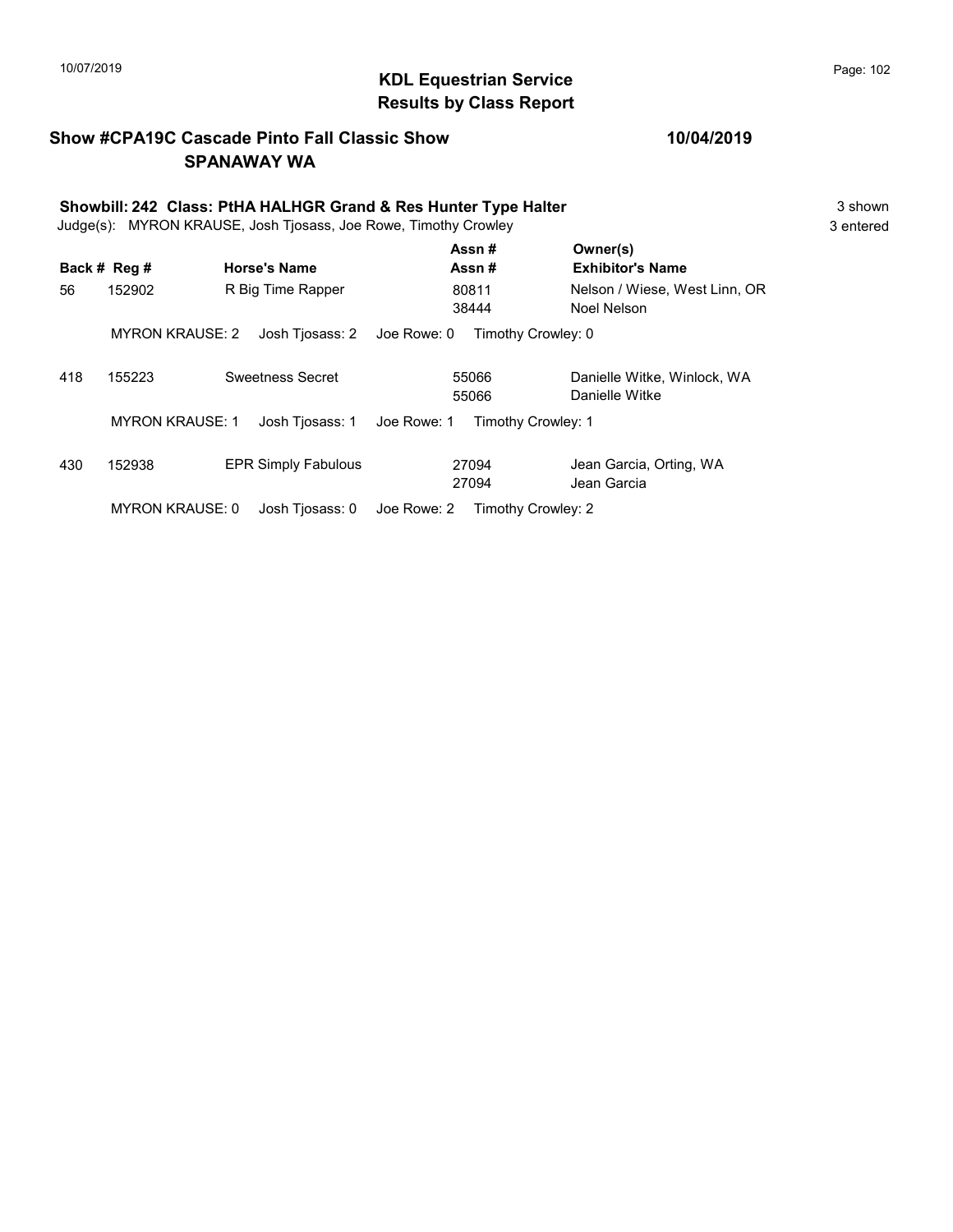## KDL Equestrian Service
## Results by Class Report

10/07/2019

**Show #CPA19C Cascade Pinto Fall Classic Show** **10/04/2019**
**SPANAWAY WA**

**Showbill: 242 Class: PtHA HALHGR Grand & Res Hunter Type Halter** 3 shown
Judge(s): MYRON KRAUSE, Josh Tjosass, Joe Rowe, Timothy Crowley 3 entered

| Back # | Reg # | Horse's Name | Assn # / Assn # | Owner(s) / Exhibitor's Name |
|---|---|---|---|---|
| 56 | 152902 | R Big Time Rapper | 80811 / 38444 | Nelson / Wiese, West Linn, OR / Noel Nelson |
| | MYRON KRAUSE: 2 | Josh Tjosass: 2 | Joe Rowe: 0 | Timothy Crowley: 0 |
| 418 | 155223 | Sweetness Secret | 55066 / 55066 | Danielle Witke, Winlock, WA / Danielle Witke |
| | MYRON KRAUSE: 1 | Josh Tjosass: 1 | Joe Rowe: 1 | Timothy Crowley: 1 |
| 430 | 152938 | EPR Simply Fabulous | 27094 / 27094 | Jean Garcia, Orting, WA / Jean Garcia |
| | MYRON KRAUSE: 0 | Josh Tjosass: 0 | Joe Rowe: 2 | Timothy Crowley: 2 |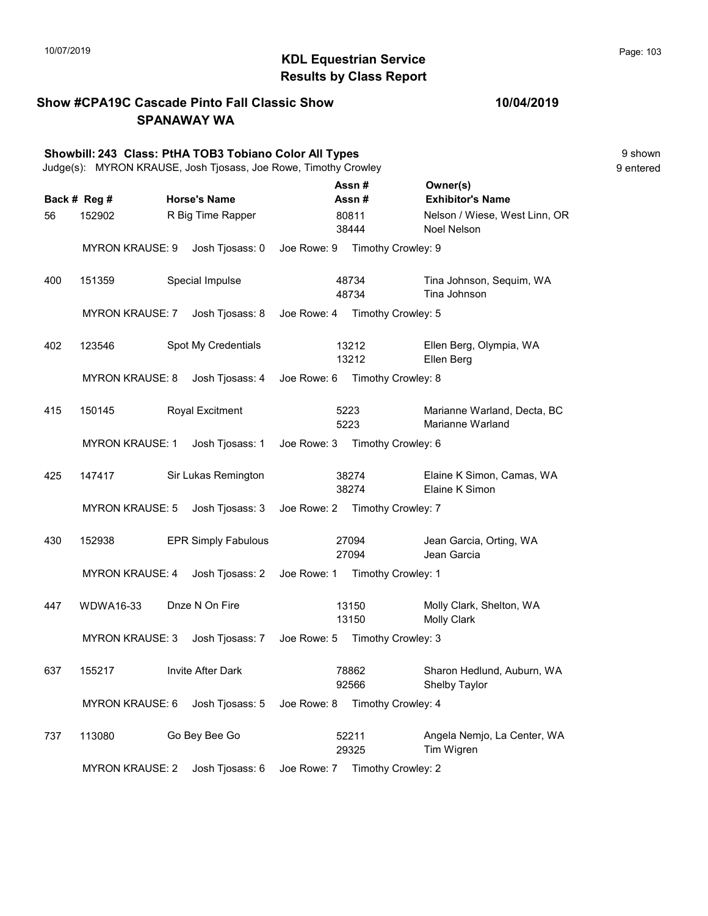# KDL Equestrian Service
## Results by Class Report

**Show #CPA19C Cascade Pinto Fall Classic Show** **10/04/2019**
**SPANAWAY WA**

**Showbill: 243 Class: PtHA TOB3 Tobiano Color All Types** 9 shown
Judge(s): MYRON KRAUSE, Josh Tjosass, Joe Rowe, Timothy Crowley 9 entered

| Back # | Reg # | Horse's Name | Assn # / Assn # | Owner(s) / Exhibitor's Name |
|---|---|---|---|---|
| 56 | 152902 | R Big Time Rapper | 80811 / 38444 | Nelson / Wiese, West Linn, OR / Noel Nelson |
| | MYRON KRAUSE: 9 | Josh Tjosass: 0 | Joe Rowe: 9 | Timothy Crowley: 9 |
| 400 | 151359 | Special Impulse | 48734 / 48734 | Tina Johnson, Sequim, WA / Tina Johnson |
| | MYRON KRAUSE: 7 | Josh Tjosass: 8 | Joe Rowe: 4 | Timothy Crowley: 5 |
| 402 | 123546 | Spot My Credentials | 13212 / 13212 | Ellen Berg, Olympia, WA / Ellen Berg |
| | MYRON KRAUSE: 8 | Josh Tjosass: 4 | Joe Rowe: 6 | Timothy Crowley: 8 |
| 415 | 150145 | Royal Excitment | 5223 / 5223 | Marianne Warland, Decta, BC / Marianne Warland |
| | MYRON KRAUSE: 1 | Josh Tjosass: 1 | Joe Rowe: 3 | Timothy Crowley: 6 |
| 425 | 147417 | Sir Lukas Remington | 38274 / 38274 | Elaine K Simon, Camas, WA / Elaine K Simon |
| | MYRON KRAUSE: 5 | Josh Tjosass: 3 | Joe Rowe: 2 | Timothy Crowley: 7 |
| 430 | 152938 | EPR Simply Fabulous | 27094 / 27094 | Jean Garcia, Orting, WA / Jean Garcia |
| | MYRON KRAUSE: 4 | Josh Tjosass: 2 | Joe Rowe: 1 | Timothy Crowley: 1 |
| 447 | WDWA16-33 | Dnze N On Fire | 13150 / 13150 | Molly Clark, Shelton, WA / Molly Clark |
| | MYRON KRAUSE: 3 | Josh Tjosass: 7 | Joe Rowe: 5 | Timothy Crowley: 3 |
| 637 | 155217 | Invite After Dark | 78862 / 92566 | Sharon Hedlund, Auburn, WA / Shelby Taylor |
| | MYRON KRAUSE: 6 | Josh Tjosass: 5 | Joe Rowe: 8 | Timothy Crowley: 4 |
| 737 | 113080 | Go Bey Bee Go | 52211 / 29325 | Angela Nemjo, La Center, WA / Tim Wigren |
| | MYRON KRAUSE: 2 | Josh Tjosass: 6 | Joe Rowe: 7 | Timothy Crowley: 2 |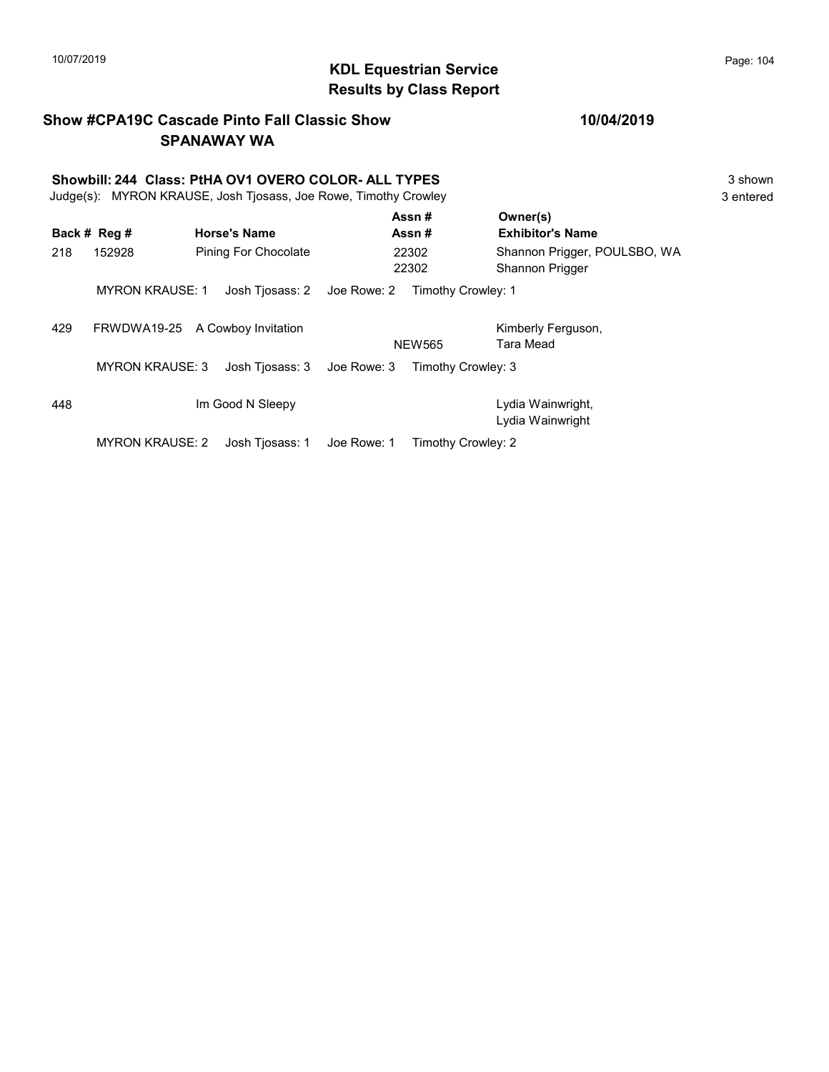10/07/2019

# KDL Equestrian Service
## Results by Class Report

**Show #CPA19C Cascade Pinto Fall Classic Show** — **10/04/2019**
**SPANAWAY WA**

**Showbill: 244 Class: PtHA OV1 OVERO COLOR- ALL TYPES** — 3 shown
Judge(s): MYRON KRAUSE, Josh Tjosass, Joe Rowe, Timothy Crowley — 3 entered

| Back # | Reg # | Horse's Name | Assn # / Assn # | Owner(s) / Exhibitor's Name |
|---|---|---|---|---|
| 218 | 152928 | Pining For Chocolate | 22302 / 22302 | Shannon Prigger, POULSBO, WA / Shannon Prigger |
| | MYRON KRAUSE: 1 | Josh Tjosass: 2 | Joe Rowe: 2 | Timothy Crowley: 1 |
| 429 | FRWDWA19-25 | A Cowboy Invitation | NEW565 | Kimberly Ferguson, / Tara Mead |
| | MYRON KRAUSE: 3 | Josh Tjosass: 3 | Joe Rowe: 3 | Timothy Crowley: 3 |
| 448 | | Im Good N Sleepy | | Lydia Wainwright, / Lydia Wainwright |
| | MYRON KRAUSE: 2 | Josh Tjosass: 1 | Joe Rowe: 1 | Timothy Crowley: 2 |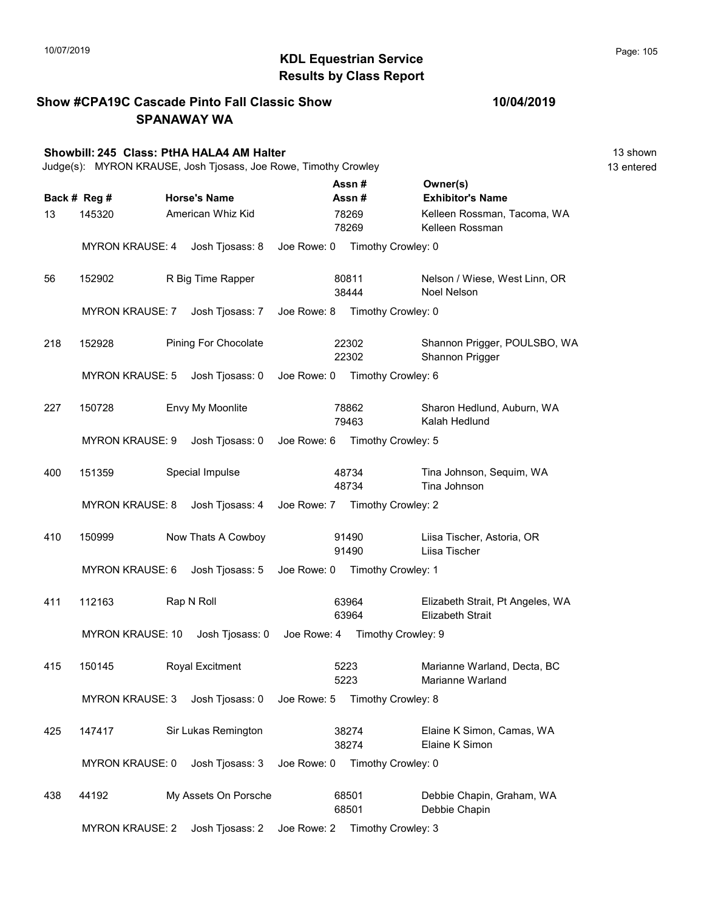# KDL Equestrian Service
## Results by Class Report

**Show #CPA19C Cascade Pinto Fall Classic Show** — **10/04/2019**
**SPANAWAY WA**

**Showbill: 245 Class: PtHA HALA4 AM Halter** — 13 shown, 13 entered

Judge(s): MYRON KRAUSE, Josh Tjosass, Joe Rowe, Timothy Crowley

| Back # | Reg # | Horse's Name | Assn # / Assn # | Owner(s) / Exhibitor's Name |
|---|---|---|---|---|
| 13 | 145320 | American Whiz Kid | 78269 / 78269 | Kelleen Rossman, Tacoma, WA / Kelleen Rossman |
| | | MYRON KRAUSE: 4 Josh Tjosass: 8 Joe Rowe: 0 Timothy Crowley: 0 | | |
| 56 | 152902 | R Big Time Rapper | 80811 / 38444 | Nelson / Wiese, West Linn, OR / Noel Nelson |
| | | MYRON KRAUSE: 7 Josh Tjosass: 7 Joe Rowe: 8 Timothy Crowley: 0 | | |
| 218 | 152928 | Pining For Chocolate | 22302 / 22302 | Shannon Prigger, POULSBO, WA / Shannon Prigger |
| | | MYRON KRAUSE: 5 Josh Tjosass: 0 Joe Rowe: 0 Timothy Crowley: 6 | | |
| 227 | 150728 | Envy My Moonlite | 78862 / 79463 | Sharon Hedlund, Auburn, WA / Kalah Hedlund |
| | | MYRON KRAUSE: 9 Josh Tjosass: 0 Joe Rowe: 6 Timothy Crowley: 5 | | |
| 400 | 151359 | Special Impulse | 48734 / 48734 | Tina Johnson, Sequim, WA / Tina Johnson |
| | | MYRON KRAUSE: 8 Josh Tjosass: 4 Joe Rowe: 7 Timothy Crowley: 2 | | |
| 410 | 150999 | Now Thats A Cowboy | 91490 / 91490 | Liisa Tischer, Astoria, OR / Liisa Tischer |
| | | MYRON KRAUSE: 6 Josh Tjosass: 5 Joe Rowe: 0 Timothy Crowley: 1 | | |
| 411 | 112163 | Rap N Roll | 63964 / 63964 | Elizabeth Strait, Pt Angeles, WA / Elizabeth Strait |
| | | MYRON KRAUSE: 10 Josh Tjosass: 0 Joe Rowe: 4 Timothy Crowley: 9 | | |
| 415 | 150145 | Royal Excitment | 5223 / 5223 | Marianne Warland, Decta, BC / Marianne Warland |
| | | MYRON KRAUSE: 3 Josh Tjosass: 0 Joe Rowe: 5 Timothy Crowley: 8 | | |
| 425 | 147417 | Sir Lukas Remington | 38274 / 38274 | Elaine K Simon, Camas, WA / Elaine K Simon |
| | | MYRON KRAUSE: 0 Josh Tjosass: 3 Joe Rowe: 0 Timothy Crowley: 0 | | |
| 438 | 44192 | My Assets On Porsche | 68501 / 68501 | Debbie Chapin, Graham, WA / Debbie Chapin |
| | | MYRON KRAUSE: 2 Josh Tjosass: 2 Joe Rowe: 2 Timothy Crowley: 3 | | |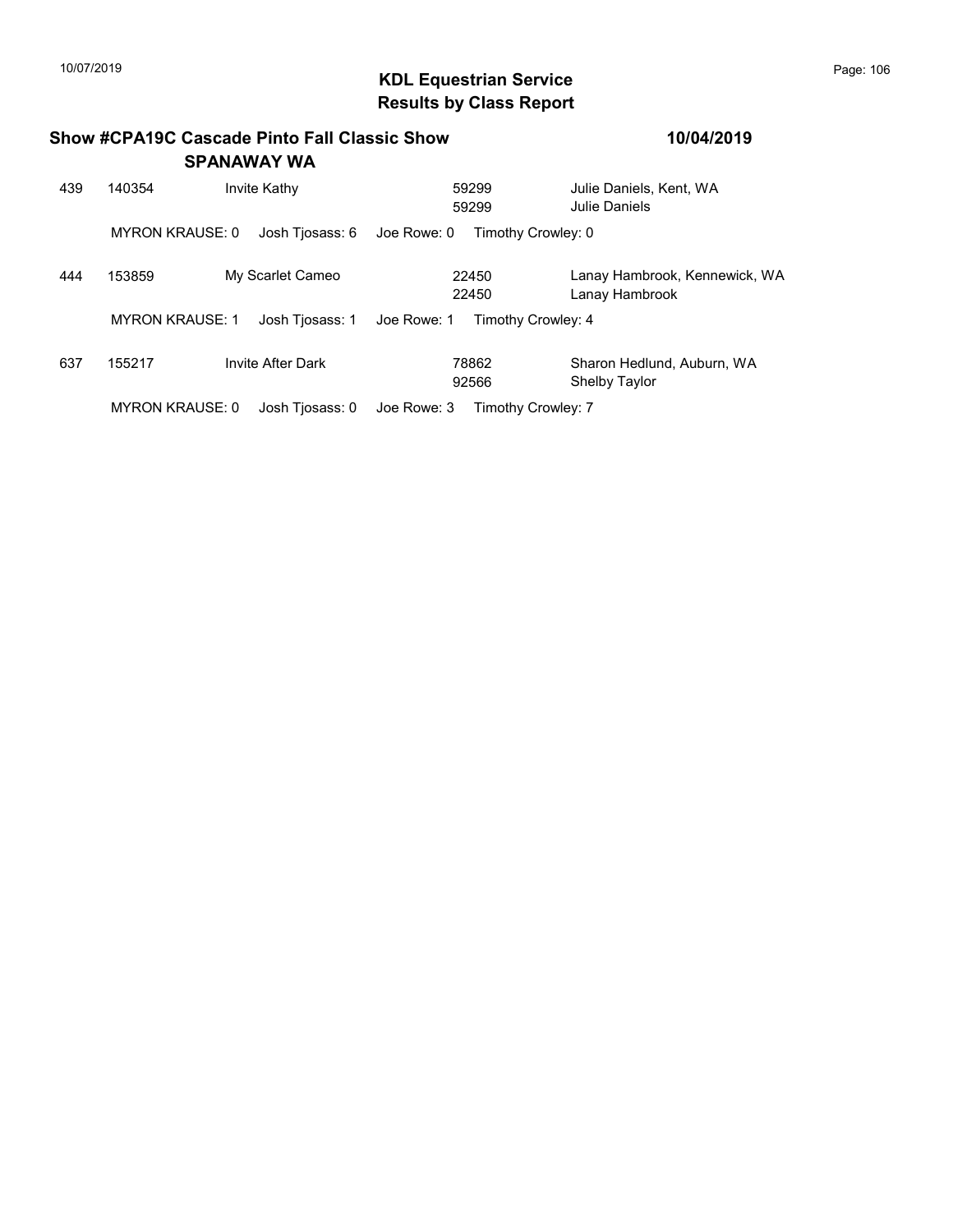## KDL Equestrian Service
## Results by Class Report

**Show #CPA19C Cascade Pinto Fall Classic Show** **10/04/2019**
**SPANAWAY WA**

| | | | | |
|---|---|---|---|---|
| 439 | 140354 | Invite Kathy | 59299<br>59299 | Julie Daniels, Kent, WA<br>Julie Daniels |
| | MYRON KRAUSE: 0 | Josh Tjosass: 6 | Joe Rowe: 0 | Timothy Crowley: 0 |
| 444 | 153859 | My Scarlet Cameo | 22450<br>22450 | Lanay Hambrook, Kennewick, WA<br>Lanay Hambrook |
| | MYRON KRAUSE: 1 | Josh Tjosass: 1 | Joe Rowe: 1 | Timothy Crowley: 4 |
| 637 | 155217 | Invite After Dark | 78862<br>92566 | Sharon Hedlund, Auburn, WA<br>Shelby Taylor |
| | MYRON KRAUSE: 0 | Josh Tjosass: 0 | Joe Rowe: 3 | Timothy Crowley: 7 |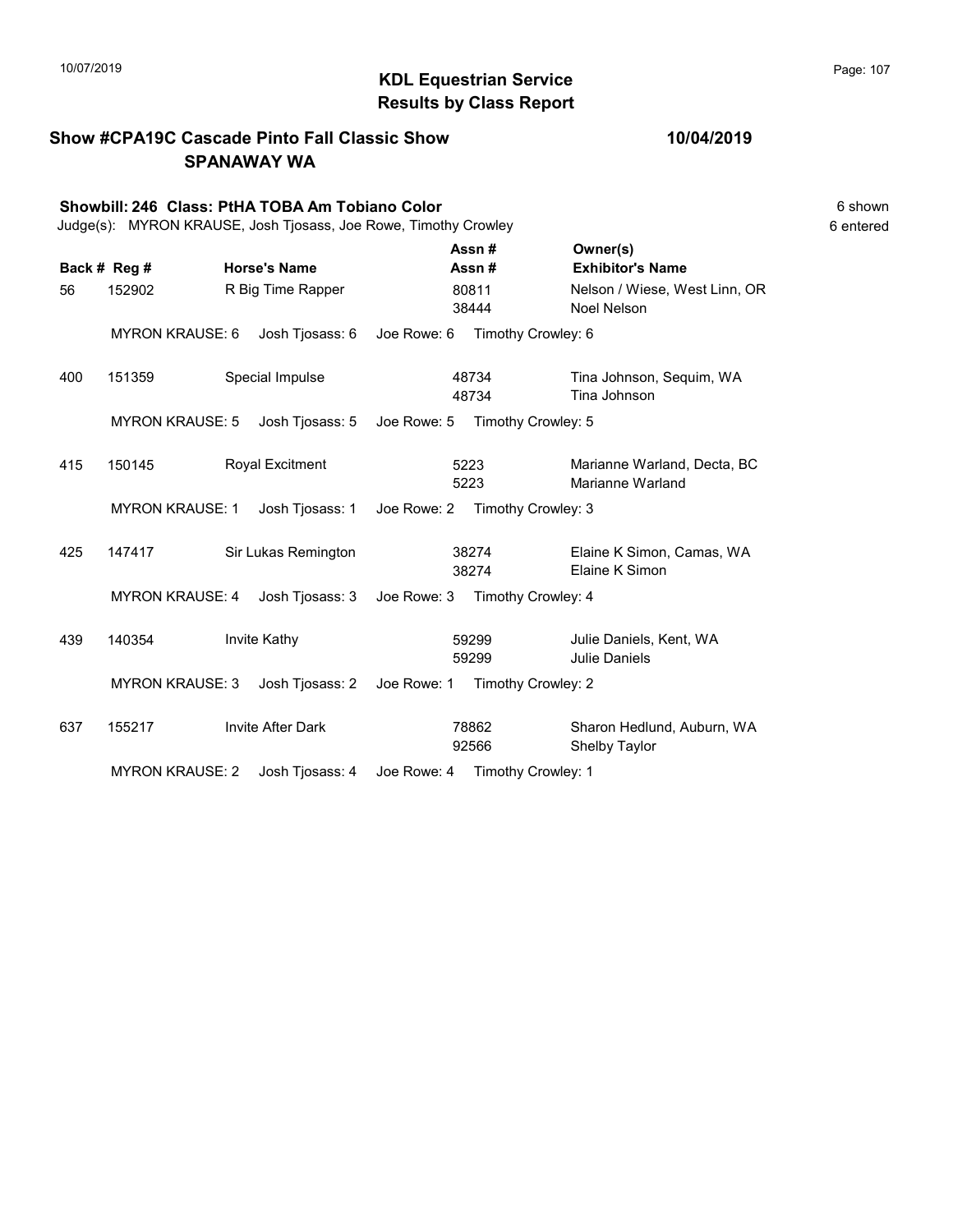10/07/2019

# KDL Equestrian Service
## Results by Class Report

**Show #CPA19C Cascade Pinto Fall Classic Show** **10/04/2019**
**SPANAWAY WA**

**Showbill: 246 Class: PtHA TOBA Am Tobiano Color** 6 shown
Judge(s): MYRON KRAUSE, Josh Tjosass, Joe Rowe, Timothy Crowley 6 entered

| Back # | Reg # | Horse's Name | Assn # / Assn # | Owner(s) / Exhibitor's Name |
|---|---|---|---|---|
| 56 | 152902 | R Big Time Rapper | 80811<br>38444 | Nelson / Wiese, West Linn, OR<br>Noel Nelson |
| | MYRON KRAUSE: 6 | Josh Tjosass: 6 | Joe Rowe: 6 | Timothy Crowley: 6 |
| 400 | 151359 | Special Impulse | 48734<br>48734 | Tina Johnson, Sequim, WA<br>Tina Johnson |
| | MYRON KRAUSE: 5 | Josh Tjosass: 5 | Joe Rowe: 5 | Timothy Crowley: 5 |
| 415 | 150145 | Royal Excitment | 5223<br>5223 | Marianne Warland, Decta, BC<br>Marianne Warland |
| | MYRON KRAUSE: 1 | Josh Tjosass: 1 | Joe Rowe: 2 | Timothy Crowley: 3 |
| 425 | 147417 | Sir Lukas Remington | 38274<br>38274 | Elaine K Simon, Camas, WA<br>Elaine K Simon |
| | MYRON KRAUSE: 4 | Josh Tjosass: 3 | Joe Rowe: 3 | Timothy Crowley: 4 |
| 439 | 140354 | Invite Kathy | 59299<br>59299 | Julie Daniels, Kent, WA<br>Julie Daniels |
| | MYRON KRAUSE: 3 | Josh Tjosass: 2 | Joe Rowe: 1 | Timothy Crowley: 2 |
| 637 | 155217 | Invite After Dark | 78862<br>92566 | Sharon Hedlund, Auburn, WA<br>Shelby Taylor |
| | MYRON KRAUSE: 2 | Josh Tjosass: 4 | Joe Rowe: 4 | Timothy Crowley: 1 |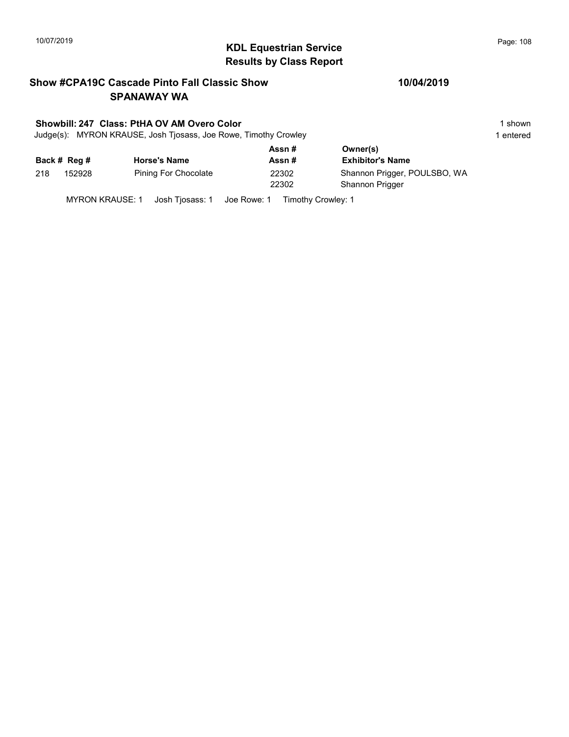# KDL Equestrian Service
## Results by Class Report

**Show #CPA19C Cascade Pinto Fall Classic Show** **10/04/2019**
**SPANAWAY WA**

**Showbill: 247 Class: PtHA OV AM Overo Color** 1 shown
Judge(s): MYRON KRAUSE, Josh Tjosass, Joe Rowe, Timothy Crowley 1 entered

| Back # | Reg # | Horse's Name | Assn # / Assn # | Owner(s) / Exhibitor's Name |
|---|---|---|---|---|
| 218 | 152928 | Pining For Chocolate | 22302 | Shannon Prigger, POULSBO, WA |
| | | | 22302 | Shannon Prigger |

MYRON KRAUSE: 1 Josh Tjosass: 1 Joe Rowe: 1 Timothy Crowley: 1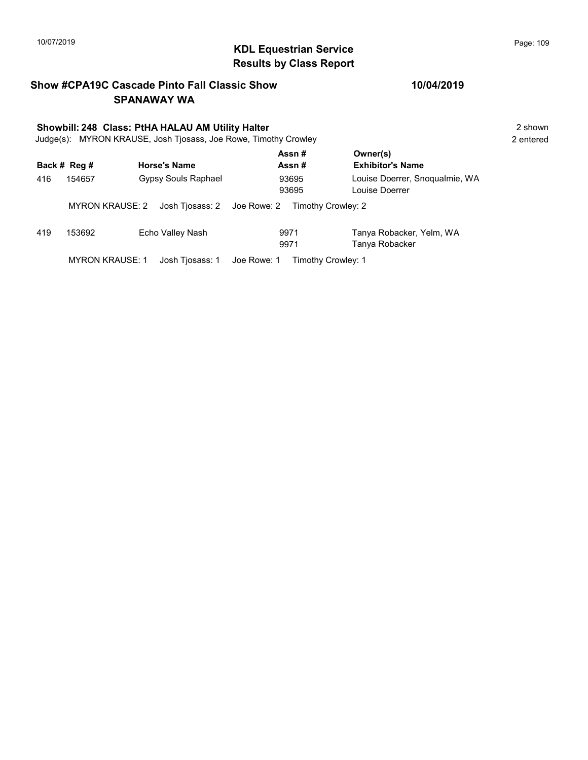# KDL Equestrian Service
## Results by Class Report

**Show #CPA19C Cascade Pinto Fall Classic Show** **10/04/2019**
**SPANAWAY WA**

**Showbill: 248 Class: PtHA HALAU AM Utility Halter** 2 shown
Judge(s): MYRON KRAUSE, Josh Tjosass, Joe Rowe, Timothy Crowley 2 entered

| Back # | Reg # | Horse's Name | Assn # / Assn # | Owner(s) / Exhibitor's Name |
|---|---|---|---|---|
| 416 | 154657 | Gypsy Souls Raphael | 93695 | Louise Doerrer, Snoqualmie, WA |
| | | | 93695 | Louise Doerrer |
| | MYRON KRAUSE: 2 | Josh Tjosass: 2 | Joe Rowe: 2 | Timothy Crowley: 2 |
| 419 | 153692 | Echo Valley Nash | 9971 | Tanya Robacker, Yelm, WA |
| | | | 9971 | Tanya Robacker |
| | MYRON KRAUSE: 1 | Josh Tjosass: 1 | Joe Rowe: 1 | Timothy Crowley: 1 |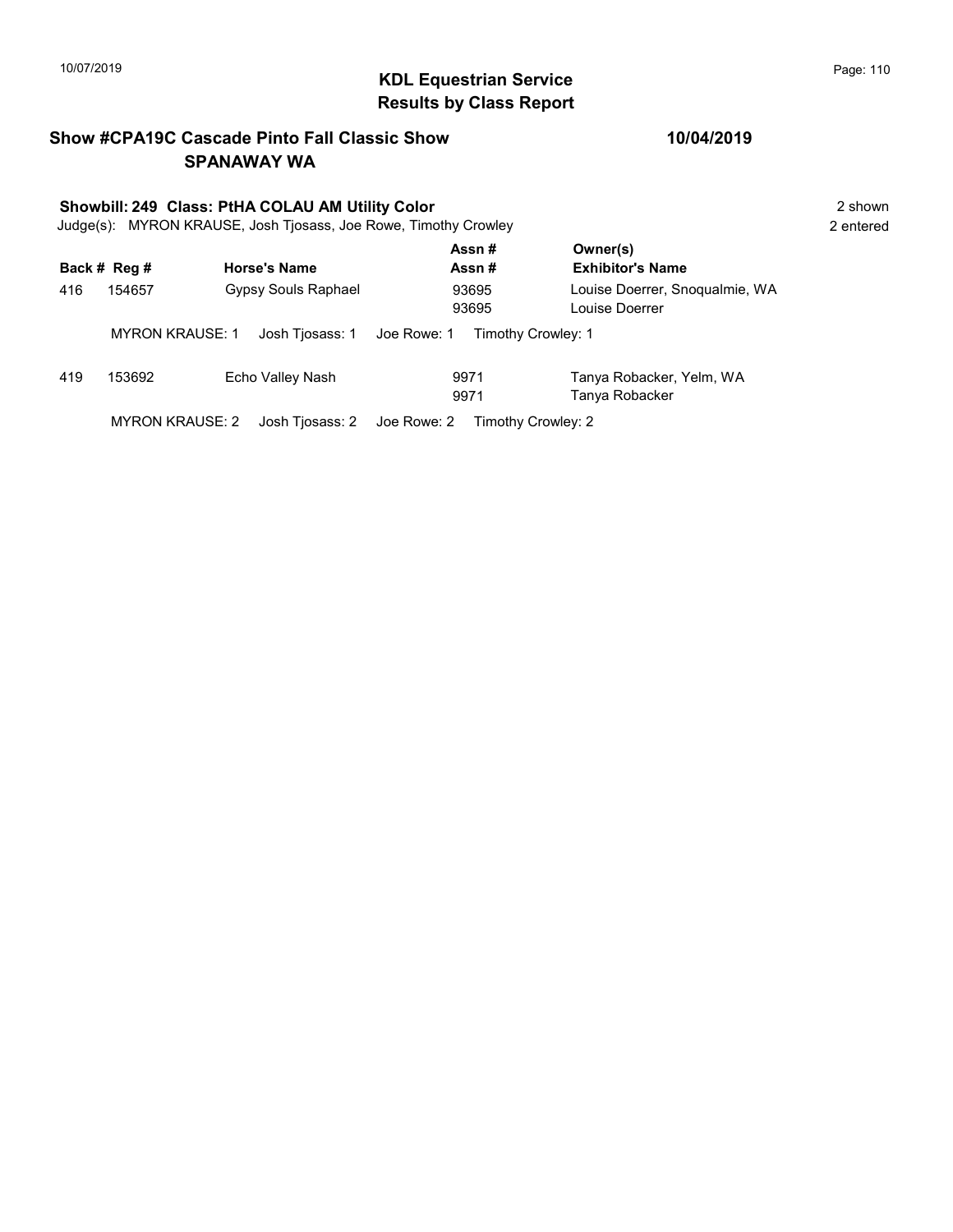# KDL Equestrian Service
## Results by Class Report

**Show #CPA19C Cascade Pinto Fall Classic Show** **10/04/2019**
**SPANAWAY WA**

**Showbill: 249 Class: PtHA COLAU AM Utility Color** 2 shown
Judge(s): MYRON KRAUSE, Josh Tjosass, Joe Rowe, Timothy Crowley 2 entered

| Back # | Reg # | Horse's Name | Assn # / Assn # | Owner(s) / Exhibitor's Name |
|---|---|---|---|---|
| 416 | 154657 | Gypsy Souls Raphael | 93695 / 93695 | Louise Doerrer, Snoqualmie, WA / Louise Doerrer |
| | MYRON KRAUSE: 1 | Josh Tjosass: 1 | Joe Rowe: 1 | Timothy Crowley: 1 |
| 419 | 153692 | Echo Valley Nash | 9971 / 9971 | Tanya Robacker, Yelm, WA / Tanya Robacker |
| | MYRON KRAUSE: 2 | Josh Tjosass: 2 | Joe Rowe: 2 | Timothy Crowley: 2 |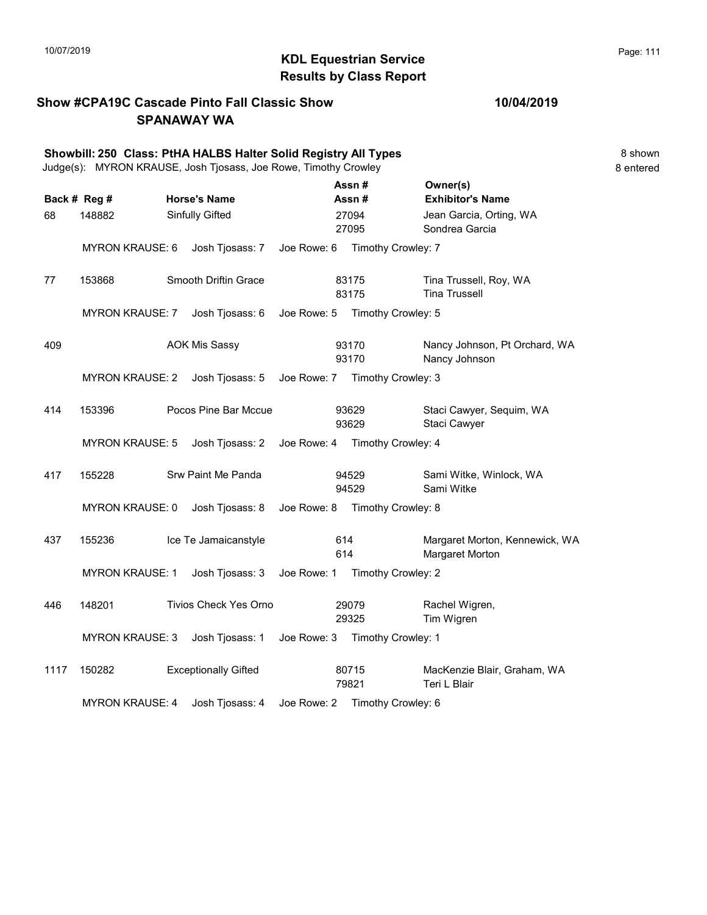## KDL Equestrian Service
## Results by Class Report

**Show #CPA19C Cascade Pinto Fall Classic Show** — **10/04/2019**
**SPANAWAY WA**

**Showbill: 250 Class: PtHA HALBS Halter Solid Registry All Types** — 8 shown
Judge(s): MYRON KRAUSE, Josh Tjosass, Joe Rowe, Timothy Crowley — 8 entered

| Back # | Reg # | Horse's Name | Assn # / Assn # | Owner(s) / Exhibitor's Name |
|---|---|---|---|---|
| 68 | 148882 | Sinfully Gifted | 27094 / 27095 | Jean Garcia, Orting, WA / Sondrea Garcia |
| | | MYRON KRAUSE: 6 Josh Tjosass: 7 Joe Rowe: 6 Timothy Crowley: 7 | | |
| 77 | 153868 | Smooth Driftin Grace | 83175 / 83175 | Tina Trussell, Roy, WA / Tina Trussell |
| | | MYRON KRAUSE: 7 Josh Tjosass: 6 Joe Rowe: 5 Timothy Crowley: 5 | | |
| 409 | | AOK Mis Sassy | 93170 / 93170 | Nancy Johnson, Pt Orchard, WA / Nancy Johnson |
| | | MYRON KRAUSE: 2 Josh Tjosass: 5 Joe Rowe: 7 Timothy Crowley: 3 | | |
| 414 | 153396 | Pocos Pine Bar Mccue | 93629 / 93629 | Staci Cawyer, Sequim, WA / Staci Cawyer |
| | | MYRON KRAUSE: 5 Josh Tjosass: 2 Joe Rowe: 4 Timothy Crowley: 4 | | |
| 417 | 155228 | Srw Paint Me Panda | 94529 / 94529 | Sami Witke, Winlock, WA / Sami Witke |
| | | MYRON KRAUSE: 0 Josh Tjosass: 8 Joe Rowe: 8 Timothy Crowley: 8 | | |
| 437 | 155236 | Ice Te Jamaicanstyle | 614 / 614 | Margaret Morton, Kennewick, WA / Margaret Morton |
| | | MYRON KRAUSE: 1 Josh Tjosass: 3 Joe Rowe: 1 Timothy Crowley: 2 | | |
| 446 | 148201 | Tivios Check Yes Orno | 29079 / 29325 | Rachel Wigren, / Tim Wigren |
| | | MYRON KRAUSE: 3 Josh Tjosass: 1 Joe Rowe: 3 Timothy Crowley: 1 | | |
| 1117 | 150282 | Exceptionally Gifted | 80715 / 79821 | MacKenzie Blair, Graham, WA / Teri L Blair |
| | | MYRON KRAUSE: 4 Josh Tjosass: 4 Joe Rowe: 2 Timothy Crowley: 6 | | |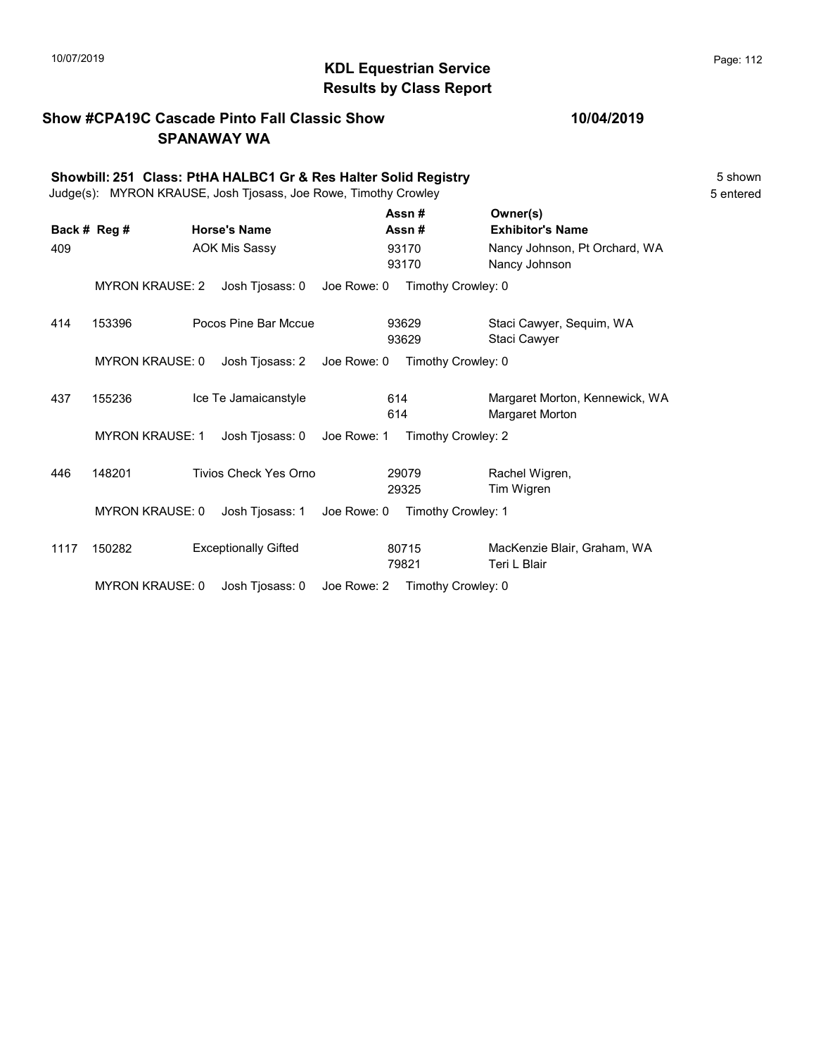# KDL Equestrian Service
## Results by Class Report

**Show #CPA19C Cascade Pinto Fall Classic Show** **10/04/2019**
**SPANAWAY WA**

**Showbill: 251 Class: PtHA HALBC1 Gr & Res Halter Solid Registry** 5 shown
Judge(s): MYRON KRAUSE, Josh Tjosass, Joe Rowe, Timothy Crowley 5 entered

| Back # | Reg # | Horse's Name | Assn # / Assn # | Owner(s) / Exhibitor's Name |
|---|---|---|---|---|
| 409 | | AOK Mis Sassy | 93170 / 93170 | Nancy Johnson, Pt Orchard, WA / Nancy Johnson |
| | MYRON KRAUSE: 2 | Josh Tjosass: 0 | Joe Rowe: 0 | Timothy Crowley: 0 |
| 414 | 153396 | Pocos Pine Bar Mccue | 93629 / 93629 | Staci Cawyer, Sequim, WA / Staci Cawyer |
| | MYRON KRAUSE: 0 | Josh Tjosass: 2 | Joe Rowe: 0 | Timothy Crowley: 0 |
| 437 | 155236 | Ice Te Jamaicanstyle | 614 / 614 | Margaret Morton, Kennewick, WA / Margaret Morton |
| | MYRON KRAUSE: 1 | Josh Tjosass: 0 | Joe Rowe: 1 | Timothy Crowley: 2 |
| 446 | 148201 | Tivios Check Yes Orno | 29079 / 29325 | Rachel Wigren, / Tim Wigren |
| | MYRON KRAUSE: 0 | Josh Tjosass: 1 | Joe Rowe: 0 | Timothy Crowley: 1 |
| 1117 | 150282 | Exceptionally Gifted | 80715 / 79821 | MacKenzie Blair, Graham, WA / Teri L Blair |
| | MYRON KRAUSE: 0 | Josh Tjosass: 0 | Joe Rowe: 2 | Timothy Crowley: 0 |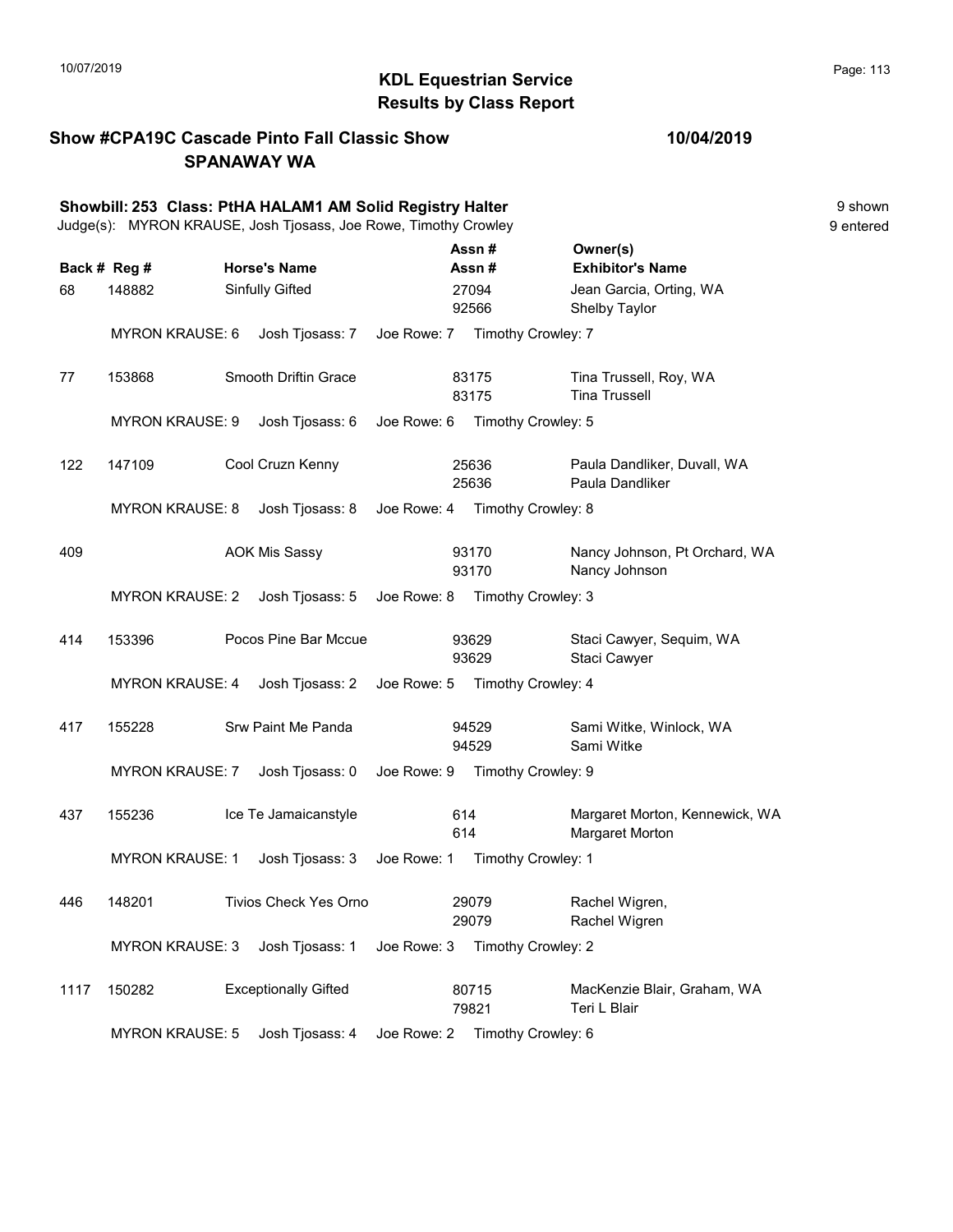# KDL Equestrian Service
## Results by Class Report

10/07/2019

**Show #CPA19C Cascade Pinto Fall Classic Show** — **10/04/2019**
**SPANAWAY WA**

**Showbill: 253 Class: PtHA HALAM1 AM Solid Registry Halter** — 9 shown, 9 entered

Judge(s): MYRON KRAUSE, Josh Tjosass, Joe Rowe, Timothy Crowley

| Back # | Reg # | Horse's Name | Assn # / Assn # | Owner(s) / Exhibitor's Name |
|---|---|---|---|---|
| 68 | 148882 | Sinfully Gifted | 27094 / 92566 | Jean Garcia, Orting, WA / Shelby Taylor |
| | MYRON KRAUSE: 6 | Josh Tjosass: 7 | Joe Rowe: 7 | Timothy Crowley: 7 |
| 77 | 153868 | Smooth Driftin Grace | 83175 / 83175 | Tina Trussell, Roy, WA / Tina Trussell |
| | MYRON KRAUSE: 9 | Josh Tjosass: 6 | Joe Rowe: 6 | Timothy Crowley: 5 |
| 122 | 147109 | Cool Cruzn Kenny | 25636 / 25636 | Paula Dandliker, Duvall, WA / Paula Dandliker |
| | MYRON KRAUSE: 8 | Josh Tjosass: 8 | Joe Rowe: 4 | Timothy Crowley: 8 |
| 409 | | AOK Mis Sassy | 93170 / 93170 | Nancy Johnson, Pt Orchard, WA / Nancy Johnson |
| | MYRON KRAUSE: 2 | Josh Tjosass: 5 | Joe Rowe: 8 | Timothy Crowley: 3 |
| 414 | 153396 | Pocos Pine Bar Mccue | 93629 / 93629 | Staci Cawyer, Sequim, WA / Staci Cawyer |
| | MYRON KRAUSE: 4 | Josh Tjosass: 2 | Joe Rowe: 5 | Timothy Crowley: 4 |
| 417 | 155228 | Srw Paint Me Panda | 94529 / 94529 | Sami Witke, Winlock, WA / Sami Witke |
| | MYRON KRAUSE: 7 | Josh Tjosass: 0 | Joe Rowe: 9 | Timothy Crowley: 9 |
| 437 | 155236 | Ice Te Jamaicanstyle | 614 / 614 | Margaret Morton, Kennewick, WA / Margaret Morton |
| | MYRON KRAUSE: 1 | Josh Tjosass: 3 | Joe Rowe: 1 | Timothy Crowley: 1 |
| 446 | 148201 | Tivios Check Yes Orno | 29079 / 29079 | Rachel Wigren, / Rachel Wigren |
| | MYRON KRAUSE: 3 | Josh Tjosass: 1 | Joe Rowe: 3 | Timothy Crowley: 2 |
| 1117 | 150282 | Exceptionally Gifted | 80715 / 79821 | MacKenzie Blair, Graham, WA / Teri L Blair |
| | MYRON KRAUSE: 5 | Josh Tjosass: 4 | Joe Rowe: 2 | Timothy Crowley: 6 |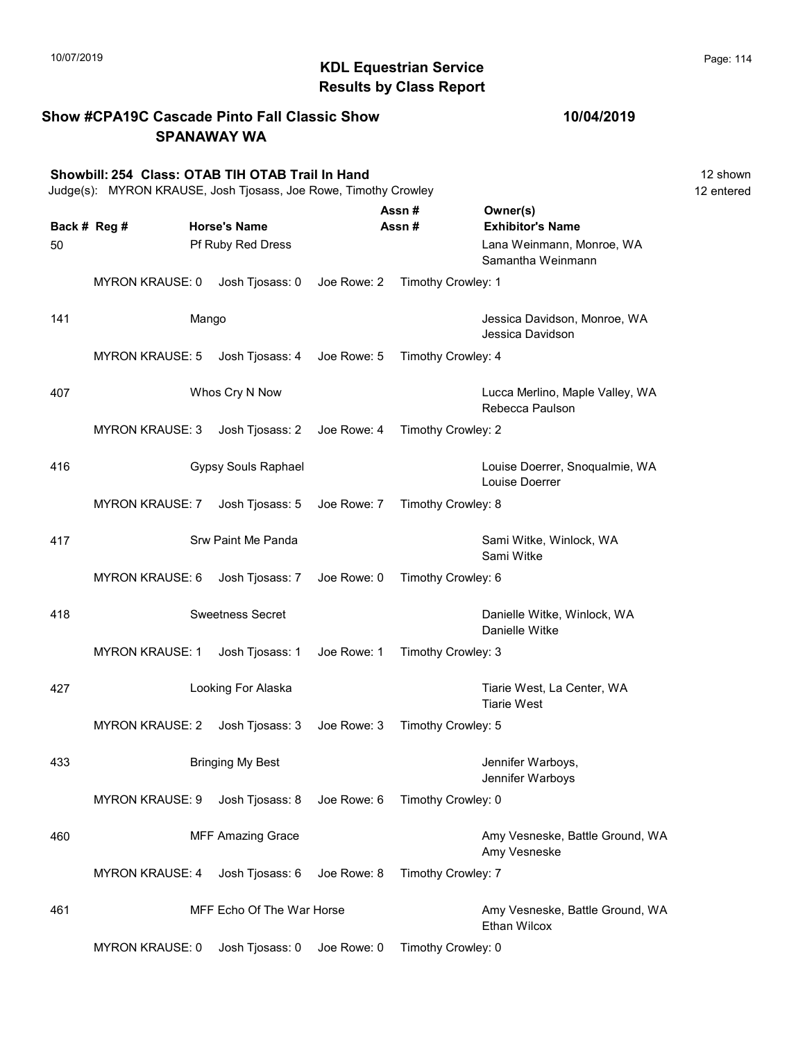# KDL Equestrian Service
## Results by Class Report

**Show #CPA19C Cascade Pinto Fall Classic Show** **10/04/2019**
**SPANAWAY WA**

**Showbill: 254 Class: OTAB TIH OTAB Trail In Hand** 12 shown
Judge(s): MYRON KRAUSE, Josh Tjosass, Joe Rowe, Timothy Crowley 12 entered

| Back # | Reg # | Horse's Name | Assn # / Assn # | Owner(s) / Exhibitor's Name |
|---|---|---|---|---|
| 50 | | Pf Ruby Red Dress | | Lana Weinmann, Monroe, WA<br>Samantha Weinmann |
| | MYRON KRAUSE: 0 | Josh Tjosass: 0 | Joe Rowe: 2 | Timothy Crowley: 1 |
| 141 | | Mango | | Jessica Davidson, Monroe, WA<br>Jessica Davidson |
| | MYRON KRAUSE: 5 | Josh Tjosass: 4 | Joe Rowe: 5 | Timothy Crowley: 4 |
| 407 | | Whos Cry N Now | | Lucca Merlino, Maple Valley, WA<br>Rebecca Paulson |
| | MYRON KRAUSE: 3 | Josh Tjosass: 2 | Joe Rowe: 4 | Timothy Crowley: 2 |
| 416 | | Gypsy Souls Raphael | | Louise Doerrer, Snoqualmie, WA<br>Louise Doerrer |
| | MYRON KRAUSE: 7 | Josh Tjosass: 5 | Joe Rowe: 7 | Timothy Crowley: 8 |
| 417 | | Srw Paint Me Panda | | Sami Witke, Winlock, WA<br>Sami Witke |
| | MYRON KRAUSE: 6 | Josh Tjosass: 7 | Joe Rowe: 0 | Timothy Crowley: 6 |
| 418 | | Sweetness Secret | | Danielle Witke, Winlock, WA<br>Danielle Witke |
| | MYRON KRAUSE: 1 | Josh Tjosass: 1 | Joe Rowe: 1 | Timothy Crowley: 3 |
| 427 | | Looking For Alaska | | Tiarie West, La Center, WA<br>Tiarie West |
| | MYRON KRAUSE: 2 | Josh Tjosass: 3 | Joe Rowe: 3 | Timothy Crowley: 5 |
| 433 | | Bringing My Best | | Jennifer Warboys,<br>Jennifer Warboys |
| | MYRON KRAUSE: 9 | Josh Tjosass: 8 | Joe Rowe: 6 | Timothy Crowley: 0 |
| 460 | | MFF Amazing Grace | | Amy Vesneske, Battle Ground, WA<br>Amy Vesneske |
| | MYRON KRAUSE: 4 | Josh Tjosass: 6 | Joe Rowe: 8 | Timothy Crowley: 7 |
| 461 | | MFF Echo Of The War Horse | | Amy Vesneske, Battle Ground, WA<br>Ethan Wilcox |
| | MYRON KRAUSE: 0 | Josh Tjosass: 0 | Joe Rowe: 0 | Timothy Crowley: 0 |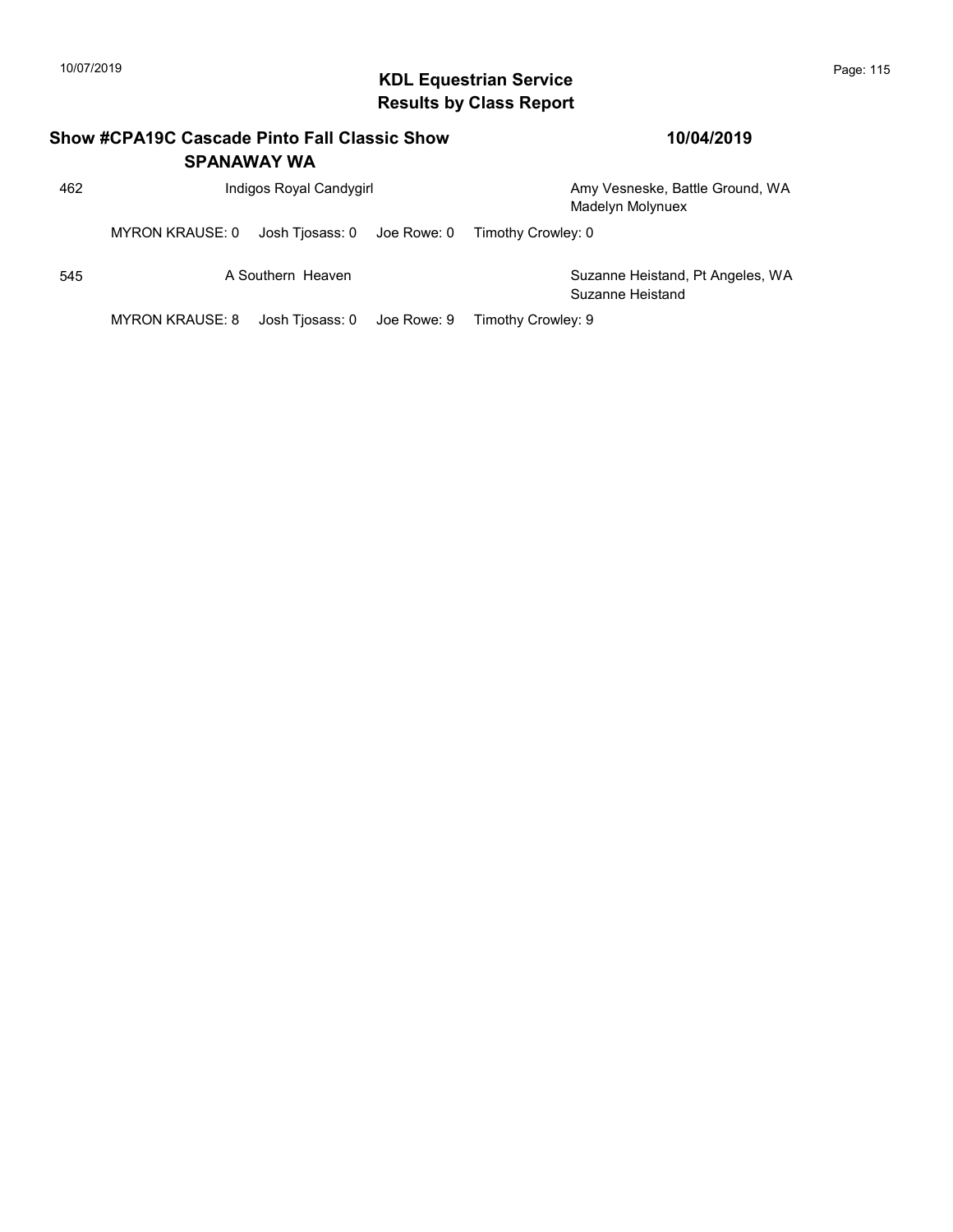## KDL Equestrian Service
## Results by Class Report

**Show #CPA19C Cascade Pinto Fall Classic Show** **10/04/2019**
**SPANAWAY WA**

462 Indigos Royal Candygirl — Amy Vesneske, Battle Ground, WA
Madelyn Molynuex

MYRON KRAUSE: 0 Josh Tjosass: 0 Joe Rowe: 0 Timothy Crowley: 0

545 A Southern Heaven — Suzanne Heistand, Pt Angeles, WA
Suzanne Heistand

MYRON KRAUSE: 8 Josh Tjosass: 0 Joe Rowe: 9 Timothy Crowley: 9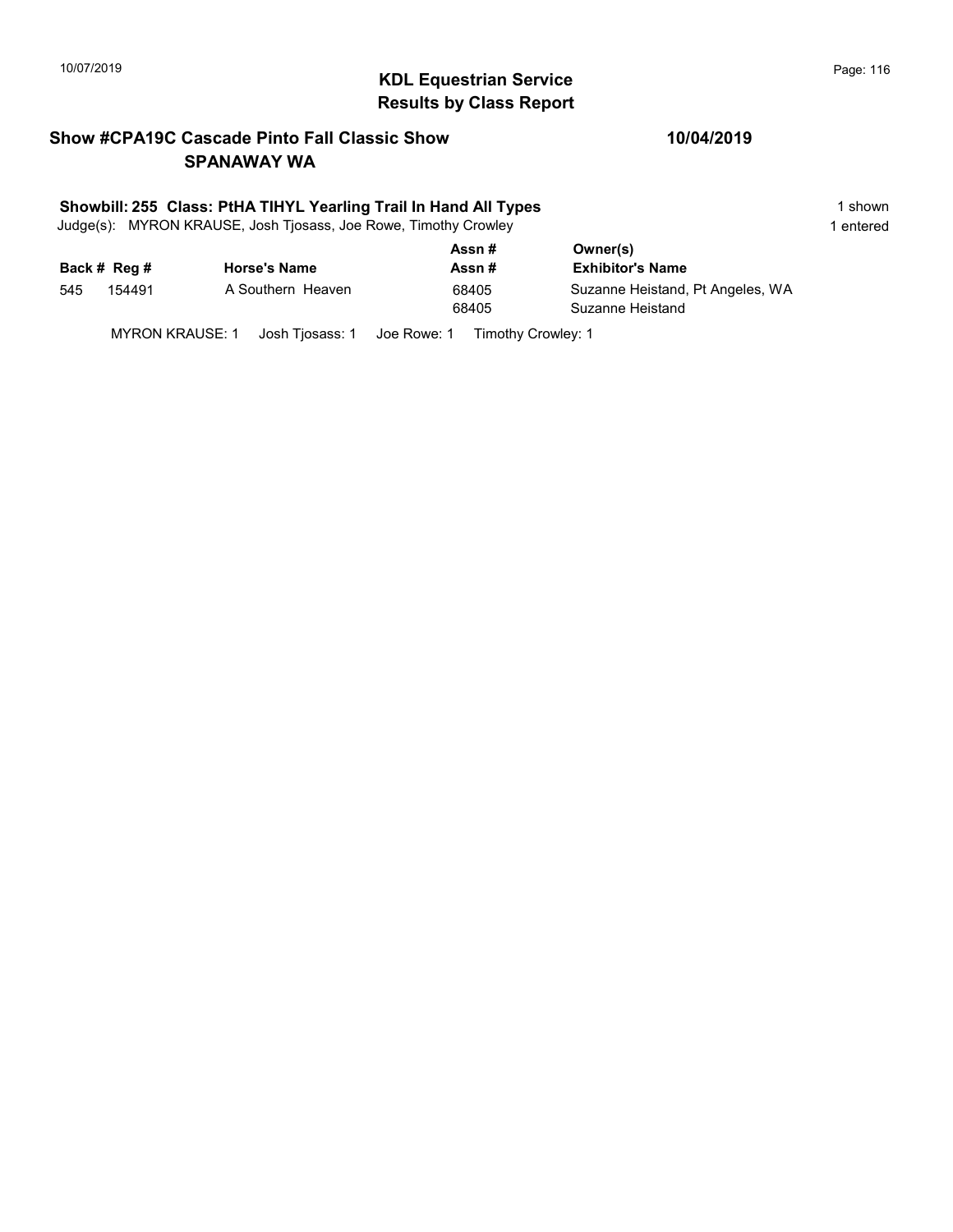# KDL Equestrian Service
## Results by Class Report

**Show #CPA19C Cascade Pinto Fall Classic Show** **10/04/2019**
**SPANAWAY WA**

**Showbill: 255 Class: PtHA TIHYL Yearling Trail In Hand All Types** 1 shown
Judge(s): MYRON KRAUSE, Josh Tjosass, Joe Rowe, Timothy Crowley 1 entered

| Back # | Reg # | Horse's Name | Assn # / Assn # | Owner(s) / Exhibitor's Name |
|---|---|---|---|---|
| 545 | 154491 | A Southern Heaven | 68405 | Suzanne Heistand, Pt Angeles, WA |
| | | | 68405 | Suzanne Heistand |

MYRON KRAUSE: 1 Josh Tjosass: 1 Joe Rowe: 1 Timothy Crowley: 1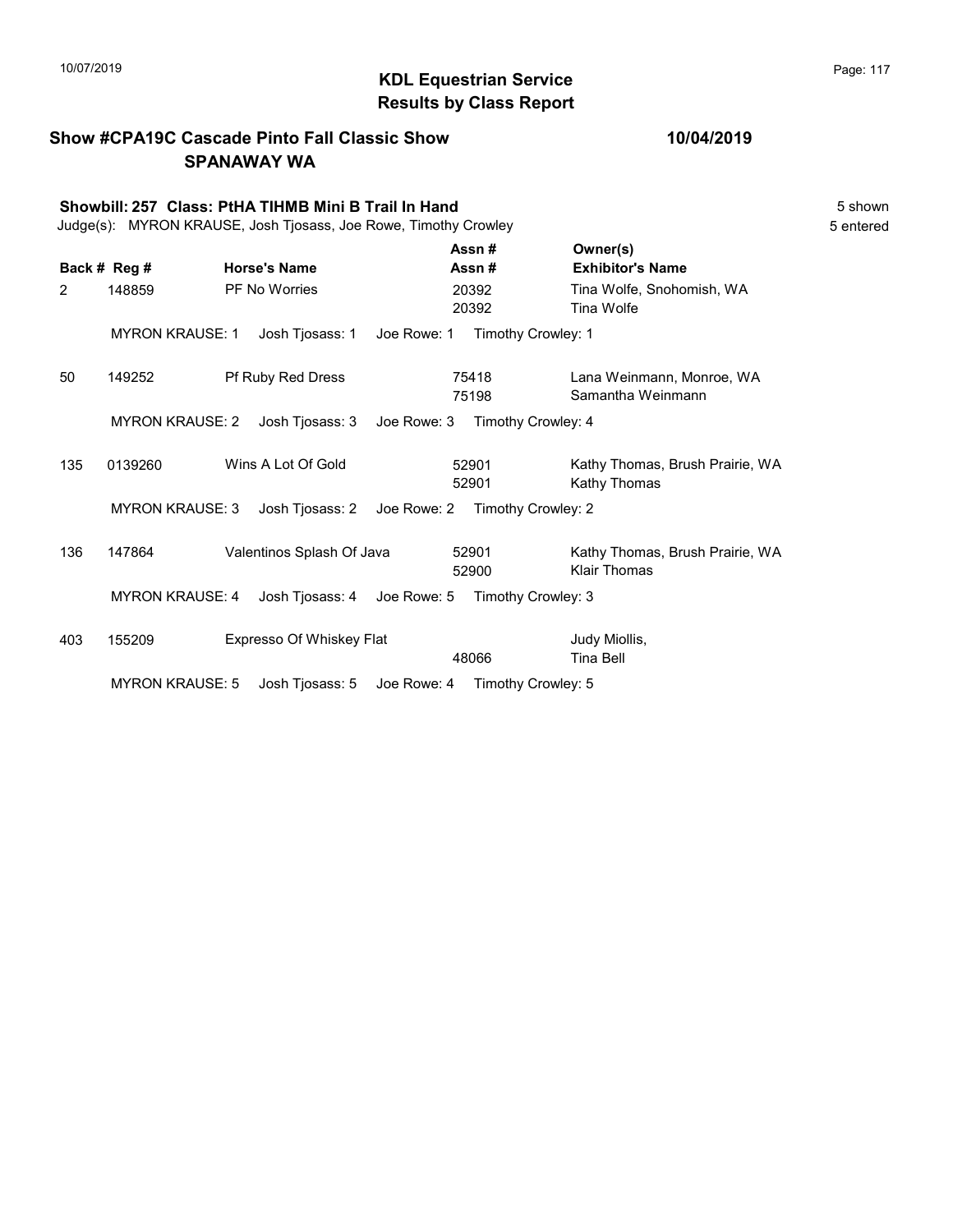10/07/2019

# KDL Equestrian Service
## Results by Class Report

**Show #CPA19C Cascade Pinto Fall Classic Show** — **10/04/2019**
**SPANAWAY WA**

**Showbill: 257 Class: PtHA TIHMB Mini B Trail In Hand** — 5 shown
Judge(s): MYRON KRAUSE, Josh Tjosass, Joe Rowe, Timothy Crowley — 5 entered

| Back # | Reg # | Horse's Name | Assn # / Assn # | Owner(s) / Exhibitor's Name |
|---|---|---|---|---|
| 2 | 148859 | PF No Worries | 20392 / 20392 | Tina Wolfe, Snohomish, WA / Tina Wolfe |
| | MYRON KRAUSE: 1 | Josh Tjosass: 1 | Joe Rowe: 1 | Timothy Crowley: 1 |
| 50 | 149252 | Pf Ruby Red Dress | 75418 / 75198 | Lana Weinmann, Monroe, WA / Samantha Weinmann |
| | MYRON KRAUSE: 2 | Josh Tjosass: 3 | Joe Rowe: 3 | Timothy Crowley: 4 |
| 135 | 0139260 | Wins A Lot Of Gold | 52901 / 52901 | Kathy Thomas, Brush Prairie, WA / Kathy Thomas |
| | MYRON KRAUSE: 3 | Josh Tjosass: 2 | Joe Rowe: 2 | Timothy Crowley: 2 |
| 136 | 147864 | Valentinos Splash Of Java | 52901 / 52900 | Kathy Thomas, Brush Prairie, WA / Klair Thomas |
| | MYRON KRAUSE: 4 | Josh Tjosass: 4 | Joe Rowe: 5 | Timothy Crowley: 3 |
| 403 | 155209 | Expresso Of Whiskey Flat | / 48066 | Judy Miollis, / Tina Bell |
| | MYRON KRAUSE: 5 | Josh Tjosass: 5 | Joe Rowe: 4 | Timothy Crowley: 5 |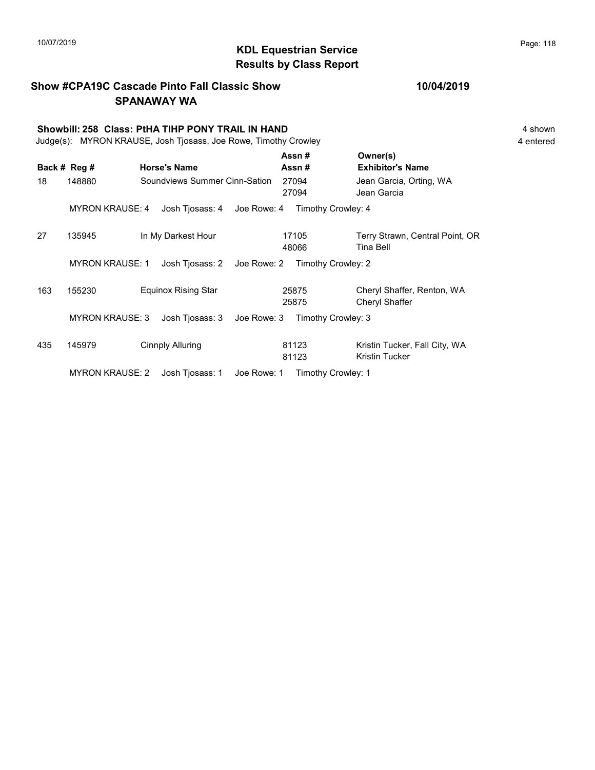# KDL Equestrian Service
## Results by Class Report

**Show #CPA19C Cascade Pinto Fall Classic Show** **10/04/2019**
**SPANAWAY WA**

**Showbill: 258 Class: PtHA TIHP PONY TRAIL IN HAND** 4 shown
Judge(s): MYRON KRAUSE, Josh Tjosass, Joe Rowe, Timothy Crowley 4 entered

| Back # | Reg # | Horse's Name | Assn # / Assn # | Owner(s) / Exhibitor's Name |
|---|---|---|---|---|
| 18 | 148880 | Soundviews Summer Cinn-Sation | 27094 / 27094 | Jean Garcia, Orting, WA / Jean Garcia |
| | MYRON KRAUSE: 4 | Josh Tjosass: 4 | Joe Rowe: 4 | Timothy Crowley: 4 |
| 27 | 135945 | In My Darkest Hour | 17105 / 48066 | Terry Strawn, Central Point, OR / Tina Bell |
| | MYRON KRAUSE: 1 | Josh Tjosass: 2 | Joe Rowe: 2 | Timothy Crowley: 2 |
| 163 | 155230 | Equinox Rising Star | 25875 / 25875 | Cheryl Shaffer, Renton, WA / Cheryl Shaffer |
| | MYRON KRAUSE: 3 | Josh Tjosass: 3 | Joe Rowe: 3 | Timothy Crowley: 3 |
| 435 | 145979 | Cinnply Alluring | 81123 / 81123 | Kristin Tucker, Fall City, WA / Kristin Tucker |
| | MYRON KRAUSE: 2 | Josh Tjosass: 1 | Joe Rowe: 1 | Timothy Crowley: 1 |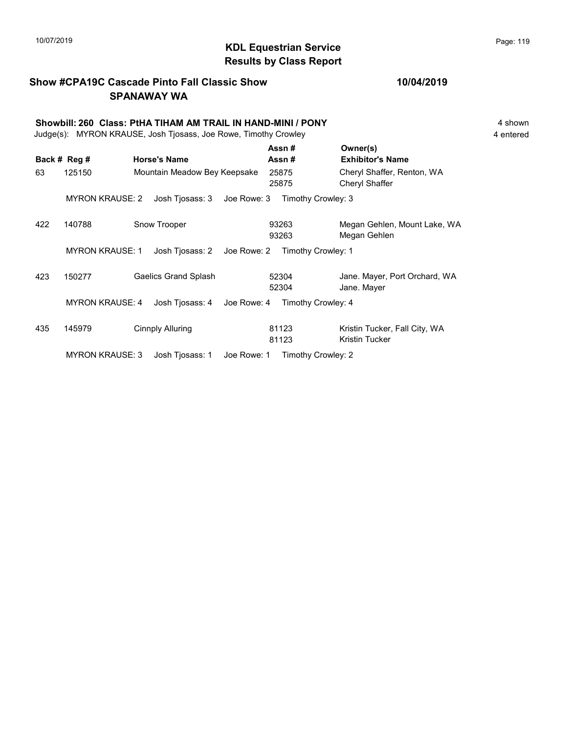# KDL Equestrian Service
## Results by Class Report

**Show #CPA19C Cascade Pinto Fall Classic Show** **10/04/2019**
**SPANAWAY WA**

**Showbill: 260 Class: PtHA TIHAM AM TRAIL IN HAND-MINI / PONY** 4 shown
Judge(s): MYRON KRAUSE, Josh Tjosass, Joe Rowe, Timothy Crowley 4 entered

| Back # | Reg # | Horse's Name | Assn # / Assn # | Owner(s) / Exhibitor's Name |
|---|---|---|---|---|
| 63 | 125150 | Mountain Meadow Bey Keepsake | 25875 / 25875 | Cheryl Shaffer, Renton, WA / Cheryl Shaffer |
| | MYRON KRAUSE: 2 | Josh Tjosass: 3 | Joe Rowe: 3 | Timothy Crowley: 3 |
| 422 | 140788 | Snow Trooper | 93263 / 93263 | Megan Gehlen, Mount Lake, WA / Megan Gehlen |
| | MYRON KRAUSE: 1 | Josh Tjosass: 2 | Joe Rowe: 2 | Timothy Crowley: 1 |
| 423 | 150277 | Gaelics Grand Splash | 52304 / 52304 | Jane. Mayer, Port Orchard, WA / Jane. Mayer |
| | MYRON KRAUSE: 4 | Josh Tjosass: 4 | Joe Rowe: 4 | Timothy Crowley: 4 |
| 435 | 145979 | Cinnply Alluring | 81123 / 81123 | Kristin Tucker, Fall City, WA / Kristin Tucker |
| | MYRON KRAUSE: 3 | Josh Tjosass: 1 | Joe Rowe: 1 | Timothy Crowley: 2 |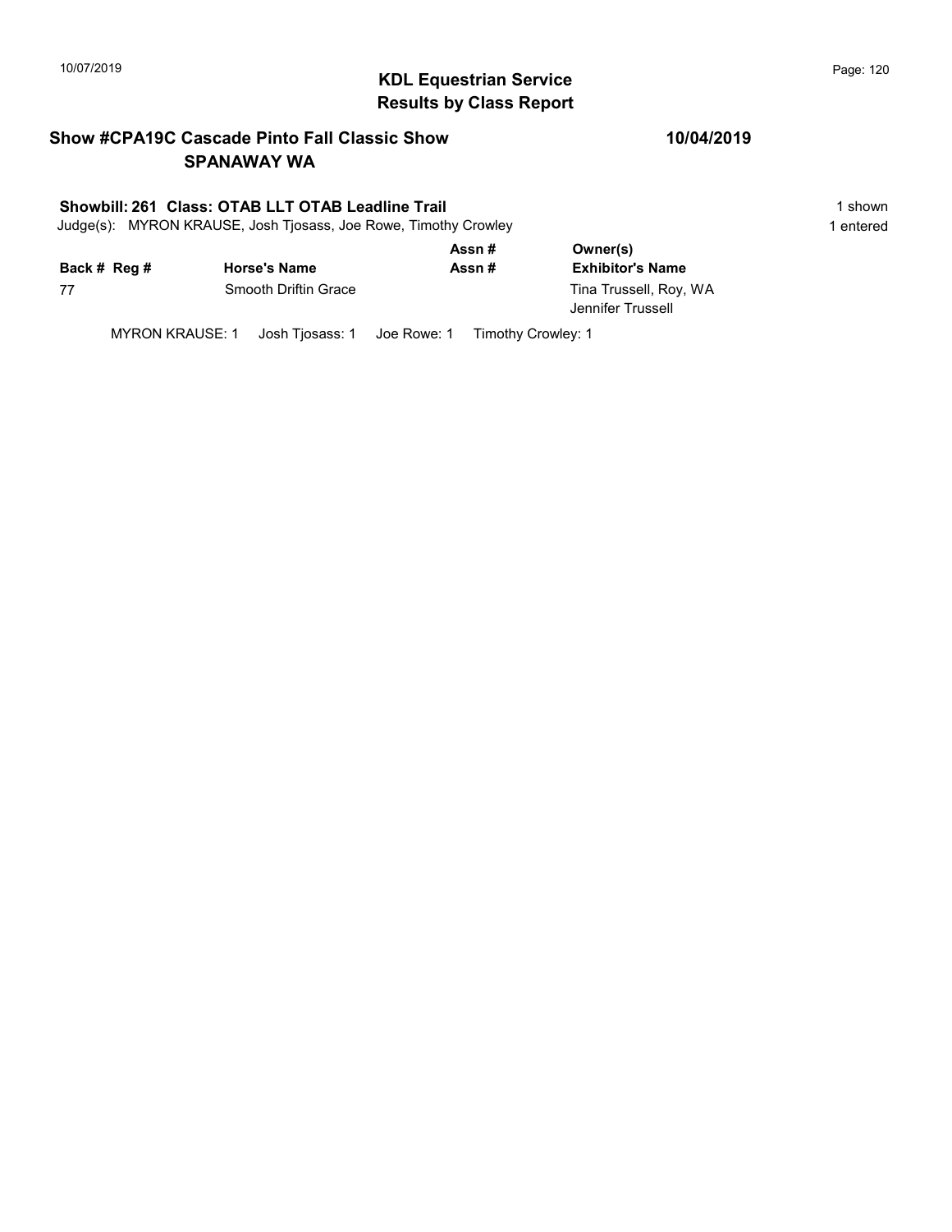## KDL Equestrian Service
## Results by Class Report

### Show #CPA19C Cascade Pinto Fall Classic Show — 10/04/2019
### SPANAWAY WA

**Showbill: 261 Class: OTAB LLT OTAB Leadline Trail** — 1 shown

Judge(s): MYRON KRAUSE, Josh Tjosass, Joe Rowe, Timothy Crowley — 1 entered

| Back # | Reg # | Horse's Name | Assn # / Assn # | Owner(s) / Exhibitor's Name |
|---|---|---|---|---|
| 77 | | Smooth Driftin Grace | | Tina Trussell, Roy, WA<br>Jennifer Trussell |

MYRON KRAUSE: 1 Josh Tjosass: 1 Joe Rowe: 1 Timothy Crowley: 1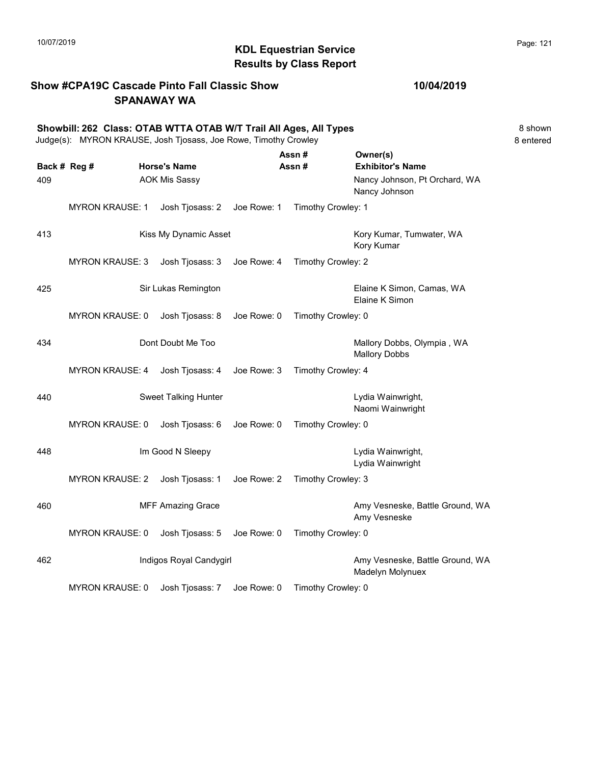# KDL Equestrian Service
## Results by Class Report

**Show #CPA19C Cascade Pinto Fall Classic Show** **10/04/2019**
**SPANAWAY WA**

**Showbill: 262 Class: OTAB WTTA OTAB W/T Trail All Ages, All Types** 8 shown
Judge(s): MYRON KRAUSE, Josh Tjosass, Joe Rowe, Timothy Crowley 8 entered

| Back # | Reg # | Horse's Name | Assn # Assn # | Owner(s) Exhibitor's Name |
|---|---|---|---|---|
| 409 | | AOK Mis Sassy | | Nancy Johnson, Pt Orchard, WA<br>Nancy Johnson |
| | MYRON KRAUSE: 1 | Josh Tjosass: 2 | Joe Rowe: 1 | Timothy Crowley: 1 |
| 413 | | Kiss My Dynamic Asset | | Kory Kumar, Tumwater, WA<br>Kory Kumar |
| | MYRON KRAUSE: 3 | Josh Tjosass: 3 | Joe Rowe: 4 | Timothy Crowley: 2 |
| 425 | | Sir Lukas Remington | | Elaine K Simon, Camas, WA<br>Elaine K Simon |
| | MYRON KRAUSE: 0 | Josh Tjosass: 8 | Joe Rowe: 0 | Timothy Crowley: 0 |
| 434 | | Dont Doubt Me Too | | Mallory Dobbs, Olympia , WA<br>Mallory Dobbs |
| | MYRON KRAUSE: 4 | Josh Tjosass: 4 | Joe Rowe: 3 | Timothy Crowley: 4 |
| 440 | | Sweet Talking Hunter | | Lydia Wainwright,<br>Naomi Wainwright |
| | MYRON KRAUSE: 0 | Josh Tjosass: 6 | Joe Rowe: 0 | Timothy Crowley: 0 |
| 448 | | Im Good N Sleepy | | Lydia Wainwright,<br>Lydia Wainwright |
| | MYRON KRAUSE: 2 | Josh Tjosass: 1 | Joe Rowe: 2 | Timothy Crowley: 3 |
| 460 | | MFF Amazing Grace | | Amy Vesneske, Battle Ground, WA<br>Amy Vesneske |
| | MYRON KRAUSE: 0 | Josh Tjosass: 5 | Joe Rowe: 0 | Timothy Crowley: 0 |
| 462 | | Indigos Royal Candygirl | | Amy Vesneske, Battle Ground, WA<br>Madelyn Molynuex |
| | MYRON KRAUSE: 0 | Josh Tjosass: 7 | Joe Rowe: 0 | Timothy Crowley: 0 |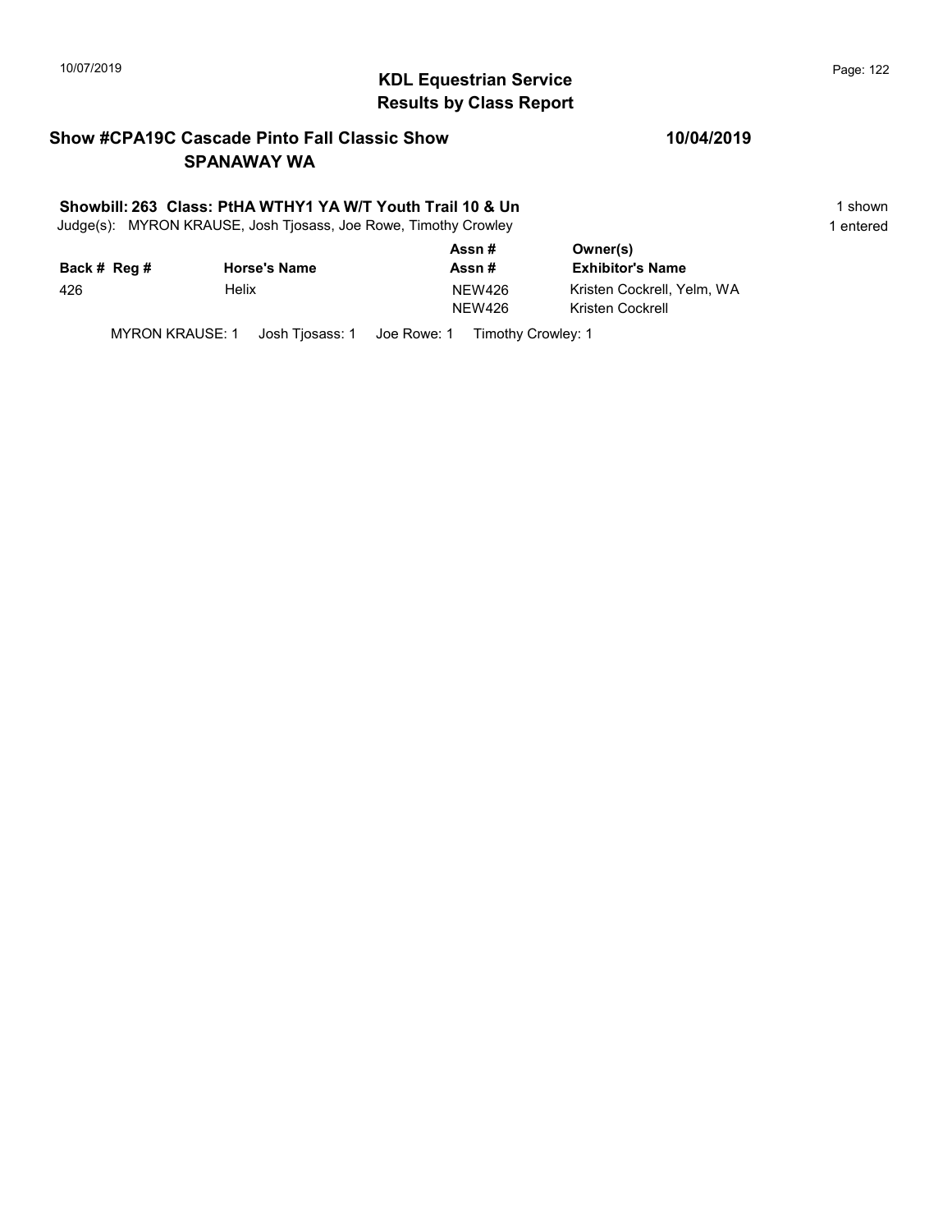# KDL Equestrian Service
## Results by Class Report

**Show #CPA19C Cascade Pinto Fall Classic Show** **10/04/2019**
**SPANAWAY WA**

**Showbill: 263 Class: PtHA WTHY1 YA W/T Youth Trail 10 & Un** 1 shown
Judge(s): MYRON KRAUSE, Josh Tjosass, Joe Rowe, Timothy Crowley 1 entered

| Back # | Reg # | Horse's Name | Assn # / Assn # | Owner(s) / Exhibitor's Name |
|---|---|---|---|---|
| 426 | | Helix | NEW426 | Kristen Cockrell, Yelm, WA |
| | | | NEW426 | Kristen Cockrell |

MYRON KRAUSE: 1 Josh Tjosass: 1 Joe Rowe: 1 Timothy Crowley: 1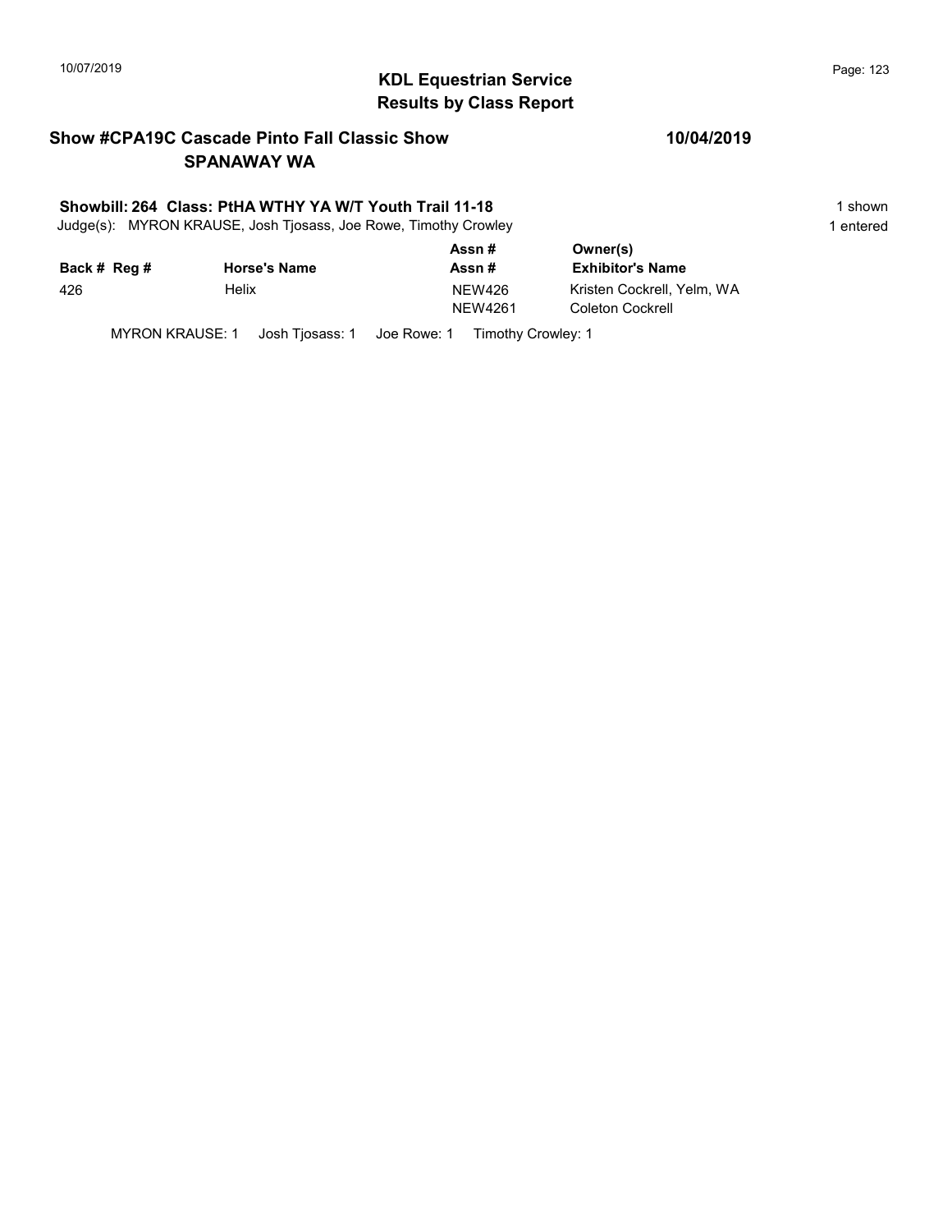# KDL Equestrian Service
## Results by Class Report

**Show #CPA19C Cascade Pinto Fall Classic Show** **10/04/2019**
**SPANAWAY WA**

**Showbill: 264 Class: PtHA WTHY YA W/T Youth Trail 11-18** 1 shown
Judge(s): MYRON KRAUSE, Josh Tjosass, Joe Rowe, Timothy Crowley 1 entered

| Back # | Reg # | Horse's Name | Assn # / Assn # | Owner(s) / Exhibitor's Name |
|---|---|---|---|---|
| 426 | | Helix | NEW426<br>NEW4261 | Kristen Cockrell, Yelm, WA<br>Coleton Cockrell |

MYRON KRAUSE: 1 Josh Tjosass: 1 Joe Rowe: 1 Timothy Crowley: 1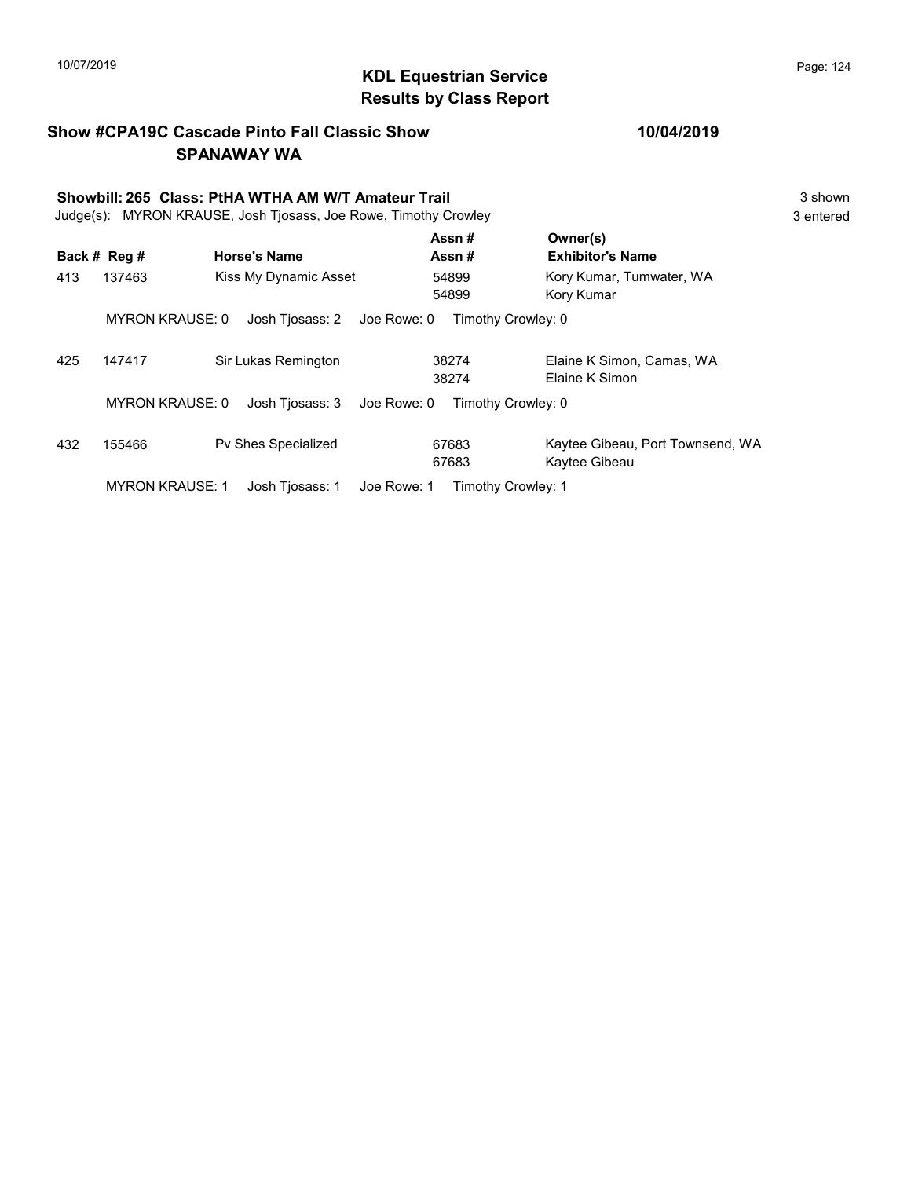## KDL Equestrian Service
## Results by Class Report

**Show #CPA19C Cascade Pinto Fall Classic Show** — **10/04/2019**
**SPANAWAY WA**

**Showbill: 265 Class: PtHA WTHA AM W/T Amateur Trail** — 3 shown
Judge(s): MYRON KRAUSE, Josh Tjosass, Joe Rowe, Timothy Crowley — 3 entered

| Back # | Reg # | Horse's Name | Assn # / Assn # | Owner(s) / Exhibitor's Name |
|---|---|---|---|---|
| 413 | 137463 | Kiss My Dynamic Asset | 54899 / 54899 | Kory Kumar, Tumwater, WA / Kory Kumar |
| | MYRON KRAUSE: 0 | Josh Tjosass: 2 | Joe Rowe: 0 | Timothy Crowley: 0 |
| 425 | 147417 | Sir Lukas Remington | 38274 / 38274 | Elaine K Simon, Camas, WA / Elaine K Simon |
| | MYRON KRAUSE: 0 | Josh Tjosass: 3 | Joe Rowe: 0 | Timothy Crowley: 0 |
| 432 | 155466 | Pv Shes Specialized | 67683 / 67683 | Kaytee Gibeau, Port Townsend, WA / Kaytee Gibeau |
| | MYRON KRAUSE: 1 | Josh Tjosass: 1 | Joe Rowe: 1 | Timothy Crowley: 1 |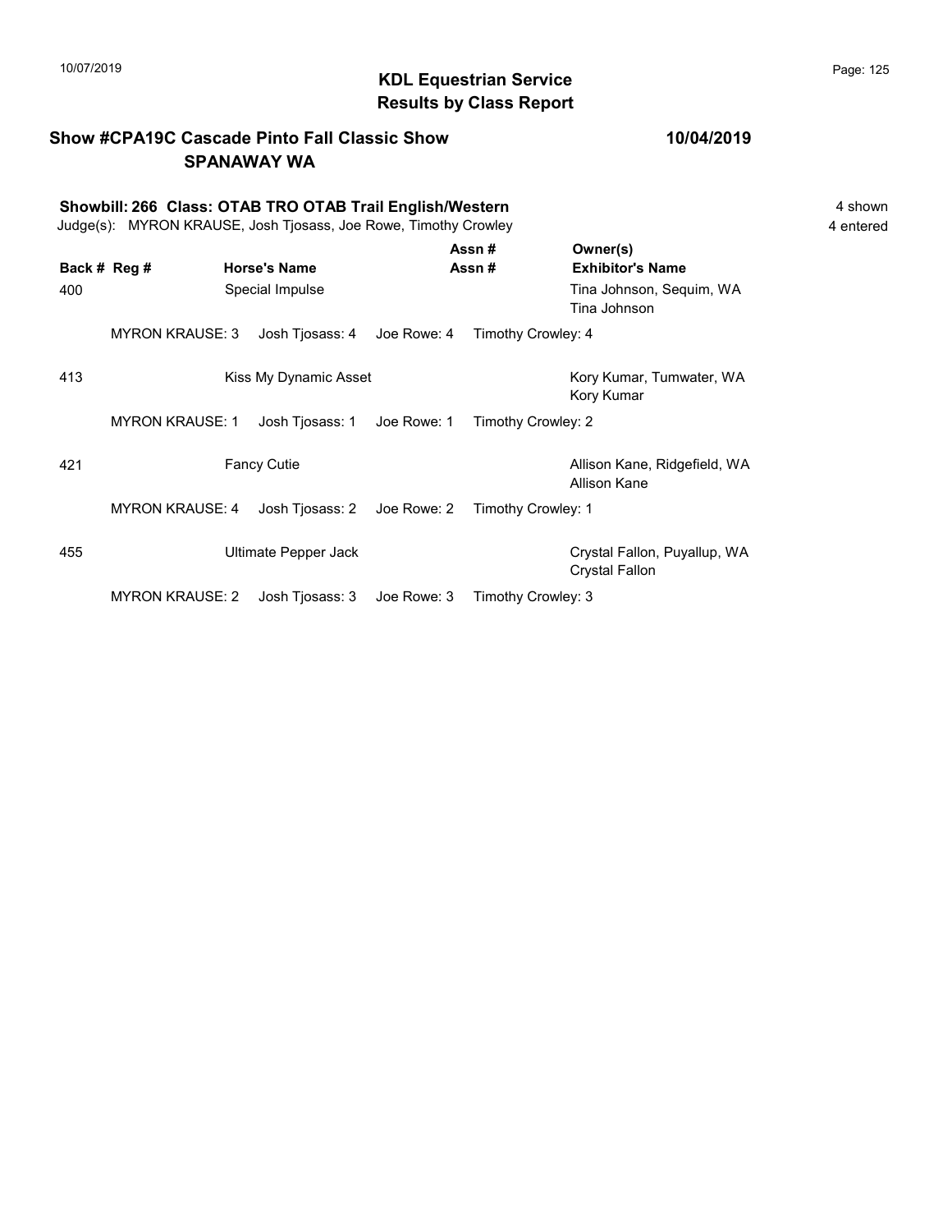# KDL Equestrian Service
## Results by Class Report

**Show #CPA19C Cascade Pinto Fall Classic Show** — **10/04/2019**
**SPANAWAY WA**

**Showbill: 266 Class: OTAB TRO OTAB Trail English/Western** — 4 shown
Judge(s): MYRON KRAUSE, Josh Tjosass, Joe Rowe, Timothy Crowley — 4 entered

| Back # | Reg # | Horse's Name | Assn # / Assn # | Owner(s) / Exhibitor's Name |
|---|---|---|---|---|
| 400 | | Special Impulse | | Tina Johnson, Sequim, WA / Tina Johnson |
| | MYRON KRAUSE: 3 | Josh Tjosass: 4 | Joe Rowe: 4 | Timothy Crowley: 4 |
| 413 | | Kiss My Dynamic Asset | | Kory Kumar, Tumwater, WA / Kory Kumar |
| | MYRON KRAUSE: 1 | Josh Tjosass: 1 | Joe Rowe: 1 | Timothy Crowley: 2 |
| 421 | | Fancy Cutie | | Allison Kane, Ridgefield, WA / Allison Kane |
| | MYRON KRAUSE: 4 | Josh Tjosass: 2 | Joe Rowe: 2 | Timothy Crowley: 1 |
| 455 | | Ultimate Pepper Jack | | Crystal Fallon, Puyallup, WA / Crystal Fallon |
| | MYRON KRAUSE: 2 | Josh Tjosass: 3 | Joe Rowe: 3 | Timothy Crowley: 3 |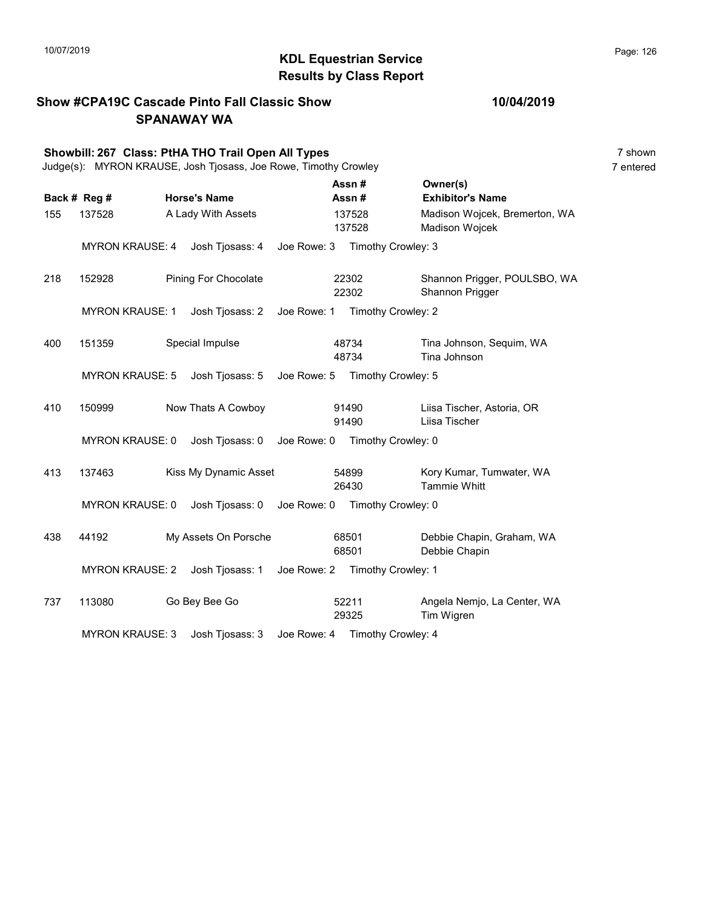# KDL Equestrian Service
## Results by Class Report

**Show #CPA19C Cascade Pinto Fall Classic Show** — **10/04/2019**
**SPANAWAY WA**

### Showbill: 267 Class: PtHA THO Trail Open All Types

Judge(s): MYRON KRAUSE, Josh Tjosass, Joe Rowe, Timothy Crowley

7 shown
7 entered

| Back # | Reg # | Horse's Name | Assn # / Assn # | Owner(s) / Exhibitor's Name |
|---|---|---|---|---|
| 155 | 137528 | A Lady With Assets | 137528 / 137528 | Madison Wojcek, Bremerton, WA / Madison Wojcek |
| | MYRON KRAUSE: 4 | Josh Tjosass: 4 | Joe Rowe: 3 | Timothy Crowley: 3 |
| 218 | 152928 | Pining For Chocolate | 22302 / 22302 | Shannon Prigger, POULSBO, WA / Shannon Prigger |
| | MYRON KRAUSE: 1 | Josh Tjosass: 2 | Joe Rowe: 1 | Timothy Crowley: 2 |
| 400 | 151359 | Special Impulse | 48734 / 48734 | Tina Johnson, Sequim, WA / Tina Johnson |
| | MYRON KRAUSE: 5 | Josh Tjosass: 5 | Joe Rowe: 5 | Timothy Crowley: 5 |
| 410 | 150999 | Now Thats A Cowboy | 91490 / 91490 | Liisa Tischer, Astoria, OR / Liisa Tischer |
| | MYRON KRAUSE: 0 | Josh Tjosass: 0 | Joe Rowe: 0 | Timothy Crowley: 0 |
| 413 | 137463 | Kiss My Dynamic Asset | 54899 / 26430 | Kory Kumar, Tumwater, WA / Tammie Whitt |
| | MYRON KRAUSE: 0 | Josh Tjosass: 0 | Joe Rowe: 0 | Timothy Crowley: 0 |
| 438 | 44192 | My Assets On Porsche | 68501 / 68501 | Debbie Chapin, Graham, WA / Debbie Chapin |
| | MYRON KRAUSE: 2 | Josh Tjosass: 1 | Joe Rowe: 2 | Timothy Crowley: 1 |
| 737 | 113080 | Go Bey Bee Go | 52211 / 29325 | Angela Nemjo, La Center, WA / Tim Wigren |
| | MYRON KRAUSE: 3 | Josh Tjosass: 3 | Joe Rowe: 4 | Timothy Crowley: 4 |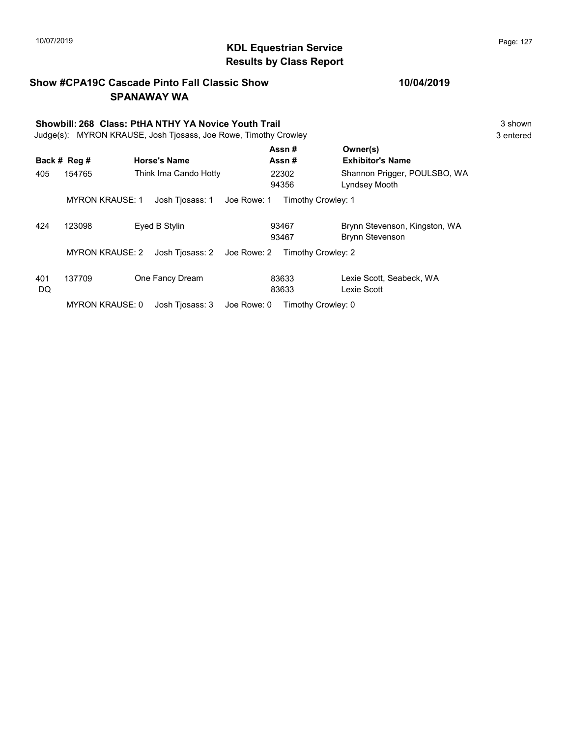# KDL Equestrian Service
## Results by Class Report

**Show #CPA19C Cascade Pinto Fall Classic Show** **10/04/2019**
**SPANAWAY WA**

**Showbill: 268 Class: PtHA NTHY YA Novice Youth Trail** 3 shown
Judge(s): MYRON KRAUSE, Josh Tjosass, Joe Rowe, Timothy Crowley 3 entered

| Back # | Reg # | Horse's Name | Assn # / Assn # | Owner(s) / Exhibitor's Name |
|---|---|---|---|---|
| 405 | 154765 | Think Ima Cando Hotty | 22302<br>94356 | Shannon Prigger, POULSBO, WA<br>Lyndsey Mooth |
| | MYRON KRAUSE: 1 | Josh Tjosass: 1 | Joe Rowe: 1 | Timothy Crowley: 1 |
| 424 | 123098 | Eyed B Stylin | 93467<br>93467 | Brynn Stevenson, Kingston, WA<br>Brynn Stevenson |
| | MYRON KRAUSE: 2 | Josh Tjosass: 2 | Joe Rowe: 2 | Timothy Crowley: 2 |
| 401<br>DQ | 137709 | One Fancy Dream | 83633<br>83633 | Lexie Scott, Seabeck, WA<br>Lexie Scott |
| | MYRON KRAUSE: 0 | Josh Tjosass: 3 | Joe Rowe: 0 | Timothy Crowley: 0 |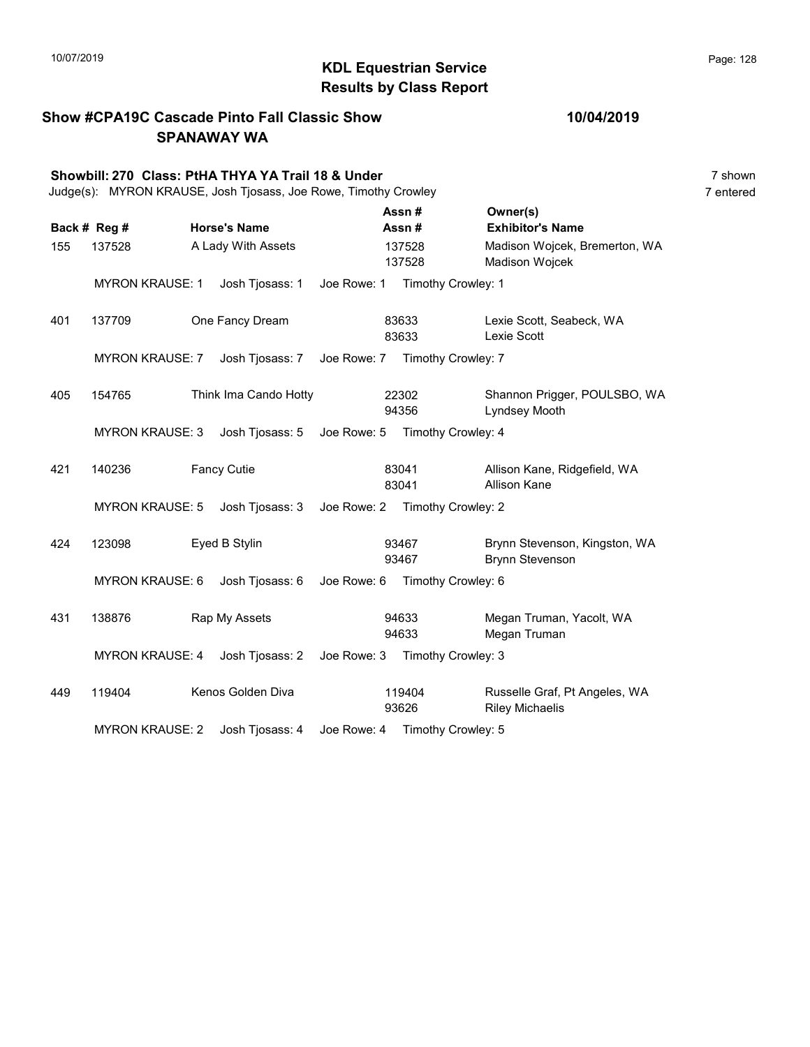**KDL Equestrian Service**
**Results by Class Report**

10/07/2019

## Show #CPA19C Cascade Pinto Fall Classic Show SPANAWAY WA

**10/04/2019**

### Showbill: 270 Class: PtHA THYA YA Trail 18 & Under

7 shown
7 entered

Judge(s): MYRON KRAUSE, Josh Tjosass, Joe Rowe, Timothy Crowley

| Back # | Reg # | Horse's Name | Assn # / Assn # | Owner(s) / Exhibitor's Name |
|---|---|---|---|---|
| 155 | 137528 | A Lady With Assets | 137528<br>137528 | Madison Wojcek, Bremerton, WA<br>Madison Wojcek |
| | MYRON KRAUSE: 1 | Josh Tjosass: 1 | Joe Rowe: 1 | Timothy Crowley: 1 |
| 401 | 137709 | One Fancy Dream | 83633<br>83633 | Lexie Scott, Seabeck, WA<br>Lexie Scott |
| | MYRON KRAUSE: 7 | Josh Tjosass: 7 | Joe Rowe: 7 | Timothy Crowley: 7 |
| 405 | 154765 | Think Ima Cando Hotty | 22302<br>94356 | Shannon Prigger, POULSBO, WA<br>Lyndsey Mooth |
| | MYRON KRAUSE: 3 | Josh Tjosass: 5 | Joe Rowe: 5 | Timothy Crowley: 4 |
| 421 | 140236 | Fancy Cutie | 83041<br>83041 | Allison Kane, Ridgefield, WA<br>Allison Kane |
| | MYRON KRAUSE: 5 | Josh Tjosass: 3 | Joe Rowe: 2 | Timothy Crowley: 2 |
| 424 | 123098 | Eyed B Stylin | 93467<br>93467 | Brynn Stevenson, Kingston, WA<br>Brynn Stevenson |
| | MYRON KRAUSE: 6 | Josh Tjosass: 6 | Joe Rowe: 6 | Timothy Crowley: 6 |
| 431 | 138876 | Rap My Assets | 94633<br>94633 | Megan Truman, Yacolt, WA<br>Megan Truman |
| | MYRON KRAUSE: 4 | Josh Tjosass: 2 | Joe Rowe: 3 | Timothy Crowley: 3 |
| 449 | 119404 | Kenos Golden Diva | 119404<br>93626 | Russelle Graf, Pt Angeles, WA<br>Riley Michaelis |
| | MYRON KRAUSE: 2 | Josh Tjosass: 4 | Joe Rowe: 4 | Timothy Crowley: 5 |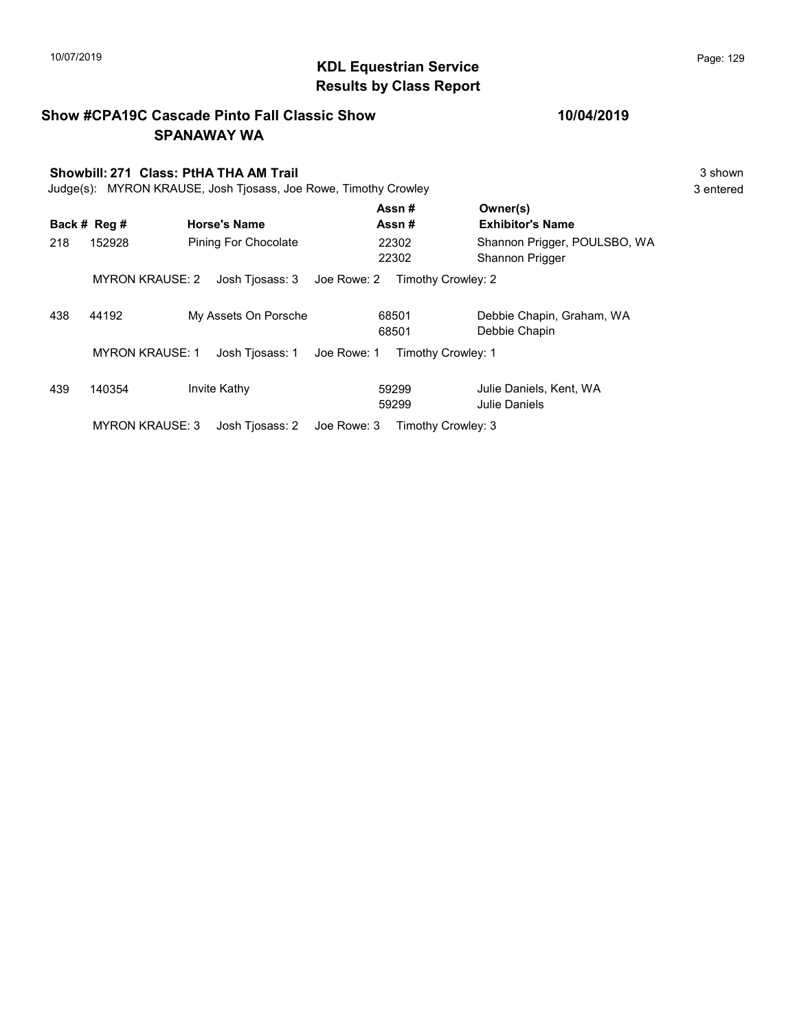## KDL Equestrian Service
## Results by Class Report

**Show #CPA19C Cascade Pinto Fall Classic Show** — **10/04/2019**
**SPANAWAY WA**

**Showbill: 271 Class: PtHA THA AM Trail** — 3 shown

Judge(s): MYRON KRAUSE, Josh Tjosass, Joe Rowe, Timothy Crowley — 3 entered

| Back # | Reg # | Horse's Name | Assn # / Assn # | Owner(s) / Exhibitor's Name |
|---|---|---|---|---|
| 218 | 152928 | Pining For Chocolate | 22302 / 22302 | Shannon Prigger, POULSBO, WA / Shannon Prigger |
| | MYRON KRAUSE: 2 | Josh Tjosass: 3 | Joe Rowe: 2 | Timothy Crowley: 2 |
| 438 | 44192 | My Assets On Porsche | 68501 / 68501 | Debbie Chapin, Graham, WA / Debbie Chapin |
| | MYRON KRAUSE: 1 | Josh Tjosass: 1 | Joe Rowe: 1 | Timothy Crowley: 1 |
| 439 | 140354 | Invite Kathy | 59299 / 59299 | Julie Daniels, Kent, WA / Julie Daniels |
| | MYRON KRAUSE: 3 | Josh Tjosass: 2 | Joe Rowe: 3 | Timothy Crowley: 3 |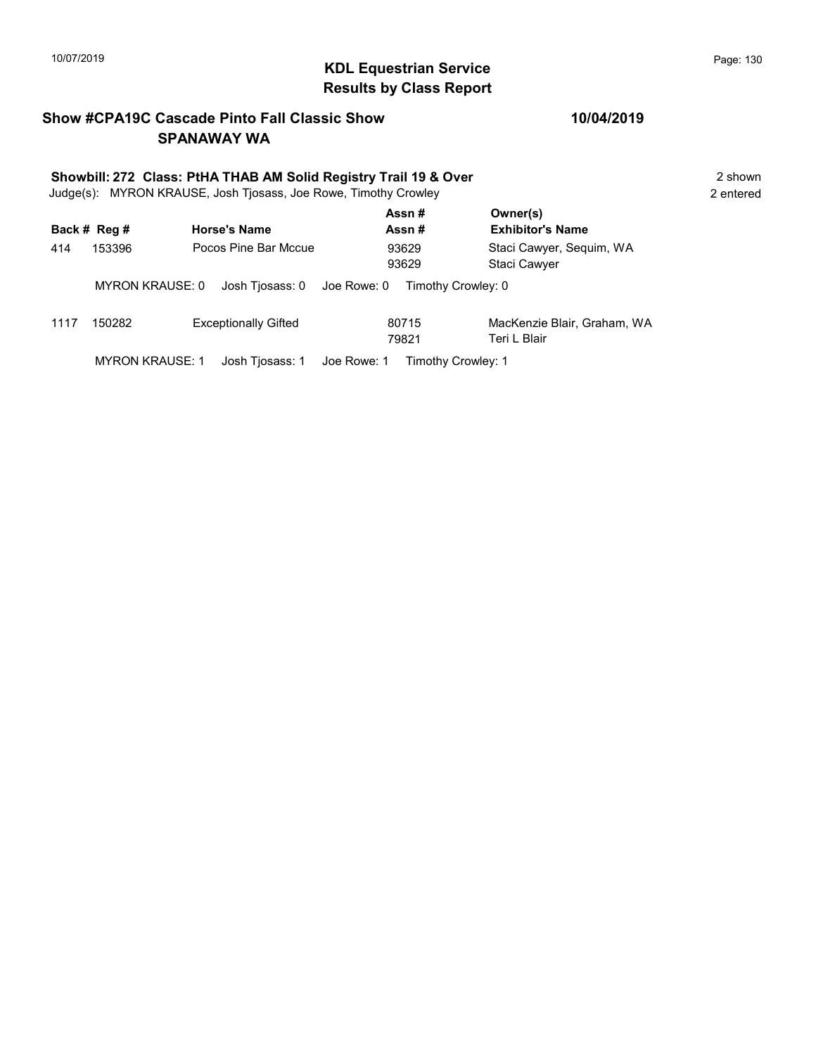# KDL Equestrian Service
## Results by Class Report

10/07/2019

**Show #CPA19C Cascade Pinto Fall Classic Show** — **10/04/2019**
**SPANAWAY WA**

**Showbill: 272 Class: PtHA THAB AM Solid Registry Trail 19 & Over** — 2 shown, 2 entered

Judge(s): MYRON KRAUSE, Josh Tjosass, Joe Rowe, Timothy Crowley

| Back # | Reg # | Horse's Name | Assn # / Assn # | Owner(s) / Exhibitor's Name |
|---|---|---|---|---|
| 414 | 153396 | Pocos Pine Bar Mccue | 93629 / 93629 | Staci Cawyer, Sequim, WA / Staci Cawyer |
| | | MYRON KRAUSE: 0 Josh Tjosass: 0 Joe Rowe: 0 Timothy Crowley: 0 | | |
| 1117 | 150282 | Exceptionally Gifted | 80715 / 79821 | MacKenzie Blair, Graham, WA / Teri L Blair |
| | | MYRON KRAUSE: 1 Josh Tjosass: 1 Joe Rowe: 1 Timothy Crowley: 1 | | |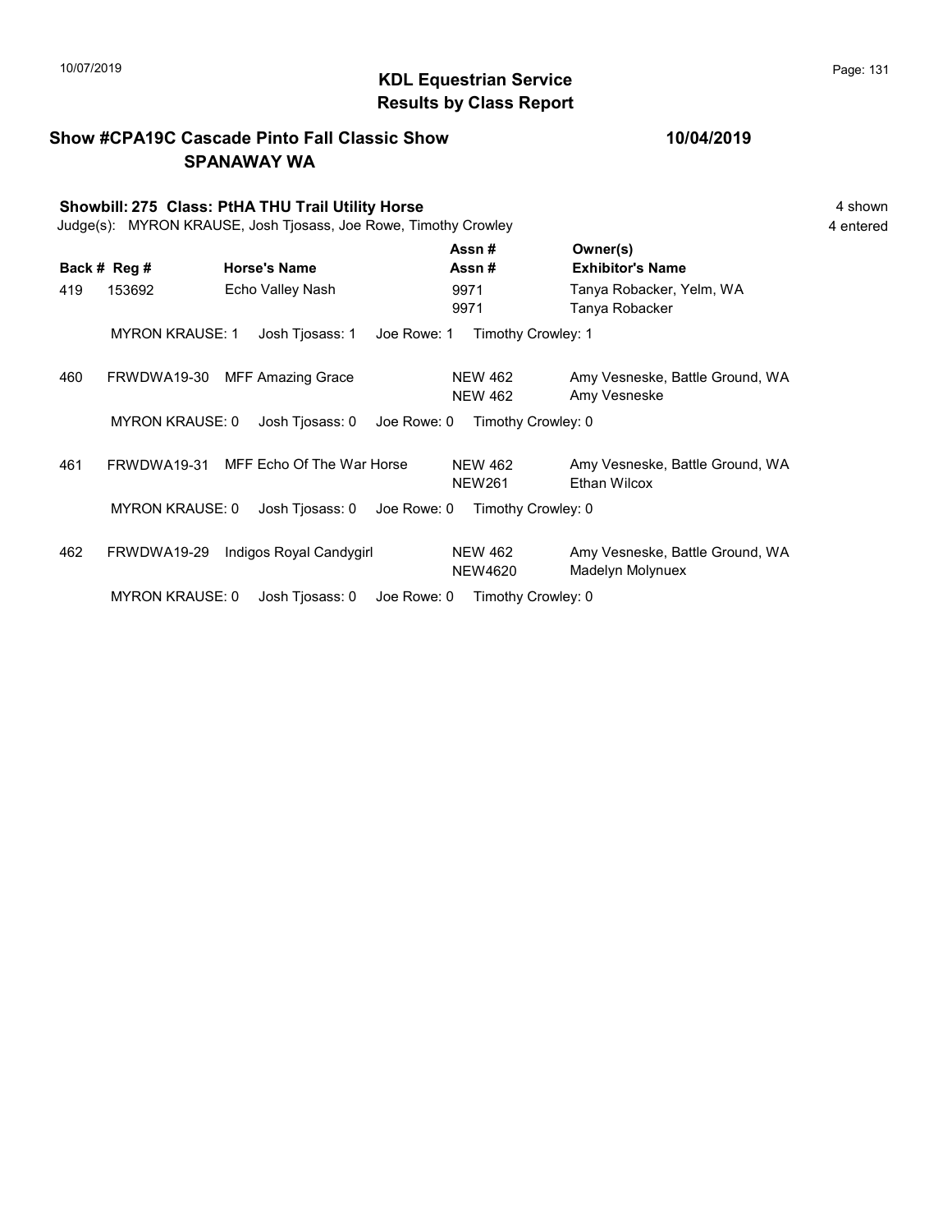## KDL Equestrian Service
## Results by Class Report

**Show #CPA19C Cascade Pinto Fall Classic Show** **10/04/2019**
**SPANAWAY WA**

**Showbill: 275 Class: PtHA THU Trail Utility Horse** 4 shown
Judge(s): MYRON KRAUSE, Josh Tjosass, Joe Rowe, Timothy Crowley 4 entered

| Back # | Reg # | Horse's Name | Assn # / Assn # | Owner(s) / Exhibitor's Name |
|---|---|---|---|---|
| 419 | 153692 | Echo Valley Nash | 9971 / 9971 | Tanya Robacker, Yelm, WA / Tanya Robacker |
| | MYRON KRAUSE: 1 | Josh Tjosass: 1 | Joe Rowe: 1 | Timothy Crowley: 1 |
| 460 | FRWDWA19-30 | MFF Amazing Grace | NEW 462 / NEW 462 | Amy Vesneske, Battle Ground, WA / Amy Vesneske |
| | MYRON KRAUSE: 0 | Josh Tjosass: 0 | Joe Rowe: 0 | Timothy Crowley: 0 |
| 461 | FRWDWA19-31 | MFF Echo Of The War Horse | NEW 462 / NEW261 | Amy Vesneske, Battle Ground, WA / Ethan Wilcox |
| | MYRON KRAUSE: 0 | Josh Tjosass: 0 | Joe Rowe: 0 | Timothy Crowley: 0 |
| 462 | FRWDWA19-29 | Indigos Royal Candygirl | NEW 462 / NEW4620 | Amy Vesneske, Battle Ground, WA / Madelyn Molynuex |
| | MYRON KRAUSE: 0 | Josh Tjosass: 0 | Joe Rowe: 0 | Timothy Crowley: 0 |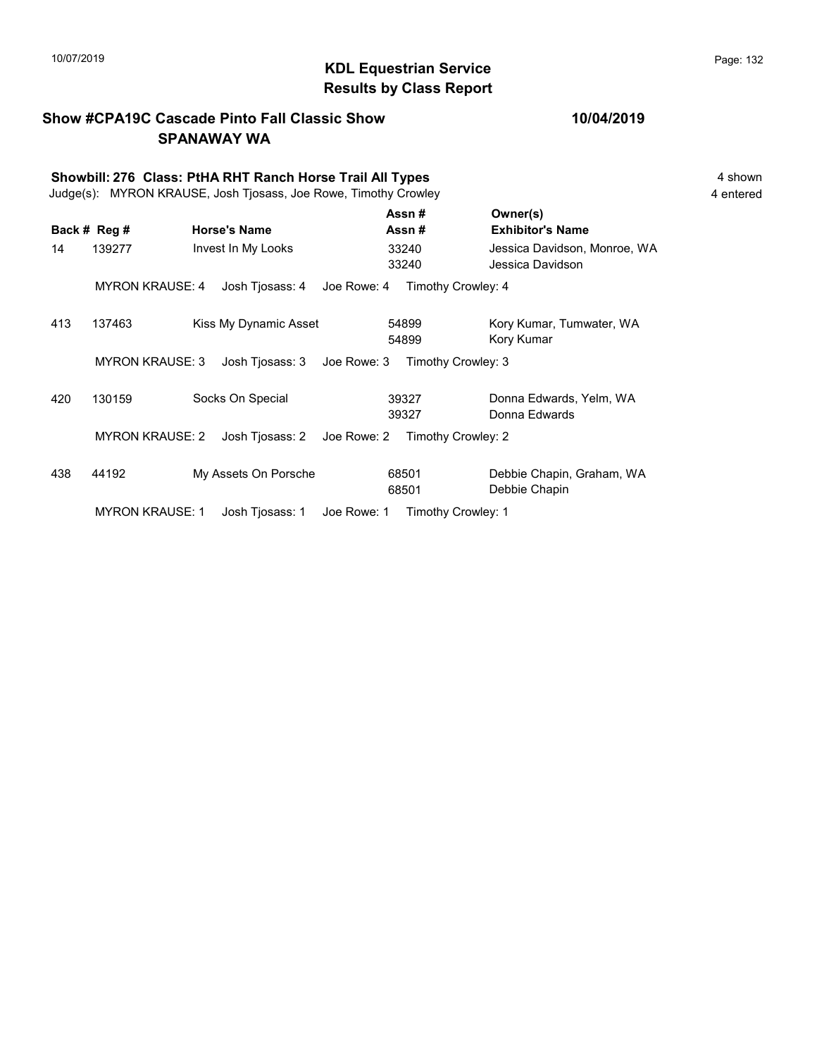# KDL Equestrian Service
## Results by Class Report

**Show #CPA19C Cascade Pinto Fall Classic Show** **10/04/2019**
**SPANAWAY WA**

**Showbill: 276 Class: PtHA RHT Ranch Horse Trail All Types** 4 shown
Judge(s): MYRON KRAUSE, Josh Tjosass, Joe Rowe, Timothy Crowley 4 entered

| Back # | Reg # | Horse's Name | Assn # / Assn # | Owner(s) / Exhibitor's Name |
|---|---|---|---|---|
| 14 | 139277 | Invest In My Looks | 33240 / 33240 | Jessica Davidson, Monroe, WA / Jessica Davidson |
| | MYRON KRAUSE: 4 | Josh Tjosass: 4 | Joe Rowe: 4 | Timothy Crowley: 4 |
| 413 | 137463 | Kiss My Dynamic Asset | 54899 / 54899 | Kory Kumar, Tumwater, WA / Kory Kumar |
| | MYRON KRAUSE: 3 | Josh Tjosass: 3 | Joe Rowe: 3 | Timothy Crowley: 3 |
| 420 | 130159 | Socks On Special | 39327 / 39327 | Donna Edwards, Yelm, WA / Donna Edwards |
| | MYRON KRAUSE: 2 | Josh Tjosass: 2 | Joe Rowe: 2 | Timothy Crowley: 2 |
| 438 | 44192 | My Assets On Porsche | 68501 / 68501 | Debbie Chapin, Graham, WA / Debbie Chapin |
| | MYRON KRAUSE: 1 | Josh Tjosass: 1 | Joe Rowe: 1 | Timothy Crowley: 1 |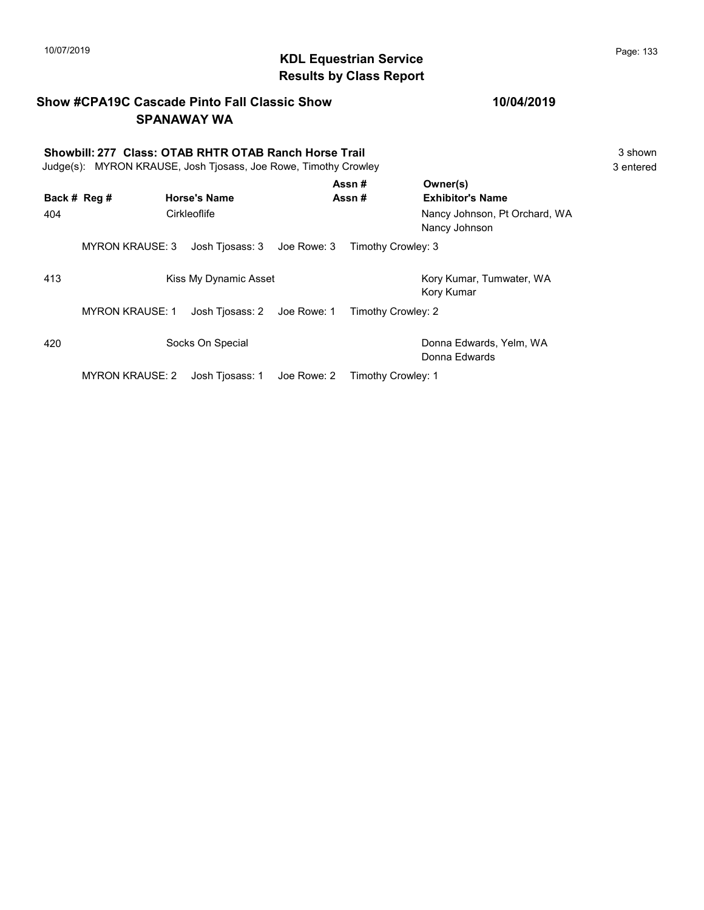# KDL Equestrian Service
## Results by Class Report

**Show #CPA19C Cascade Pinto Fall Classic Show** **10/04/2019**
**SPANAWAY WA**

**Showbill: 277 Class: OTAB RHTR OTAB Ranch Horse Trail** 3 shown
Judge(s): MYRON KRAUSE, Josh Tjosass, Joe Rowe, Timothy Crowley 3 entered

| Back # | Reg # | Horse's Name | Assn # / Assn # | Owner(s) / Exhibitor's Name |
|---|---|---|---|---|
| 404 | | Cirkleoflife | | Nancy Johnson, Pt Orchard, WA<br>Nancy Johnson |
| | MYRON KRAUSE: 3 | Josh Tjosass: 3 | Joe Rowe: 3 | Timothy Crowley: 3 |
| 413 | | Kiss My Dynamic Asset | | Kory Kumar, Tumwater, WA<br>Kory Kumar |
| | MYRON KRAUSE: 1 | Josh Tjosass: 2 | Joe Rowe: 1 | Timothy Crowley: 2 |
| 420 | | Socks On Special | | Donna Edwards, Yelm, WA<br>Donna Edwards |
| | MYRON KRAUSE: 2 | Josh Tjosass: 1 | Joe Rowe: 2 | Timothy Crowley: 1 |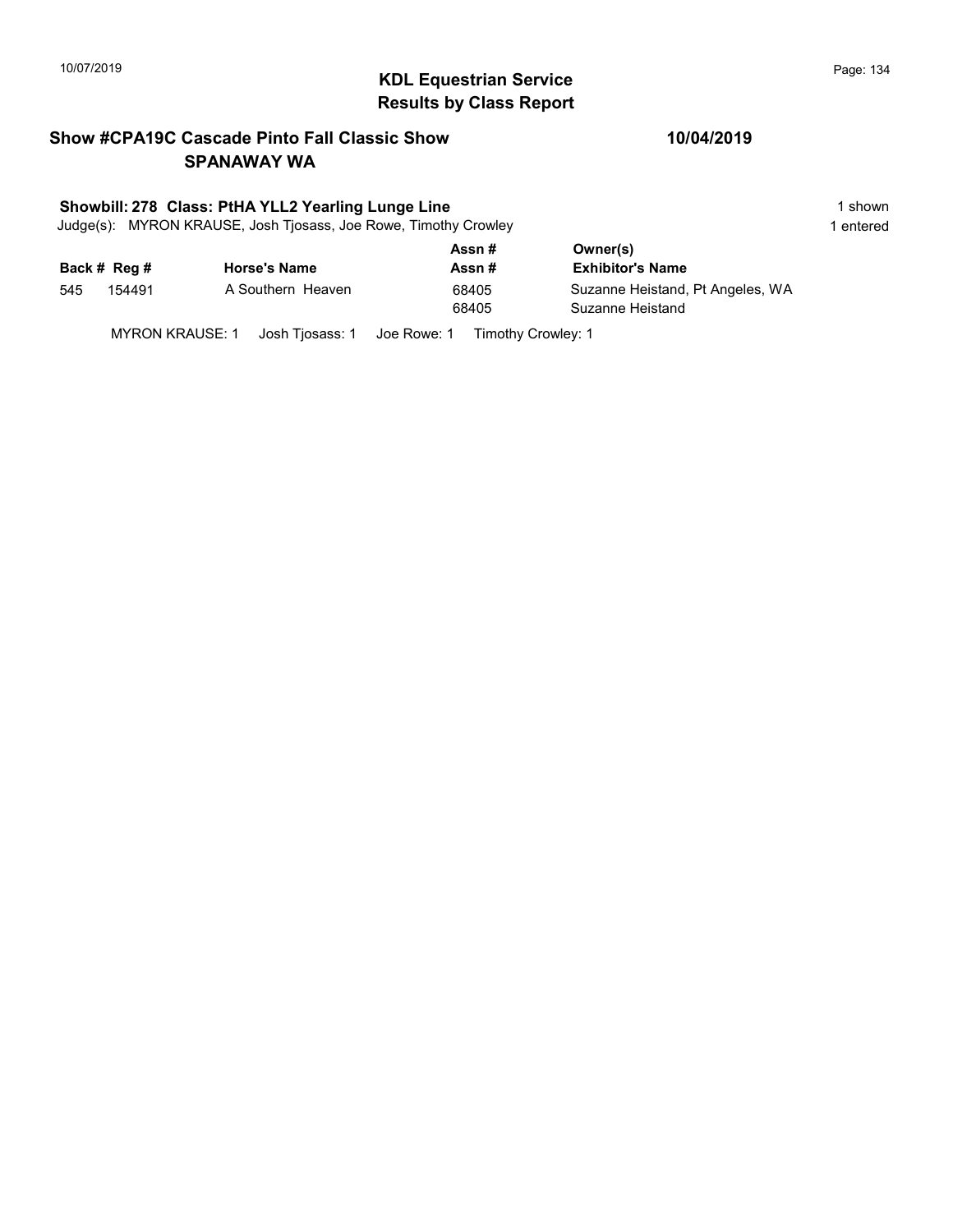# KDL Equestrian Service
## Results by Class Report

**Show #CPA19C Cascade Pinto Fall Classic Show** **10/04/2019**
**SPANAWAY WA**

**Showbill: 278 Class: PtHA YLL2 Yearling Lunge Line** 1 shown
Judge(s): MYRON KRAUSE, Josh Tjosass, Joe Rowe, Timothy Crowley 1 entered

| Back # | Reg # | Horse's Name | Assn # / Assn # | Owner(s) / Exhibitor's Name |
|---|---|---|---|---|
| 545 | 154491 | A Southern Heaven | 68405 | Suzanne Heistand, Pt Angeles, WA |
| | | | 68405 | Suzanne Heistand |

MYRON KRAUSE: 1 Josh Tjosass: 1 Joe Rowe: 1 Timothy Crowley: 1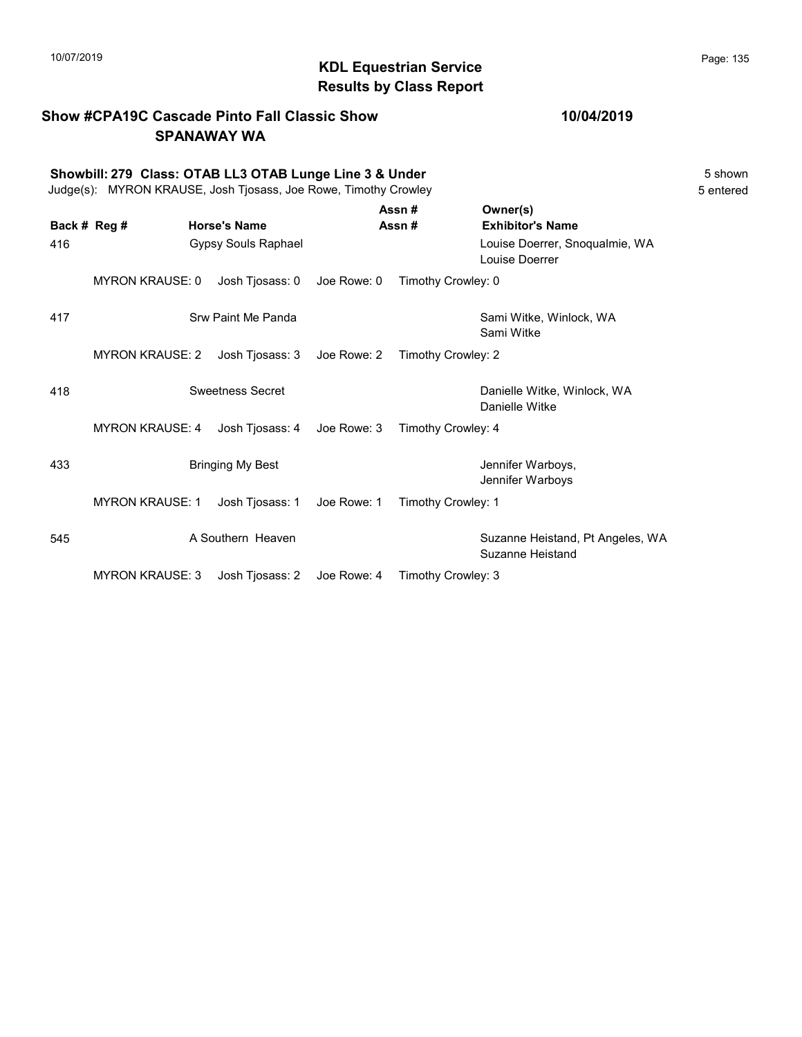# KDL Equestrian Service
## Results by Class Report

**Show #CPA19C Cascade Pinto Fall Classic Show** — **10/04/2019**
**SPANAWAY WA**

**Showbill: 279 Class: OTAB LL3 OTAB Lunge Line 3 & Under** — 5 shown
Judge(s): MYRON KRAUSE, Josh Tjosass, Joe Rowe, Timothy Crowley — 5 entered

| Back # | Reg # | Horse's Name | Assn # / Assn # | Owner(s) / Exhibitor's Name |
|---|---|---|---|---|
| 416 | | Gypsy Souls Raphael | | Louise Doerrer, Snoqualmie, WA / Louise Doerrer |
| | MYRON KRAUSE: 0 | Josh Tjosass: 0 | Joe Rowe: 0 | Timothy Crowley: 0 |
| 417 | | Srw Paint Me Panda | | Sami Witke, Winlock, WA / Sami Witke |
| | MYRON KRAUSE: 2 | Josh Tjosass: 3 | Joe Rowe: 2 | Timothy Crowley: 2 |
| 418 | | Sweetness Secret | | Danielle Witke, Winlock, WA / Danielle Witke |
| | MYRON KRAUSE: 4 | Josh Tjosass: 4 | Joe Rowe: 3 | Timothy Crowley: 4 |
| 433 | | Bringing My Best | | Jennifer Warboys, / Jennifer Warboys |
| | MYRON KRAUSE: 1 | Josh Tjosass: 1 | Joe Rowe: 1 | Timothy Crowley: 1 |
| 545 | | A Southern Heaven | | Suzanne Heistand, Pt Angeles, WA / Suzanne Heistand |
| | MYRON KRAUSE: 3 | Josh Tjosass: 2 | Joe Rowe: 4 | Timothy Crowley: 3 |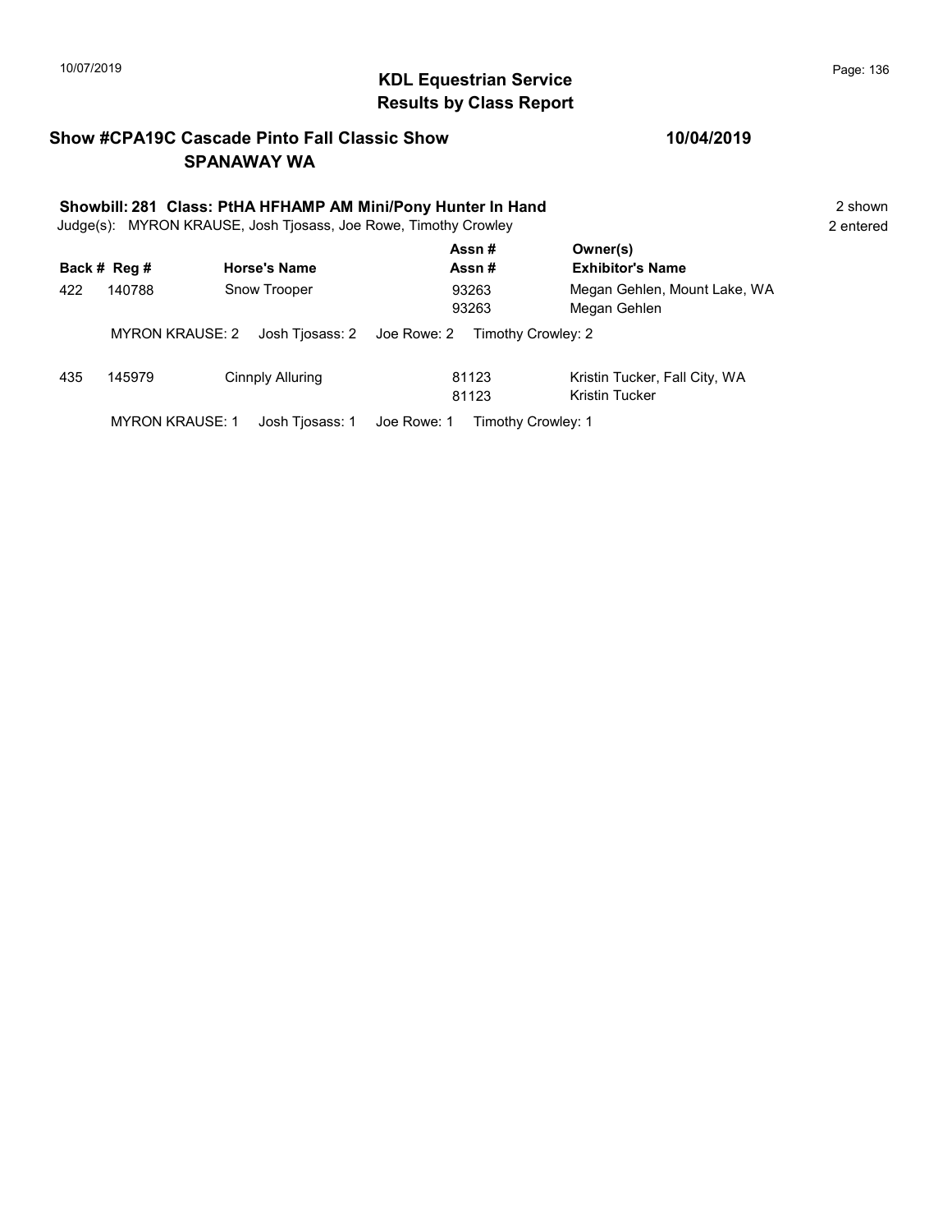## KDL Equestrian Service
## Results by Class Report

**Show #CPA19C Cascade Pinto Fall Classic Show** **10/04/2019**
**SPANAWAY WA**

**Showbill: 281 Class: PtHA HFHAMP AM Mini/Pony Hunter In Hand** 2 shown
Judge(s): MYRON KRAUSE, Josh Tjosass, Joe Rowe, Timothy Crowley 2 entered

| Back # | Reg # | Horse's Name | Assn # / Assn # | Owner(s) / Exhibitor's Name |
|---|---|---|---|---|
| 422 | 140788 | Snow Trooper | 93263 | Megan Gehlen, Mount Lake, WA |
| | | | 93263 | Megan Gehlen |
| | MYRON KRAUSE: 2 | Josh Tjosass: 2 | Joe Rowe: 2 | Timothy Crowley: 2 |
| 435 | 145979 | Cinnply Alluring | 81123 | Kristin Tucker, Fall City, WA |
| | | | 81123 | Kristin Tucker |
| | MYRON KRAUSE: 1 | Josh Tjosass: 1 | Joe Rowe: 1 | Timothy Crowley: 1 |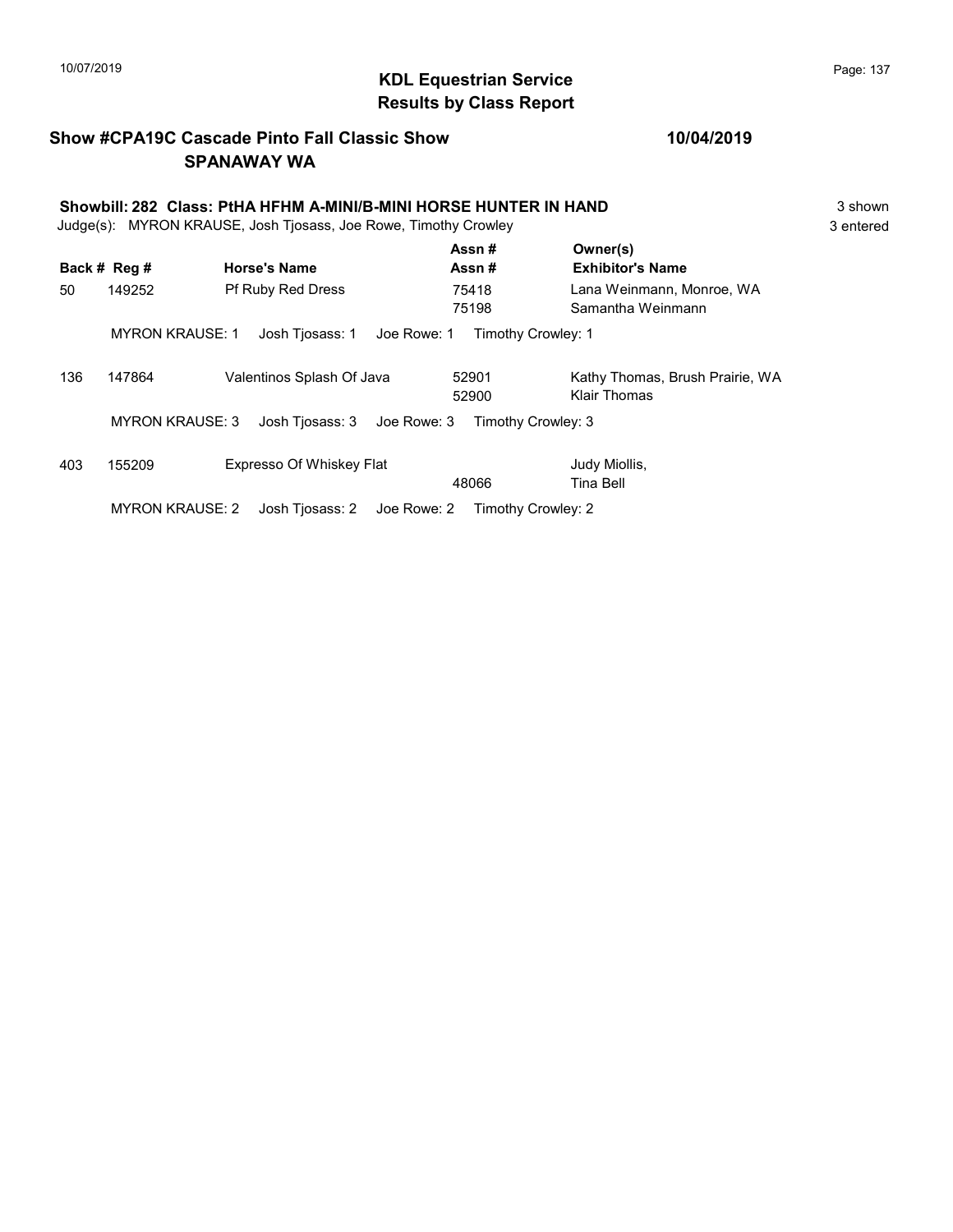## KDL Equestrian Service
## Results by Class Report

**Show #CPA19C Cascade Pinto Fall Classic Show** — **10/04/2019**
**SPANAWAY WA**

**Showbill: 282 Class: PtHA HFHM A-MINI/B-MINI HORSE HUNTER IN HAND** — 3 shown
Judge(s): MYRON KRAUSE, Josh Tjosass, Joe Rowe, Timothy Crowley — 3 entered

| Back # | Reg # | Horse's Name | Assn # / Assn # | Owner(s) / Exhibitor's Name |
|---|---|---|---|---|
| 50 | 149252 | Pf Ruby Red Dress | 75418<br>75198 | Lana Weinmann, Monroe, WA<br>Samantha Weinmann |
| | MYRON KRAUSE: 1 | Josh Tjosass: 1 | Joe Rowe: 1 | Timothy Crowley: 1 |
| 136 | 147864 | Valentinos Splash Of Java | 52901<br>52900 | Kathy Thomas, Brush Prairie, WA<br>Klair Thomas |
| | MYRON KRAUSE: 3 | Josh Tjosass: 3 | Joe Rowe: 3 | Timothy Crowley: 3 |
| 403 | 155209 | Expresso Of Whiskey Flat | <br>48066 | Judy Miollis,<br>Tina Bell |
| | MYRON KRAUSE: 2 | Josh Tjosass: 2 | Joe Rowe: 2 | Timothy Crowley: 2 |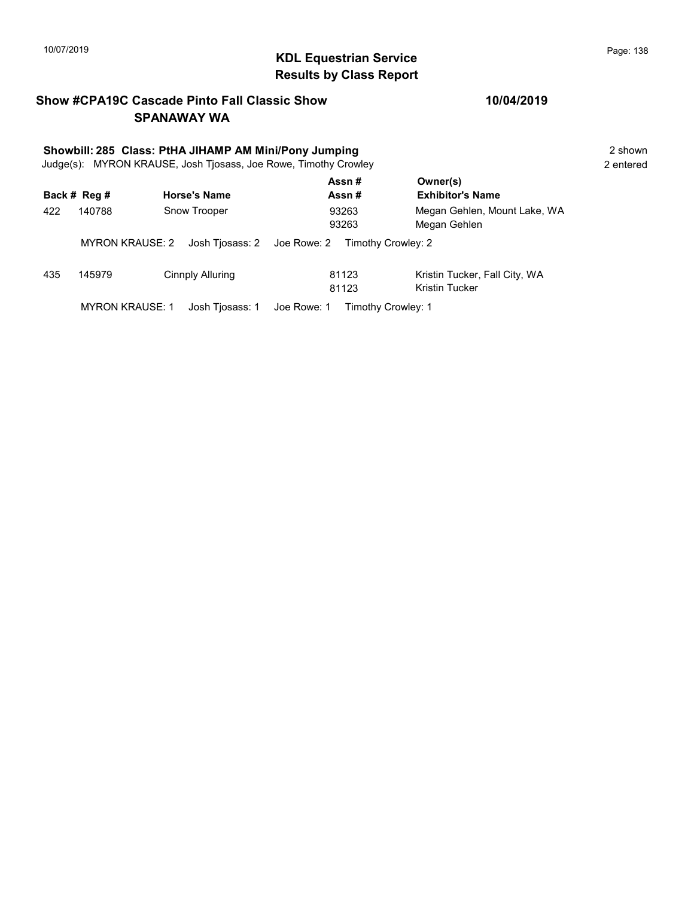## KDL Equestrian Service
## Results by Class Report

**Show #CPA19C Cascade Pinto Fall Classic Show** **10/04/2019**
**SPANAWAY WA**

**Showbill: 285 Class: PtHA JIHAMP AM Mini/Pony Jumping** 2 shown
Judge(s): MYRON KRAUSE, Josh Tjosass, Joe Rowe, Timothy Crowley 2 entered

| Back # | Reg # | Horse's Name | Assn # / Assn # | Owner(s) / Exhibitor's Name |
|---|---|---|---|---|
| 422 | 140788 | Snow Trooper | 93263 | Megan Gehlen, Mount Lake, WA |
| | | | 93263 | Megan Gehlen |
| | MYRON KRAUSE: 2 | Josh Tjosass: 2 | Joe Rowe: 2 | Timothy Crowley: 2 |
| 435 | 145979 | Cinnply Alluring | 81123 | Kristin Tucker, Fall City, WA |
| | | | 81123 | Kristin Tucker |
| | MYRON KRAUSE: 1 | Josh Tjosass: 1 | Joe Rowe: 1 | Timothy Crowley: 1 |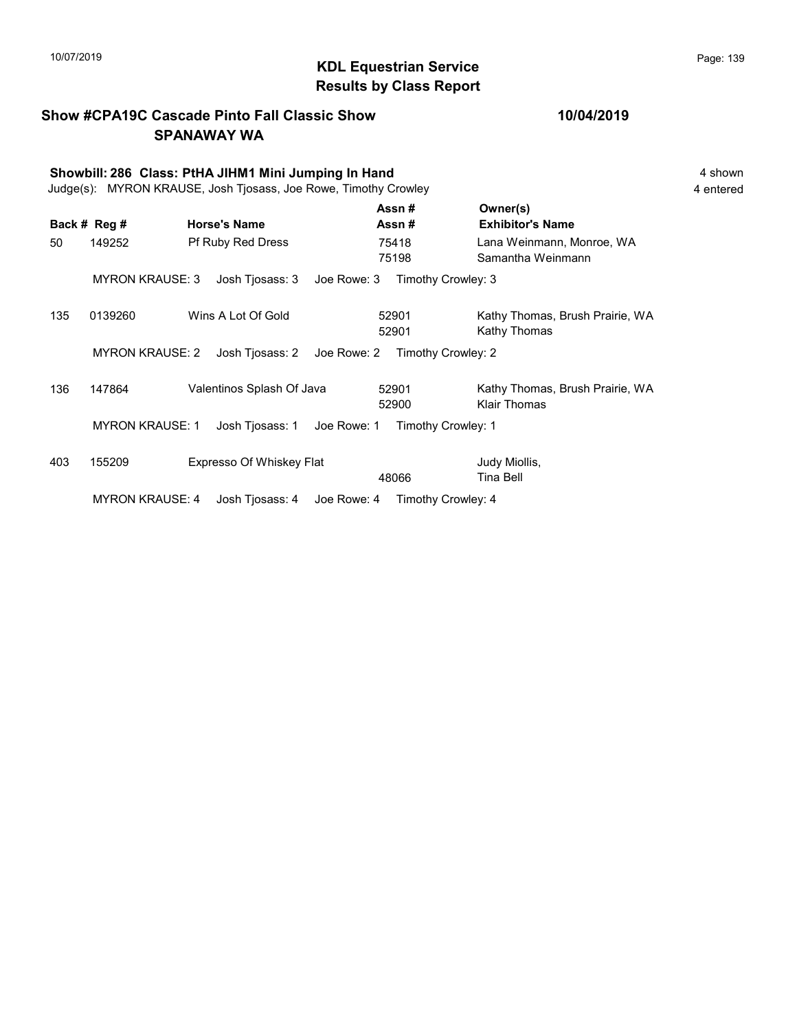# KDL Equestrian Service
## Results by Class Report

**Show #CPA19C Cascade Pinto Fall Classic Show** **10/04/2019**
**SPANAWAY WA**

**Showbill: 286 Class: PtHA JIHM1 Mini Jumping In Hand** 4 shown
Judge(s): MYRON KRAUSE, Josh Tjosass, Joe Rowe, Timothy Crowley 4 entered

| Back # | Reg # | Horse's Name | Assn # / Assn # | Owner(s) / Exhibitor's Name |
|---|---|---|---|---|
| 50 | 149252 | Pf Ruby Red Dress | 75418<br>75198 | Lana Weinmann, Monroe, WA<br>Samantha Weinmann |
| | MYRON KRAUSE: 3 | Josh Tjosass: 3 | Joe Rowe: 3 | Timothy Crowley: 3 |
| 135 | 0139260 | Wins A Lot Of Gold | 52901<br>52901 | Kathy Thomas, Brush Prairie, WA<br>Kathy Thomas |
| | MYRON KRAUSE: 2 | Josh Tjosass: 2 | Joe Rowe: 2 | Timothy Crowley: 2 |
| 136 | 147864 | Valentinos Splash Of Java | 52901<br>52900 | Kathy Thomas, Brush Prairie, WA<br>Klair Thomas |
| | MYRON KRAUSE: 1 | Josh Tjosass: 1 | Joe Rowe: 1 | Timothy Crowley: 1 |
| 403 | 155209 | Expresso Of Whiskey Flat | <br>48066 | Judy Miollis,<br>Tina Bell |
| | MYRON KRAUSE: 4 | Josh Tjosass: 4 | Joe Rowe: 4 | Timothy Crowley: 4 |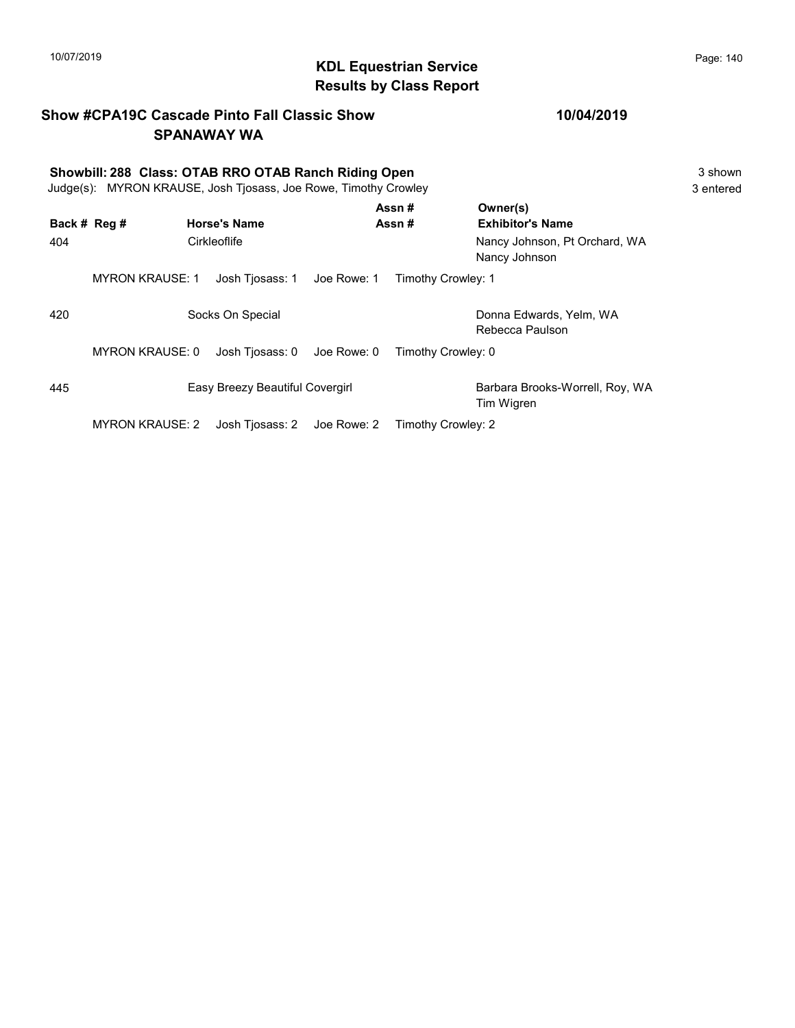# KDL Equestrian Service
## Results by Class Report

**Show #CPA19C Cascade Pinto Fall Classic Show** **10/04/2019**
**SPANAWAY WA**

**Showbill: 288 Class: OTAB RRO OTAB Ranch Riding Open** 3 shown
Judge(s): MYRON KRAUSE, Josh Tjosass, Joe Rowe, Timothy Crowley 3 entered

| Back # | Reg # | Horse's Name | Assn # / Assn # | Owner(s) / Exhibitor's Name |
|---|---|---|---|---|
| 404 | | Cirkleoflife | | Nancy Johnson, Pt Orchard, WA<br>Nancy Johnson |
| | MYRON KRAUSE: 1 | Josh Tjosass: 1 | Joe Rowe: 1 | Timothy Crowley: 1 |
| 420 | | Socks On Special | | Donna Edwards, Yelm, WA<br>Rebecca Paulson |
| | MYRON KRAUSE: 0 | Josh Tjosass: 0 | Joe Rowe: 0 | Timothy Crowley: 0 |
| 445 | | Easy Breezy Beautiful Covergirl | | Barbara Brooks-Worrell, Roy, WA<br>Tim Wigren |
| | MYRON KRAUSE: 2 | Josh Tjosass: 2 | Joe Rowe: 2 | Timothy Crowley: 2 |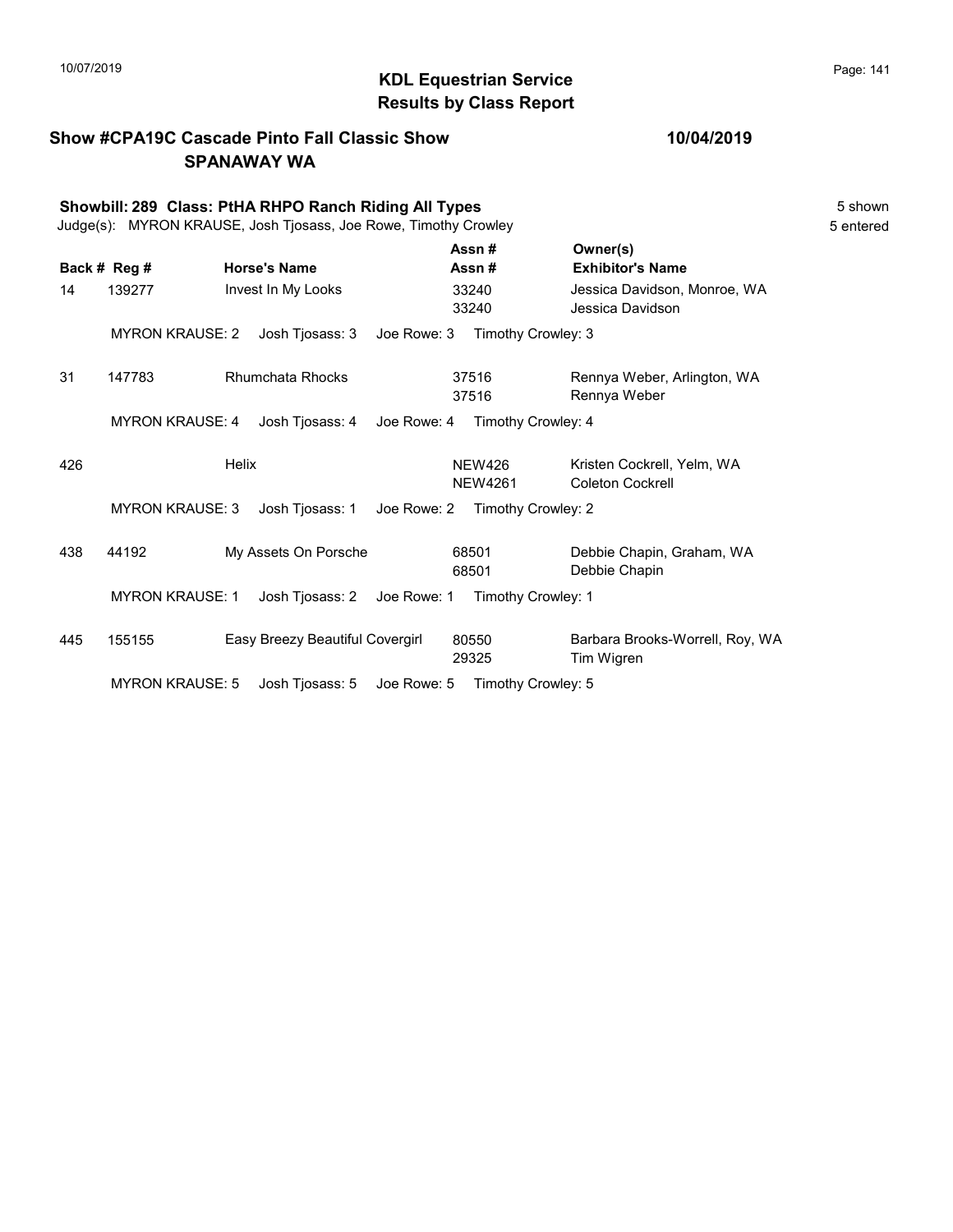## KDL Equestrian Service
## Results by Class Report

**Show #CPA19C Cascade Pinto Fall Classic Show** **10/04/2019**
**SPANAWAY WA**

**Showbill: 289 Class: PtHA RHPO Ranch Riding All Types** 5 shown
Judge(s): MYRON KRAUSE, Josh Tjosass, Joe Rowe, Timothy Crowley 5 entered

| Back # | Reg # | Horse's Name | Assn # / Assn # | Owner(s) / Exhibitor's Name |
|---|---|---|---|---|
| 14 | 139277 | Invest In My Looks | 33240 / 33240 | Jessica Davidson, Monroe, WA / Jessica Davidson |
| | MYRON KRAUSE: 2 | Josh Tjosass: 3 | Joe Rowe: 3 | Timothy Crowley: 3 |
| 31 | 147783 | Rhumchata Rhocks | 37516 / 37516 | Rennya Weber, Arlington, WA / Rennya Weber |
| | MYRON KRAUSE: 4 | Josh Tjosass: 4 | Joe Rowe: 4 | Timothy Crowley: 4 |
| 426 | | Helix | NEW426 / NEW4261 | Kristen Cockrell, Yelm, WA / Coleton Cockrell |
| | MYRON KRAUSE: 3 | Josh Tjosass: 1 | Joe Rowe: 2 | Timothy Crowley: 2 |
| 438 | 44192 | My Assets On Porsche | 68501 / 68501 | Debbie Chapin, Graham, WA / Debbie Chapin |
| | MYRON KRAUSE: 1 | Josh Tjosass: 2 | Joe Rowe: 1 | Timothy Crowley: 1 |
| 445 | 155155 | Easy Breezy Beautiful Covergirl | 80550 / 29325 | Barbara Brooks-Worrell, Roy, WA / Tim Wigren |
| | MYRON KRAUSE: 5 | Josh Tjosass: 5 | Joe Rowe: 5 | Timothy Crowley: 5 |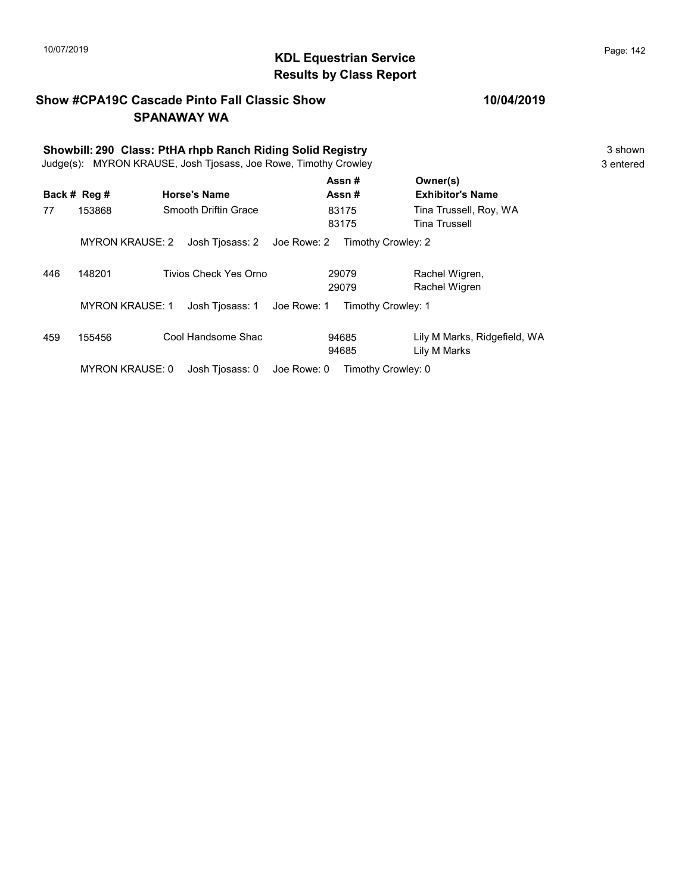# KDL Equestrian Service
## Results by Class Report

**Show #CPA19C Cascade Pinto Fall Classic Show** **10/04/2019**
**SPANAWAY WA**

**Showbill: 290 Class: PtHA rhpb Ranch Riding Solid Registry** 3 shown
Judge(s): MYRON KRAUSE, Josh Tjosass, Joe Rowe, Timothy Crowley 3 entered

| Back # | Reg # | Horse's Name | Assn # / Assn # | Owner(s) / Exhibitor's Name |
|---|---|---|---|---|
| 77 | 153868 | Smooth Driftin Grace | 83175 / 83175 | Tina Trussell, Roy, WA / Tina Trussell |
| | MYRON KRAUSE: 2 | Josh Tjosass: 2 | Joe Rowe: 2 | Timothy Crowley: 2 |
| 446 | 148201 | Tivios Check Yes Orno | 29079 / 29079 | Rachel Wigren, / Rachel Wigren |
| | MYRON KRAUSE: 1 | Josh Tjosass: 1 | Joe Rowe: 1 | Timothy Crowley: 1 |
| 459 | 155456 | Cool Handsome Shac | 94685 / 94685 | Lily M Marks, Ridgefield, WA / Lily M Marks |
| | MYRON KRAUSE: 0 | Josh Tjosass: 0 | Joe Rowe: 0 | Timothy Crowley: 0 |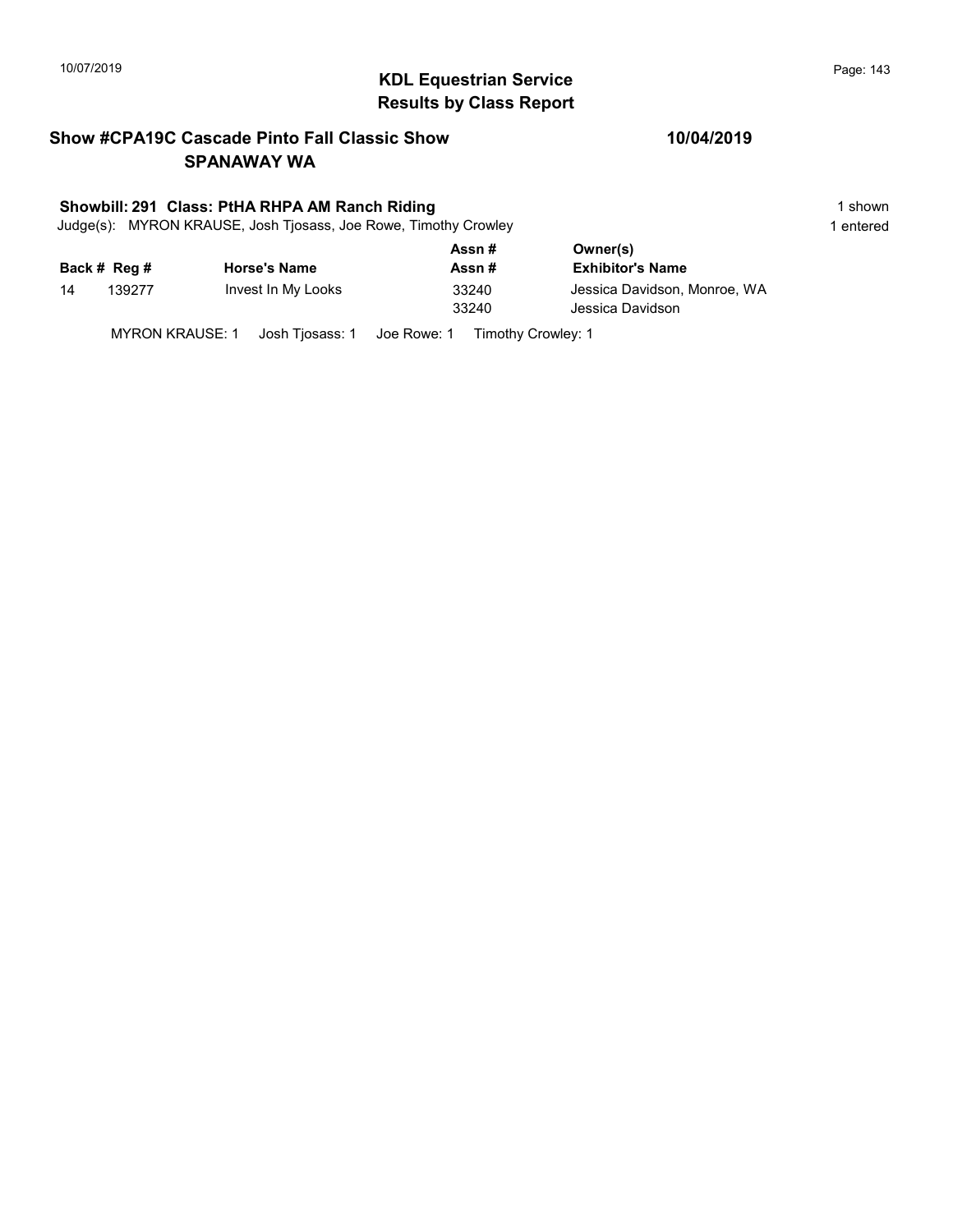# KDL Equestrian Service
## Results by Class Report

**Show #CPA19C Cascade Pinto Fall Classic Show** **10/04/2019**
**SPANAWAY WA**

**Showbill: 291 Class: PtHA RHPA AM Ranch Riding** 1 shown
Judge(s): MYRON KRAUSE, Josh Tjosass, Joe Rowe, Timothy Crowley 1 entered

| Back # | Reg # | Horse's Name | Assn # / Assn # | Owner(s) / Exhibitor's Name |
|---|---|---|---|---|
| 14 | 139277 | Invest In My Looks | 33240 | Jessica Davidson, Monroe, WA |
| | | | 33240 | Jessica Davidson |

MYRON KRAUSE: 1 Josh Tjosass: 1 Joe Rowe: 1 Timothy Crowley: 1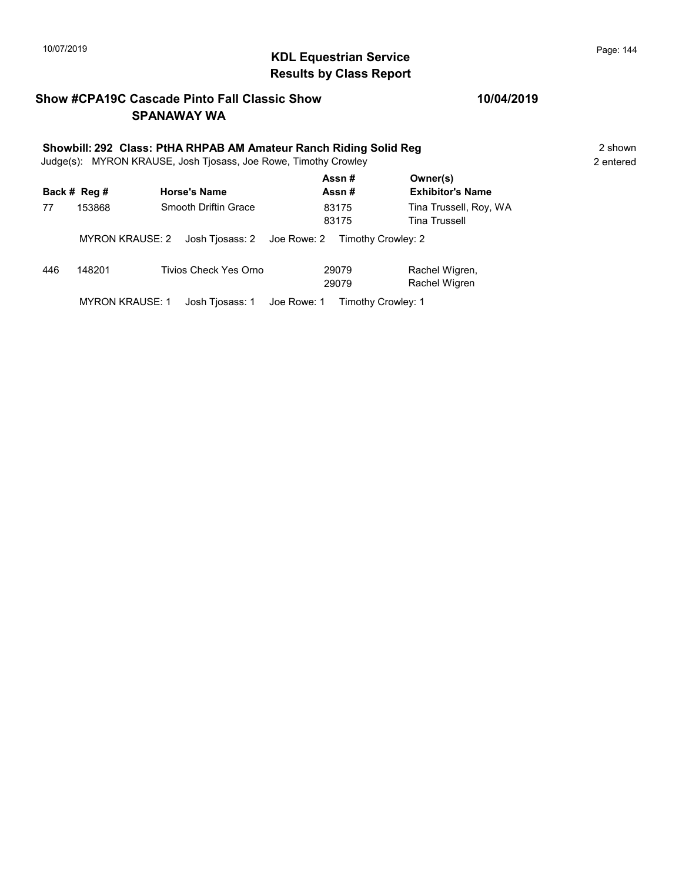# KDL Equestrian Service
## Results by Class Report

**Show #CPA19C Cascade Pinto Fall Classic Show** **10/04/2019**
**SPANAWAY WA**

**Showbill: 292 Class: PtHA RHPAB AM Amateur Ranch Riding Solid Reg** 2 shown
Judge(s): MYRON KRAUSE, Josh Tjosass, Joe Rowe, Timothy Crowley 2 entered

| Back # | Reg # | Horse's Name | Assn # / Assn # | Owner(s) / Exhibitor's Name |
|---|---|---|---|---|
| 77 | 153868 | Smooth Driftin Grace | 83175<br>83175 | Tina Trussell, Roy, WA<br>Tina Trussell |
| | MYRON KRAUSE: 2 | Josh Tjosass: 2 | Joe Rowe: 2 | Timothy Crowley: 2 |
| 446 | 148201 | Tivios Check Yes Orno | 29079<br>29079 | Rachel Wigren,<br>Rachel Wigren |
| | MYRON KRAUSE: 1 | Josh Tjosass: 1 | Joe Rowe: 1 | Timothy Crowley: 1 |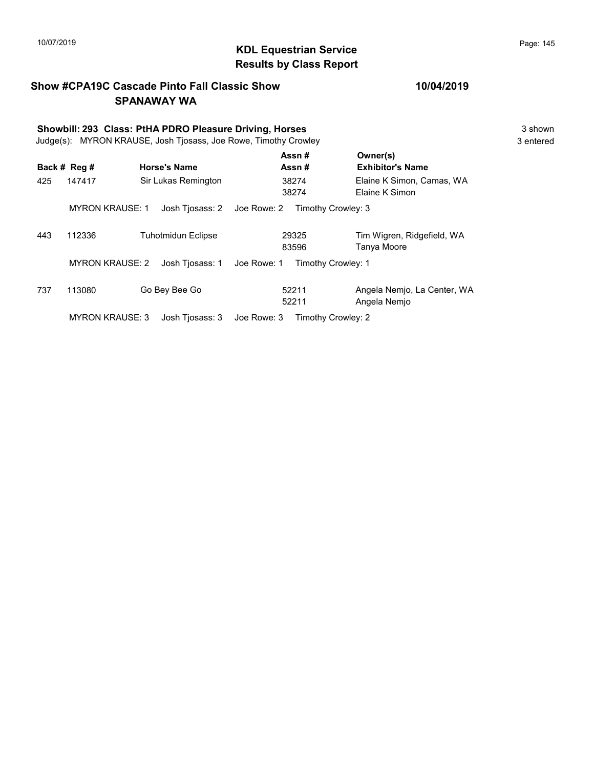## KDL Equestrian Service
## Results by Class Report

**Show #CPA19C Cascade Pinto Fall Classic Show** **10/04/2019**
**SPANAWAY WA**

**Showbill: 293 Class: PtHA PDRO Pleasure Driving, Horses** 3 shown
Judge(s): MYRON KRAUSE, Josh Tjosass, Joe Rowe, Timothy Crowley 3 entered

| Back # | Reg # | Horse's Name | Assn # / Assn # | Owner(s) / Exhibitor's Name |
|---|---|---|---|---|
| 425 | 147417 | Sir Lukas Remington | 38274<br>38274 | Elaine K Simon, Camas, WA<br>Elaine K Simon |
| | MYRON KRAUSE: 1 | Josh Tjosass: 2 | Joe Rowe: 2 | Timothy Crowley: 3 |
| 443 | 112336 | Tuhotmidun Eclipse | 29325<br>83596 | Tim Wigren, Ridgefield, WA<br>Tanya Moore |
| | MYRON KRAUSE: 2 | Josh Tjosass: 1 | Joe Rowe: 1 | Timothy Crowley: 1 |
| 737 | 113080 | Go Bey Bee Go | 52211<br>52211 | Angela Nemjo, La Center, WA<br>Angela Nemjo |
| | MYRON KRAUSE: 3 | Josh Tjosass: 3 | Joe Rowe: 3 | Timothy Crowley: 2 |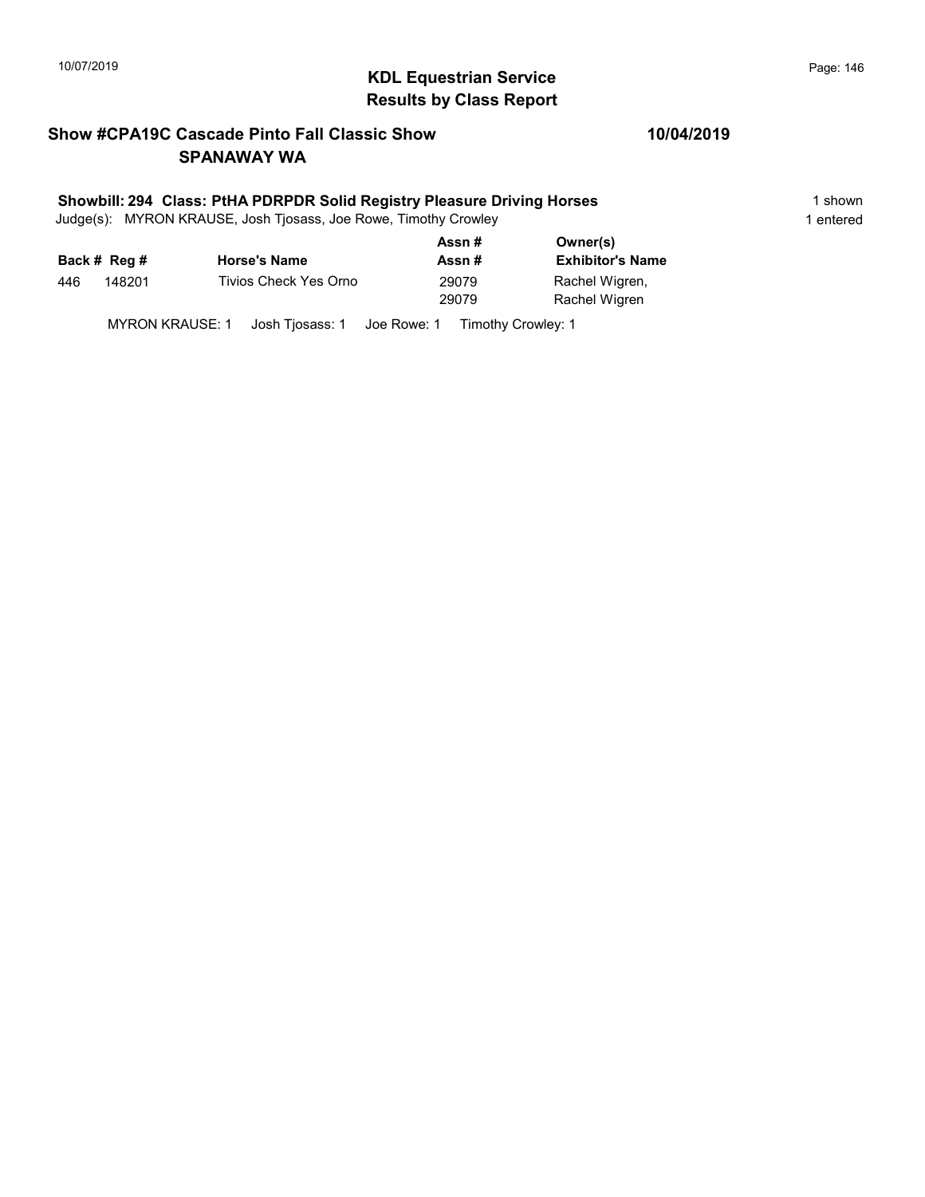## KDL Equestrian Service
## Results by Class Report

### Show #CPA19C Cascade Pinto Fall Classic Show — 10/04/2019
### SPANAWAY WA

**Showbill: 294 Class: PtHA PDRPDR Solid Registry Pleasure Driving Horses** — 1 shown

Judge(s): MYRON KRAUSE, Josh Tjosass, Joe Rowe, Timothy Crowley — 1 entered

| Back # | Reg # | Horse's Name | Assn # / Assn # | Owner(s) / Exhibitor's Name |
|---|---|---|---|---|
| 446 | 148201 | Tivios Check Yes Orno | 29079<br>29079 | Rachel Wigren,<br>Rachel Wigren |

MYRON KRAUSE: 1 Josh Tjosass: 1 Joe Rowe: 1 Timothy Crowley: 1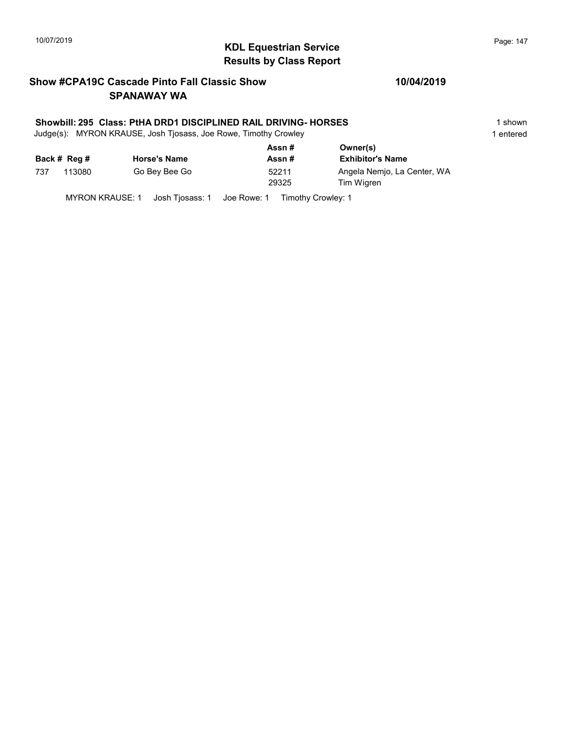## KDL Equestrian Service
## Results by Class Report

**Show #CPA19C Cascade Pinto Fall Classic Show** **10/04/2019**
**SPANAWAY WA**

**Showbill: 295 Class: PtHA DRD1 DISCIPLINED RAIL DRIVING- HORSES** 1 shown
Judge(s): MYRON KRAUSE, Josh Tjosass, Joe Rowe, Timothy Crowley 1 entered

| Back # | Reg # | Horse's Name | Assn # / Assn # | Owner(s) / Exhibitor's Name |
|---|---|---|---|---|
| 737 | 113080 | Go Bey Bee Go | 52211 | Angela Nemjo, La Center, WA |
| | | | 29325 | Tim Wigren |

MYRON KRAUSE: 1 Josh Tjosass: 1 Joe Rowe: 1 Timothy Crowley: 1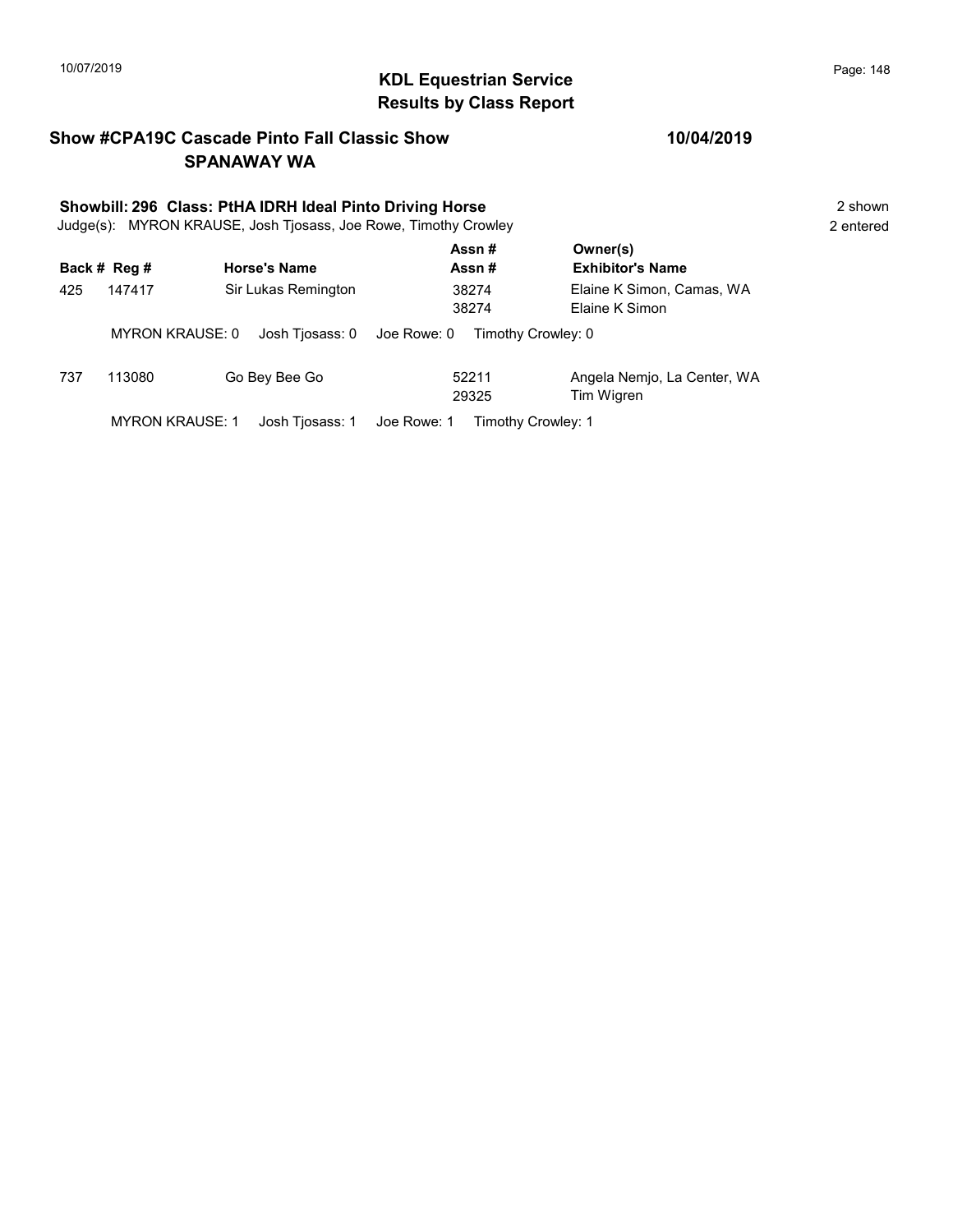# KDL Equestrian Service
## Results by Class Report

**Show #CPA19C Cascade Pinto Fall Classic Show** **10/04/2019**
**SPANAWAY WA**

**Showbill: 296 Class: PtHA IDRH Ideal Pinto Driving Horse** 2 shown
Judge(s): MYRON KRAUSE, Josh Tjosass, Joe Rowe, Timothy Crowley 2 entered

| Back # | Reg # | Horse's Name | Assn # / Assn # | Owner(s) / Exhibitor's Name |
|---|---|---|---|---|
| 425 | 147417 | Sir Lukas Remington | 38274 / 38274 | Elaine K Simon, Camas, WA / Elaine K Simon |

MYRON KRAUSE: 0 Josh Tjosass: 0 Joe Rowe: 0 Timothy Crowley: 0

| Back # | Reg # | Horse's Name | Assn # / Assn # | Owner(s) / Exhibitor's Name |
|---|---|---|---|---|
| 737 | 113080 | Go Bey Bee Go | 52211 / 29325 | Angela Nemjo, La Center, WA / Tim Wigren |

MYRON KRAUSE: 1 Josh Tjosass: 1 Joe Rowe: 1 Timothy Crowley: 1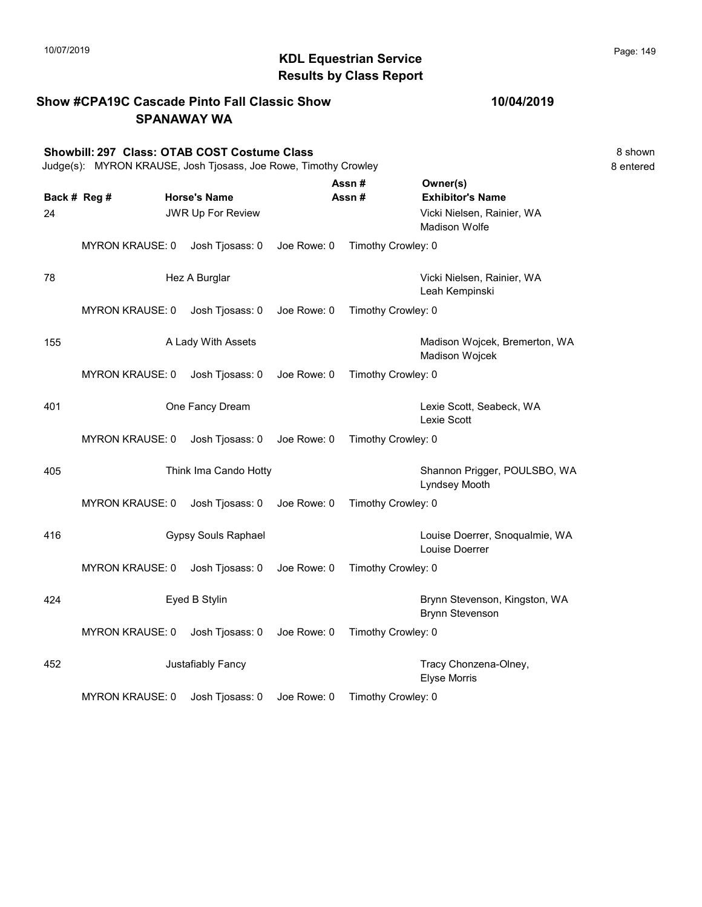**KDL Equestrian Service**
**Results by Class Report**

## Show #CPA19C Cascade Pinto Fall Classic Show SPANAWAY WA

**10/04/2019**

### Showbill: 297 Class: OTAB COST Costume Class

8 shown
8 entered

Judge(s): MYRON KRAUSE, Josh Tjosass, Joe Rowe, Timothy Crowley

| Back # | Reg # | Horse's Name | Assn # Assn # | Owner(s) Exhibitor's Name |
|---|---|---|---|---|
| 24 | | JWR Up For Review | | Vicki Nielsen, Rainier, WA<br>Madison Wolfe |
| | MYRON KRAUSE: 0 | Josh Tjosass: 0 | Joe Rowe: 0 | Timothy Crowley: 0 |
| 78 | | Hez A Burglar | | Vicki Nielsen, Rainier, WA<br>Leah Kempinski |
| | MYRON KRAUSE: 0 | Josh Tjosass: 0 | Joe Rowe: 0 | Timothy Crowley: 0 |
| 155 | | A Lady With Assets | | Madison Wojcek, Bremerton, WA<br>Madison Wojcek |
| | MYRON KRAUSE: 0 | Josh Tjosass: 0 | Joe Rowe: 0 | Timothy Crowley: 0 |
| 401 | | One Fancy Dream | | Lexie Scott, Seabeck, WA<br>Lexie Scott |
| | MYRON KRAUSE: 0 | Josh Tjosass: 0 | Joe Rowe: 0 | Timothy Crowley: 0 |
| 405 | | Think Ima Cando Hotty | | Shannon Prigger, POULSBO, WA<br>Lyndsey Mooth |
| | MYRON KRAUSE: 0 | Josh Tjosass: 0 | Joe Rowe: 0 | Timothy Crowley: 0 |
| 416 | | Gypsy Souls Raphael | | Louise Doerrer, Snoqualmie, WA<br>Louise Doerrer |
| | MYRON KRAUSE: 0 | Josh Tjosass: 0 | Joe Rowe: 0 | Timothy Crowley: 0 |
| 424 | | Eyed B Stylin | | Brynn Stevenson, Kingston, WA<br>Brynn Stevenson |
| | MYRON KRAUSE: 0 | Josh Tjosass: 0 | Joe Rowe: 0 | Timothy Crowley: 0 |
| 452 | | Justafiably Fancy | | Tracy Chonzena-Olney,<br>Elyse Morris |
| | MYRON KRAUSE: 0 | Josh Tjosass: 0 | Joe Rowe: 0 | Timothy Crowley: 0 |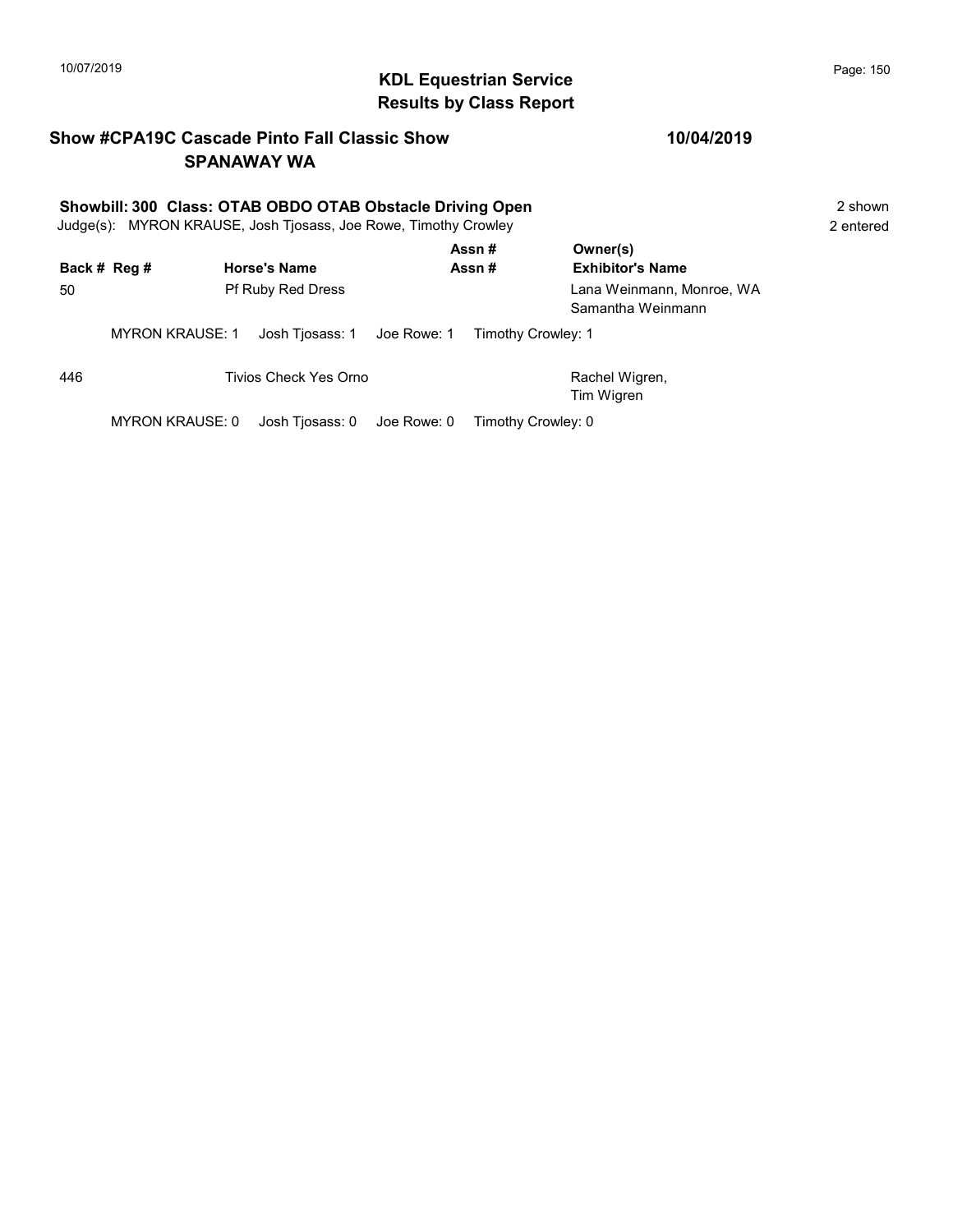# KDL Equestrian Service
## Results by Class Report

**Show #CPA19C Cascade Pinto Fall Classic Show** **10/04/2019**
**SPANAWAY WA**

**Showbill: 300 Class: OTAB OBDO OTAB Obstacle Driving Open** 2 shown
Judge(s): MYRON KRAUSE, Josh Tjosass, Joe Rowe, Timothy Crowley 2 entered

| Back # | Reg # | Horse's Name | Assn # / Assn # | Owner(s) / Exhibitor's Name |
|---|---|---|---|---|
| 50 | | Pf Ruby Red Dress | | Lana Weinmann, Monroe, WA<br>Samantha Weinmann |

MYRON KRAUSE: 1 Josh Tjosass: 1 Joe Rowe: 1 Timothy Crowley: 1

| Back # | Reg # | Horse's Name | Assn # / Assn # | Owner(s) / Exhibitor's Name |
|---|---|---|---|---|
| 446 | | Tivios Check Yes Orno | | Rachel Wigren,<br>Tim Wigren |

MYRON KRAUSE: 0 Josh Tjosass: 0 Joe Rowe: 0 Timothy Crowley: 0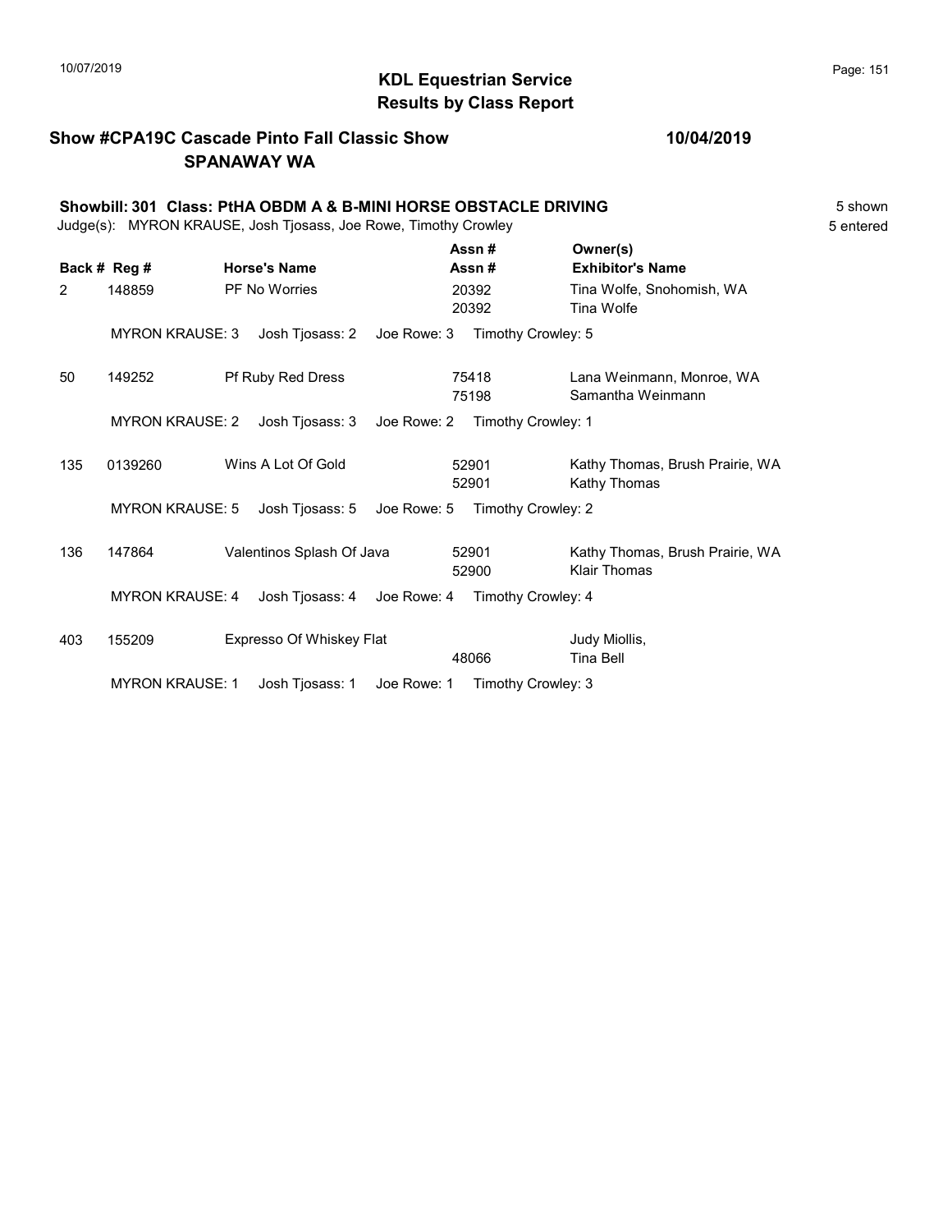## KDL Equestrian Service
## Results by Class Report

**Show #CPA19C Cascade Pinto Fall Classic Show** **10/04/2019**
**SPANAWAY WA**

**Showbill: 301 Class: PtHA OBDM A & B-MINI HORSE OBSTACLE DRIVING** 5 shown
Judge(s): MYRON KRAUSE, Josh Tjosass, Joe Rowe, Timothy Crowley 5 entered

| Back # | Reg # | Horse's Name | Assn # / Assn # | Owner(s) / Exhibitor's Name |
|---|---|---|---|---|
| 2 | 148859 | PF No Worries | 20392 / 20392 | Tina Wolfe, Snohomish, WA / Tina Wolfe |
| | MYRON KRAUSE: 3 | Josh Tjosass: 2 | Joe Rowe: 3 | Timothy Crowley: 5 |
| 50 | 149252 | Pf Ruby Red Dress | 75418 / 75198 | Lana Weinmann, Monroe, WA / Samantha Weinmann |
| | MYRON KRAUSE: 2 | Josh Tjosass: 3 | Joe Rowe: 2 | Timothy Crowley: 1 |
| 135 | 0139260 | Wins A Lot Of Gold | 52901 / 52901 | Kathy Thomas, Brush Prairie, WA / Kathy Thomas |
| | MYRON KRAUSE: 5 | Josh Tjosass: 5 | Joe Rowe: 5 | Timothy Crowley: 2 |
| 136 | 147864 | Valentinos Splash Of Java | 52901 / 52900 | Kathy Thomas, Brush Prairie, WA / Klair Thomas |
| | MYRON KRAUSE: 4 | Josh Tjosass: 4 | Joe Rowe: 4 | Timothy Crowley: 4 |
| 403 | 155209 | Expresso Of Whiskey Flat | / 48066 | Judy Miollis, / Tina Bell |
| | MYRON KRAUSE: 1 | Josh Tjosass: 1 | Joe Rowe: 1 | Timothy Crowley: 3 |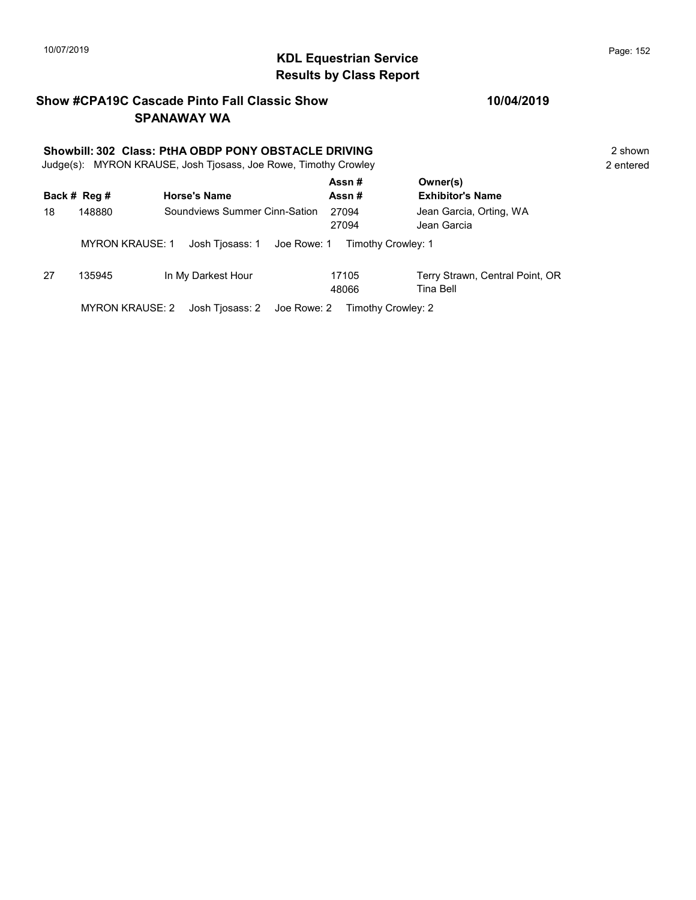## KDL Equestrian Service
## Results by Class Report

**Show #CPA19C Cascade Pinto Fall Classic Show** **10/04/2019**
**SPANAWAY WA**

**Showbill: 302 Class: PtHA OBDP PONY OBSTACLE DRIVING** 2 shown
Judge(s): MYRON KRAUSE, Josh Tjosass, Joe Rowe, Timothy Crowley 2 entered

| Back # | Reg # | Horse's Name | Assn # / Assn # | Owner(s) / Exhibitor's Name |
|---|---|---|---|---|
| 18 | 148880 | Soundviews Summer Cinn-Sation | 27094 / 27094 | Jean Garcia, Orting, WA / Jean Garcia |
| | MYRON KRAUSE: 1 | Josh Tjosass: 1 | Joe Rowe: 1 | Timothy Crowley: 1 |
| 27 | 135945 | In My Darkest Hour | 17105 / 48066 | Terry Strawn, Central Point, OR / Tina Bell |
| | MYRON KRAUSE: 2 | Josh Tjosass: 2 | Joe Rowe: 2 | Timothy Crowley: 2 |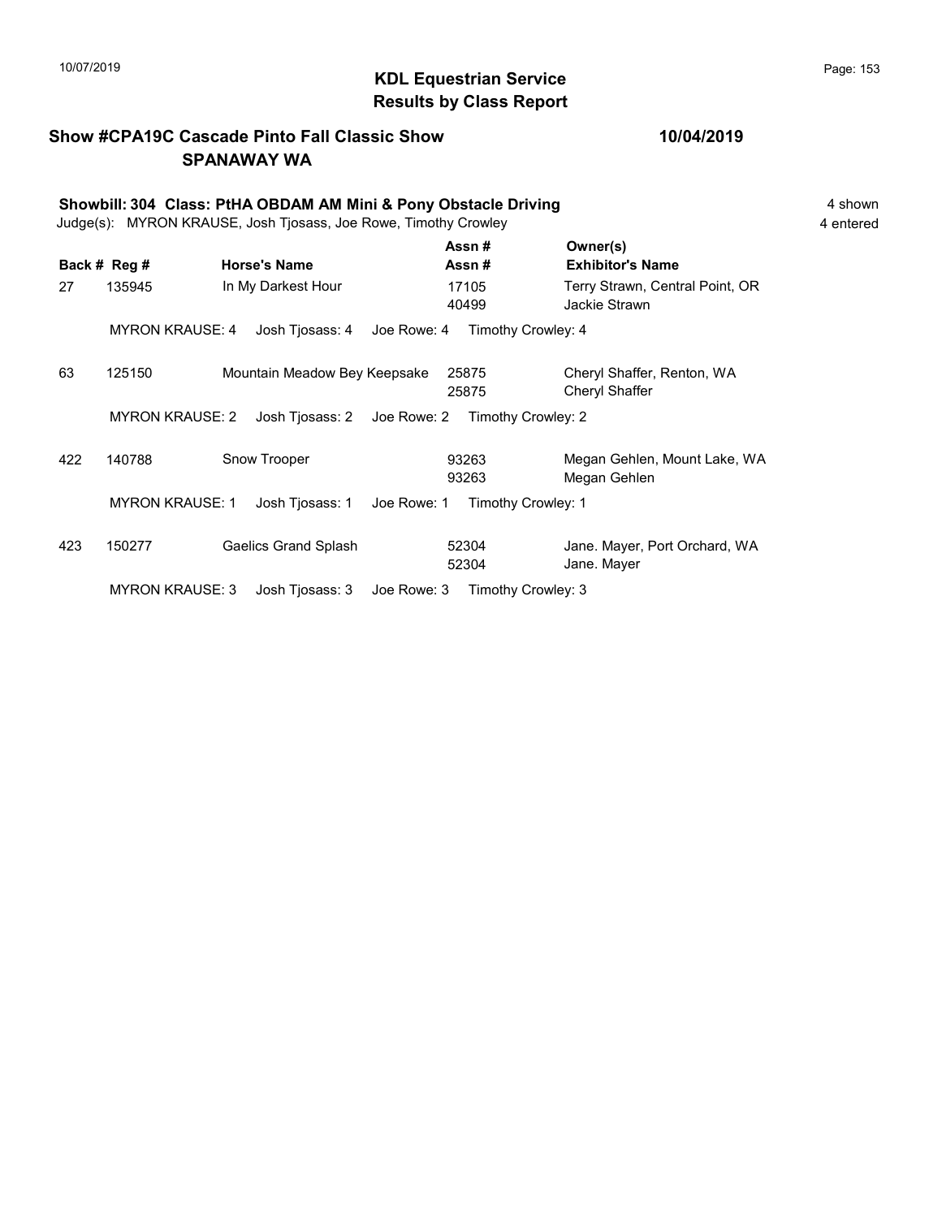## KDL Equestrian Service
## Results by Class Report

**Show #CPA19C Cascade Pinto Fall Classic Show** **10/04/2019**
**SPANAWAY WA**

**Showbill: 304 Class: PtHA OBDAM AM Mini & Pony Obstacle Driving** 4 shown
Judge(s): MYRON KRAUSE, Josh Tjosass, Joe Rowe, Timothy Crowley 4 entered

| Back # | Reg # | Horse's Name | Assn # / Assn # | Owner(s) / Exhibitor's Name |
|---|---|---|---|---|
| 27 | 135945 | In My Darkest Hour | 17105 / 40499 | Terry Strawn, Central Point, OR / Jackie Strawn |
| | MYRON KRAUSE: 4 | Josh Tjosass: 4 | Joe Rowe: 4 | Timothy Crowley: 4 |
| 63 | 125150 | Mountain Meadow Bey Keepsake | 25875 / 25875 | Cheryl Shaffer, Renton, WA / Cheryl Shaffer |
| | MYRON KRAUSE: 2 | Josh Tjosass: 2 | Joe Rowe: 2 | Timothy Crowley: 2 |
| 422 | 140788 | Snow Trooper | 93263 / 93263 | Megan Gehlen, Mount Lake, WA / Megan Gehlen |
| | MYRON KRAUSE: 1 | Josh Tjosass: 1 | Joe Rowe: 1 | Timothy Crowley: 1 |
| 423 | 150277 | Gaelics Grand Splash | 52304 / 52304 | Jane. Mayer, Port Orchard, WA / Jane. Mayer |
| | MYRON KRAUSE: 3 | Josh Tjosass: 3 | Joe Rowe: 3 | Timothy Crowley: 3 |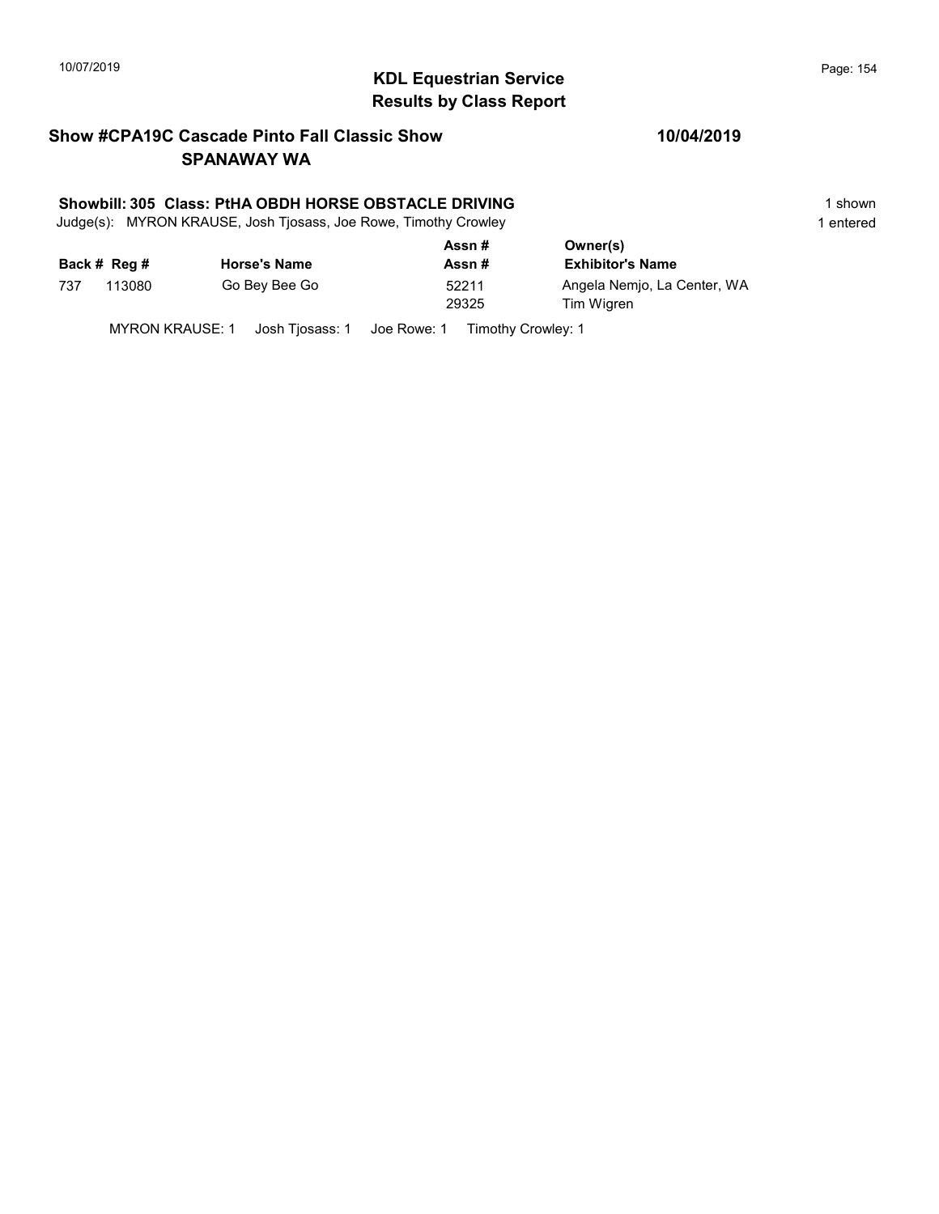## KDL Equestrian Service
## Results by Class Report

**Show #CPA19C Cascade Pinto Fall Classic Show** **10/04/2019**
**SPANAWAY WA**

**Showbill: 305 Class: PtHA OBDH HORSE OBSTACLE DRIVING** 1 shown
Judge(s): MYRON KRAUSE, Josh Tjosass, Joe Rowe, Timothy Crowley 1 entered

| Back # | Reg # | Horse's Name | Assn # / Assn # | Owner(s) / Exhibitor's Name |
|---|---|---|---|---|
| 737 | 113080 | Go Bey Bee Go | 52211 | Angela Nemjo, La Center, WA |
| | | | 29325 | Tim Wigren |

MYRON KRAUSE: 1 Josh Tjosass: 1 Joe Rowe: 1 Timothy Crowley: 1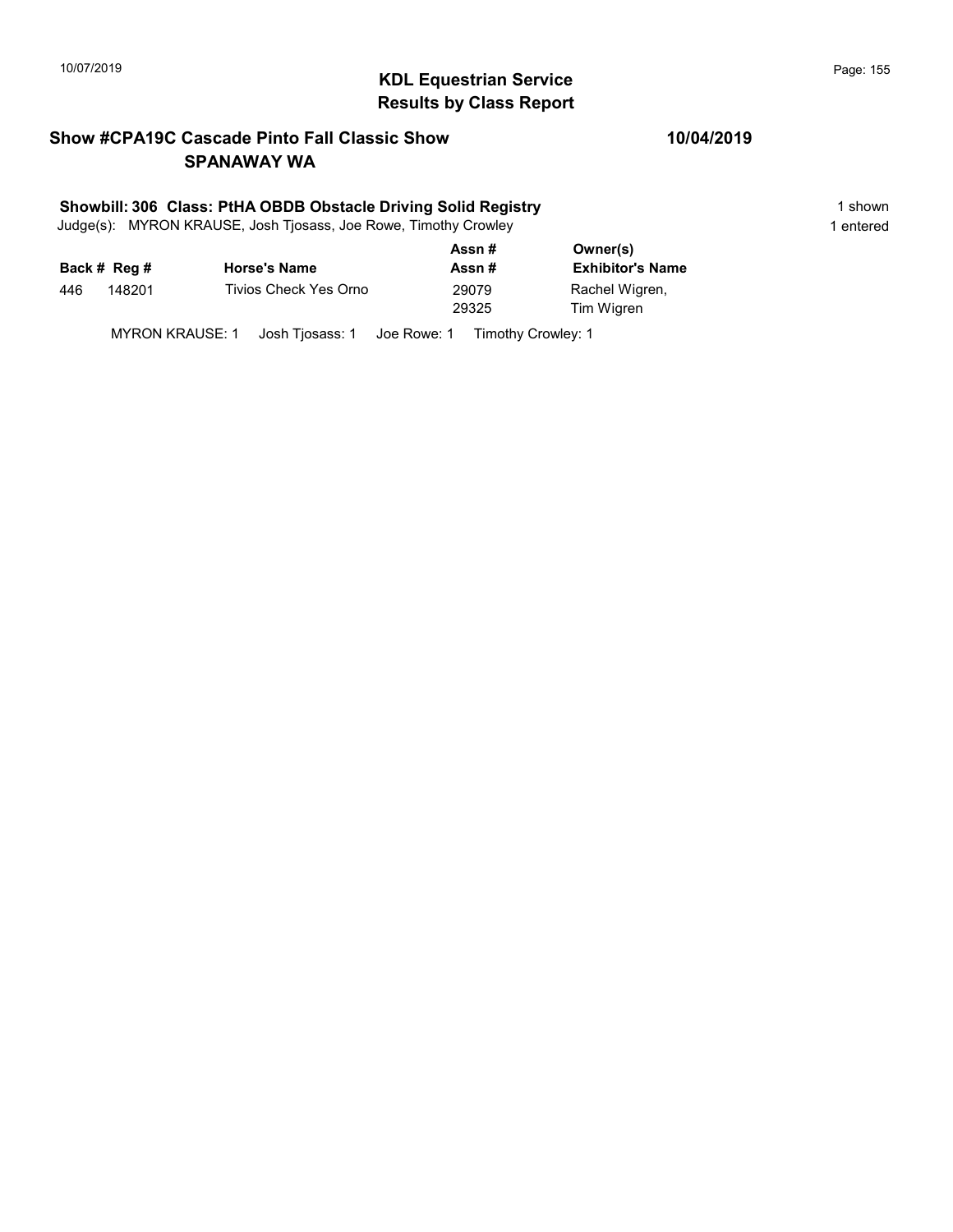# KDL Equestrian Service
## Results by Class Report

### Show #CPA19C Cascade Pinto Fall Classic Show — 10/04/2019
### SPANAWAY WA

**Showbill: 306 Class: PtHA OBDB Obstacle Driving Solid Registry** — 1 shown

Judge(s): MYRON KRAUSE, Josh Tjosass, Joe Rowe, Timothy Crowley — 1 entered

| Back # | Reg # | Horse's Name | Assn # / Assn # | Owner(s) / Exhibitor's Name |
|---|---|---|---|---|
| 446 | 148201 | Tivios Check Yes Orno | 29079 / 29325 | Rachel Wigren, / Tim Wigren |

MYRON KRAUSE: 1 Josh Tjosass: 1 Joe Rowe: 1 Timothy Crowley: 1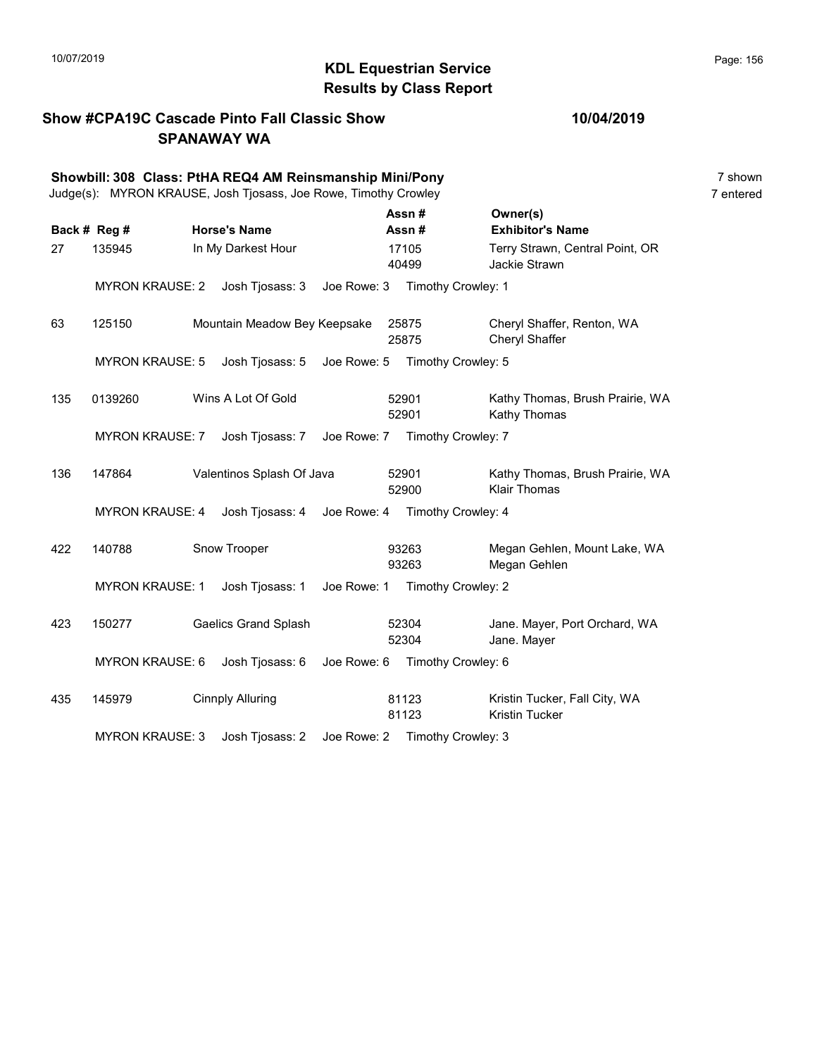# KDL Equestrian Service
## Results by Class Report

**Show #CPA19C Cascade Pinto Fall Classic Show** — **10/04/2019**
**SPANAWAY WA**

**Showbill: 308 Class: PtHA REQ4 AM Reinsmanship Mini/Pony** — 7 shown
Judge(s): MYRON KRAUSE, Josh Tjosass, Joe Rowe, Timothy Crowley — 7 entered

| Back # | Reg # | Horse's Name | Assn # / Assn # | Owner(s) / Exhibitor's Name |
|---|---|---|---|---|
| 27 | 135945 | In My Darkest Hour | 17105 / 40499 | Terry Strawn, Central Point, OR / Jackie Strawn |
| | MYRON KRAUSE: 2 | Josh Tjosass: 3 | Joe Rowe: 3 | Timothy Crowley: 1 |
| 63 | 125150 | Mountain Meadow Bey Keepsake | 25875 / 25875 | Cheryl Shaffer, Renton, WA / Cheryl Shaffer |
| | MYRON KRAUSE: 5 | Josh Tjosass: 5 | Joe Rowe: 5 | Timothy Crowley: 5 |
| 135 | 0139260 | Wins A Lot Of Gold | 52901 / 52901 | Kathy Thomas, Brush Prairie, WA / Kathy Thomas |
| | MYRON KRAUSE: 7 | Josh Tjosass: 7 | Joe Rowe: 7 | Timothy Crowley: 7 |
| 136 | 147864 | Valentinos Splash Of Java | 52901 / 52900 | Kathy Thomas, Brush Prairie, WA / Klair Thomas |
| | MYRON KRAUSE: 4 | Josh Tjosass: 4 | Joe Rowe: 4 | Timothy Crowley: 4 |
| 422 | 140788 | Snow Trooper | 93263 / 93263 | Megan Gehlen, Mount Lake, WA / Megan Gehlen |
| | MYRON KRAUSE: 1 | Josh Tjosass: 1 | Joe Rowe: 1 | Timothy Crowley: 2 |
| 423 | 150277 | Gaelics Grand Splash | 52304 / 52304 | Jane. Mayer, Port Orchard, WA / Jane. Mayer |
| | MYRON KRAUSE: 6 | Josh Tjosass: 6 | Joe Rowe: 6 | Timothy Crowley: 6 |
| 435 | 145979 | Cinnply Alluring | 81123 / 81123 | Kristin Tucker, Fall City, WA / Kristin Tucker |
| | MYRON KRAUSE: 3 | Josh Tjosass: 2 | Joe Rowe: 2 | Timothy Crowley: 3 |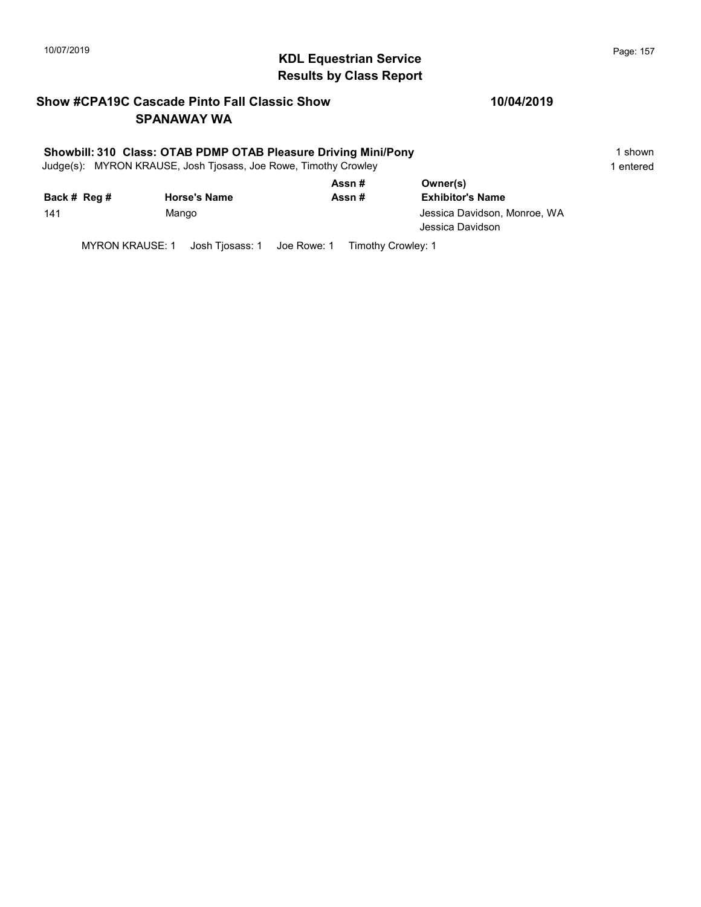## KDL Equestrian Service
## Results by Class Report

**Show #CPA19C Cascade Pinto Fall Classic Show** **10/04/2019**
**SPANAWAY WA**

**Showbill: 310 Class: OTAB PDMP OTAB Pleasure Driving Mini/Pony** 1 shown
Judge(s): MYRON KRAUSE, Josh Tjosass, Joe Rowe, Timothy Crowley 1 entered

| Back # | Reg # | Horse's Name | Assn # / Assn # | Owner(s) / Exhibitor's Name |
|---|---|---|---|---|
| 141 | | Mango | | Jessica Davidson, Monroe, WA<br>Jessica Davidson |

MYRON KRAUSE: 1 Josh Tjosass: 1 Joe Rowe: 1 Timothy Crowley: 1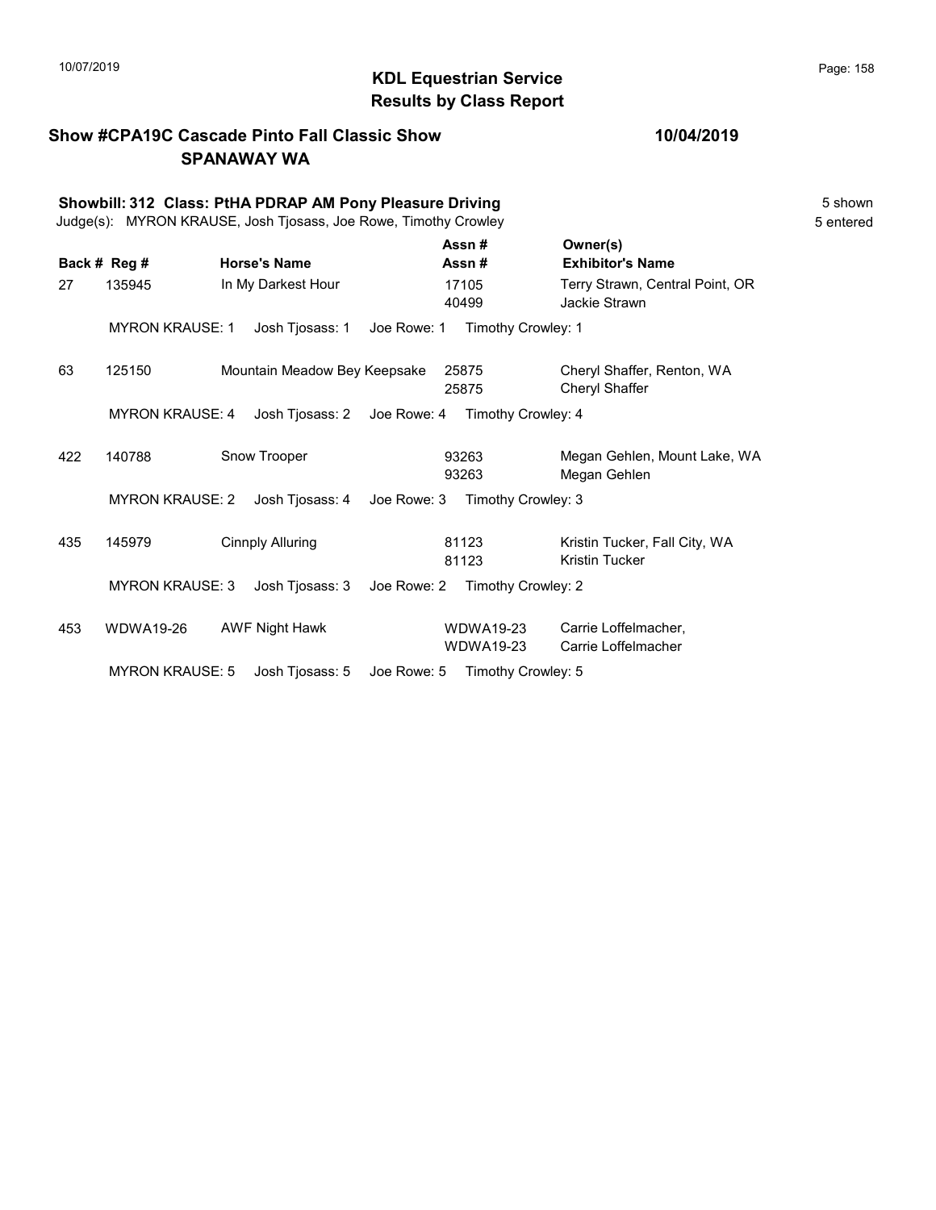# KDL Equestrian Service
## Results by Class Report

**Show #CPA19C Cascade Pinto Fall Classic Show** 10/04/2019
**SPANAWAY WA**

**Showbill: 312 Class: PtHA PDRAP AM Pony Pleasure Driving** 5 shown
Judge(s): MYRON KRAUSE, Josh Tjosass, Joe Rowe, Timothy Crowley 5 entered

| Back # | Reg # | Horse's Name | Assn # / Assn # | Owner(s) / Exhibitor's Name |
|---|---|---|---|---|
| 27 | 135945 | In My Darkest Hour | 17105 / 40499 | Terry Strawn, Central Point, OR / Jackie Strawn |
| | MYRON KRAUSE: 1 | Josh Tjosass: 1 | Joe Rowe: 1 | Timothy Crowley: 1 |
| 63 | 125150 | Mountain Meadow Bey Keepsake | 25875 / 25875 | Cheryl Shaffer, Renton, WA / Cheryl Shaffer |
| | MYRON KRAUSE: 4 | Josh Tjosass: 2 | Joe Rowe: 4 | Timothy Crowley: 4 |
| 422 | 140788 | Snow Trooper | 93263 / 93263 | Megan Gehlen, Mount Lake, WA / Megan Gehlen |
| | MYRON KRAUSE: 2 | Josh Tjosass: 4 | Joe Rowe: 3 | Timothy Crowley: 3 |
| 435 | 145979 | Cinnply Alluring | 81123 / 81123 | Kristin Tucker, Fall City, WA / Kristin Tucker |
| | MYRON KRAUSE: 3 | Josh Tjosass: 3 | Joe Rowe: 2 | Timothy Crowley: 2 |
| 453 | WDWA19-26 | AWF Night Hawk | WDWA19-23 / WDWA19-23 | Carrie Loffelmacher, / Carrie Loffelmacher |
| | MYRON KRAUSE: 5 | Josh Tjosass: 5 | Joe Rowe: 5 | Timothy Crowley: 5 |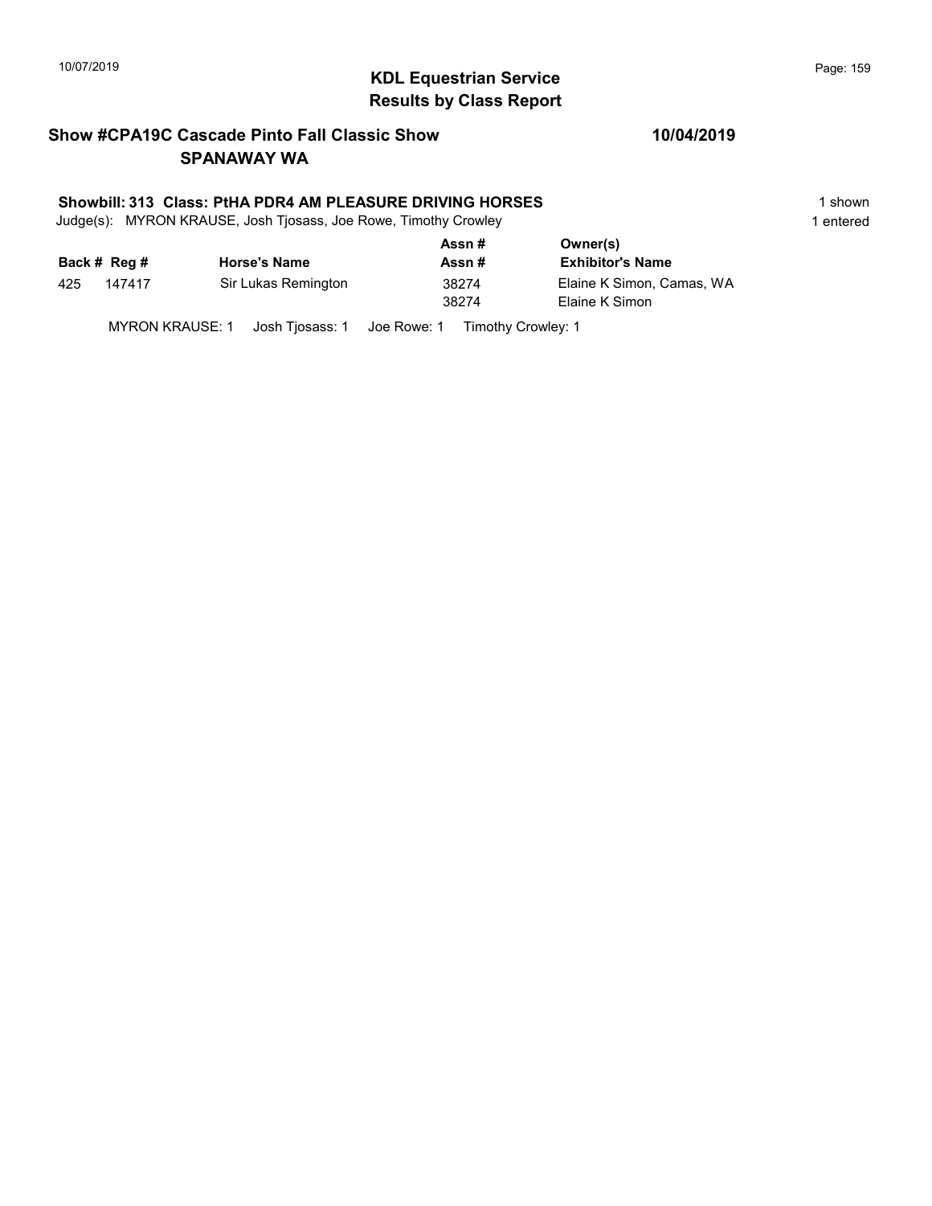## KDL Equestrian Service
## Results by Class Report

**Show #CPA19C Cascade Pinto Fall Classic Show** **10/04/2019**
**SPANAWAY WA**

**Showbill: 313 Class: PtHA PDR4 AM PLEASURE DRIVING HORSES** 1 shown
Judge(s): MYRON KRAUSE, Josh Tjosass, Joe Rowe, Timothy Crowley 1 entered

| Back # | Reg # | Horse's Name | Assn # / Assn # | Owner(s) / Exhibitor's Name |
|---|---|---|---|---|
| 425 | 147417 | Sir Lukas Remington | 38274 | Elaine K Simon, Camas, WA |
| | | | 38274 | Elaine K Simon |

MYRON KRAUSE: 1 Josh Tjosass: 1 Joe Rowe: 1 Timothy Crowley: 1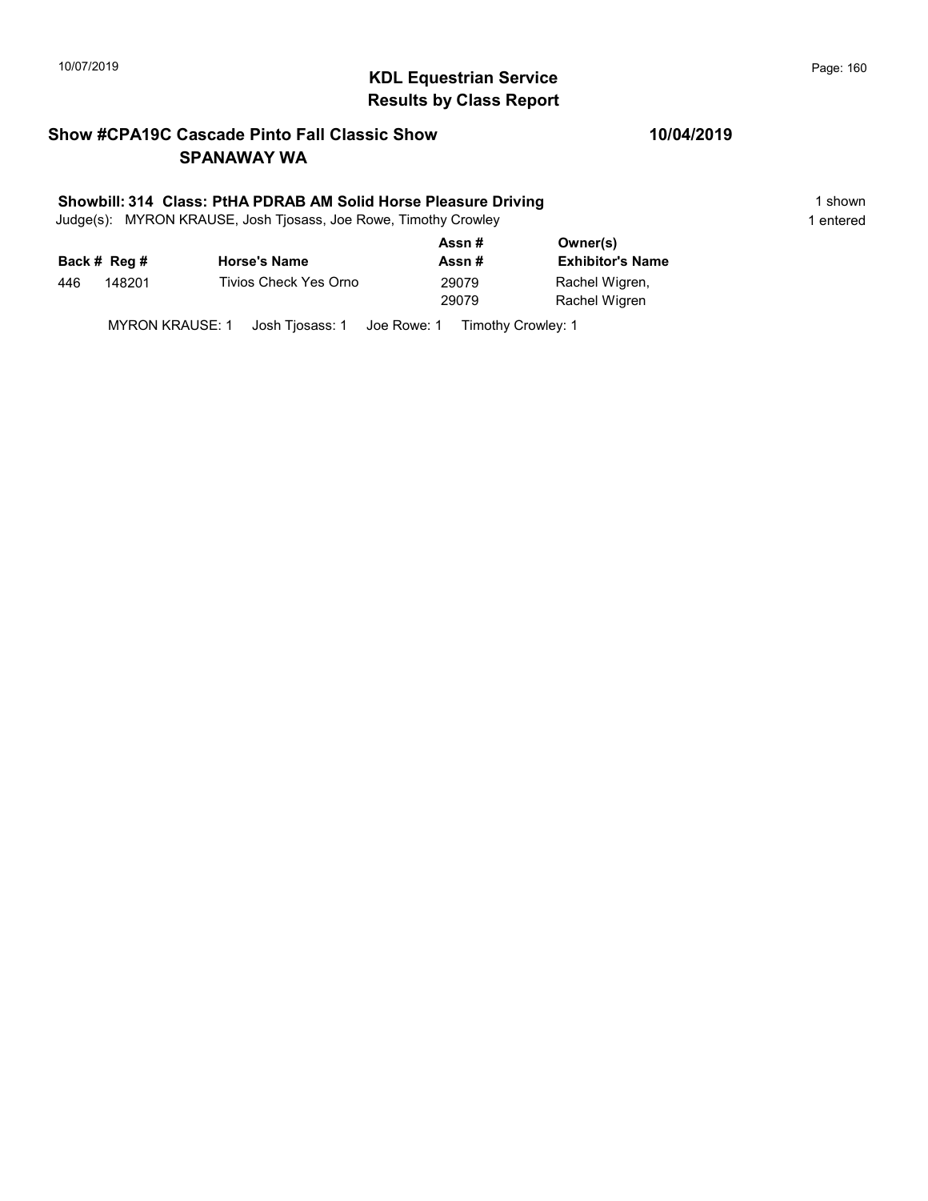## KDL Equestrian Service
## Results by Class Report

### Show #CPA19C Cascade Pinto Fall Classic Show — 10/04/2019
### SPANAWAY WA

**Showbill: 314 Class: PtHA PDRAB AM Solid Horse Pleasure Driving** — 1 shown

Judge(s): MYRON KRAUSE, Josh Tjosass, Joe Rowe, Timothy Crowley — 1 entered

| Back # | Reg # | Horse's Name | Assn # / Assn # | Owner(s) / Exhibitor's Name |
|---|---|---|---|---|
| 446 | 148201 | Tivios Check Yes Orno | 29079<br>29079 | Rachel Wigren,<br>Rachel Wigren |

MYRON KRAUSE: 1 Josh Tjosass: 1 Joe Rowe: 1 Timothy Crowley: 1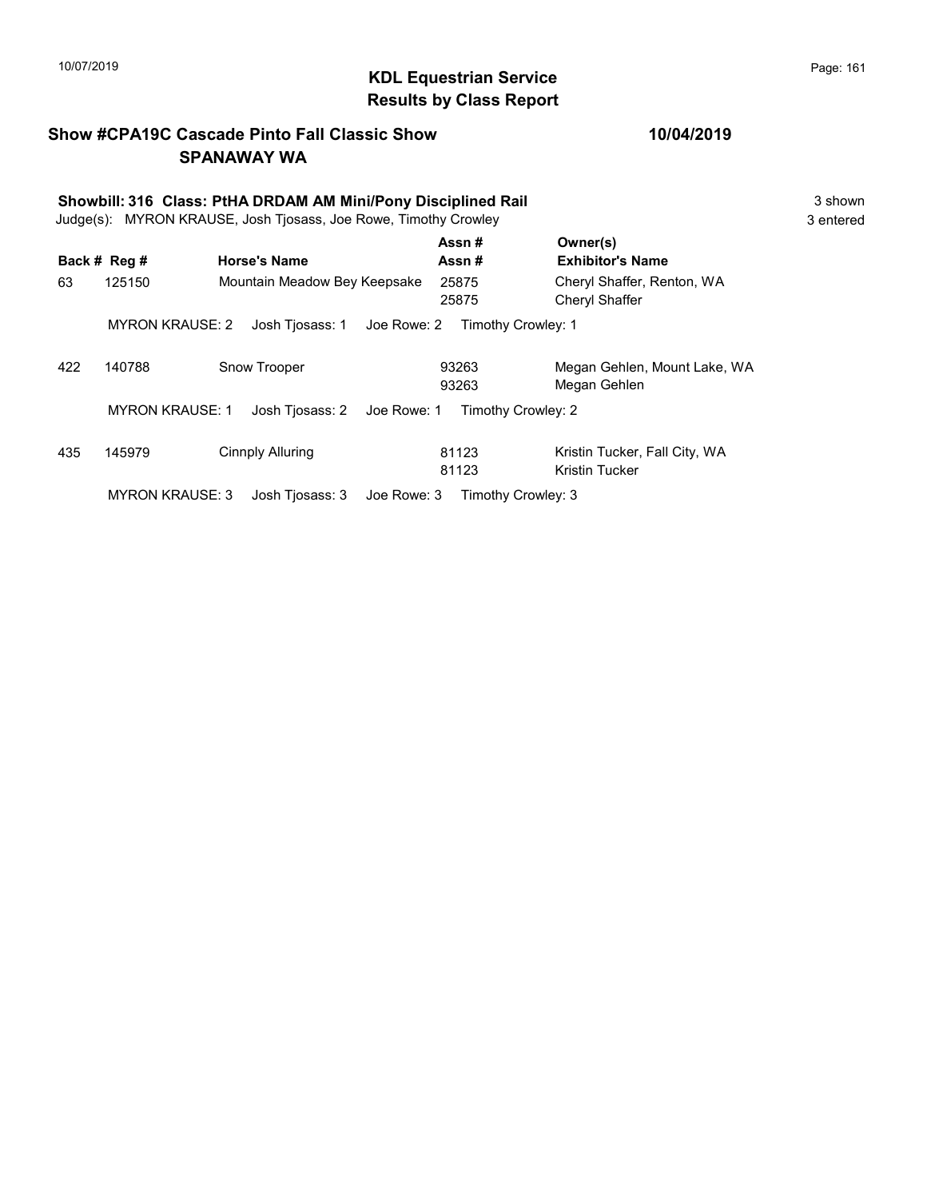# KDL Equestrian Service
## Results by Class Report

**Show #CPA19C Cascade Pinto Fall Classic Show** **10/04/2019**
**SPANAWAY WA**

**Showbill: 316 Class: PtHA DRDAM AM Mini/Pony Disciplined Rail** 3 shown
Judge(s): MYRON KRAUSE, Josh Tjosass, Joe Rowe, Timothy Crowley 3 entered

| Back # | Reg # | Horse's Name | Assn # / Assn # | Owner(s) / Exhibitor's Name |
|---|---|---|---|---|
| 63 | 125150 | Mountain Meadow Bey Keepsake | 25875<br>25875 | Cheryl Shaffer, Renton, WA<br>Cheryl Shaffer |
| | MYRON KRAUSE: 2 | Josh Tjosass: 1 | Joe Rowe: 2 | Timothy Crowley: 1 |
| 422 | 140788 | Snow Trooper | 93263<br>93263 | Megan Gehlen, Mount Lake, WA<br>Megan Gehlen |
| | MYRON KRAUSE: 1 | Josh Tjosass: 2 | Joe Rowe: 1 | Timothy Crowley: 2 |
| 435 | 145979 | Cinnply Alluring | 81123<br>81123 | Kristin Tucker, Fall City, WA<br>Kristin Tucker |
| | MYRON KRAUSE: 3 | Josh Tjosass: 3 | Joe Rowe: 3 | Timothy Crowley: 3 |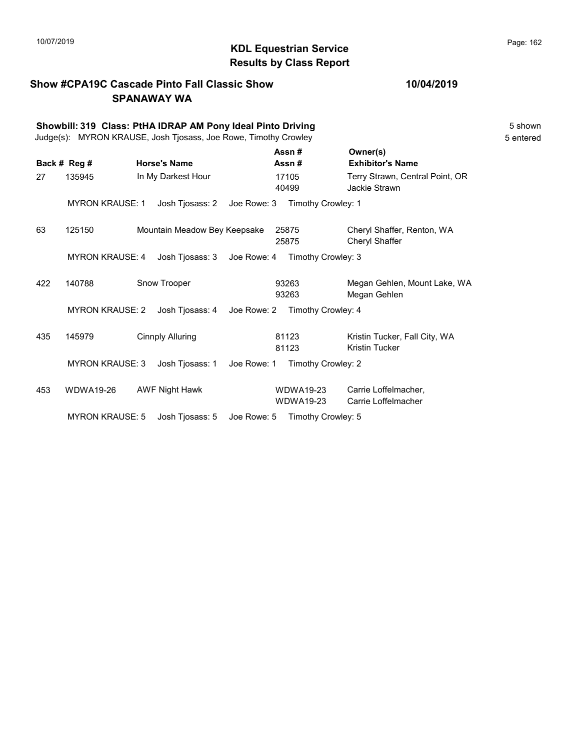# KDL Equestrian Service
## Results by Class Report

**Show #CPA19C Cascade Pinto Fall Classic Show** **10/04/2019**
**SPANAWAY WA**

**Showbill: 319 Class: PtHA IDRAP AM Pony Ideal Pinto Driving** 5 shown
Judge(s): MYRON KRAUSE, Josh Tjosass, Joe Rowe, Timothy Crowley 5 entered

| Back # | Reg # | Horse's Name | Assn # / Assn # | Owner(s) / Exhibitor's Name |
|---|---|---|---|---|
| 27 | 135945 | In My Darkest Hour | 17105 / 40499 | Terry Strawn, Central Point, OR / Jackie Strawn |
| | MYRON KRAUSE: 1 | Josh Tjosass: 2 | Joe Rowe: 3 | Timothy Crowley: 1 |
| 63 | 125150 | Mountain Meadow Bey Keepsake | 25875 / 25875 | Cheryl Shaffer, Renton, WA / Cheryl Shaffer |
| | MYRON KRAUSE: 4 | Josh Tjosass: 3 | Joe Rowe: 4 | Timothy Crowley: 3 |
| 422 | 140788 | Snow Trooper | 93263 / 93263 | Megan Gehlen, Mount Lake, WA / Megan Gehlen |
| | MYRON KRAUSE: 2 | Josh Tjosass: 4 | Joe Rowe: 2 | Timothy Crowley: 4 |
| 435 | 145979 | Cinnply Alluring | 81123 / 81123 | Kristin Tucker, Fall City, WA / Kristin Tucker |
| | MYRON KRAUSE: 3 | Josh Tjosass: 1 | Joe Rowe: 1 | Timothy Crowley: 2 |
| 453 | WDWA19-26 | AWF Night Hawk | WDWA19-23 / WDWA19-23 | Carrie Loffelmacher, / Carrie Loffelmacher |
| | MYRON KRAUSE: 5 | Josh Tjosass: 5 | Joe Rowe: 5 | Timothy Crowley: 5 |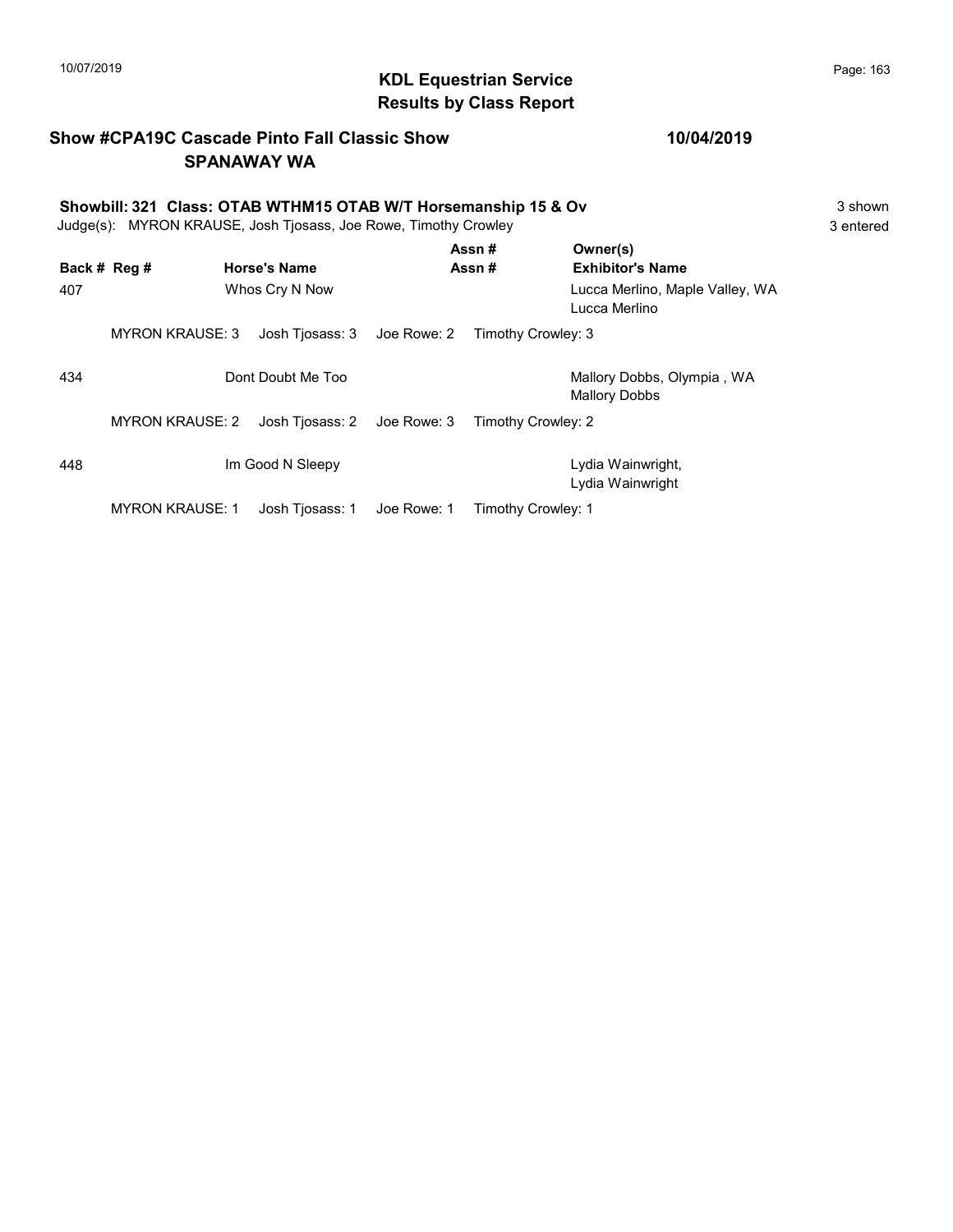# KDL Equestrian Service
## Results by Class Report

**Show #CPA19C Cascade Pinto Fall Classic Show** — **10/04/2019**
**SPANAWAY WA**

**Showbill: 321 Class: OTAB WTHM15 OTAB W/T Horsemanship 15 & Ov** — 3 shown

Judge(s): MYRON KRAUSE, Josh Tjosass, Joe Rowe, Timothy Crowley — 3 entered

| Back # | Reg # | Horse's Name | Assn # / Assn # | Owner(s) / Exhibitor's Name |
|---|---|---|---|---|
| 407 | | Whos Cry N Now | | Lucca Merlino, Maple Valley, WA / Lucca Merlino |
| | MYRON KRAUSE: 3 | Josh Tjosass: 3 | Joe Rowe: 2 | Timothy Crowley: 3 |
| 434 | | Dont Doubt Me Too | | Mallory Dobbs, Olympia , WA / Mallory Dobbs |
| | MYRON KRAUSE: 2 | Josh Tjosass: 2 | Joe Rowe: 3 | Timothy Crowley: 2 |
| 448 | | Im Good N Sleepy | | Lydia Wainwright, / Lydia Wainwright |
| | MYRON KRAUSE: 1 | Josh Tjosass: 1 | Joe Rowe: 1 | Timothy Crowley: 1 |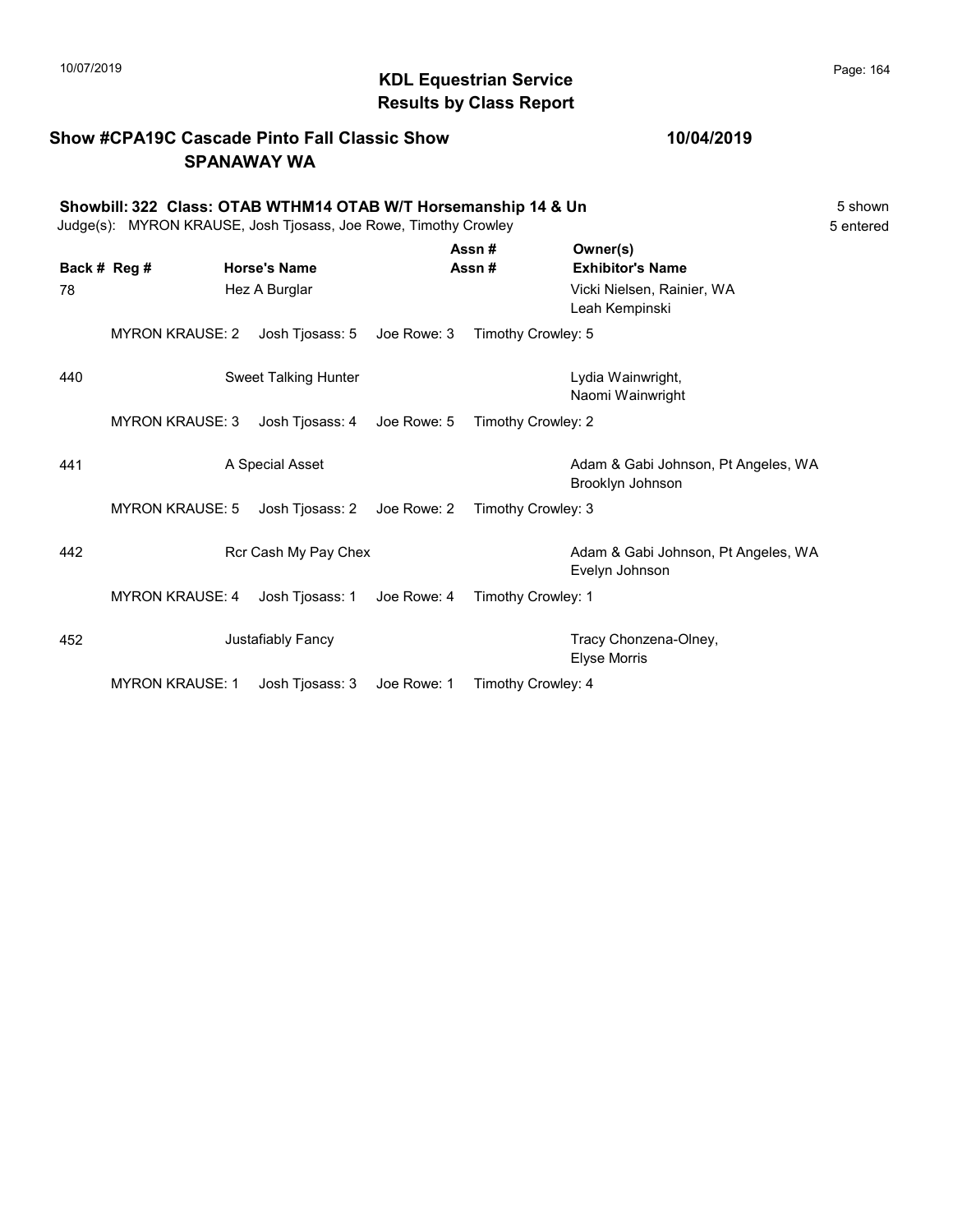# KDL Equestrian Service
## Results by Class Report

**Show #CPA19C Cascade Pinto Fall Classic Show** — **10/04/2019**
**SPANAWAY WA**

**Showbill: 322 Class: OTAB WTHM14 OTAB W/T Horsemanship 14 & Un** — 5 shown
Judge(s): MYRON KRAUSE, Josh Tjosass, Joe Rowe, Timothy Crowley — 5 entered

| Back # | Reg # | Horse's Name | Assn # Assn # | Owner(s) / Exhibitor's Name |
|---|---|---|---|---|
| 78 | | Hez A Burglar | | Vicki Nielsen, Rainier, WA / Leah Kempinski |
| | MYRON KRAUSE: 2 | Josh Tjosass: 5 | Joe Rowe: 3 | Timothy Crowley: 5 |
| 440 | | Sweet Talking Hunter | | Lydia Wainwright, / Naomi Wainwright |
| | MYRON KRAUSE: 3 | Josh Tjosass: 4 | Joe Rowe: 5 | Timothy Crowley: 2 |
| 441 | | A Special Asset | | Adam & Gabi Johnson, Pt Angeles, WA / Brooklyn Johnson |
| | MYRON KRAUSE: 5 | Josh Tjosass: 2 | Joe Rowe: 2 | Timothy Crowley: 3 |
| 442 | | Rcr Cash My Pay Chex | | Adam & Gabi Johnson, Pt Angeles, WA / Evelyn Johnson |
| | MYRON KRAUSE: 4 | Josh Tjosass: 1 | Joe Rowe: 4 | Timothy Crowley: 1 |
| 452 | | Justafiably Fancy | | Tracy Chonzena-Olney, / Elyse Morris |
| | MYRON KRAUSE: 1 | Josh Tjosass: 3 | Joe Rowe: 1 | Timothy Crowley: 4 |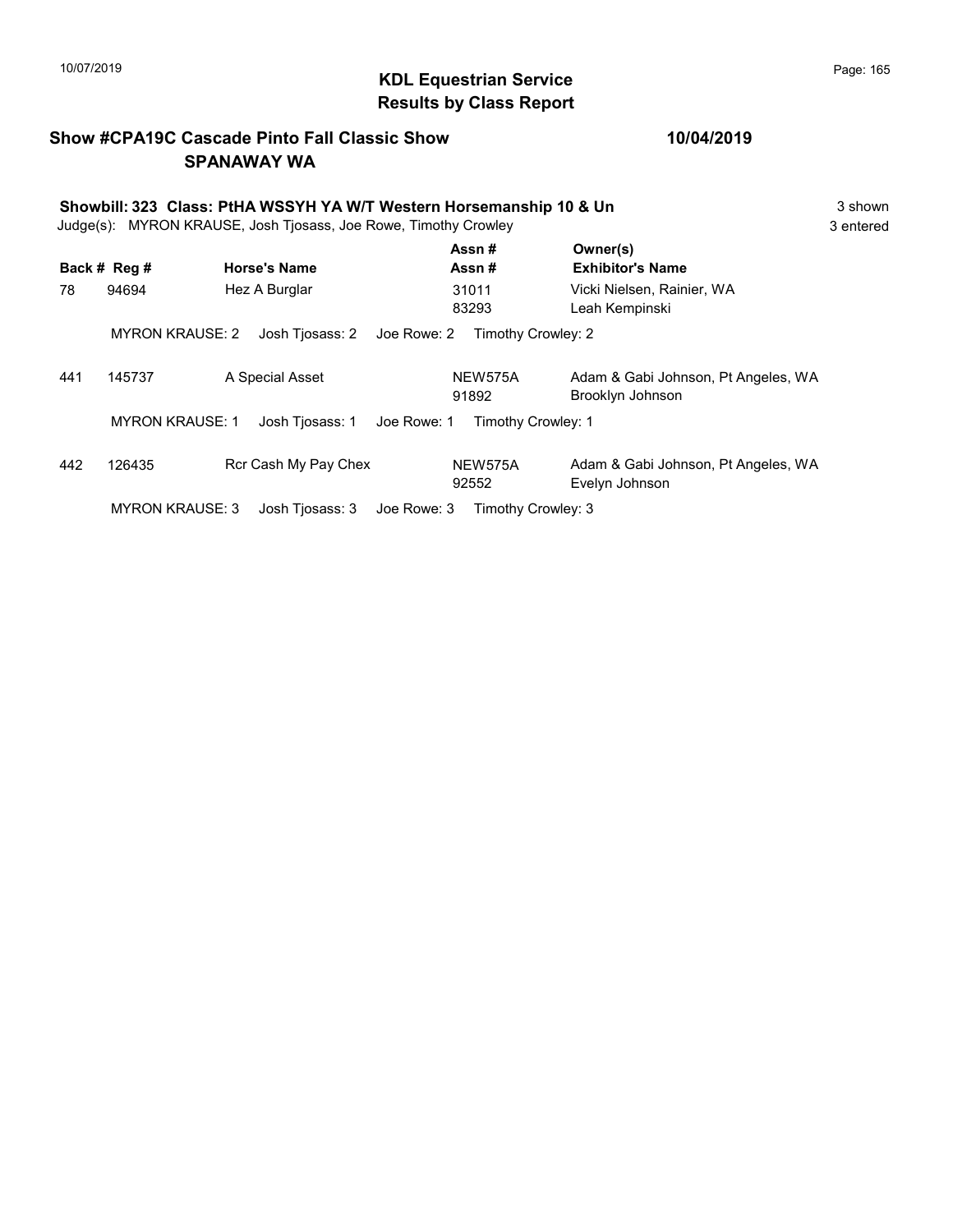## KDL Equestrian Service
## Results by Class Report

**Show #CPA19C Cascade Pinto Fall Classic Show** **10/04/2019**
**SPANAWAY WA**

**Showbill: 323 Class: PtHA WSSYH YA W/T Western Horsemanship 10 & Un** 3 shown
Judge(s): MYRON KRAUSE, Josh Tjosass, Joe Rowe, Timothy Crowley 3 entered

| Back # | Reg # | Horse's Name | Assn # / Assn # | Owner(s) / Exhibitor's Name |
|---|---|---|---|---|
| 78 | 94694 | Hez A Burglar | 31011 / 83293 | Vicki Nielsen, Rainier, WA / Leah Kempinski |
| | MYRON KRAUSE: 2 | Josh Tjosass: 2 | Joe Rowe: 2 | Timothy Crowley: 2 |
| 441 | 145737 | A Special Asset | NEW575A / 91892 | Adam & Gabi Johnson, Pt Angeles, WA / Brooklyn Johnson |
| | MYRON KRAUSE: 1 | Josh Tjosass: 1 | Joe Rowe: 1 | Timothy Crowley: 1 |
| 442 | 126435 | Rcr Cash My Pay Chex | NEW575A / 92552 | Adam & Gabi Johnson, Pt Angeles, WA / Evelyn Johnson |
| | MYRON KRAUSE: 3 | Josh Tjosass: 3 | Joe Rowe: 3 | Timothy Crowley: 3 |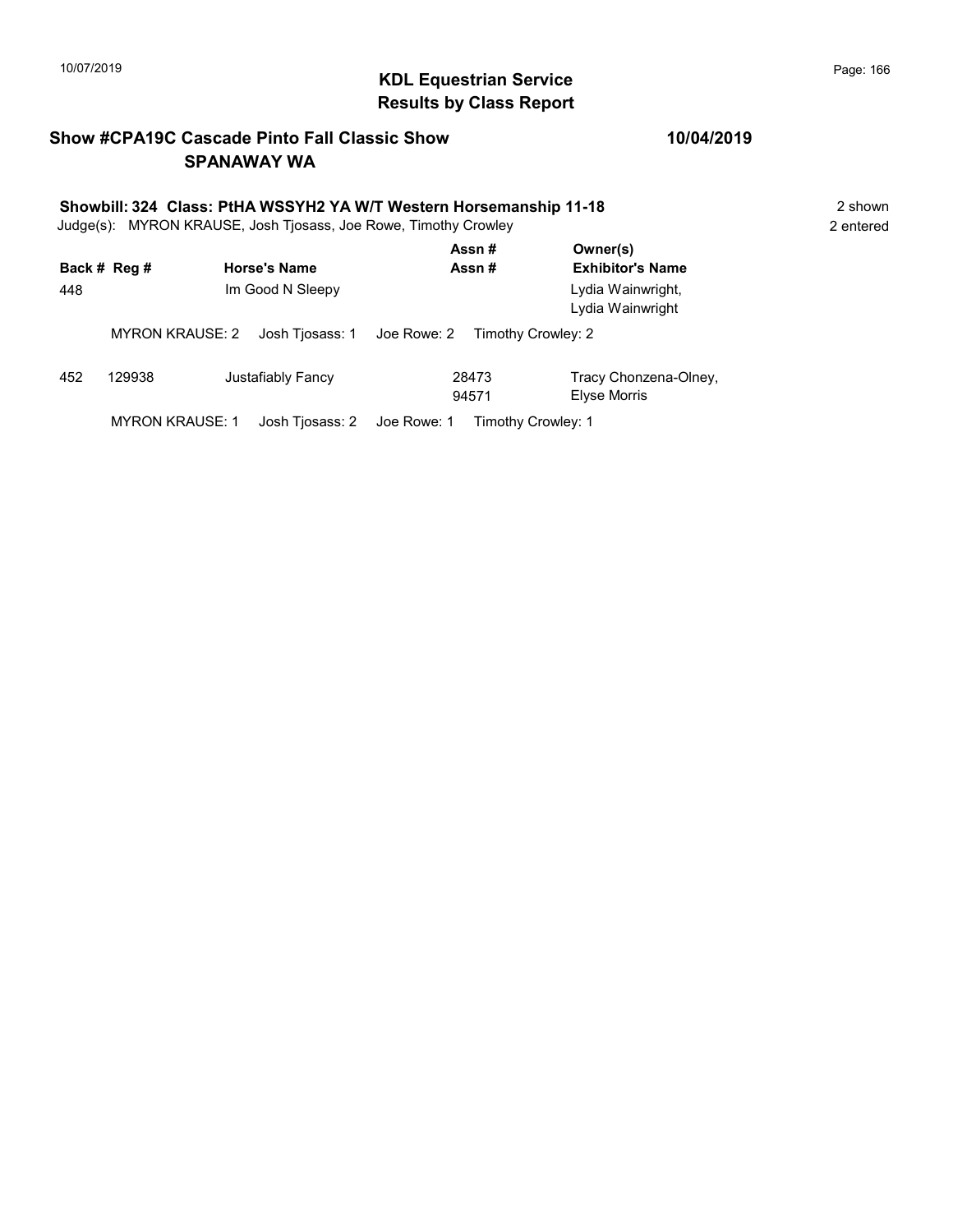# KDL Equestrian Service
## Results by Class Report

**Show #CPA19C Cascade Pinto Fall Classic Show** **10/04/2019**
**SPANAWAY WA**

**Showbill: 324 Class: PtHA WSSYH2 YA W/T Western Horsemanship 11-18** 2 shown
Judge(s): MYRON KRAUSE, Josh Tjosass, Joe Rowe, Timothy Crowley 2 entered

| Back # | Reg # | Horse's Name | Assn # / Assn # | Owner(s) / Exhibitor's Name |
|---|---|---|---|---|
| 448 | | Im Good N Sleepy | | Lydia Wainwright, Lydia Wainwright |
| | MYRON KRAUSE: 2 | Josh Tjosass: 1 | Joe Rowe: 2 | Timothy Crowley: 2 |
| 452 | 129938 | Justafiably Fancy | 28473 94571 | Tracy Chonzena-Olney, Elyse Morris |
| | MYRON KRAUSE: 1 | Josh Tjosass: 2 | Joe Rowe: 1 | Timothy Crowley: 1 |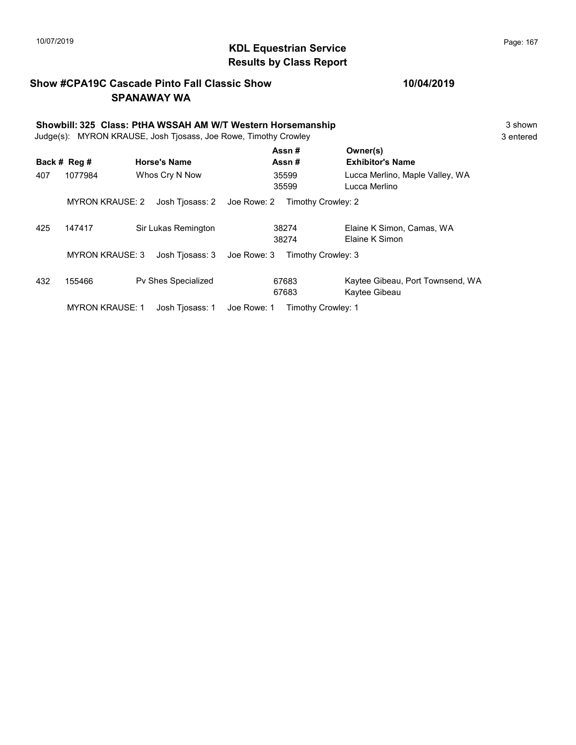# KDL Equestrian Service
## Results by Class Report

### Show #CPA19C Cascade Pinto Fall Classic Show — 10/04/2019
### SPANAWAY WA

**Showbill: 325 Class: PtHA WSSAH AM W/T Western Horsemanship** — 3 shown

Judge(s): MYRON KRAUSE, Josh Tjosass, Joe Rowe, Timothy Crowley — 3 entered

| Back # | Reg # | Horse's Name | Assn # / Assn # | Owner(s) / Exhibitor's Name |
|---|---|---|---|---|
| 407 | 1077984 | Whos Cry N Now | 35599 / 35599 | Lucca Merlino, Maple Valley, WA / Lucca Merlino |
| | MYRON KRAUSE: 2 | Josh Tjosass: 2 | Joe Rowe: 2 | Timothy Crowley: 2 |
| 425 | 147417 | Sir Lukas Remington | 38274 / 38274 | Elaine K Simon, Camas, WA / Elaine K Simon |
| | MYRON KRAUSE: 3 | Josh Tjosass: 3 | Joe Rowe: 3 | Timothy Crowley: 3 |
| 432 | 155466 | Pv Shes Specialized | 67683 / 67683 | Kaytee Gibeau, Port Townsend, WA / Kaytee Gibeau |
| | MYRON KRAUSE: 1 | Josh Tjosass: 1 | Joe Rowe: 1 | Timothy Crowley: 1 |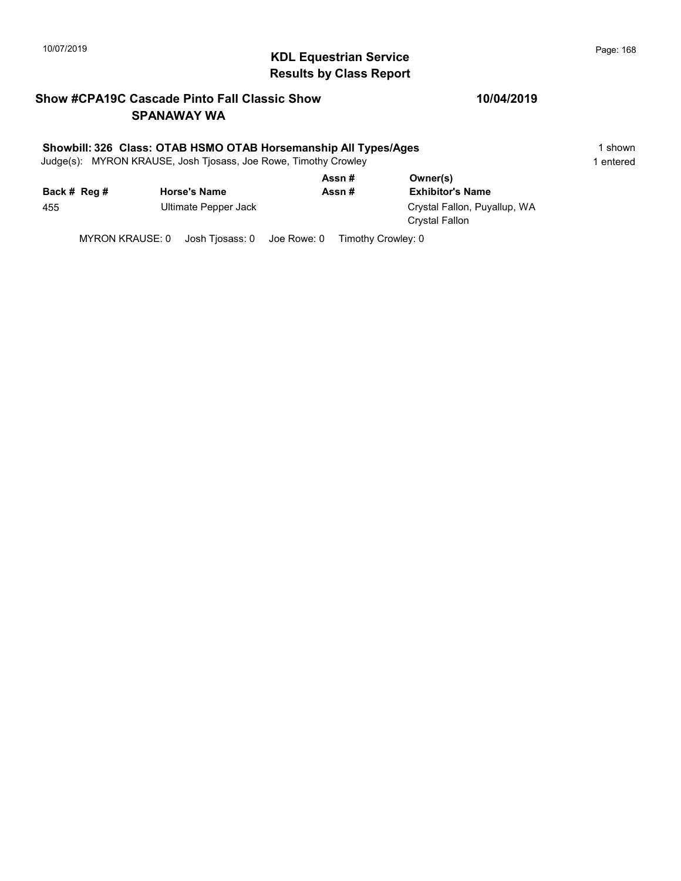## KDL Equestrian Service
## Results by Class Report

**Show #CPA19C Cascade Pinto Fall Classic Show** **10/04/2019**
**SPANAWAY WA**

**Showbill: 326 Class: OTAB HSMO OTAB Horsemanship All Types/Ages** 1 shown
Judge(s): MYRON KRAUSE, Josh Tjosass, Joe Rowe, Timothy Crowley 1 entered

| Back # | Reg # | Horse's Name | Assn # / Assn # | Owner(s) / Exhibitor's Name |
|---|---|---|---|---|
| 455 | | Ultimate Pepper Jack | | Crystal Fallon, Puyallup, WA<br>Crystal Fallon |

MYRON KRAUSE: 0 Josh Tjosass: 0 Joe Rowe: 0 Timothy Crowley: 0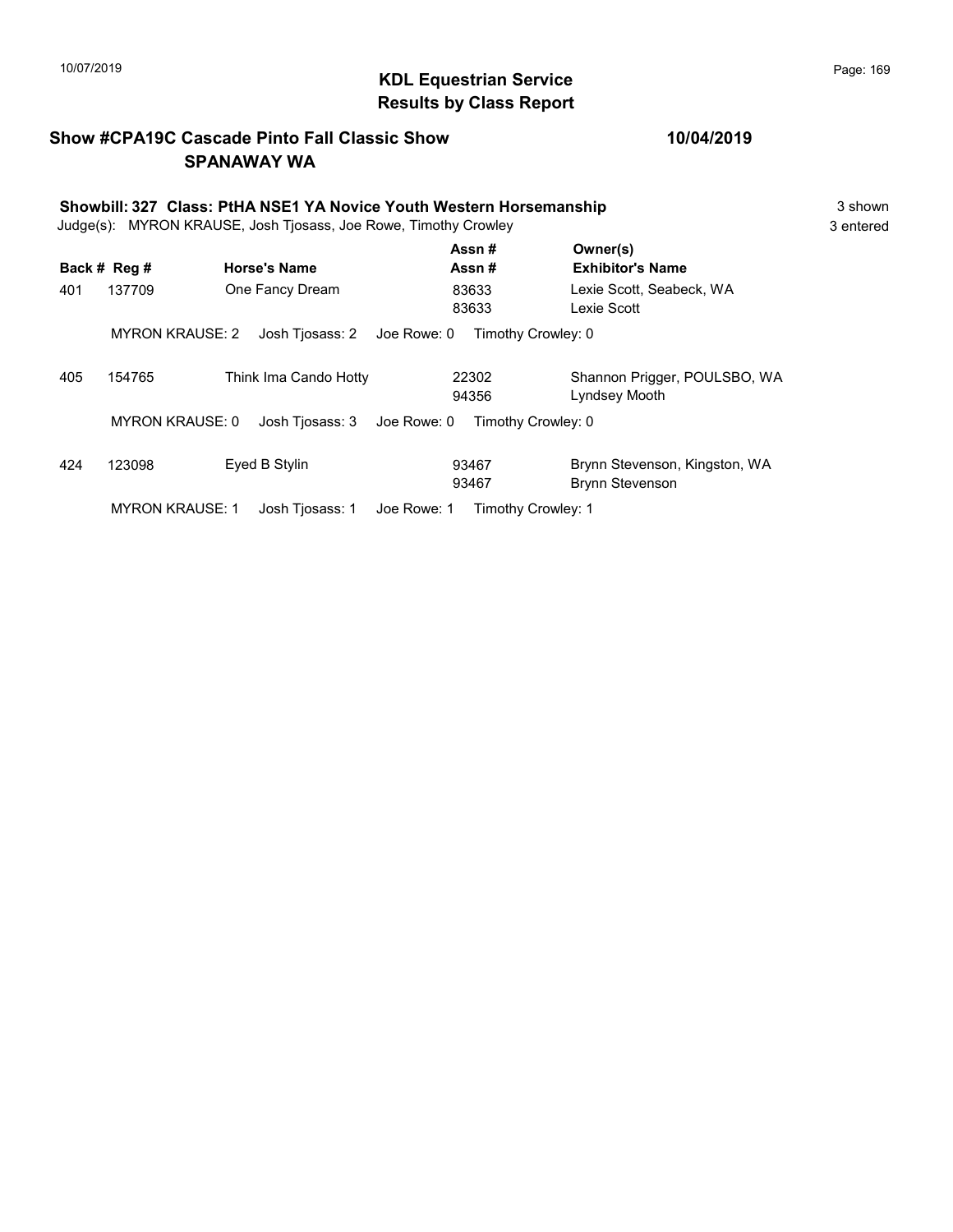## KDL Equestrian Service
## Results by Class Report

**Show #CPA19C Cascade Pinto Fall Classic Show** — **10/04/2019**
**SPANAWAY WA**

**Showbill: 327 Class: PtHA NSE1 YA Novice Youth Western Horsemanship** — 3 shown
Judge(s): MYRON KRAUSE, Josh Tjosass, Joe Rowe, Timothy Crowley — 3 entered

| Back # | Reg # | Horse's Name | Assn # / Assn # | Owner(s) / Exhibitor's Name |
|---|---|---|---|---|
| 401 | 137709 | One Fancy Dream | 83633 / 83633 | Lexie Scott, Seabeck, WA / Lexie Scott |
| | | MYRON KRAUSE: 2 Josh Tjosass: 2 Joe Rowe: 0 Timothy Crowley: 0 | | |
| 405 | 154765 | Think Ima Cando Hotty | 22302 / 94356 | Shannon Prigger, POULSBO, WA / Lyndsey Mooth |
| | | MYRON KRAUSE: 0 Josh Tjosass: 3 Joe Rowe: 0 Timothy Crowley: 0 | | |
| 424 | 123098 | Eyed B Stylin | 93467 / 93467 | Brynn Stevenson, Kingston, WA / Brynn Stevenson |
| | | MYRON KRAUSE: 1 Josh Tjosass: 1 Joe Rowe: 1 Timothy Crowley: 1 | | |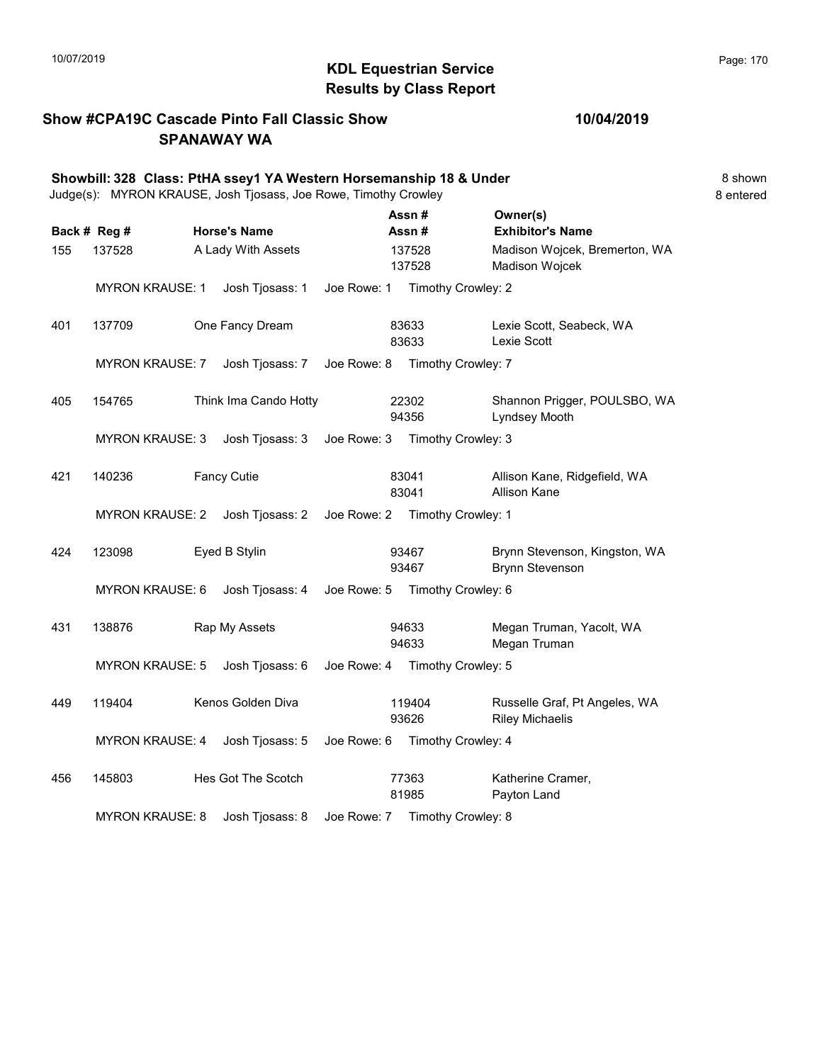**KDL Equestrian Service**
**Results by Class Report**

10/07/2019

**Show #CPA19C Cascade Pinto Fall Classic Show** **10/04/2019**
**SPANAWAY WA**

**Showbill: 328 Class: PtHA ssey1 YA Western Horsemanship 18 & Under** 8 shown
Judge(s): MYRON KRAUSE, Josh Tjosass, Joe Rowe, Timothy Crowley 8 entered

| Back # | Reg # | Horse's Name | Assn # / Assn # | Owner(s) / Exhibitor's Name |
|---|---|---|---|---|
| 155 | 137528 | A Lady With Assets | 137528 / 137528 | Madison Wojcek, Bremerton, WA / Madison Wojcek |
| | MYRON KRAUSE: 1 | Josh Tjosass: 1 | Joe Rowe: 1 | Timothy Crowley: 2 |
| 401 | 137709 | One Fancy Dream | 83633 / 83633 | Lexie Scott, Seabeck, WA / Lexie Scott |
| | MYRON KRAUSE: 7 | Josh Tjosass: 7 | Joe Rowe: 8 | Timothy Crowley: 7 |
| 405 | 154765 | Think Ima Cando Hotty | 22302 / 94356 | Shannon Prigger, POULSBO, WA / Lyndsey Mooth |
| | MYRON KRAUSE: 3 | Josh Tjosass: 3 | Joe Rowe: 3 | Timothy Crowley: 3 |
| 421 | 140236 | Fancy Cutie | 83041 / 83041 | Allison Kane, Ridgefield, WA / Allison Kane |
| | MYRON KRAUSE: 2 | Josh Tjosass: 2 | Joe Rowe: 2 | Timothy Crowley: 1 |
| 424 | 123098 | Eyed B Stylin | 93467 / 93467 | Brynn Stevenson, Kingston, WA / Brynn Stevenson |
| | MYRON KRAUSE: 6 | Josh Tjosass: 4 | Joe Rowe: 5 | Timothy Crowley: 6 |
| 431 | 138876 | Rap My Assets | 94633 / 94633 | Megan Truman, Yacolt, WA / Megan Truman |
| | MYRON KRAUSE: 5 | Josh Tjosass: 6 | Joe Rowe: 4 | Timothy Crowley: 5 |
| 449 | 119404 | Kenos Golden Diva | 119404 / 93626 | Russelle Graf, Pt Angeles, WA / Riley Michaelis |
| | MYRON KRAUSE: 4 | Josh Tjosass: 5 | Joe Rowe: 6 | Timothy Crowley: 4 |
| 456 | 145803 | Hes Got The Scotch | 77363 / 81985 | Katherine Cramer, / Payton Land |
| | MYRON KRAUSE: 8 | Josh Tjosass: 8 | Joe Rowe: 7 | Timothy Crowley: 8 |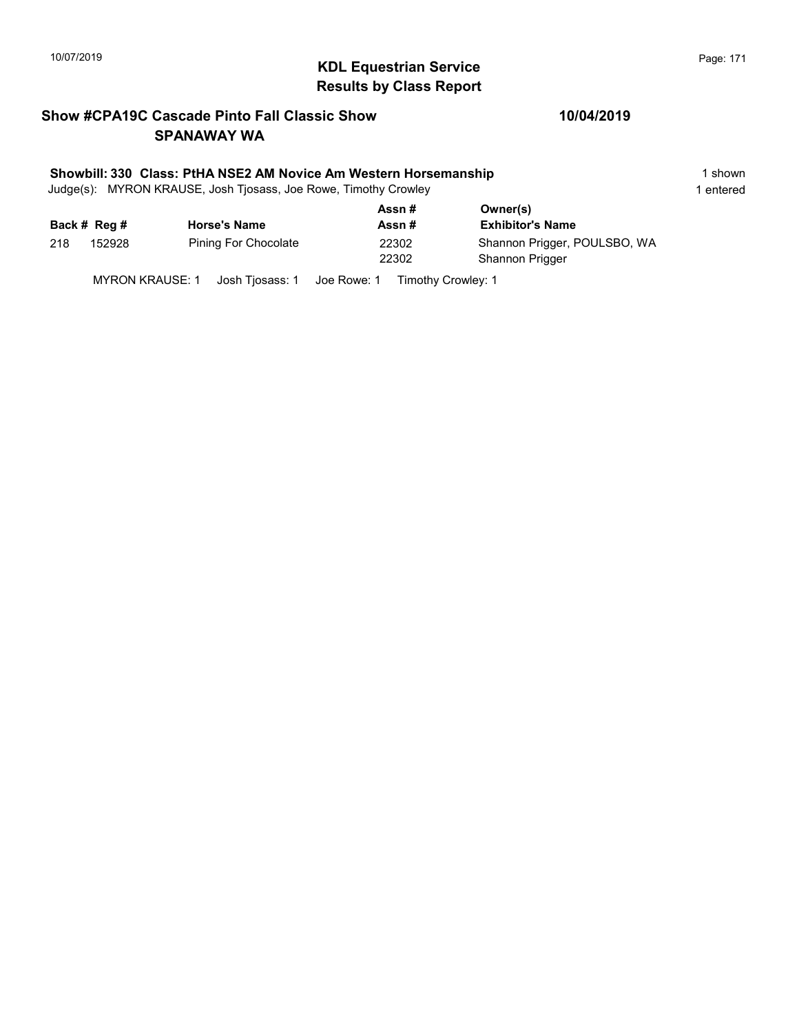# KDL Equestrian Service
## Results by Class Report

**Show #CPA19C Cascade Pinto Fall Classic Show** **10/04/2019**
**SPANAWAY WA**

**Showbill: 330 Class: PtHA NSE2 AM Novice Am Western Horsemanship** 1 shown
Judge(s): MYRON KRAUSE, Josh Tjosass, Joe Rowe, Timothy Crowley 1 entered

| Back # | Reg # | Horse's Name | Assn # / Assn # | Owner(s) / Exhibitor's Name |
|---|---|---|---|---|
| 218 | 152928 | Pining For Chocolate | 22302 | Shannon Prigger, POULSBO, WA |
| | | | 22302 | Shannon Prigger |

MYRON KRAUSE: 1 Josh Tjosass: 1 Joe Rowe: 1 Timothy Crowley: 1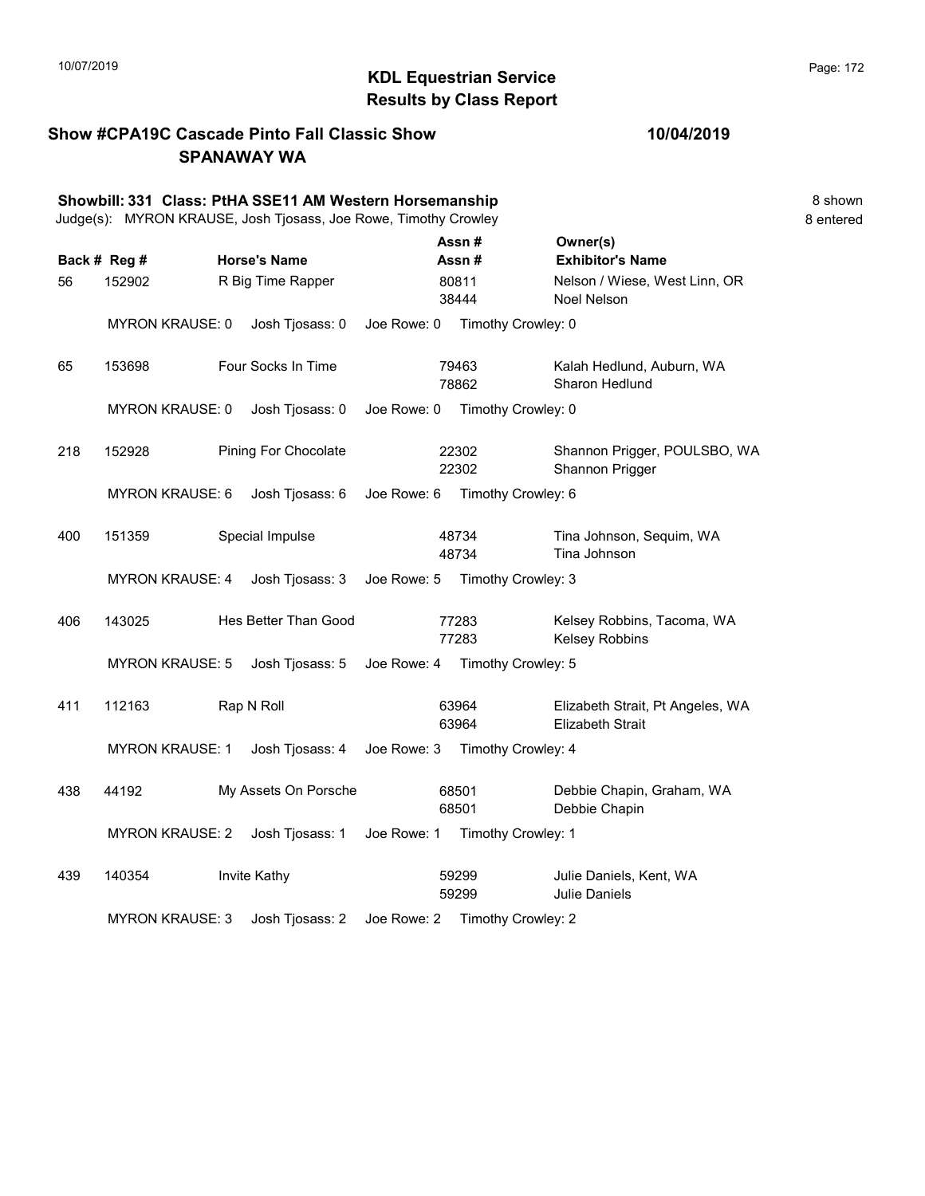# KDL Equestrian Service
## Results by Class Report

**Show #CPA19C Cascade Pinto Fall Classic Show** — **10/04/2019**
**SPANAWAY WA**

**Showbill: 331 Class: PtHA SSE11 AM Western Horsemanship** — 8 shown
Judge(s): MYRON KRAUSE, Josh Tjosass, Joe Rowe, Timothy Crowley — 8 entered

| Back # | Reg # | Horse's Name | Assn # / Assn # | Owner(s) / Exhibitor's Name |
|---|---|---|---|---|
| 56 | 152902 | R Big Time Rapper | 80811 / 38444 | Nelson / Wiese, West Linn, OR / Noel Nelson |
| | | MYRON KRAUSE: 0 Josh Tjosass: 0 Joe Rowe: 0 Timothy Crowley: 0 | | |
| 65 | 153698 | Four Socks In Time | 79463 / 78862 | Kalah Hedlund, Auburn, WA / Sharon Hedlund |
| | | MYRON KRAUSE: 0 Josh Tjosass: 0 Joe Rowe: 0 Timothy Crowley: 0 | | |
| 218 | 152928 | Pining For Chocolate | 22302 / 22302 | Shannon Prigger, POULSBO, WA / Shannon Prigger |
| | | MYRON KRAUSE: 6 Josh Tjosass: 6 Joe Rowe: 6 Timothy Crowley: 6 | | |
| 400 | 151359 | Special Impulse | 48734 / 48734 | Tina Johnson, Sequim, WA / Tina Johnson |
| | | MYRON KRAUSE: 4 Josh Tjosass: 3 Joe Rowe: 5 Timothy Crowley: 3 | | |
| 406 | 143025 | Hes Better Than Good | 77283 / 77283 | Kelsey Robbins, Tacoma, WA / Kelsey Robbins |
| | | MYRON KRAUSE: 5 Josh Tjosass: 5 Joe Rowe: 4 Timothy Crowley: 5 | | |
| 411 | 112163 | Rap N Roll | 63964 / 63964 | Elizabeth Strait, Pt Angeles, WA / Elizabeth Strait |
| | | MYRON KRAUSE: 1 Josh Tjosass: 4 Joe Rowe: 3 Timothy Crowley: 4 | | |
| 438 | 44192 | My Assets On Porsche | 68501 / 68501 | Debbie Chapin, Graham, WA / Debbie Chapin |
| | | MYRON KRAUSE: 2 Josh Tjosass: 1 Joe Rowe: 1 Timothy Crowley: 1 | | |
| 439 | 140354 | Invite Kathy | 59299 / 59299 | Julie Daniels, Kent, WA / Julie Daniels |
| | | MYRON KRAUSE: 3 Josh Tjosass: 2 Joe Rowe: 2 Timothy Crowley: 2 | | |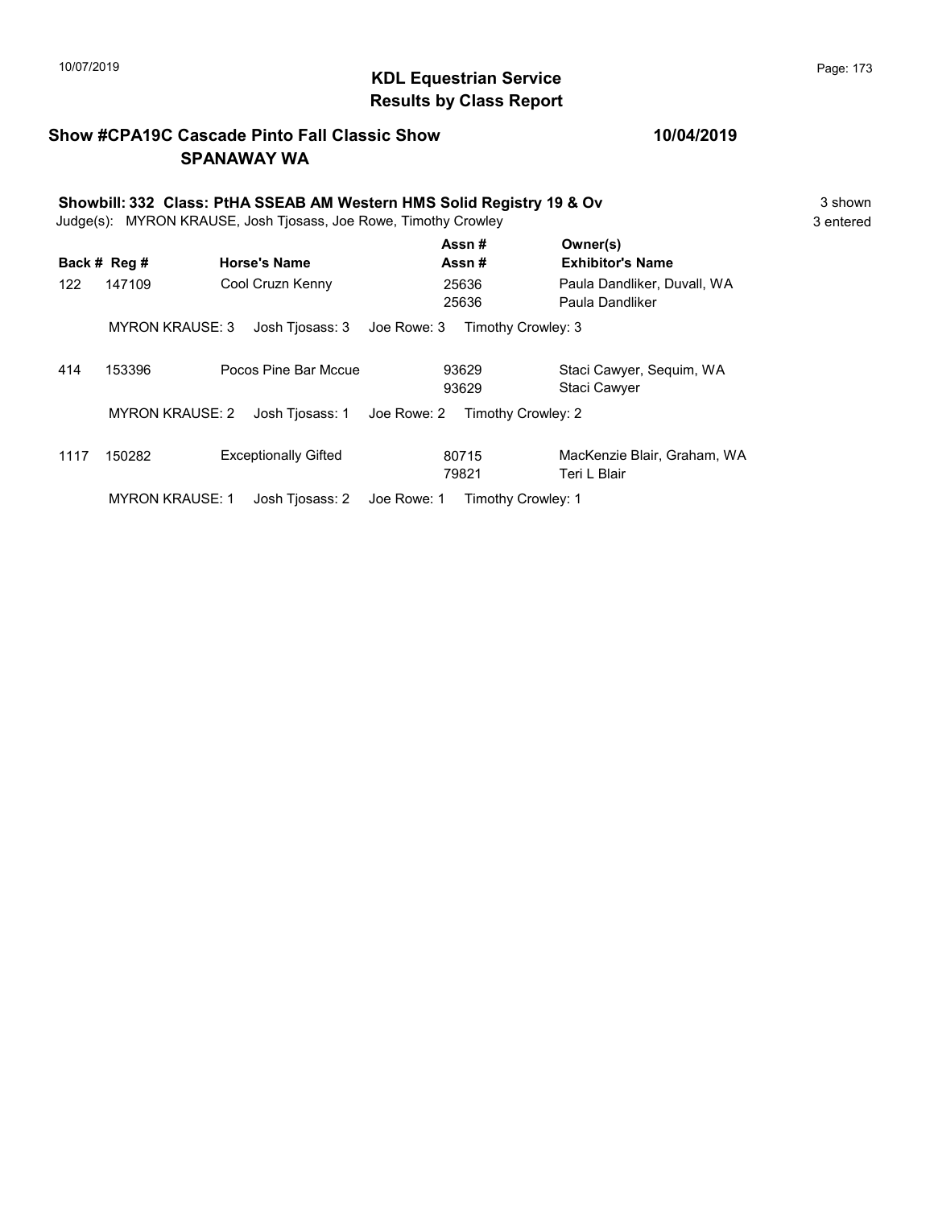# KDL Equestrian Service
## Results by Class Report

**Show #CPA19C Cascade Pinto Fall Classic Show** — **10/04/2019**
**SPANAWAY WA**

**Showbill: 332 Class: PtHA SSEAB AM Western HMS Solid Registry 19 & Ov** — 3 shown

Judge(s): MYRON KRAUSE, Josh Tjosass, Joe Rowe, Timothy Crowley — 3 entered

| Back # | Reg # | Horse's Name | Assn # / Assn # | Owner(s) / Exhibitor's Name |
|---|---|---|---|---|
| 122 | 147109 | Cool Cruzn Kenny | 25636 / 25636 | Paula Dandliker, Duvall, WA / Paula Dandliker |
| | MYRON KRAUSE: 3 | Josh Tjosass: 3 | Joe Rowe: 3 | Timothy Crowley: 3 |
| 414 | 153396 | Pocos Pine Bar Mccue | 93629 / 93629 | Staci Cawyer, Sequim, WA / Staci Cawyer |
| | MYRON KRAUSE: 2 | Josh Tjosass: 1 | Joe Rowe: 2 | Timothy Crowley: 2 |
| 1117 | 150282 | Exceptionally Gifted | 80715 / 79821 | MacKenzie Blair, Graham, WA / Teri L Blair |
| | MYRON KRAUSE: 1 | Josh Tjosass: 2 | Joe Rowe: 1 | Timothy Crowley: 1 |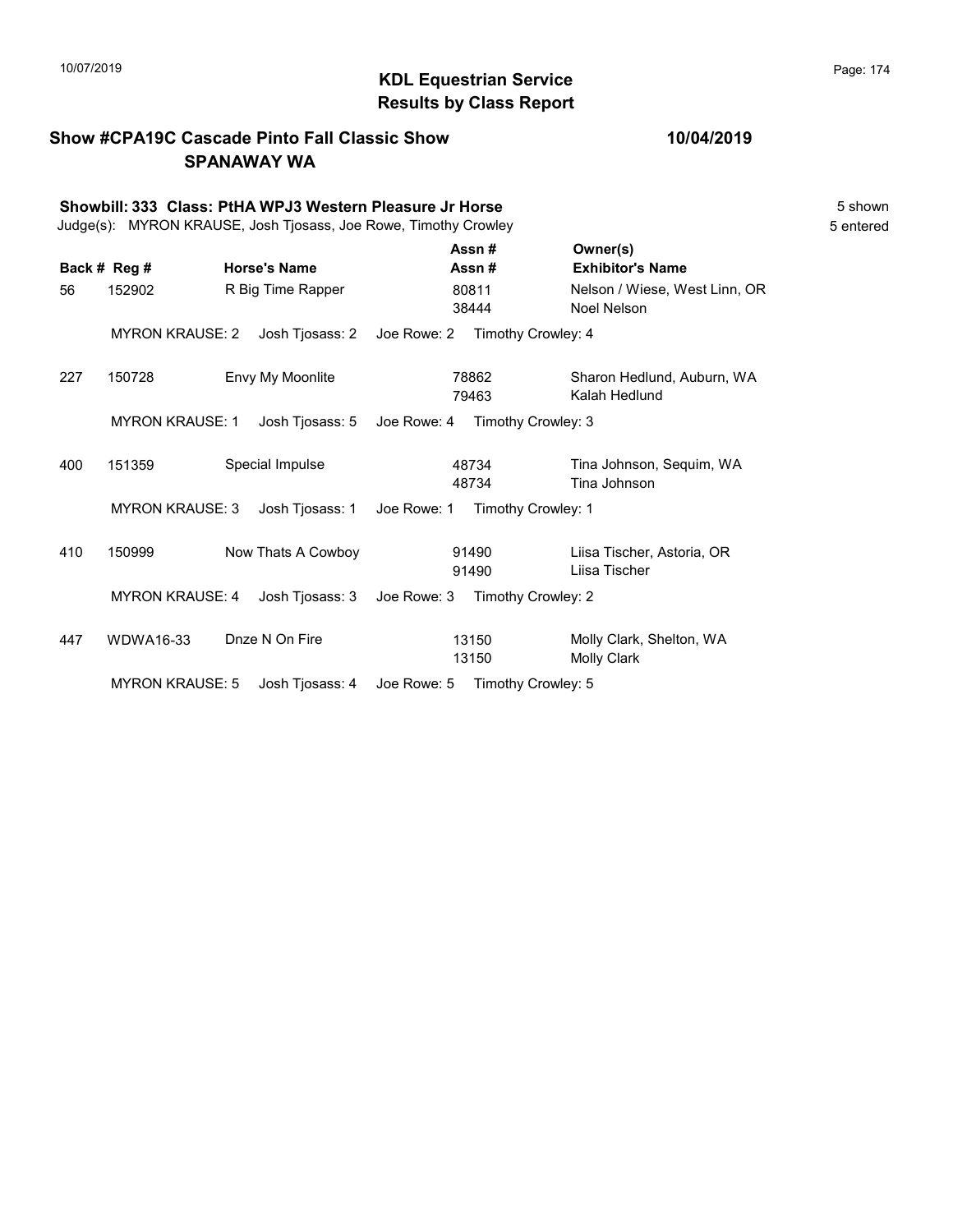# KDL Equestrian Service
## Results by Class Report

**Show #CPA19C Cascade Pinto Fall Classic Show** — **10/04/2019**
**SPANAWAY WA**

**Showbill: 333 Class: PtHA WPJ3 Western Pleasure Jr Horse** — 5 shown
Judge(s): MYRON KRAUSE, Josh Tjosass, Joe Rowe, Timothy Crowley — 5 entered

| Back # | Reg # | Horse's Name | Assn # / Assn # | Owner(s) / Exhibitor's Name |
|---|---|---|---|---|
| 56 | 152902 | R Big Time Rapper | 80811 / 38444 | Nelson / Wiese, West Linn, OR / Noel Nelson |
| | MYRON KRAUSE: 2 | Josh Tjosass: 2 | Joe Rowe: 2 | Timothy Crowley: 4 |
| 227 | 150728 | Envy My Moonlite | 78862 / 79463 | Sharon Hedlund, Auburn, WA / Kalah Hedlund |
| | MYRON KRAUSE: 1 | Josh Tjosass: 5 | Joe Rowe: 4 | Timothy Crowley: 3 |
| 400 | 151359 | Special Impulse | 48734 / 48734 | Tina Johnson, Sequim, WA / Tina Johnson |
| | MYRON KRAUSE: 3 | Josh Tjosass: 1 | Joe Rowe: 1 | Timothy Crowley: 1 |
| 410 | 150999 | Now Thats A Cowboy | 91490 / 91490 | Liisa Tischer, Astoria, OR / Liisa Tischer |
| | MYRON KRAUSE: 4 | Josh Tjosass: 3 | Joe Rowe: 3 | Timothy Crowley: 2 |
| 447 | WDWA16-33 | Dnze N On Fire | 13150 / 13150 | Molly Clark, Shelton, WA / Molly Clark |
| | MYRON KRAUSE: 5 | Josh Tjosass: 4 | Joe Rowe: 5 | Timothy Crowley: 5 |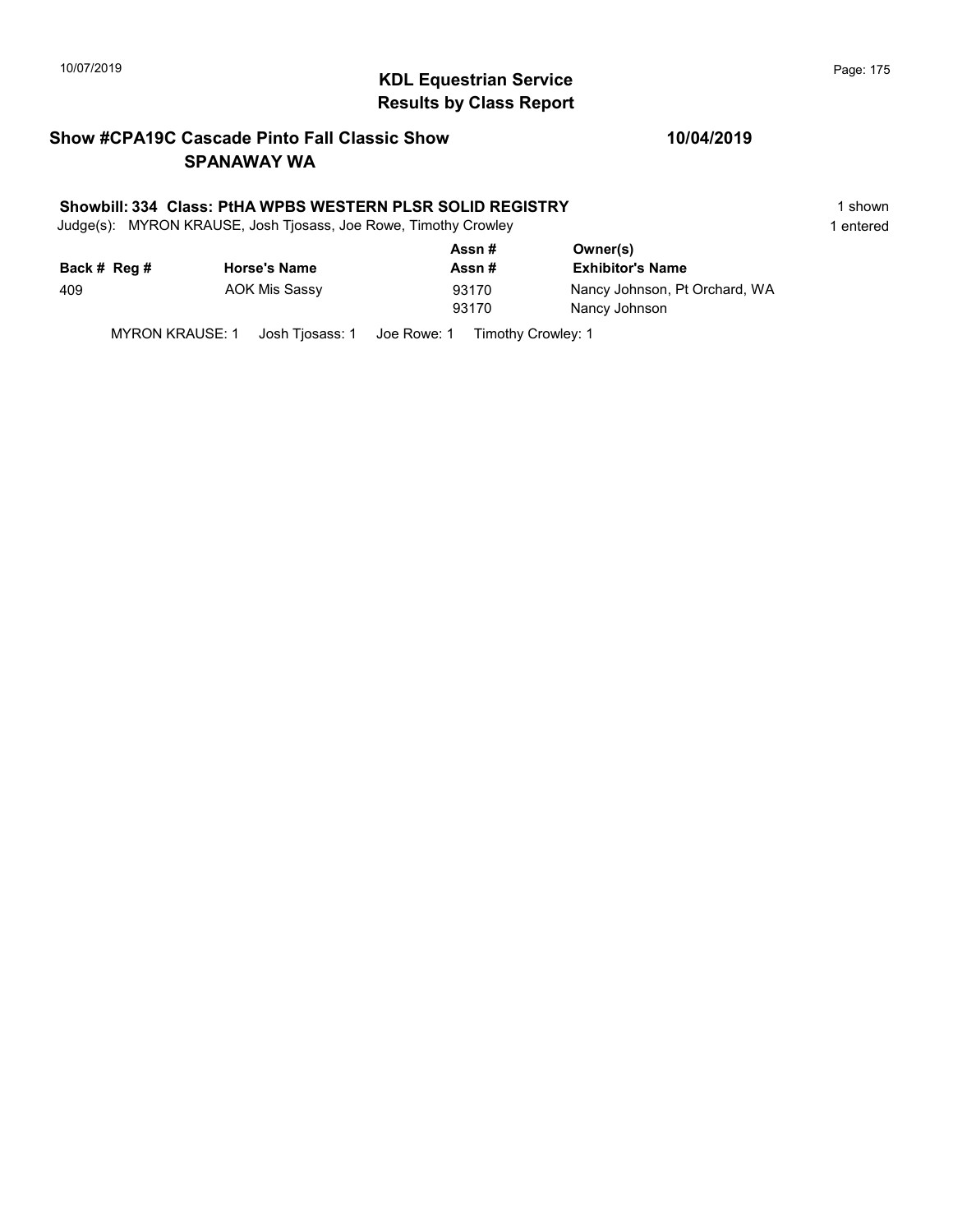## KDL Equestrian Service
## Results by Class Report

**Show #CPA19C Cascade Pinto Fall Classic Show** **10/04/2019**
**SPANAWAY WA**

**Showbill: 334 Class: PtHA WPBS WESTERN PLSR SOLID REGISTRY** 1 shown
Judge(s): MYRON KRAUSE, Josh Tjosass, Joe Rowe, Timothy Crowley 1 entered

| Back # | Reg # | Horse's Name | Assn # / Assn # | Owner(s) / Exhibitor's Name |
|---|---|---|---|---|
| 409 | | AOK Mis Sassy | 93170 | Nancy Johnson, Pt Orchard, WA |
| | | | 93170 | Nancy Johnson |

MYRON KRAUSE: 1 Josh Tjosass: 1 Joe Rowe: 1 Timothy Crowley: 1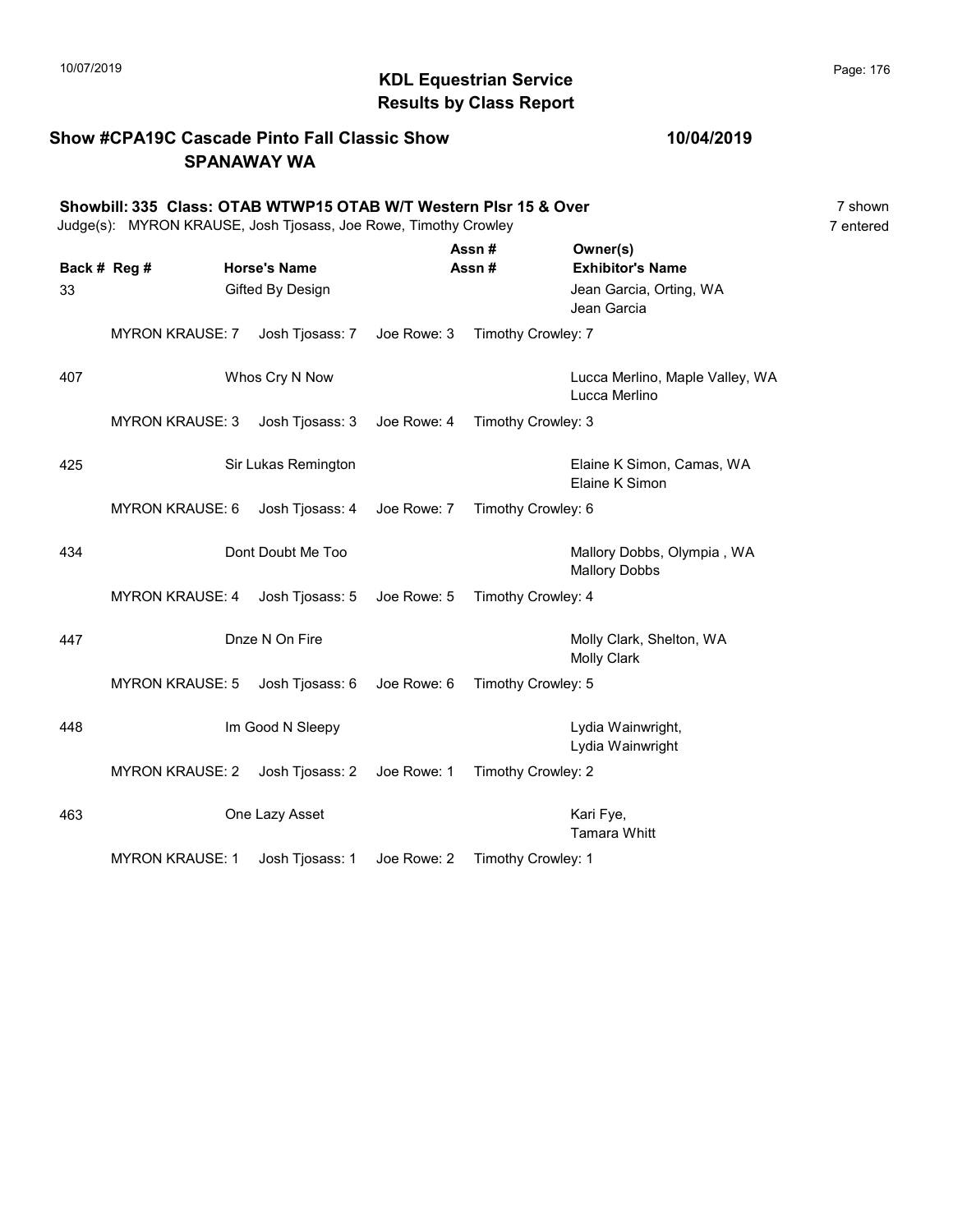10/07/2019

# KDL Equestrian Service
## Results by Class Report

**Show #CPA19C Cascade Pinto Fall Classic Show** — **10/04/2019**
**SPANAWAY WA**

**Showbill: 335 Class: OTAB WTWP15 OTAB W/T Western Plsr 15 & Over** — 7 shown
Judge(s): MYRON KRAUSE, Josh Tjosass, Joe Rowe, Timothy Crowley — 7 entered

| Back # | Reg # | Horse's Name | Assn # / Assn # | Owner(s) / Exhibitor's Name |
|---|---|---|---|---|
| 33 | | Gifted By Design | | Jean Garcia, Orting, WA / Jean Garcia |
| | MYRON KRAUSE: 7 | Josh Tjosass: 7 | Joe Rowe: 3 | Timothy Crowley: 7 |
| 407 | | Whos Cry N Now | | Lucca Merlino, Maple Valley, WA / Lucca Merlino |
| | MYRON KRAUSE: 3 | Josh Tjosass: 3 | Joe Rowe: 4 | Timothy Crowley: 3 |
| 425 | | Sir Lukas Remington | | Elaine K Simon, Camas, WA / Elaine K Simon |
| | MYRON KRAUSE: 6 | Josh Tjosass: 4 | Joe Rowe: 7 | Timothy Crowley: 6 |
| 434 | | Dont Doubt Me Too | | Mallory Dobbs, Olympia , WA / Mallory Dobbs |
| | MYRON KRAUSE: 4 | Josh Tjosass: 5 | Joe Rowe: 5 | Timothy Crowley: 4 |
| 447 | | Dnze N On Fire | | Molly Clark, Shelton, WA / Molly Clark |
| | MYRON KRAUSE: 5 | Josh Tjosass: 6 | Joe Rowe: 6 | Timothy Crowley: 5 |
| 448 | | Im Good N Sleepy | | Lydia Wainwright, / Lydia Wainwright |
| | MYRON KRAUSE: 2 | Josh Tjosass: 2 | Joe Rowe: 1 | Timothy Crowley: 2 |
| 463 | | One Lazy Asset | | Kari Fye, / Tamara Whitt |
| | MYRON KRAUSE: 1 | Josh Tjosass: 1 | Joe Rowe: 2 | Timothy Crowley: 1 |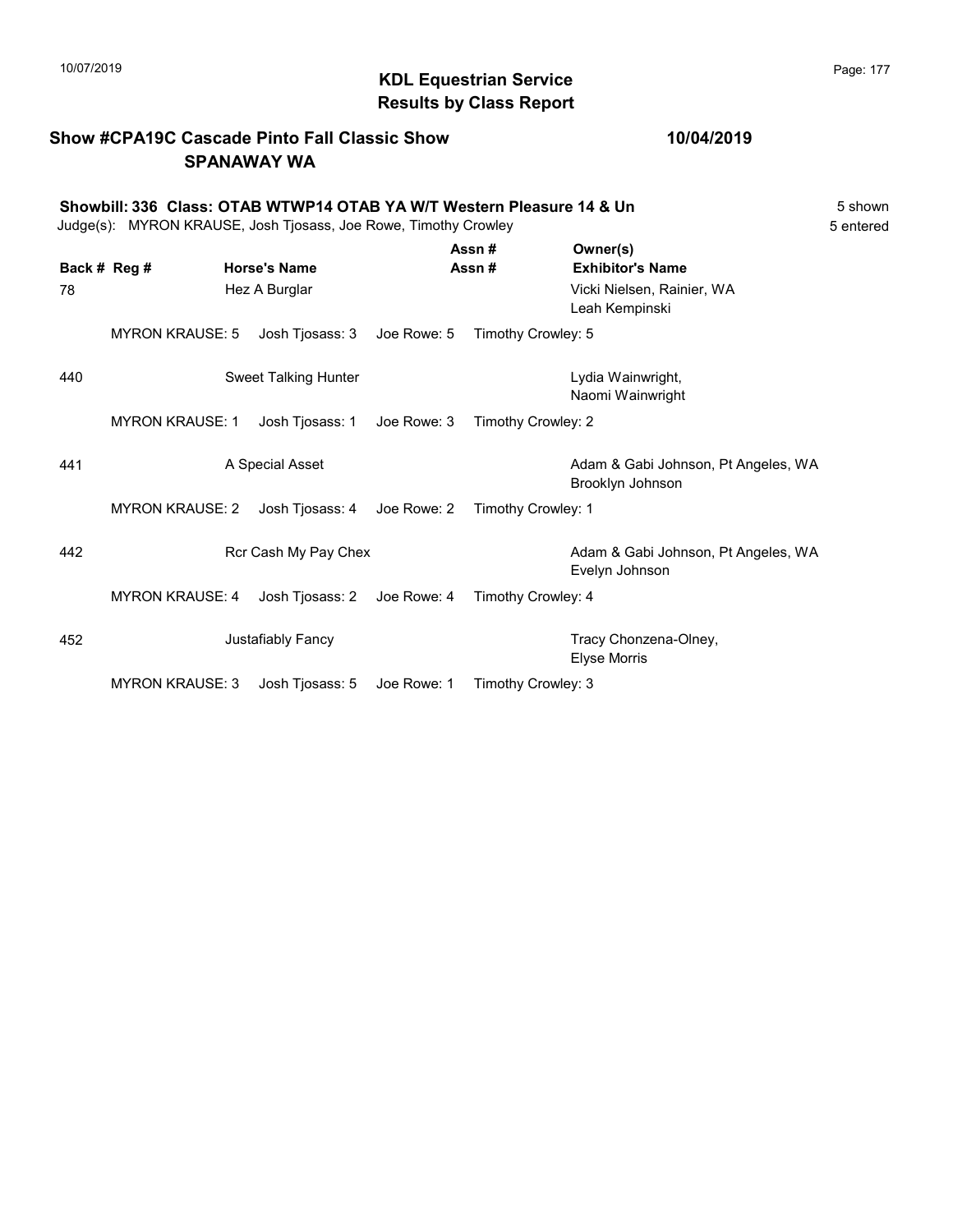# KDL Equestrian Service
## Results by Class Report

**Show #CPA19C Cascade Pinto Fall Classic Show** — **10/04/2019**
**SPANAWAY WA**

**Showbill: 336 Class: OTAB WTWP14 OTAB YA W/T Western Pleasure 14 & Un** — 5 shown
Judge(s): MYRON KRAUSE, Josh Tjosass, Joe Rowe, Timothy Crowley — 5 entered

| Back # | Reg # | Horse's Name | Assn # / Assn # | Owner(s) / Exhibitor's Name |
|---|---|---|---|---|
| 78 | | Hez A Burglar | | Vicki Nielsen, Rainier, WA<br>Leah Kempinski |
| | MYRON KRAUSE: 5 | Josh Tjosass: 3 | Joe Rowe: 5 | Timothy Crowley: 5 |
| 440 | | Sweet Talking Hunter | | Lydia Wainwright,<br>Naomi Wainwright |
| | MYRON KRAUSE: 1 | Josh Tjosass: 1 | Joe Rowe: 3 | Timothy Crowley: 2 |
| 441 | | A Special Asset | | Adam & Gabi Johnson, Pt Angeles, WA<br>Brooklyn Johnson |
| | MYRON KRAUSE: 2 | Josh Tjosass: 4 | Joe Rowe: 2 | Timothy Crowley: 1 |
| 442 | | Rcr Cash My Pay Chex | | Adam & Gabi Johnson, Pt Angeles, WA<br>Evelyn Johnson |
| | MYRON KRAUSE: 4 | Josh Tjosass: 2 | Joe Rowe: 4 | Timothy Crowley: 4 |
| 452 | | Justafiably Fancy | | Tracy Chonzena-Olney,<br>Elyse Morris |
| | MYRON KRAUSE: 3 | Josh Tjosass: 5 | Joe Rowe: 1 | Timothy Crowley: 3 |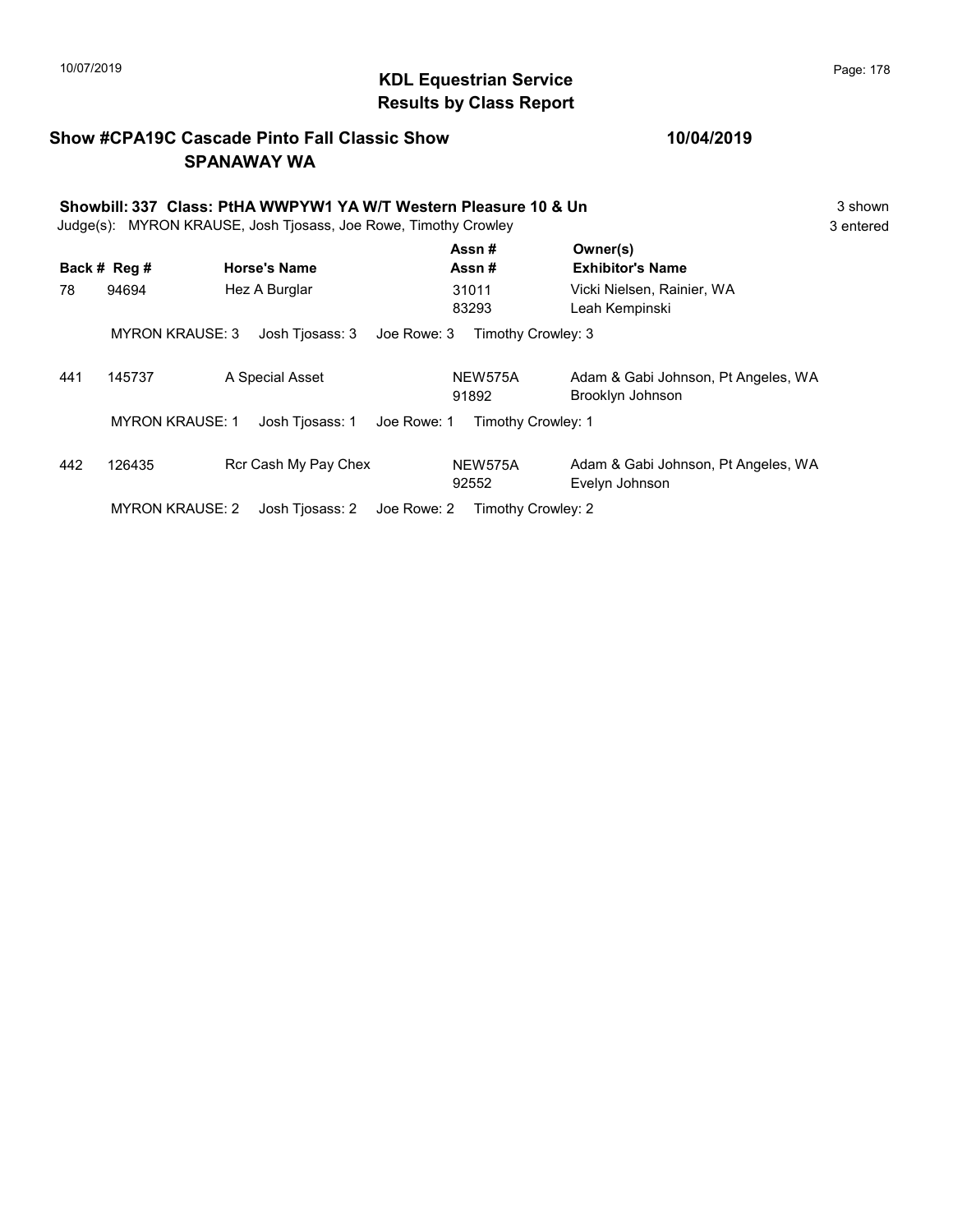# KDL Equestrian Service
## Results by Class Report

**Show #CPA19C Cascade Pinto Fall Classic Show** **10/04/2019**
**SPANAWAY WA**

**Showbill: 337 Class: PtHA WWPYW1 YA W/T Western Pleasure 10 & Un** 3 shown
Judge(s): MYRON KRAUSE, Josh Tjosass, Joe Rowe, Timothy Crowley 3 entered

| Back # | Reg # | Horse's Name | Assn # / Assn # | Owner(s) / Exhibitor's Name |
|---|---|---|---|---|
| 78 | 94694 | Hez A Burglar | 31011<br>83293 | Vicki Nielsen, Rainier, WA<br>Leah Kempinski |
| | MYRON KRAUSE: 3 | Josh Tjosass: 3 | Joe Rowe: 3 | Timothy Crowley: 3 |
| 441 | 145737 | A Special Asset | NEW575A<br>91892 | Adam & Gabi Johnson, Pt Angeles, WA<br>Brooklyn Johnson |
| | MYRON KRAUSE: 1 | Josh Tjosass: 1 | Joe Rowe: 1 | Timothy Crowley: 1 |
| 442 | 126435 | Rcr Cash My Pay Chex | NEW575A<br>92552 | Adam & Gabi Johnson, Pt Angeles, WA<br>Evelyn Johnson |
| | MYRON KRAUSE: 2 | Josh Tjosass: 2 | Joe Rowe: 2 | Timothy Crowley: 2 |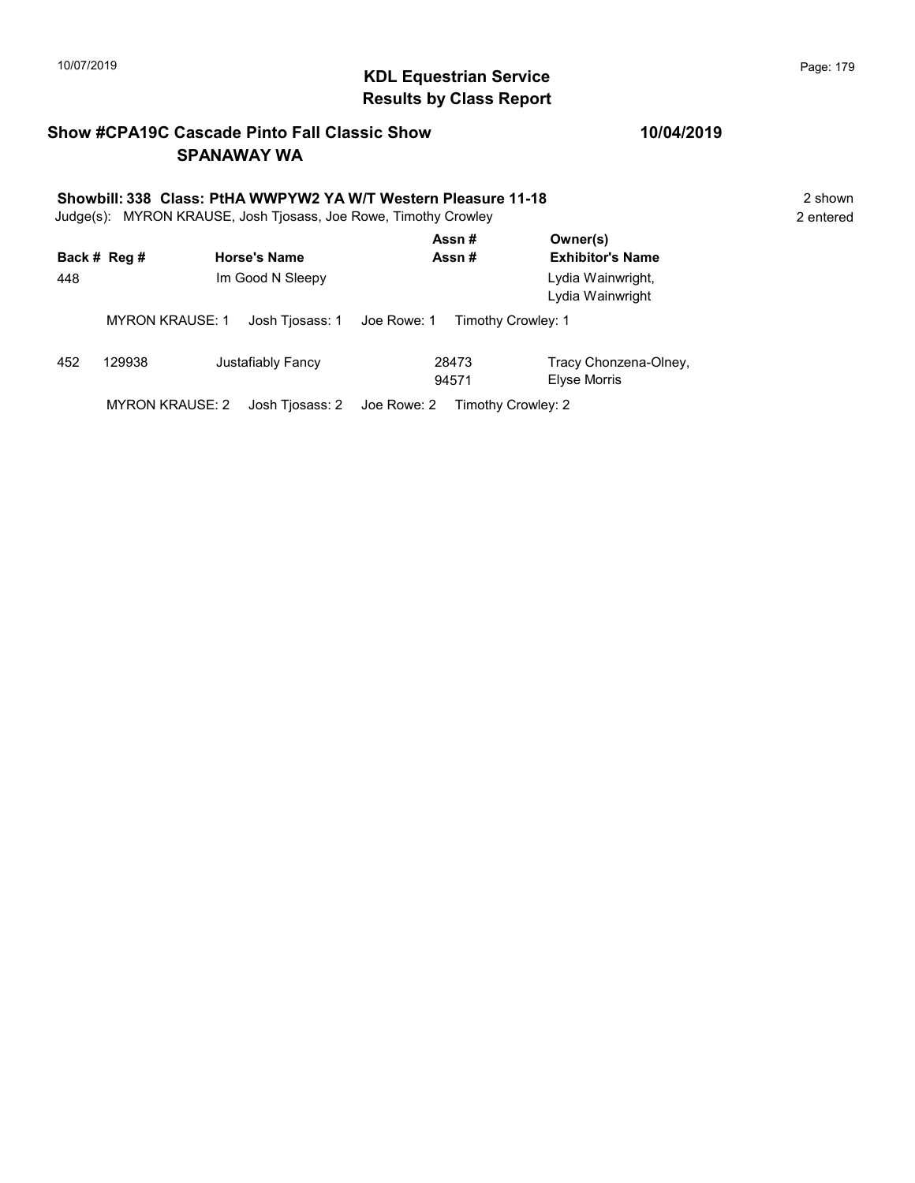## KDL Equestrian Service
## Results by Class Report

**Show #CPA19C Cascade Pinto Fall Classic Show** — **10/04/2019**
**SPANAWAY WA**

**Showbill: 338 Class: PtHA WWPYW2 YA W/T Western Pleasure 11-18** — 2 shown
Judge(s): MYRON KRAUSE, Josh Tjosass, Joe Rowe, Timothy Crowley — 2 entered

| Back # | Reg # | Horse's Name | Assn # / Assn # | Owner(s) / Exhibitor's Name |
|---|---|---|---|---|
| 448 | | Im Good N Sleepy | | Lydia Wainwright, Lydia Wainwright |
| | MYRON KRAUSE: 1 | Josh Tjosass: 1 | Joe Rowe: 1 | Timothy Crowley: 1 |
| 452 | 129938 | Justafiably Fancy | 28473 94571 | Tracy Chonzena-Olney, Elyse Morris |
| | MYRON KRAUSE: 2 | Josh Tjosass: 2 | Joe Rowe: 2 | Timothy Crowley: 2 |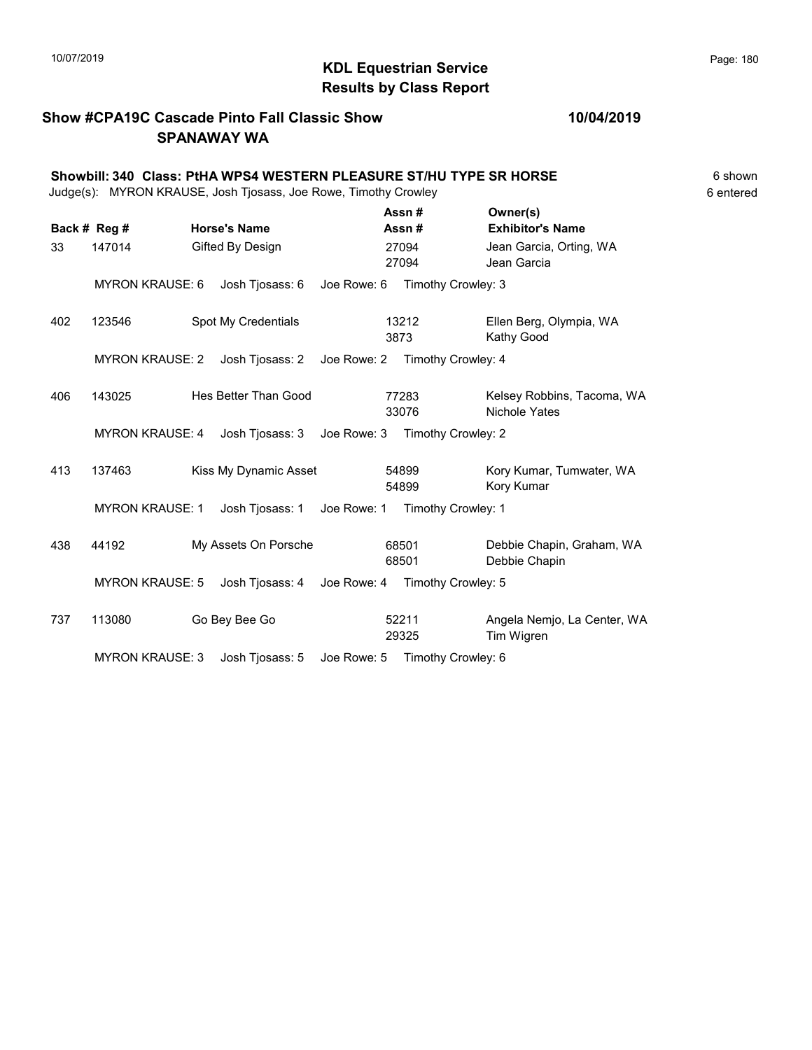# KDL Equestrian Service
## Results by Class Report

**Show #CPA19C Cascade Pinto Fall Classic Show** — **10/04/2019**
**SPANAWAY WA**

**Showbill: 340 Class: PtHA WPS4 WESTERN PLEASURE ST/HU TYPE SR HORSE** — 6 shown, 6 entered

Judge(s): MYRON KRAUSE, Josh Tjosass, Joe Rowe, Timothy Crowley

| Back # | Reg # | Horse's Name | Assn # / Assn # | Owner(s) / Exhibitor's Name |
|---|---|---|---|---|
| 33 | 147014 | Gifted By Design | 27094 / 27094 | Jean Garcia, Orting, WA / Jean Garcia |
| | MYRON KRAUSE: 6 | Josh Tjosass: 6 | Joe Rowe: 6 | Timothy Crowley: 3 |
| 402 | 123546 | Spot My Credentials | 13212 / 3873 | Ellen Berg, Olympia, WA / Kathy Good |
| | MYRON KRAUSE: 2 | Josh Tjosass: 2 | Joe Rowe: 2 | Timothy Crowley: 4 |
| 406 | 143025 | Hes Better Than Good | 77283 / 33076 | Kelsey Robbins, Tacoma, WA / Nichole Yates |
| | MYRON KRAUSE: 4 | Josh Tjosass: 3 | Joe Rowe: 3 | Timothy Crowley: 2 |
| 413 | 137463 | Kiss My Dynamic Asset | 54899 / 54899 | Kory Kumar, Tumwater, WA / Kory Kumar |
| | MYRON KRAUSE: 1 | Josh Tjosass: 1 | Joe Rowe: 1 | Timothy Crowley: 1 |
| 438 | 44192 | My Assets On Porsche | 68501 / 68501 | Debbie Chapin, Graham, WA / Debbie Chapin |
| | MYRON KRAUSE: 5 | Josh Tjosass: 4 | Joe Rowe: 4 | Timothy Crowley: 5 |
| 737 | 113080 | Go Bey Bee Go | 52211 / 29325 | Angela Nemjo, La Center, WA / Tim Wigren |
| | MYRON KRAUSE: 3 | Josh Tjosass: 5 | Joe Rowe: 5 | Timothy Crowley: 6 |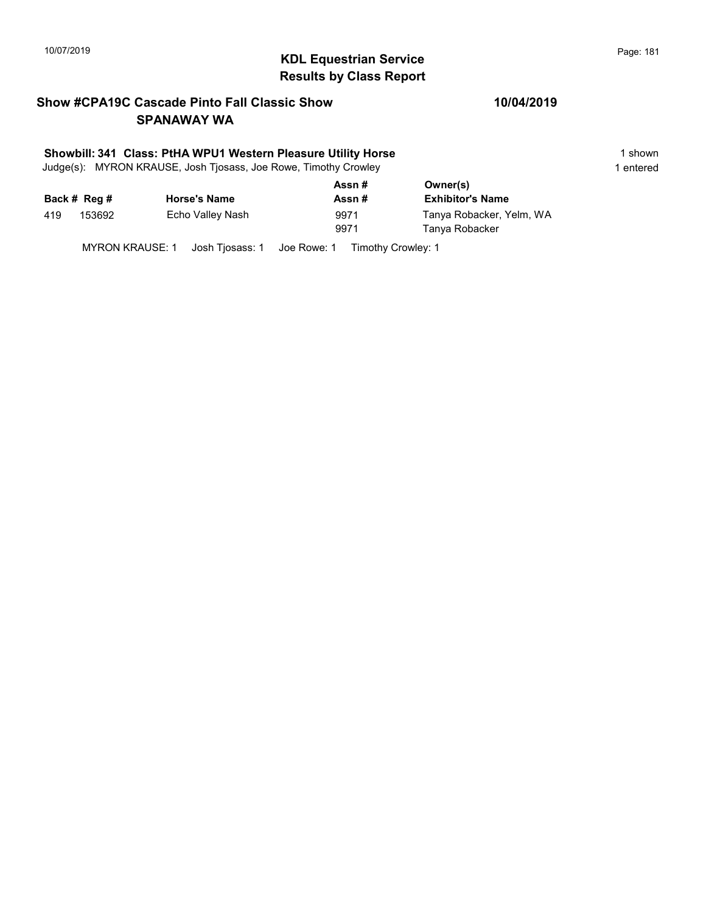## KDL Equestrian Service
## Results by Class Report

**Show #CPA19C Cascade Pinto Fall Classic Show** **10/04/2019**
**SPANAWAY WA**

**Showbill: 341 Class: PtHA WPU1 Western Pleasure Utility Horse** 1 shown
Judge(s): MYRON KRAUSE, Josh Tjosass, Joe Rowe, Timothy Crowley 1 entered

| Back # | Reg # | Horse's Name | Assn # / Assn # | Owner(s) / Exhibitor's Name |
|---|---|---|---|---|
| 419 | 153692 | Echo Valley Nash | 9971 | Tanya Robacker, Yelm, WA |
| | | | 9971 | Tanya Robacker |

MYRON KRAUSE: 1 Josh Tjosass: 1 Joe Rowe: 1 Timothy Crowley: 1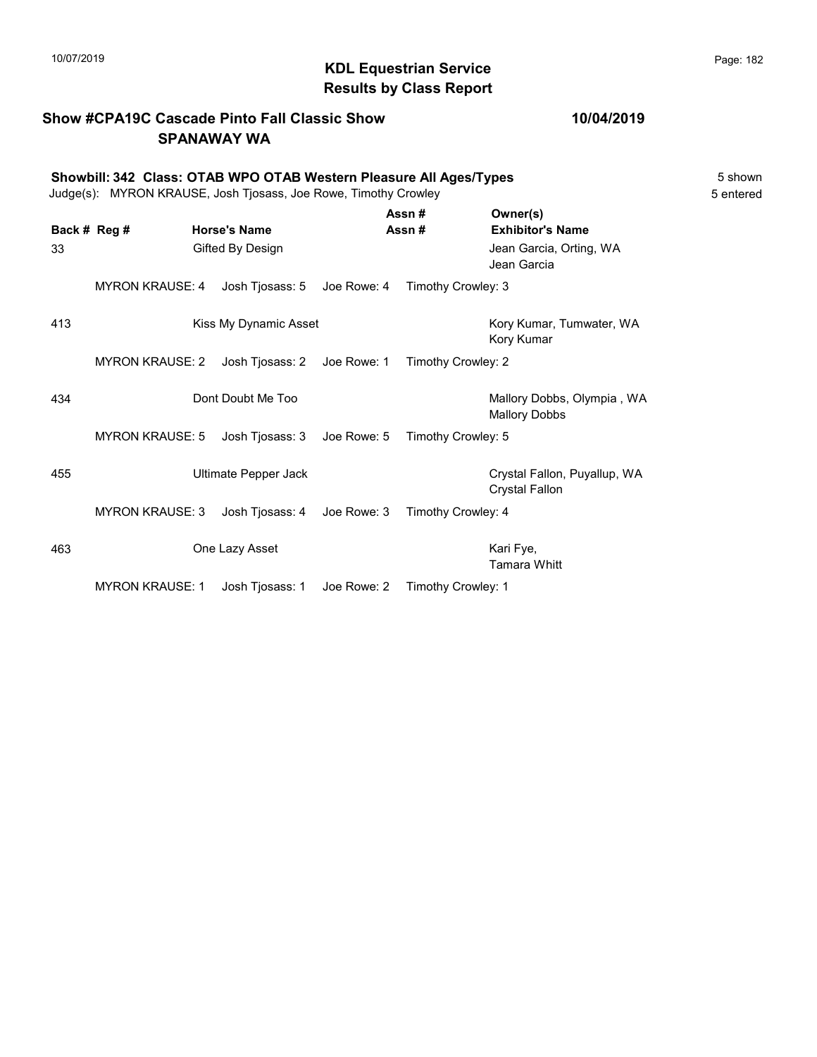# KDL Equestrian Service
## Results by Class Report

**Show #CPA19C Cascade Pinto Fall Classic Show** — **10/04/2019**
**SPANAWAY WA**

**Showbill: 342 Class: OTAB WPO OTAB Western Pleasure All Ages/Types** — 5 shown
Judge(s): MYRON KRAUSE, Josh Tjosass, Joe Rowe, Timothy Crowley — 5 entered

| Back # | Reg # | Horse's Name | Assn # / Assn # | Owner(s) / Exhibitor's Name |
|---|---|---|---|---|
| 33 | | Gifted By Design | | Jean Garcia, Orting, WA<br>Jean Garcia |
| | MYRON KRAUSE: 4 | Josh Tjosass: 5 | Joe Rowe: 4 | Timothy Crowley: 3 |
| 413 | | Kiss My Dynamic Asset | | Kory Kumar, Tumwater, WA<br>Kory Kumar |
| | MYRON KRAUSE: 2 | Josh Tjosass: 2 | Joe Rowe: 1 | Timothy Crowley: 2 |
| 434 | | Dont Doubt Me Too | | Mallory Dobbs, Olympia , WA<br>Mallory Dobbs |
| | MYRON KRAUSE: 5 | Josh Tjosass: 3 | Joe Rowe: 5 | Timothy Crowley: 5 |
| 455 | | Ultimate Pepper Jack | | Crystal Fallon, Puyallup, WA<br>Crystal Fallon |
| | MYRON KRAUSE: 3 | Josh Tjosass: 4 | Joe Rowe: 3 | Timothy Crowley: 4 |
| 463 | | One Lazy Asset | | Kari Fye,<br>Tamara Whitt |
| | MYRON KRAUSE: 1 | Josh Tjosass: 1 | Joe Rowe: 2 | Timothy Crowley: 1 |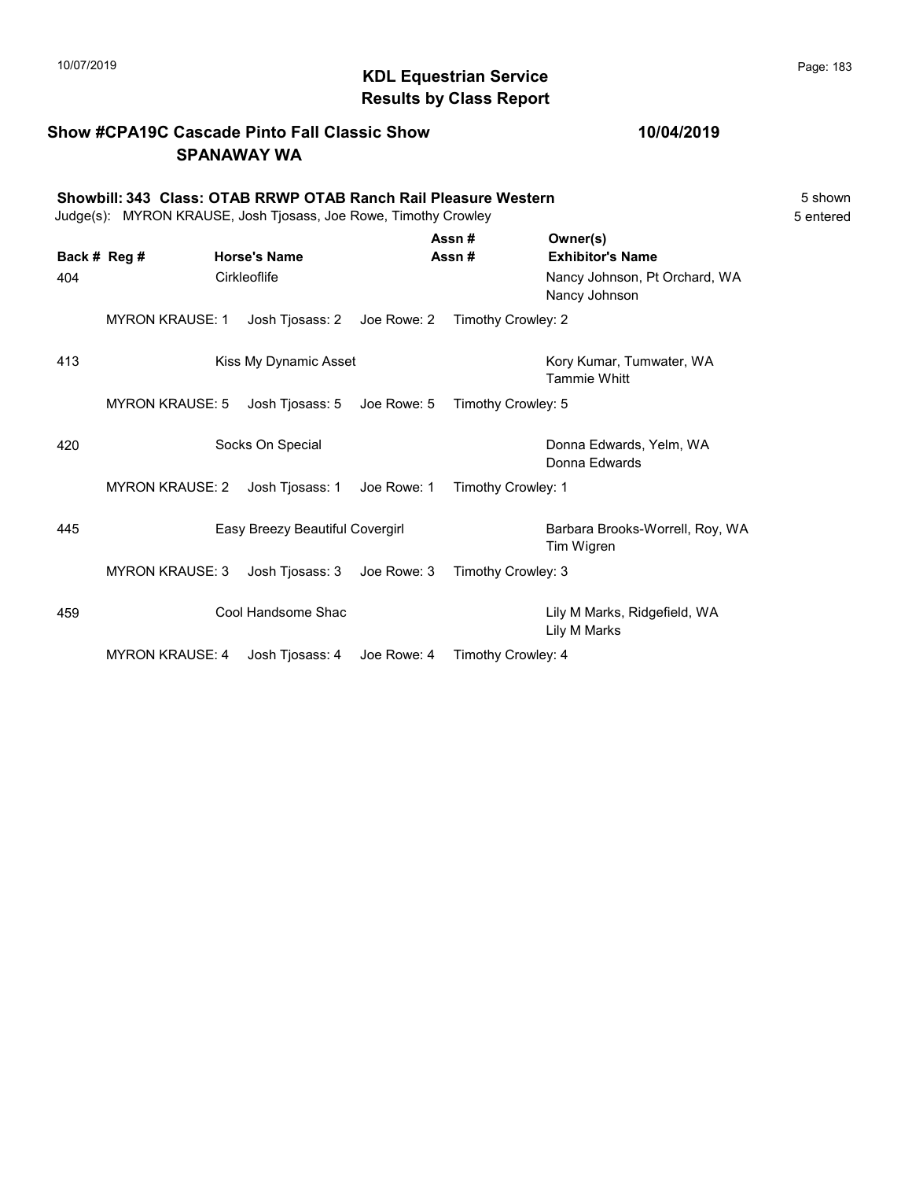# KDL Equestrian Service
## Results by Class Report

**Show #CPA19C Cascade Pinto Fall Classic Show** — **10/04/2019**
**SPANAWAY WA**

**Showbill: 343 Class: OTAB RRWP OTAB Ranch Rail Pleasure Western** — 5 shown
Judge(s): MYRON KRAUSE, Josh Tjosass, Joe Rowe, Timothy Crowley — 5 entered

| Back # | Reg # | Horse's Name | Assn # / Assn # | Owner(s) / Exhibitor's Name |
|---|---|---|---|---|
| 404 | | Cirkleoflife | | Nancy Johnson, Pt Orchard, WA / Nancy Johnson |
| | MYRON KRAUSE: 1 | Josh Tjosass: 2 | Joe Rowe: 2 | Timothy Crowley: 2 |
| 413 | | Kiss My Dynamic Asset | | Kory Kumar, Tumwater, WA / Tammie Whitt |
| | MYRON KRAUSE: 5 | Josh Tjosass: 5 | Joe Rowe: 5 | Timothy Crowley: 5 |
| 420 | | Socks On Special | | Donna Edwards, Yelm, WA / Donna Edwards |
| | MYRON KRAUSE: 2 | Josh Tjosass: 1 | Joe Rowe: 1 | Timothy Crowley: 1 |
| 445 | | Easy Breezy Beautiful Covergirl | | Barbara Brooks-Worrell, Roy, WA / Tim Wigren |
| | MYRON KRAUSE: 3 | Josh Tjosass: 3 | Joe Rowe: 3 | Timothy Crowley: 3 |
| 459 | | Cool Handsome Shac | | Lily M Marks, Ridgefield, WA / Lily M Marks |
| | MYRON KRAUSE: 4 | Josh Tjosass: 4 | Joe Rowe: 4 | Timothy Crowley: 4 |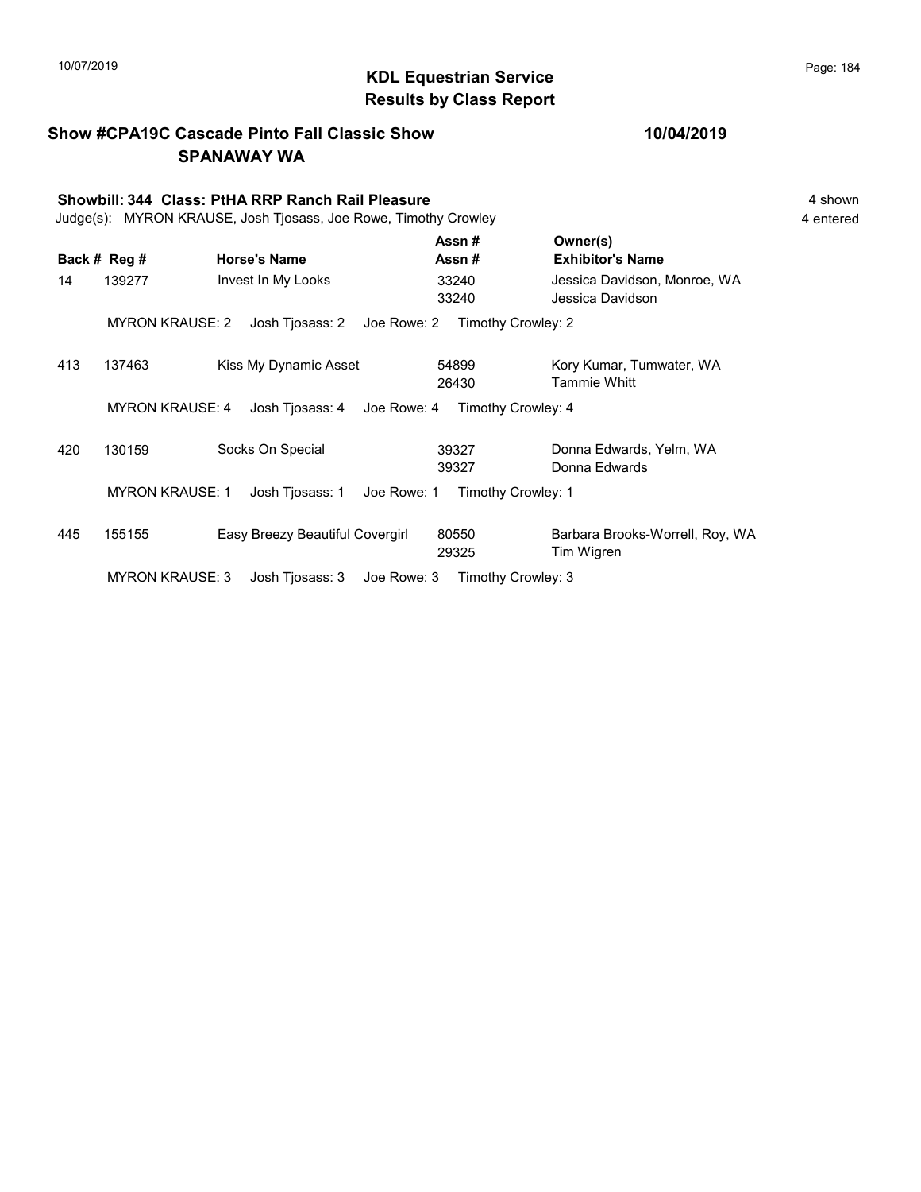# KDL Equestrian Service
## Results by Class Report

**Show #CPA19C Cascade Pinto Fall Classic Show** **10/04/2019**
**SPANAWAY WA**

**Showbill: 344 Class: PtHA RRP Ranch Rail Pleasure** 4 shown
Judge(s): MYRON KRAUSE, Josh Tjosass, Joe Rowe, Timothy Crowley 4 entered

| Back # | Reg # | Horse's Name | Assn # / Assn # | Owner(s) / Exhibitor's Name |
|---|---|---|---|---|
| 14 | 139277 | Invest In My Looks | 33240 / 33240 | Jessica Davidson, Monroe, WA / Jessica Davidson |
| | MYRON KRAUSE: 2 | Josh Tjosass: 2 | Joe Rowe: 2 | Timothy Crowley: 2 |
| 413 | 137463 | Kiss My Dynamic Asset | 54899 / 26430 | Kory Kumar, Tumwater, WA / Tammie Whitt |
| | MYRON KRAUSE: 4 | Josh Tjosass: 4 | Joe Rowe: 4 | Timothy Crowley: 4 |
| 420 | 130159 | Socks On Special | 39327 / 39327 | Donna Edwards, Yelm, WA / Donna Edwards |
| | MYRON KRAUSE: 1 | Josh Tjosass: 1 | Joe Rowe: 1 | Timothy Crowley: 1 |
| 445 | 155155 | Easy Breezy Beautiful Covergirl | 80550 / 29325 | Barbara Brooks-Worrell, Roy, WA / Tim Wigren |
| | MYRON KRAUSE: 3 | Josh Tjosass: 3 | Joe Rowe: 3 | Timothy Crowley: 3 |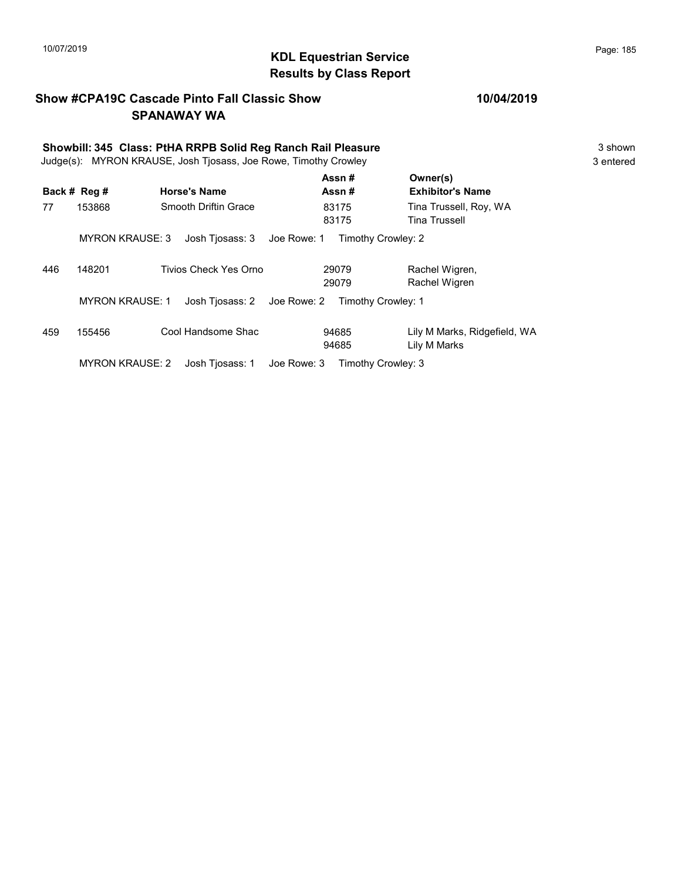## KDL Equestrian Service
## Results by Class Report

### Show #CPA19C Cascade Pinto Fall Classic Show — 10/04/2019
### SPANAWAY WA

**Showbill: 345 Class: PtHA RRPB Solid Reg Ranch Rail Pleasure** — 3 shown

Judge(s): MYRON KRAUSE, Josh Tjosass, Joe Rowe, Timothy Crowley — 3 entered

| Back # | Reg # | Horse's Name | Assn # / Assn # | Owner(s) / Exhibitor's Name |
|---|---|---|---|---|
| 77 | 153868 | Smooth Driftin Grace | 83175 / 83175 | Tina Trussell, Roy, WA / Tina Trussell |
| | MYRON KRAUSE: 3 | Josh Tjosass: 3 | Joe Rowe: 1 | Timothy Crowley: 2 |
| 446 | 148201 | Tivios Check Yes Orno | 29079 / 29079 | Rachel Wigren, / Rachel Wigren |
| | MYRON KRAUSE: 1 | Josh Tjosass: 2 | Joe Rowe: 2 | Timothy Crowley: 1 |
| 459 | 155456 | Cool Handsome Shac | 94685 / 94685 | Lily M Marks, Ridgefield, WA / Lily M Marks |
| | MYRON KRAUSE: 2 | Josh Tjosass: 1 | Joe Rowe: 3 | Timothy Crowley: 3 |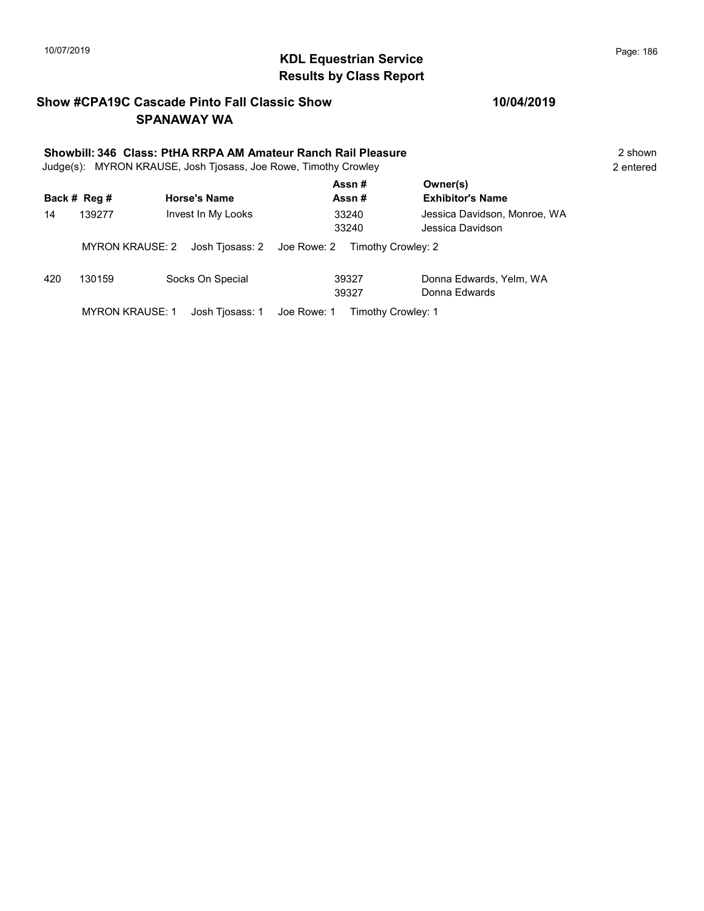# KDL Equestrian Service
## Results by Class Report

**Show #CPA19C Cascade Pinto Fall Classic Show** **10/04/2019**
**SPANAWAY WA**

**Showbill: 346 Class: PtHA RRPA AM Amateur Ranch Rail Pleasure** 2 shown
Judge(s): MYRON KRAUSE, Josh Tjosass, Joe Rowe, Timothy Crowley 2 entered

| Back # | Reg # | Horse's Name | Assn # / Assn # | Owner(s) / Exhibitor's Name |
|---|---|---|---|---|
| 14 | 139277 | Invest In My Looks | 33240<br>33240 | Jessica Davidson, Monroe, WA<br>Jessica Davidson |
| | MYRON KRAUSE: 2 | Josh Tjosass: 2 | Joe Rowe: 2 | Timothy Crowley: 2 |
| 420 | 130159 | Socks On Special | 39327<br>39327 | Donna Edwards, Yelm, WA<br>Donna Edwards |
| | MYRON KRAUSE: 1 | Josh Tjosass: 1 | Joe Rowe: 1 | Timothy Crowley: 1 |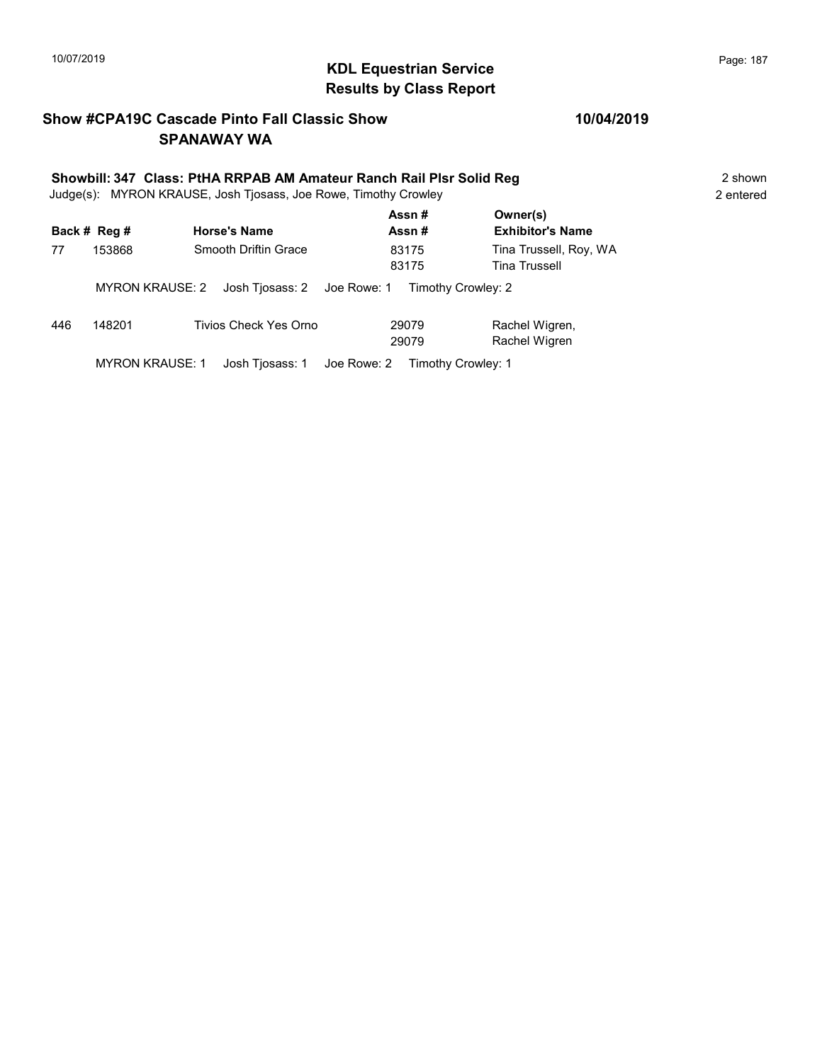# KDL Equestrian Service
## Results by Class Report

**Show #CPA19C Cascade Pinto Fall Classic Show** **10/04/2019**
**SPANAWAY WA**

**Showbill: 347 Class: PtHA RRPAB AM Amateur Ranch Rail Plsr Solid Reg** 2 shown
Judge(s): MYRON KRAUSE, Josh Tjosass, Joe Rowe, Timothy Crowley 2 entered

| Back # | Reg # | Horse's Name | Assn # / Assn # | Owner(s) / Exhibitor's Name |
|---|---|---|---|---|
| 77 | 153868 | Smooth Driftin Grace | 83175<br>83175 | Tina Trussell, Roy, WA<br>Tina Trussell |
| | MYRON KRAUSE: 2 | Josh Tjosass: 2 | Joe Rowe: 1 | Timothy Crowley: 2 |
| 446 | 148201 | Tivios Check Yes Orno | 29079<br>29079 | Rachel Wigren,<br>Rachel Wigren |
| | MYRON KRAUSE: 1 | Josh Tjosass: 1 | Joe Rowe: 2 | Timothy Crowley: 1 |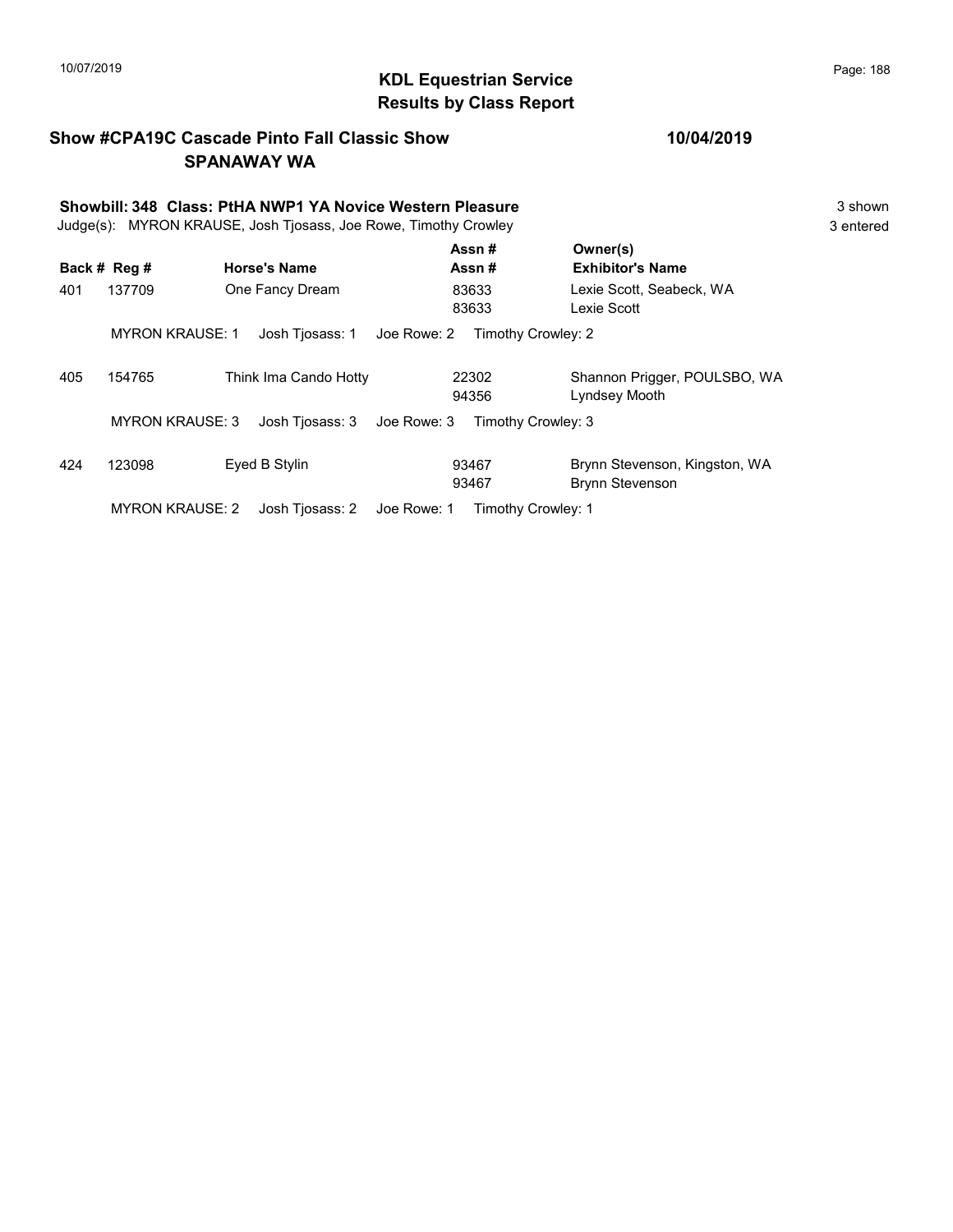# KDL Equestrian Service
## Results by Class Report

**Show #CPA19C Cascade Pinto Fall Classic Show** **10/04/2019**
**SPANAWAY WA**

**Showbill: 348 Class: PtHA NWP1 YA Novice Western Pleasure** 3 shown
Judge(s): MYRON KRAUSE, Josh Tjosass, Joe Rowe, Timothy Crowley 3 entered

| Back # | Reg # | Horse's Name | Assn # / Assn # | Owner(s) / Exhibitor's Name |
|---|---|---|---|---|
| 401 | 137709 | One Fancy Dream | 83633 / 83633 | Lexie Scott, Seabeck, WA / Lexie Scott |
| | MYRON KRAUSE: 1 | Josh Tjosass: 1 | Joe Rowe: 2 | Timothy Crowley: 2 |
| 405 | 154765 | Think Ima Cando Hotty | 22302 / 94356 | Shannon Prigger, POULSBO, WA / Lyndsey Mooth |
| | MYRON KRAUSE: 3 | Josh Tjosass: 3 | Joe Rowe: 3 | Timothy Crowley: 3 |
| 424 | 123098 | Eyed B Stylin | 93467 / 93467 | Brynn Stevenson, Kingston, WA / Brynn Stevenson |
| | MYRON KRAUSE: 2 | Josh Tjosass: 2 | Joe Rowe: 1 | Timothy Crowley: 1 |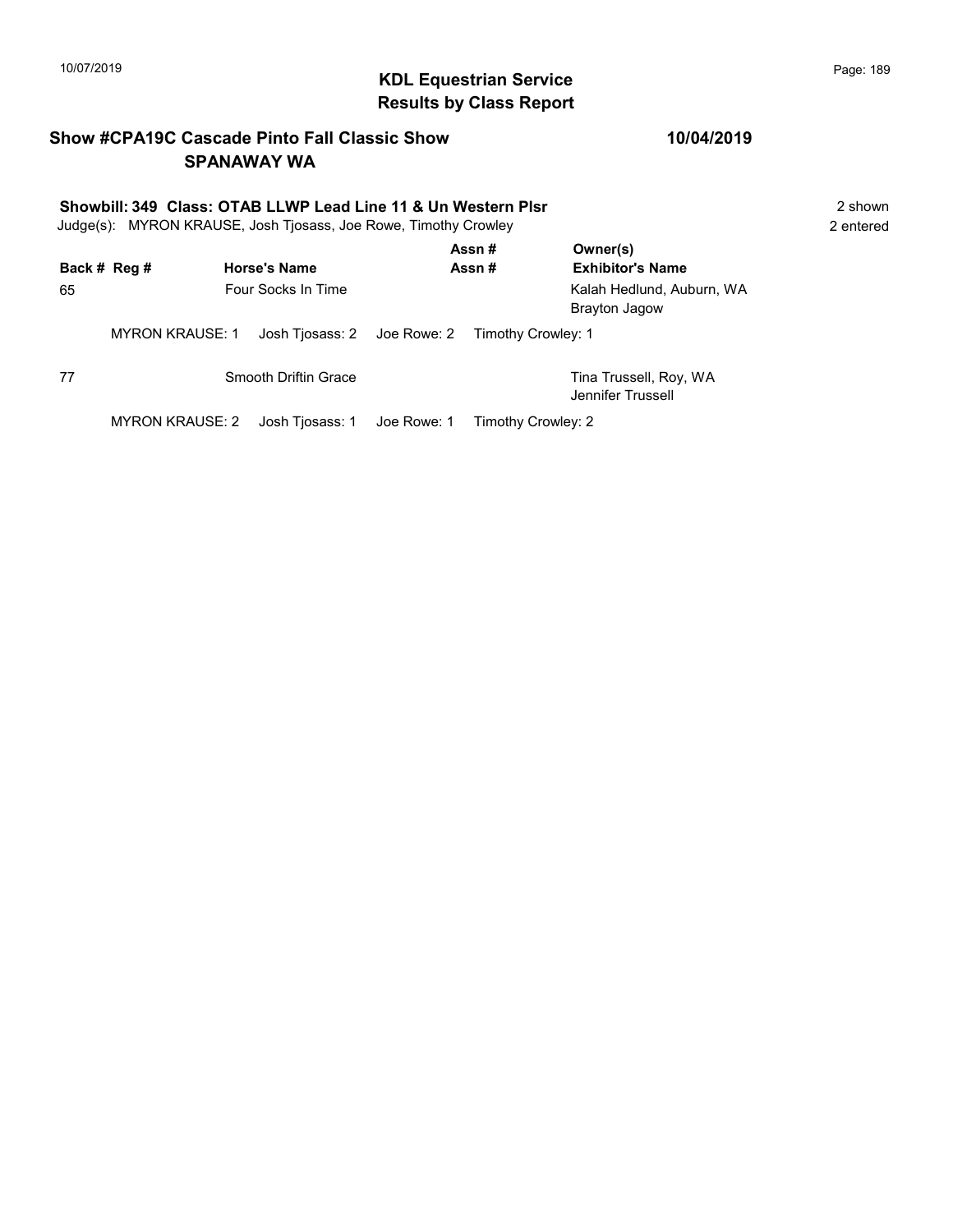# KDL Equestrian Service
## Results by Class Report

**Show #CPA19C Cascade Pinto Fall Classic Show** — **10/04/2019**
**SPANAWAY WA**

**Showbill: 349 Class: OTAB LLWP Lead Line 11 & Un Western Plsr** — 2 shown
Judge(s): MYRON KRAUSE, Josh Tjosass, Joe Rowe, Timothy Crowley — 2 entered

| Back # | Reg # | Horse's Name | Assn # / Assn # | Owner(s) / Exhibitor's Name |
|---|---|---|---|---|
| 65 | | Four Socks In Time | | Kalah Hedlund, Auburn, WA<br>Brayton Jagow |
| | MYRON KRAUSE: 1 | Josh Tjosass: 2 | Joe Rowe: 2 | Timothy Crowley: 1 |
| 77 | | Smooth Driftin Grace | | Tina Trussell, Roy, WA<br>Jennifer Trussell |
| | MYRON KRAUSE: 2 | Josh Tjosass: 1 | Joe Rowe: 1 | Timothy Crowley: 2 |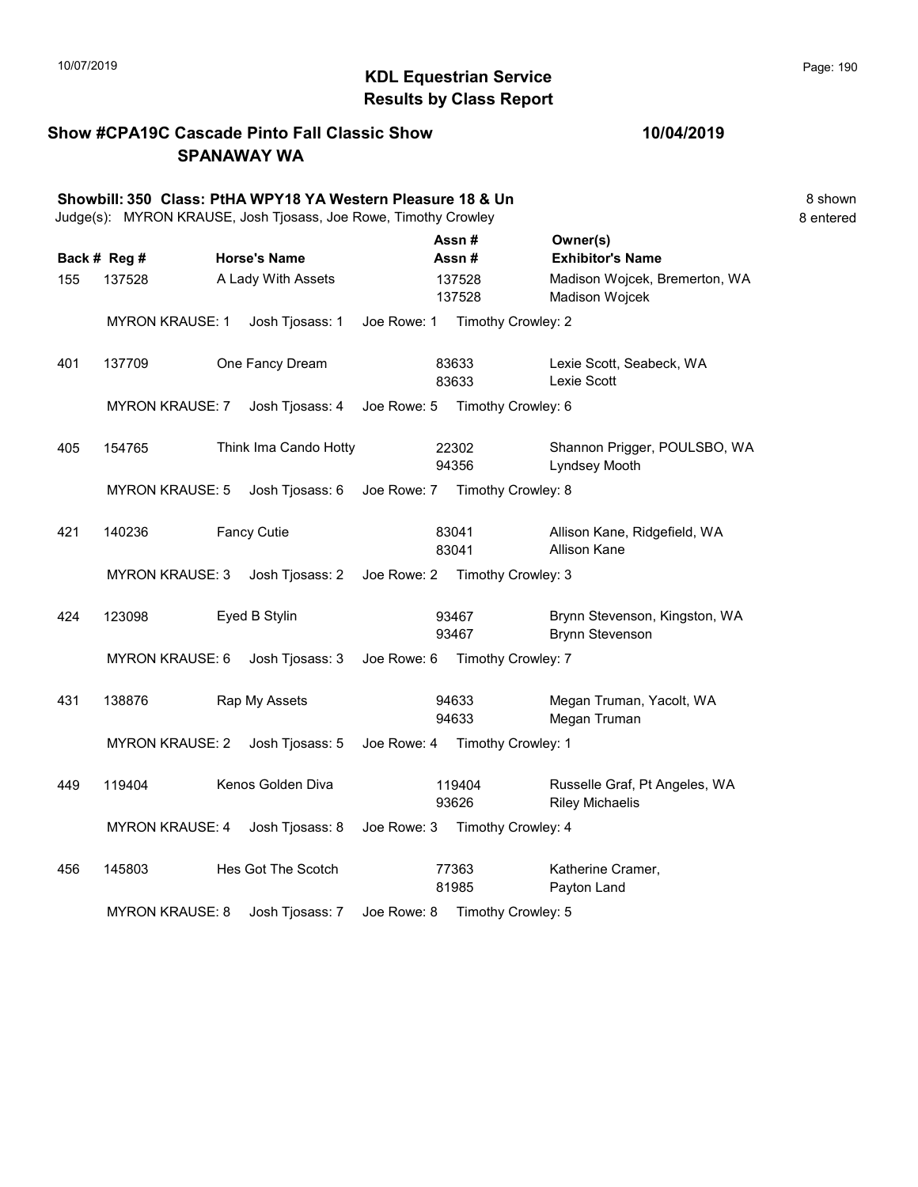# KDL Equestrian Service
## Results by Class Report

**Show #CPA19C Cascade Pinto Fall Classic Show** — **10/04/2019**
**SPANAWAY WA**

**Showbill: 350 Class: PtHA WPY18 YA Western Pleasure 18 & Un** — 8 shown
Judge(s): MYRON KRAUSE, Josh Tjosass, Joe Rowe, Timothy Crowley — 8 entered

| Back # | Reg # | Horse's Name | Assn # / Assn # | Owner(s) / Exhibitor's Name |
|---|---|---|---|---|
| 155 | 137528 | A Lady With Assets | 137528 / 137528 | Madison Wojcek, Bremerton, WA / Madison Wojcek |
| | MYRON KRAUSE: 1 | Josh Tjosass: 1 | Joe Rowe: 1 | Timothy Crowley: 2 |
| 401 | 137709 | One Fancy Dream | 83633 / 83633 | Lexie Scott, Seabeck, WA / Lexie Scott |
| | MYRON KRAUSE: 7 | Josh Tjosass: 4 | Joe Rowe: 5 | Timothy Crowley: 6 |
| 405 | 154765 | Think Ima Cando Hotty | 22302 / 94356 | Shannon Prigger, POULSBO, WA / Lyndsey Mooth |
| | MYRON KRAUSE: 5 | Josh Tjosass: 6 | Joe Rowe: 7 | Timothy Crowley: 8 |
| 421 | 140236 | Fancy Cutie | 83041 / 83041 | Allison Kane, Ridgefield, WA / Allison Kane |
| | MYRON KRAUSE: 3 | Josh Tjosass: 2 | Joe Rowe: 2 | Timothy Crowley: 3 |
| 424 | 123098 | Eyed B Stylin | 93467 / 93467 | Brynn Stevenson, Kingston, WA / Brynn Stevenson |
| | MYRON KRAUSE: 6 | Josh Tjosass: 3 | Joe Rowe: 6 | Timothy Crowley: 7 |
| 431 | 138876 | Rap My Assets | 94633 / 94633 | Megan Truman, Yacolt, WA / Megan Truman |
| | MYRON KRAUSE: 2 | Josh Tjosass: 5 | Joe Rowe: 4 | Timothy Crowley: 1 |
| 449 | 119404 | Kenos Golden Diva | 119404 / 93626 | Russelle Graf, Pt Angeles, WA / Riley Michaelis |
| | MYRON KRAUSE: 4 | Josh Tjosass: 8 | Joe Rowe: 3 | Timothy Crowley: 4 |
| 456 | 145803 | Hes Got The Scotch | 77363 / 81985 | Katherine Cramer, / Payton Land |
| | MYRON KRAUSE: 8 | Josh Tjosass: 7 | Joe Rowe: 8 | Timothy Crowley: 5 |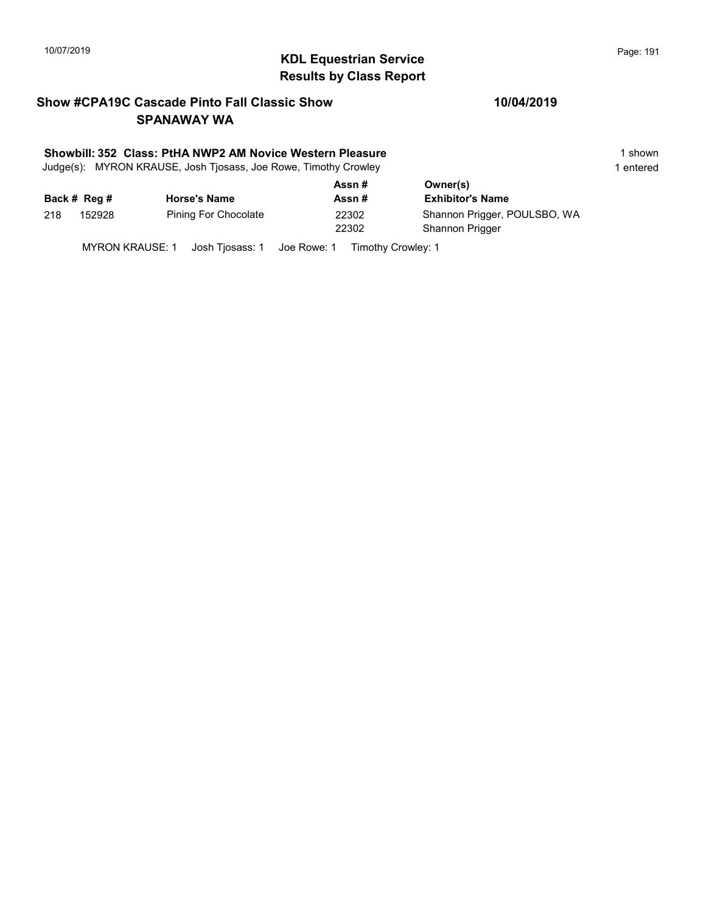## KDL Equestrian Service
## Results by Class Report

**Show #CPA19C Cascade Pinto Fall Classic Show** **10/04/2019**
**SPANAWAY WA**

**Showbill: 352 Class: PtHA NWP2 AM Novice Western Pleasure** 1 shown
Judge(s): MYRON KRAUSE, Josh Tjosass, Joe Rowe, Timothy Crowley 1 entered

| Back # | Reg # | Horse's Name | Assn # / Assn # | Owner(s) / Exhibitor's Name |
|---|---|---|---|---|
| 218 | 152928 | Pining For Chocolate | 22302 | Shannon Prigger, POULSBO, WA |
| | | | 22302 | Shannon Prigger |

MYRON KRAUSE: 1 Josh Tjosass: 1 Joe Rowe: 1 Timothy Crowley: 1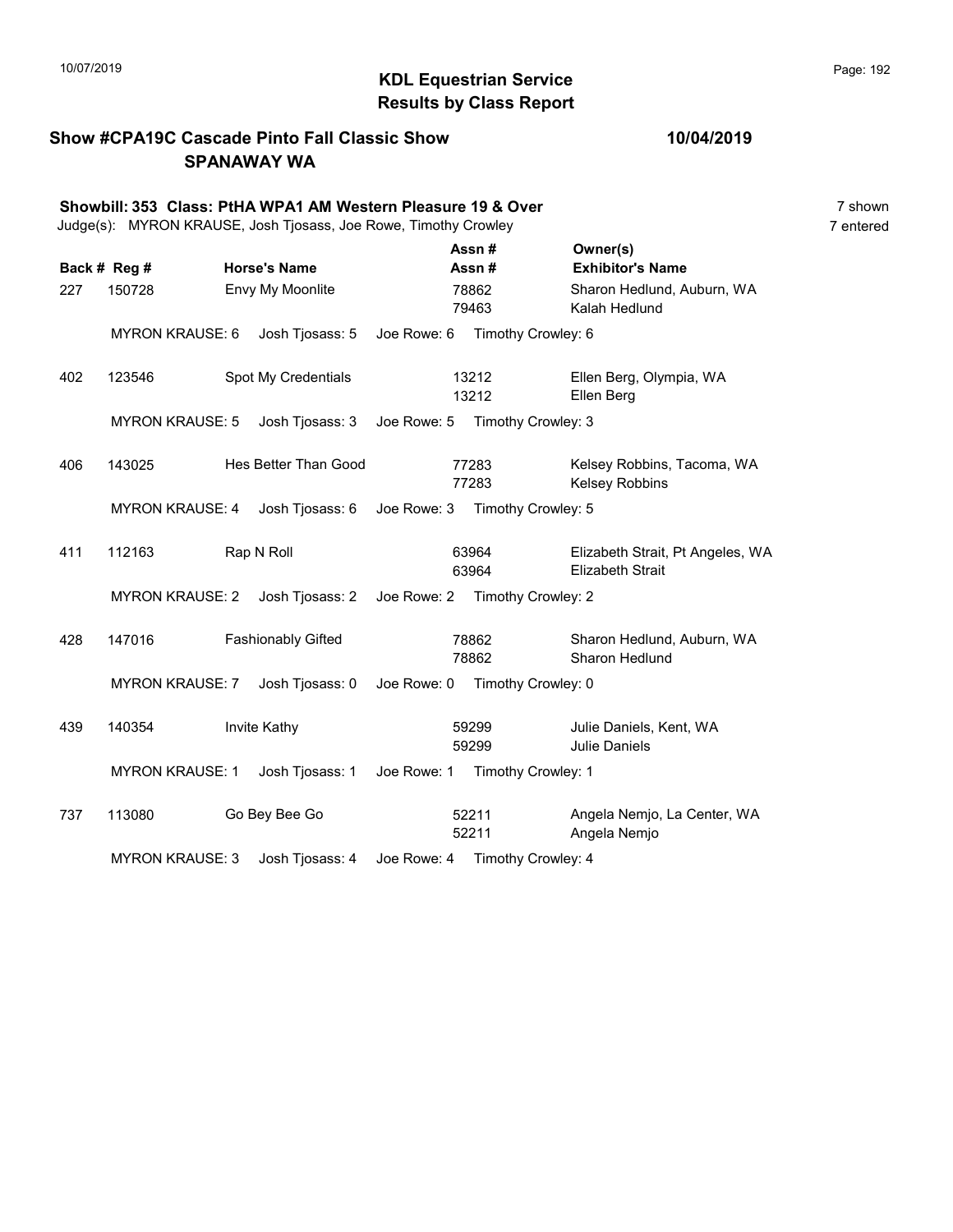# KDL Equestrian Service
## Results by Class Report

10/07/2019

**Show #CPA19C Cascade Pinto Fall Classic Show** **10/04/2019**
**SPANAWAY WA**

**Showbill: 353 Class: PtHA WPA1 AM Western Pleasure 19 & Over** 7 shown
Judge(s): MYRON KRAUSE, Josh Tjosass, Joe Rowe, Timothy Crowley 7 entered

| Back # | Reg # | Horse's Name | Assn # / Assn # | Owner(s) / Exhibitor's Name |
|---|---|---|---|---|
| 227 | 150728 | Envy My Moonlite | 78862<br>79463 | Sharon Hedlund, Auburn, WA<br>Kalah Hedlund |
| | MYRON KRAUSE: 6 | Josh Tjosass: 5 | Joe Rowe: 6 | Timothy Crowley: 6 |
| 402 | 123546 | Spot My Credentials | 13212<br>13212 | Ellen Berg, Olympia, WA<br>Ellen Berg |
| | MYRON KRAUSE: 5 | Josh Tjosass: 3 | Joe Rowe: 5 | Timothy Crowley: 3 |
| 406 | 143025 | Hes Better Than Good | 77283<br>77283 | Kelsey Robbins, Tacoma, WA<br>Kelsey Robbins |
| | MYRON KRAUSE: 4 | Josh Tjosass: 6 | Joe Rowe: 3 | Timothy Crowley: 5 |
| 411 | 112163 | Rap N Roll | 63964<br>63964 | Elizabeth Strait, Pt Angeles, WA<br>Elizabeth Strait |
| | MYRON KRAUSE: 2 | Josh Tjosass: 2 | Joe Rowe: 2 | Timothy Crowley: 2 |
| 428 | 147016 | Fashionably Gifted | 78862<br>78862 | Sharon Hedlund, Auburn, WA<br>Sharon Hedlund |
| | MYRON KRAUSE: 7 | Josh Tjosass: 0 | Joe Rowe: 0 | Timothy Crowley: 0 |
| 439 | 140354 | Invite Kathy | 59299<br>59299 | Julie Daniels, Kent, WA<br>Julie Daniels |
| | MYRON KRAUSE: 1 | Josh Tjosass: 1 | Joe Rowe: 1 | Timothy Crowley: 1 |
| 737 | 113080 | Go Bey Bee Go | 52211<br>52211 | Angela Nemjo, La Center, WA<br>Angela Nemjo |
| | MYRON KRAUSE: 3 | Josh Tjosass: 4 | Joe Rowe: 4 | Timothy Crowley: 4 |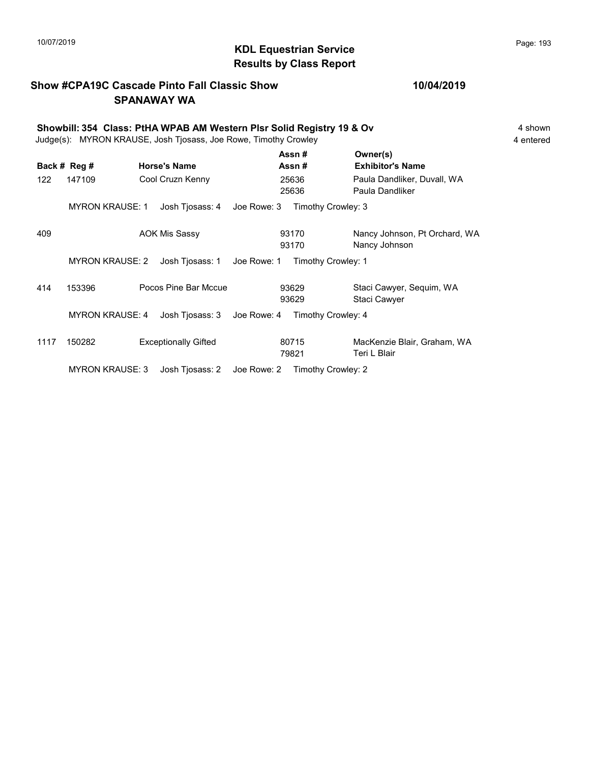# KDL Equestrian Service
## Results by Class Report

**Show #CPA19C Cascade Pinto Fall Classic Show** **10/04/2019**
**SPANAWAY WA**

**Showbill: 354 Class: PtHA WPAB AM Western Plsr Solid Registry 19 & Ov** — 4 shown
Judge(s): MYRON KRAUSE, Josh Tjosass, Joe Rowe, Timothy Crowley — 4 entered

| Back # | Reg # | Horse's Name | Assn # / Assn # | Owner(s) / Exhibitor's Name |
|---|---|---|---|---|
| 122 | 147109 | Cool Cruzn Kenny | 25636 / 25636 | Paula Dandliker, Duvall, WA / Paula Dandliker |
| | | MYRON KRAUSE: 1 Josh Tjosass: 4 Joe Rowe: 3 Timothy Crowley: 3 | | |
| 409 | | AOK Mis Sassy | 93170 / 93170 | Nancy Johnson, Pt Orchard, WA / Nancy Johnson |
| | | MYRON KRAUSE: 2 Josh Tjosass: 1 Joe Rowe: 1 Timothy Crowley: 1 | | |
| 414 | 153396 | Pocos Pine Bar Mccue | 93629 / 93629 | Staci Cawyer, Sequim, WA / Staci Cawyer |
| | | MYRON KRAUSE: 4 Josh Tjosass: 3 Joe Rowe: 4 Timothy Crowley: 4 | | |
| 1117 | 150282 | Exceptionally Gifted | 80715 / 79821 | MacKenzie Blair, Graham, WA / Teri L Blair |
| | | MYRON KRAUSE: 3 Josh Tjosass: 2 Joe Rowe: 2 Timothy Crowley: 2 | | |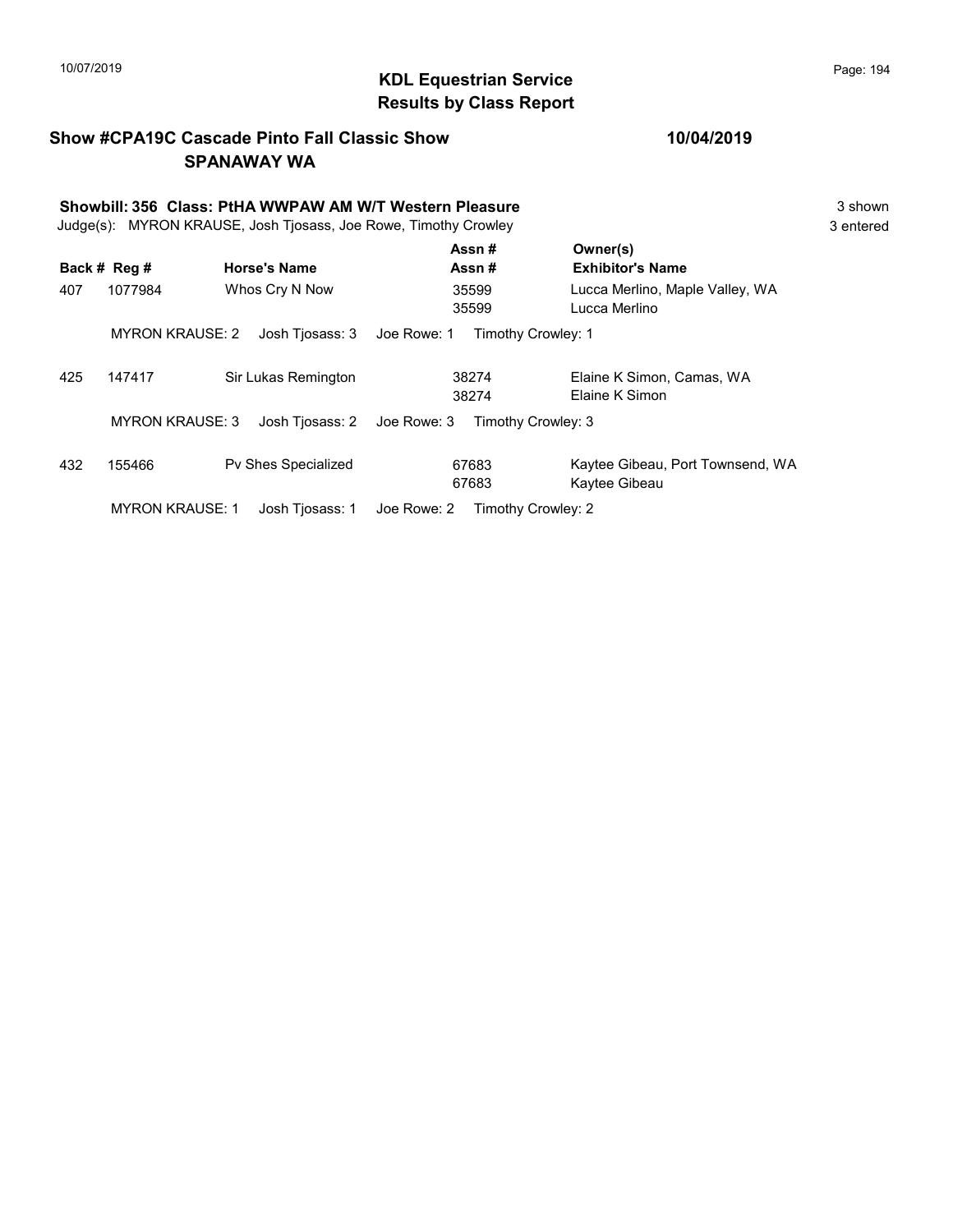## KDL Equestrian Service
## Results by Class Report

**Show #CPA19C Cascade Pinto Fall Classic Show** **10/04/2019**
**SPANAWAY WA**

**Showbill: 356 Class: PtHA WWPAW AM W/T Western Pleasure** 3 shown
Judge(s): MYRON KRAUSE, Josh Tjosass, Joe Rowe, Timothy Crowley 3 entered

| Back # | Reg # | Horse's Name | Assn # / Assn # | Owner(s) / Exhibitor's Name |
|---|---|---|---|---|
| 407 | 1077984 | Whos Cry N Now | 35599 / 35599 | Lucca Merlino, Maple Valley, WA / Lucca Merlino |
| | MYRON KRAUSE: 2 | Josh Tjosass: 3 | Joe Rowe: 1 | Timothy Crowley: 1 |
| 425 | 147417 | Sir Lukas Remington | 38274 / 38274 | Elaine K Simon, Camas, WA / Elaine K Simon |
| | MYRON KRAUSE: 3 | Josh Tjosass: 2 | Joe Rowe: 3 | Timothy Crowley: 3 |
| 432 | 155466 | Pv Shes Specialized | 67683 / 67683 | Kaytee Gibeau, Port Townsend, WA / Kaytee Gibeau |
| | MYRON KRAUSE: 1 | Josh Tjosass: 1 | Joe Rowe: 2 | Timothy Crowley: 2 |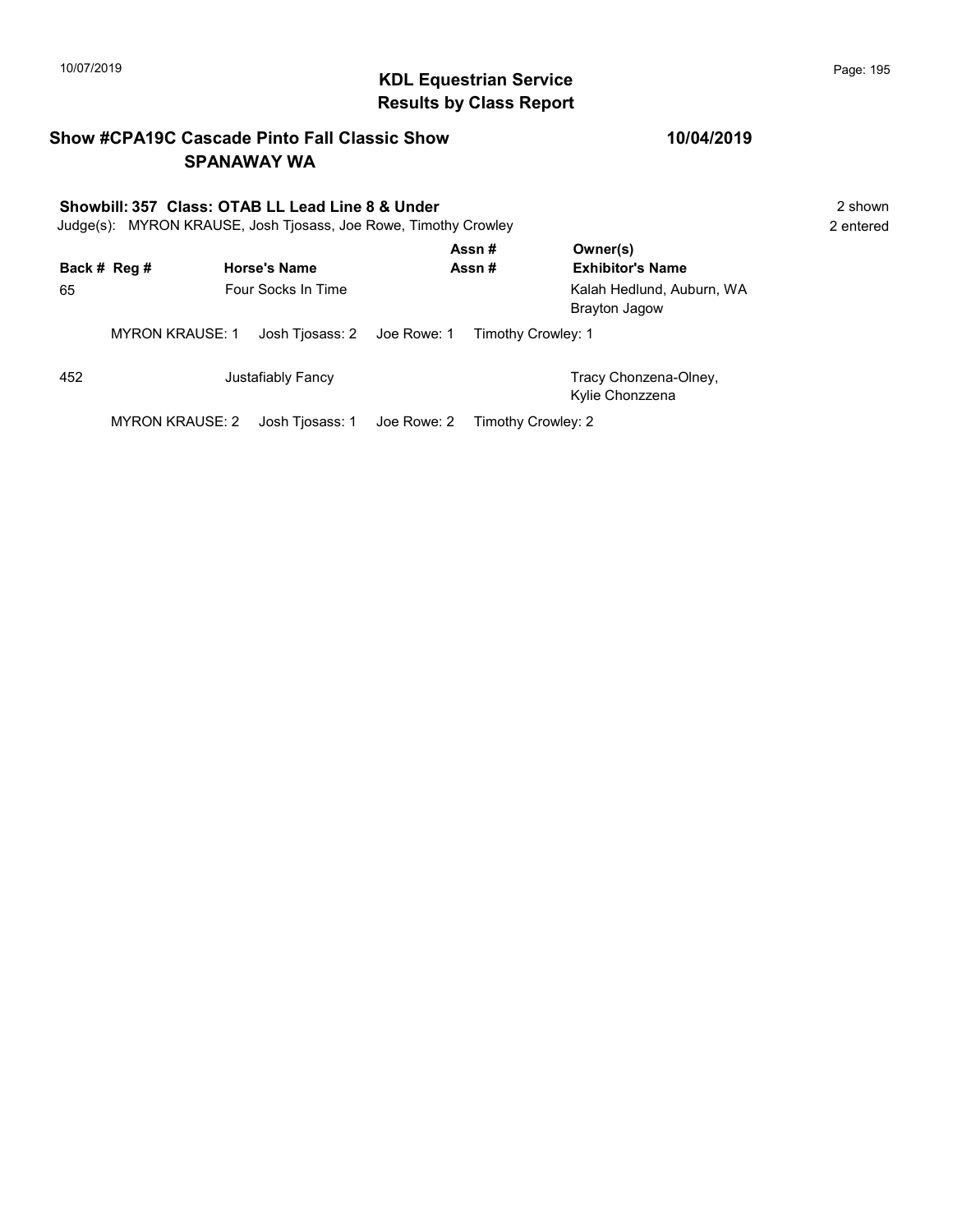# KDL Equestrian Service
## Results by Class Report

**Show #CPA19C Cascade Pinto Fall Classic Show** **10/04/2019**
**SPANAWAY WA**

**Showbill: 357 Class: OTAB LL Lead Line 8 & Under** 2 shown
Judge(s): MYRON KRAUSE, Josh Tjosass, Joe Rowe, Timothy Crowley 2 entered

| Back # | Reg # | Horse's Name | Assn # / Assn # | Owner(s) / Exhibitor's Name |
|---|---|---|---|---|
| 65 | | Four Socks In Time | | Kalah Hedlund, Auburn, WA<br>Brayton Jagow |

MYRON KRAUSE: 1 Josh Tjosass: 2 Joe Rowe: 1 Timothy Crowley: 1

| Back # | Reg # | Horse's Name | Assn # / Assn # | Owner(s) / Exhibitor's Name |
|---|---|---|---|---|
| 452 | | Justafiably Fancy | | Tracy Chonzena-Olney,<br>Kylie Chonzzena |

MYRON KRAUSE: 2 Josh Tjosass: 1 Joe Rowe: 2 Timothy Crowley: 2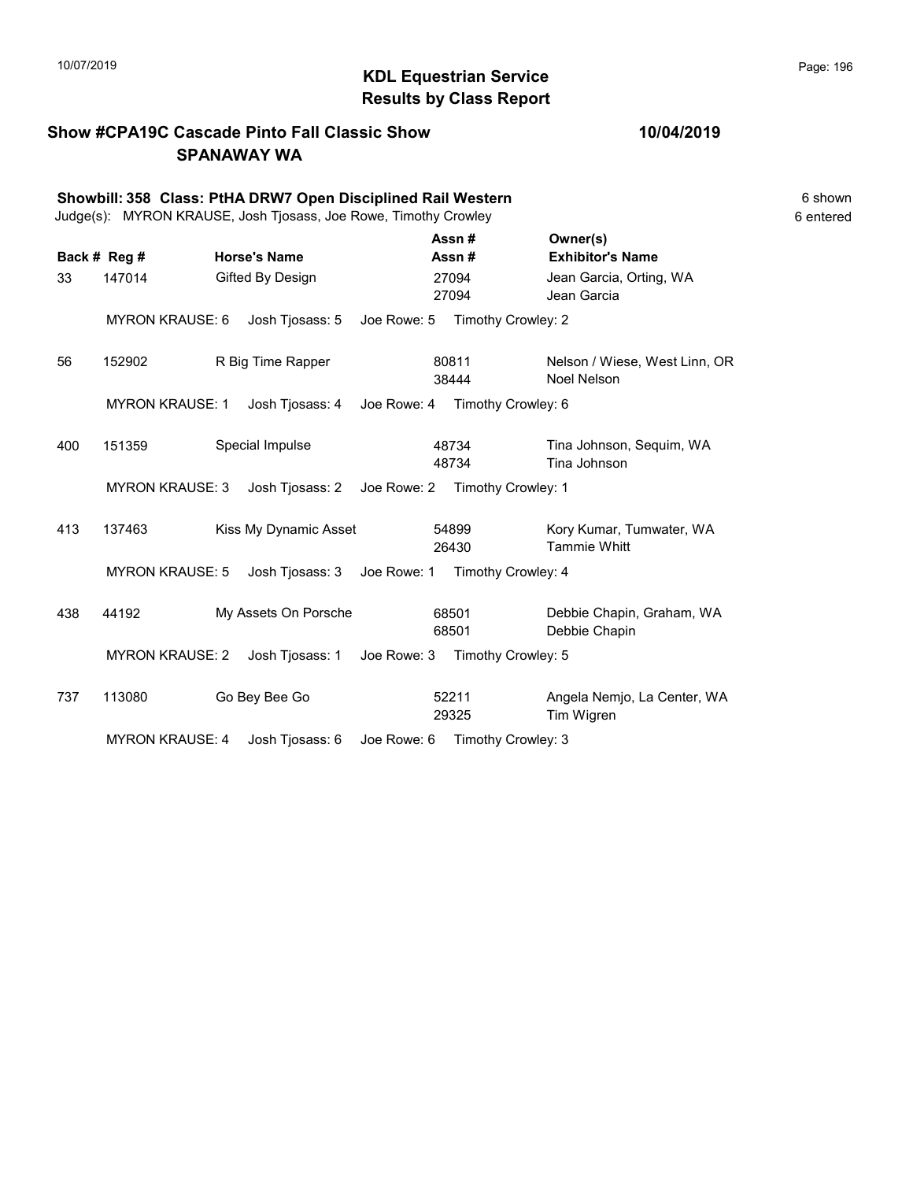# KDL Equestrian Service
## Results by Class Report

**Show #CPA19C Cascade Pinto Fall Classic Show** **10/04/2019**
**SPANAWAY WA**

**Showbill: 358 Class: PtHA DRW7 Open Disciplined Rail Western** 6 shown
Judge(s): MYRON KRAUSE, Josh Tjosass, Joe Rowe, Timothy Crowley 6 entered

| Back # | Reg # | Horse's Name | Assn # / Assn # | Owner(s) / Exhibitor's Name |
|---|---|---|---|---|
| 33 | 147014 | Gifted By Design | 27094 / 27094 | Jean Garcia, Orting, WA / Jean Garcia |
| | MYRON KRAUSE: 6 | Josh Tjosass: 5 | Joe Rowe: 5 | Timothy Crowley: 2 |
| 56 | 152902 | R Big Time Rapper | 80811 / 38444 | Nelson / Wiese, West Linn, OR / Noel Nelson |
| | MYRON KRAUSE: 1 | Josh Tjosass: 4 | Joe Rowe: 4 | Timothy Crowley: 6 |
| 400 | 151359 | Special Impulse | 48734 / 48734 | Tina Johnson, Sequim, WA / Tina Johnson |
| | MYRON KRAUSE: 3 | Josh Tjosass: 2 | Joe Rowe: 2 | Timothy Crowley: 1 |
| 413 | 137463 | Kiss My Dynamic Asset | 54899 / 26430 | Kory Kumar, Tumwater, WA / Tammie Whitt |
| | MYRON KRAUSE: 5 | Josh Tjosass: 3 | Joe Rowe: 1 | Timothy Crowley: 4 |
| 438 | 44192 | My Assets On Porsche | 68501 / 68501 | Debbie Chapin, Graham, WA / Debbie Chapin |
| | MYRON KRAUSE: 2 | Josh Tjosass: 1 | Joe Rowe: 3 | Timothy Crowley: 5 |
| 737 | 113080 | Go Bey Bee Go | 52211 / 29325 | Angela Nemjo, La Center, WA / Tim Wigren |
| | MYRON KRAUSE: 4 | Josh Tjosass: 6 | Joe Rowe: 6 | Timothy Crowley: 3 |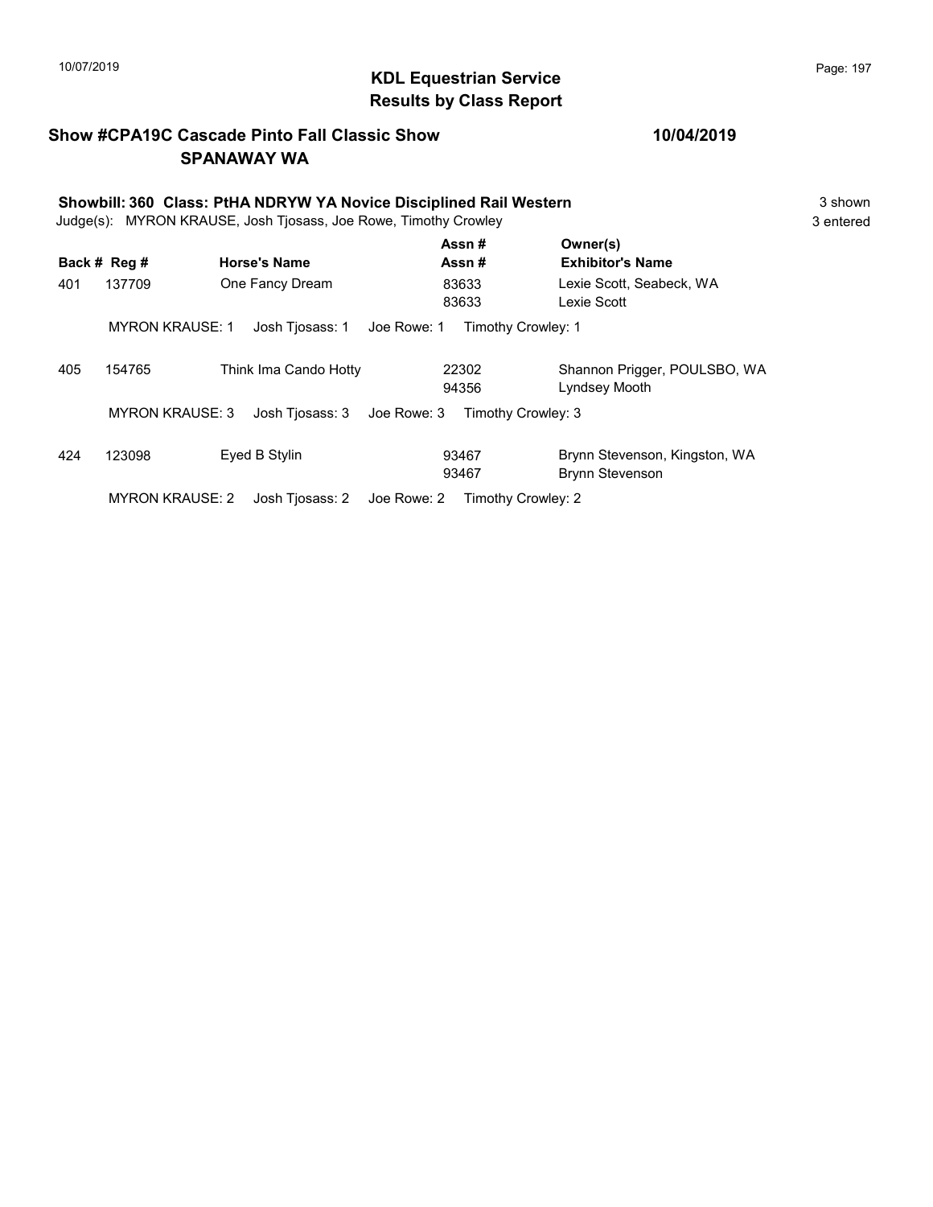# KDL Equestrian Service
## Results by Class Report

**Show #CPA19C Cascade Pinto Fall Classic Show** **10/04/2019**
**SPANAWAY WA**

**Showbill: 360 Class: PtHA NDRYW YA Novice Disciplined Rail Western** 3 shown
Judge(s): MYRON KRAUSE, Josh Tjosass, Joe Rowe, Timothy Crowley 3 entered

| Back # | Reg # | Horse's Name | Assn # / Assn # | Owner(s) / Exhibitor's Name |
|---|---|---|---|---|
| 401 | 137709 | One Fancy Dream | 83633 / 83633 | Lexie Scott, Seabeck, WA / Lexie Scott |
| | MYRON KRAUSE: 1 | Josh Tjosass: 1 | Joe Rowe: 1 | Timothy Crowley: 1 |
| 405 | 154765 | Think Ima Cando Hotty | 22302 / 94356 | Shannon Prigger, POULSBO, WA / Lyndsey Mooth |
| | MYRON KRAUSE: 3 | Josh Tjosass: 3 | Joe Rowe: 3 | Timothy Crowley: 3 |
| 424 | 123098 | Eyed B Stylin | 93467 / 93467 | Brynn Stevenson, Kingston, WA / Brynn Stevenson |
| | MYRON KRAUSE: 2 | Josh Tjosass: 2 | Joe Rowe: 2 | Timothy Crowley: 2 |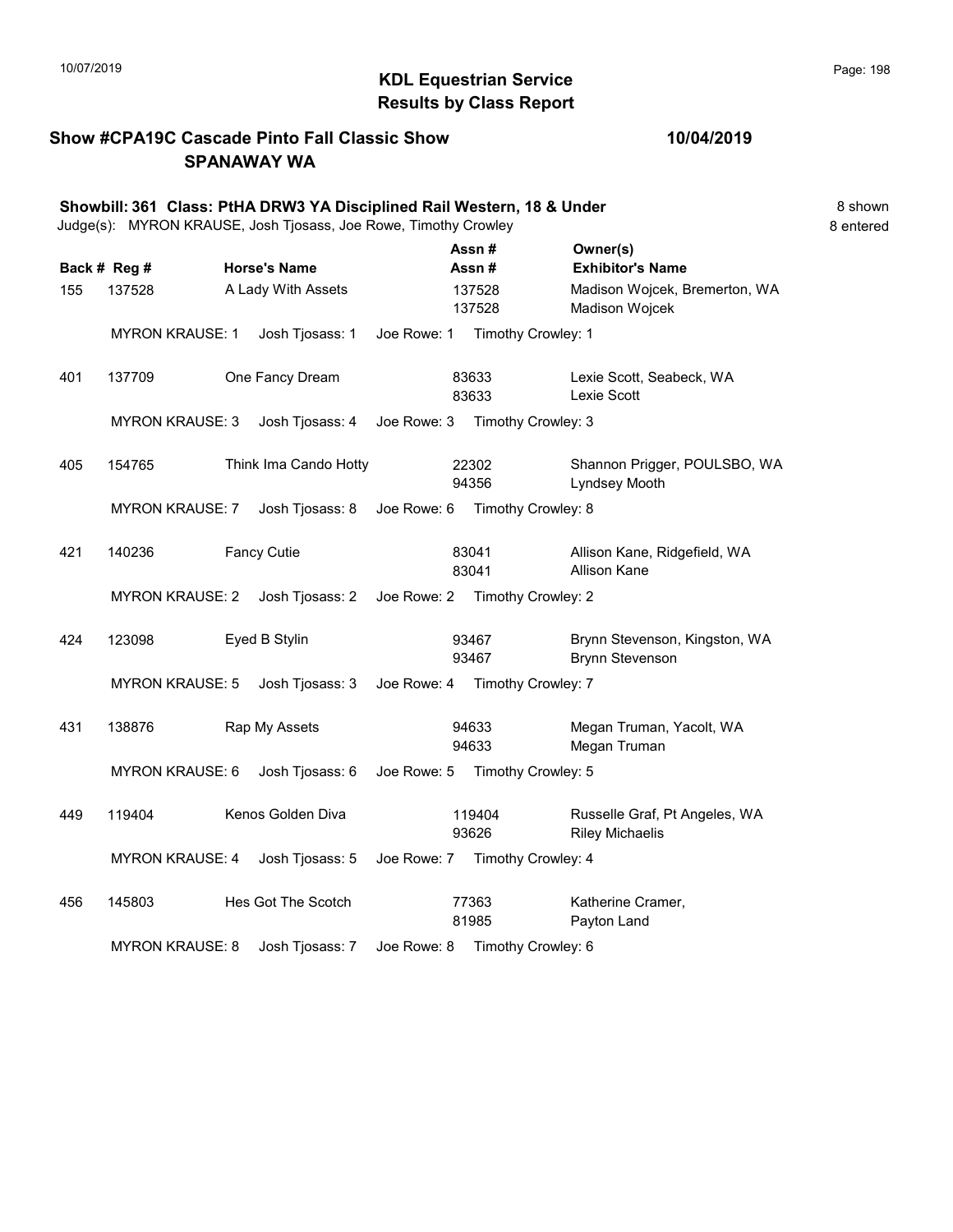# KDL Equestrian Service
## Results by Class Report

10/07/2019

**Show #CPA19C Cascade Pinto Fall Classic Show** **10/04/2019**
**SPANAWAY WA**

**Showbill: 361 Class: PtHA DRW3 YA Disciplined Rail Western, 18 & Under** 8 shown
Judge(s): MYRON KRAUSE, Josh Tjosass, Joe Rowe, Timothy Crowley 8 entered

| Back # | Reg # | Horse's Name | Assn # / Assn # | Owner(s) / Exhibitor's Name |
|---|---|---|---|---|
| 155 | 137528 | A Lady With Assets | 137528 / 137528 | Madison Wojcek, Bremerton, WA / Madison Wojcek |
| | MYRON KRAUSE: 1 | Josh Tjosass: 1 | Joe Rowe: 1 | Timothy Crowley: 1 |
| 401 | 137709 | One Fancy Dream | 83633 / 83633 | Lexie Scott, Seabeck, WA / Lexie Scott |
| | MYRON KRAUSE: 3 | Josh Tjosass: 4 | Joe Rowe: 3 | Timothy Crowley: 3 |
| 405 | 154765 | Think Ima Cando Hotty | 22302 / 94356 | Shannon Prigger, POULSBO, WA / Lyndsey Mooth |
| | MYRON KRAUSE: 7 | Josh Tjosass: 8 | Joe Rowe: 6 | Timothy Crowley: 8 |
| 421 | 140236 | Fancy Cutie | 83041 / 83041 | Allison Kane, Ridgefield, WA / Allison Kane |
| | MYRON KRAUSE: 2 | Josh Tjosass: 2 | Joe Rowe: 2 | Timothy Crowley: 2 |
| 424 | 123098 | Eyed B Stylin | 93467 / 93467 | Brynn Stevenson, Kingston, WA / Brynn Stevenson |
| | MYRON KRAUSE: 5 | Josh Tjosass: 3 | Joe Rowe: 4 | Timothy Crowley: 7 |
| 431 | 138876 | Rap My Assets | 94633 / 94633 | Megan Truman, Yacolt, WA / Megan Truman |
| | MYRON KRAUSE: 6 | Josh Tjosass: 6 | Joe Rowe: 5 | Timothy Crowley: 5 |
| 449 | 119404 | Kenos Golden Diva | 119404 / 93626 | Russelle Graf, Pt Angeles, WA / Riley Michaelis |
| | MYRON KRAUSE: 4 | Josh Tjosass: 5 | Joe Rowe: 7 | Timothy Crowley: 4 |
| 456 | 145803 | Hes Got The Scotch | 77363 / 81985 | Katherine Cramer, / Payton Land |
| | MYRON KRAUSE: 8 | Josh Tjosass: 7 | Joe Rowe: 8 | Timothy Crowley: 6 |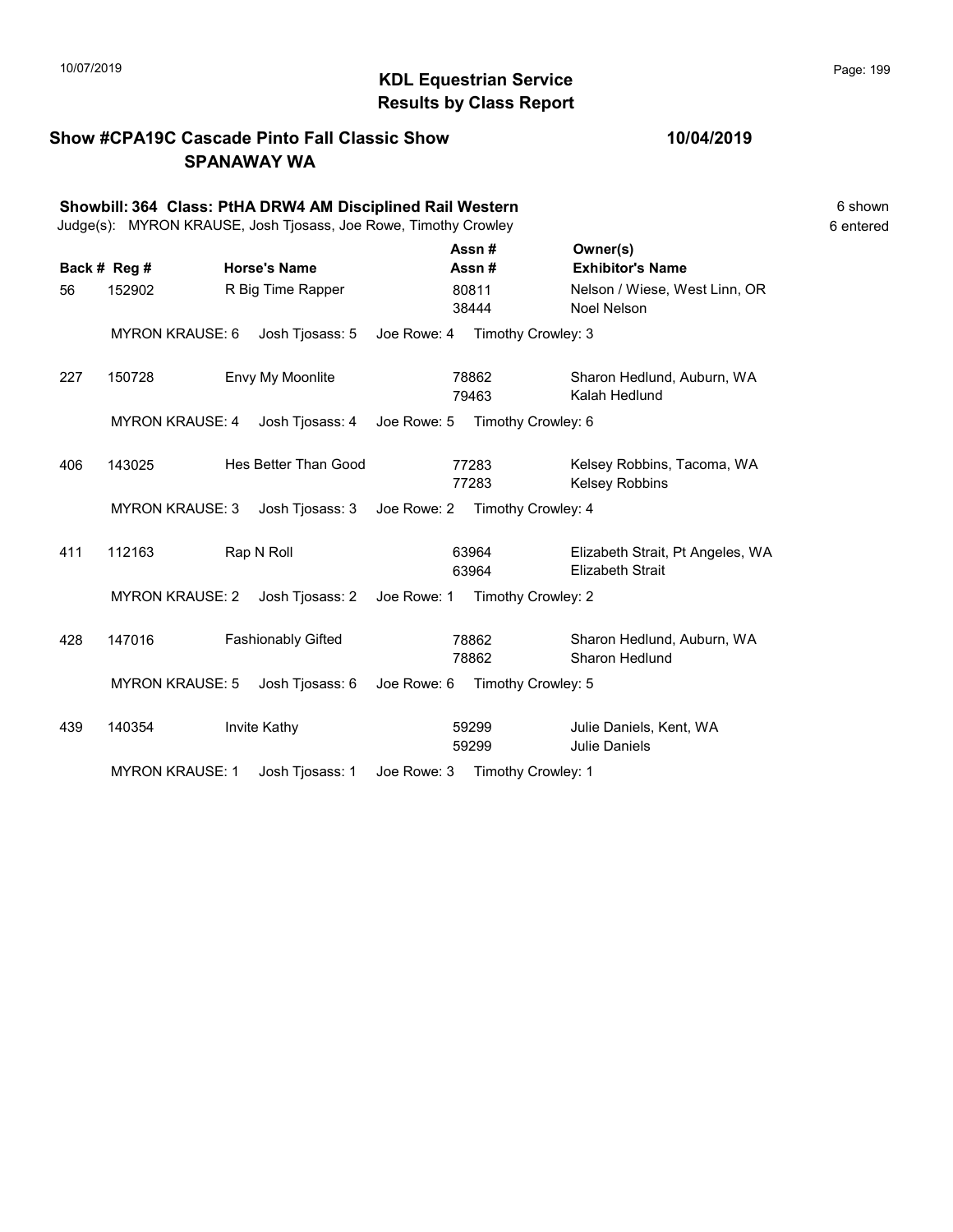10/07/2019

**KDL Equestrian Service**
**Results by Class Report**

**Show #CPA19C Cascade Pinto Fall Classic Show** **10/04/2019**
**SPANAWAY WA**

**Showbill: 364 Class: PtHA DRW4 AM Disciplined Rail Western** 6 shown
Judge(s): MYRON KRAUSE, Josh Tjosass, Joe Rowe, Timothy Crowley 6 entered

| Back # | Reg # | Horse's Name | Assn # / Assn # | Owner(s) / Exhibitor's Name |
|---|---|---|---|---|
| 56 | 152902 | R Big Time Rapper | 80811 / 38444 | Nelson / Wiese, West Linn, OR / Noel Nelson |
| | MYRON KRAUSE: 6 | Josh Tjosass: 5 | Joe Rowe: 4 | Timothy Crowley: 3 |
| 227 | 150728 | Envy My Moonlite | 78862 / 79463 | Sharon Hedlund, Auburn, WA / Kalah Hedlund |
| | MYRON KRAUSE: 4 | Josh Tjosass: 4 | Joe Rowe: 5 | Timothy Crowley: 6 |
| 406 | 143025 | Hes Better Than Good | 77283 / 77283 | Kelsey Robbins, Tacoma, WA / Kelsey Robbins |
| | MYRON KRAUSE: 3 | Josh Tjosass: 3 | Joe Rowe: 2 | Timothy Crowley: 4 |
| 411 | 112163 | Rap N Roll | 63964 / 63964 | Elizabeth Strait, Pt Angeles, WA / Elizabeth Strait |
| | MYRON KRAUSE: 2 | Josh Tjosass: 2 | Joe Rowe: 1 | Timothy Crowley: 2 |
| 428 | 147016 | Fashionably Gifted | 78862 / 78862 | Sharon Hedlund, Auburn, WA / Sharon Hedlund |
| | MYRON KRAUSE: 5 | Josh Tjosass: 6 | Joe Rowe: 6 | Timothy Crowley: 5 |
| 439 | 140354 | Invite Kathy | 59299 / 59299 | Julie Daniels, Kent, WA / Julie Daniels |
| | MYRON KRAUSE: 1 | Josh Tjosass: 1 | Joe Rowe: 3 | Timothy Crowley: 1 |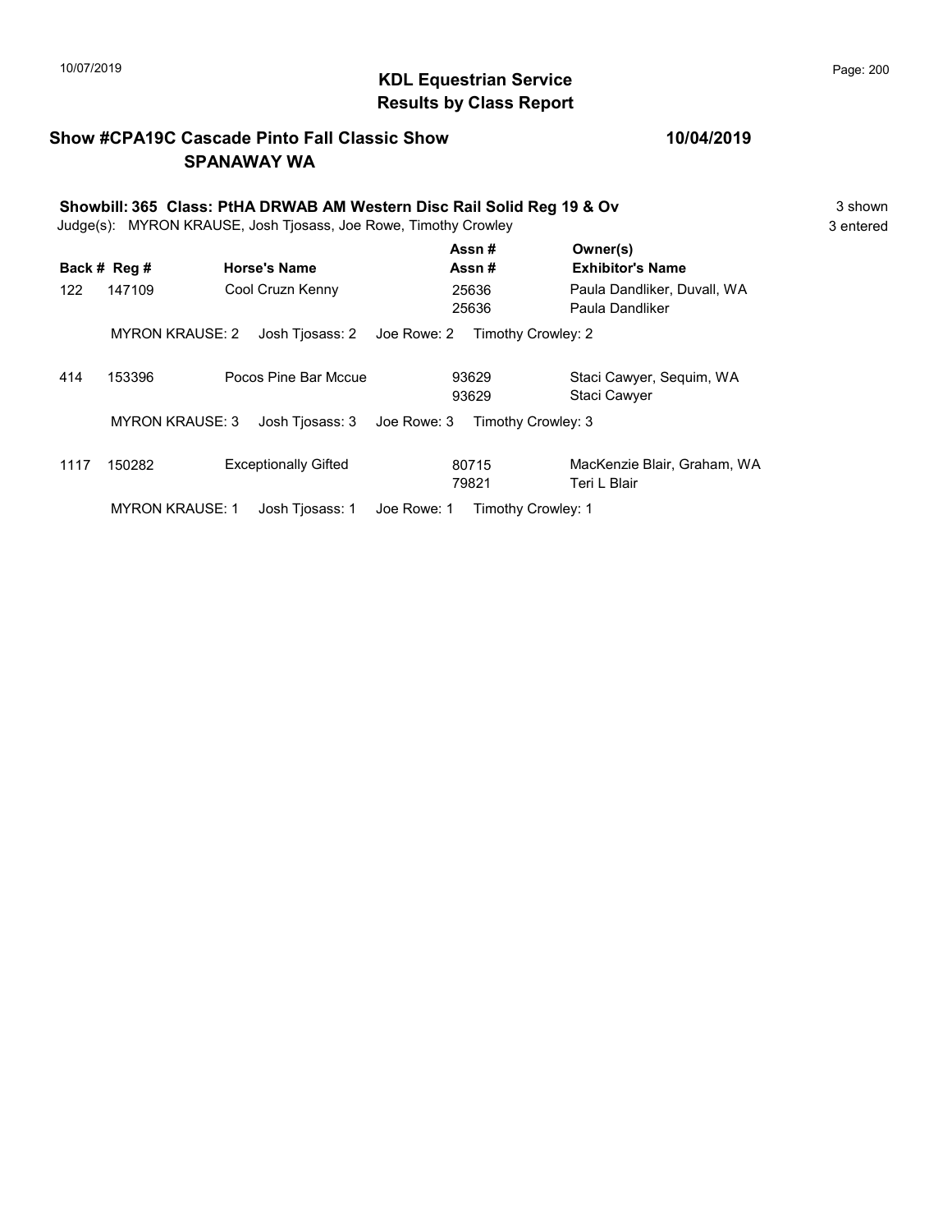# KDL Equestrian Service
## Results by Class Report

**Show #CPA19C Cascade Pinto Fall Classic Show** — **10/04/2019**
**SPANAWAY WA**

**Showbill: 365 Class: PtHA DRWAB AM Western Disc Rail Solid Reg 19 & Ov** — 3 shown
Judge(s): MYRON KRAUSE, Josh Tjosass, Joe Rowe, Timothy Crowley — 3 entered

| Back # | Reg # | Horse's Name | Assn # / Assn # | Owner(s) / Exhibitor's Name |
|---|---|---|---|---|
| 122 | 147109 | Cool Cruzn Kenny | 25636 / 25636 | Paula Dandliker, Duvall, WA / Paula Dandliker |
| | MYRON KRAUSE: 2 | Josh Tjosass: 2 | Joe Rowe: 2 | Timothy Crowley: 2 |
| 414 | 153396 | Pocos Pine Bar Mccue | 93629 / 93629 | Staci Cawyer, Sequim, WA / Staci Cawyer |
| | MYRON KRAUSE: 3 | Josh Tjosass: 3 | Joe Rowe: 3 | Timothy Crowley: 3 |
| 1117 | 150282 | Exceptionally Gifted | 80715 / 79821 | MacKenzie Blair, Graham, WA / Teri L Blair |
| | MYRON KRAUSE: 1 | Josh Tjosass: 1 | Joe Rowe: 1 | Timothy Crowley: 1 |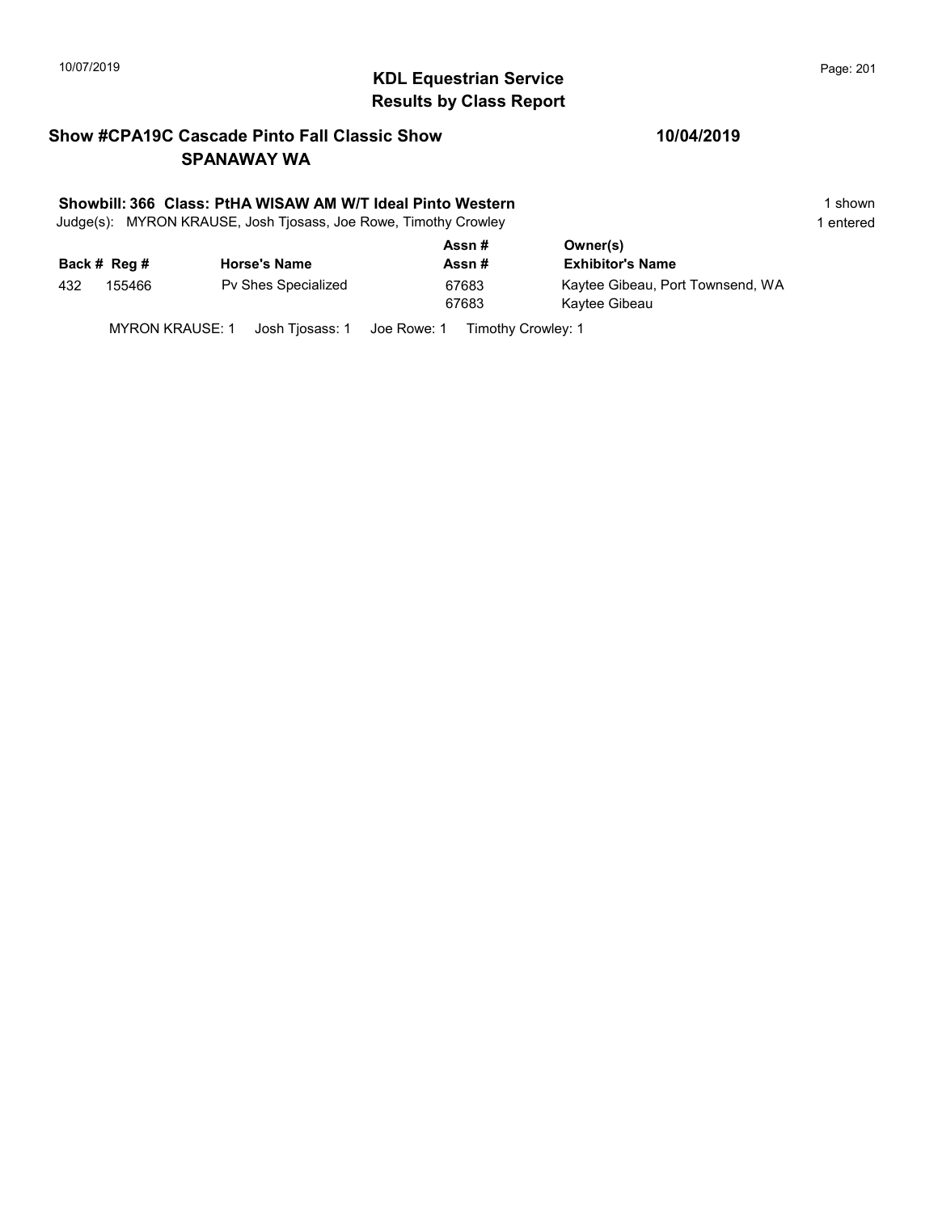## KDL Equestrian Service
## Results by Class Report

### Show #CPA19C Cascade Pinto Fall Classic Show — 10/04/2019
### SPANAWAY WA

**Showbill: 366 Class: PtHA WISAW AM W/T Ideal Pinto Western** — 1 shown

Judge(s): MYRON KRAUSE, Josh Tjosass, Joe Rowe, Timothy Crowley — 1 entered

| Back # | Reg # | Horse's Name | Assn # / Assn # | Owner(s) / Exhibitor's Name |
|---|---|---|---|---|
| 432 | 155466 | Pv Shes Specialized | 67683 | Kaytee Gibeau, Port Townsend, WA |
| | | | 67683 | Kaytee Gibeau |

MYRON KRAUSE: 1 Josh Tjosass: 1 Joe Rowe: 1 Timothy Crowley: 1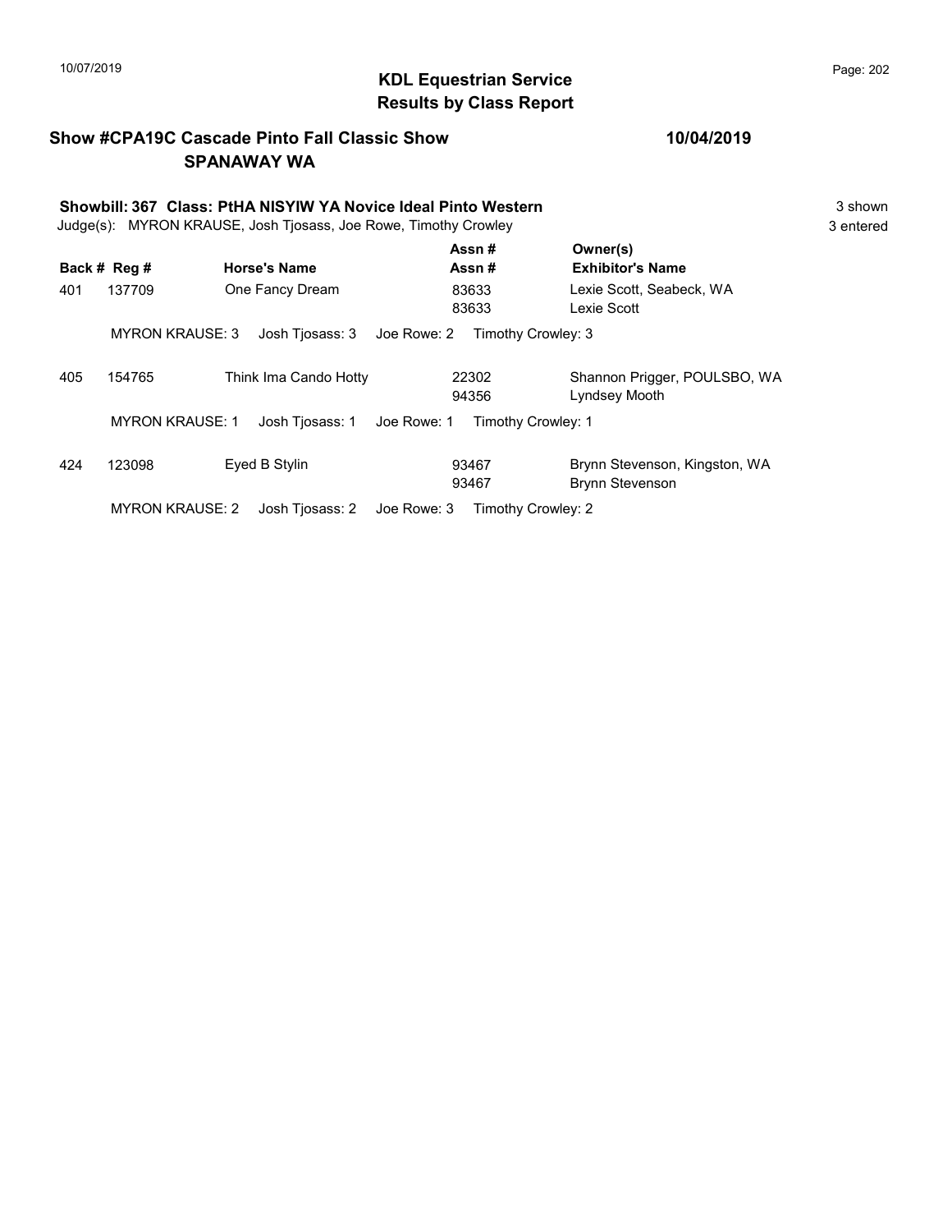# KDL Equestrian Service
## Results by Class Report

**Show #CPA19C Cascade Pinto Fall Classic Show** **10/04/2019**
**SPANAWAY WA**

**Showbill: 367 Class: PtHA NISYIW YA Novice Ideal Pinto Western** 3 shown
Judge(s): MYRON KRAUSE, Josh Tjosass, Joe Rowe, Timothy Crowley 3 entered

| Back # | Reg # | Horse's Name | Assn # / Assn # | Owner(s) / Exhibitor's Name |
|---|---|---|---|---|
| 401 | 137709 | One Fancy Dream | 83633 / 83633 | Lexie Scott, Seabeck, WA / Lexie Scott |
| | MYRON KRAUSE: 3 | Josh Tjosass: 3 | Joe Rowe: 2 | Timothy Crowley: 3 |
| 405 | 154765 | Think Ima Cando Hotty | 22302 / 94356 | Shannon Prigger, POULSBO, WA / Lyndsey Mooth |
| | MYRON KRAUSE: 1 | Josh Tjosass: 1 | Joe Rowe: 1 | Timothy Crowley: 1 |
| 424 | 123098 | Eyed B Stylin | 93467 / 93467 | Brynn Stevenson, Kingston, WA / Brynn Stevenson |
| | MYRON KRAUSE: 2 | Josh Tjosass: 2 | Joe Rowe: 3 | Timothy Crowley: 2 |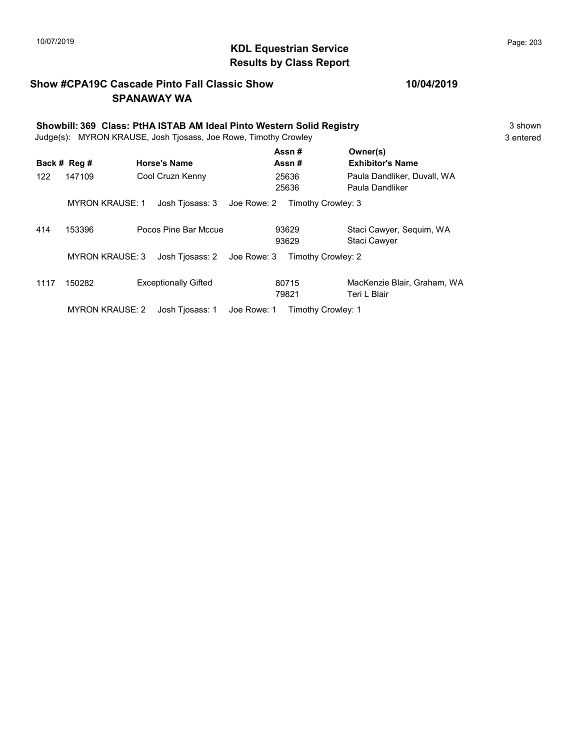## KDL Equestrian Service
## Results by Class Report

**Show #CPA19C Cascade Pinto Fall Classic Show** **10/04/2019**
**SPANAWAY WA**

**Showbill: 369 Class: PtHA ISTAB AM Ideal Pinto Western Solid Registry** 3 shown
Judge(s): MYRON KRAUSE, Josh Tjosass, Joe Rowe, Timothy Crowley 3 entered

| Back # | Reg # | Horse's Name | Assn # / Assn # | Owner(s) / Exhibitor's Name |
|---|---|---|---|---|
| 122 | 147109 | Cool Cruzn Kenny | 25636 / 25636 | Paula Dandliker, Duvall, WA / Paula Dandliker |
| | MYRON KRAUSE: 1 | Josh Tjosass: 3 | Joe Rowe: 2 | Timothy Crowley: 3 |
| 414 | 153396 | Pocos Pine Bar Mccue | 93629 / 93629 | Staci Cawyer, Sequim, WA / Staci Cawyer |
| | MYRON KRAUSE: 3 | Josh Tjosass: 2 | Joe Rowe: 3 | Timothy Crowley: 2 |
| 1117 | 150282 | Exceptionally Gifted | 80715 / 79821 | MacKenzie Blair, Graham, WA / Teri L Blair |
| | MYRON KRAUSE: 2 | Josh Tjosass: 1 | Joe Rowe: 1 | Timothy Crowley: 1 |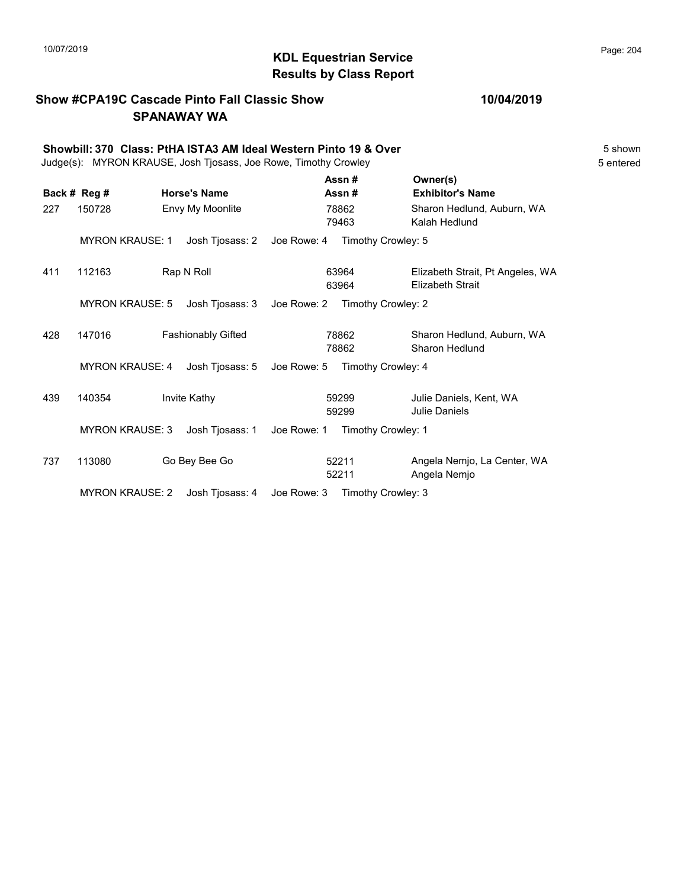# KDL Equestrian Service
## Results by Class Report

**Show #CPA19C Cascade Pinto Fall Classic Show** — **10/04/2019**
**SPANAWAY WA**

**Showbill: 370 Class: PtHA ISTA3 AM Ideal Western Pinto 19 & Over** — 5 shown
Judge(s): MYRON KRAUSE, Josh Tjosass, Joe Rowe, Timothy Crowley — 5 entered

| Back # | Reg # | Horse's Name | Assn # / Assn # | Owner(s) / Exhibitor's Name |
|---|---|---|---|---|
| 227 | 150728 | Envy My Moonlite | 78862 / 79463 | Sharon Hedlund, Auburn, WA / Kalah Hedlund |
| | MYRON KRAUSE: 1 | Josh Tjosass: 2 | Joe Rowe: 4 | Timothy Crowley: 5 |
| 411 | 112163 | Rap N Roll | 63964 / 63964 | Elizabeth Strait, Pt Angeles, WA / Elizabeth Strait |
| | MYRON KRAUSE: 5 | Josh Tjosass: 3 | Joe Rowe: 2 | Timothy Crowley: 2 |
| 428 | 147016 | Fashionably Gifted | 78862 / 78862 | Sharon Hedlund, Auburn, WA / Sharon Hedlund |
| | MYRON KRAUSE: 4 | Josh Tjosass: 5 | Joe Rowe: 5 | Timothy Crowley: 4 |
| 439 | 140354 | Invite Kathy | 59299 / 59299 | Julie Daniels, Kent, WA / Julie Daniels |
| | MYRON KRAUSE: 3 | Josh Tjosass: 1 | Joe Rowe: 1 | Timothy Crowley: 1 |
| 737 | 113080 | Go Bey Bee Go | 52211 / 52211 | Angela Nemjo, La Center, WA / Angela Nemjo |
| | MYRON KRAUSE: 2 | Josh Tjosass: 4 | Joe Rowe: 3 | Timothy Crowley: 3 |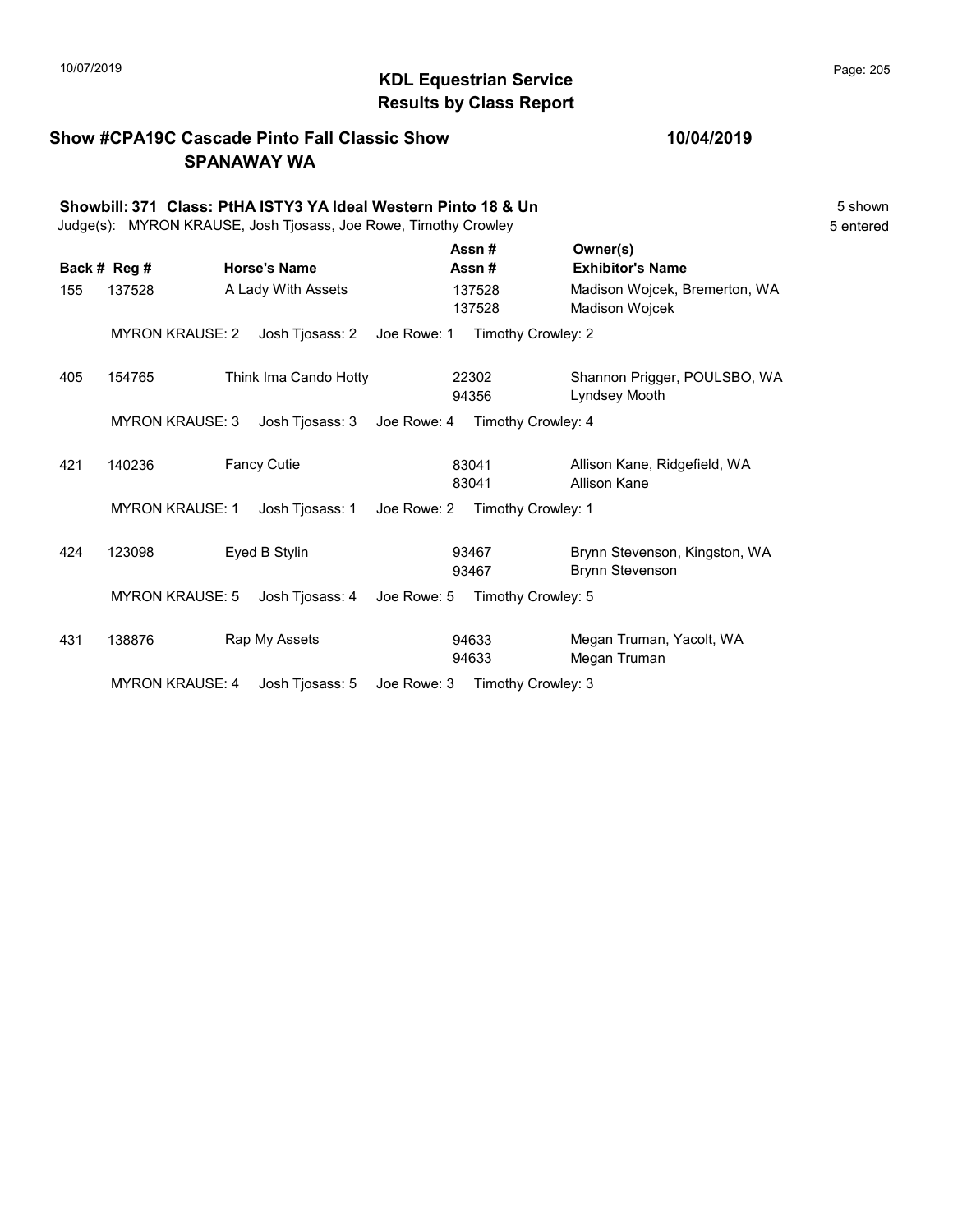# KDL Equestrian Service
## Results by Class Report

**Show #CPA19C Cascade Pinto Fall Classic Show** **10/04/2019**
**SPANAWAY WA**

**Showbill: 371 Class: PtHA ISTY3 YA Ideal Western Pinto 18 & Un** 5 shown
Judge(s): MYRON KRAUSE, Josh Tjosass, Joe Rowe, Timothy Crowley 5 entered

| Back # | Reg # | Horse's Name | Assn # / Assn # | Owner(s) / Exhibitor's Name |
|---|---|---|---|---|
| 155 | 137528 | A Lady With Assets | 137528 / 137528 | Madison Wojcek, Bremerton, WA / Madison Wojcek |
| | MYRON KRAUSE: 2 | Josh Tjosass: 2 | Joe Rowe: 1 | Timothy Crowley: 2 |
| 405 | 154765 | Think Ima Cando Hotty | 22302 / 94356 | Shannon Prigger, POULSBO, WA / Lyndsey Mooth |
| | MYRON KRAUSE: 3 | Josh Tjosass: 3 | Joe Rowe: 4 | Timothy Crowley: 4 |
| 421 | 140236 | Fancy Cutie | 83041 / 83041 | Allison Kane, Ridgefield, WA / Allison Kane |
| | MYRON KRAUSE: 1 | Josh Tjosass: 1 | Joe Rowe: 2 | Timothy Crowley: 1 |
| 424 | 123098 | Eyed B Stylin | 93467 / 93467 | Brynn Stevenson, Kingston, WA / Brynn Stevenson |
| | MYRON KRAUSE: 5 | Josh Tjosass: 4 | Joe Rowe: 5 | Timothy Crowley: 5 |
| 431 | 138876 | Rap My Assets | 94633 / 94633 | Megan Truman, Yacolt, WA / Megan Truman |
| | MYRON KRAUSE: 4 | Josh Tjosass: 5 | Joe Rowe: 3 | Timothy Crowley: 3 |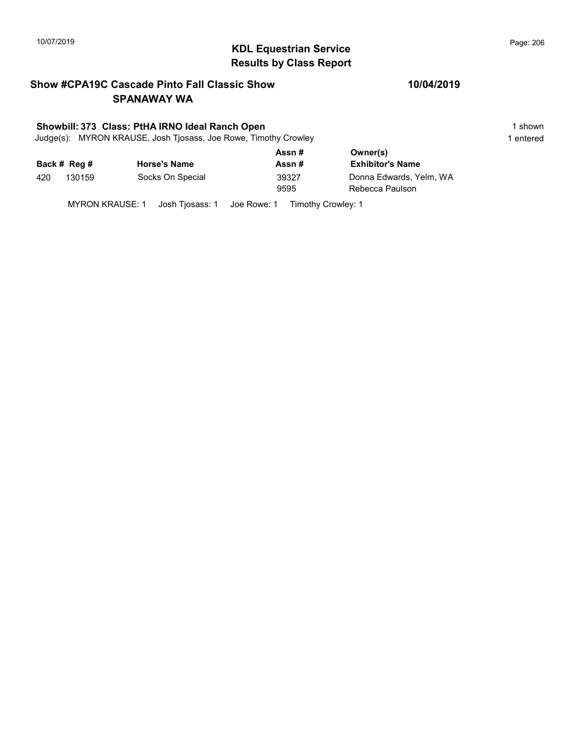## KDL Equestrian Service
## Results by Class Report

### Show #CPA19C Cascade Pinto Fall Classic Show — SPANAWAY WA

10/04/2019

**Showbill: 373 Class: PtHA IRNO Ideal Ranch Open**

1 shown

Judge(s): MYRON KRAUSE, Josh Tjosass, Joe Rowe, Timothy Crowley

1 entered

| Back # | Reg # | Horse's Name | Assn # / Assn # | Owner(s) / Exhibitor's Name |
|---|---|---|---|---|
| 420 | 130159 | Socks On Special | 39327 | Donna Edwards, Yelm, WA |
| | | | 9595 | Rebecca Paulson |

MYRON KRAUSE: 1 Josh Tjosass: 1 Joe Rowe: 1 Timothy Crowley: 1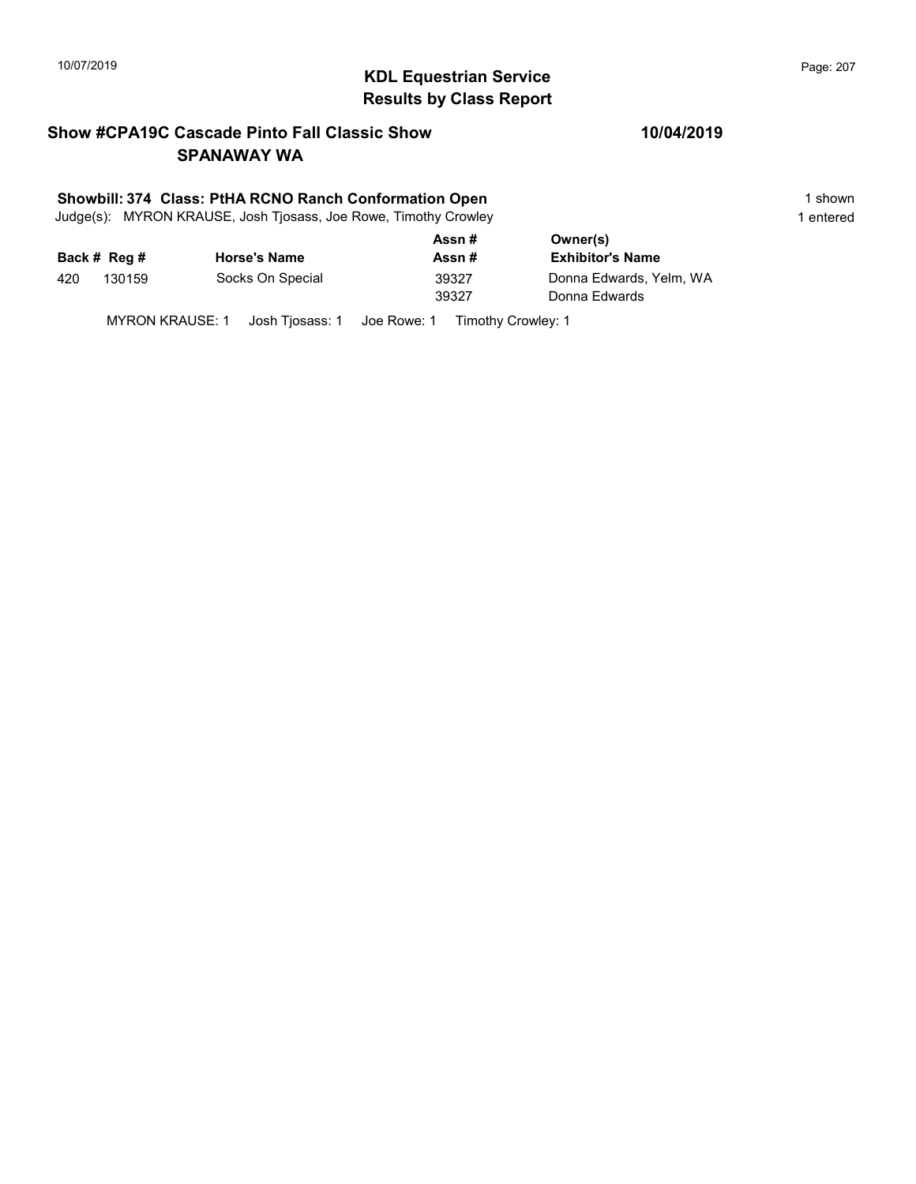# KDL Equestrian Service
## Results by Class Report

**Show #CPA19C Cascade Pinto Fall Classic Show** **10/04/2019**
**SPANAWAY WA**

**Showbill: 374 Class: PtHA RCNO Ranch Conformation Open** 1 shown
Judge(s): MYRON KRAUSE, Josh Tjosass, Joe Rowe, Timothy Crowley 1 entered

| Back # | Reg # | Horse's Name | Assn # / Assn # | Owner(s) / Exhibitor's Name |
|---|---|---|---|---|
| 420 | 130159 | Socks On Special | 39327 | Donna Edwards, Yelm, WA |
| | | | 39327 | Donna Edwards |

MYRON KRAUSE: 1 Josh Tjosass: 1 Joe Rowe: 1 Timothy Crowley: 1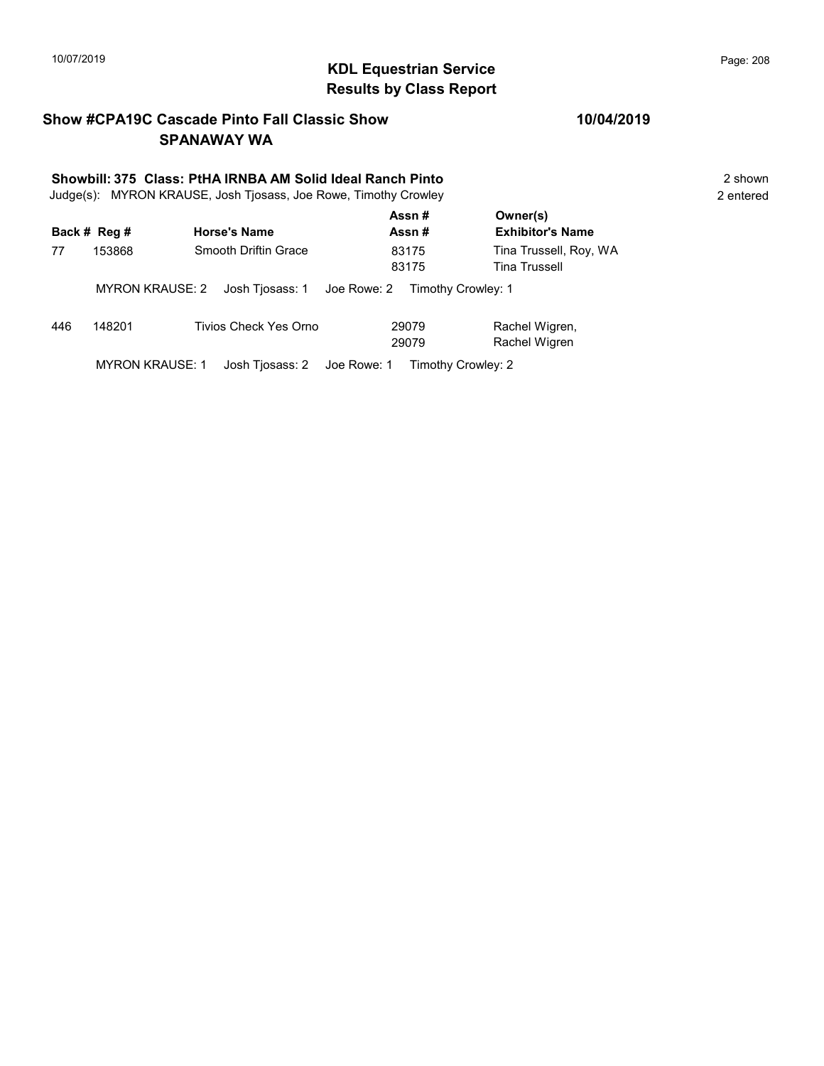## KDL Equestrian Service
## Results by Class Report

**Show #CPA19C Cascade Pinto Fall Classic Show** **10/04/2019**
**SPANAWAY WA**

**Showbill: 375 Class: PtHA IRNBA AM Solid Ideal Ranch Pinto** 2 shown
Judge(s): MYRON KRAUSE, Josh Tjosass, Joe Rowe, Timothy Crowley 2 entered

| Back # | Reg # | Horse's Name | Assn # / Assn # | Owner(s) / Exhibitor's Name |
|---|---|---|---|---|
| 77 | 153868 | Smooth Driftin Grace | 83175 | Tina Trussell, Roy, WA |
| | | | 83175 | Tina Trussell |
| | MYRON KRAUSE: 2 | Josh Tjosass: 1 | Joe Rowe: 2 | Timothy Crowley: 1 |
| 446 | 148201 | Tivios Check Yes Orno | 29079 | Rachel Wigren, |
| | | | 29079 | Rachel Wigren |
| | MYRON KRAUSE: 1 | Josh Tjosass: 2 | Joe Rowe: 1 | Timothy Crowley: 2 |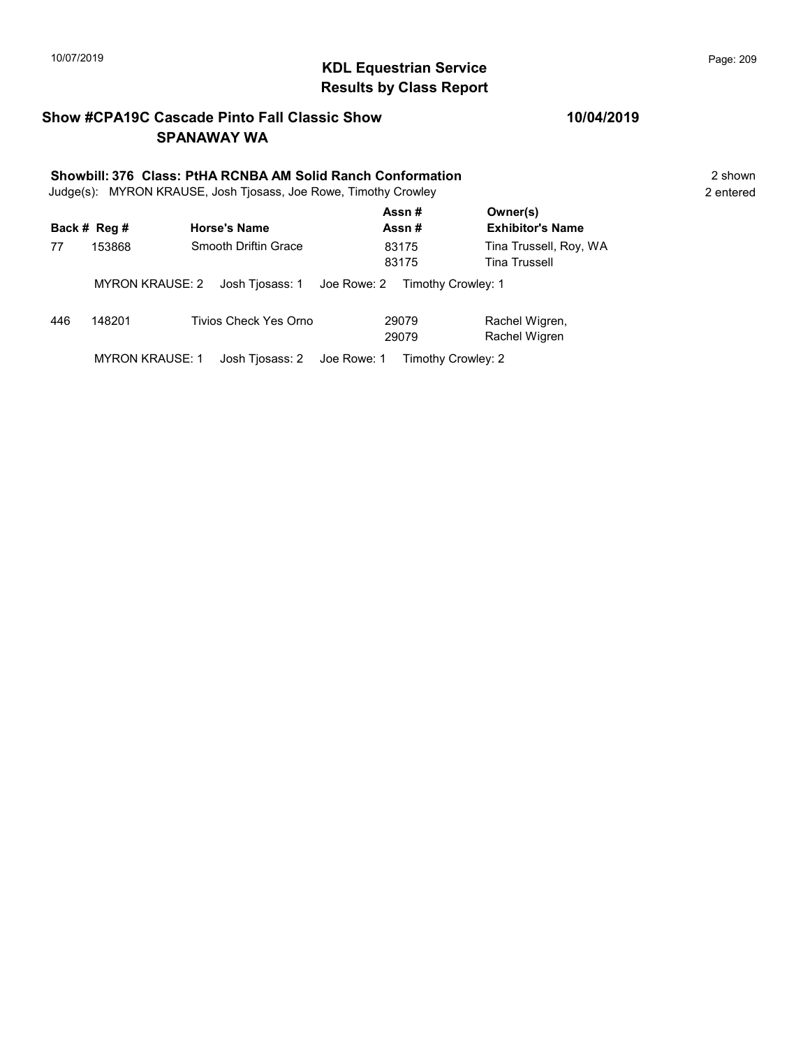# KDL Equestrian Service
## Results by Class Report

**Show #CPA19C Cascade Pinto Fall Classic Show** **10/04/2019**
**SPANAWAY WA**

**Showbill: 376 Class: PtHA RCNBA AM Solid Ranch Conformation** 2 shown
Judge(s): MYRON KRAUSE, Josh Tjosass, Joe Rowe, Timothy Crowley 2 entered

| Back # | Reg # | Horse's Name | Assn # / Assn # | Owner(s) / Exhibitor's Name |
|---|---|---|---|---|
| 77 | 153868 | Smooth Driftin Grace | 83175<br>83175 | Tina Trussell, Roy, WA<br>Tina Trussell |
| | MYRON KRAUSE: 2 | Josh Tjosass: 1 | Joe Rowe: 2 | Timothy Crowley: 1 |
| 446 | 148201 | Tivios Check Yes Orno | 29079<br>29079 | Rachel Wigren,<br>Rachel Wigren |
| | MYRON KRAUSE: 1 | Josh Tjosass: 2 | Joe Rowe: 1 | Timothy Crowley: 2 |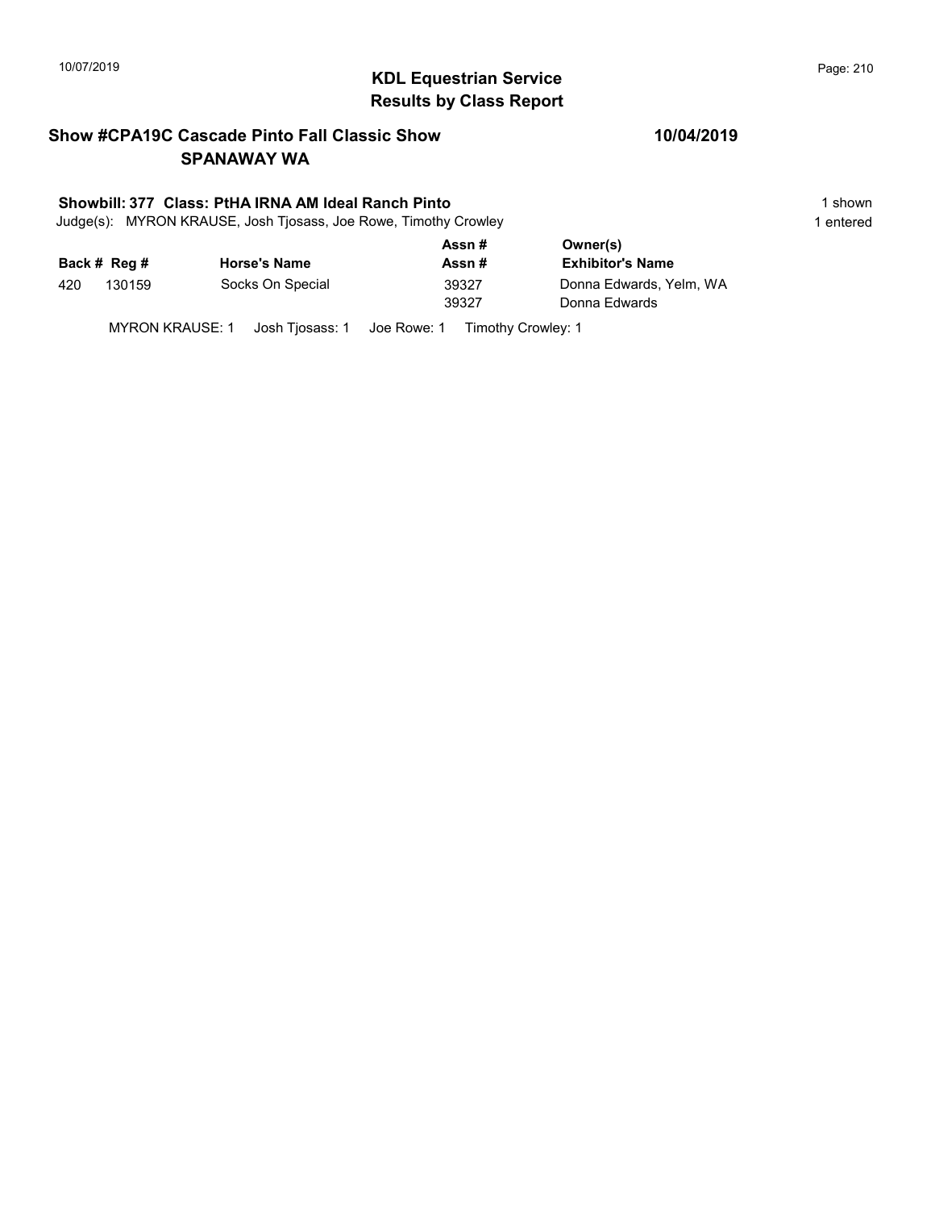## KDL Equestrian Service
## Results by Class Report

**Show #CPA19C Cascade Pinto Fall Classic Show** **10/04/2019**
**SPANAWAY WA**

**Showbill: 377 Class: PtHA IRNA AM Ideal Ranch Pinto** 1 shown
Judge(s): MYRON KRAUSE, Josh Tjosass, Joe Rowe, Timothy Crowley 1 entered

| Back # | Reg # | Horse's Name | Assn # / Assn # | Owner(s) / Exhibitor's Name |
|---|---|---|---|---|
| 420 | 130159 | Socks On Special | 39327 | Donna Edwards, Yelm, WA |
| | | | 39327 | Donna Edwards |

MYRON KRAUSE: 1 Josh Tjosass: 1 Joe Rowe: 1 Timothy Crowley: 1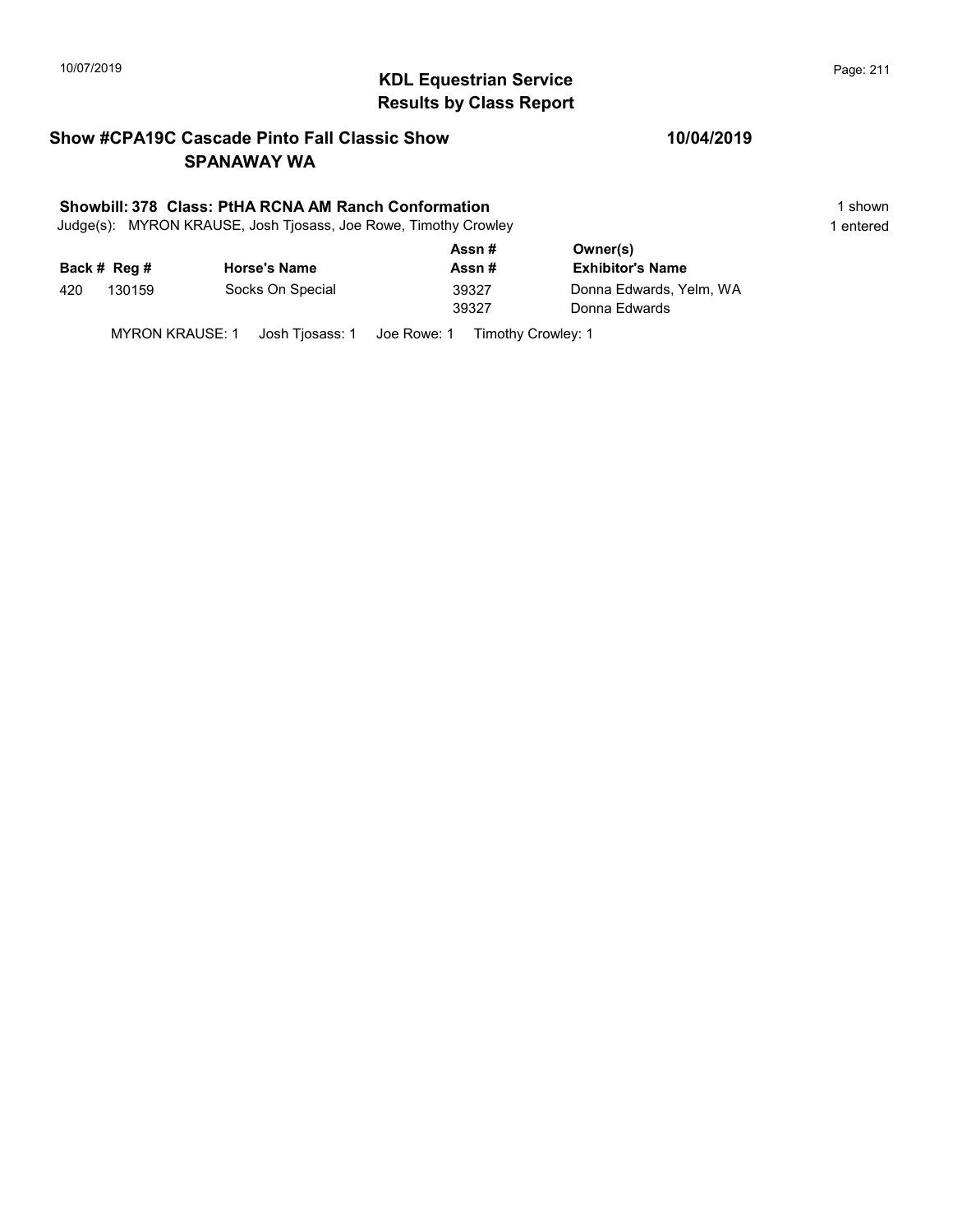# KDL Equestrian Service
## Results by Class Report

**Show #CPA19C Cascade Pinto Fall Classic Show** **10/04/2019**
**SPANAWAY WA**

**Showbill: 378 Class: PtHA RCNA AM Ranch Conformation** 1 shown
Judge(s): MYRON KRAUSE, Josh Tjosass, Joe Rowe, Timothy Crowley 1 entered

| Back # | Reg # | Horse's Name | Assn # / Assn # | Owner(s) / Exhibitor's Name |
|---|---|---|---|---|
| 420 | 130159 | Socks On Special | 39327 | Donna Edwards, Yelm, WA |
| | | | 39327 | Donna Edwards |

MYRON KRAUSE: 1 Josh Tjosass: 1 Joe Rowe: 1 Timothy Crowley: 1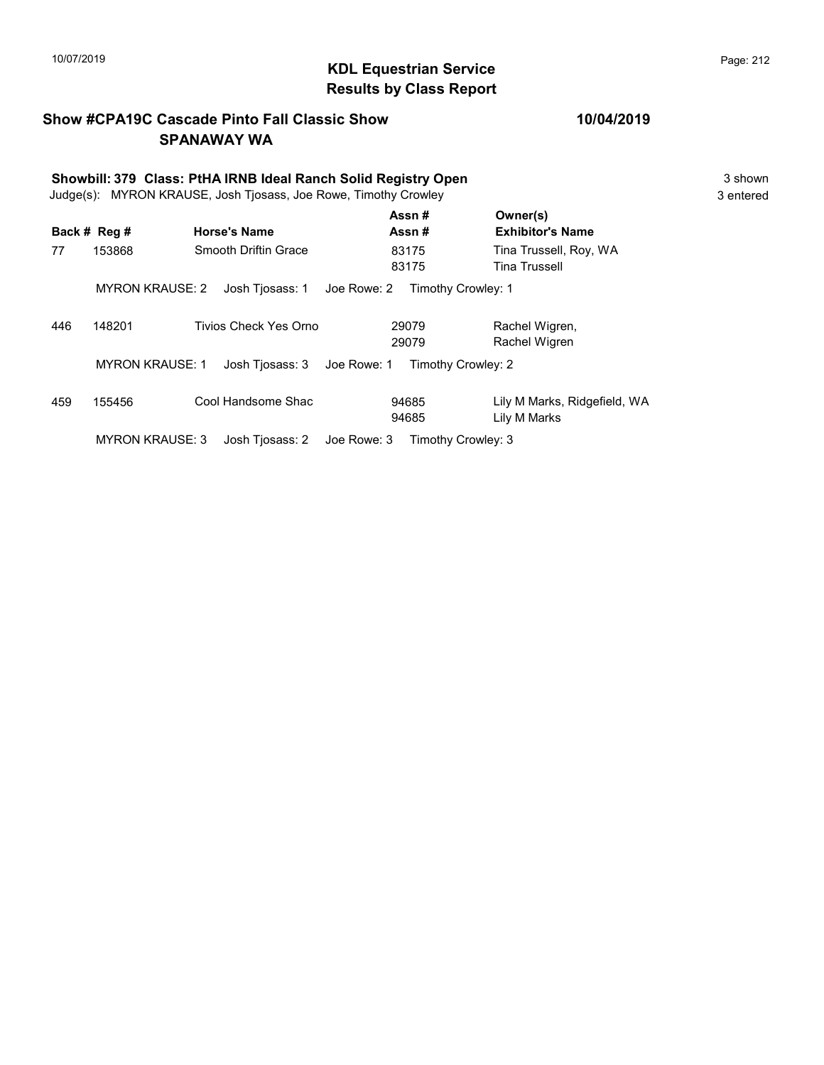# KDL Equestrian Service
## Results by Class Report

**Show #CPA19C Cascade Pinto Fall Classic Show** — **10/04/2019**
**SPANAWAY WA**

**Showbill: 379 Class: PtHA IRNB Ideal Ranch Solid Registry Open** — 3 shown
Judge(s): MYRON KRAUSE, Josh Tjosass, Joe Rowe, Timothy Crowley — 3 entered

| Back # | Reg # | Horse's Name | Assn # / Assn # | Owner(s) / Exhibitor's Name |
|---|---|---|---|---|
| 77 | 153868 | Smooth Driftin Grace | 83175 / 83175 | Tina Trussell, Roy, WA / Tina Trussell |
| | MYRON KRAUSE: 2 | Josh Tjosass: 1 | Joe Rowe: 2 | Timothy Crowley: 1 |
| 446 | 148201 | Tivios Check Yes Orno | 29079 / 29079 | Rachel Wigren, / Rachel Wigren |
| | MYRON KRAUSE: 1 | Josh Tjosass: 3 | Joe Rowe: 1 | Timothy Crowley: 2 |
| 459 | 155456 | Cool Handsome Shac | 94685 / 94685 | Lily M Marks, Ridgefield, WA / Lily M Marks |
| | MYRON KRAUSE: 3 | Josh Tjosass: 2 | Joe Rowe: 3 | Timothy Crowley: 3 |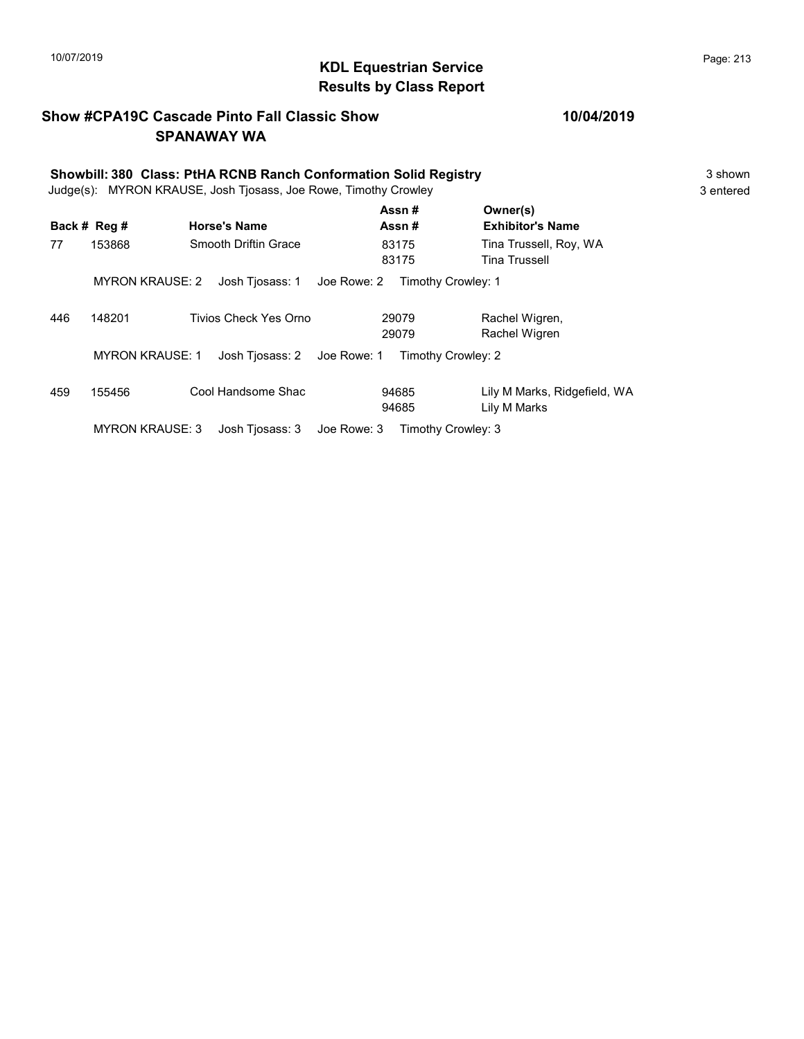# KDL Equestrian Service
## Results by Class Report

**Show #CPA19C Cascade Pinto Fall Classic Show** — **10/04/2019**
**SPANAWAY WA**

**Showbill: 380 Class: PtHA RCNB Ranch Conformation Solid Registry** — 3 shown
Judge(s): MYRON KRAUSE, Josh Tjosass, Joe Rowe, Timothy Crowley — 3 entered

| Back # | Reg # | Horse's Name | Assn # / Assn # | Owner(s) / Exhibitor's Name |
|---|---|---|---|---|
| 77 | 153868 | Smooth Driftin Grace | 83175 / 83175 | Tina Trussell, Roy, WA / Tina Trussell |
| | MYRON KRAUSE: 2 | Josh Tjosass: 1 | Joe Rowe: 2 | Timothy Crowley: 1 |
| 446 | 148201 | Tivios Check Yes Orno | 29079 / 29079 | Rachel Wigren, / Rachel Wigren |
| | MYRON KRAUSE: 1 | Josh Tjosass: 2 | Joe Rowe: 1 | Timothy Crowley: 2 |
| 459 | 155456 | Cool Handsome Shac | 94685 / 94685 | Lily M Marks, Ridgefield, WA / Lily M Marks |
| | MYRON KRAUSE: 3 | Josh Tjosass: 3 | Joe Rowe: 3 | Timothy Crowley: 3 |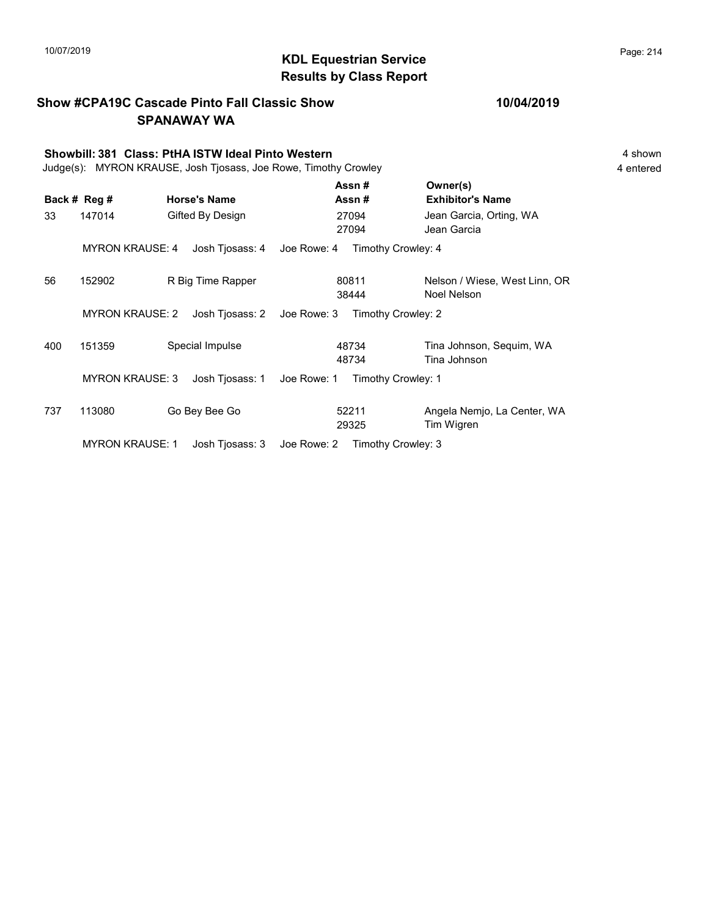# KDL Equestrian Service
## Results by Class Report

**Show #CPA19C Cascade Pinto Fall Classic Show** **10/04/2019**
**SPANAWAY WA**

**Showbill: 381 Class: PtHA ISTW Ideal Pinto Western** 4 shown
Judge(s): MYRON KRAUSE, Josh Tjosass, Joe Rowe, Timothy Crowley 4 entered

| Back # | Reg # | Horse's Name | Assn # / Assn # | Owner(s) / Exhibitor's Name |
|---|---|---|---|---|
| 33 | 147014 | Gifted By Design | 27094 / 27094 | Jean Garcia, Orting, WA / Jean Garcia |
| | MYRON KRAUSE: 4 | Josh Tjosass: 4 | Joe Rowe: 4 | Timothy Crowley: 4 |
| 56 | 152902 | R Big Time Rapper | 80811 / 38444 | Nelson / Wiese, West Linn, OR / Noel Nelson |
| | MYRON KRAUSE: 2 | Josh Tjosass: 2 | Joe Rowe: 3 | Timothy Crowley: 2 |
| 400 | 151359 | Special Impulse | 48734 / 48734 | Tina Johnson, Sequim, WA / Tina Johnson |
| | MYRON KRAUSE: 3 | Josh Tjosass: 1 | Joe Rowe: 1 | Timothy Crowley: 1 |
| 737 | 113080 | Go Bey Bee Go | 52211 / 29325 | Angela Nemjo, La Center, WA / Tim Wigren |
| | MYRON KRAUSE: 1 | Josh Tjosass: 3 | Joe Rowe: 2 | Timothy Crowley: 3 |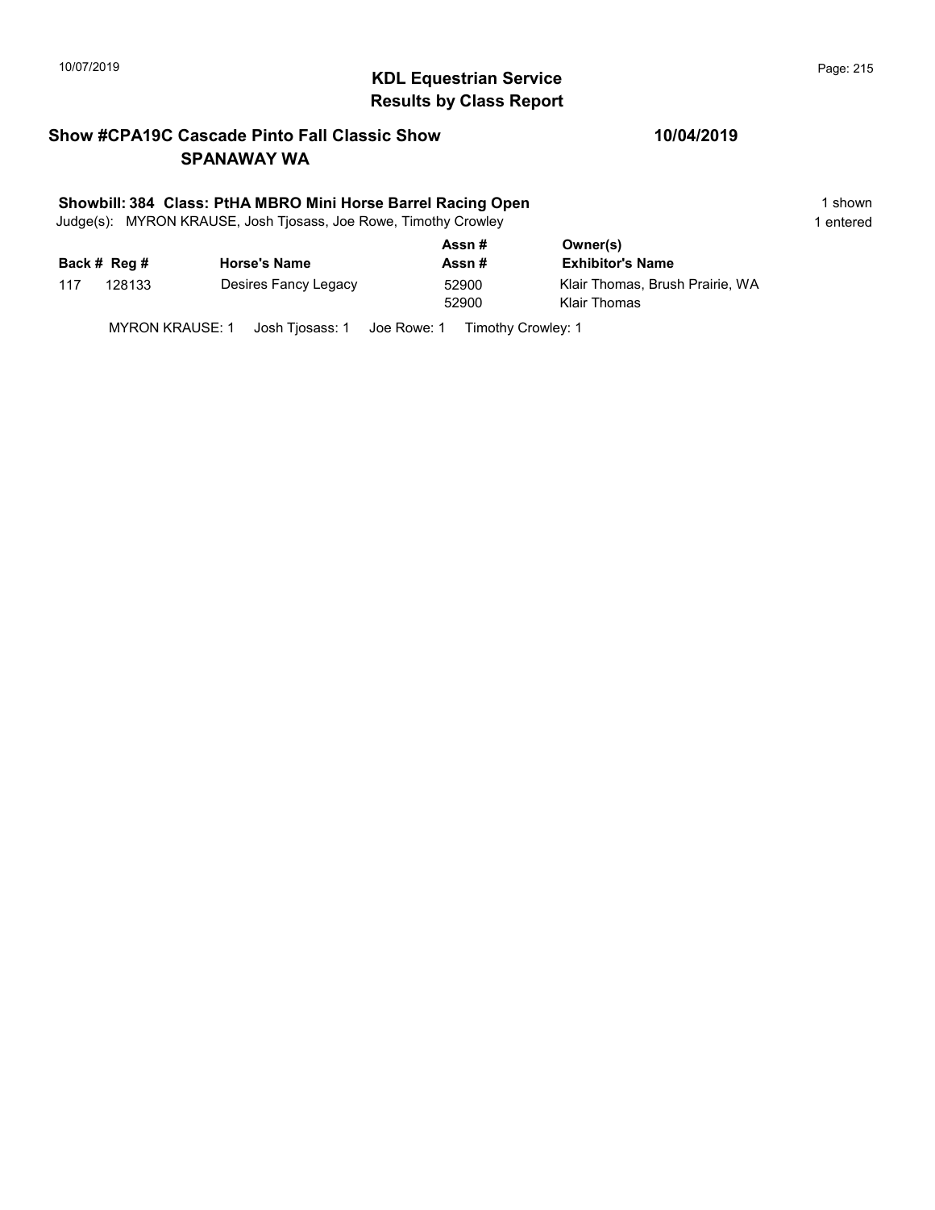# KDL Equestrian Service
## Results by Class Report

**Show #CPA19C Cascade Pinto Fall Classic Show** **10/04/2019**
**SPANAWAY WA**

**Showbill: 384 Class: PtHA MBRO Mini Horse Barrel Racing Open** 1 shown
Judge(s): MYRON KRAUSE, Josh Tjosass, Joe Rowe, Timothy Crowley 1 entered

| Back # | Reg # | Horse's Name | Assn # / Assn # | Owner(s) / Exhibitor's Name |
|---|---|---|---|---|
| 117 | 128133 | Desires Fancy Legacy | 52900 | Klair Thomas, Brush Prairie, WA |
| | | | 52900 | Klair Thomas |

MYRON KRAUSE: 1 Josh Tjosass: 1 Joe Rowe: 1 Timothy Crowley: 1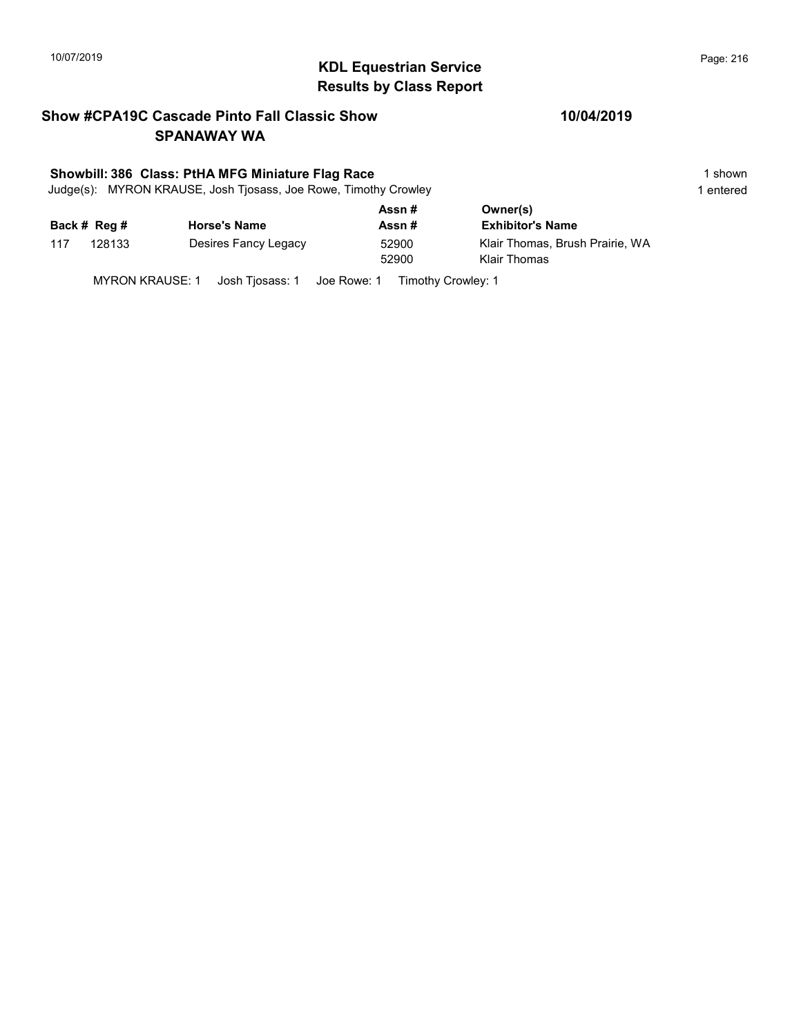**KDL Equestrian Service**
**Results by Class Report**

**Show #CPA19C Cascade Pinto Fall Classic Show** **10/04/2019**
**SPANAWAY WA**

**Showbill: 386 Class: PtHA MFG Miniature Flag Race** 1 shown
Judge(s): MYRON KRAUSE, Josh Tjosass, Joe Rowe, Timothy Crowley 1 entered

| Back # | Reg # | Horse's Name | Assn # / Assn # | Owner(s) / Exhibitor's Name |
|---|---|---|---|---|
| 117 | 128133 | Desires Fancy Legacy | 52900 | Klair Thomas, Brush Prairie, WA |
| | | | 52900 | Klair Thomas |

MYRON KRAUSE: 1 Josh Tjosass: 1 Joe Rowe: 1 Timothy Crowley: 1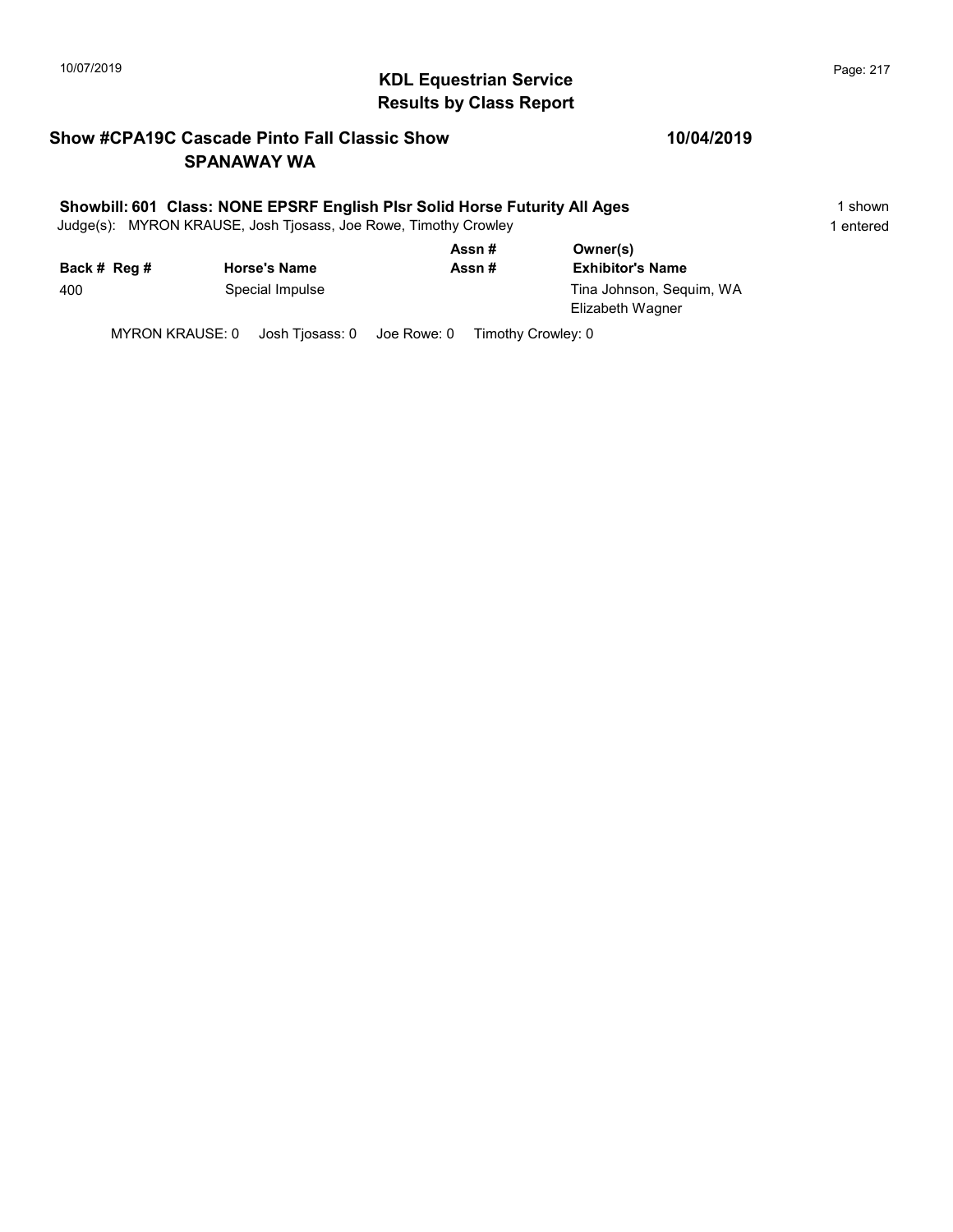# KDL Equestrian Service
## Results by Class Report

**Show #CPA19C Cascade Pinto Fall Classic Show** **10/04/2019**
**SPANAWAY WA**

**Showbill: 601 Class: NONE EPSRF English Plsr Solid Horse Futurity All Ages** 1 shown
Judge(s): MYRON KRAUSE, Josh Tjosass, Joe Rowe, Timothy Crowley 1 entered

| Back # | Reg # | Horse's Name | Assn # / Assn # | Owner(s) / Exhibitor's Name |
|---|---|---|---|---|
| 400 | | Special Impulse | | Tina Johnson, Sequim, WA<br>Elizabeth Wagner |

MYRON KRAUSE: 0 Josh Tjosass: 0 Joe Rowe: 0 Timothy Crowley: 0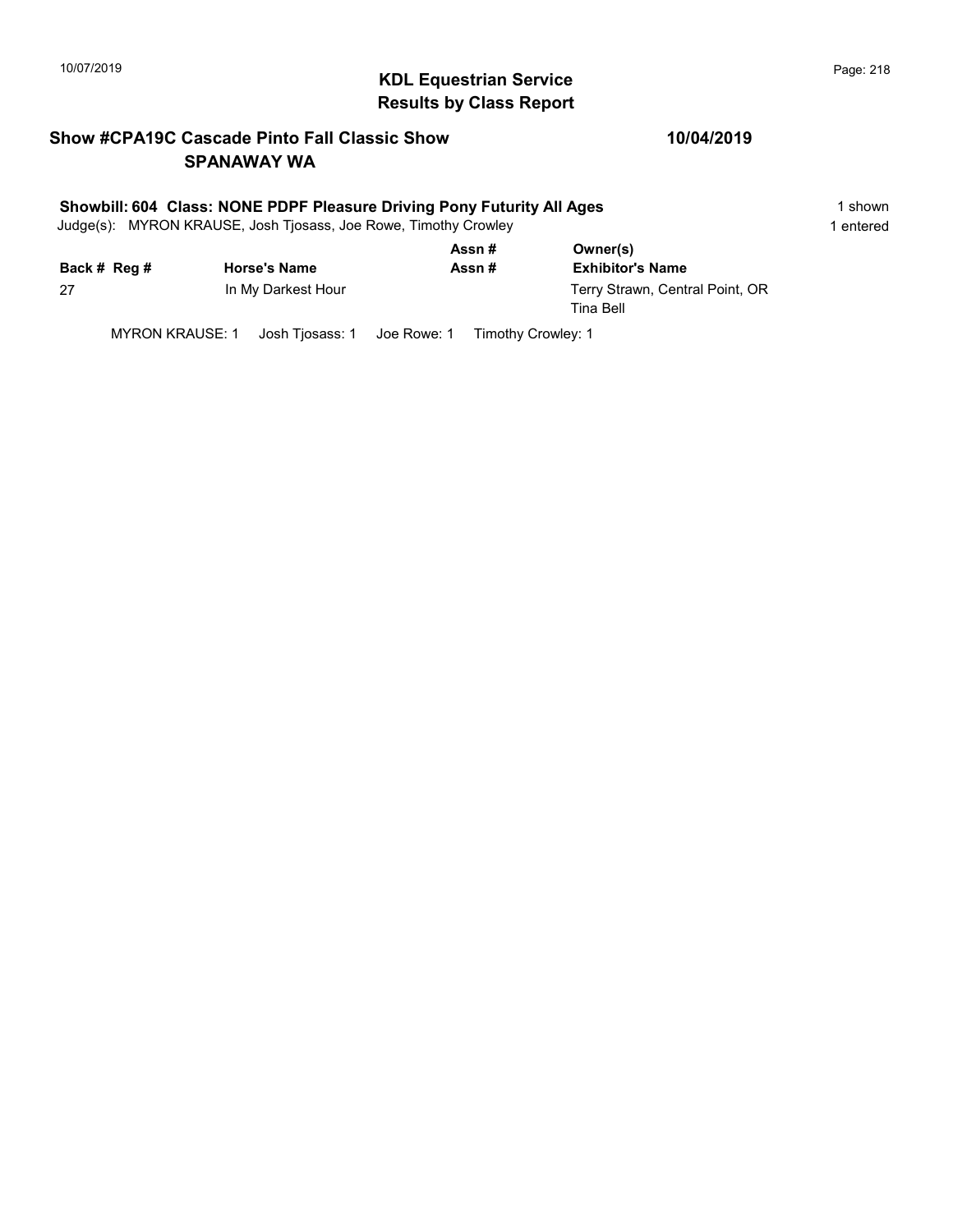# KDL Equestrian Service
## Results by Class Report

**Show #CPA19C Cascade Pinto Fall Classic Show** **10/04/2019**
**SPANAWAY WA**

**Showbill: 604 Class: NONE PDPF Pleasure Driving Pony Futurity All Ages** 1 shown
Judge(s): MYRON KRAUSE, Josh Tjosass, Joe Rowe, Timothy Crowley 1 entered

| Back # | Reg # | Horse's Name | Assn # / Assn # | Owner(s) / Exhibitor's Name |
|---|---|---|---|---|
| 27 | | In My Darkest Hour | | Terry Strawn, Central Point, OR<br>Tina Bell |

MYRON KRAUSE: 1 Josh Tjosass: 1 Joe Rowe: 1 Timothy Crowley: 1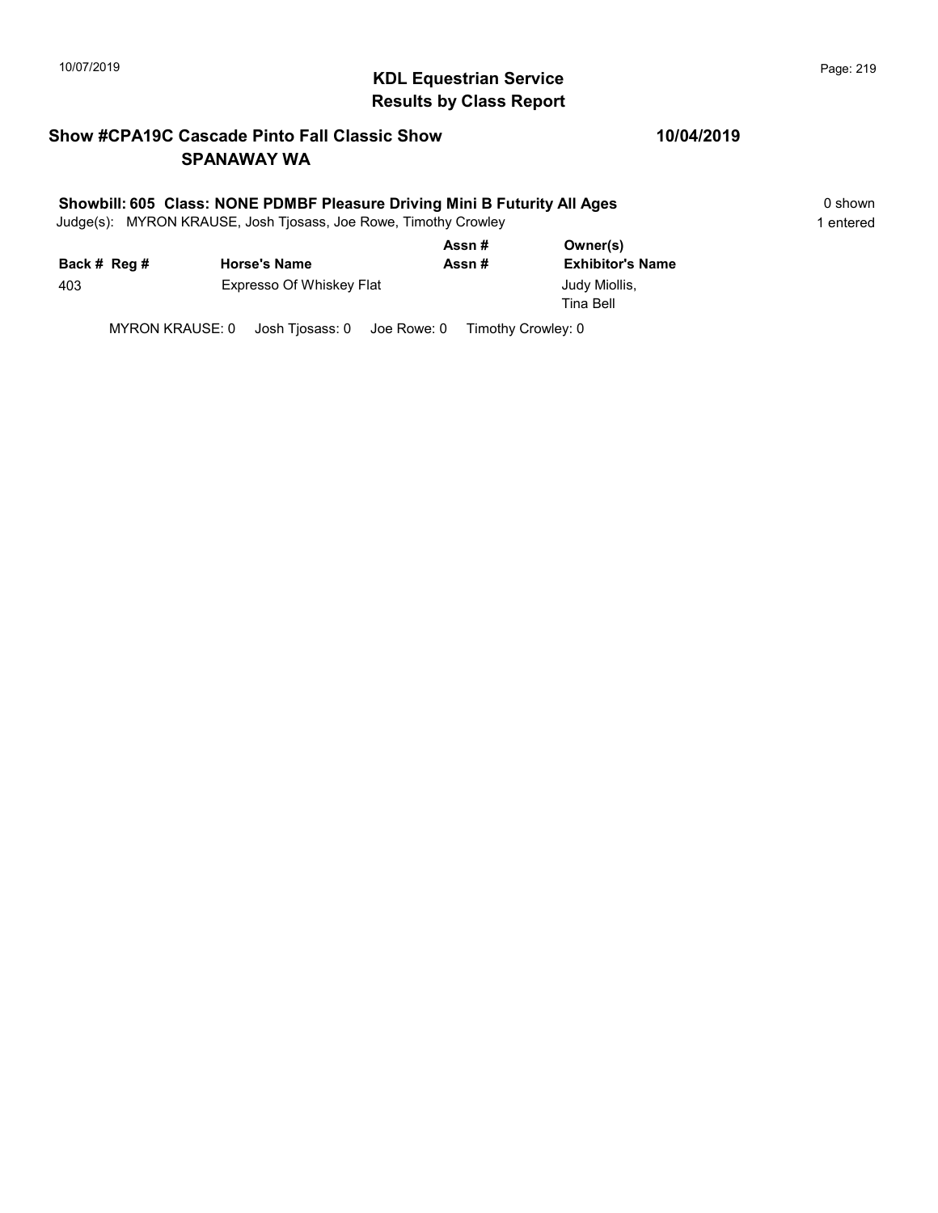## KDL Equestrian Service
## Results by Class Report

**Show #CPA19C Cascade Pinto Fall Classic Show** **10/04/2019**
**SPANAWAY WA**

**Showbill: 605 Class: NONE PDMBF Pleasure Driving Mini B Futurity All Ages** 0 shown
Judge(s): MYRON KRAUSE, Josh Tjosass, Joe Rowe, Timothy Crowley 1 entered

| Back # | Reg # | Horse's Name | Assn # / Assn # | Owner(s) / Exhibitor's Name |
|---|---|---|---|---|
| 403 | | Expresso Of Whiskey Flat | | Judy Miollis, Tina Bell |

MYRON KRAUSE: 0 Josh Tjosass: 0 Joe Rowe: 0 Timothy Crowley: 0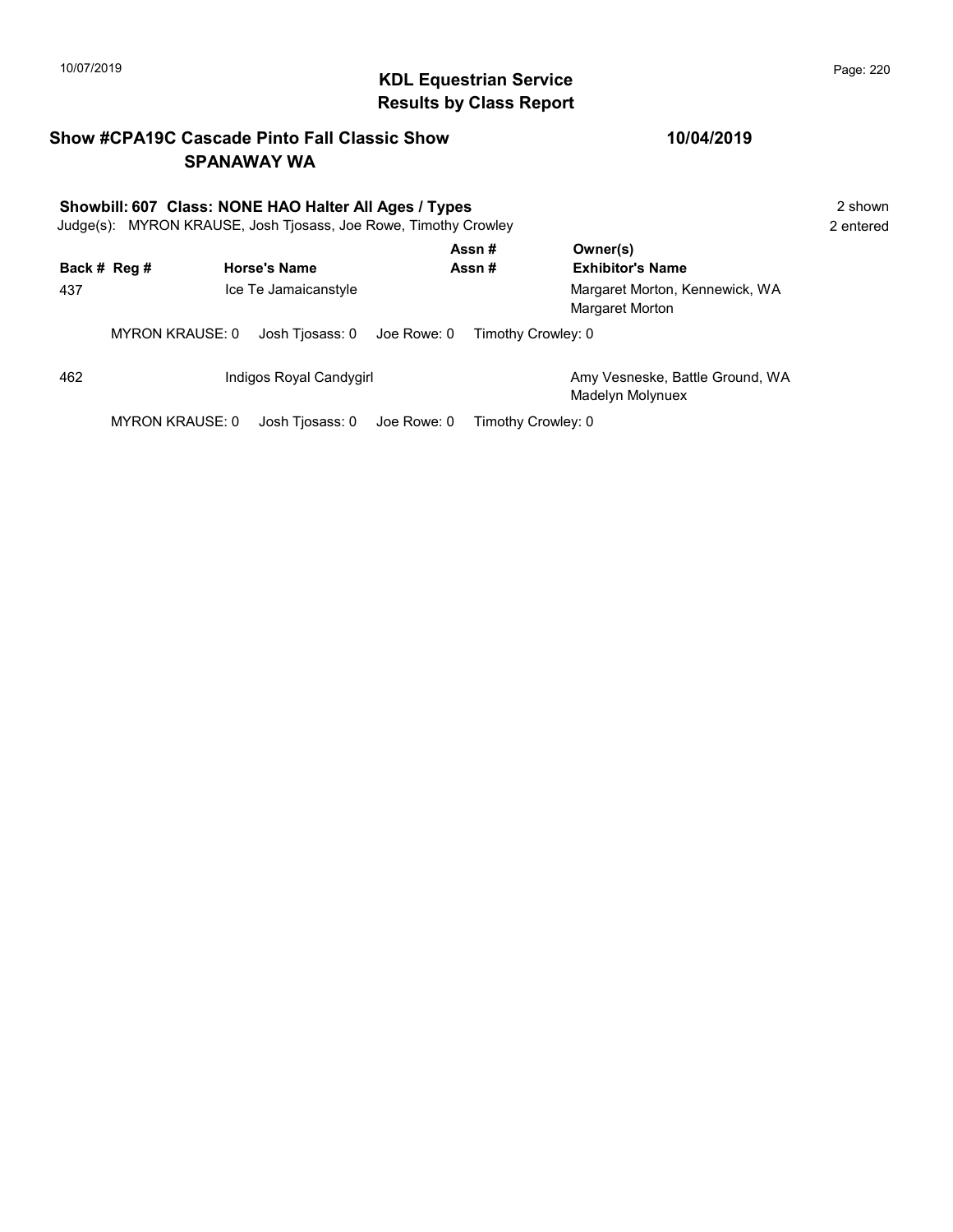# KDL Equestrian Service
## Results by Class Report

10/07/2019

### Show #CPA19C Cascade Pinto Fall Classic Show SPANAWAY WA

10/04/2019

**Showbill: 607 Class: NONE HAO Halter All Ages / Types** — 2 shown

Judge(s): MYRON KRAUSE, Josh Tjosass, Joe Rowe, Timothy Crowley — 2 entered

| Back # | Reg # | Horse's Name | Assn # / Assn # | Owner(s) / Exhibitor's Name |
|---|---|---|---|---|
| 437 | | Ice Te Jamaicanstyle | | Margaret Morton, Kennewick, WA<br>Margaret Morton |
| | MYRON KRAUSE: 0 | Josh Tjosass: 0 | Joe Rowe: 0 | Timothy Crowley: 0 |
| 462 | | Indigos Royal Candygirl | | Amy Vesneske, Battle Ground, WA<br>Madelyn Molynuex |
| | MYRON KRAUSE: 0 | Josh Tjosass: 0 | Joe Rowe: 0 | Timothy Crowley: 0 |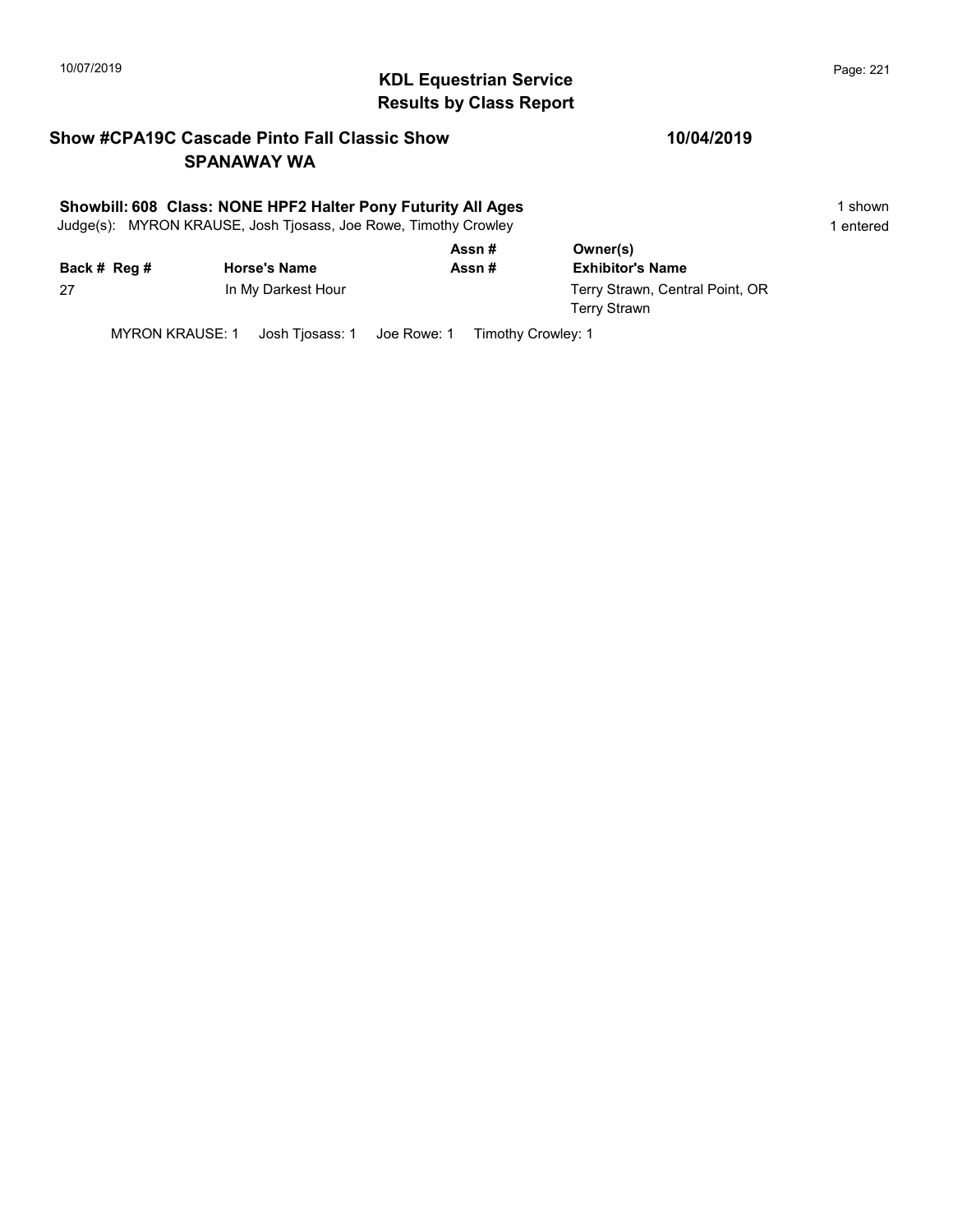# KDL Equestrian Service
## Results by Class Report

**Show #CPA19C Cascade Pinto Fall Classic Show** **10/04/2019**
**SPANAWAY WA**

**Showbill: 608 Class: NONE HPF2 Halter Pony Futurity All Ages** 1 shown
Judge(s): MYRON KRAUSE, Josh Tjosass, Joe Rowe, Timothy Crowley 1 entered

| Back # | Reg # | Horse's Name | Assn # / Assn # | Owner(s) / Exhibitor's Name |
|---|---|---|---|---|
| 27 | | In My Darkest Hour | | Terry Strawn, Central Point, OR<br>Terry Strawn |

MYRON KRAUSE: 1 Josh Tjosass: 1 Joe Rowe: 1 Timothy Crowley: 1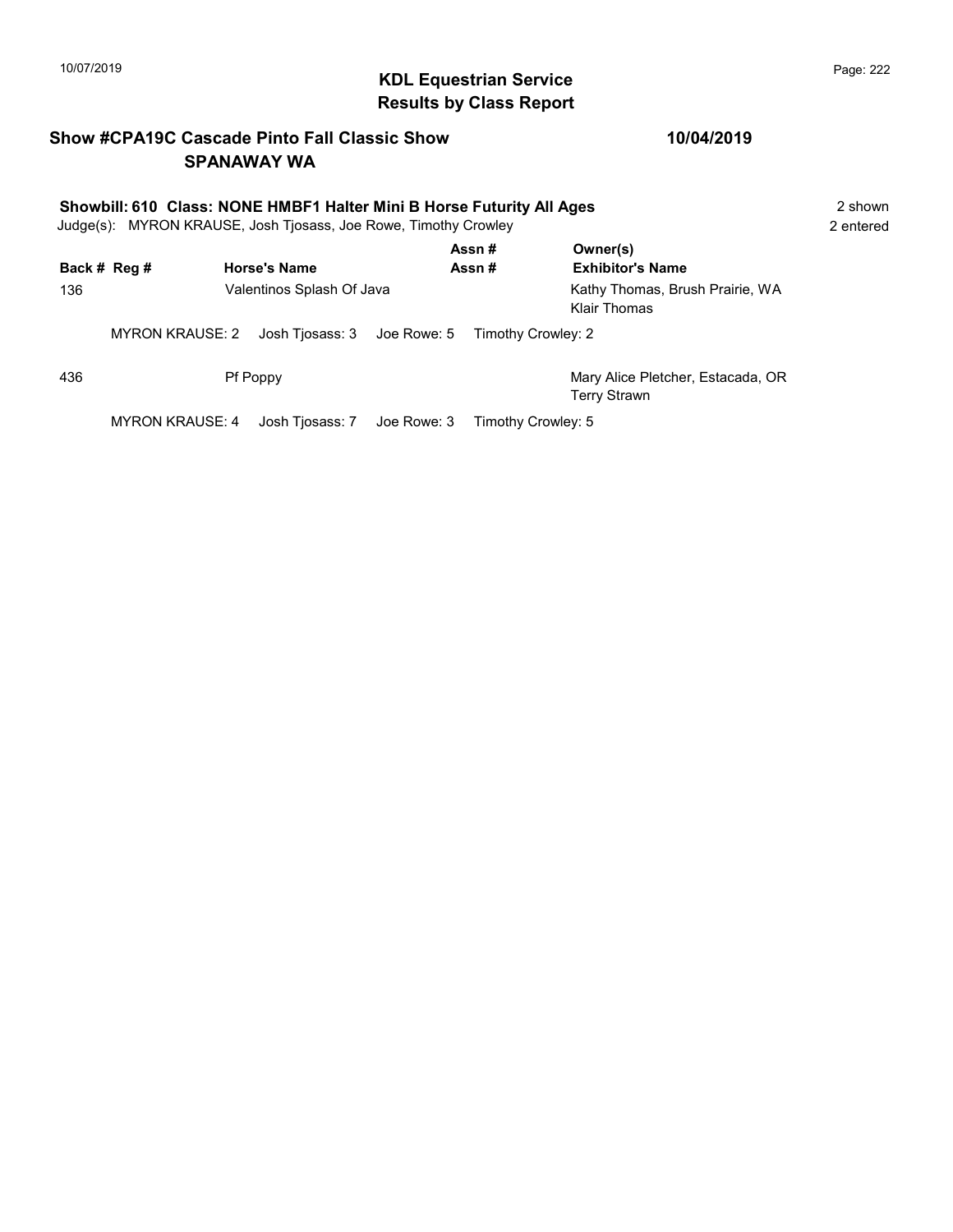# KDL Equestrian Service
## Results by Class Report

**Show #CPA19C Cascade Pinto Fall Classic Show** **10/04/2019**
**SPANAWAY WA**

**Showbill: 610 Class: NONE HMBF1 Halter Mini B Horse Futurity All Ages** 2 shown
Judge(s): MYRON KRAUSE, Josh Tjosass, Joe Rowe, Timothy Crowley 2 entered

| Back # | Reg # | Horse's Name | Assn # / Assn # | Owner(s) / Exhibitor's Name |
|---|---|---|---|---|
| 136 | | Valentinos Splash Of Java | | Kathy Thomas, Brush Prairie, WA<br>Klair Thomas |

MYRON KRAUSE: 2 Josh Tjosass: 3 Joe Rowe: 5 Timothy Crowley: 2

| Back # | Reg # | Horse's Name | Assn # / Assn # | Owner(s) / Exhibitor's Name |
|---|---|---|---|---|
| 436 | | Pf Poppy | | Mary Alice Pletcher, Estacada, OR<br>Terry Strawn |

MYRON KRAUSE: 4 Josh Tjosass: 7 Joe Rowe: 3 Timothy Crowley: 5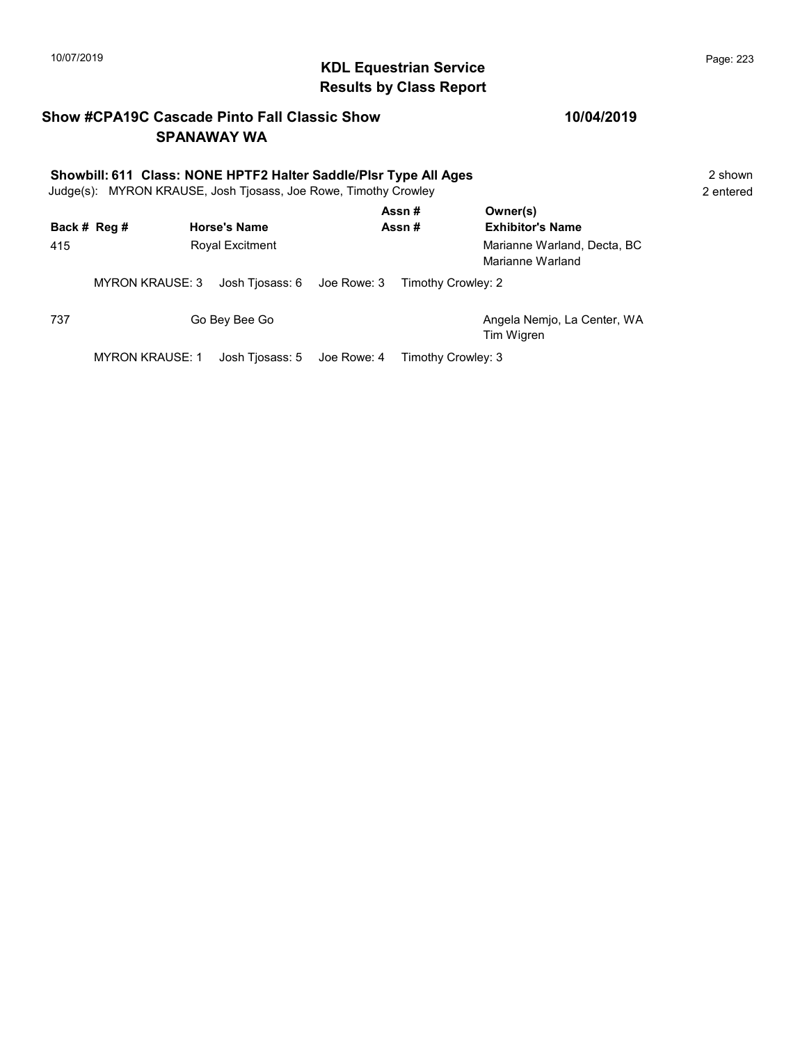## KDL Equestrian Service
## Results by Class Report

### Show #CPA19C Cascade Pinto Fall Classic Show — 10/04/2019
### SPANAWAY WA

**Showbill: 611 Class: NONE HPTF2 Halter Saddle/Plsr Type All Ages** — 2 shown, 2 entered

Judge(s): MYRON KRAUSE, Josh Tjosass, Joe Rowe, Timothy Crowley

| Back # | Reg # | Horse's Name | Assn # / Assn # | Owner(s) / Exhibitor's Name |
|---|---|---|---|---|
| 415 | | Royal Excitment | | Marianne Warland, Decta, BC<br>Marianne Warland |

MYRON KRAUSE: 3 Josh Tjosass: 6 Joe Rowe: 3 Timothy Crowley: 2

| Back # | Reg # | Horse's Name | Assn # / Assn # | Owner(s) / Exhibitor's Name |
|---|---|---|---|---|
| 737 | | Go Bey Bee Go | | Angela Nemjo, La Center, WA<br>Tim Wigren |

MYRON KRAUSE: 1 Josh Tjosass: 5 Joe Rowe: 4 Timothy Crowley: 3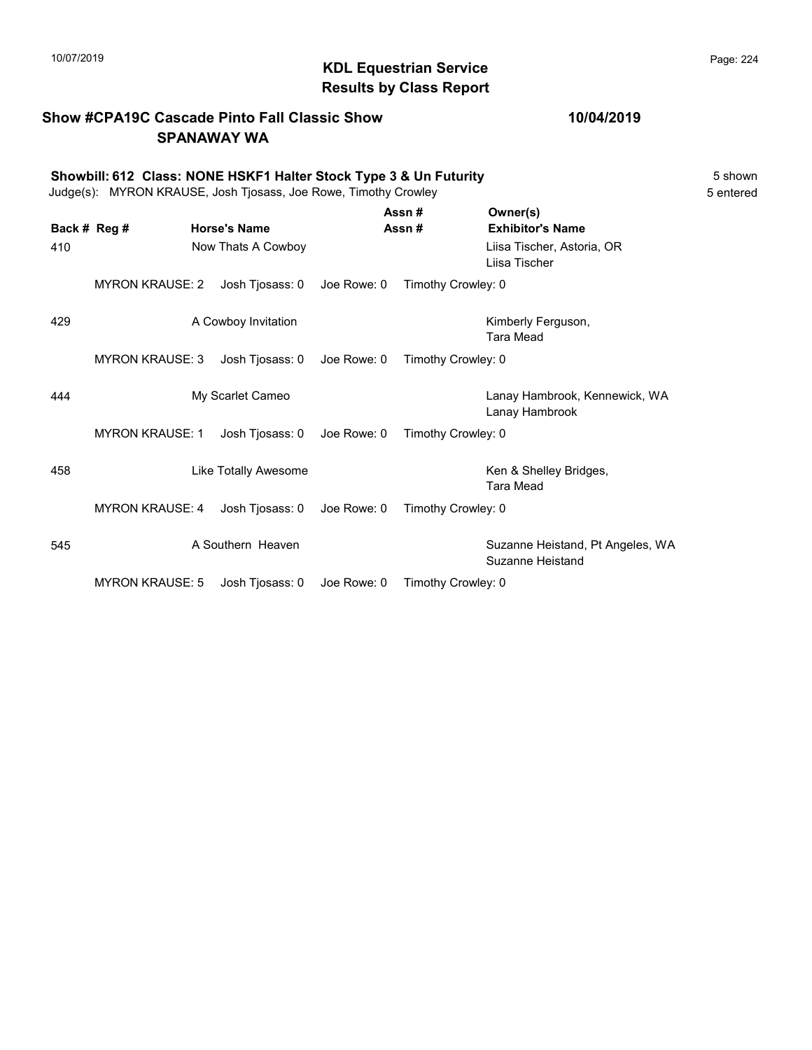# KDL Equestrian Service
## Results by Class Report

**Show #CPA19C Cascade Pinto Fall Classic Show** — **10/04/2019**
**SPANAWAY WA**

**Showbill: 612 Class: NONE HSKF1 Halter Stock Type 3 & Un Futurity** — 5 shown
Judge(s): MYRON KRAUSE, Josh Tjosass, Joe Rowe, Timothy Crowley — 5 entered

| Back # | Reg # | Horse's Name | Assn # / Assn # | Owner(s) / Exhibitor's Name |
|---|---|---|---|---|
| 410 | | Now Thats A Cowboy | | Liisa Tischer, Astoria, OR<br>Liisa Tischer |
| | MYRON KRAUSE: 2 | Josh Tjosass: 0 | Joe Rowe: 0 | Timothy Crowley: 0 |
| 429 | | A Cowboy Invitation | | Kimberly Ferguson,<br>Tara Mead |
| | MYRON KRAUSE: 3 | Josh Tjosass: 0 | Joe Rowe: 0 | Timothy Crowley: 0 |
| 444 | | My Scarlet Cameo | | Lanay Hambrook, Kennewick, WA<br>Lanay Hambrook |
| | MYRON KRAUSE: 1 | Josh Tjosass: 0 | Joe Rowe: 0 | Timothy Crowley: 0 |
| 458 | | Like Totally Awesome | | Ken & Shelley Bridges,<br>Tara Mead |
| | MYRON KRAUSE: 4 | Josh Tjosass: 0 | Joe Rowe: 0 | Timothy Crowley: 0 |
| 545 | | A Southern Heaven | | Suzanne Heistand, Pt Angeles, WA<br>Suzanne Heistand |
| | MYRON KRAUSE: 5 | Josh Tjosass: 0 | Joe Rowe: 0 | Timothy Crowley: 0 |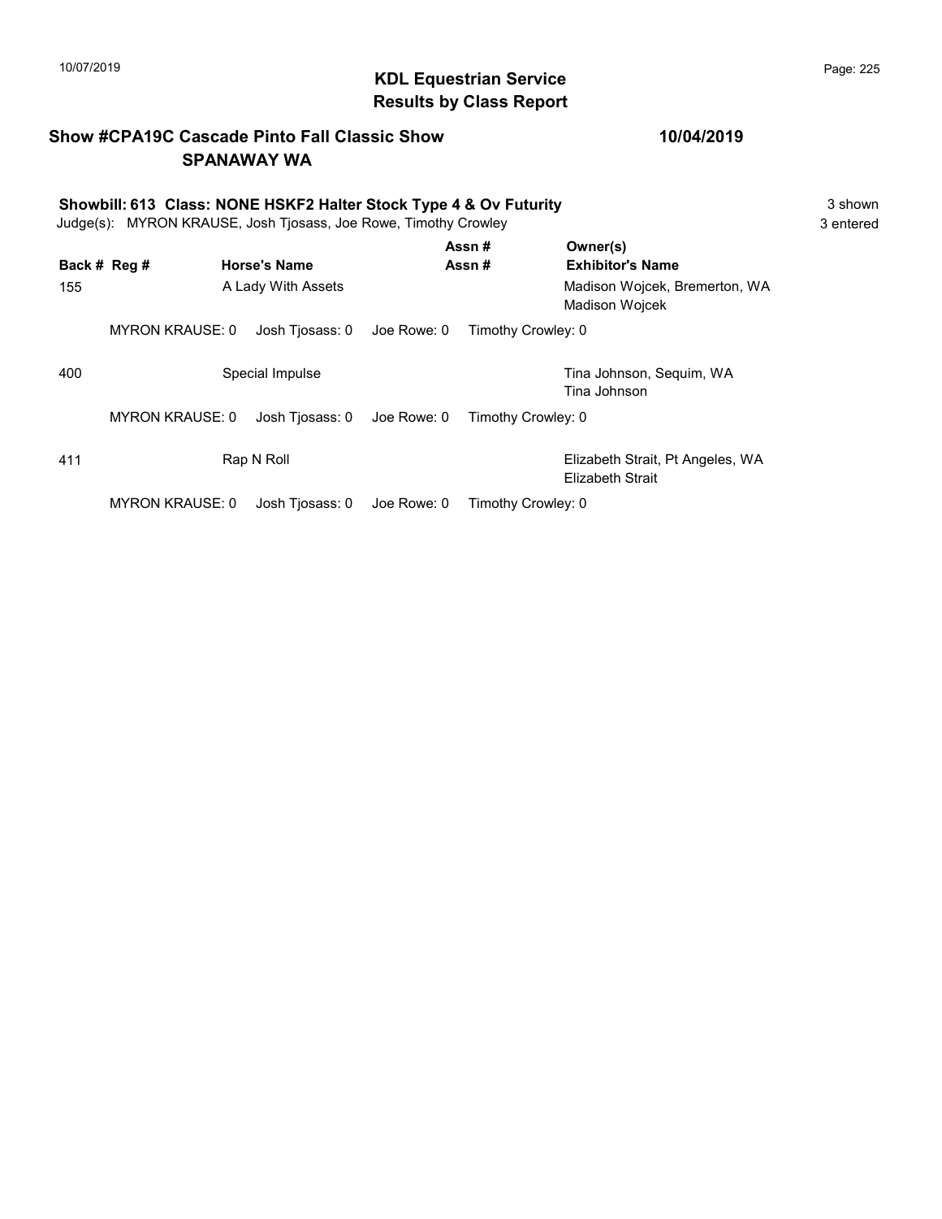# KDL Equestrian Service
## Results by Class Report

**Show #CPA19C Cascade Pinto Fall Classic Show** **10/04/2019**
**SPANAWAY WA**

**Showbill: 613 Class: NONE HSKF2 Halter Stock Type 4 & Ov Futurity** 3 shown
Judge(s): MYRON KRAUSE, Josh Tjosass, Joe Rowe, Timothy Crowley 3 entered

| Back # | Reg # | Horse's Name | Assn # / Assn # | Owner(s) / Exhibitor's Name |
|---|---|---|---|---|
| 155 | | A Lady With Assets | | Madison Wojcek, Bremerton, WA<br>Madison Wojcek |
| | MYRON KRAUSE: 0 | Josh Tjosass: 0 | Joe Rowe: 0 | Timothy Crowley: 0 |
| 400 | | Special Impulse | | Tina Johnson, Sequim, WA<br>Tina Johnson |
| | MYRON KRAUSE: 0 | Josh Tjosass: 0 | Joe Rowe: 0 | Timothy Crowley: 0 |
| 411 | | Rap N Roll | | Elizabeth Strait, Pt Angeles, WA<br>Elizabeth Strait |
| | MYRON KRAUSE: 0 | Josh Tjosass: 0 | Joe Rowe: 0 | Timothy Crowley: 0 |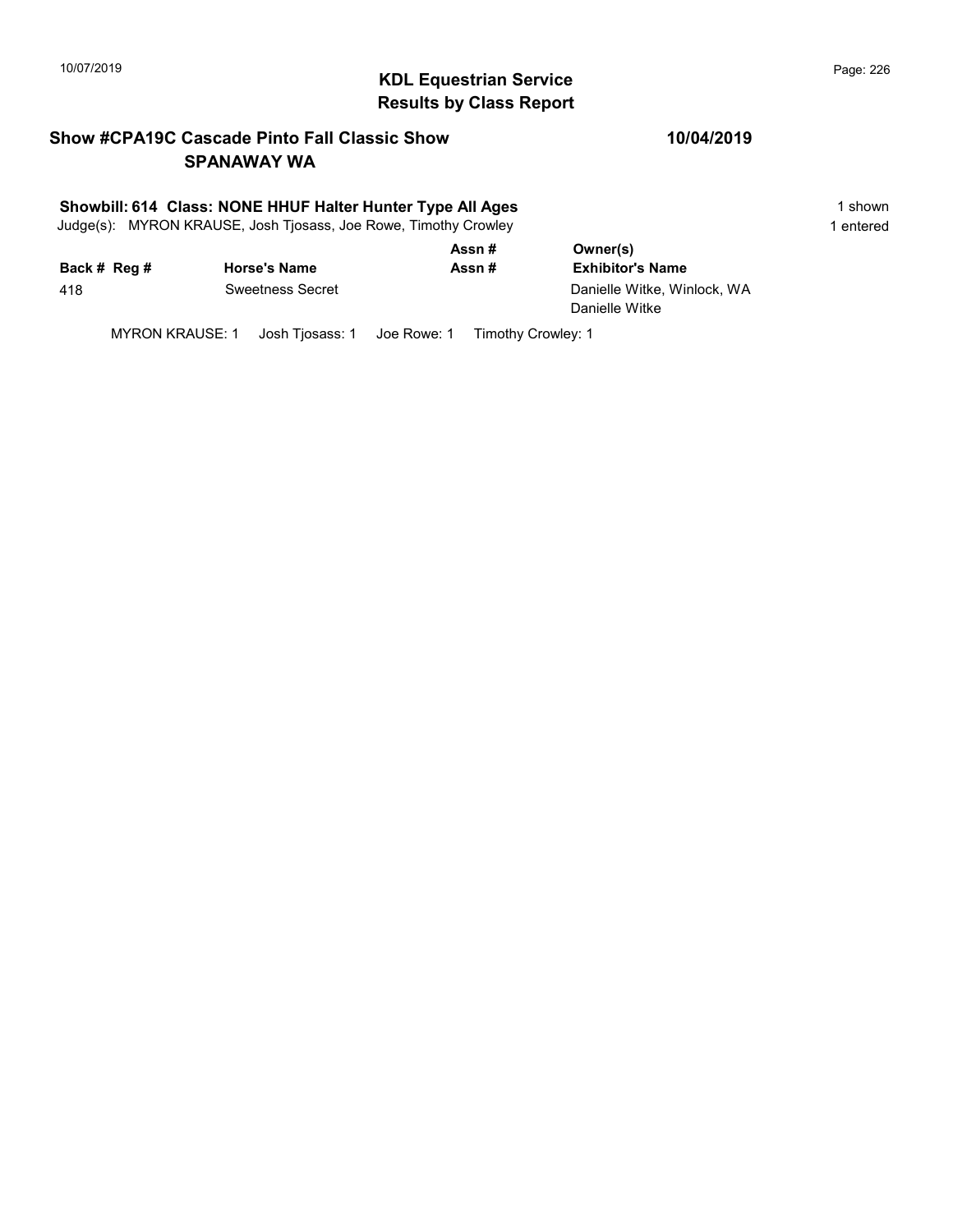**KDL Equestrian Service**
**Results by Class Report**

**Show #CPA19C Cascade Pinto Fall Classic Show** **10/04/2019**
**SPANAWAY WA**

**Showbill: 614 Class: NONE HHUF Halter Hunter Type All Ages** — 1 shown

Judge(s): MYRON KRAUSE, Josh Tjosass, Joe Rowe, Timothy Crowley — 1 entered

| Back # | Reg # | Horse's Name | Assn # / Assn # | Owner(s) / Exhibitor's Name |
|---|---|---|---|---|
| 418 | | Sweetness Secret | | Danielle Witke, Winlock, WA<br>Danielle Witke |

MYRON KRAUSE: 1 Josh Tjosass: 1 Joe Rowe: 1 Timothy Crowley: 1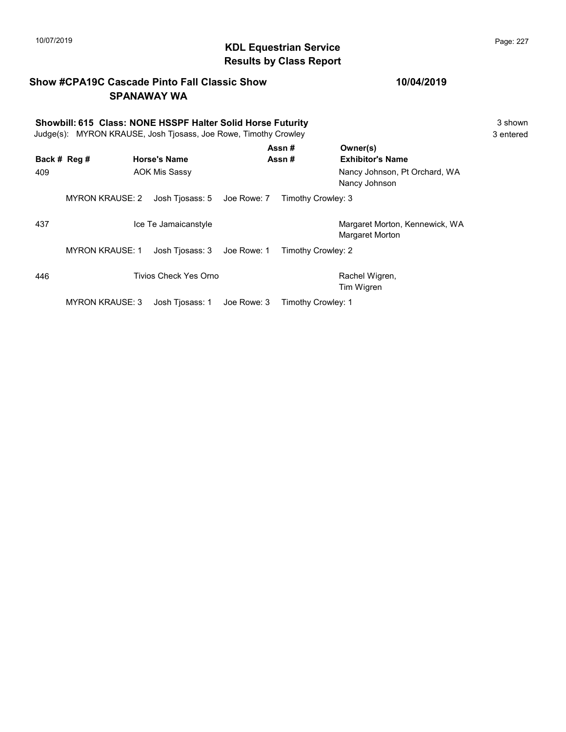10/07/2019

# KDL Equestrian Service
## Results by Class Report

**Show #CPA19C Cascade Pinto Fall Classic Show** **10/04/2019**
**SPANAWAY WA**

**Showbill: 615 Class: NONE HSSPF Halter Solid Horse Futurity** 3 shown
Judge(s): MYRON KRAUSE, Josh Tjosass, Joe Rowe, Timothy Crowley 3 entered

| Back # | Reg # | Horse's Name | Assn # / Assn # | Owner(s) / Exhibitor's Name |
|---|---|---|---|---|
| 409 | | AOK Mis Sassy | | Nancy Johnson, Pt Orchard, WA<br>Nancy Johnson |
| | MYRON KRAUSE: 2 | Josh Tjosass: 5 | Joe Rowe: 7 | Timothy Crowley: 3 |
| 437 | | Ice Te Jamaicanstyle | | Margaret Morton, Kennewick, WA<br>Margaret Morton |
| | MYRON KRAUSE: 1 | Josh Tjosass: 3 | Joe Rowe: 1 | Timothy Crowley: 2 |
| 446 | | Tivios Check Yes Orno | | Rachel Wigren,<br>Tim Wigren |
| | MYRON KRAUSE: 3 | Josh Tjosass: 1 | Joe Rowe: 3 | Timothy Crowley: 1 |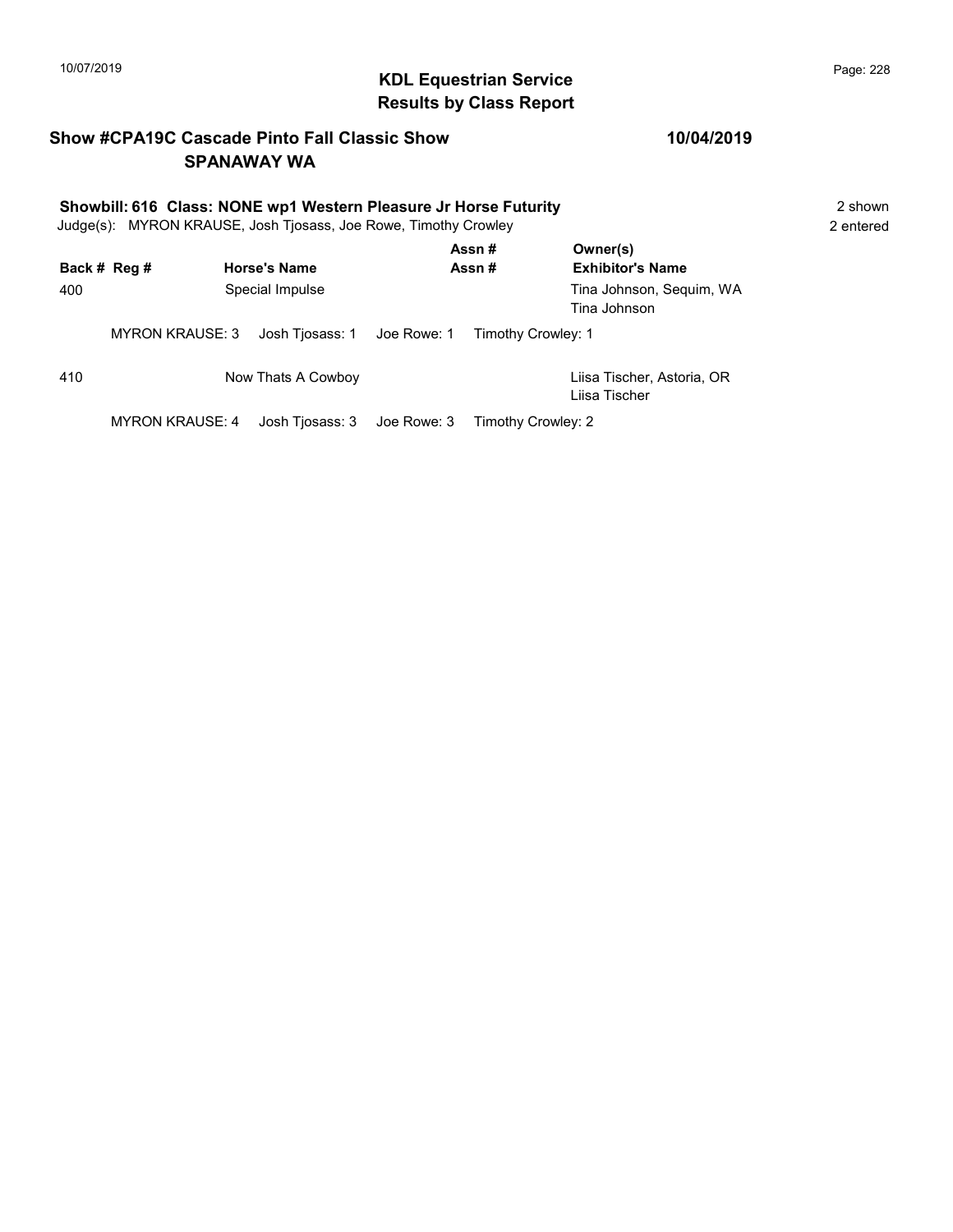## KDL Equestrian Service
## Results by Class Report

**Show #CPA19C Cascade Pinto Fall Classic Show** **10/04/2019**
**SPANAWAY WA**

**Showbill: 616 Class: NONE wp1 Western Pleasure Jr Horse Futurity** 2 shown
Judge(s): MYRON KRAUSE, Josh Tjosass, Joe Rowe, Timothy Crowley 2 entered

| Back # | Reg # | Horse's Name | Assn # / Assn # | Owner(s) / Exhibitor's Name |
|---|---|---|---|---|
| 400 | | Special Impulse | | Tina Johnson, Sequim, WA<br>Tina Johnson |

MYRON KRAUSE: 3 Josh Tjosass: 1 Joe Rowe: 1 Timothy Crowley: 1

| Back # | Reg # | Horse's Name | Assn # / Assn # | Owner(s) / Exhibitor's Name |
|---|---|---|---|---|
| 410 | | Now Thats A Cowboy | | Liisa Tischer, Astoria, OR<br>Liisa Tischer |

MYRON KRAUSE: 4 Josh Tjosass: 3 Joe Rowe: 3 Timothy Crowley: 2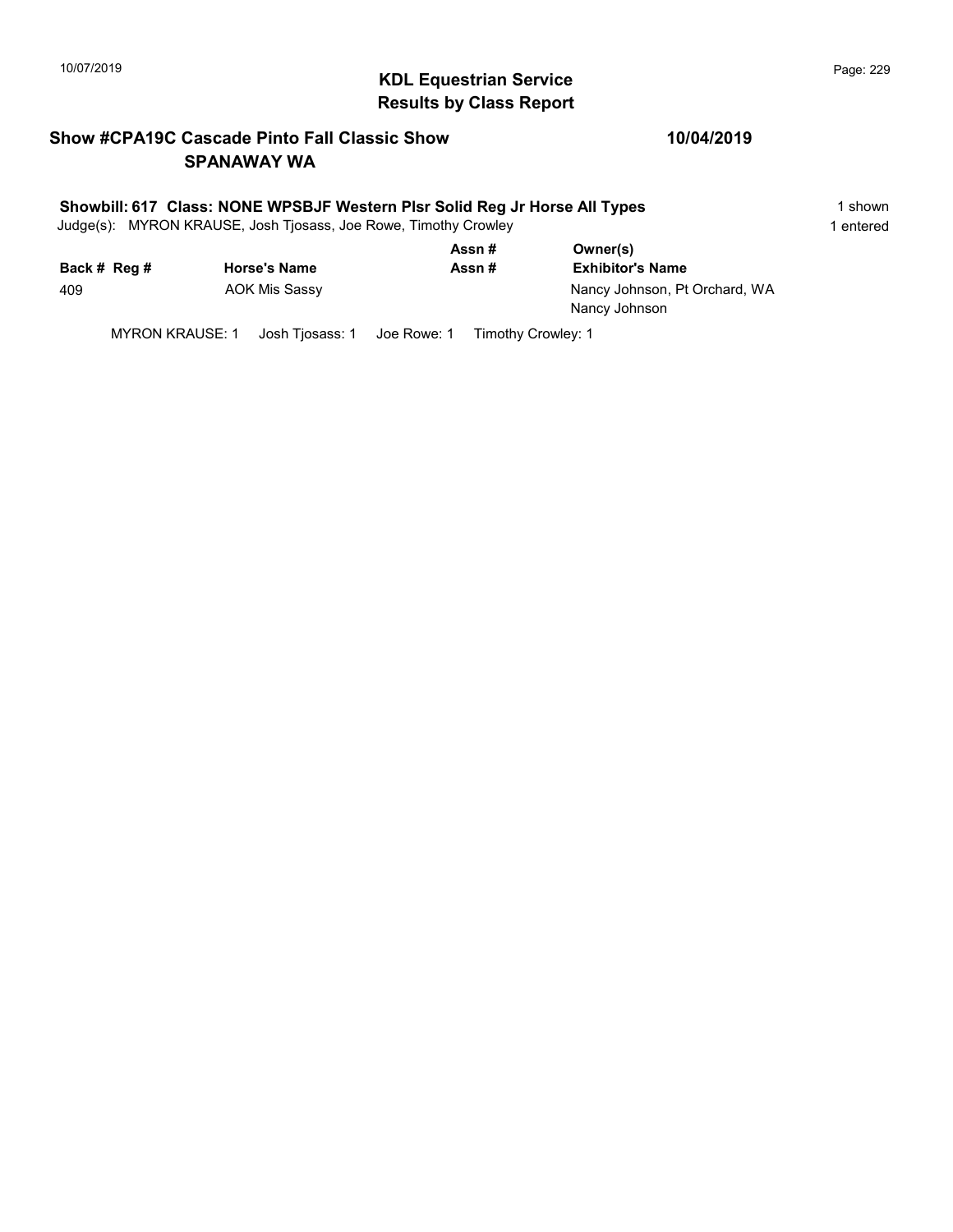## KDL Equestrian Service
## Results by Class Report

**Show #CPA19C Cascade Pinto Fall Classic Show** **10/04/2019**
**SPANAWAY WA**

**Showbill: 617 Class: NONE WPSBJF Western Plsr Solid Reg Jr Horse All Types** 1 shown
Judge(s): MYRON KRAUSE, Josh Tjosass, Joe Rowe, Timothy Crowley 1 entered

| Back # | Reg # | Horse's Name | Assn # / Assn # | Owner(s) / Exhibitor's Name |
|---|---|---|---|---|
| 409 | | AOK Mis Sassy | | Nancy Johnson, Pt Orchard, WA<br>Nancy Johnson |

MYRON KRAUSE: 1 Josh Tjosass: 1 Joe Rowe: 1 Timothy Crowley: 1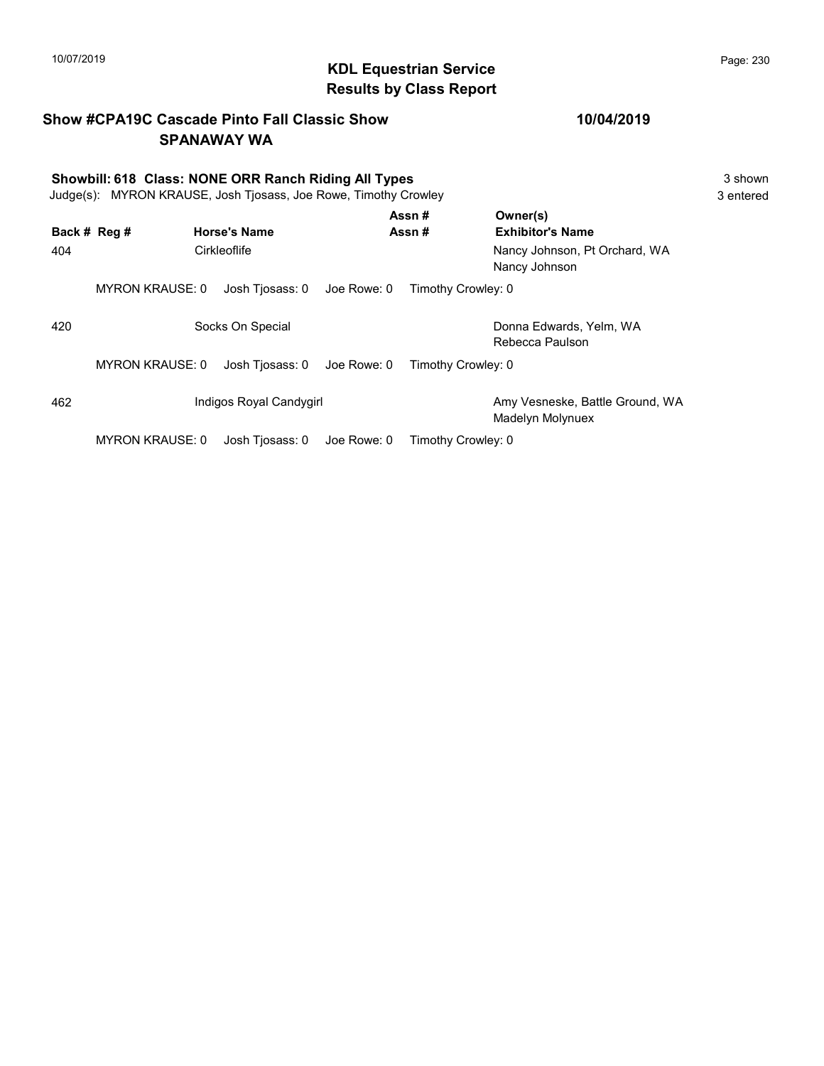# KDL Equestrian Service
## Results by Class Report

**Show #CPA19C Cascade Pinto Fall Classic Show** **10/04/2019**
**SPANAWAY WA**

**Showbill: 618 Class: NONE ORR Ranch Riding All Types** 3 shown
Judge(s): MYRON KRAUSE, Josh Tjosass, Joe Rowe, Timothy Crowley 3 entered

| Back # | Reg # | Horse's Name | Assn # / Assn # | Owner(s) / Exhibitor's Name |
|---|---|---|---|---|
| 404 | | Cirkleoflife | | Nancy Johnson, Pt Orchard, WA<br>Nancy Johnson |
| | MYRON KRAUSE: 0 | Josh Tjosass: 0 | Joe Rowe: 0 | Timothy Crowley: 0 |
| 420 | | Socks On Special | | Donna Edwards, Yelm, WA<br>Rebecca Paulson |
| | MYRON KRAUSE: 0 | Josh Tjosass: 0 | Joe Rowe: 0 | Timothy Crowley: 0 |
| 462 | | Indigos Royal Candygirl | | Amy Vesneske, Battle Ground, WA<br>Madelyn Molynuex |
| | MYRON KRAUSE: 0 | Josh Tjosass: 0 | Joe Rowe: 0 | Timothy Crowley: 0 |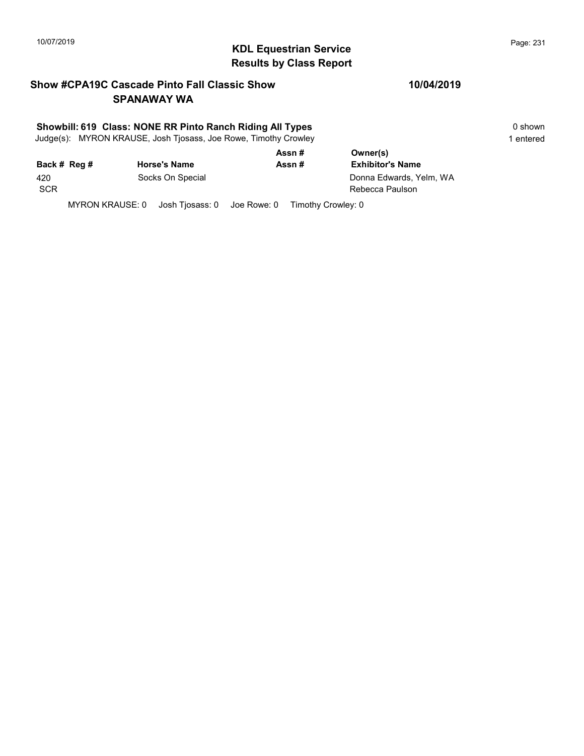## KDL Equestrian Service
## Results by Class Report

**Show #CPA19C Cascade Pinto Fall Classic Show** **10/04/2019**
**SPANAWAY WA**

**Showbill: 619 Class: NONE RR Pinto Ranch Riding All Types** 0 shown
Judge(s): MYRON KRAUSE, Josh Tjosass, Joe Rowe, Timothy Crowley 1 entered

| Back # | Reg # | Horse's Name | Assn # / Assn # | Owner(s) / Exhibitor's Name |
|---|---|---|---|---|
| 420 SCR | | Socks On Special | | Donna Edwards, Yelm, WA / Rebecca Paulson |

MYRON KRAUSE: 0 Josh Tjosass: 0 Joe Rowe: 0 Timothy Crowley: 0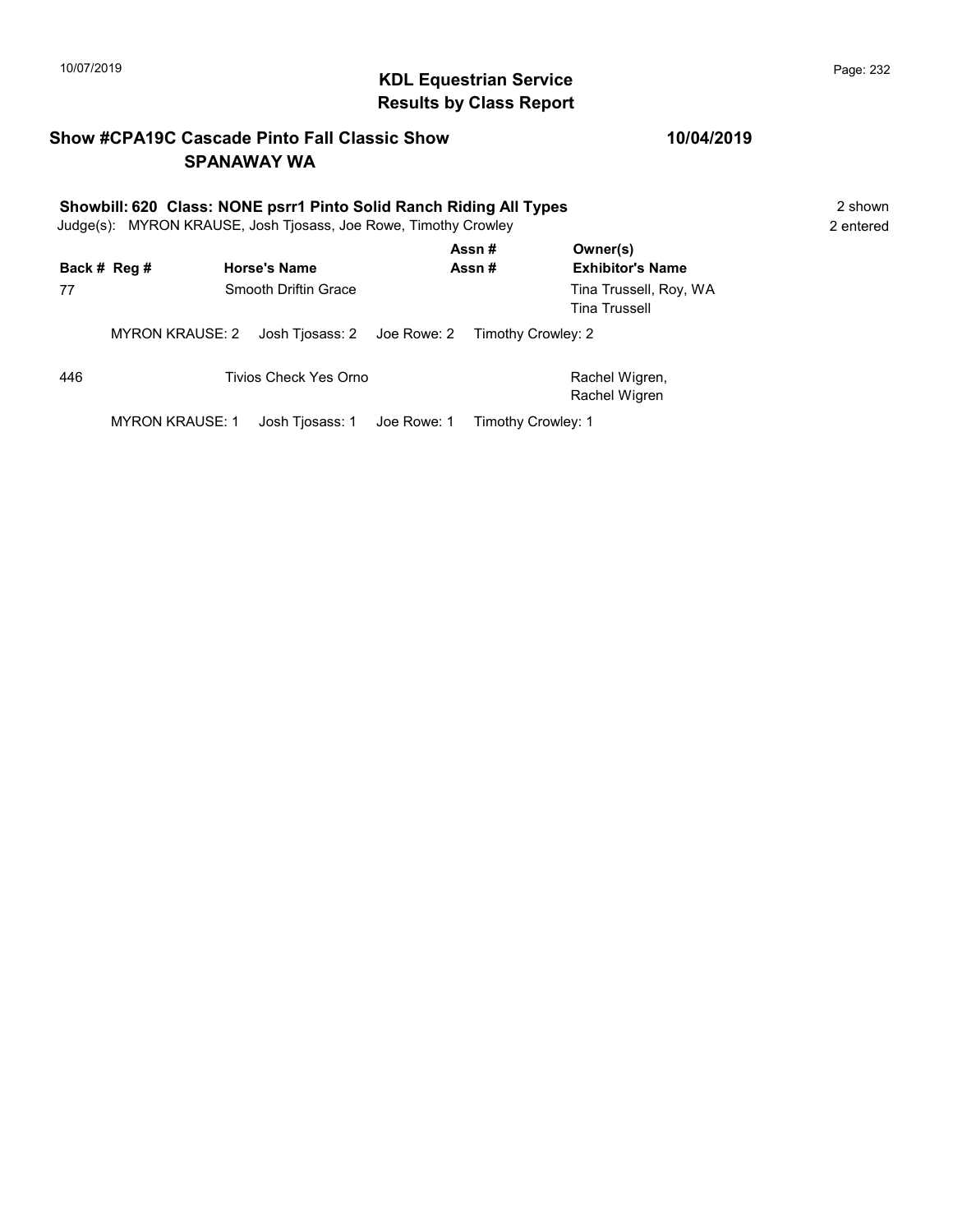# KDL Equestrian Service
## Results by Class Report

**Show #CPA19C Cascade Pinto Fall Classic Show** **10/04/2019**
**SPANAWAY WA**

**Showbill: 620 Class: NONE psrr1 Pinto Solid Ranch Riding All Types** 2 shown
Judge(s): MYRON KRAUSE, Josh Tjosass, Joe Rowe, Timothy Crowley 2 entered

| Back # | Reg # | Horse's Name | Assn # / Assn # | Owner(s) / Exhibitor's Name |
|---|---|---|---|---|
| 77 | | Smooth Driftin Grace | | Tina Trussell, Roy, WA<br>Tina Trussell |

MYRON KRAUSE: 2 Josh Tjosass: 2 Joe Rowe: 2 Timothy Crowley: 2

| Back # | Reg # | Horse's Name | Assn # / Assn # | Owner(s) / Exhibitor's Name |
|---|---|---|---|---|
| 446 | | Tivios Check Yes Orno | | Rachel Wigren,<br>Rachel Wigren |

MYRON KRAUSE: 1 Josh Tjosass: 1 Joe Rowe: 1 Timothy Crowley: 1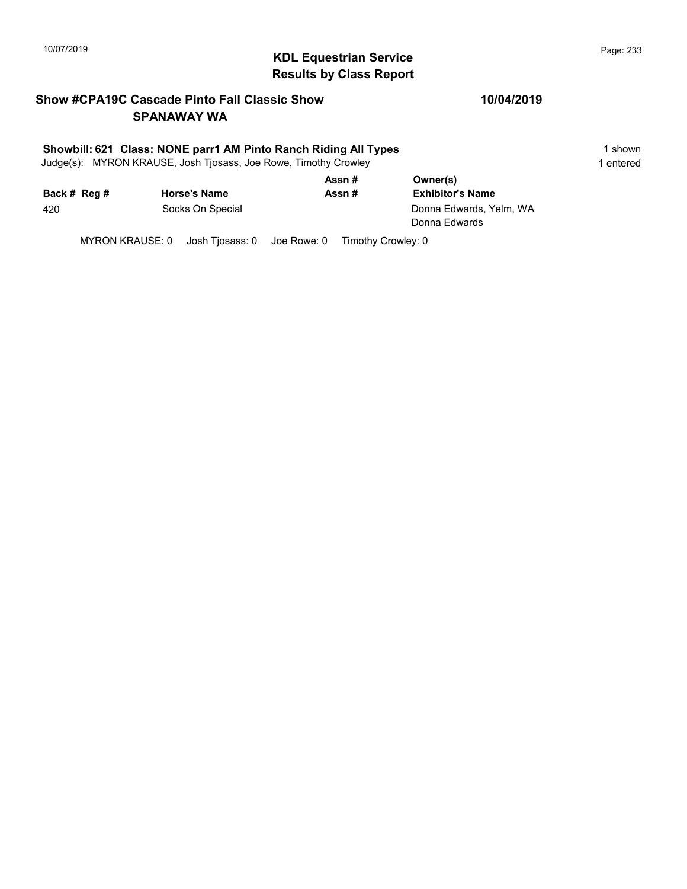# KDL Equestrian Service
## Results by Class Report

**Show #CPA19C Cascade Pinto Fall Classic Show** **10/04/2019**
**SPANAWAY WA**

**Showbill: 621 Class: NONE parr1 AM Pinto Ranch Riding All Types** 1 shown
Judge(s): MYRON KRAUSE, Josh Tjosass, Joe Rowe, Timothy Crowley 1 entered

| Back # | Reg # | Horse's Name | Assn # / Assn # | Owner(s) / Exhibitor's Name |
|---|---|---|---|---|
| 420 | | Socks On Special | | Donna Edwards, Yelm, WA<br>Donna Edwards |

MYRON KRAUSE: 0 Josh Tjosass: 0 Joe Rowe: 0 Timothy Crowley: 0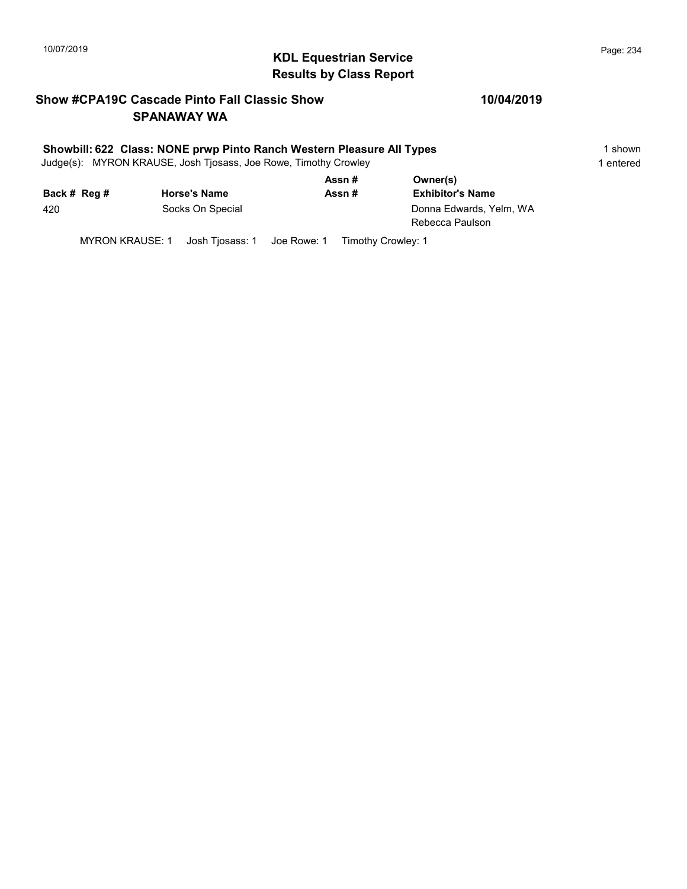## KDL Equestrian Service
## Results by Class Report

**Show #CPA19C Cascade Pinto Fall Classic Show** **10/04/2019**
**SPANAWAY WA**

**Showbill: 622 Class: NONE prwp Pinto Ranch Western Pleasure All Types** 1 shown
Judge(s): MYRON KRAUSE, Josh Tjosass, Joe Rowe, Timothy Crowley 1 entered

| Back # | Reg # | Horse's Name | Assn # / Assn # | Owner(s) / Exhibitor's Name |
|---|---|---|---|---|
| 420 | | Socks On Special | | Donna Edwards, Yelm, WA<br>Rebecca Paulson |

MYRON KRAUSE: 1 Josh Tjosass: 1 Joe Rowe: 1 Timothy Crowley: 1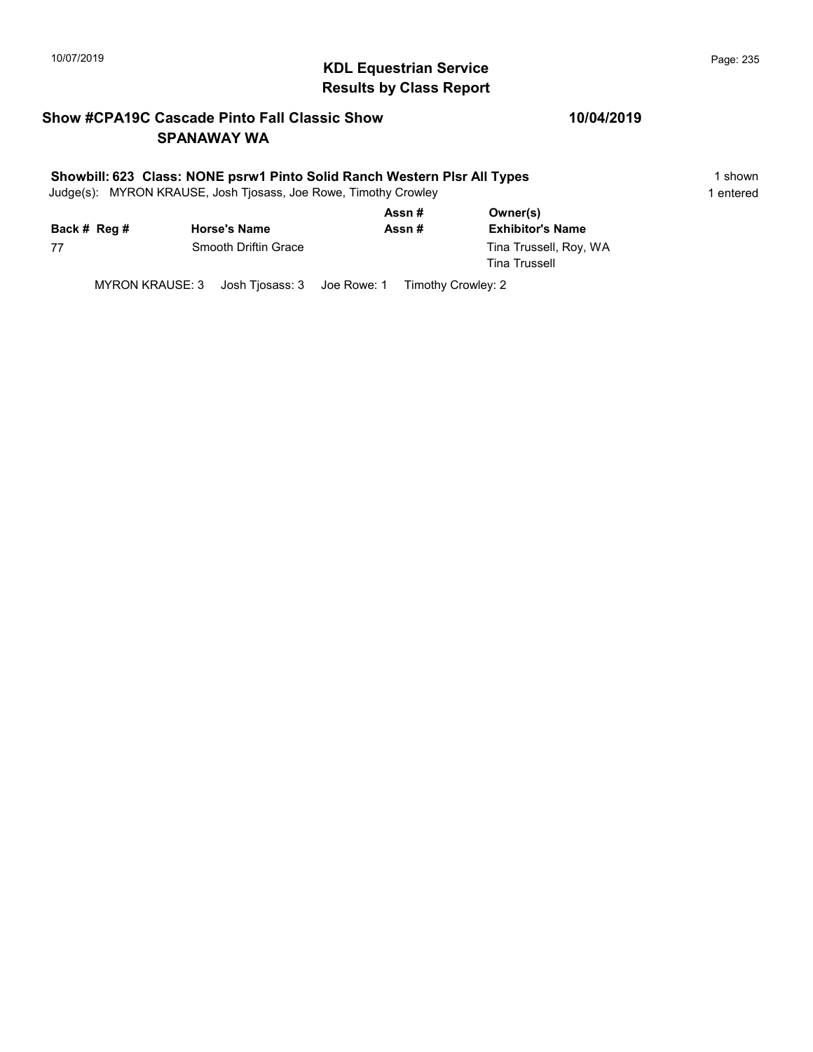# KDL Equestrian Service
## Results by Class Report

**Show #CPA19C Cascade Pinto Fall Classic Show** **10/04/2019**
**SPANAWAY WA**

**Showbill: 623 Class: NONE psrw1 Pinto Solid Ranch Western Plsr All Types** 1 shown
Judge(s): MYRON KRAUSE, Josh Tjosass, Joe Rowe, Timothy Crowley 1 entered

| Back # | Reg # | Horse's Name | Assn # / Assn # | Owner(s) / Exhibitor's Name |
|---|---|---|---|---|
| 77 | | Smooth Driftin Grace | | Tina Trussell, Roy, WA<br>Tina Trussell |

MYRON KRAUSE: 3 Josh Tjosass: 3 Joe Rowe: 1 Timothy Crowley: 2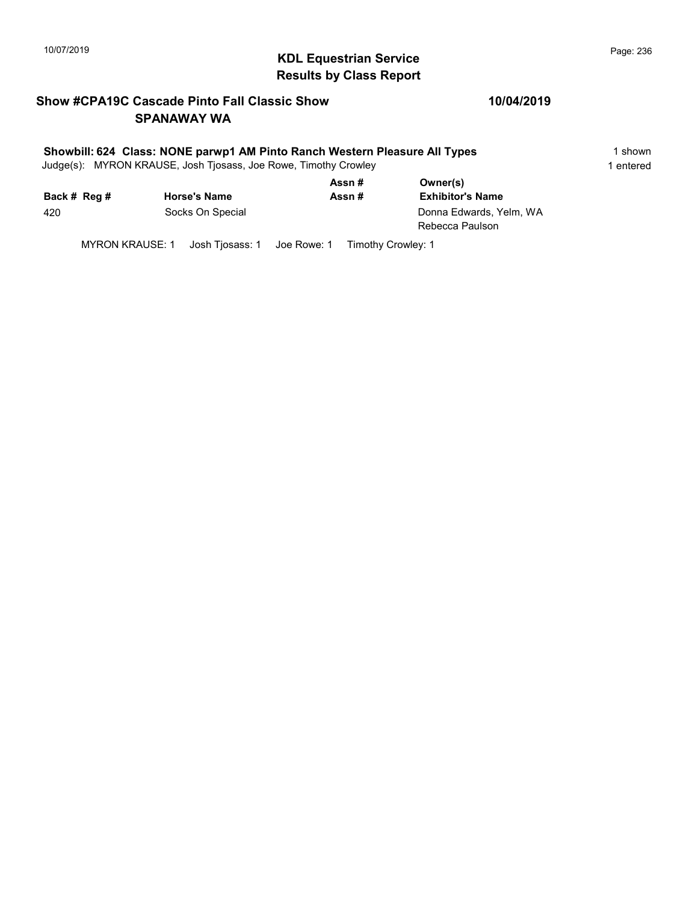# KDL Equestrian Service
## Results by Class Report

**Show #CPA19C Cascade Pinto Fall Classic Show** **10/04/2019**
**SPANAWAY WA**

**Showbill: 624 Class: NONE parwp1 AM Pinto Ranch Western Pleasure All Types** 1 shown
Judge(s): MYRON KRAUSE, Josh Tjosass, Joe Rowe, Timothy Crowley 1 entered

| Back # | Reg # | Horse's Name | Assn # / Assn # | Owner(s) / Exhibitor's Name |
|---|---|---|---|---|
| 420 | | Socks On Special | | Donna Edwards, Yelm, WA<br>Rebecca Paulson |

MYRON KRAUSE: 1 Josh Tjosass: 1 Joe Rowe: 1 Timothy Crowley: 1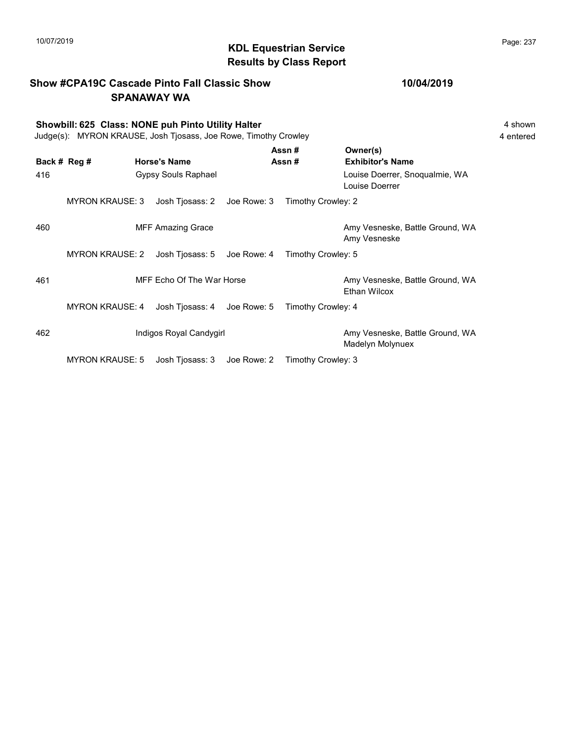## KDL Equestrian Service
## Results by Class Report

**Show #CPA19C Cascade Pinto Fall Classic Show** — **10/04/2019**
**SPANAWAY WA**

**Showbill: 625 Class: NONE puh Pinto Utility Halter** — 4 shown
Judge(s): MYRON KRAUSE, Josh Tjosass, Joe Rowe, Timothy Crowley — 4 entered

| Back # | Reg # | Horse's Name | Assn # / Assn # | Owner(s) / Exhibitor's Name |
|---|---|---|---|---|
| 416 | | Gypsy Souls Raphael | | Louise Doerrer, Snoqualmie, WA<br>Louise Doerrer |
| | MYRON KRAUSE: 3 | Josh Tjosass: 2 | Joe Rowe: 3 | Timothy Crowley: 2 |
| 460 | | MFF Amazing Grace | | Amy Vesneske, Battle Ground, WA<br>Amy Vesneske |
| | MYRON KRAUSE: 2 | Josh Tjosass: 5 | Joe Rowe: 4 | Timothy Crowley: 5 |
| 461 | | MFF Echo Of The War Horse | | Amy Vesneske, Battle Ground, WA<br>Ethan Wilcox |
| | MYRON KRAUSE: 4 | Josh Tjosass: 4 | Joe Rowe: 5 | Timothy Crowley: 4 |
| 462 | | Indigos Royal Candygirl | | Amy Vesneske, Battle Ground, WA<br>Madelyn Molynuex |
| | MYRON KRAUSE: 5 | Josh Tjosass: 3 | Joe Rowe: 2 | Timothy Crowley: 3 |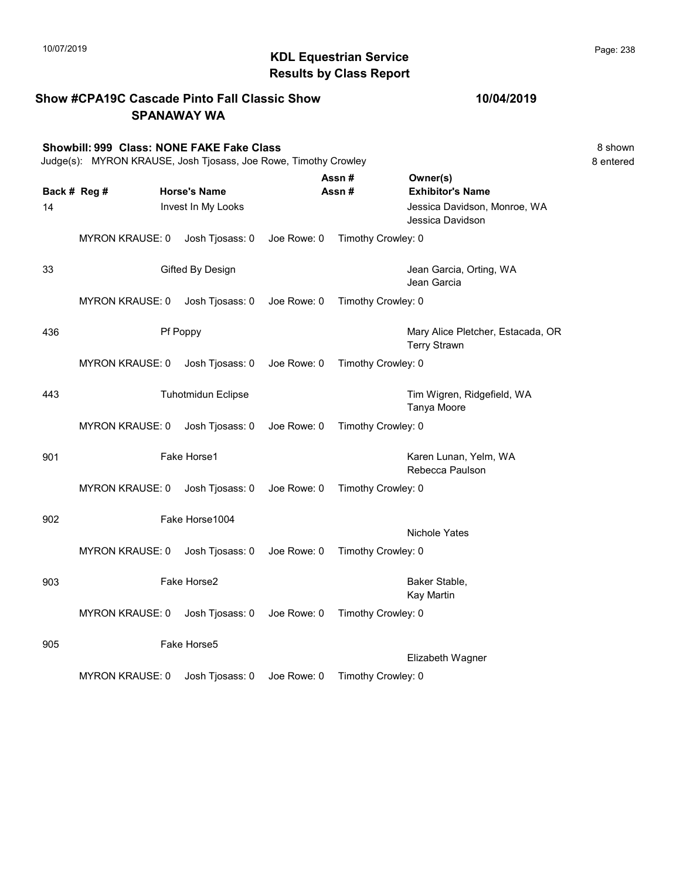## KDL Equestrian Service
## Results by Class Report

**Show #CPA19C Cascade Pinto Fall Classic Show** — **10/04/2019**
**SPANAWAY WA**

**Showbill: 999 Class: NONE FAKE Fake Class** — 8 shown

Judge(s): MYRON KRAUSE, Josh Tjosass, Joe Rowe, Timothy Crowley — 8 entered

| Back # | Reg # | Horse's Name | Assn # / Assn # | Owner(s) / Exhibitor's Name |
|---|---|---|---|---|
| 14 | | Invest In My Looks | | Jessica Davidson, Monroe, WA<br>Jessica Davidson |
| | MYRON KRAUSE: 0 | Josh Tjosass: 0 | Joe Rowe: 0 | Timothy Crowley: 0 |
| 33 | | Gifted By Design | | Jean Garcia, Orting, WA<br>Jean Garcia |
| | MYRON KRAUSE: 0 | Josh Tjosass: 0 | Joe Rowe: 0 | Timothy Crowley: 0 |
| 436 | | Pf Poppy | | Mary Alice Pletcher, Estacada, OR<br>Terry Strawn |
| | MYRON KRAUSE: 0 | Josh Tjosass: 0 | Joe Rowe: 0 | Timothy Crowley: 0 |
| 443 | | Tuhotmidun Eclipse | | Tim Wigren, Ridgefield, WA<br>Tanya Moore |
| | MYRON KRAUSE: 0 | Josh Tjosass: 0 | Joe Rowe: 0 | Timothy Crowley: 0 |
| 901 | | Fake Horse1 | | Karen Lunan, Yelm, WA<br>Rebecca Paulson |
| | MYRON KRAUSE: 0 | Josh Tjosass: 0 | Joe Rowe: 0 | Timothy Crowley: 0 |
| 902 | | Fake Horse1004 | | Nichole Yates |
| | MYRON KRAUSE: 0 | Josh Tjosass: 0 | Joe Rowe: 0 | Timothy Crowley: 0 |
| 903 | | Fake Horse2 | | Baker Stable,<br>Kay Martin |
| | MYRON KRAUSE: 0 | Josh Tjosass: 0 | Joe Rowe: 0 | Timothy Crowley: 0 |
| 905 | | Fake Horse5 | | Elizabeth Wagner |
| | MYRON KRAUSE: 0 | Josh Tjosass: 0 | Joe Rowe: 0 | Timothy Crowley: 0 |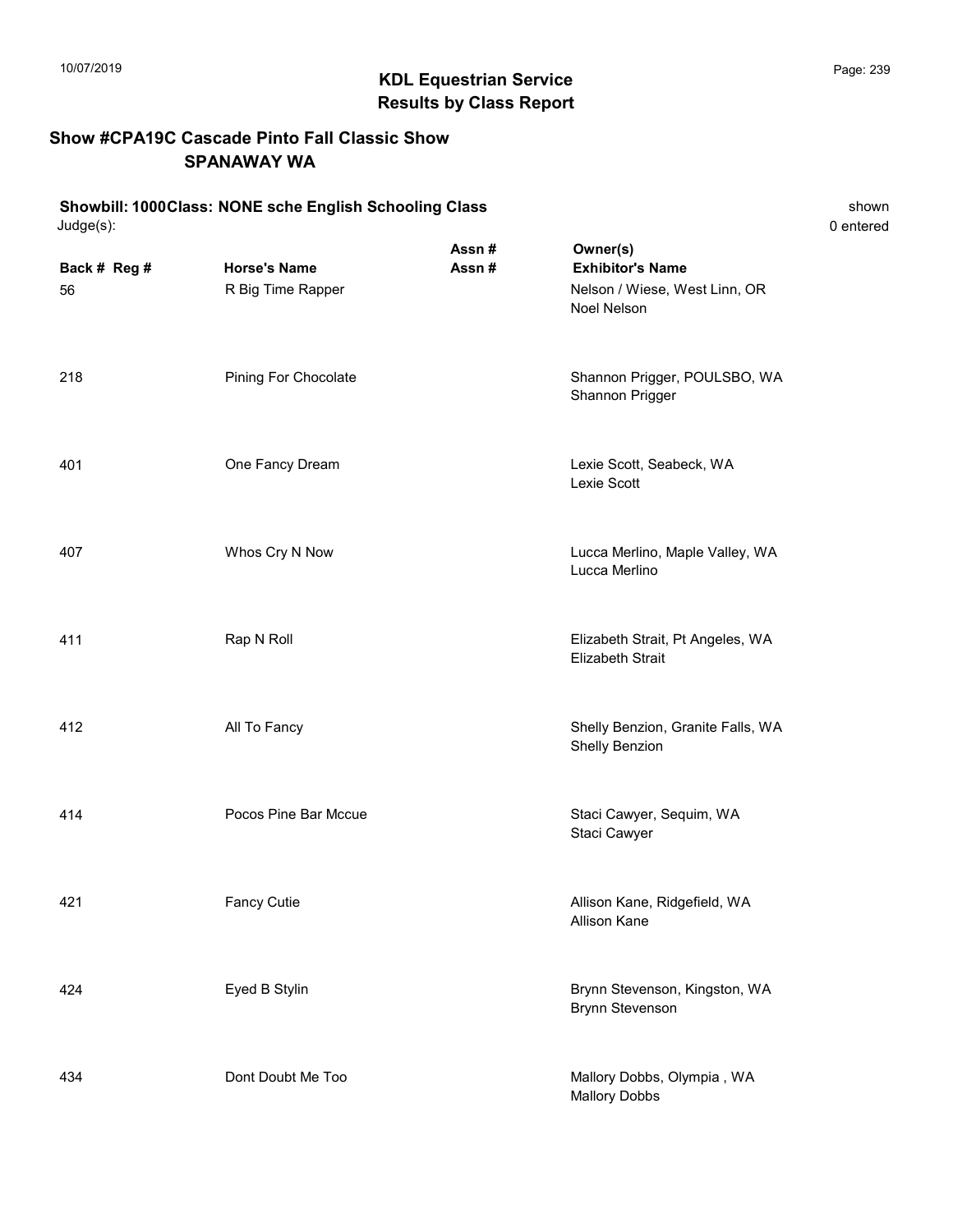## KDL Equestrian Service
## Results by Class Report

### Show #CPA19C Cascade Pinto Fall Classic Show
### SPANAWAY WA

**Showbill: 1000Class: NONE sche English Schooling Class** shown
Judge(s): 0 entered

| Back # | Reg # | Horse's Name | Assn # / Assn # | Owner(s) / Exhibitor's Name |
|---|---|---|---|---|
| 56 | | R Big Time Rapper | | Nelson / Wiese, West Linn, OR<br>Noel Nelson |
| 218 | | Pining For Chocolate | | Shannon Prigger, POULSBO, WA<br>Shannon Prigger |
| 401 | | One Fancy Dream | | Lexie Scott, Seabeck, WA<br>Lexie Scott |
| 407 | | Whos Cry N Now | | Lucca Merlino, Maple Valley, WA<br>Lucca Merlino |
| 411 | | Rap N Roll | | Elizabeth Strait, Pt Angeles, WA<br>Elizabeth Strait |
| 412 | | All To Fancy | | Shelly Benzion, Granite Falls, WA<br>Shelly Benzion |
| 414 | | Pocos Pine Bar Mccue | | Staci Cawyer, Sequim, WA<br>Staci Cawyer |
| 421 | | Fancy Cutie | | Allison Kane, Ridgefield, WA<br>Allison Kane |
| 424 | | Eyed B Stylin | | Brynn Stevenson, Kingston, WA<br>Brynn Stevenson |
| 434 | | Dont Doubt Me Too | | Mallory Dobbs, Olympia , WA<br>Mallory Dobbs |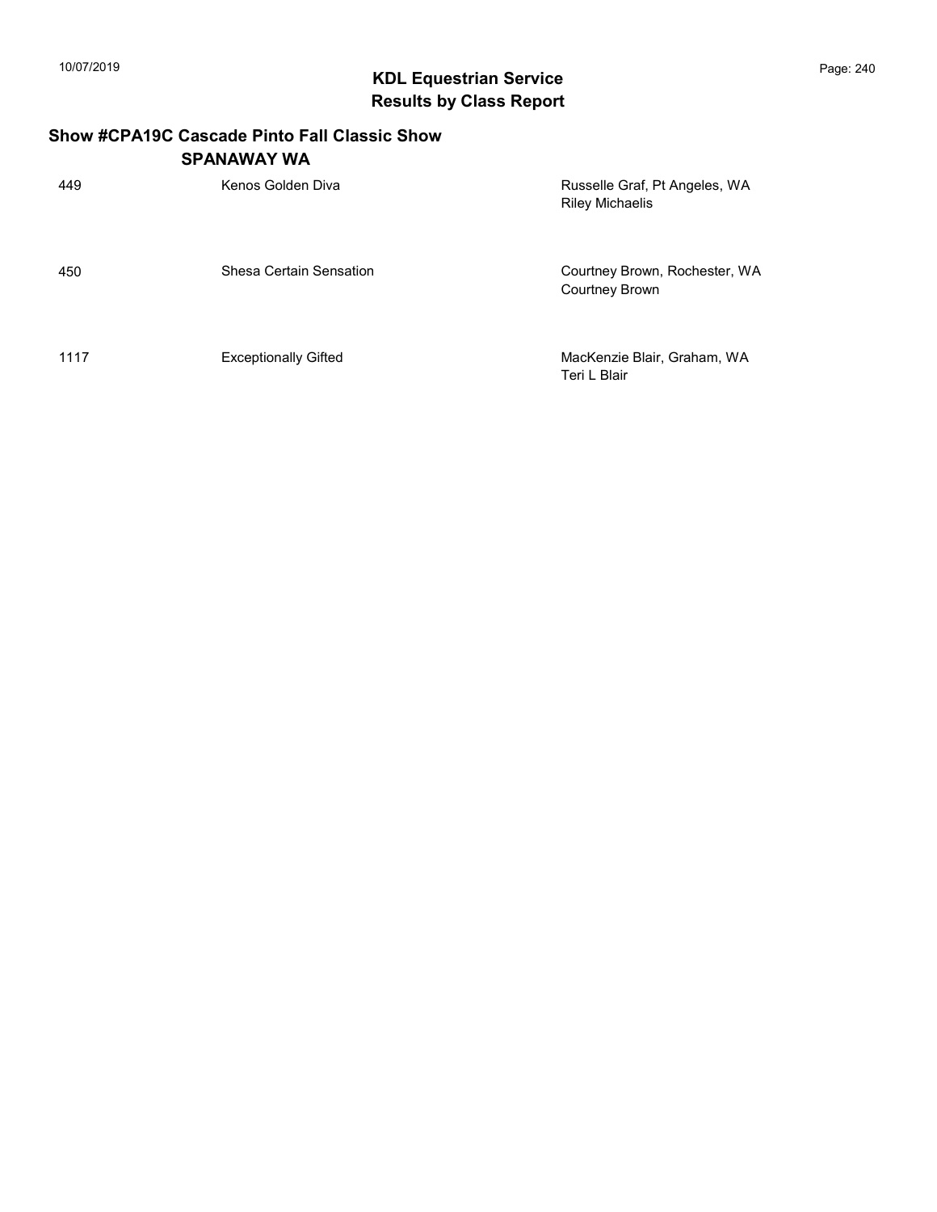## KDL Equestrian Service
## Results by Class Report

### Show #CPA19C Cascade Pinto Fall Classic Show
### SPANAWAY WA

| | | |
|---|---|---|
| 449 | Kenos Golden Diva | Russelle Graf, Pt Angeles, WA<br>Riley Michaelis |
| 450 | Shesa Certain Sensation | Courtney Brown, Rochester, WA<br>Courtney Brown |
| 1117 | Exceptionally Gifted | MacKenzie Blair, Graham, WA<br>Teri L Blair |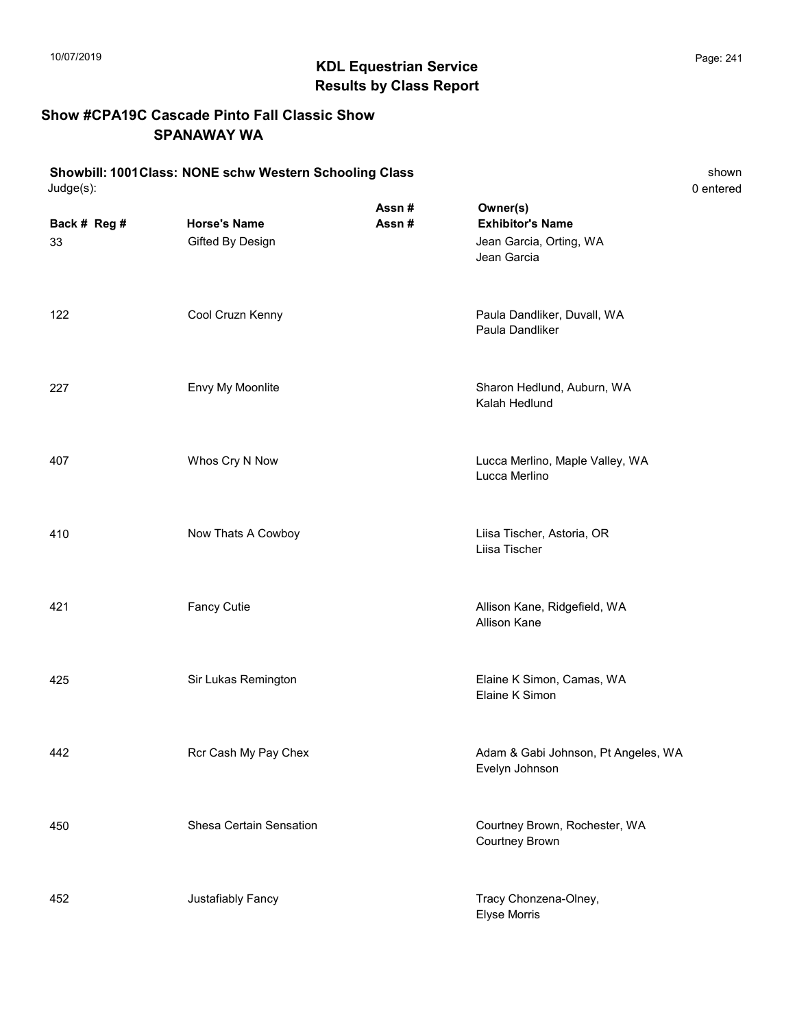## KDL Equestrian Service
## Results by Class Report

### Show #CPA19C Cascade Pinto Fall Classic Show
### SPANAWAY WA

**Showbill: 1001Class: NONE schw Western Schooling Class** shown

Judge(s): 0 entered

| Back # | Reg # | Horse's Name | Assn # Assn # | Owner(s) Exhibitor's Name |
|---|---|---|---|---|
| 33 | | Gifted By Design | | Jean Garcia, Orting, WA<br>Jean Garcia |
| 122 | | Cool Cruzn Kenny | | Paula Dandliker, Duvall, WA<br>Paula Dandliker |
| 227 | | Envy My Moonlite | | Sharon Hedlund, Auburn, WA<br>Kalah Hedlund |
| 407 | | Whos Cry N Now | | Lucca Merlino, Maple Valley, WA<br>Lucca Merlino |
| 410 | | Now Thats A Cowboy | | Liisa Tischer, Astoria, OR<br>Liisa Tischer |
| 421 | | Fancy Cutie | | Allison Kane, Ridgefield, WA<br>Allison Kane |
| 425 | | Sir Lukas Remington | | Elaine K Simon, Camas, WA<br>Elaine K Simon |
| 442 | | Rcr Cash My Pay Chex | | Adam & Gabi Johnson, Pt Angeles, WA<br>Evelyn Johnson |
| 450 | | Shesa Certain Sensation | | Courtney Brown, Rochester, WA<br>Courtney Brown |
| 452 | | Justafiably Fancy | | Tracy Chonzena-Olney,<br>Elyse Morris |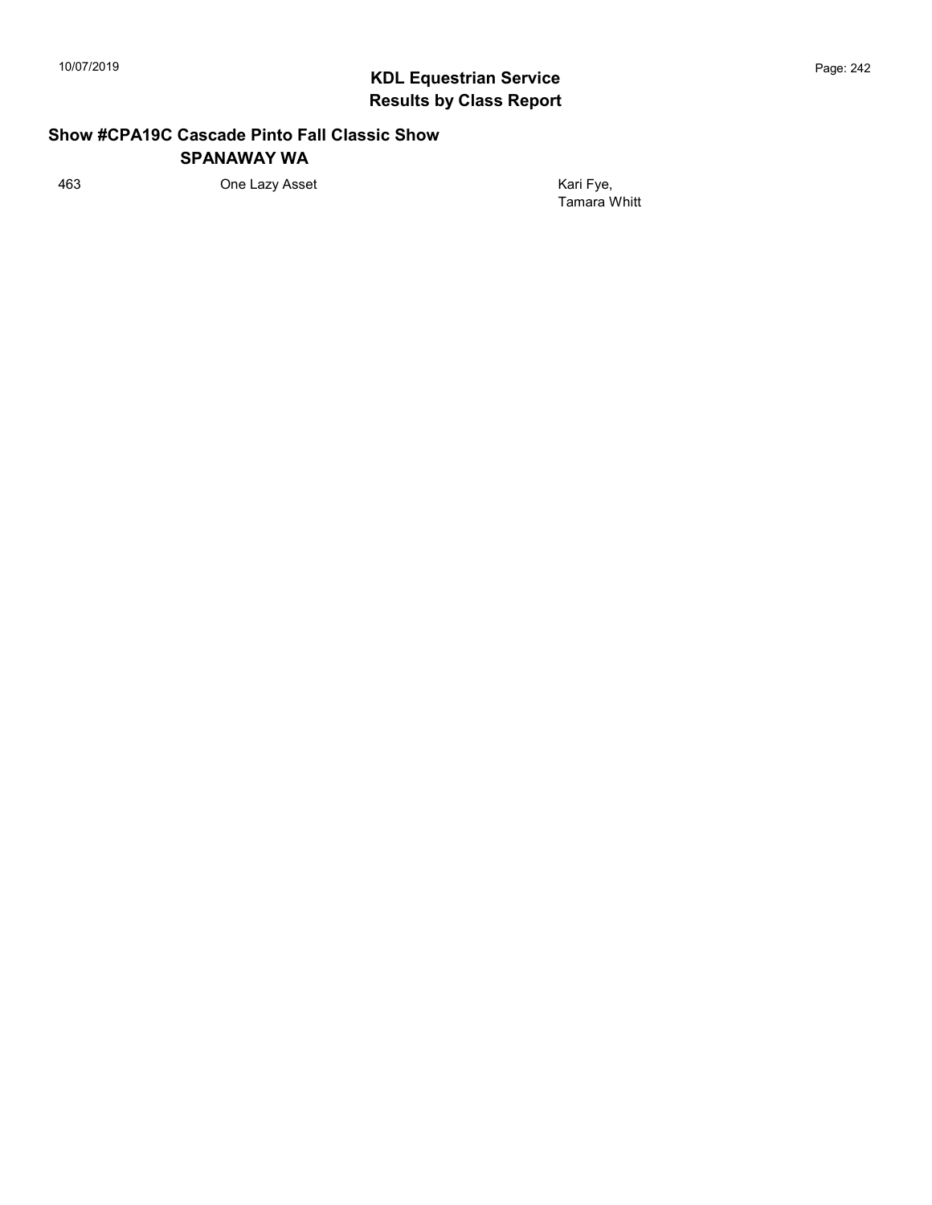## Show #CPA19C Cascade Pinto Fall Classic Show
### SPANAWAY WA

| | | |
|---|---|---|
| 463 | One Lazy Asset | Kari Fye, Tamara Whitt |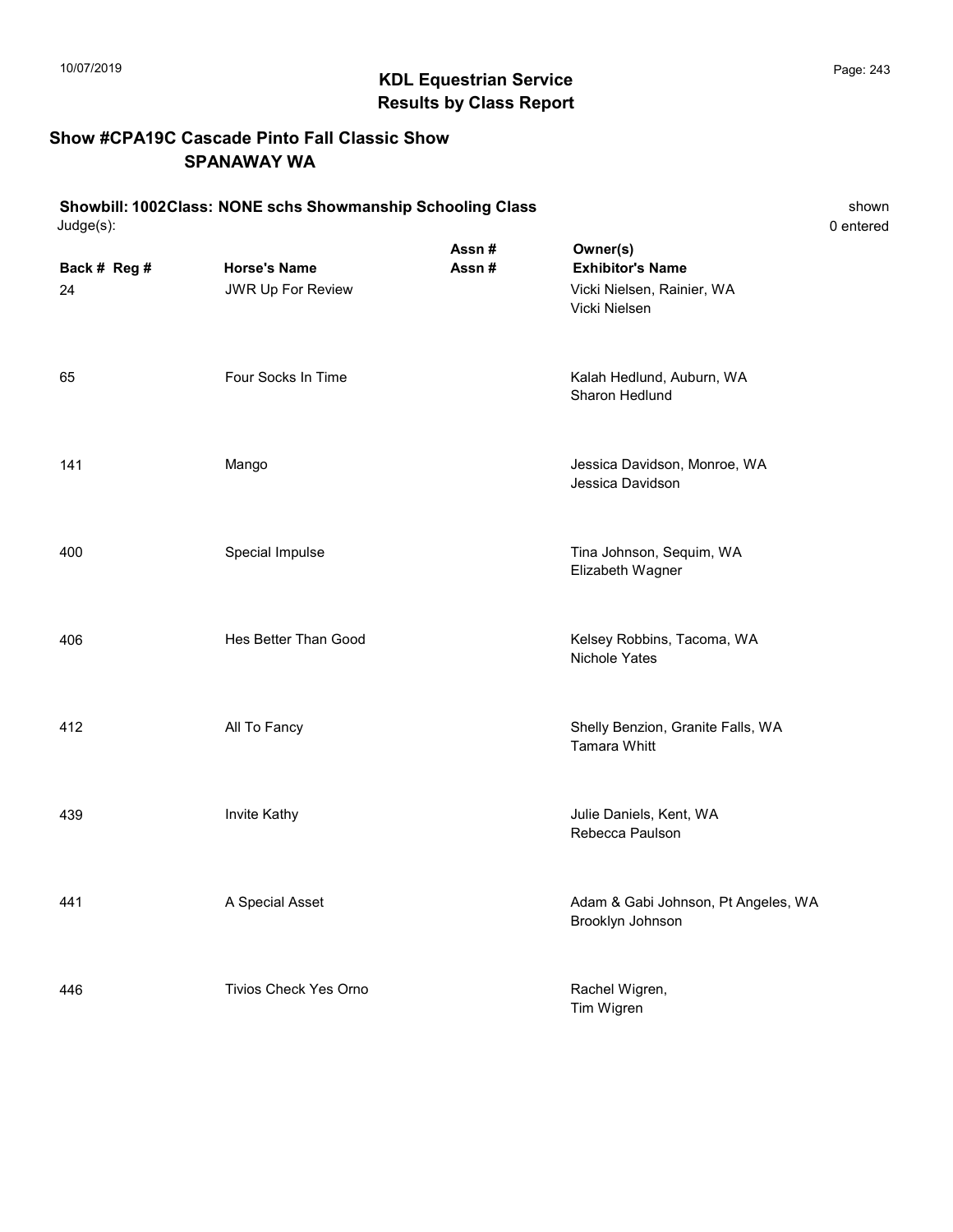10/07/2019

## KDL Equestrian Service
## Results by Class Report

### Show #CPA19C Cascade Pinto Fall Classic Show
### SPANAWAY WA

**Showbill: 1002Class: NONE schs Showmanship Schooling Class** shown

Judge(s): 0 entered

| Back # | Reg # | Horse's Name | Assn # / Assn # | Owner(s) / Exhibitor's Name |
|---|---|---|---|---|
| 24 | | JWR Up For Review | | Vicki Nielsen, Rainier, WA<br>Vicki Nielsen |
| 65 | | Four Socks In Time | | Kalah Hedlund, Auburn, WA<br>Sharon Hedlund |
| 141 | | Mango | | Jessica Davidson, Monroe, WA<br>Jessica Davidson |
| 400 | | Special Impulse | | Tina Johnson, Sequim, WA<br>Elizabeth Wagner |
| 406 | | Hes Better Than Good | | Kelsey Robbins, Tacoma, WA<br>Nichole Yates |
| 412 | | All To Fancy | | Shelly Benzion, Granite Falls, WA<br>Tamara Whitt |
| 439 | | Invite Kathy | | Julie Daniels, Kent, WA<br>Rebecca Paulson |
| 441 | | A Special Asset | | Adam & Gabi Johnson, Pt Angeles, WA<br>Brooklyn Johnson |
| 446 | | Tivios Check Yes Orno | | Rachel Wigren,<br>Tim Wigren |